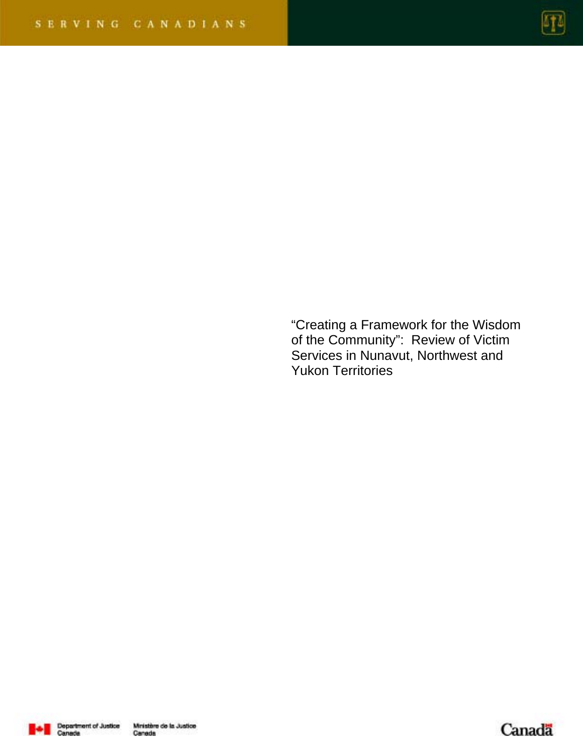SERVING CANADIANS

# "Creating a Framework for the Wisdom of the Community": Review of Victim Services in Nunavut, Northwest and Yukon Territories

Department of Justice Canada | Ministère de la Justice Canada

Canada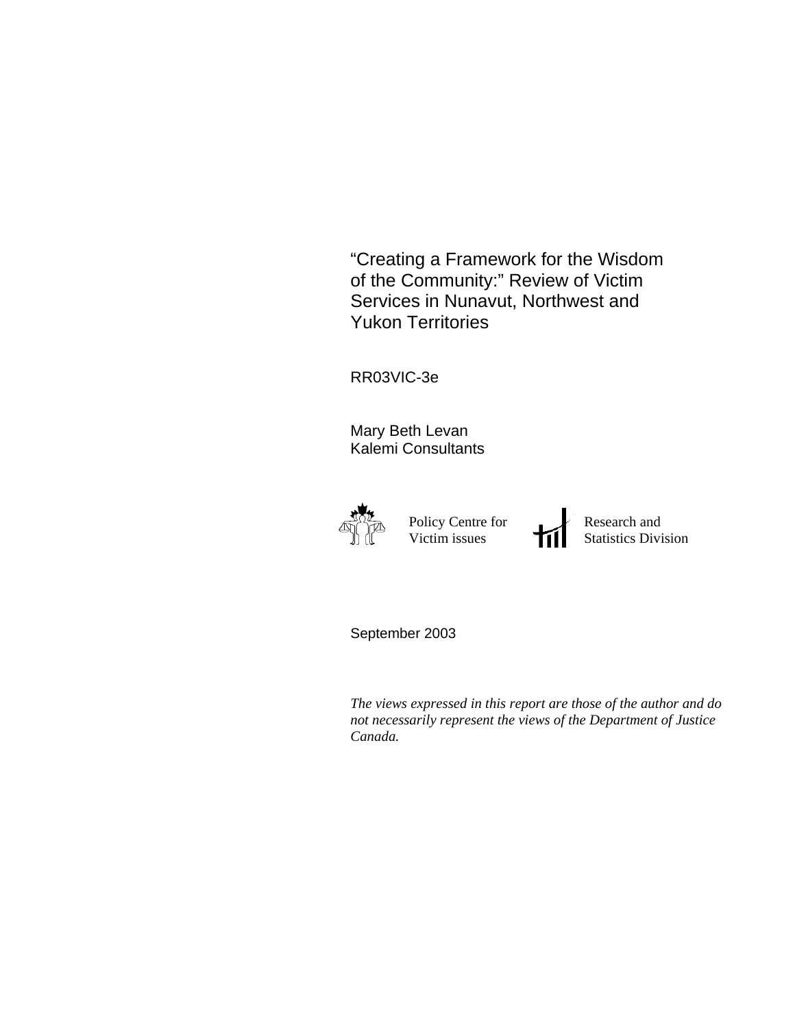# "Creating a Framework for the Wisdom of the Community:" Review of Victim Services in Nunavut, Northwest and Yukon Territories

RR03VIC-3e

Mary Beth Levan
Kalemi Consultants

Policy Centre for Victim issues

Research and Statistics Division

September 2003

*The views expressed in this report are those of the author and do not necessarily represent the views of the Department of Justice Canada.*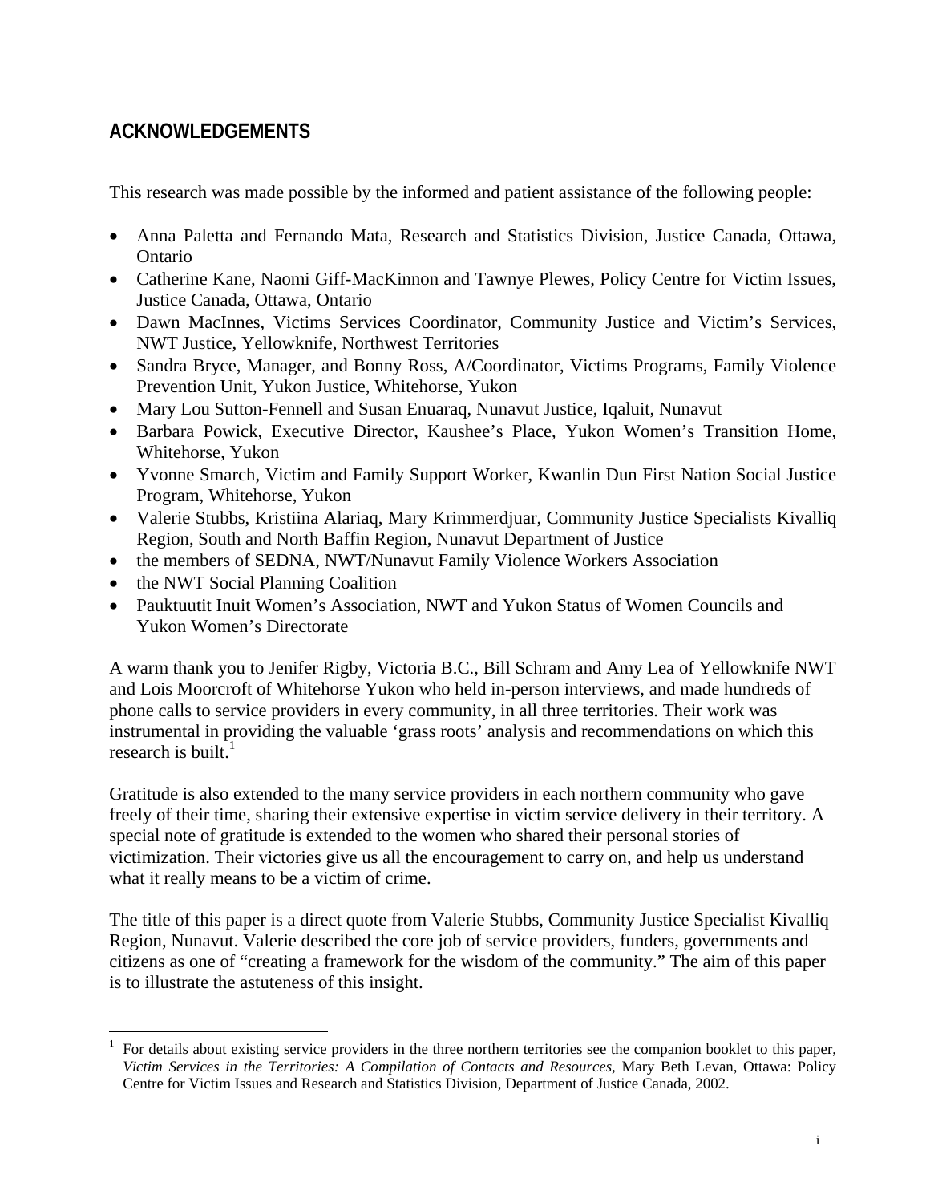## ACKNOWLEDGEMENTS

This research was made possible by the informed and patient assistance of the following people:

- Anna Paletta and Fernando Mata, Research and Statistics Division, Justice Canada, Ottawa, Ontario
- Catherine Kane, Naomi Giff-MacKinnon and Tawnye Plewes, Policy Centre for Victim Issues, Justice Canada, Ottawa, Ontario
- Dawn MacInnes, Victims Services Coordinator, Community Justice and Victim's Services, NWT Justice, Yellowknife, Northwest Territories
- Sandra Bryce, Manager, and Bonny Ross, A/Coordinator, Victims Programs, Family Violence Prevention Unit, Yukon Justice, Whitehorse, Yukon
- Mary Lou Sutton-Fennell and Susan Enuaraq, Nunavut Justice, Iqaluit, Nunavut
- Barbara Powick, Executive Director, Kaushee's Place, Yukon Women's Transition Home, Whitehorse, Yukon
- Yvonne Smarch, Victim and Family Support Worker, Kwanlin Dun First Nation Social Justice Program, Whitehorse, Yukon
- Valerie Stubbs, Kristiina Alariaq, Mary Krimmerdjuar, Community Justice Specialists Kivalliq Region, South and North Baffin Region, Nunavut Department of Justice
- the members of SEDNA, NWT/Nunavut Family Violence Workers Association
- the NWT Social Planning Coalition
- Pauktuutit Inuit Women's Association, NWT and Yukon Status of Women Councils and Yukon Women's Directorate

A warm thank you to Jenifer Rigby, Victoria B.C., Bill Schram and Amy Lea of Yellowknife NWT and Lois Moorcroft of Whitehorse Yukon who held in-person interviews, and made hundreds of phone calls to service providers in every community, in all three territories. Their work was instrumental in providing the valuable 'grass roots' analysis and recommendations on which this research is built.[1]

Gratitude is also extended to the many service providers in each northern community who gave freely of their time, sharing their extensive expertise in victim service delivery in their territory. A special note of gratitude is extended to the women who shared their personal stories of victimization. Their victories give us all the encouragement to carry on, and help us understand what it really means to be a victim of crime.

The title of this paper is a direct quote from Valerie Stubbs, Community Justice Specialist Kivalliq Region, Nunavut. Valerie described the core job of service providers, funders, governments and citizens as one of "creating a framework for the wisdom of the community." The aim of this paper is to illustrate the astuteness of this insight.

---

[1] For details about existing service providers in the three northern territories see the companion booklet to this paper, *Victim Services in the Territories: A Compilation of Contacts and Resources*, Mary Beth Levan, Ottawa: Policy Centre for Victim Issues and Research and Statistics Division, Department of Justice Canada, 2002.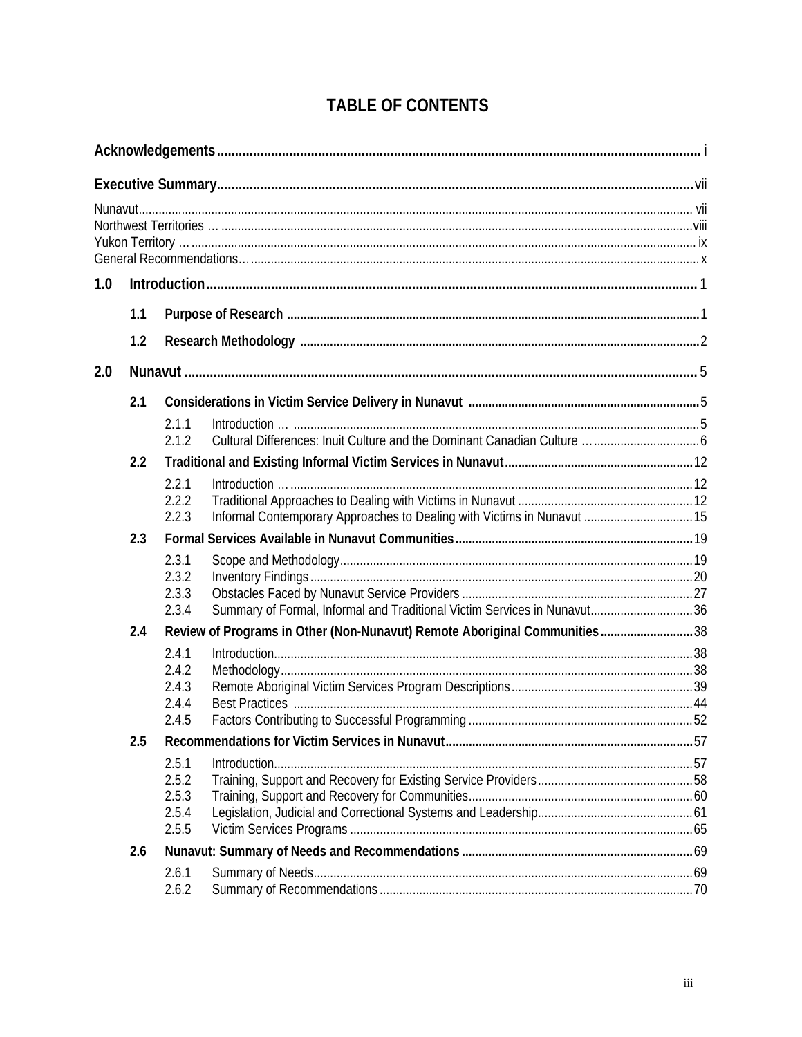# TABLE OF CONTENTS

**Acknowledgements** ..................................................................................................................................... i

**Executive Summary** ..................................................................................................................................vii

Nunavut........................................................................................................................................................ vii
Northwest Territories … .............................................................................................................................viii
Yukon Territory … ......................................................................................................................................... ix
General Recommendations… ....................................................................................................................... x

**1.0 Introduction** ............................................................................................................................... 1

- **1.1 Purpose of Research** ........................................................................................................... 1
- **1.2 Research Methodology** ....................................................................................................... 2

**2.0 Nunavut** ..................................................................................................................................... 5

- **2.1 Considerations in Victim Service Delivery in Nunavut** ..................................................................... 5
  - 2.1.1 Introduction … ........................................................................................................................ 5
  - 2.1.2 Cultural Differences: Inuit Culture and the Dominant Canadian Culture … ................................. 6
- **2.2 Traditional and Existing Informal Victim Services in Nunavut** ......................................................... 12
  - 2.2.1 Introduction … ...................................................................................................................... 12
  - 2.2.2 Traditional Approaches to Dealing with Victims in Nunavut ..................................................... 12
  - 2.2.3 Informal Contemporary Approaches to Dealing with Victims in Nunavut ................................. 15
- **2.3 Formal Services Available in Nunavut Communities** ........................................................................ 19
  - 2.3.1 Scope and Methodology ........................................................................................................ 19
  - 2.3.2 Inventory Findings .................................................................................................................. 20
  - 2.3.3 Obstacles Faced by Nunavut Service Providers ...................................................................... 27
  - 2.3.4 Summary of Formal, Informal and Traditional Victim Services in Nunavut ............................... 36
- **2.4 Review of Programs in Other (Non-Nunavut) Remote Aboriginal Communities** ............................ 38
  - 2.4.1 Introduction ............................................................................................................................. 38
  - 2.4.2 Methodology ........................................................................................................................... 38
  - 2.4.3 Remote Aboriginal Victim Services Program Descriptions ....................................................... 39
  - 2.4.4 Best Practices ........................................................................................................................ 44
  - 2.4.5 Factors Contributing to Successful Programming .................................................................... 52
- **2.5 Recommendations for Victim Services in Nunavut** .......................................................................... 57
  - 2.5.1 Introduction ............................................................................................................................. 57
  - 2.5.2 Training, Support and Recovery for Existing Service Providers ............................................... 58
  - 2.5.3 Training, Support and Recovery for Communities .................................................................... 60
  - 2.5.4 Legislation, Judicial and Correctional Systems and Leadership ............................................... 61
  - 2.5.5 Victim Services Programs ...................................................................................................... 65
- **2.6 Nunavut: Summary of Needs and Recommendations** ..................................................................... 69
  - 2.6.1 Summary of Needs .................................................................................................................. 69
  - 2.6.2 Summary of Recommendations .............................................................................................. 70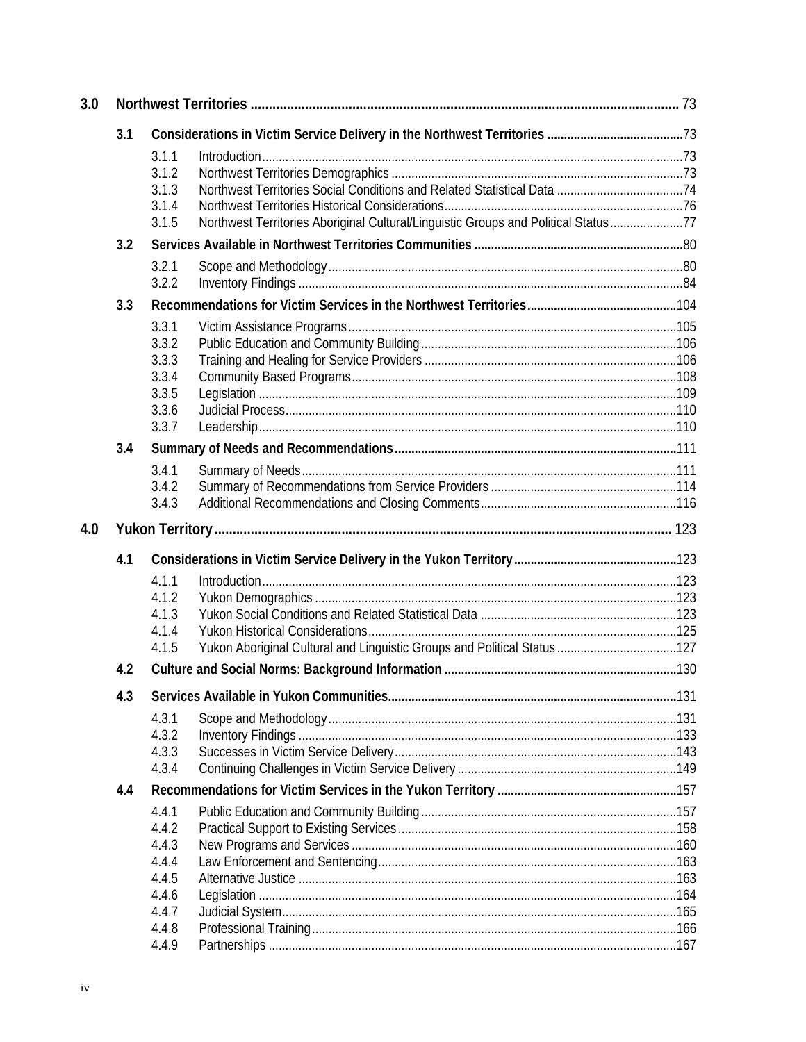| | | | |
|---|---|---|---|
| **3.0** | **Northwest Territories** | | **73** |
| | **3.1** | **Considerations in Victim Service Delivery in the Northwest Territories** | **73** |
| | 3.1.1 | Introduction | 73 |
| | 3.1.2 | Northwest Territories Demographics | 73 |
| | 3.1.3 | Northwest Territories Social Conditions and Related Statistical Data | 74 |
| | 3.1.4 | Northwest Territories Historical Considerations | 76 |
| | 3.1.5 | Northwest Territories Aboriginal Cultural/Linguistic Groups and Political Status | 77 |
| | **3.2** | **Services Available in Northwest Territories Communities** | **80** |
| | 3.2.1 | Scope and Methodology | 80 |
| | 3.2.2 | Inventory Findings | 84 |
| | **3.3** | **Recommendations for Victim Services in the Northwest Territories** | **104** |
| | 3.3.1 | Victim Assistance Programs | 105 |
| | 3.3.2 | Public Education and Community Building | 106 |
| | 3.3.3 | Training and Healing for Service Providers | 106 |
| | 3.3.4 | Community Based Programs | 108 |
| | 3.3.5 | Legislation | 109 |
| | 3.3.6 | Judicial Process | 110 |
| | 3.3.7 | Leadership | 110 |
| | **3.4** | **Summary of Needs and Recommendations** | **111** |
| | 3.4.1 | Summary of Needs | 111 |
| | 3.4.2 | Summary of Recommendations from Service Providers | 114 |
| | 3.4.3 | Additional Recommendations and Closing Comments | 116 |
| **4.0** | **Yukon Territory** | | **123** |
| | **4.1** | **Considerations in Victim Service Delivery in the Yukon Territory** | **123** |
| | 4.1.1 | Introduction | 123 |
| | 4.1.2 | Yukon Demographics | 123 |
| | 4.1.3 | Yukon Social Conditions and Related Statistical Data | 123 |
| | 4.1.4 | Yukon Historical Considerations | 125 |
| | 4.1.5 | Yukon Aboriginal Cultural and Linguistic Groups and Political Status | 127 |
| | **4.2** | **Culture and Social Norms: Background Information** | **130** |
| | **4.3** | **Services Available in Yukon Communities** | **131** |
| | 4.3.1 | Scope and Methodology | 131 |
| | 4.3.2 | Inventory Findings | 133 |
| | 4.3.3 | Successes in Victim Service Delivery | 143 |
| | 4.3.4 | Continuing Challenges in Victim Service Delivery | 149 |
| | **4.4** | **Recommendations for Victim Services in the Yukon Territory** | **157** |
| | 4.4.1 | Public Education and Community Building | 157 |
| | 4.4.2 | Practical Support to Existing Services | 158 |
| | 4.4.3 | New Programs and Services | 160 |
| | 4.4.4 | Law Enforcement and Sentencing | 163 |
| | 4.4.5 | Alternative Justice | 163 |
| | 4.4.6 | Legislation | 164 |
| | 4.4.7 | Judicial System | 165 |
| | 4.4.8 | Professional Training | 166 |
| | 4.4.9 | Partnerships | 167 |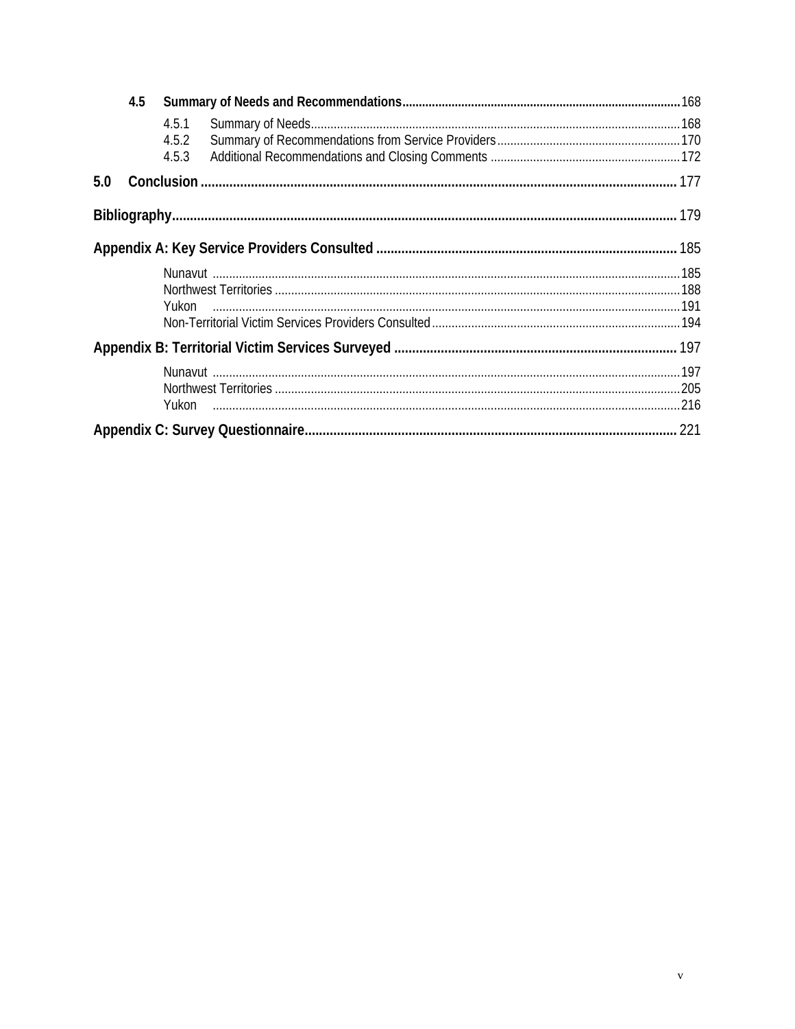**4.5 Summary of Needs and Recommendations** ........ 168

4.5.1 Summary of Needs ........ 168

4.5.2 Summary of Recommendations from Service Providers ........ 170

4.5.3 Additional Recommendations and Closing Comments ........ 172

**5.0 Conclusion** ........ 177

**Bibliography** ........ 179

**Appendix A: Key Service Providers Consulted** ........ 185

Nunavut ........ 185

Northwest Territories ........ 188

Yukon ........ 191

Non-Territorial Victim Services Providers Consulted ........ 194

**Appendix B: Territorial Victim Services Surveyed** ........ 197

Nunavut ........ 197

Northwest Territories ........ 205

Yukon ........ 216

**Appendix C: Survey Questionnaire** ........ 221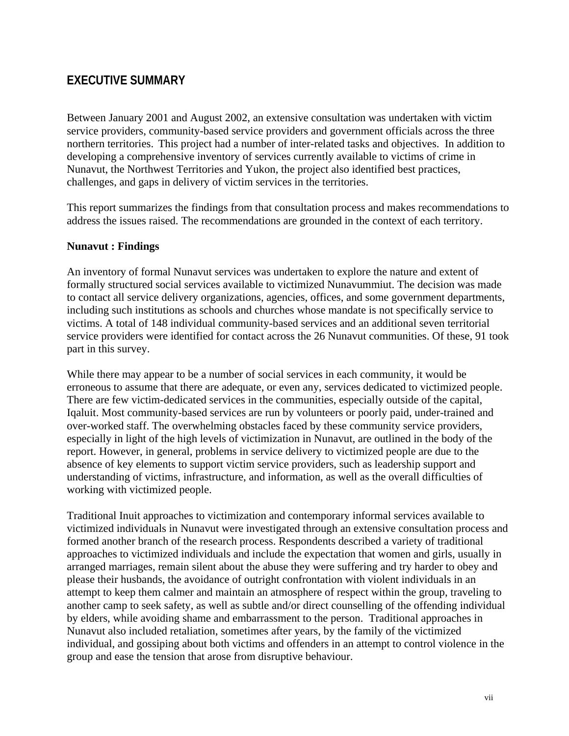## EXECUTIVE SUMMARY

Between January 2001 and August 2002, an extensive consultation was undertaken with victim service providers, community-based service providers and government officials across the three northern territories. This project had a number of inter-related tasks and objectives. In addition to developing a comprehensive inventory of services currently available to victims of crime in Nunavut, the Northwest Territories and Yukon, the project also identified best practices, challenges, and gaps in delivery of victim services in the territories.

This report summarizes the findings from that consultation process and makes recommendations to address the issues raised. The recommendations are grounded in the context of each territory.

**Nunavut : Findings**

An inventory of formal Nunavut services was undertaken to explore the nature and extent of formally structured social services available to victimized Nunavummiut. The decision was made to contact all service delivery organizations, agencies, offices, and some government departments, including such institutions as schools and churches whose mandate is not specifically service to victims. A total of 148 individual community-based services and an additional seven territorial service providers were identified for contact across the 26 Nunavut communities. Of these, 91 took part in this survey.

While there may appear to be a number of social services in each community, it would be erroneous to assume that there are adequate, or even any, services dedicated to victimized people. There are few victim-dedicated services in the communities, especially outside of the capital, Iqaluit. Most community-based services are run by volunteers or poorly paid, under-trained and over-worked staff. The overwhelming obstacles faced by these community service providers, especially in light of the high levels of victimization in Nunavut, are outlined in the body of the report. However, in general, problems in service delivery to victimized people are due to the absence of key elements to support victim service providers, such as leadership support and understanding of victims, infrastructure, and information, as well as the overall difficulties of working with victimized people.

Traditional Inuit approaches to victimization and contemporary informal services available to victimized individuals in Nunavut were investigated through an extensive consultation process and formed another branch of the research process. Respondents described a variety of traditional approaches to victimized individuals and include the expectation that women and girls, usually in arranged marriages, remain silent about the abuse they were suffering and try harder to obey and please their husbands, the avoidance of outright confrontation with violent individuals in an attempt to keep them calmer and maintain an atmosphere of respect within the group, traveling to another camp to seek safety, as well as subtle and/or direct counselling of the offending individual by elders, while avoiding shame and embarrassment to the person. Traditional approaches in Nunavut also included retaliation, sometimes after years, by the family of the victimized individual, and gossiping about both victims and offenders in an attempt to control violence in the group and ease the tension that arose from disruptive behaviour.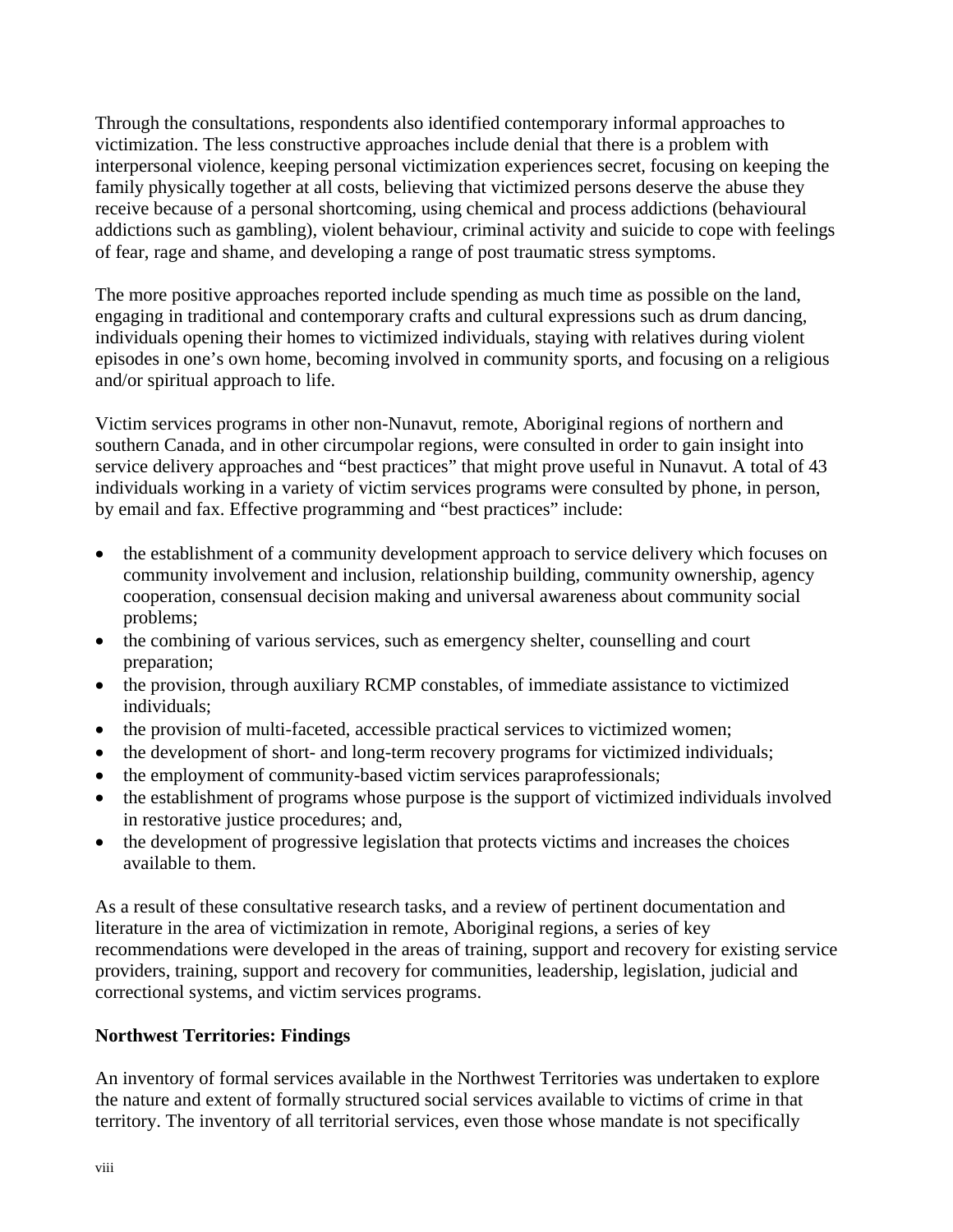Through the consultations, respondents also identified contemporary informal approaches to victimization. The less constructive approaches include denial that there is a problem with interpersonal violence, keeping personal victimization experiences secret, focusing on keeping the family physically together at all costs, believing that victimized persons deserve the abuse they receive because of a personal shortcoming, using chemical and process addictions (behavioural addictions such as gambling), violent behaviour, criminal activity and suicide to cope with feelings of fear, rage and shame, and developing a range of post traumatic stress symptoms.

The more positive approaches reported include spending as much time as possible on the land, engaging in traditional and contemporary crafts and cultural expressions such as drum dancing, individuals opening their homes to victimized individuals, staying with relatives during violent episodes in one's own home, becoming involved in community sports, and focusing on a religious and/or spiritual approach to life.

Victim services programs in other non-Nunavut, remote, Aboriginal regions of northern and southern Canada, and in other circumpolar regions, were consulted in order to gain insight into service delivery approaches and "best practices" that might prove useful in Nunavut. A total of 43 individuals working in a variety of victim services programs were consulted by phone, in person, by email and fax. Effective programming and "best practices" include:

- the establishment of a community development approach to service delivery which focuses on community involvement and inclusion, relationship building, community ownership, agency cooperation, consensual decision making and universal awareness about community social problems;
- the combining of various services, such as emergency shelter, counselling and court preparation;
- the provision, through auxiliary RCMP constables, of immediate assistance to victimized individuals;
- the provision of multi-faceted, accessible practical services to victimized women;
- the development of short- and long-term recovery programs for victimized individuals;
- the employment of community-based victim services paraprofessionals;
- the establishment of programs whose purpose is the support of victimized individuals involved in restorative justice procedures; and,
- the development of progressive legislation that protects victims and increases the choices available to them.

As a result of these consultative research tasks, and a review of pertinent documentation and literature in the area of victimization in remote, Aboriginal regions, a series of key recommendations were developed in the areas of training, support and recovery for existing service providers, training, support and recovery for communities, leadership, legislation, judicial and correctional systems, and victim services programs.

**Northwest Territories: Findings**

An inventory of formal services available in the Northwest Territories was undertaken to explore the nature and extent of formally structured social services available to victims of crime in that territory. The inventory of all territorial services, even those whose mandate is not specifically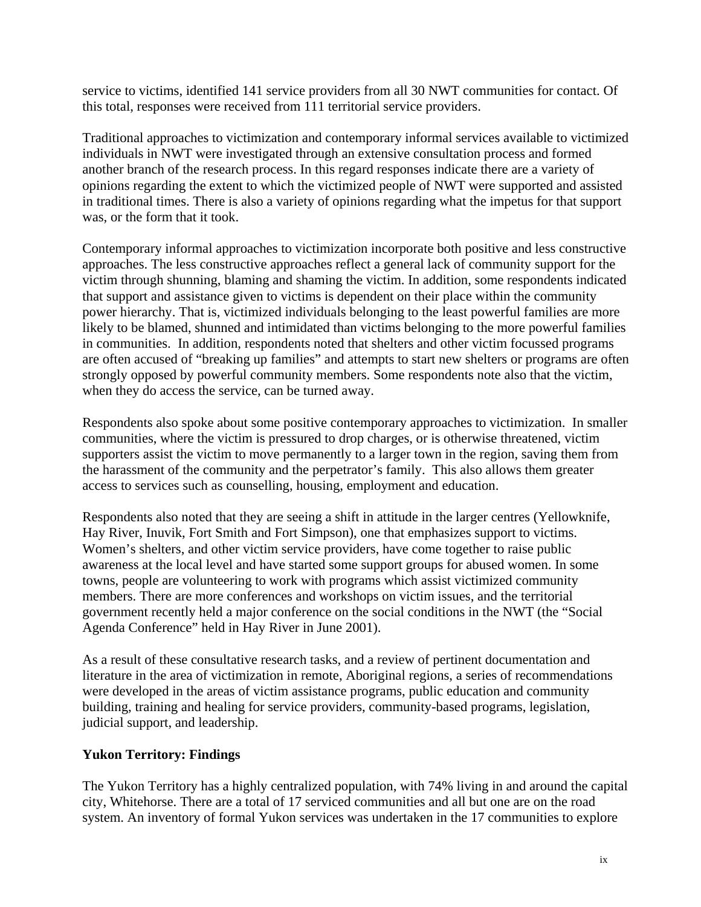service to victims, identified 141 service providers from all 30 NWT communities for contact. Of this total, responses were received from 111 territorial service providers.

Traditional approaches to victimization and contemporary informal services available to victimized individuals in NWT were investigated through an extensive consultation process and formed another branch of the research process. In this regard responses indicate there are a variety of opinions regarding the extent to which the victimized people of NWT were supported and assisted in traditional times. There is also a variety of opinions regarding what the impetus for that support was, or the form that it took.

Contemporary informal approaches to victimization incorporate both positive and less constructive approaches. The less constructive approaches reflect a general lack of community support for the victim through shunning, blaming and shaming the victim. In addition, some respondents indicated that support and assistance given to victims is dependent on their place within the community power hierarchy. That is, victimized individuals belonging to the least powerful families are more likely to be blamed, shunned and intimidated than victims belonging to the more powerful families in communities. In addition, respondents noted that shelters and other victim focussed programs are often accused of "breaking up families" and attempts to start new shelters or programs are often strongly opposed by powerful community members. Some respondents note also that the victim, when they do access the service, can be turned away.

Respondents also spoke about some positive contemporary approaches to victimization. In smaller communities, where the victim is pressured to drop charges, or is otherwise threatened, victim supporters assist the victim to move permanently to a larger town in the region, saving them from the harassment of the community and the perpetrator's family. This also allows them greater access to services such as counselling, housing, employment and education.

Respondents also noted that they are seeing a shift in attitude in the larger centres (Yellowknife, Hay River, Inuvik, Fort Smith and Fort Simpson), one that emphasizes support to victims. Women's shelters, and other victim service providers, have come together to raise public awareness at the local level and have started some support groups for abused women. In some towns, people are volunteering to work with programs which assist victimized community members. There are more conferences and workshops on victim issues, and the territorial government recently held a major conference on the social conditions in the NWT (the "Social Agenda Conference" held in Hay River in June 2001).

As a result of these consultative research tasks, and a review of pertinent documentation and literature in the area of victimization in remote, Aboriginal regions, a series of recommendations were developed in the areas of victim assistance programs, public education and community building, training and healing for service providers, community-based programs, legislation, judicial support, and leadership.

**Yukon Territory: Findings**

The Yukon Territory has a highly centralized population, with 74% living in and around the capital city, Whitehorse. There are a total of 17 serviced communities and all but one are on the road system. An inventory of formal Yukon services was undertaken in the 17 communities to explore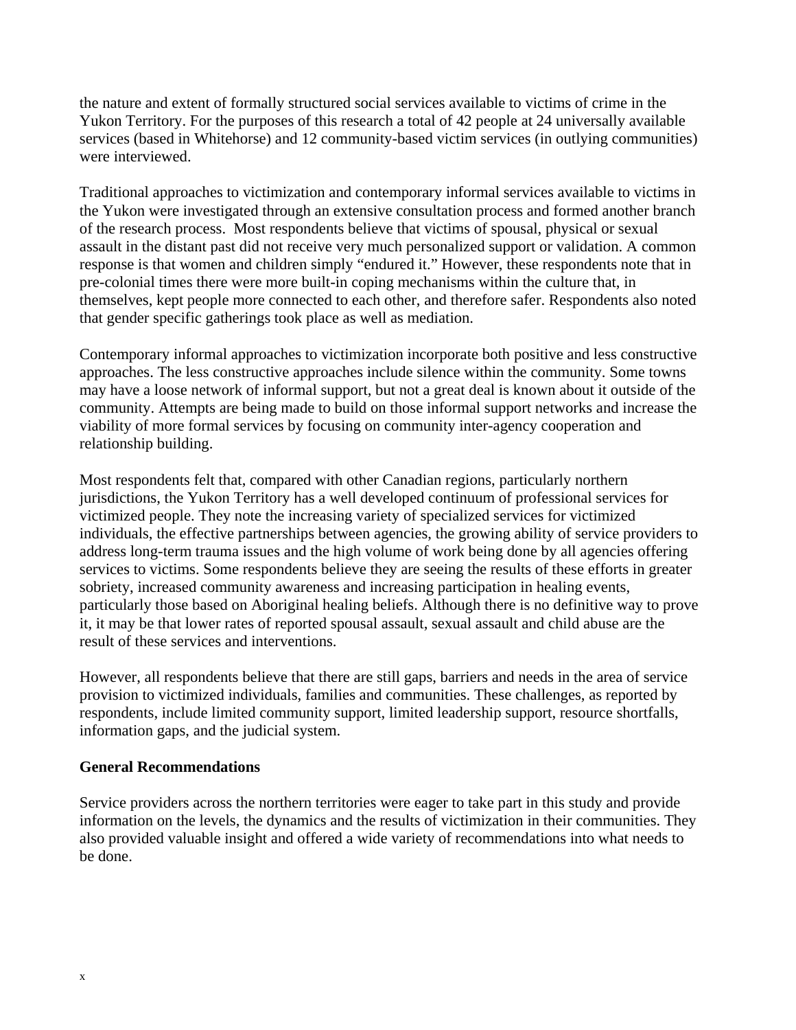the nature and extent of formally structured social services available to victims of crime in the Yukon Territory. For the purposes of this research a total of 42 people at 24 universally available services (based in Whitehorse) and 12 community-based victim services (in outlying communities) were interviewed.

Traditional approaches to victimization and contemporary informal services available to victims in the Yukon were investigated through an extensive consultation process and formed another branch of the research process. Most respondents believe that victims of spousal, physical or sexual assault in the distant past did not receive very much personalized support or validation. A common response is that women and children simply "endured it." However, these respondents note that in pre-colonial times there were more built-in coping mechanisms within the culture that, in themselves, kept people more connected to each other, and therefore safer. Respondents also noted that gender specific gatherings took place as well as mediation.

Contemporary informal approaches to victimization incorporate both positive and less constructive approaches. The less constructive approaches include silence within the community. Some towns may have a loose network of informal support, but not a great deal is known about it outside of the community. Attempts are being made to build on those informal support networks and increase the viability of more formal services by focusing on community inter-agency cooperation and relationship building.

Most respondents felt that, compared with other Canadian regions, particularly northern jurisdictions, the Yukon Territory has a well developed continuum of professional services for victimized people. They note the increasing variety of specialized services for victimized individuals, the effective partnerships between agencies, the growing ability of service providers to address long-term trauma issues and the high volume of work being done by all agencies offering services to victims. Some respondents believe they are seeing the results of these efforts in greater sobriety, increased community awareness and increasing participation in healing events, particularly those based on Aboriginal healing beliefs. Although there is no definitive way to prove it, it may be that lower rates of reported spousal assault, sexual assault and child abuse are the result of these services and interventions.

However, all respondents believe that there are still gaps, barriers and needs in the area of service provision to victimized individuals, families and communities. These challenges, as reported by respondents, include limited community support, limited leadership support, resource shortfalls, information gaps, and the judicial system.

**General Recommendations**

Service providers across the northern territories were eager to take part in this study and provide information on the levels, the dynamics and the results of victimization in their communities. They also provided valuable insight and offered a wide variety of recommendations into what needs to be done.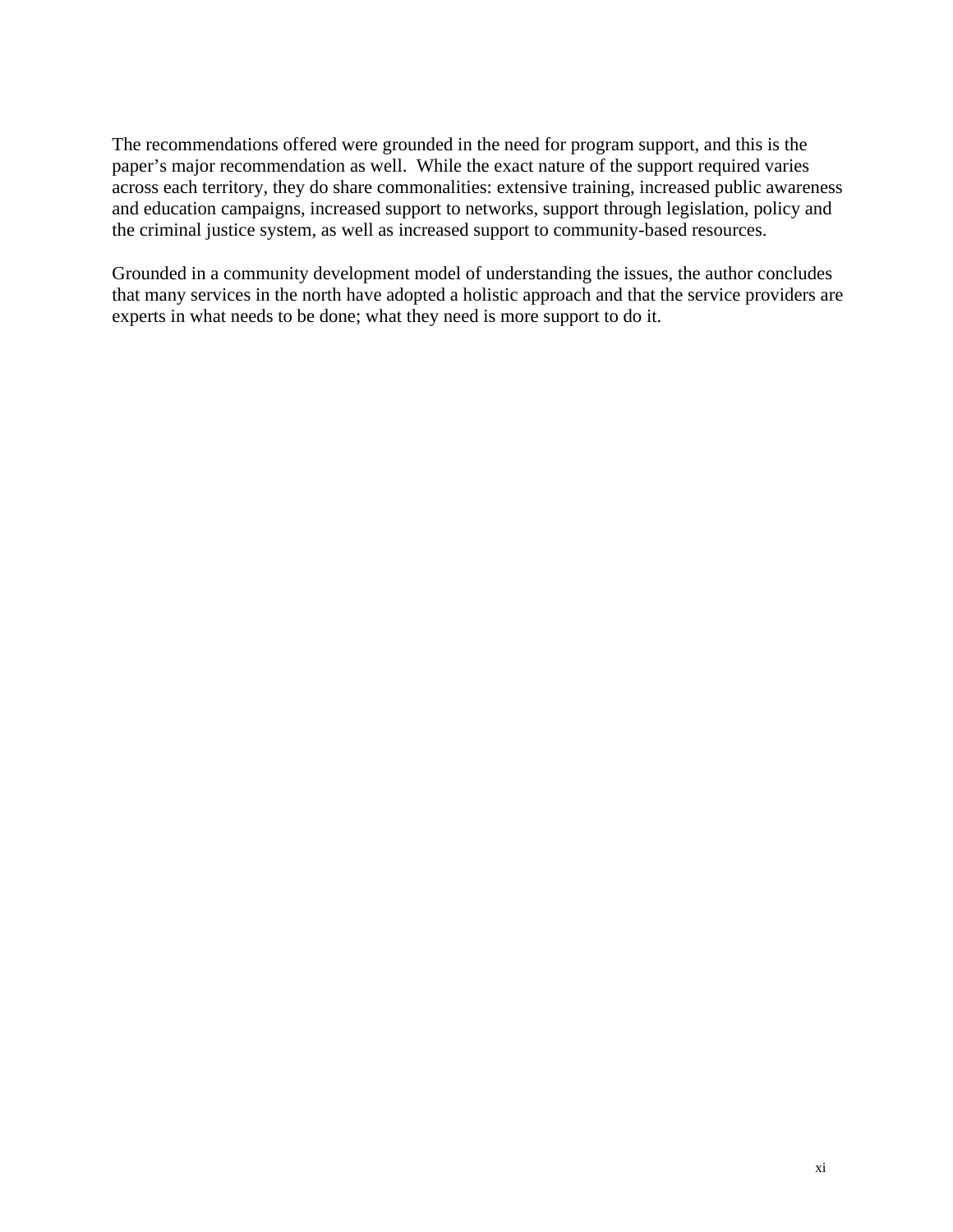The recommendations offered were grounded in the need for program support, and this is the paper's major recommendation as well.  While the exact nature of the support required varies across each territory, they do share commonalities: extensive training, increased public awareness and education campaigns, increased support to networks, support through legislation, policy and the criminal justice system, as well as increased support to community-based resources.

Grounded in a community development model of understanding the issues, the author concludes that many services in the north have adopted a holistic approach and that the service providers are experts in what needs to be done; what they need is more support to do it.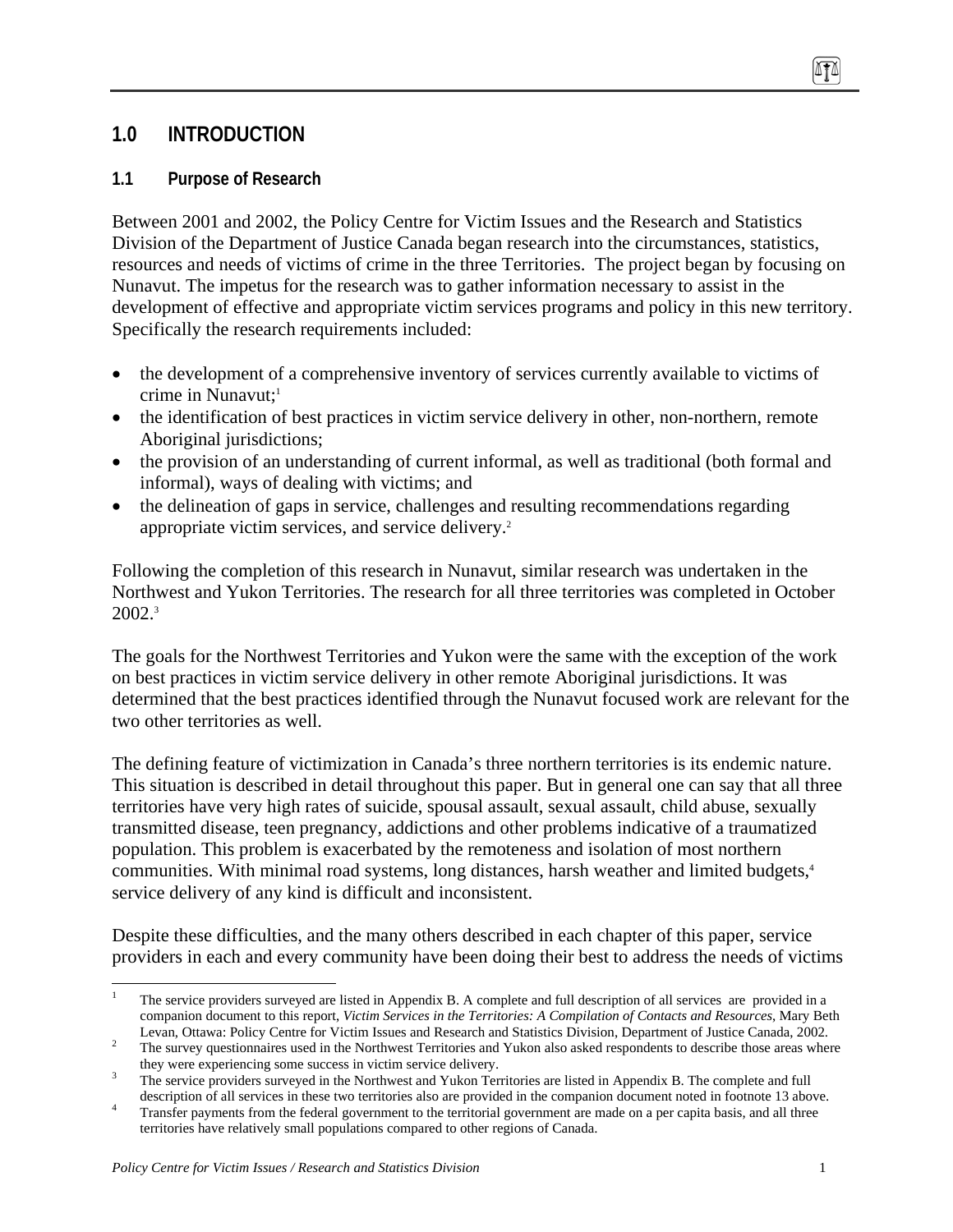# 1.0 INTRODUCTION

## 1.1 Purpose of Research

Between 2001 and 2002, the Policy Centre for Victim Issues and the Research and Statistics Division of the Department of Justice Canada began research into the circumstances, statistics, resources and needs of victims of crime in the three Territories. The project began by focusing on Nunavut. The impetus for the research was to gather information necessary to assist in the development of effective and appropriate victim services programs and policy in this new territory. Specifically the research requirements included:

- the development of a comprehensive inventory of services currently available to victims of crime in Nunavut;[1]
- the identification of best practices in victim service delivery in other, non-northern, remote Aboriginal jurisdictions;
- the provision of an understanding of current informal, as well as traditional (both formal and informal), ways of dealing with victims; and
- the delineation of gaps in service, challenges and resulting recommendations regarding appropriate victim services, and service delivery.[2]

Following the completion of this research in Nunavut, similar research was undertaken in the Northwest and Yukon Territories. The research for all three territories was completed in October 2002.[3]

The goals for the Northwest Territories and Yukon were the same with the exception of the work on best practices in victim service delivery in other remote Aboriginal jurisdictions. It was determined that the best practices identified through the Nunavut focused work are relevant for the two other territories as well.

The defining feature of victimization in Canada's three northern territories is its endemic nature. This situation is described in detail throughout this paper. But in general one can say that all three territories have very high rates of suicide, spousal assault, sexual assault, child abuse, sexually transmitted disease, teen pregnancy, addictions and other problems indicative of a traumatized population. This problem is exacerbated by the remoteness and isolation of most northern communities. With minimal road systems, long distances, harsh weather and limited budgets,[4] service delivery of any kind is difficult and inconsistent.

Despite these difficulties, and the many others described in each chapter of this paper, service providers in each and every community have been doing their best to address the needs of victims

---

[1] The service providers surveyed are listed in Appendix B. A complete and full description of all services are provided in a companion document to this report, *Victim Services in the Territories: A Compilation of Contacts and Resources*, Mary Beth Levan, Ottawa: Policy Centre for Victim Issues and Research and Statistics Division, Department of Justice Canada, 2002.

[2] The survey questionnaires used in the Northwest Territories and Yukon also asked respondents to describe those areas where they were experiencing some success in victim service delivery.

[3] The service providers surveyed in the Northwest and Yukon Territories are listed in Appendix B. The complete and full description of all services in these two territories also are provided in the companion document noted in footnote 13 above.

[4] Transfer payments from the federal government to the territorial government are made on a per capita basis, and all three territories have relatively small populations compared to other regions of Canada.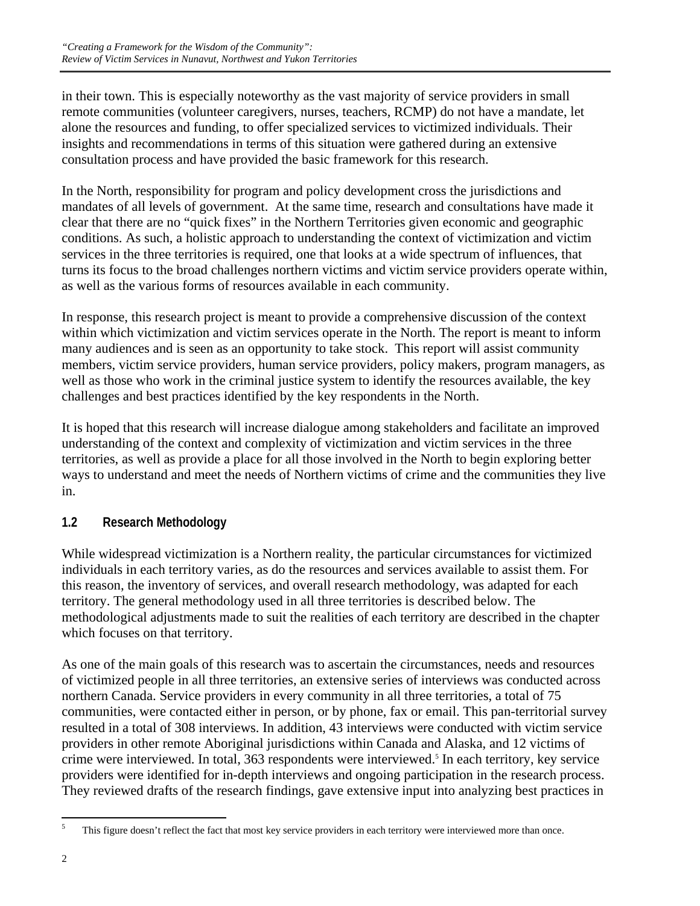in their town. This is especially noteworthy as the vast majority of service providers in small remote communities (volunteer caregivers, nurses, teachers, RCMP) do not have a mandate, let alone the resources and funding, to offer specialized services to victimized individuals. Their insights and recommendations in terms of this situation were gathered during an extensive consultation process and have provided the basic framework for this research.

In the North, responsibility for program and policy development cross the jurisdictions and mandates of all levels of government. At the same time, research and consultations have made it clear that there are no "quick fixes" in the Northern Territories given economic and geographic conditions. As such, a holistic approach to understanding the context of victimization and victim services in the three territories is required, one that looks at a wide spectrum of influences, that turns its focus to the broad challenges northern victims and victim service providers operate within, as well as the various forms of resources available in each community.

In response, this research project is meant to provide a comprehensive discussion of the context within which victimization and victim services operate in the North. The report is meant to inform many audiences and is seen as an opportunity to take stock. This report will assist community members, victim service providers, human service providers, policy makers, program managers, as well as those who work in the criminal justice system to identify the resources available, the key challenges and best practices identified by the key respondents in the North.

It is hoped that this research will increase dialogue among stakeholders and facilitate an improved understanding of the context and complexity of victimization and victim services in the three territories, as well as provide a place for all those involved in the North to begin exploring better ways to understand and meet the needs of Northern victims of crime and the communities they live in.

### 1.2 Research Methodology

While widespread victimization is a Northern reality, the particular circumstances for victimized individuals in each territory varies, as do the resources and services available to assist them. For this reason, the inventory of services, and overall research methodology, was adapted for each territory. The general methodology used in all three territories is described below. The methodological adjustments made to suit the realities of each territory are described in the chapter which focuses on that territory.

As one of the main goals of this research was to ascertain the circumstances, needs and resources of victimized people in all three territories, an extensive series of interviews was conducted across northern Canada. Service providers in every community in all three territories, a total of 75 communities, were contacted either in person, or by phone, fax or email. This pan-territorial survey resulted in a total of 308 interviews. In addition, 43 interviews were conducted with victim service providers in other remote Aboriginal jurisdictions within Canada and Alaska, and 12 victims of crime were interviewed. In total, 363 respondents were interviewed.[5] In each territory, key service providers were identified for in-depth interviews and ongoing participation in the research process. They reviewed drafts of the research findings, gave extensive input into analyzing best practices in

[5] This figure doesn't reflect the fact that most key service providers in each territory were interviewed more than once.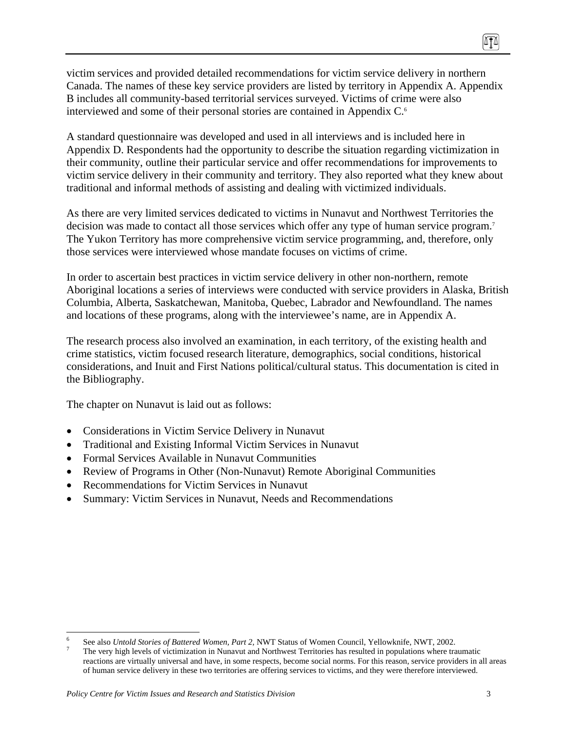victim services and provided detailed recommendations for victim service delivery in northern Canada. The names of these key service providers are listed by territory in Appendix A. Appendix B includes all community-based territorial services surveyed. Victims of crime were also interviewed and some of their personal stories are contained in Appendix C.[6]

A standard questionnaire was developed and used in all interviews and is included here in Appendix D. Respondents had the opportunity to describe the situation regarding victimization in their community, outline their particular service and offer recommendations for improvements to victim service delivery in their community and territory. They also reported what they knew about traditional and informal methods of assisting and dealing with victimized individuals.

As there are very limited services dedicated to victims in Nunavut and Northwest Territories the decision was made to contact all those services which offer any type of human service program.[7] The Yukon Territory has more comprehensive victim service programming, and, therefore, only those services were interviewed whose mandate focuses on victims of crime.

In order to ascertain best practices in victim service delivery in other non-northern, remote Aboriginal locations a series of interviews were conducted with service providers in Alaska, British Columbia, Alberta, Saskatchewan, Manitoba, Quebec, Labrador and Newfoundland. The names and locations of these programs, along with the interviewee's name, are in Appendix A.

The research process also involved an examination, in each territory, of the existing health and crime statistics, victim focused research literature, demographics, social conditions, historical considerations, and Inuit and First Nations political/cultural status. This documentation is cited in the Bibliography.

The chapter on Nunavut is laid out as follows:

- Considerations in Victim Service Delivery in Nunavut
- Traditional and Existing Informal Victim Services in Nunavut
- Formal Services Available in Nunavut Communities
- Review of Programs in Other (Non-Nunavut) Remote Aboriginal Communities
- Recommendations for Victim Services in Nunavut
- Summary: Victim Services in Nunavut, Needs and Recommendations

---

[6] See also *Untold Stories of Battered Women, Part 2,* NWT Status of Women Council, Yellowknife, NWT, 2002.

[7] The very high levels of victimization in Nunavut and Northwest Territories has resulted in populations where traumatic reactions are virtually universal and have, in some respects, become social norms. For this reason, service providers in all areas of human service delivery in these two territories are offering services to victims, and they were therefore interviewed.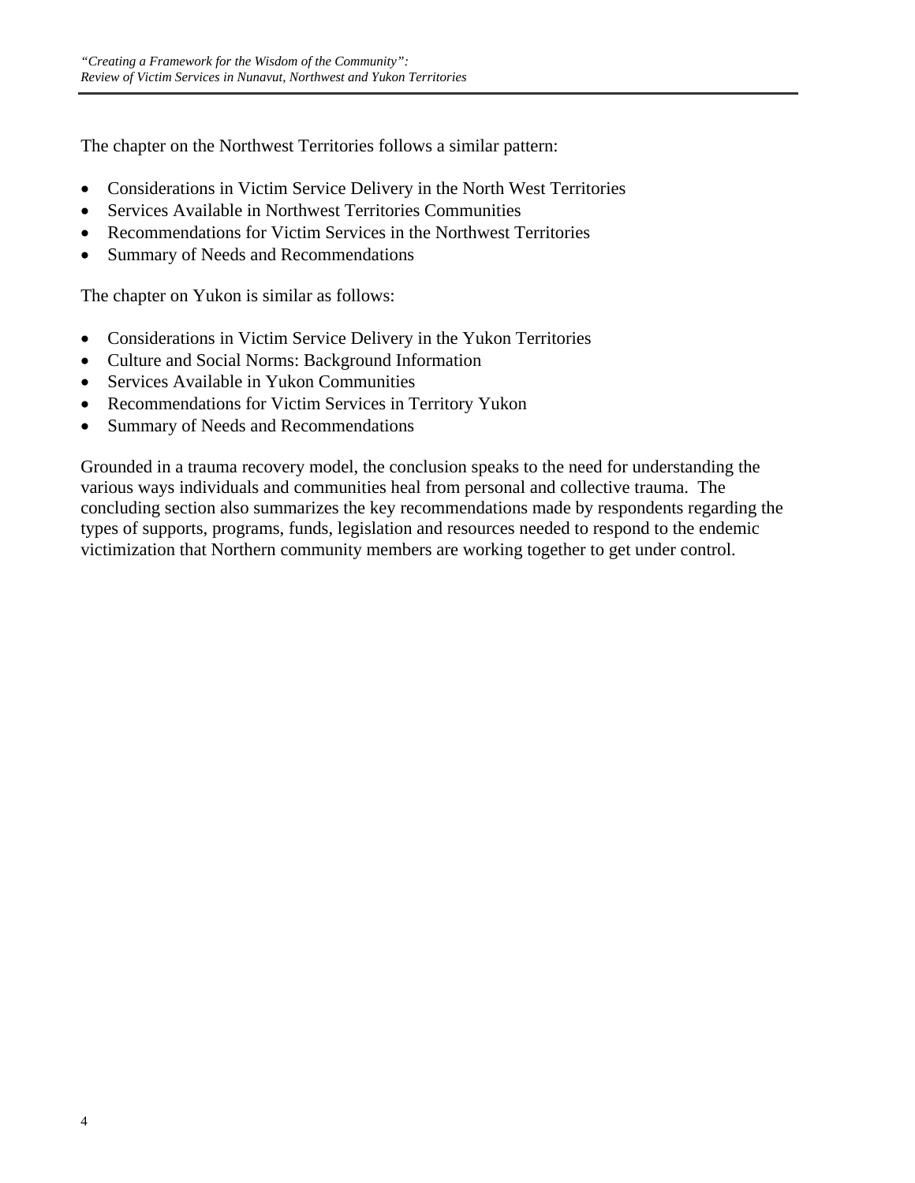The chapter on the Northwest Territories follows a similar pattern:

- Considerations in Victim Service Delivery in the North West Territories
- Services Available in Northwest Territories Communities
- Recommendations for Victim Services in the Northwest Territories
- Summary of Needs and Recommendations

The chapter on Yukon is similar as follows:

- Considerations in Victim Service Delivery in the Yukon Territories
- Culture and Social Norms: Background Information
- Services Available in Yukon Communities
- Recommendations for Victim Services in Territory Yukon
- Summary of Needs and Recommendations

Grounded in a trauma recovery model, the conclusion speaks to the need for understanding the various ways individuals and communities heal from personal and collective trauma. The concluding section also summarizes the key recommendations made by respondents regarding the types of supports, programs, funds, legislation and resources needed to respond to the endemic victimization that Northern community members are working together to get under control.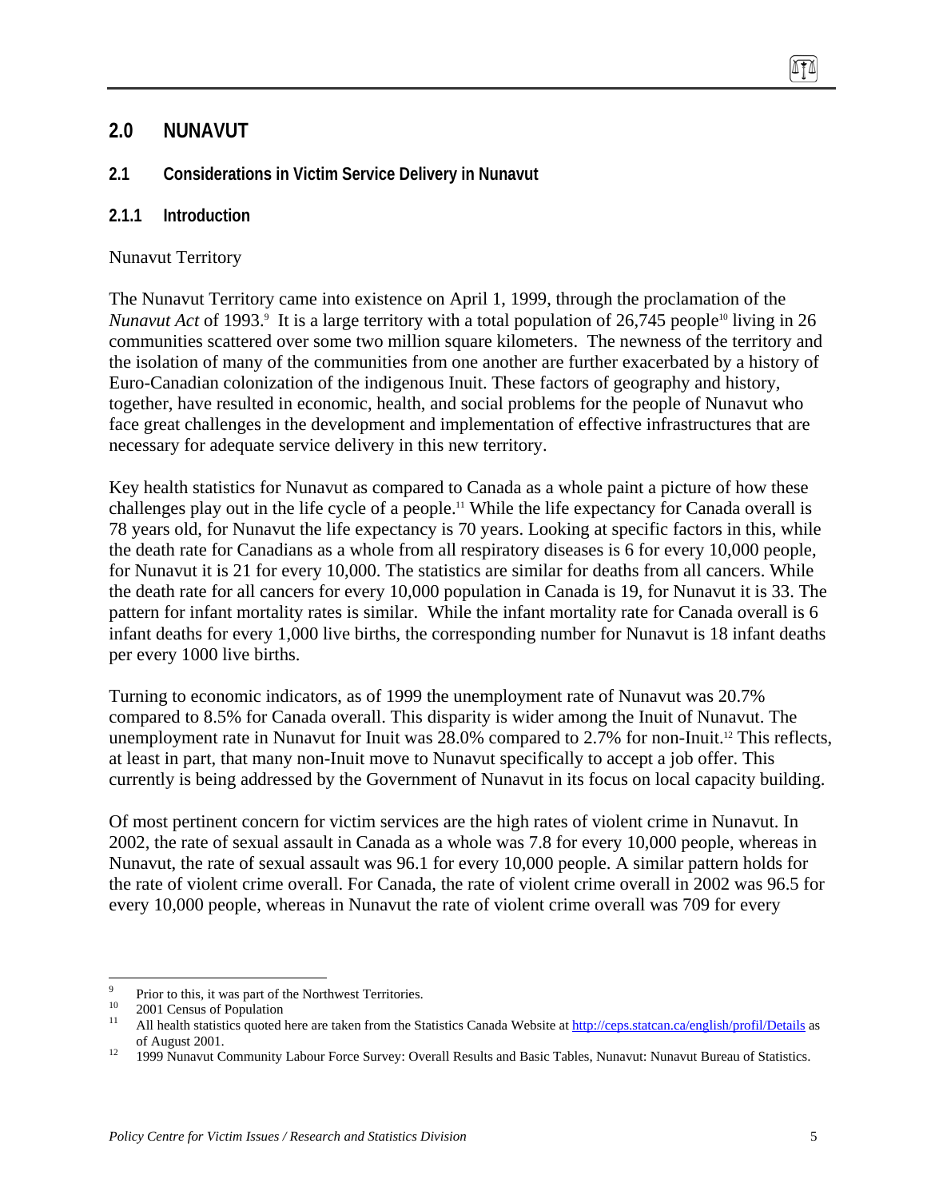# 2.0 NUNAVUT

## 2.1 Considerations in Victim Service Delivery in Nunavut

### 2.1.1 Introduction

Nunavut Territory

The Nunavut Territory came into existence on April 1, 1999, through the proclamation of the *Nunavut Act* of 1993.[9] It is a large territory with a total population of 26,745 people[10] living in 26 communities scattered over some two million square kilometers. The newness of the territory and the isolation of many of the communities from one another are further exacerbated by a history of Euro-Canadian colonization of the indigenous Inuit. These factors of geography and history, together, have resulted in economic, health, and social problems for the people of Nunavut who face great challenges in the development and implementation of effective infrastructures that are necessary for adequate service delivery in this new territory.

Key health statistics for Nunavut as compared to Canada as a whole paint a picture of how these challenges play out in the life cycle of a people.[11] While the life expectancy for Canada overall is 78 years old, for Nunavut the life expectancy is 70 years. Looking at specific factors in this, while the death rate for Canadians as a whole from all respiratory diseases is 6 for every 10,000 people, for Nunavut it is 21 for every 10,000. The statistics are similar for deaths from all cancers. While the death rate for all cancers for every 10,000 population in Canada is 19, for Nunavut it is 33. The pattern for infant mortality rates is similar. While the infant mortality rate for Canada overall is 6 infant deaths for every 1,000 live births, the corresponding number for Nunavut is 18 infant deaths per every 1000 live births.

Turning to economic indicators, as of 1999 the unemployment rate of Nunavut was 20.7% compared to 8.5% for Canada overall. This disparity is wider among the Inuit of Nunavut. The unemployment rate in Nunavut for Inuit was 28.0% compared to 2.7% for non-Inuit.[12] This reflects, at least in part, that many non-Inuit move to Nunavut specifically to accept a job offer. This currently is being addressed by the Government of Nunavut in its focus on local capacity building.

Of most pertinent concern for victim services are the high rates of violent crime in Nunavut. In 2002, the rate of sexual assault in Canada as a whole was 7.8 for every 10,000 people, whereas in Nunavut, the rate of sexual assault was 96.1 for every 10,000 people. A similar pattern holds for the rate of violent crime overall. For Canada, the rate of violent crime overall in 2002 was 96.5 for every 10,000 people, whereas in Nunavut the rate of violent crime overall was 709 for every

---

[9] Prior to this, it was part of the Northwest Territories.

[10] 2001 Census of Population

[11] All health statistics quoted here are taken from the Statistics Canada Website at http://ceps.statcan.ca/english/profil/Details as of August 2001.

[12] 1999 Nunavut Community Labour Force Survey: Overall Results and Basic Tables, Nunavut: Nunavut Bureau of Statistics.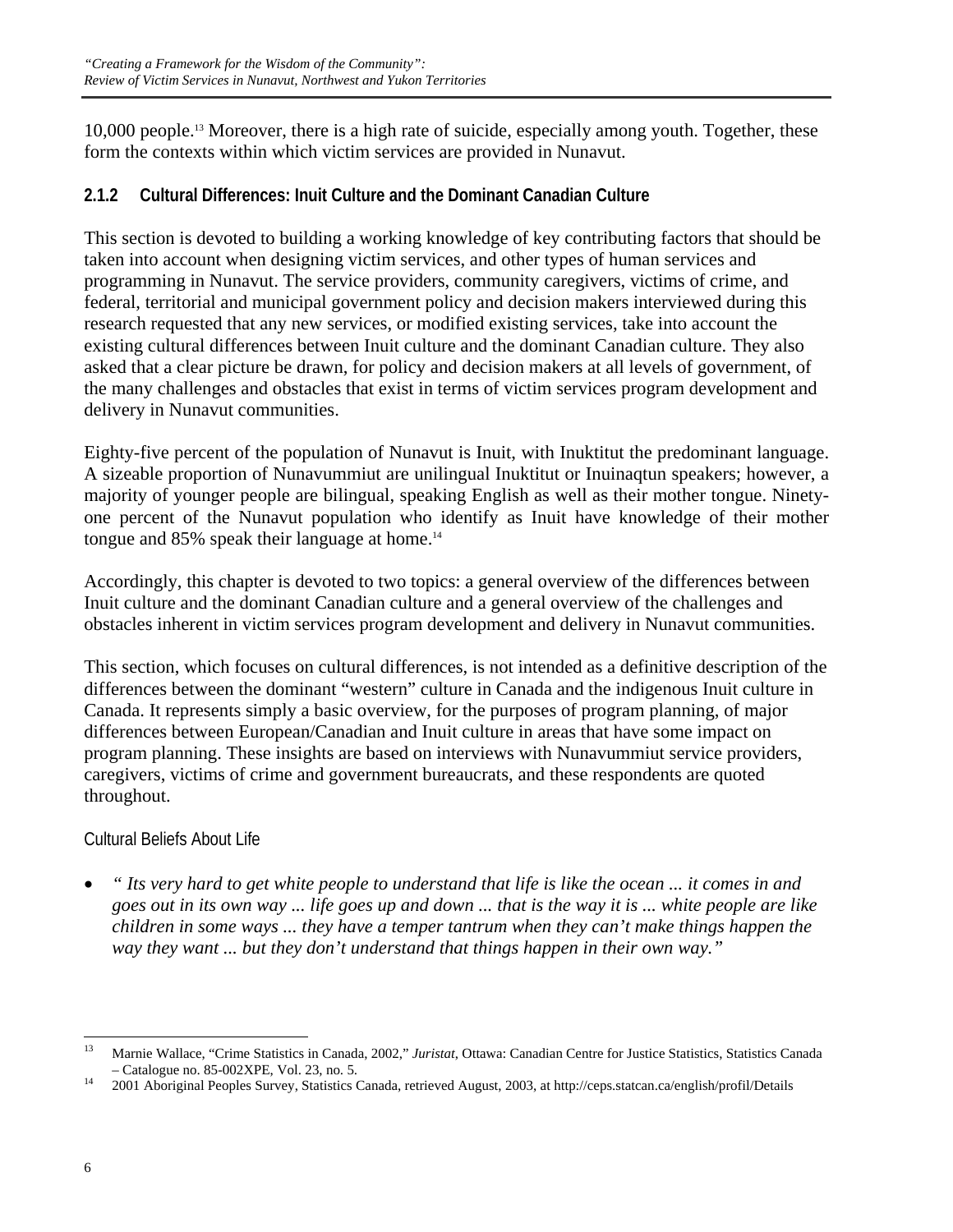10,000 people.[13] Moreover, there is a high rate of suicide, especially among youth. Together, these form the contexts within which victim services are provided in Nunavut.

### 2.1.2 Cultural Differences: Inuit Culture and the Dominant Canadian Culture

This section is devoted to building a working knowledge of key contributing factors that should be taken into account when designing victim services, and other types of human services and programming in Nunavut. The service providers, community caregivers, victims of crime, and federal, territorial and municipal government policy and decision makers interviewed during this research requested that any new services, or modified existing services, take into account the existing cultural differences between Inuit culture and the dominant Canadian culture. They also asked that a clear picture be drawn, for policy and decision makers at all levels of government, of the many challenges and obstacles that exist in terms of victim services program development and delivery in Nunavut communities.

Eighty-five percent of the population of Nunavut is Inuit, with Inuktitut the predominant language. A sizeable proportion of Nunavummiut are unilingual Inuktitut or Inuinaqtun speakers; however, a majority of younger people are bilingual, speaking English as well as their mother tongue. Ninety-one percent of the Nunavut population who identify as Inuit have knowledge of their mother tongue and 85% speak their language at home.[14]

Accordingly, this chapter is devoted to two topics: a general overview of the differences between Inuit culture and the dominant Canadian culture and a general overview of the challenges and obstacles inherent in victim services program development and delivery in Nunavut communities.

This section, which focuses on cultural differences, is not intended as a definitive description of the differences between the dominant "western" culture in Canada and the indigenous Inuit culture in Canada. It represents simply a basic overview, for the purposes of program planning, of major differences between European/Canadian and Inuit culture in areas that have some impact on program planning. These insights are based on interviews with Nunavummiut service providers, caregivers, victims of crime and government bureaucrats, and these respondents are quoted throughout.

#### Cultural Beliefs About Life

- *" Its very hard to get white people to understand that life is like the ocean ... it comes in and goes out in its own way ... life goes up and down ... that is the way it is ... white people are like children in some ways ... they have a temper tantrum when they can't make things happen the way they want ... but they don't understand that things happen in their own way."*

---

[13] Marnie Wallace, "Crime Statistics in Canada, 2002," *Juristat*, Ottawa: Canadian Centre for Justice Statistics, Statistics Canada – Catalogue no. 85-002XPE, Vol. 23, no. 5.

[14] 2001 Aboriginal Peoples Survey, Statistics Canada, retrieved August, 2003, at http://ceps.statcan.ca/english/profil/Details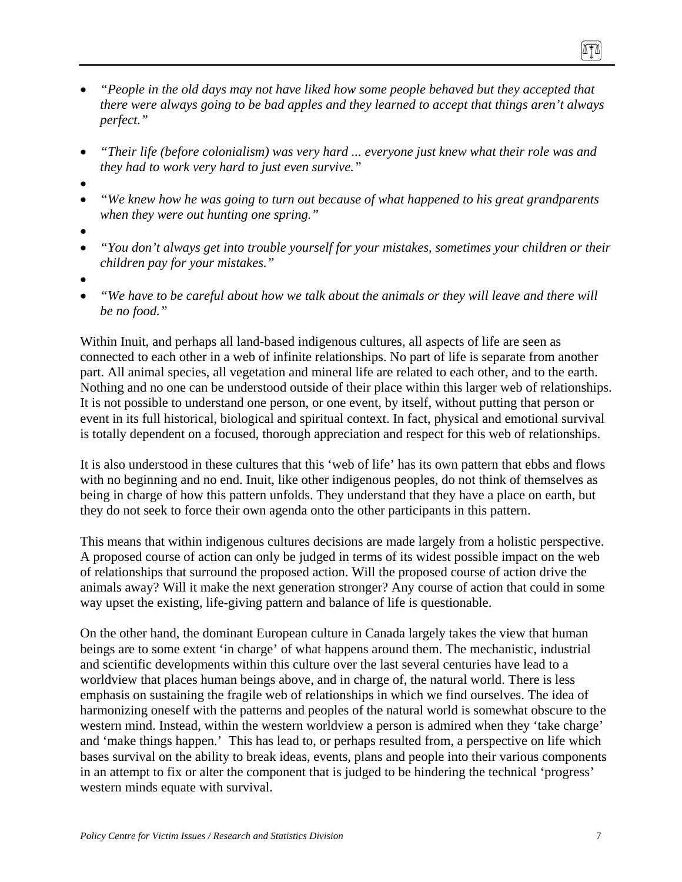- *"People in the old days may not have liked how some people behaved but they accepted that there were always going to be bad apples and they learned to accept that things aren't always perfect."*

- *"Their life (before colonialism) was very hard ... everyone just knew what their role was and they had to work very hard to just even survive."*

- *"We knew how he was going to turn out because of what happened to his great grandparents when they were out hunting one spring."*

- *"You don't always get into trouble yourself for your mistakes, sometimes your children or their children pay for your mistakes."*

- *"We have to be careful about how we talk about the animals or they will leave and there will be no food."*

Within Inuit, and perhaps all land-based indigenous cultures, all aspects of life are seen as connected to each other in a web of infinite relationships. No part of life is separate from another part. All animal species, all vegetation and mineral life are related to each other, and to the earth. Nothing and no one can be understood outside of their place within this larger web of relationships. It is not possible to understand one person, or one event, by itself, without putting that person or event in its full historical, biological and spiritual context. In fact, physical and emotional survival is totally dependent on a focused, thorough appreciation and respect for this web of relationships.

It is also understood in these cultures that this 'web of life' has its own pattern that ebbs and flows with no beginning and no end. Inuit, like other indigenous peoples, do not think of themselves as being in charge of how this pattern unfolds. They understand that they have a place on earth, but they do not seek to force their own agenda onto the other participants in this pattern.

This means that within indigenous cultures decisions are made largely from a holistic perspective. A proposed course of action can only be judged in terms of its widest possible impact on the web of relationships that surround the proposed action. Will the proposed course of action drive the animals away? Will it make the next generation stronger? Any course of action that could in some way upset the existing, life-giving pattern and balance of life is questionable.

On the other hand, the dominant European culture in Canada largely takes the view that human beings are to some extent 'in charge' of what happens around them. The mechanistic, industrial and scientific developments within this culture over the last several centuries have lead to a worldview that places human beings above, and in charge of, the natural world. There is less emphasis on sustaining the fragile web of relationships in which we find ourselves. The idea of harmonizing oneself with the patterns and peoples of the natural world is somewhat obscure to the western mind. Instead, within the western worldview a person is admired when they 'take charge' and 'make things happen.' This has lead to, or perhaps resulted from, a perspective on life which bases survival on the ability to break ideas, events, plans and people into their various components in an attempt to fix or alter the component that is judged to be hindering the technical 'progress' western minds equate with survival.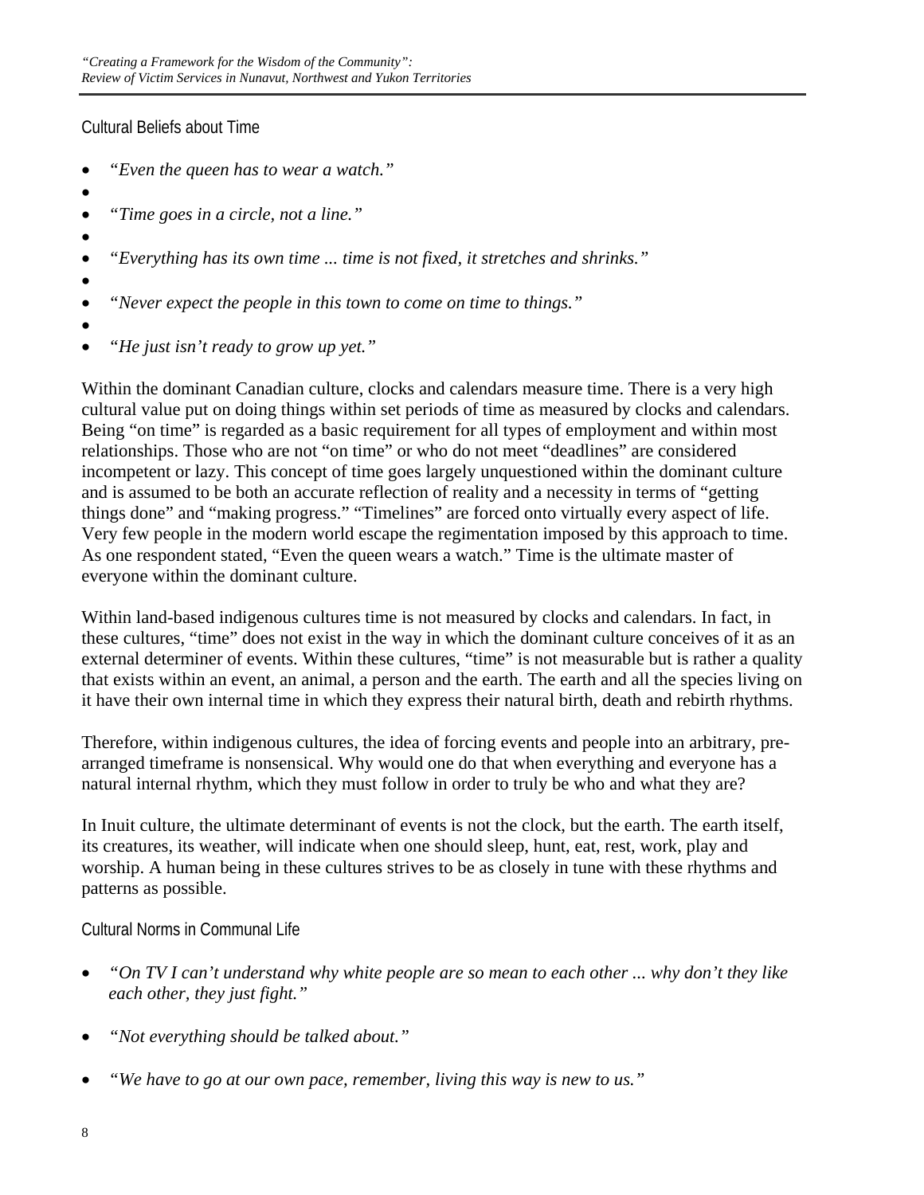### Cultural Beliefs about Time

- *"Even the queen has to wear a watch."*
- *"Time goes in a circle, not a line."*
- *"Everything has its own time ... time is not fixed, it stretches and shrinks."*
- *"Never expect the people in this town to come on time to things."*
- *"He just isn't ready to grow up yet."*

Within the dominant Canadian culture, clocks and calendars measure time. There is a very high cultural value put on doing things within set periods of time as measured by clocks and calendars. Being "on time" is regarded as a basic requirement for all types of employment and within most relationships. Those who are not "on time" or who do not meet "deadlines" are considered incompetent or lazy. This concept of time goes largely unquestioned within the dominant culture and is assumed to be both an accurate reflection of reality and a necessity in terms of "getting things done" and "making progress." "Timelines" are forced onto virtually every aspect of life. Very few people in the modern world escape the regimentation imposed by this approach to time. As one respondent stated, "Even the queen wears a watch." Time is the ultimate master of everyone within the dominant culture.

Within land-based indigenous cultures time is not measured by clocks and calendars. In fact, in these cultures, "time" does not exist in the way in which the dominant culture conceives of it as an external determiner of events. Within these cultures, "time" is not measurable but is rather a quality that exists within an event, an animal, a person and the earth. The earth and all the species living on it have their own internal time in which they express their natural birth, death and rebirth rhythms.

Therefore, within indigenous cultures, the idea of forcing events and people into an arbitrary, pre-arranged timeframe is nonsensical. Why would one do that when everything and everyone has a natural internal rhythm, which they must follow in order to truly be who and what they are?

In Inuit culture, the ultimate determinant of events is not the clock, but the earth. The earth itself, its creatures, its weather, will indicate when one should sleep, hunt, eat, rest, work, play and worship. A human being in these cultures strives to be as closely in tune with these rhythms and patterns as possible.

### Cultural Norms in Communal Life

- *"On TV I can't understand why white people are so mean to each other ... why don't they like each other, they just fight."*
- *"Not everything should be talked about."*
- *"We have to go at our own pace, remember, living this way is new to us."*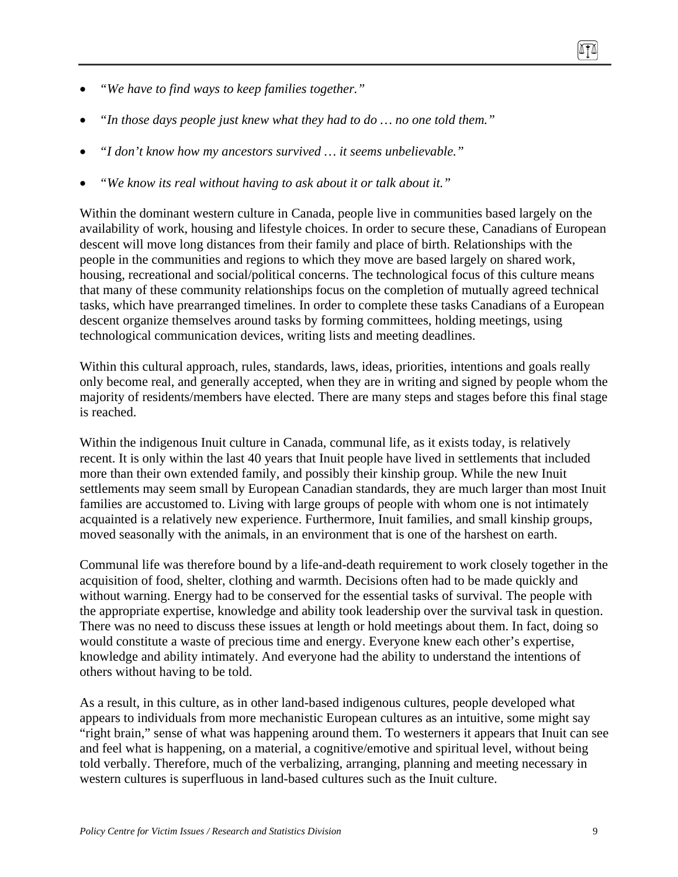- *"We have to find ways to keep families together."*
- *"In those days people just knew what they had to do … no one told them."*
- *"I don't know how my ancestors survived … it seems unbelievable."*
- *"We know its real without having to ask about it or talk about it."*

Within the dominant western culture in Canada, people live in communities based largely on the availability of work, housing and lifestyle choices. In order to secure these, Canadians of European descent will move long distances from their family and place of birth. Relationships with the people in the communities and regions to which they move are based largely on shared work, housing, recreational and social/political concerns. The technological focus of this culture means that many of these community relationships focus on the completion of mutually agreed technical tasks, which have prearranged timelines. In order to complete these tasks Canadians of a European descent organize themselves around tasks by forming committees, holding meetings, using technological communication devices, writing lists and meeting deadlines.

Within this cultural approach, rules, standards, laws, ideas, priorities, intentions and goals really only become real, and generally accepted, when they are in writing and signed by people whom the majority of residents/members have elected. There are many steps and stages before this final stage is reached.

Within the indigenous Inuit culture in Canada, communal life, as it exists today, is relatively recent. It is only within the last 40 years that Inuit people have lived in settlements that included more than their own extended family, and possibly their kinship group. While the new Inuit settlements may seem small by European Canadian standards, they are much larger than most Inuit families are accustomed to. Living with large groups of people with whom one is not intimately acquainted is a relatively new experience. Furthermore, Inuit families, and small kinship groups, moved seasonally with the animals, in an environment that is one of the harshest on earth.

Communal life was therefore bound by a life-and-death requirement to work closely together in the acquisition of food, shelter, clothing and warmth. Decisions often had to be made quickly and without warning. Energy had to be conserved for the essential tasks of survival. The people with the appropriate expertise, knowledge and ability took leadership over the survival task in question. There was no need to discuss these issues at length or hold meetings about them. In fact, doing so would constitute a waste of precious time and energy. Everyone knew each other's expertise, knowledge and ability intimately. And everyone had the ability to understand the intentions of others without having to be told.

As a result, in this culture, as in other land-based indigenous cultures, people developed what appears to individuals from more mechanistic European cultures as an intuitive, some might say "right brain," sense of what was happening around them. To westerners it appears that Inuit can see and feel what is happening, on a material, a cognitive/emotive and spiritual level, without being told verbally. Therefore, much of the verbalizing, arranging, planning and meeting necessary in western cultures is superfluous in land-based cultures such as the Inuit culture.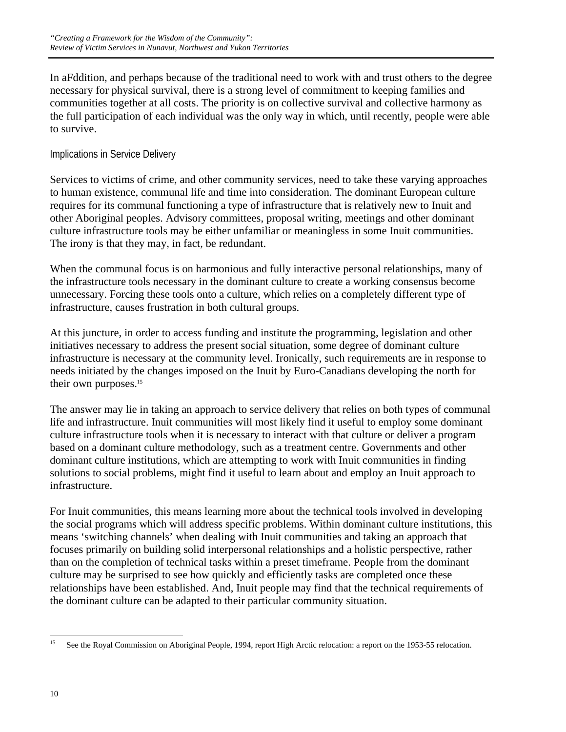In aFddition, and perhaps because of the traditional need to work with and trust others to the degree necessary for physical survival, there is a strong level of commitment to keeping families and communities together at all costs. The priority is on collective survival and collective harmony as the full participation of each individual was the only way in which, until recently, people were able to survive.

### Implications in Service Delivery

Services to victims of crime, and other community services, need to take these varying approaches to human existence, communal life and time into consideration. The dominant European culture requires for its communal functioning a type of infrastructure that is relatively new to Inuit and other Aboriginal peoples. Advisory committees, proposal writing, meetings and other dominant culture infrastructure tools may be either unfamiliar or meaningless in some Inuit communities. The irony is that they may, in fact, be redundant.

When the communal focus is on harmonious and fully interactive personal relationships, many of the infrastructure tools necessary in the dominant culture to create a working consensus become unnecessary. Forcing these tools onto a culture, which relies on a completely different type of infrastructure, causes frustration in both cultural groups.

At this juncture, in order to access funding and institute the programming, legislation and other initiatives necessary to address the present social situation, some degree of dominant culture infrastructure is necessary at the community level. Ironically, such requirements are in response to needs initiated by the changes imposed on the Inuit by Euro-Canadians developing the north for their own purposes.[15]

The answer may lie in taking an approach to service delivery that relies on both types of communal life and infrastructure. Inuit communities will most likely find it useful to employ some dominant culture infrastructure tools when it is necessary to interact with that culture or deliver a program based on a dominant culture methodology, such as a treatment centre. Governments and other dominant culture institutions, which are attempting to work with Inuit communities in finding solutions to social problems, might find it useful to learn about and employ an Inuit approach to infrastructure.

For Inuit communities, this means learning more about the technical tools involved in developing the social programs which will address specific problems. Within dominant culture institutions, this means 'switching channels' when dealing with Inuit communities and taking an approach that focuses primarily on building solid interpersonal relationships and a holistic perspective, rather than on the completion of technical tasks within a preset timeframe. People from the dominant culture may be surprised to see how quickly and efficiently tasks are completed once these relationships have been established. And, Inuit people may find that the technical requirements of the dominant culture can be adapted to their particular community situation.

---

[15] See the Royal Commission on Aboriginal People, 1994, report High Arctic relocation: a report on the 1953-55 relocation.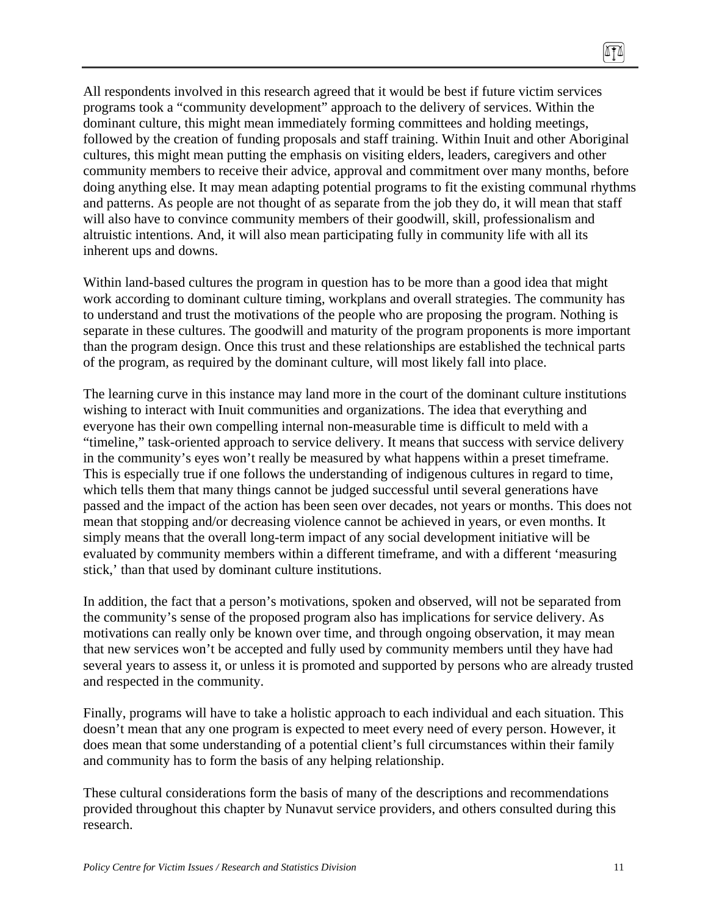All respondents involved in this research agreed that it would be best if future victim services programs took a "community development" approach to the delivery of services. Within the dominant culture, this might mean immediately forming committees and holding meetings, followed by the creation of funding proposals and staff training. Within Inuit and other Aboriginal cultures, this might mean putting the emphasis on visiting elders, leaders, caregivers and other community members to receive their advice, approval and commitment over many months, before doing anything else. It may mean adapting potential programs to fit the existing communal rhythms and patterns. As people are not thought of as separate from the job they do, it will mean that staff will also have to convince community members of their goodwill, skill, professionalism and altruistic intentions. And, it will also mean participating fully in community life with all its inherent ups and downs.

Within land-based cultures the program in question has to be more than a good idea that might work according to dominant culture timing, workplans and overall strategies. The community has to understand and trust the motivations of the people who are proposing the program. Nothing is separate in these cultures. The goodwill and maturity of the program proponents is more important than the program design. Once this trust and these relationships are established the technical parts of the program, as required by the dominant culture, will most likely fall into place.

The learning curve in this instance may land more in the court of the dominant culture institutions wishing to interact with Inuit communities and organizations. The idea that everything and everyone has their own compelling internal non-measurable time is difficult to meld with a "timeline," task-oriented approach to service delivery. It means that success with service delivery in the community's eyes won't really be measured by what happens within a preset timeframe. This is especially true if one follows the understanding of indigenous cultures in regard to time, which tells them that many things cannot be judged successful until several generations have passed and the impact of the action has been seen over decades, not years or months. This does not mean that stopping and/or decreasing violence cannot be achieved in years, or even months. It simply means that the overall long-term impact of any social development initiative will be evaluated by community members within a different timeframe, and with a different 'measuring stick,' than that used by dominant culture institutions.

In addition, the fact that a person's motivations, spoken and observed, will not be separated from the community's sense of the proposed program also has implications for service delivery. As motivations can really only be known over time, and through ongoing observation, it may mean that new services won't be accepted and fully used by community members until they have had several years to assess it, or unless it is promoted and supported by persons who are already trusted and respected in the community.

Finally, programs will have to take a holistic approach to each individual and each situation. This doesn't mean that any one program is expected to meet every need of every person. However, it does mean that some understanding of a potential client's full circumstances within their family and community has to form the basis of any helping relationship.

These cultural considerations form the basis of many of the descriptions and recommendations provided throughout this chapter by Nunavut service providers, and others consulted during this research.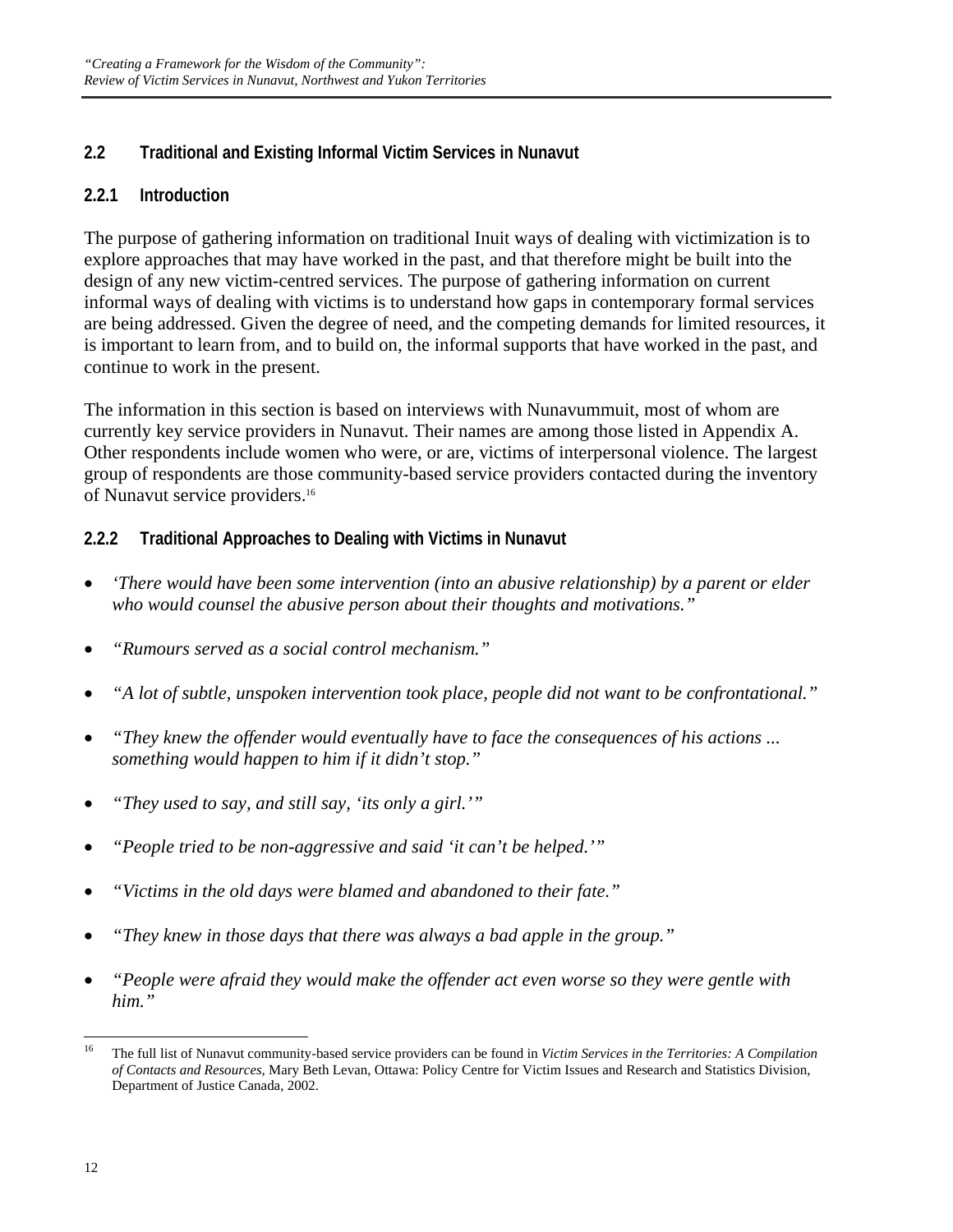## 2.2 Traditional and Existing Informal Victim Services in Nunavut

### 2.2.1 Introduction

The purpose of gathering information on traditional Inuit ways of dealing with victimization is to explore approaches that may have worked in the past, and that therefore might be built into the design of any new victim-centred services. The purpose of gathering information on current informal ways of dealing with victims is to understand how gaps in contemporary formal services are being addressed. Given the degree of need, and the competing demands for limited resources, it is important to learn from, and to build on, the informal supports that have worked in the past, and continue to work in the present.

The information in this section is based on interviews with Nunavummuit, most of whom are currently key service providers in Nunavut. Their names are among those listed in Appendix A. Other respondents include women who were, or are, victims of interpersonal violence. The largest group of respondents are those community-based service providers contacted during the inventory of Nunavut service providers.[16]

### 2.2.2 Traditional Approaches to Dealing with Victims in Nunavut

- *'There would have been some intervention (into an abusive relationship) by a parent or elder who would counsel the abusive person about their thoughts and motivations."*
- *"Rumours served as a social control mechanism."*
- *"A lot of subtle, unspoken intervention took place, people did not want to be confrontational."*
- *"They knew the offender would eventually have to face the consequences of his actions ... something would happen to him if it didn't stop."*
- *"They used to say, and still say, 'its only a girl.'"*
- *"People tried to be non-aggressive and said 'it can't be helped.'"*
- *"Victims in the old days were blamed and abandoned to their fate."*
- *"They knew in those days that there was always a bad apple in the group."*
- *"People were afraid they would make the offender act even worse so they were gentle with him."*

[16] The full list of Nunavut community-based service providers can be found in *Victim Services in the Territories: A Compilation of Contacts and Resources*, Mary Beth Levan, Ottawa: Policy Centre for Victim Issues and Research and Statistics Division, Department of Justice Canada, 2002.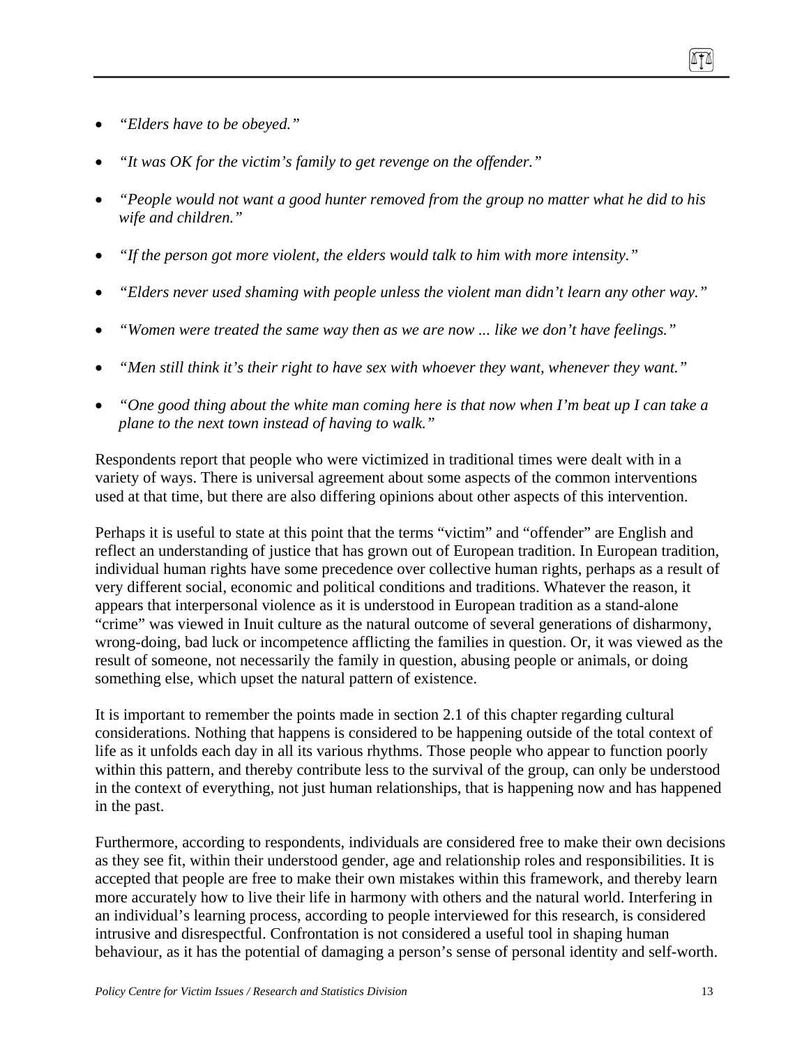- *"Elders have to be obeyed."*

- *"It was OK for the victim's family to get revenge on the offender."*

- *"People would not want a good hunter removed from the group no matter what he did to his wife and children."*

- *"If the person got more violent, the elders would talk to him with more intensity."*

- *"Elders never used shaming with people unless the violent man didn't learn any other way."*

- *"Women were treated the same way then as we are now ... like we don't have feelings."*

- *"Men still think it's their right to have sex with whoever they want, whenever they want."*

- *"One good thing about the white man coming here is that now when I'm beat up I can take a plane to the next town instead of having to walk."*

Respondents report that people who were victimized in traditional times were dealt with in a variety of ways. There is universal agreement about some aspects of the common interventions used at that time, but there are also differing opinions about other aspects of this intervention.

Perhaps it is useful to state at this point that the terms "victim" and "offender" are English and reflect an understanding of justice that has grown out of European tradition. In European tradition, individual human rights have some precedence over collective human rights, perhaps as a result of very different social, economic and political conditions and traditions. Whatever the reason, it appears that interpersonal violence as it is understood in European tradition as a stand-alone "crime" was viewed in Inuit culture as the natural outcome of several generations of disharmony, wrong-doing, bad luck or incompetence afflicting the families in question. Or, it was viewed as the result of someone, not necessarily the family in question, abusing people or animals, or doing something else, which upset the natural pattern of existence.

It is important to remember the points made in section 2.1 of this chapter regarding cultural considerations. Nothing that happens is considered to be happening outside of the total context of life as it unfolds each day in all its various rhythms. Those people who appear to function poorly within this pattern, and thereby contribute less to the survival of the group, can only be understood in the context of everything, not just human relationships, that is happening now and has happened in the past.

Furthermore, according to respondents, individuals are considered free to make their own decisions as they see fit, within their understood gender, age and relationship roles and responsibilities. It is accepted that people are free to make their own mistakes within this framework, and thereby learn more accurately how to live their life in harmony with others and the natural world. Interfering in an individual's learning process, according to people interviewed for this research, is considered intrusive and disrespectful. Confrontation is not considered a useful tool in shaping human behaviour, as it has the potential of damaging a person's sense of personal identity and self-worth.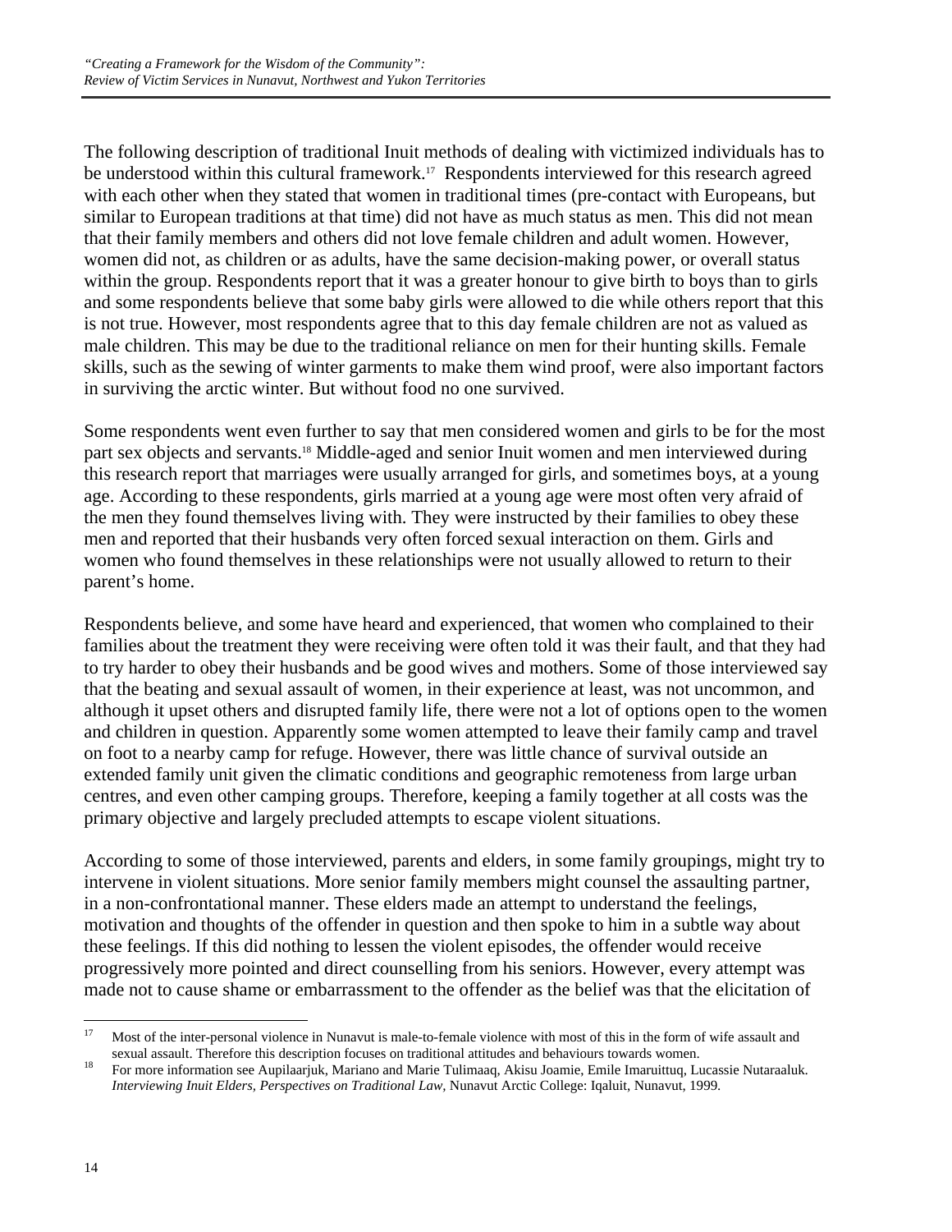The following description of traditional Inuit methods of dealing with victimized individuals has to be understood within this cultural framework.[17] Respondents interviewed for this research agreed with each other when they stated that women in traditional times (pre-contact with Europeans, but similar to European traditions at that time) did not have as much status as men. This did not mean that their family members and others did not love female children and adult women. However, women did not, as children or as adults, have the same decision-making power, or overall status within the group. Respondents report that it was a greater honour to give birth to boys than to girls and some respondents believe that some baby girls were allowed to die while others report that this is not true. However, most respondents agree that to this day female children are not as valued as male children. This may be due to the traditional reliance on men for their hunting skills. Female skills, such as the sewing of winter garments to make them wind proof, were also important factors in surviving the arctic winter. But without food no one survived.

Some respondents went even further to say that men considered women and girls to be for the most part sex objects and servants.[18] Middle-aged and senior Inuit women and men interviewed during this research report that marriages were usually arranged for girls, and sometimes boys, at a young age. According to these respondents, girls married at a young age were most often very afraid of the men they found themselves living with. They were instructed by their families to obey these men and reported that their husbands very often forced sexual interaction on them. Girls and women who found themselves in these relationships were not usually allowed to return to their parent's home.

Respondents believe, and some have heard and experienced, that women who complained to their families about the treatment they were receiving were often told it was their fault, and that they had to try harder to obey their husbands and be good wives and mothers. Some of those interviewed say that the beating and sexual assault of women, in their experience at least, was not uncommon, and although it upset others and disrupted family life, there were not a lot of options open to the women and children in question. Apparently some women attempted to leave their family camp and travel on foot to a nearby camp for refuge. However, there was little chance of survival outside an extended family unit given the climatic conditions and geographic remoteness from large urban centres, and even other camping groups. Therefore, keeping a family together at all costs was the primary objective and largely precluded attempts to escape violent situations.

According to some of those interviewed, parents and elders, in some family groupings, might try to intervene in violent situations. More senior family members might counsel the assaulting partner, in a non-confrontational manner. These elders made an attempt to understand the feelings, motivation and thoughts of the offender in question and then spoke to him in a subtle way about these feelings. If this did nothing to lessen the violent episodes, the offender would receive progressively more pointed and direct counselling from his seniors. However, every attempt was made not to cause shame or embarrassment to the offender as the belief was that the elicitation of

---

[17] Most of the inter-personal violence in Nunavut is male-to-female violence with most of this in the form of wife assault and sexual assault. Therefore this description focuses on traditional attitudes and behaviours towards women.

[18] For more information see Aupilaarjuk, Mariano and Marie Tulimaaq, Akisu Joamie, Emile Imaruittuq, Lucassie Nutaraaluk. *Interviewing Inuit Elders, Perspectives on Traditional Law*, Nunavut Arctic College: Iqaluit, Nunavut, 1999.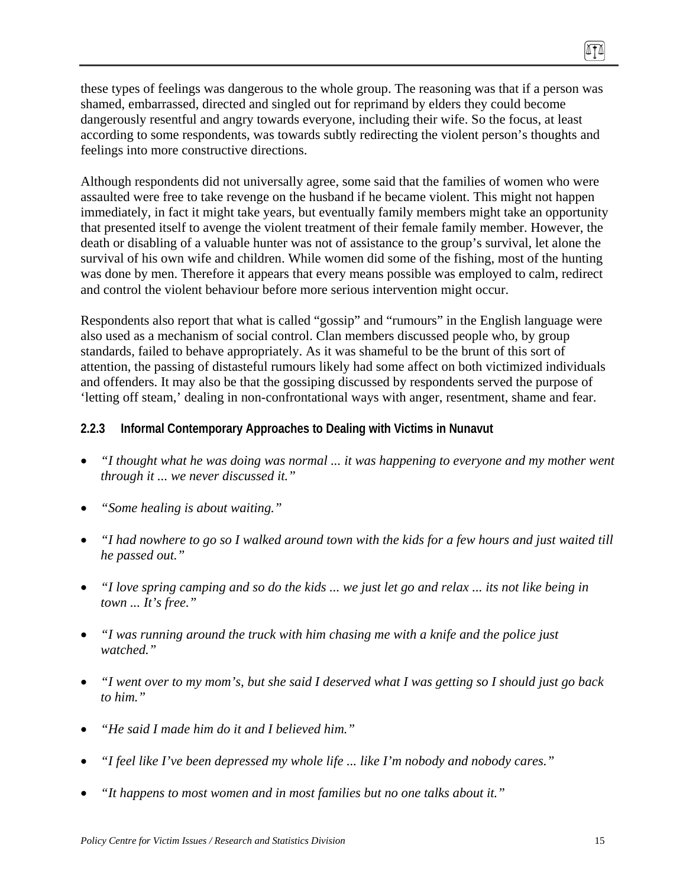these types of feelings was dangerous to the whole group. The reasoning was that if a person was shamed, embarrassed, directed and singled out for reprimand by elders they could become dangerously resentful and angry towards everyone, including their wife. So the focus, at least according to some respondents, was towards subtly redirecting the violent person's thoughts and feelings into more constructive directions.

Although respondents did not universally agree, some said that the families of women who were assaulted were free to take revenge on the husband if he became violent. This might not happen immediately, in fact it might take years, but eventually family members might take an opportunity that presented itself to avenge the violent treatment of their female family member. However, the death or disabling of a valuable hunter was not of assistance to the group's survival, let alone the survival of his own wife and children. While women did some of the fishing, most of the hunting was done by men. Therefore it appears that every means possible was employed to calm, redirect and control the violent behaviour before more serious intervention might occur.

Respondents also report that what is called "gossip" and "rumours" in the English language were also used as a mechanism of social control. Clan members discussed people who, by group standards, failed to behave appropriately. As it was shameful to be the brunt of this sort of attention, the passing of distasteful rumours likely had some affect on both victimized individuals and offenders. It may also be that the gossiping discussed by respondents served the purpose of 'letting off steam,' dealing in non-confrontational ways with anger, resentment, shame and fear.

#### 2.2.3 Informal Contemporary Approaches to Dealing with Victims in Nunavut

- *"I thought what he was doing was normal ... it was happening to everyone and my mother went through it ... we never discussed it."*
- *"Some healing is about waiting."*
- *"I had nowhere to go so I walked around town with the kids for a few hours and just waited till he passed out."*
- *"I love spring camping and so do the kids ... we just let go and relax ... its not like being in town ... It's free."*
- *"I was running around the truck with him chasing me with a knife and the police just watched."*
- *"I went over to my mom's, but she said I deserved what I was getting so I should just go back to him."*
- *"He said I made him do it and I believed him."*
- *"I feel like I've been depressed my whole life ... like I'm nobody and nobody cares."*
- *"It happens to most women and in most families but no one talks about it."*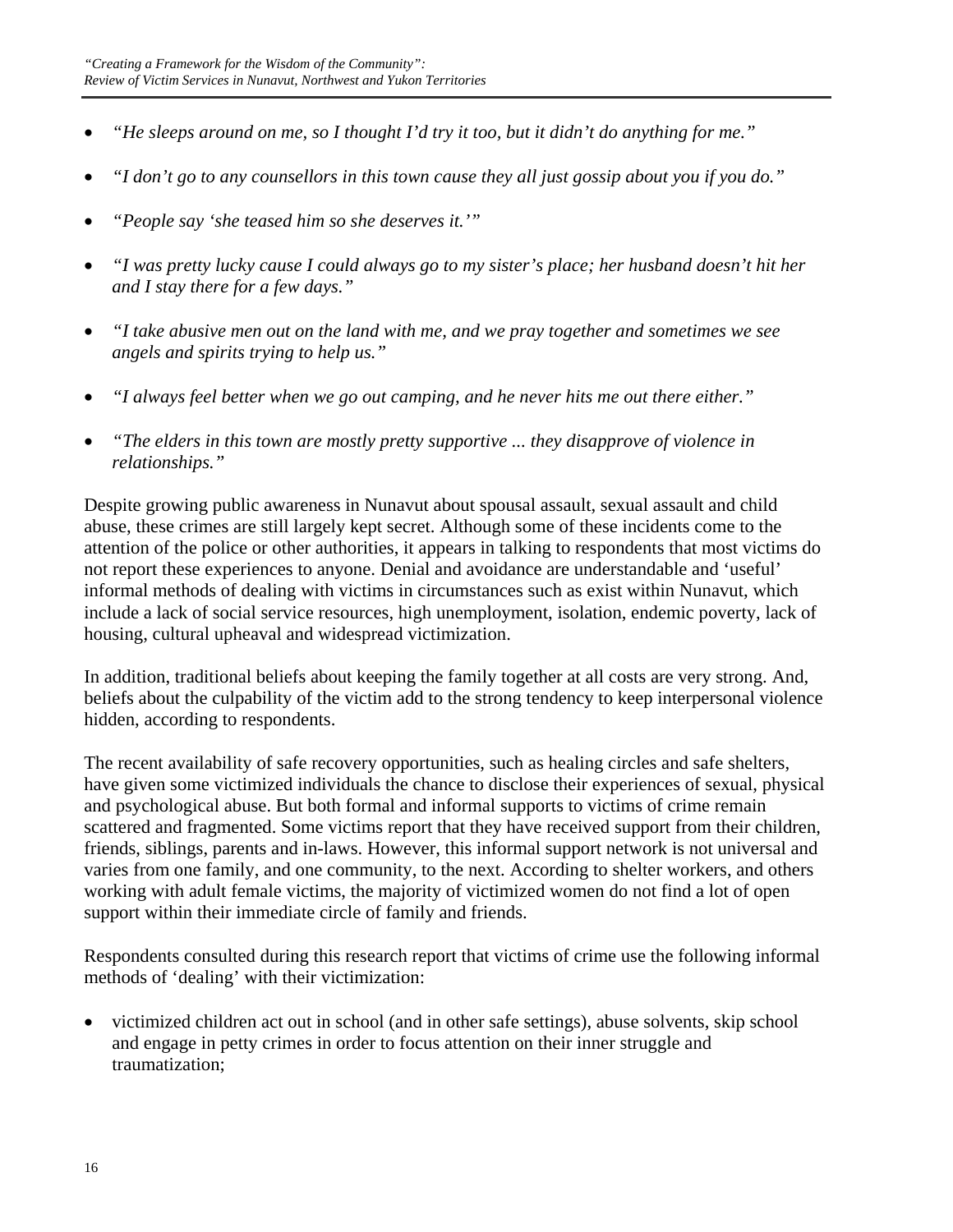- *"He sleeps around on me, so I thought I'd try it too, but it didn't do anything for me."*
- *"I don't go to any counsellors in this town cause they all just gossip about you if you do."*
- *"People say 'she teased him so she deserves it.'"*
- *"I was pretty lucky cause I could always go to my sister's place; her husband doesn't hit her and I stay there for a few days."*
- *"I take abusive men out on the land with me, and we pray together and sometimes we see angels and spirits trying to help us."*
- *"I always feel better when we go out camping, and he never hits me out there either."*
- *"The elders in this town are mostly pretty supportive ... they disapprove of violence in relationships."*

Despite growing public awareness in Nunavut about spousal assault, sexual assault and child abuse, these crimes are still largely kept secret. Although some of these incidents come to the attention of the police or other authorities, it appears in talking to respondents that most victims do not report these experiences to anyone. Denial and avoidance are understandable and 'useful' informal methods of dealing with victims in circumstances such as exist within Nunavut, which include a lack of social service resources, high unemployment, isolation, endemic poverty, lack of housing, cultural upheaval and widespread victimization.

In addition, traditional beliefs about keeping the family together at all costs are very strong. And, beliefs about the culpability of the victim add to the strong tendency to keep interpersonal violence hidden, according to respondents.

The recent availability of safe recovery opportunities, such as healing circles and safe shelters, have given some victimized individuals the chance to disclose their experiences of sexual, physical and psychological abuse. But both formal and informal supports to victims of crime remain scattered and fragmented. Some victims report that they have received support from their children, friends, siblings, parents and in-laws. However, this informal support network is not universal and varies from one family, and one community, to the next. According to shelter workers, and others working with adult female victims, the majority of victimized women do not find a lot of open support within their immediate circle of family and friends.

Respondents consulted during this research report that victims of crime use the following informal methods of 'dealing' with their victimization:

- victimized children act out in school (and in other safe settings), abuse solvents, skip school and engage in petty crimes in order to focus attention on their inner struggle and traumatization;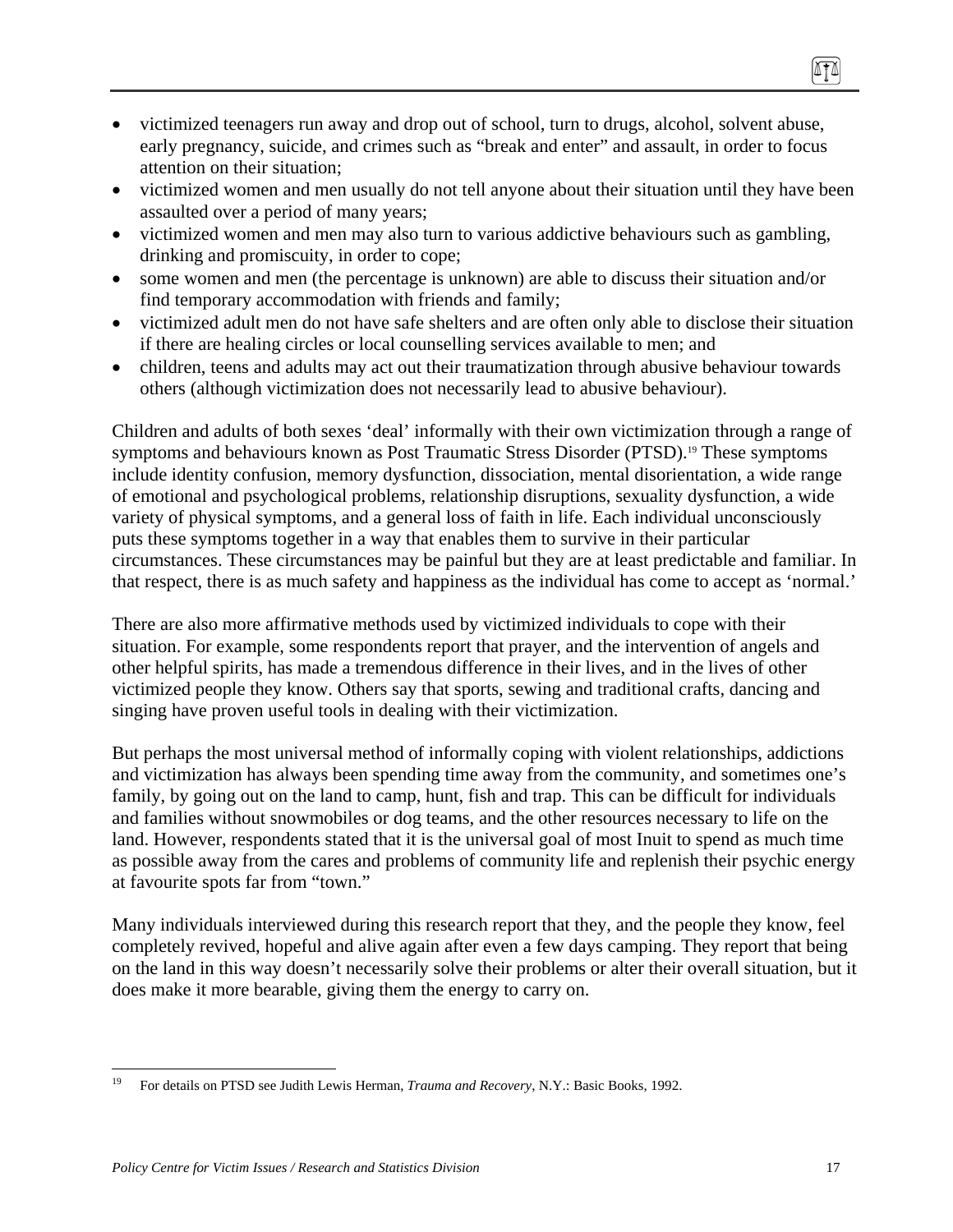- victimized teenagers run away and drop out of school, turn to drugs, alcohol, solvent abuse, early pregnancy, suicide, and crimes such as "break and enter" and assault, in order to focus attention on their situation;
- victimized women and men usually do not tell anyone about their situation until they have been assaulted over a period of many years;
- victimized women and men may also turn to various addictive behaviours such as gambling, drinking and promiscuity, in order to cope;
- some women and men (the percentage is unknown) are able to discuss their situation and/or find temporary accommodation with friends and family;
- victimized adult men do not have safe shelters and are often only able to disclose their situation if there are healing circles or local counselling services available to men; and
- children, teens and adults may act out their traumatization through abusive behaviour towards others (although victimization does not necessarily lead to abusive behaviour).

Children and adults of both sexes 'deal' informally with their own victimization through a range of symptoms and behaviours known as Post Traumatic Stress Disorder (PTSD).[19] These symptoms include identity confusion, memory dysfunction, dissociation, mental disorientation, a wide range of emotional and psychological problems, relationship disruptions, sexuality dysfunction, a wide variety of physical symptoms, and a general loss of faith in life. Each individual unconsciously puts these symptoms together in a way that enables them to survive in their particular circumstances. These circumstances may be painful but they are at least predictable and familiar. In that respect, there is as much safety and happiness as the individual has come to accept as 'normal.'

There are also more affirmative methods used by victimized individuals to cope with their situation. For example, some respondents report that prayer, and the intervention of angels and other helpful spirits, has made a tremendous difference in their lives, and in the lives of other victimized people they know. Others say that sports, sewing and traditional crafts, dancing and singing have proven useful tools in dealing with their victimization.

But perhaps the most universal method of informally coping with violent relationships, addictions and victimization has always been spending time away from the community, and sometimes one's family, by going out on the land to camp, hunt, fish and trap. This can be difficult for individuals and families without snowmobiles or dog teams, and the other resources necessary to life on the land. However, respondents stated that it is the universal goal of most Inuit to spend as much time as possible away from the cares and problems of community life and replenish their psychic energy at favourite spots far from "town."

Many individuals interviewed during this research report that they, and the people they know, feel completely revived, hopeful and alive again after even a few days camping. They report that being on the land in this way doesn't necessarily solve their problems or alter their overall situation, but it does make it more bearable, giving them the energy to carry on.

[19] For details on PTSD see Judith Lewis Herman, *Trauma and Recovery*, N.Y.: Basic Books, 1992.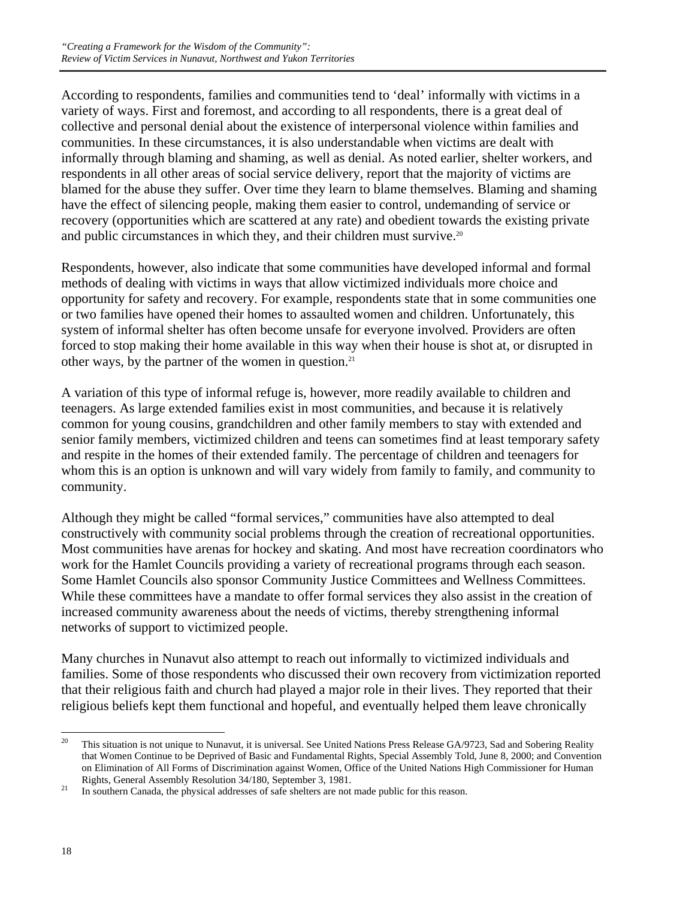According to respondents, families and communities tend to 'deal' informally with victims in a variety of ways. First and foremost, and according to all respondents, there is a great deal of collective and personal denial about the existence of interpersonal violence within families and communities. In these circumstances, it is also understandable when victims are dealt with informally through blaming and shaming, as well as denial. As noted earlier, shelter workers, and respondents in all other areas of social service delivery, report that the majority of victims are blamed for the abuse they suffer. Over time they learn to blame themselves. Blaming and shaming have the effect of silencing people, making them easier to control, undemanding of service or recovery (opportunities which are scattered at any rate) and obedient towards the existing private and public circumstances in which they, and their children must survive.[20]

Respondents, however, also indicate that some communities have developed informal and formal methods of dealing with victims in ways that allow victimized individuals more choice and opportunity for safety and recovery. For example, respondents state that in some communities one or two families have opened their homes to assaulted women and children. Unfortunately, this system of informal shelter has often become unsafe for everyone involved. Providers are often forced to stop making their home available in this way when their house is shot at, or disrupted in other ways, by the partner of the women in question.[21]

A variation of this type of informal refuge is, however, more readily available to children and teenagers. As large extended families exist in most communities, and because it is relatively common for young cousins, grandchildren and other family members to stay with extended and senior family members, victimized children and teens can sometimes find at least temporary safety and respite in the homes of their extended family. The percentage of children and teenagers for whom this is an option is unknown and will vary widely from family to family, and community to community.

Although they might be called "formal services," communities have also attempted to deal constructively with community social problems through the creation of recreational opportunities. Most communities have arenas for hockey and skating. And most have recreation coordinators who work for the Hamlet Councils providing a variety of recreational programs through each season. Some Hamlet Councils also sponsor Community Justice Committees and Wellness Committees. While these committees have a mandate to offer formal services they also assist in the creation of increased community awareness about the needs of victims, thereby strengthening informal networks of support to victimized people.

Many churches in Nunavut also attempt to reach out informally to victimized individuals and families. Some of those respondents who discussed their own recovery from victimization reported that their religious faith and church had played a major role in their lives. They reported that their religious beliefs kept them functional and hopeful, and eventually helped them leave chronically

---

[20] This situation is not unique to Nunavut, it is universal. See United Nations Press Release GA/9723, Sad and Sobering Reality that Women Continue to be Deprived of Basic and Fundamental Rights, Special Assembly Told, June 8, 2000; and Convention on Elimination of All Forms of Discrimination against Women, Office of the United Nations High Commissioner for Human Rights, General Assembly Resolution 34/180, September 3, 1981.

[21] In southern Canada, the physical addresses of safe shelters are not made public for this reason.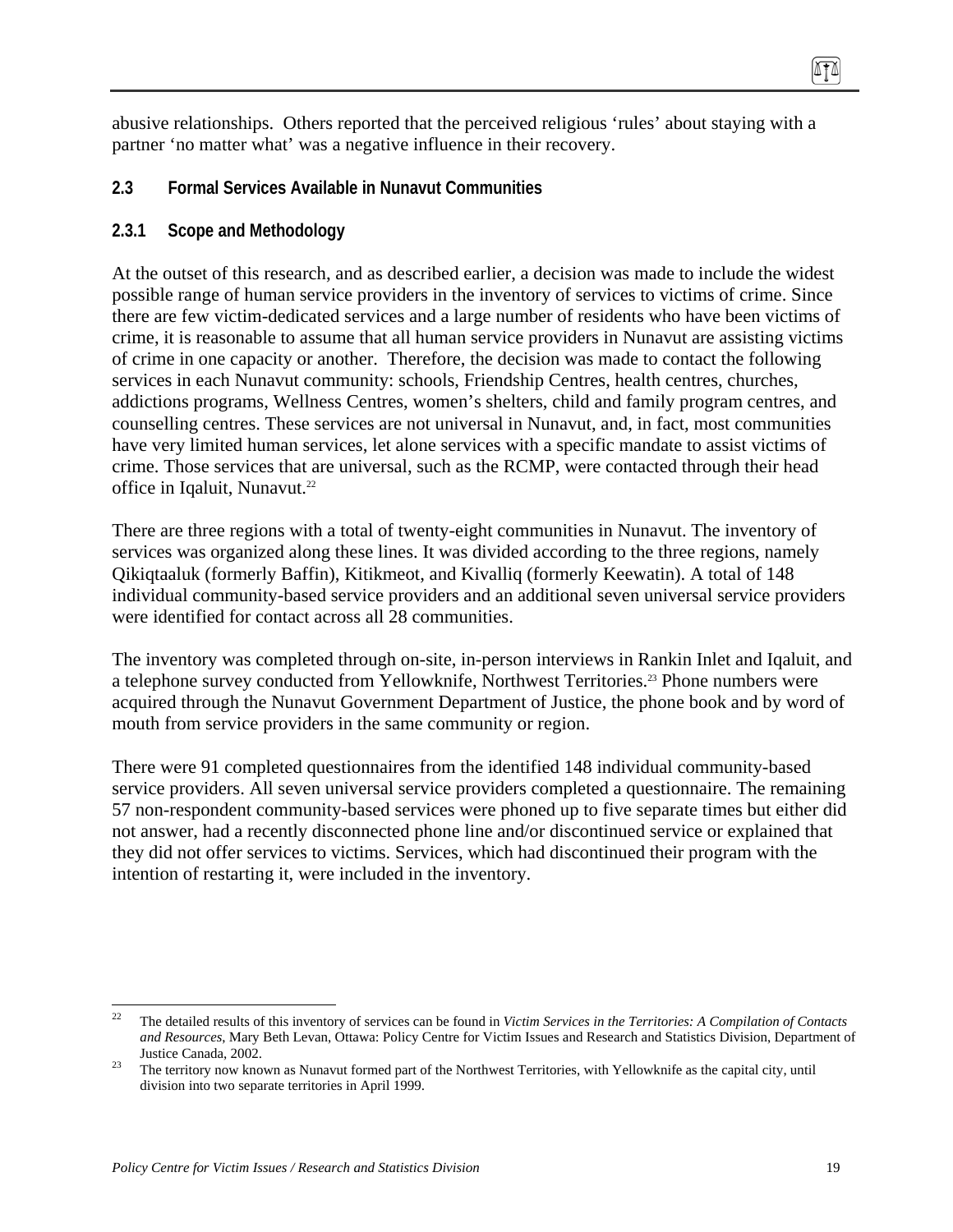abusive relationships. Others reported that the perceived religious 'rules' about staying with a partner 'no matter what' was a negative influence in their recovery.

## 2.3 Formal Services Available in Nunavut Communities

### 2.3.1 Scope and Methodology

At the outset of this research, and as described earlier, a decision was made to include the widest possible range of human service providers in the inventory of services to victims of crime. Since there are few victim-dedicated services and a large number of residents who have been victims of crime, it is reasonable to assume that all human service providers in Nunavut are assisting victims of crime in one capacity or another. Therefore, the decision was made to contact the following services in each Nunavut community: schools, Friendship Centres, health centres, churches, addictions programs, Wellness Centres, women's shelters, child and family program centres, and counselling centres. These services are not universal in Nunavut, and, in fact, most communities have very limited human services, let alone services with a specific mandate to assist victims of crime. Those services that are universal, such as the RCMP, were contacted through their head office in Iqaluit, Nunavut.[22]

There are three regions with a total of twenty-eight communities in Nunavut. The inventory of services was organized along these lines. It was divided according to the three regions, namely Qikiqtaaluk (formerly Baffin), Kitikmeot, and Kivalliq (formerly Keewatin). A total of 148 individual community-based service providers and an additional seven universal service providers were identified for contact across all 28 communities.

The inventory was completed through on-site, in-person interviews in Rankin Inlet and Iqaluit, and a telephone survey conducted from Yellowknife, Northwest Territories.[23] Phone numbers were acquired through the Nunavut Government Department of Justice, the phone book and by word of mouth from service providers in the same community or region.

There were 91 completed questionnaires from the identified 148 individual community-based service providers. All seven universal service providers completed a questionnaire. The remaining 57 non-respondent community-based services were phoned up to five separate times but either did not answer, had a recently disconnected phone line and/or discontinued service or explained that they did not offer services to victims. Services, which had discontinued their program with the intention of restarting it, were included in the inventory.

---

[22] The detailed results of this inventory of services can be found in *Victim Services in the Territories: A Compilation of Contacts and Resources*, Mary Beth Levan, Ottawa: Policy Centre for Victim Issues and Research and Statistics Division, Department of Justice Canada, 2002.

[23] The territory now known as Nunavut formed part of the Northwest Territories, with Yellowknife as the capital city, until division into two separate territories in April 1999.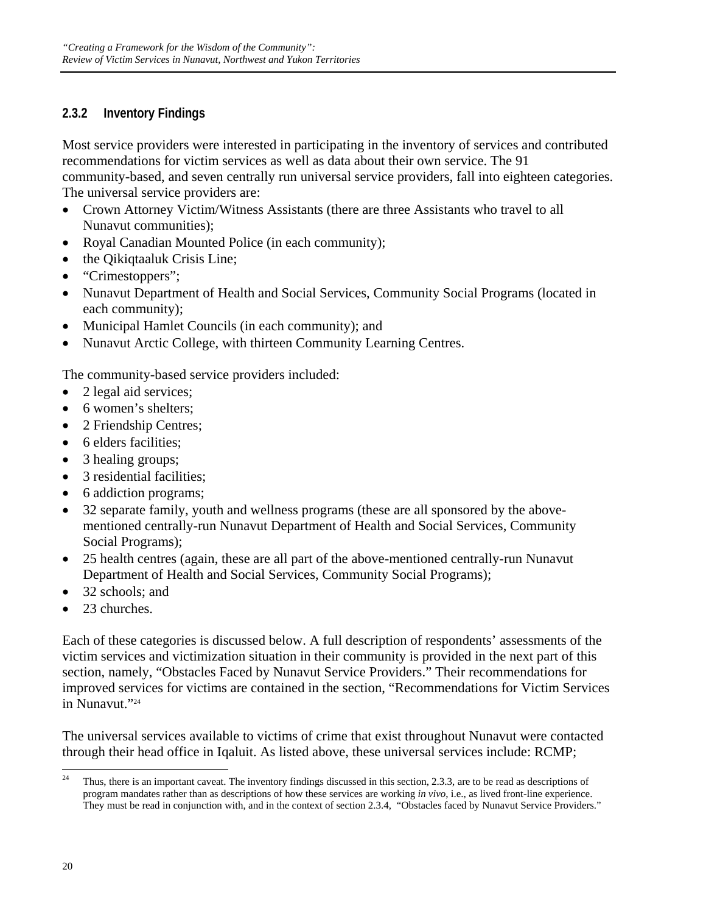### 2.3.2 Inventory Findings

Most service providers were interested in participating in the inventory of services and contributed recommendations for victim services as well as data about their own service. The 91 community-based, and seven centrally run universal service providers, fall into eighteen categories. The universal service providers are:

- Crown Attorney Victim/Witness Assistants (there are three Assistants who travel to all Nunavut communities);
- Royal Canadian Mounted Police (in each community);
- the Qikiqtaaluk Crisis Line;
- "Crimestoppers";
- Nunavut Department of Health and Social Services, Community Social Programs (located in each community);
- Municipal Hamlet Councils (in each community); and
- Nunavut Arctic College, with thirteen Community Learning Centres.

The community-based service providers included:

- 2 legal aid services;
- 6 women's shelters;
- 2 Friendship Centres;
- 6 elders facilities;
- 3 healing groups;
- 3 residential facilities;
- 6 addiction programs;
- 32 separate family, youth and wellness programs (these are all sponsored by the above-mentioned centrally-run Nunavut Department of Health and Social Services, Community Social Programs);
- 25 health centres (again, these are all part of the above-mentioned centrally-run Nunavut Department of Health and Social Services, Community Social Programs);
- 32 schools; and
- 23 churches.

Each of these categories is discussed below. A full description of respondents' assessments of the victim services and victimization situation in their community is provided in the next part of this section, namely, "Obstacles Faced by Nunavut Service Providers." Their recommendations for improved services for victims are contained in the section, "Recommendations for Victim Services in Nunavut."[24]

The universal services available to victims of crime that exist throughout Nunavut were contacted through their head office in Iqaluit. As listed above, these universal services include: RCMP;

[24] Thus, there is an important caveat. The inventory findings discussed in this section, 2.3.3, are to be read as descriptions of program mandates rather than as descriptions of how these services are working *in vivo*, i.e., as lived front-line experience. They must be read in conjunction with, and in the context of section 2.3.4, "Obstacles faced by Nunavut Service Providers."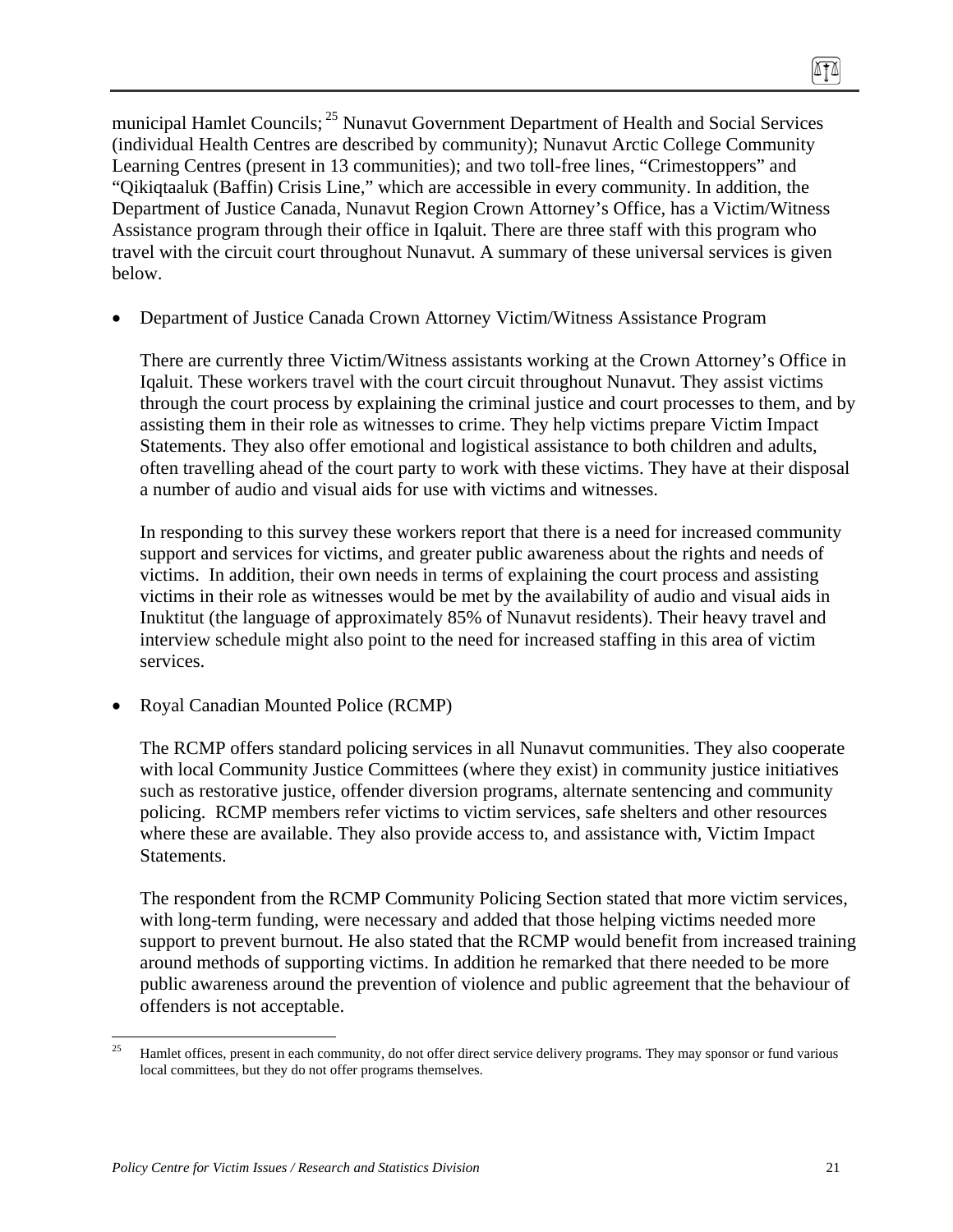municipal Hamlet Councils;[25] Nunavut Government Department of Health and Social Services (individual Health Centres are described by community); Nunavut Arctic College Community Learning Centres (present in 13 communities); and two toll-free lines, "Crimestoppers" and "Qikiqtaaluk (Baffin) Crisis Line," which are accessible in every community. In addition, the Department of Justice Canada, Nunavut Region Crown Attorney's Office, has a Victim/Witness Assistance program through their office in Iqaluit. There are three staff with this program who travel with the circuit court throughout Nunavut. A summary of these universal services is given below.

- Department of Justice Canada Crown Attorney Victim/Witness Assistance Program

  There are currently three Victim/Witness assistants working at the Crown Attorney's Office in Iqaluit. These workers travel with the court circuit throughout Nunavut. They assist victims through the court process by explaining the criminal justice and court processes to them, and by assisting them in their role as witnesses to crime. They help victims prepare Victim Impact Statements. They also offer emotional and logistical assistance to both children and adults, often travelling ahead of the court party to work with these victims. They have at their disposal a number of audio and visual aids for use with victims and witnesses.

  In responding to this survey these workers report that there is a need for increased community support and services for victims, and greater public awareness about the rights and needs of victims. In addition, their own needs in terms of explaining the court process and assisting victims in their role as witnesses would be met by the availability of audio and visual aids in Inuktitut (the language of approximately 85% of Nunavut residents). Their heavy travel and interview schedule might also point to the need for increased staffing in this area of victim services.

- Royal Canadian Mounted Police (RCMP)

  The RCMP offers standard policing services in all Nunavut communities. They also cooperate with local Community Justice Committees (where they exist) in community justice initiatives such as restorative justice, offender diversion programs, alternate sentencing and community policing. RCMP members refer victims to victim services, safe shelters and other resources where these are available. They also provide access to, and assistance with, Victim Impact Statements.

  The respondent from the RCMP Community Policing Section stated that more victim services, with long-term funding, were necessary and added that those helping victims needed more support to prevent burnout. He also stated that the RCMP would benefit from increased training around methods of supporting victims. In addition he remarked that there needed to be more public awareness around the prevention of violence and public agreement that the behaviour of offenders is not acceptable.

---

[25] Hamlet offices, present in each community, do not offer direct service delivery programs. They may sponsor or fund various local committees, but they do not offer programs themselves.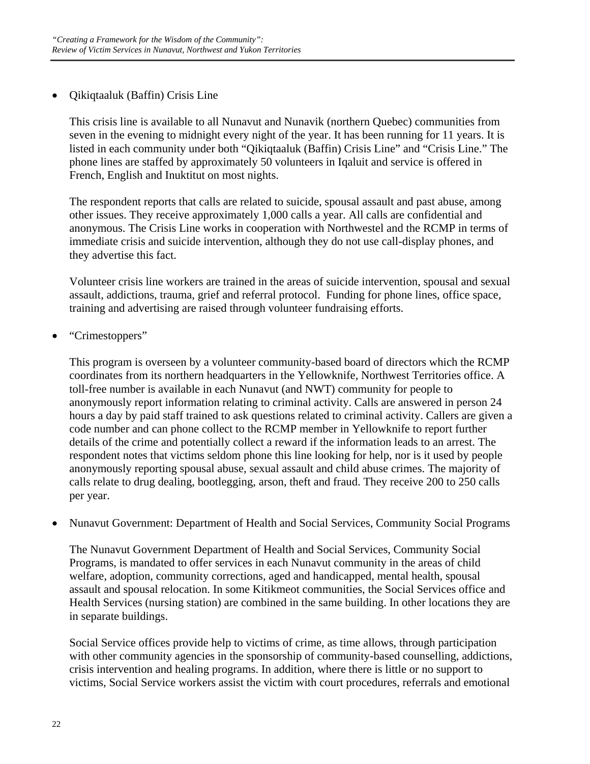- Qikiqtaaluk (Baffin) Crisis Line

  This crisis line is available to all Nunavut and Nunavik (northern Quebec) communities from seven in the evening to midnight every night of the year. It has been running for 11 years. It is listed in each community under both "Qikiqtaaluk (Baffin) Crisis Line" and "Crisis Line." The phone lines are staffed by approximately 50 volunteers in Iqaluit and service is offered in French, English and Inuktitut on most nights.

  The respondent reports that calls are related to suicide, spousal assault and past abuse, among other issues. They receive approximately 1,000 calls a year. All calls are confidential and anonymous. The Crisis Line works in cooperation with Northwestel and the RCMP in terms of immediate crisis and suicide intervention, although they do not use call-display phones, and they advertise this fact.

  Volunteer crisis line workers are trained in the areas of suicide intervention, spousal and sexual assault, addictions, trauma, grief and referral protocol. Funding for phone lines, office space, training and advertising are raised through volunteer fundraising efforts.

- "Crimestoppers"

  This program is overseen by a volunteer community-based board of directors which the RCMP coordinates from its northern headquarters in the Yellowknife, Northwest Territories office. A toll-free number is available in each Nunavut (and NWT) community for people to anonymously report information relating to criminal activity. Calls are answered in person 24 hours a day by paid staff trained to ask questions related to criminal activity. Callers are given a code number and can phone collect to the RCMP member in Yellowknife to report further details of the crime and potentially collect a reward if the information leads to an arrest. The respondent notes that victims seldom phone this line looking for help, nor is it used by people anonymously reporting spousal abuse, sexual assault and child abuse crimes. The majority of calls relate to drug dealing, bootlegging, arson, theft and fraud. They receive 200 to 250 calls per year.

- Nunavut Government: Department of Health and Social Services, Community Social Programs

  The Nunavut Government Department of Health and Social Services, Community Social Programs, is mandated to offer services in each Nunavut community in the areas of child welfare, adoption, community corrections, aged and handicapped, mental health, spousal assault and spousal relocation. In some Kitikmeot communities, the Social Services office and Health Services (nursing station) are combined in the same building. In other locations they are in separate buildings.

  Social Service offices provide help to victims of crime, as time allows, through participation with other community agencies in the sponsorship of community-based counselling, addictions, crisis intervention and healing programs. In addition, where there is little or no support to victims, Social Service workers assist the victim with court procedures, referrals and emotional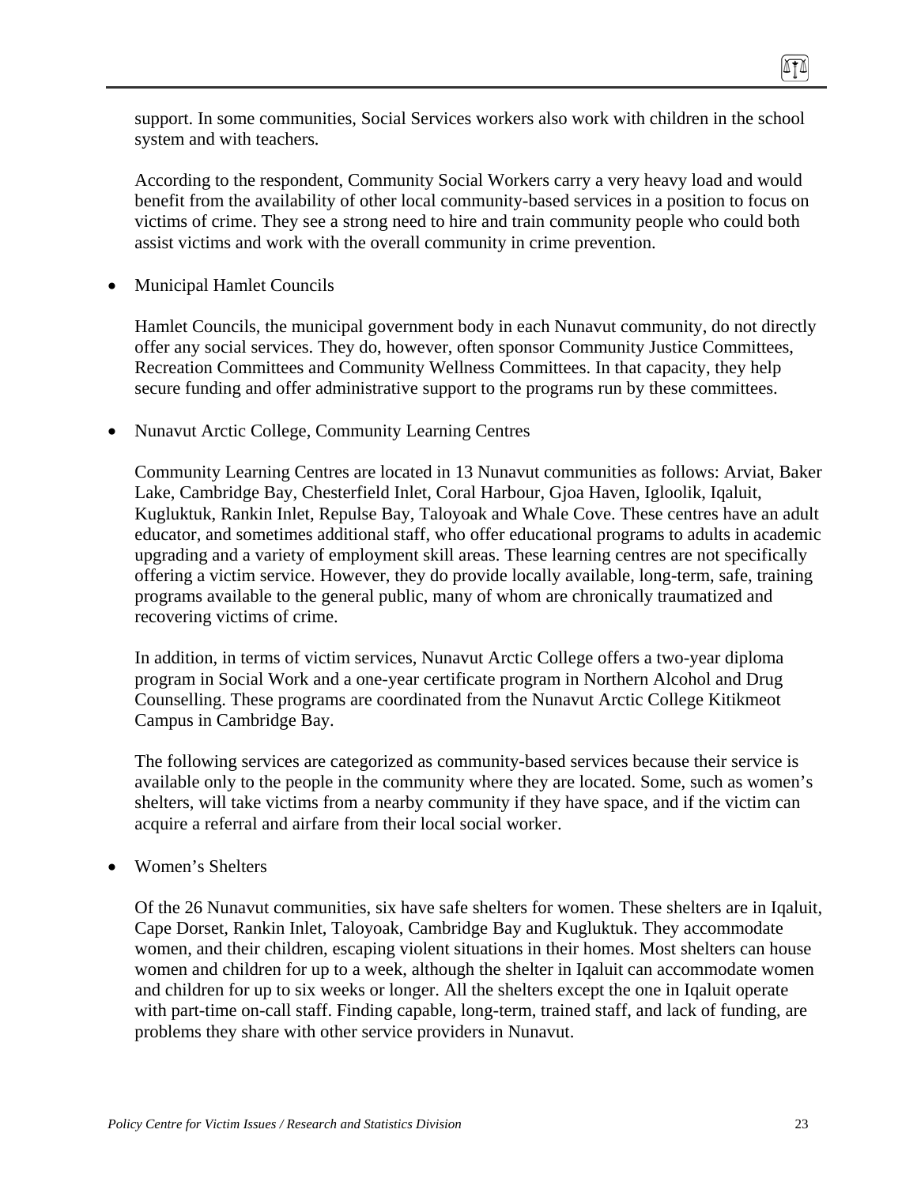support. In some communities, Social Services workers also work with children in the school system and with teachers.

According to the respondent, Community Social Workers carry a very heavy load and would benefit from the availability of other local community-based services in a position to focus on victims of crime. They see a strong need to hire and train community people who could both assist victims and work with the overall community in crime prevention.

- Municipal Hamlet Councils

  Hamlet Councils, the municipal government body in each Nunavut community, do not directly offer any social services. They do, however, often sponsor Community Justice Committees, Recreation Committees and Community Wellness Committees. In that capacity, they help secure funding and offer administrative support to the programs run by these committees.

- Nunavut Arctic College, Community Learning Centres

  Community Learning Centres are located in 13 Nunavut communities as follows: Arviat, Baker Lake, Cambridge Bay, Chesterfield Inlet, Coral Harbour, Gjoa Haven, Igloolik, Iqaluit, Kugluktuk, Rankin Inlet, Repulse Bay, Taloyoak and Whale Cove. These centres have an adult educator, and sometimes additional staff, who offer educational programs to adults in academic upgrading and a variety of employment skill areas. These learning centres are not specifically offering a victim service. However, they do provide locally available, long-term, safe, training programs available to the general public, many of whom are chronically traumatized and recovering victims of crime.

  In addition, in terms of victim services, Nunavut Arctic College offers a two-year diploma program in Social Work and a one-year certificate program in Northern Alcohol and Drug Counselling. These programs are coordinated from the Nunavut Arctic College Kitikmeot Campus in Cambridge Bay.

  The following services are categorized as community-based services because their service is available only to the people in the community where they are located. Some, such as women's shelters, will take victims from a nearby community if they have space, and if the victim can acquire a referral and airfare from their local social worker.

- Women's Shelters

  Of the 26 Nunavut communities, six have safe shelters for women. These shelters are in Iqaluit, Cape Dorset, Rankin Inlet, Taloyoak, Cambridge Bay and Kugluktuk. They accommodate women, and their children, escaping violent situations in their homes. Most shelters can house women and children for up to a week, although the shelter in Iqaluit can accommodate women and children for up to six weeks or longer. All the shelters except the one in Iqaluit operate with part-time on-call staff. Finding capable, long-term, trained staff, and lack of funding, are problems they share with other service providers in Nunavut.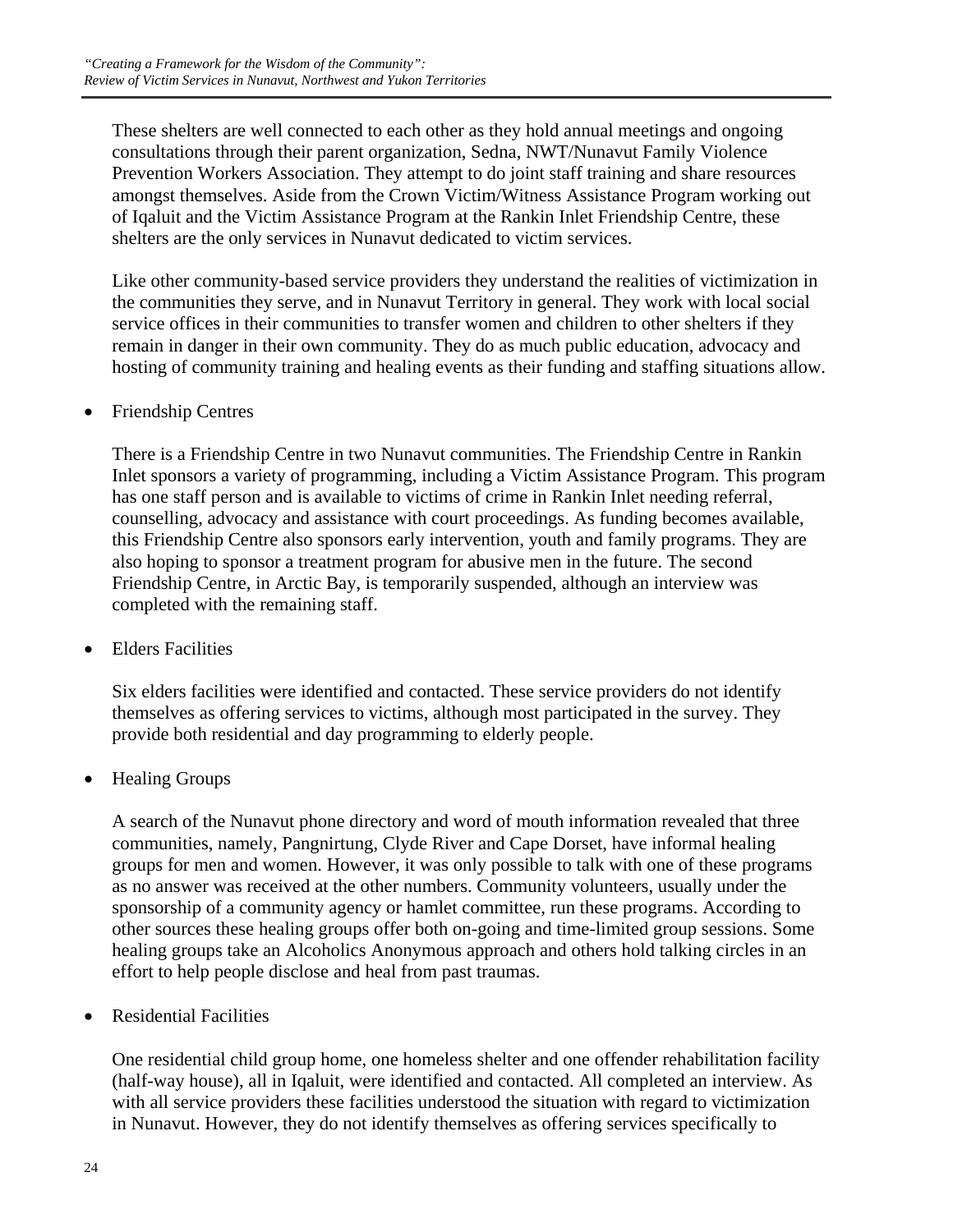These shelters are well connected to each other as they hold annual meetings and ongoing consultations through their parent organization, Sedna, NWT/Nunavut Family Violence Prevention Workers Association. They attempt to do joint staff training and share resources amongst themselves. Aside from the Crown Victim/Witness Assistance Program working out of Iqaluit and the Victim Assistance Program at the Rankin Inlet Friendship Centre, these shelters are the only services in Nunavut dedicated to victim services.

Like other community-based service providers they understand the realities of victimization in the communities they serve, and in Nunavut Territory in general. They work with local social service offices in their communities to transfer women and children to other shelters if they remain in danger in their own community. They do as much public education, advocacy and hosting of community training and healing events as their funding and staffing situations allow.

- Friendship Centres

  There is a Friendship Centre in two Nunavut communities. The Friendship Centre in Rankin Inlet sponsors a variety of programming, including a Victim Assistance Program. This program has one staff person and is available to victims of crime in Rankin Inlet needing referral, counselling, advocacy and assistance with court proceedings. As funding becomes available, this Friendship Centre also sponsors early intervention, youth and family programs. They are also hoping to sponsor a treatment program for abusive men in the future. The second Friendship Centre, in Arctic Bay, is temporarily suspended, although an interview was completed with the remaining staff.

- Elders Facilities

  Six elders facilities were identified and contacted. These service providers do not identify themselves as offering services to victims, although most participated in the survey. They provide both residential and day programming to elderly people.

- Healing Groups

  A search of the Nunavut phone directory and word of mouth information revealed that three communities, namely, Pangnirtung, Clyde River and Cape Dorset, have informal healing groups for men and women. However, it was only possible to talk with one of these programs as no answer was received at the other numbers. Community volunteers, usually under the sponsorship of a community agency or hamlet committee, run these programs. According to other sources these healing groups offer both on-going and time-limited group sessions. Some healing groups take an Alcoholics Anonymous approach and others hold talking circles in an effort to help people disclose and heal from past traumas.

- Residential Facilities

  One residential child group home, one homeless shelter and one offender rehabilitation facility (half-way house), all in Iqaluit, were identified and contacted. All completed an interview. As with all service providers these facilities understood the situation with regard to victimization in Nunavut. However, they do not identify themselves as offering services specifically to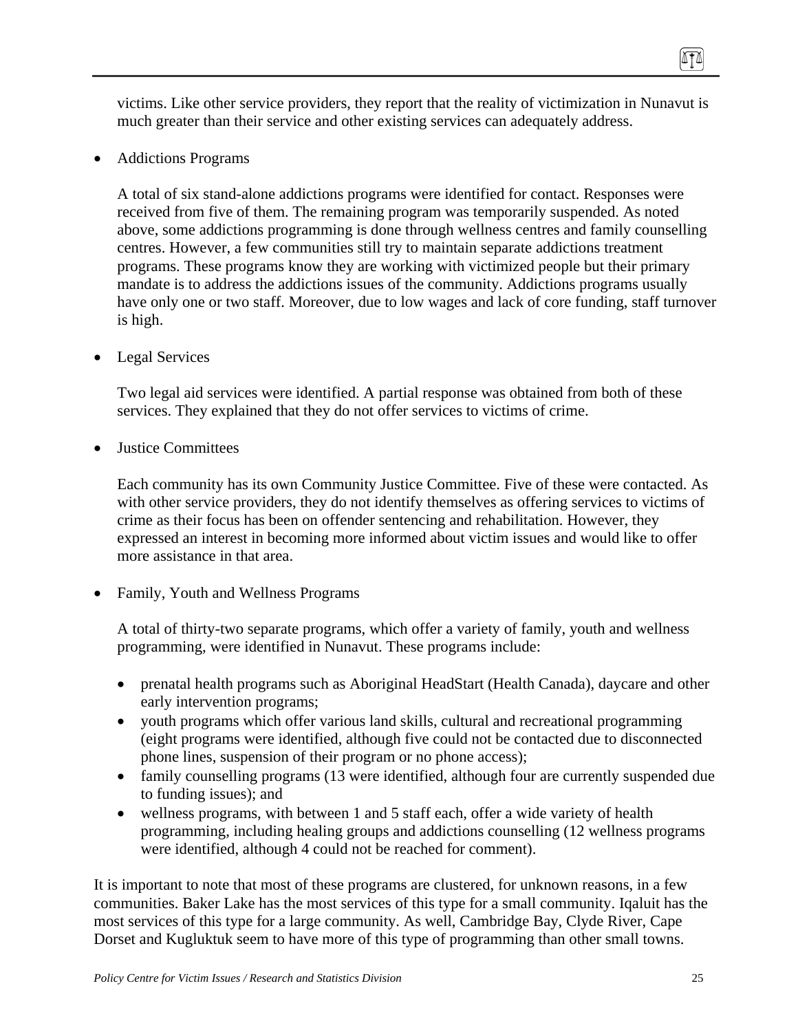victims. Like other service providers, they report that the reality of victimization in Nunavut is much greater than their service and other existing services can adequately address.

- Addictions Programs

  A total of six stand-alone addictions programs were identified for contact. Responses were received from five of them. The remaining program was temporarily suspended. As noted above, some addictions programming is done through wellness centres and family counselling centres. However, a few communities still try to maintain separate addictions treatment programs. These programs know they are working with victimized people but their primary mandate is to address the addictions issues of the community. Addictions programs usually have only one or two staff. Moreover, due to low wages and lack of core funding, staff turnover is high.

- Legal Services

  Two legal aid services were identified. A partial response was obtained from both of these services. They explained that they do not offer services to victims of crime.

- Justice Committees

  Each community has its own Community Justice Committee. Five of these were contacted. As with other service providers, they do not identify themselves as offering services to victims of crime as their focus has been on offender sentencing and rehabilitation. However, they expressed an interest in becoming more informed about victim issues and would like to offer more assistance in that area.

- Family, Youth and Wellness Programs

  A total of thirty-two separate programs, which offer a variety of family, youth and wellness programming, were identified in Nunavut. These programs include:

  - prenatal health programs such as Aboriginal HeadStart (Health Canada), daycare and other early intervention programs;
  - youth programs which offer various land skills, cultural and recreational programming (eight programs were identified, although five could not be contacted due to disconnected phone lines, suspension of their program or no phone access);
  - family counselling programs (13 were identified, although four are currently suspended due to funding issues); and
  - wellness programs, with between 1 and 5 staff each, offer a wide variety of health programming, including healing groups and addictions counselling (12 wellness programs were identified, although 4 could not be reached for comment).

It is important to note that most of these programs are clustered, for unknown reasons, in a few communities. Baker Lake has the most services of this type for a small community. Iqaluit has the most services of this type for a large community. As well, Cambridge Bay, Clyde River, Cape Dorset and Kugluktuk seem to have more of this type of programming than other small towns.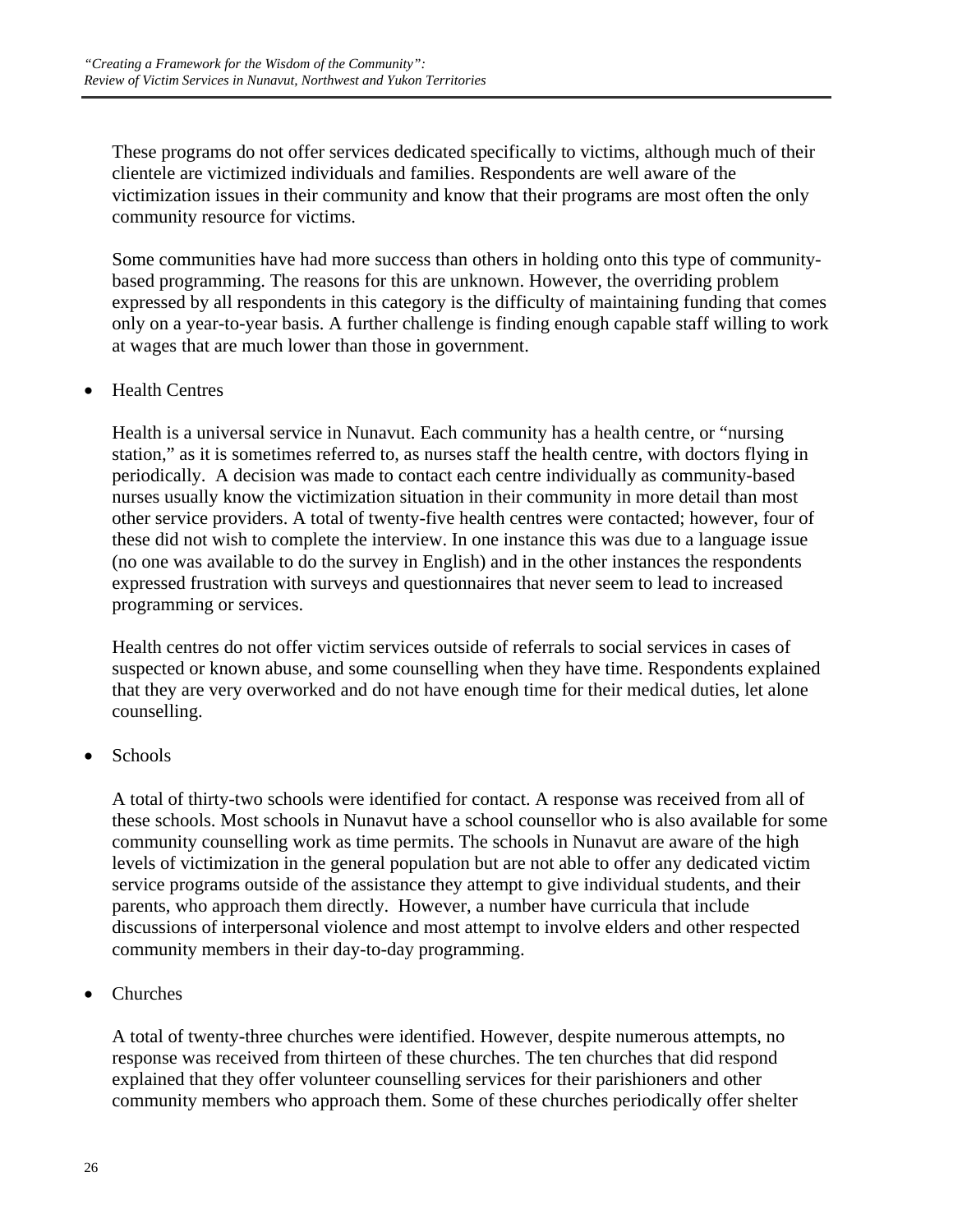These programs do not offer services dedicated specifically to victims, although much of their clientele are victimized individuals and families. Respondents are well aware of the victimization issues in their community and know that their programs are most often the only community resource for victims.

Some communities have had more success than others in holding onto this type of community-based programming. The reasons for this are unknown. However, the overriding problem expressed by all respondents in this category is the difficulty of maintaining funding that comes only on a year-to-year basis. A further challenge is finding enough capable staff willing to work at wages that are much lower than those in government.

- Health Centres

  Health is a universal service in Nunavut. Each community has a health centre, or "nursing station," as it is sometimes referred to, as nurses staff the health centre, with doctors flying in periodically. A decision was made to contact each centre individually as community-based nurses usually know the victimization situation in their community in more detail than most other service providers. A total of twenty-five health centres were contacted; however, four of these did not wish to complete the interview. In one instance this was due to a language issue (no one was available to do the survey in English) and in the other instances the respondents expressed frustration with surveys and questionnaires that never seem to lead to increased programming or services.

  Health centres do not offer victim services outside of referrals to social services in cases of suspected or known abuse, and some counselling when they have time. Respondents explained that they are very overworked and do not have enough time for their medical duties, let alone counselling.

- Schools

  A total of thirty-two schools were identified for contact. A response was received from all of these schools. Most schools in Nunavut have a school counsellor who is also available for some community counselling work as time permits. The schools in Nunavut are aware of the high levels of victimization in the general population but are not able to offer any dedicated victim service programs outside of the assistance they attempt to give individual students, and their parents, who approach them directly. However, a number have curricula that include discussions of interpersonal violence and most attempt to involve elders and other respected community members in their day-to-day programming.

- Churches

  A total of twenty-three churches were identified. However, despite numerous attempts, no response was received from thirteen of these churches. The ten churches that did respond explained that they offer volunteer counselling services for their parishioners and other community members who approach them. Some of these churches periodically offer shelter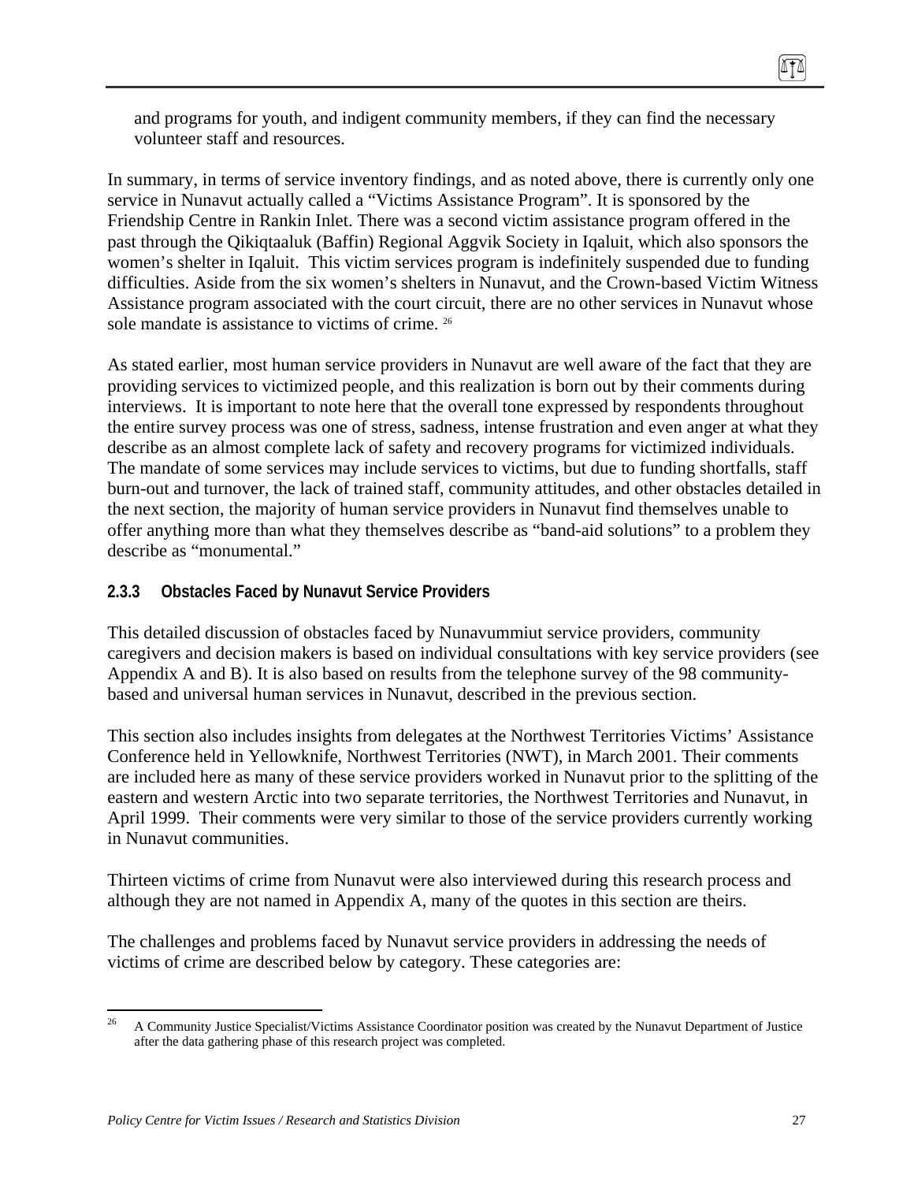and programs for youth, and indigent community members, if they can find the necessary volunteer staff and resources.

In summary, in terms of service inventory findings, and as noted above, there is currently only one service in Nunavut actually called a "Victims Assistance Program". It is sponsored by the Friendship Centre in Rankin Inlet. There was a second victim assistance program offered in the past through the Qikiqtaaluk (Baffin) Regional Aggvik Society in Iqaluit, which also sponsors the women's shelter in Iqaluit. This victim services program is indefinitely suspended due to funding difficulties. Aside from the six women's shelters in Nunavut, and the Crown-based Victim Witness Assistance program associated with the court circuit, there are no other services in Nunavut whose sole mandate is assistance to victims of crime. [26]

As stated earlier, most human service providers in Nunavut are well aware of the fact that they are providing services to victimized people, and this realization is born out by their comments during interviews. It is important to note here that the overall tone expressed by respondents throughout the entire survey process was one of stress, sadness, intense frustration and even anger at what they describe as an almost complete lack of safety and recovery programs for victimized individuals. The mandate of some services may include services to victims, but due to funding shortfalls, staff burn-out and turnover, the lack of trained staff, community attitudes, and other obstacles detailed in the next section, the majority of human service providers in Nunavut find themselves unable to offer anything more than what they themselves describe as "band-aid solutions" to a problem they describe as "monumental."

### 2.3.3 Obstacles Faced by Nunavut Service Providers

This detailed discussion of obstacles faced by Nunavummiut service providers, community caregivers and decision makers is based on individual consultations with key service providers (see Appendix A and B). It is also based on results from the telephone survey of the 98 community-based and universal human services in Nunavut, described in the previous section.

This section also includes insights from delegates at the Northwest Territories Victims' Assistance Conference held in Yellowknife, Northwest Territories (NWT), in March 2001. Their comments are included here as many of these service providers worked in Nunavut prior to the splitting of the eastern and western Arctic into two separate territories, the Northwest Territories and Nunavut, in April 1999. Their comments were very similar to those of the service providers currently working in Nunavut communities.

Thirteen victims of crime from Nunavut were also interviewed during this research process and although they are not named in Appendix A, many of the quotes in this section are theirs.

The challenges and problems faced by Nunavut service providers in addressing the needs of victims of crime are described below by category. These categories are:

[26] A Community Justice Specialist/Victims Assistance Coordinator position was created by the Nunavut Department of Justice after the data gathering phase of this research project was completed.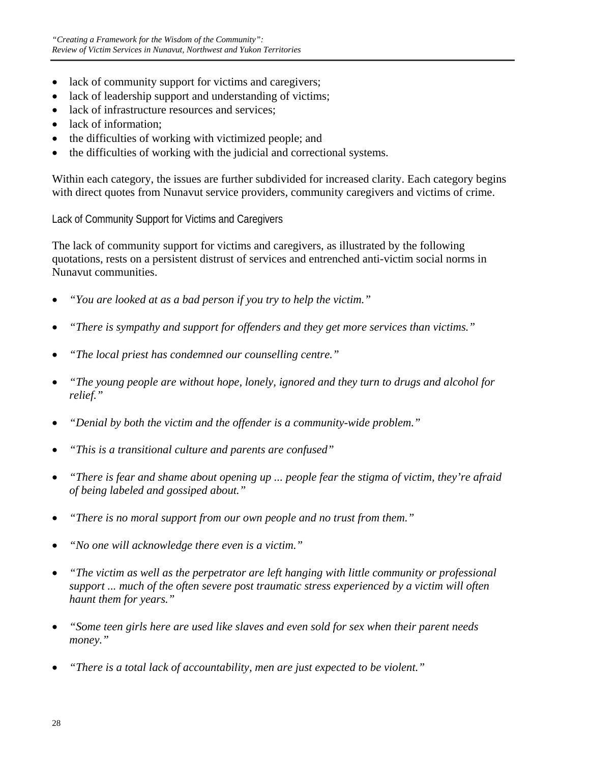- lack of community support for victims and caregivers;
- lack of leadership support and understanding of victims;
- lack of infrastructure resources and services;
- lack of information;
- the difficulties of working with victimized people; and
- the difficulties of working with the judicial and correctional systems.

Within each category, the issues are further subdivided for increased clarity. Each category begins with direct quotes from Nunavut service providers, community caregivers and victims of crime.

### Lack of Community Support for Victims and Caregivers

The lack of community support for victims and caregivers, as illustrated by the following quotations, rests on a persistent distrust of services and entrenched anti-victim social norms in Nunavut communities.

- *"You are looked at as a bad person if you try to help the victim."*
- *"There is sympathy and support for offenders and they get more services than victims."*
- *"The local priest has condemned our counselling centre."*
- *"The young people are without hope, lonely, ignored and they turn to drugs and alcohol for relief."*
- *"Denial by both the victim and the offender is a community-wide problem."*
- *"This is a transitional culture and parents are confused"*
- *"There is fear and shame about opening up ... people fear the stigma of victim, they're afraid of being labeled and gossiped about."*
- *"There is no moral support from our own people and no trust from them."*
- *"No one will acknowledge there even is a victim."*
- *"The victim as well as the perpetrator are left hanging with little community or professional support ... much of the often severe post traumatic stress experienced by a victim will often haunt them for years."*
- *"Some teen girls here are used like slaves and even sold for sex when their parent needs money."*
- *"There is a total lack of accountability, men are just expected to be violent."*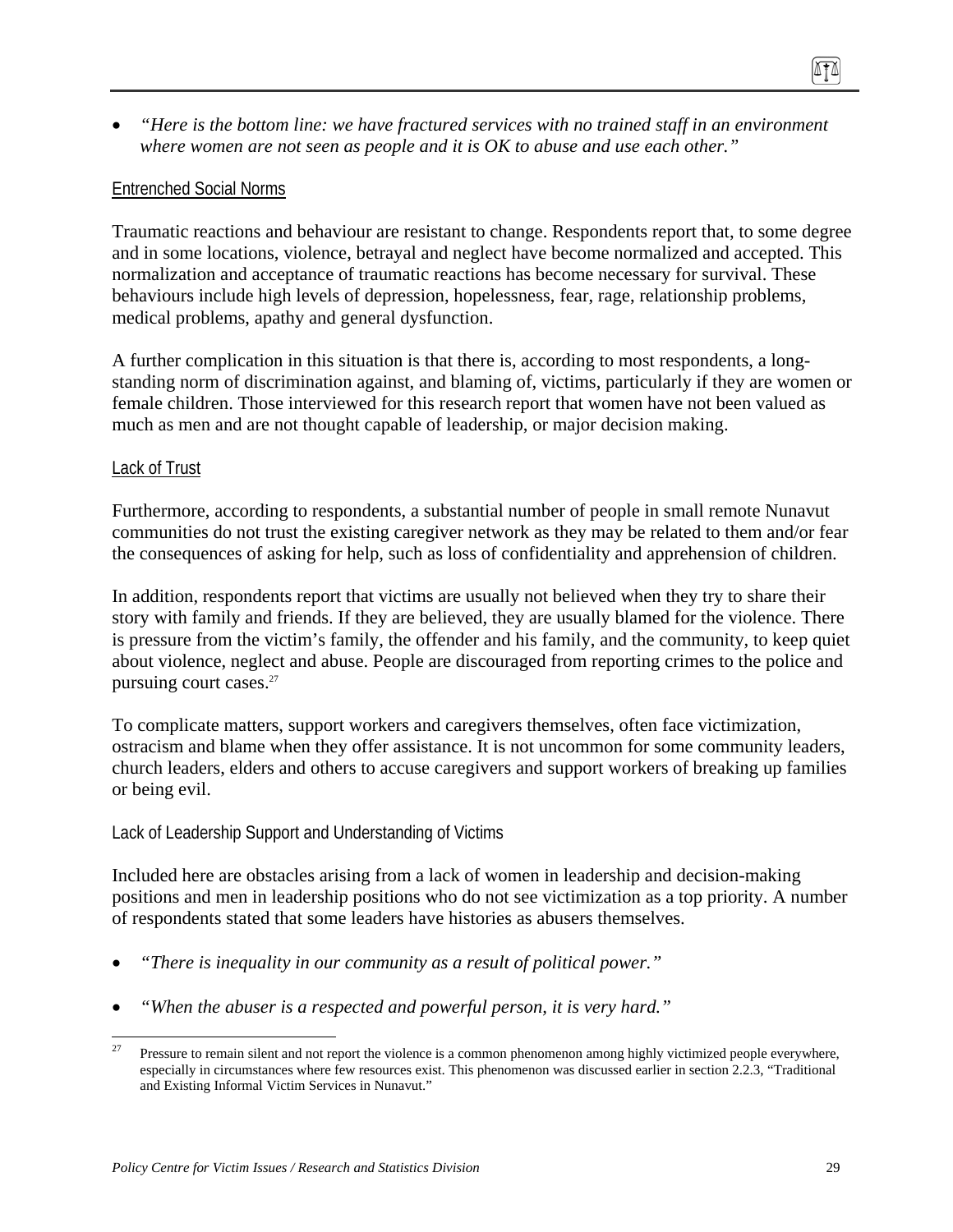- *"Here is the bottom line: we have fractured services with no trained staff in an environment where women are not seen as people and it is OK to abuse and use each other."*

#### Entrenched Social Norms

Traumatic reactions and behaviour are resistant to change. Respondents report that, to some degree and in some locations, violence, betrayal and neglect have become normalized and accepted. This normalization and acceptance of traumatic reactions has become necessary for survival. These behaviours include high levels of depression, hopelessness, fear, rage, relationship problems, medical problems, apathy and general dysfunction.

A further complication in this situation is that there is, according to most respondents, a long-standing norm of discrimination against, and blaming of, victims, particularly if they are women or female children. Those interviewed for this research report that women have not been valued as much as men and are not thought capable of leadership, or major decision making.

#### Lack of Trust

Furthermore, according to respondents, a substantial number of people in small remote Nunavut communities do not trust the existing caregiver network as they may be related to them and/or fear the consequences of asking for help, such as loss of confidentiality and apprehension of children.

In addition, respondents report that victims are usually not believed when they try to share their story with family and friends. If they are believed, they are usually blamed for the violence. There is pressure from the victim's family, the offender and his family, and the community, to keep quiet about violence, neglect and abuse. People are discouraged from reporting crimes to the police and pursuing court cases.[27]

To complicate matters, support workers and caregivers themselves, often face victimization, ostracism and blame when they offer assistance. It is not uncommon for some community leaders, church leaders, elders and others to accuse caregivers and support workers of breaking up families or being evil.

#### Lack of Leadership Support and Understanding of Victims

Included here are obstacles arising from a lack of women in leadership and decision-making positions and men in leadership positions who do not see victimization as a top priority. A number of respondents stated that some leaders have histories as abusers themselves.

- *"There is inequality in our community as a result of political power."*
- *"When the abuser is a respected and powerful person, it is very hard."*

---

[27] Pressure to remain silent and not report the violence is a common phenomenon among highly victimized people everywhere, especially in circumstances where few resources exist. This phenomenon was discussed earlier in section 2.2.3, "Traditional and Existing Informal Victim Services in Nunavut."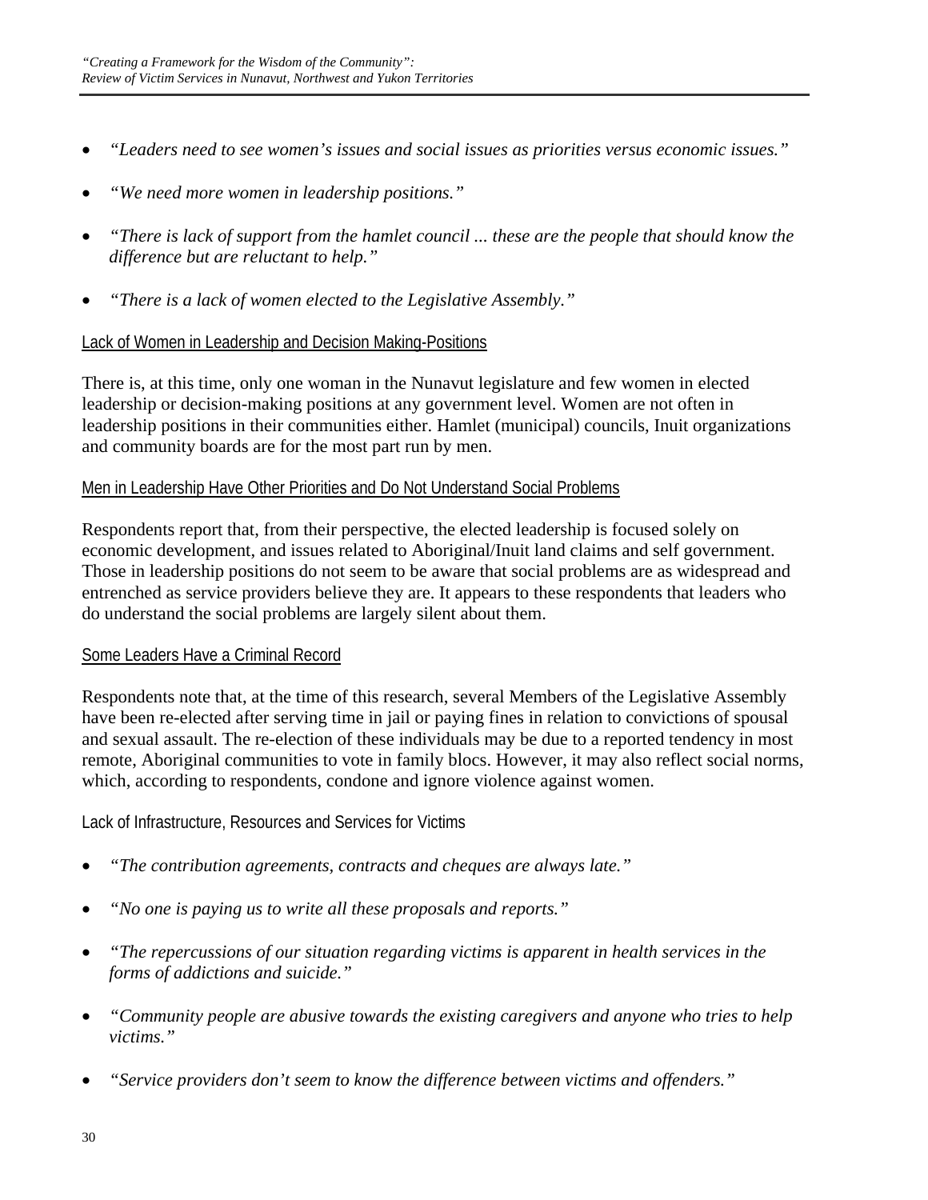- *"Leaders need to see women's issues and social issues as priorities versus economic issues."*

- *"We need more women in leadership positions."*

- *"There is lack of support from the hamlet council ... these are the people that should know the difference but are reluctant to help."*

- *"There is a lack of women elected to the Legislative Assembly."*

Lack of Women in Leadership and Decision Making-Positions

There is, at this time, only one woman in the Nunavut legislature and few women in elected leadership or decision-making positions at any government level. Women are not often in leadership positions in their communities either. Hamlet (municipal) councils, Inuit organizations and community boards are for the most part run by men.

Men in Leadership Have Other Priorities and Do Not Understand Social Problems

Respondents report that, from their perspective, the elected leadership is focused solely on economic development, and issues related to Aboriginal/Inuit land claims and self government. Those in leadership positions do not seem to be aware that social problems are as widespread and entrenched as service providers believe they are. It appears to these respondents that leaders who do understand the social problems are largely silent about them.

Some Leaders Have a Criminal Record

Respondents note that, at the time of this research, several Members of the Legislative Assembly have been re-elected after serving time in jail or paying fines in relation to convictions of spousal and sexual assault. The re-election of these individuals may be due to a reported tendency in most remote, Aboriginal communities to vote in family blocs. However, it may also reflect social norms, which, according to respondents, condone and ignore violence against women.

Lack of Infrastructure, Resources and Services for Victims

- *"The contribution agreements, contracts and cheques are always late."*

- *"No one is paying us to write all these proposals and reports."*

- *"The repercussions of our situation regarding victims is apparent in health services in the forms of addictions and suicide."*

- *"Community people are abusive towards the existing caregivers and anyone who tries to help victims."*

- *"Service providers don't seem to know the difference between victims and offenders."*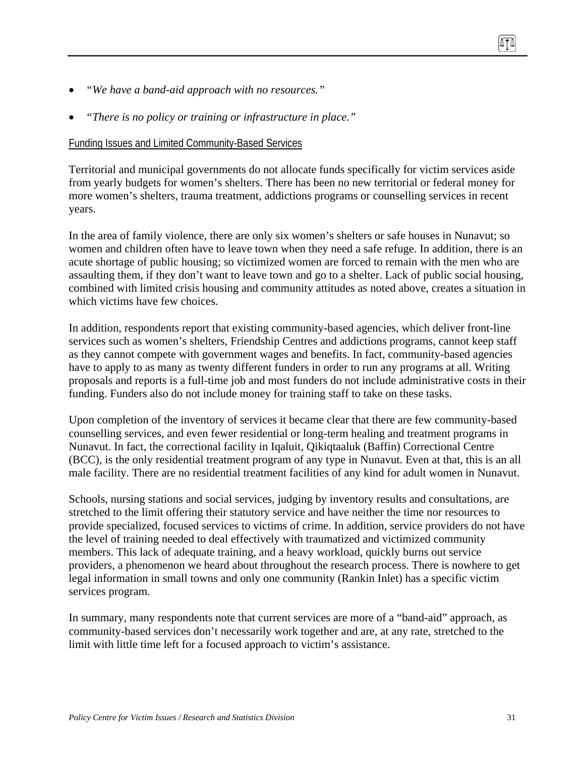- *"We have a band-aid approach with no resources."*
- *"There is no policy or training or infrastructure in place."*

Funding Issues and Limited Community-Based Services

Territorial and municipal governments do not allocate funds specifically for victim services aside from yearly budgets for women's shelters. There has been no new territorial or federal money for more women's shelters, trauma treatment, addictions programs or counselling services in recent years.

In the area of family violence, there are only six women's shelters or safe houses in Nunavut; so women and children often have to leave town when they need a safe refuge. In addition, there is an acute shortage of public housing; so victimized women are forced to remain with the men who are assaulting them, if they don't want to leave town and go to a shelter. Lack of public social housing, combined with limited crisis housing and community attitudes as noted above, creates a situation in which victims have few choices.

In addition, respondents report that existing community-based agencies, which deliver front-line services such as women's shelters, Friendship Centres and addictions programs, cannot keep staff as they cannot compete with government wages and benefits. In fact, community-based agencies have to apply to as many as twenty different funders in order to run any programs at all. Writing proposals and reports is a full-time job and most funders do not include administrative costs in their funding. Funders also do not include money for training staff to take on these tasks.

Upon completion of the inventory of services it became clear that there are few community-based counselling services, and even fewer residential or long-term healing and treatment programs in Nunavut. In fact, the correctional facility in Iqaluit, Qikiqtaaluk (Baffin) Correctional Centre (BCC), is the only residential treatment program of any type in Nunavut. Even at that, this is an all male facility. There are no residential treatment facilities of any kind for adult women in Nunavut.

Schools, nursing stations and social services, judging by inventory results and consultations, are stretched to the limit offering their statutory service and have neither the time nor resources to provide specialized, focused services to victims of crime. In addition, service providers do not have the level of training needed to deal effectively with traumatized and victimized community members. This lack of adequate training, and a heavy workload, quickly burns out service providers, a phenomenon we heard about throughout the research process. There is nowhere to get legal information in small towns and only one community (Rankin Inlet) has a specific victim services program.

In summary, many respondents note that current services are more of a "band-aid" approach, as community-based services don't necessarily work together and are, at any rate, stretched to the limit with little time left for a focused approach to victim's assistance.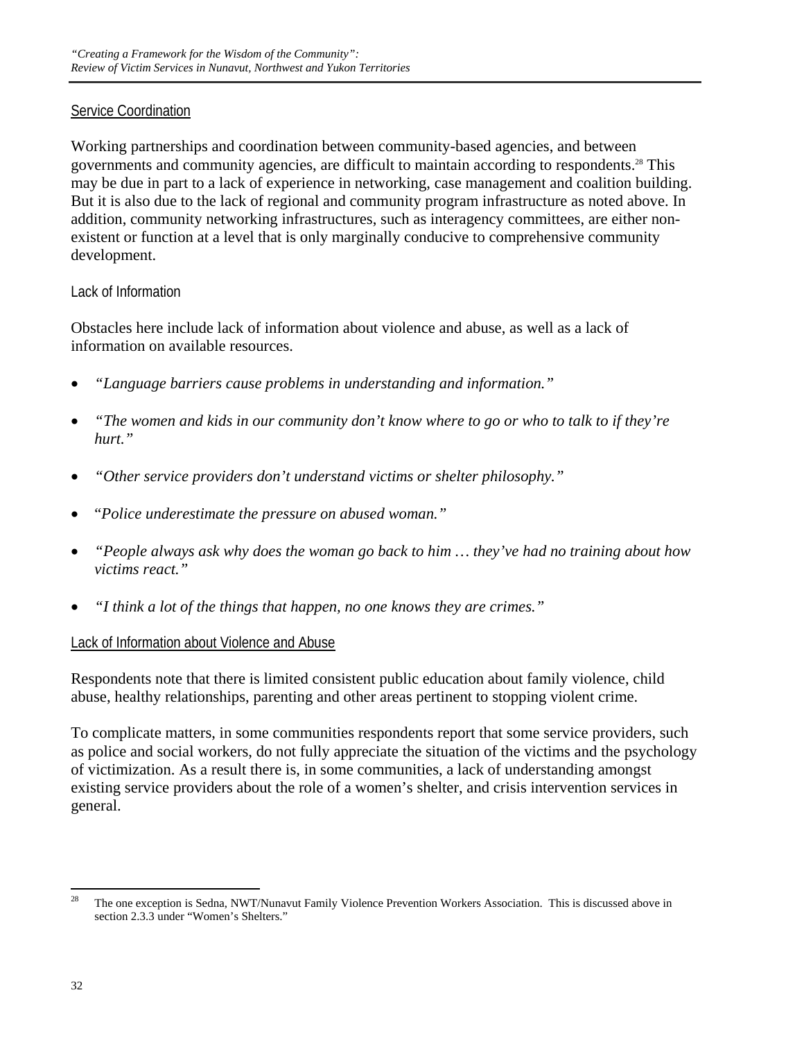### Service Coordination

Working partnerships and coordination between community-based agencies, and between governments and community agencies, are difficult to maintain according to respondents.[28] This may be due in part to a lack of experience in networking, case management and coalition building. But it is also due to the lack of regional and community program infrastructure as noted above. In addition, community networking infrastructures, such as interagency committees, are either non-existent or function at a level that is only marginally conducive to comprehensive community development.

### Lack of Information

Obstacles here include lack of information about violence and abuse, as well as a lack of information on available resources.

- *"Language barriers cause problems in understanding and information."*
- *"The women and kids in our community don't know where to go or who to talk to if they're hurt."*
- *"Other service providers don't understand victims or shelter philosophy."*
- *"Police underestimate the pressure on abused woman."*
- *"People always ask why does the woman go back to him … they've had no training about how victims react."*
- *"I think a lot of the things that happen, no one knows they are crimes."*

### Lack of Information about Violence and Abuse

Respondents note that there is limited consistent public education about family violence, child abuse, healthy relationships, parenting and other areas pertinent to stopping violent crime.

To complicate matters, in some communities respondents report that some service providers, such as police and social workers, do not fully appreciate the situation of the victims and the psychology of victimization. As a result there is, in some communities, a lack of understanding amongst existing service providers about the role of a women's shelter, and crisis intervention services in general.

---

[28] The one exception is Sedna, NWT/Nunavut Family Violence Prevention Workers Association. This is discussed above in section 2.3.3 under "Women's Shelters."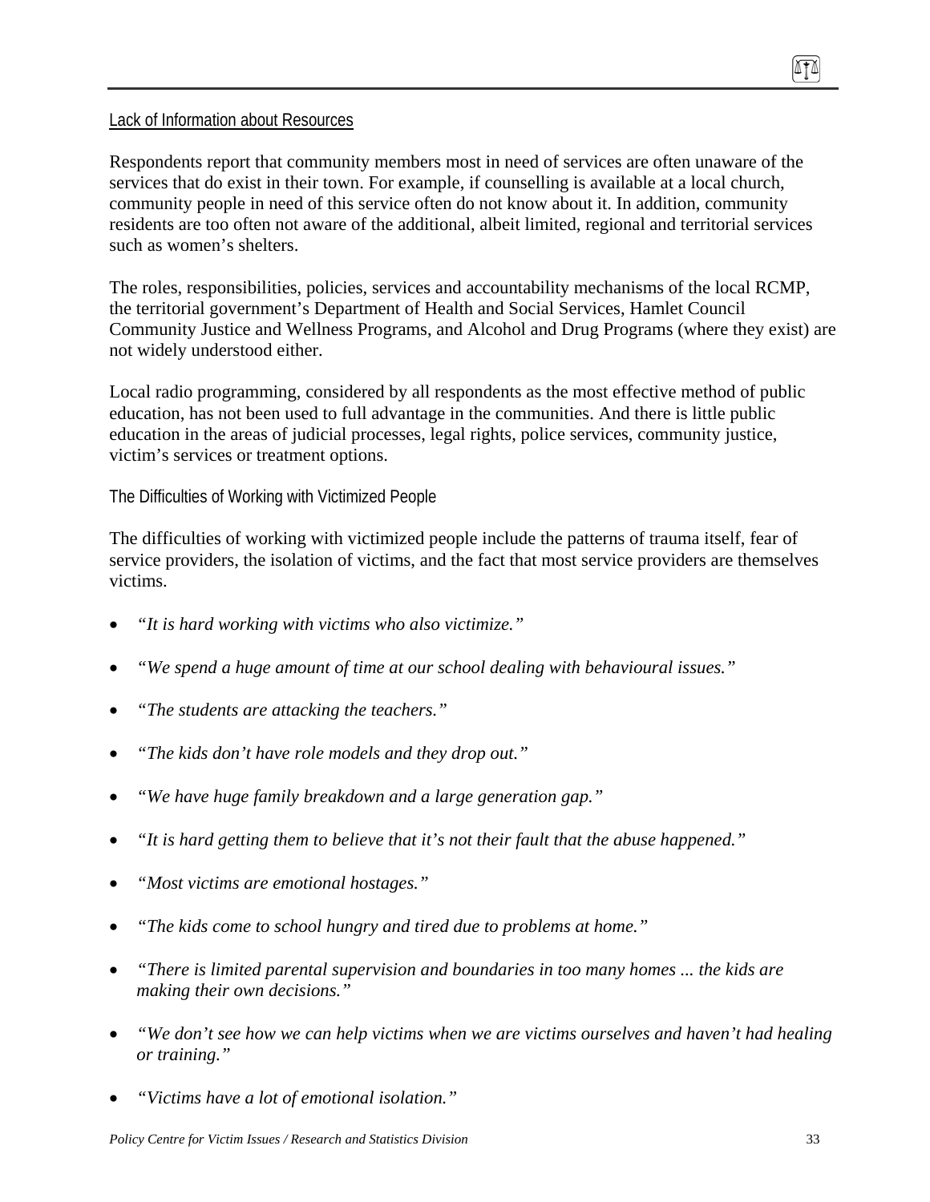Lack of Information about Resources

Respondents report that community members most in need of services are often unaware of the services that do exist in their town. For example, if counselling is available at a local church, community people in need of this service often do not know about it. In addition, community residents are too often not aware of the additional, albeit limited, regional and territorial services such as women's shelters.

The roles, responsibilities, policies, services and accountability mechanisms of the local RCMP, the territorial government's Department of Health and Social Services, Hamlet Council Community Justice and Wellness Programs, and Alcohol and Drug Programs (where they exist) are not widely understood either.

Local radio programming, considered by all respondents as the most effective method of public education, has not been used to full advantage in the communities. And there is little public education in the areas of judicial processes, legal rights, police services, community justice, victim's services or treatment options.

The Difficulties of Working with Victimized People

The difficulties of working with victimized people include the patterns of trauma itself, fear of service providers, the isolation of victims, and the fact that most service providers are themselves victims.

- *"It is hard working with victims who also victimize."*
- *"We spend a huge amount of time at our school dealing with behavioural issues."*
- *"The students are attacking the teachers."*
- *"The kids don't have role models and they drop out."*
- *"We have huge family breakdown and a large generation gap."*
- *"It is hard getting them to believe that it's not their fault that the abuse happened."*
- *"Most victims are emotional hostages."*
- *"The kids come to school hungry and tired due to problems at home."*
- *"There is limited parental supervision and boundaries in too many homes ... the kids are making their own decisions."*
- *"We don't see how we can help victims when we are victims ourselves and haven't had healing or training."*
- *"Victims have a lot of emotional isolation."*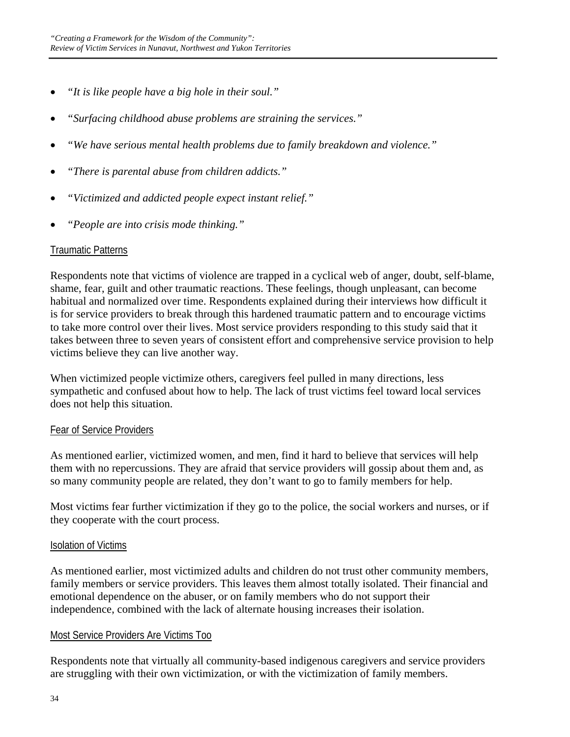- *"It is like people have a big hole in their soul."*
- *"Surfacing childhood abuse problems are straining the services."*
- *"We have serious mental health problems due to family breakdown and violence."*
- *"There is parental abuse from children addicts."*
- *"Victimized and addicted people expect instant relief."*
- *"People are into crisis mode thinking."*

<u>Traumatic Patterns</u>

Respondents note that victims of violence are trapped in a cyclical web of anger, doubt, self-blame, shame, fear, guilt and other traumatic reactions. These feelings, though unpleasant, can become habitual and normalized over time. Respondents explained during their interviews how difficult it is for service providers to break through this hardened traumatic pattern and to encourage victims to take more control over their lives. Most service providers responding to this study said that it takes between three to seven years of consistent effort and comprehensive service provision to help victims believe they can live another way.

When victimized people victimize others, caregivers feel pulled in many directions, less sympathetic and confused about how to help. The lack of trust victims feel toward local services does not help this situation.

<u>Fear of Service Providers</u>

As mentioned earlier, victimized women, and men, find it hard to believe that services will help them with no repercussions. They are afraid that service providers will gossip about them and, as so many community people are related, they don't want to go to family members for help.

Most victims fear further victimization if they go to the police, the social workers and nurses, or if they cooperate with the court process.

<u>Isolation of Victims</u>

As mentioned earlier, most victimized adults and children do not trust other community members, family members or service providers. This leaves them almost totally isolated. Their financial and emotional dependence on the abuser, or on family members who do not support their independence, combined with the lack of alternate housing increases their isolation.

<u>Most Service Providers Are Victims Too</u>

Respondents note that virtually all community-based indigenous caregivers and service providers are struggling with their own victimization, or with the victimization of family members.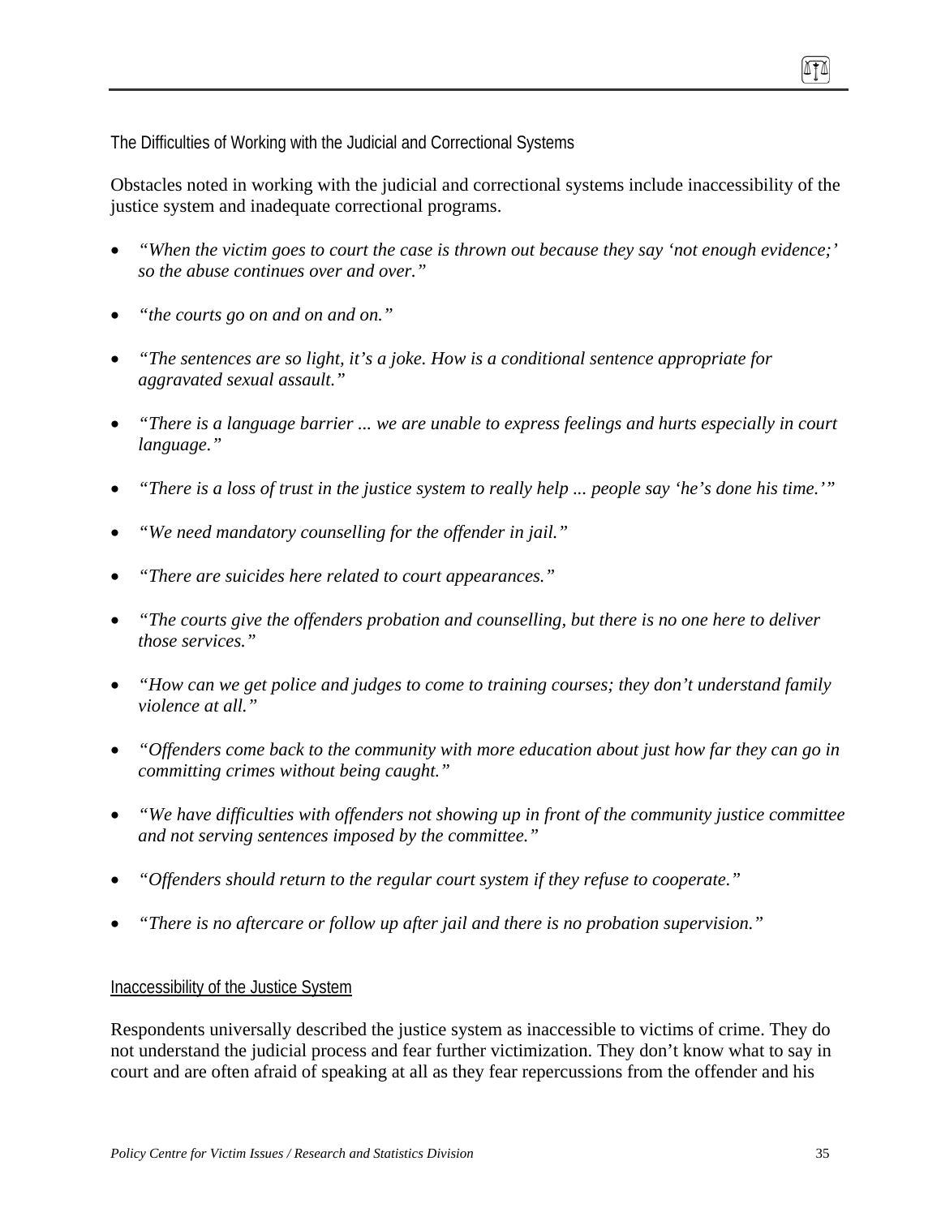### The Difficulties of Working with the Judicial and Correctional Systems

Obstacles noted in working with the judicial and correctional systems include inaccessibility of the justice system and inadequate correctional programs.

- *"When the victim goes to court the case is thrown out because they say 'not enough evidence;' so the abuse continues over and over."*
- *"the courts go on and on and on."*
- *"The sentences are so light, it's a joke. How is a conditional sentence appropriate for aggravated sexual assault."*
- *"There is a language barrier ... we are unable to express feelings and hurts especially in court language."*
- *"There is a loss of trust in the justice system to really help ... people say 'he's done his time.'"*
- *"We need mandatory counselling for the offender in jail."*
- *"There are suicides here related to court appearances."*
- *"The courts give the offenders probation and counselling, but there is no one here to deliver those services."*
- *"How can we get police and judges to come to training courses; they don't understand family violence at all."*
- *"Offenders come back to the community with more education about just how far they can go in committing crimes without being caught."*
- *"We have difficulties with offenders not showing up in front of the community justice committee and not serving sentences imposed by the committee."*
- *"Offenders should return to the regular court system if they refuse to cooperate."*
- *"There is no aftercare or follow up after jail and there is no probation supervision."*

#### Inaccessibility of the Justice System

Respondents universally described the justice system as inaccessible to victims of crime. They do not understand the judicial process and fear further victimization. They don't know what to say in court and are often afraid of speaking at all as they fear repercussions from the offender and his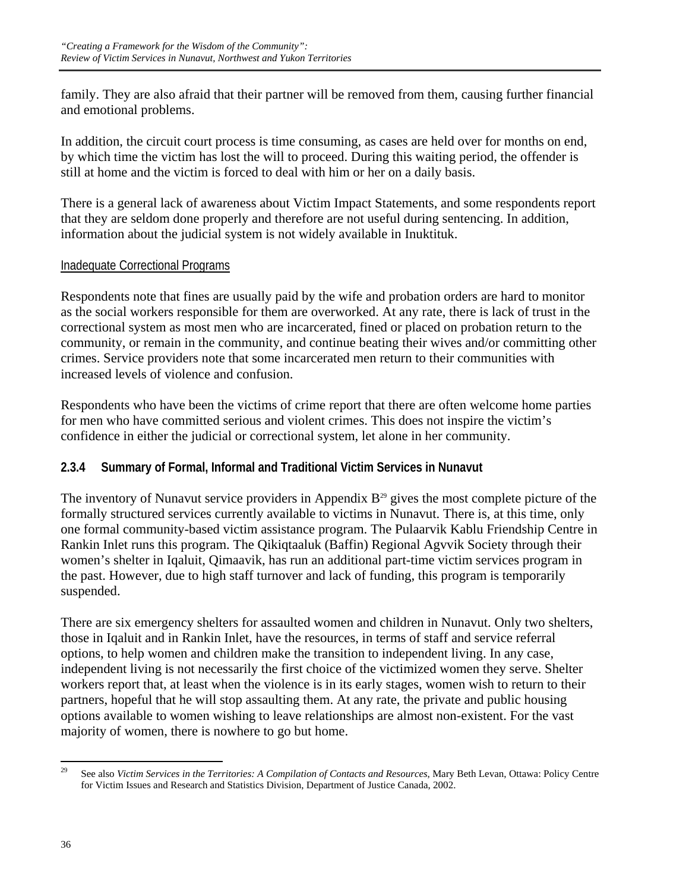family. They are also afraid that their partner will be removed from them, causing further financial and emotional problems.

In addition, the circuit court process is time consuming, as cases are held over for months on end, by which time the victim has lost the will to proceed. During this waiting period, the offender is still at home and the victim is forced to deal with him or her on a daily basis.

There is a general lack of awareness about Victim Impact Statements, and some respondents report that they are seldom done properly and therefore are not useful during sentencing. In addition, information about the judicial system is not widely available in Inuktituk.

Inadequate Correctional Programs

Respondents note that fines are usually paid by the wife and probation orders are hard to monitor as the social workers responsible for them are overworked. At any rate, there is lack of trust in the correctional system as most men who are incarcerated, fined or placed on probation return to the community, or remain in the community, and continue beating their wives and/or committing other crimes. Service providers note that some incarcerated men return to their communities with increased levels of violence and confusion.

Respondents who have been the victims of crime report that there are often welcome home parties for men who have committed serious and violent crimes. This does not inspire the victim's confidence in either the judicial or correctional system, let alone in her community.

### 2.3.4 Summary of Formal, Informal and Traditional Victim Services in Nunavut

The inventory of Nunavut service providers in Appendix B[29] gives the most complete picture of the formally structured services currently available to victims in Nunavut. There is, at this time, only one formal community-based victim assistance program. The Pulaarvik Kablu Friendship Centre in Rankin Inlet runs this program. The Qikiqtaaluk (Baffin) Regional Agvvik Society through their women's shelter in Iqaluit, Qimaavik, has run an additional part-time victim services program in the past. However, due to high staff turnover and lack of funding, this program is temporarily suspended.

There are six emergency shelters for assaulted women and children in Nunavut. Only two shelters, those in Iqaluit and in Rankin Inlet, have the resources, in terms of staff and service referral options, to help women and children make the transition to independent living. In any case, independent living is not necessarily the first choice of the victimized women they serve. Shelter workers report that, at least when the violence is in its early stages, women wish to return to their partners, hopeful that he will stop assaulting them. At any rate, the private and public housing options available to women wishing to leave relationships are almost non-existent. For the vast majority of women, there is nowhere to go but home.

[29] See also *Victim Services in the Territories: A Compilation of Contacts and Resources*, Mary Beth Levan, Ottawa: Policy Centre for Victim Issues and Research and Statistics Division, Department of Justice Canada, 2002.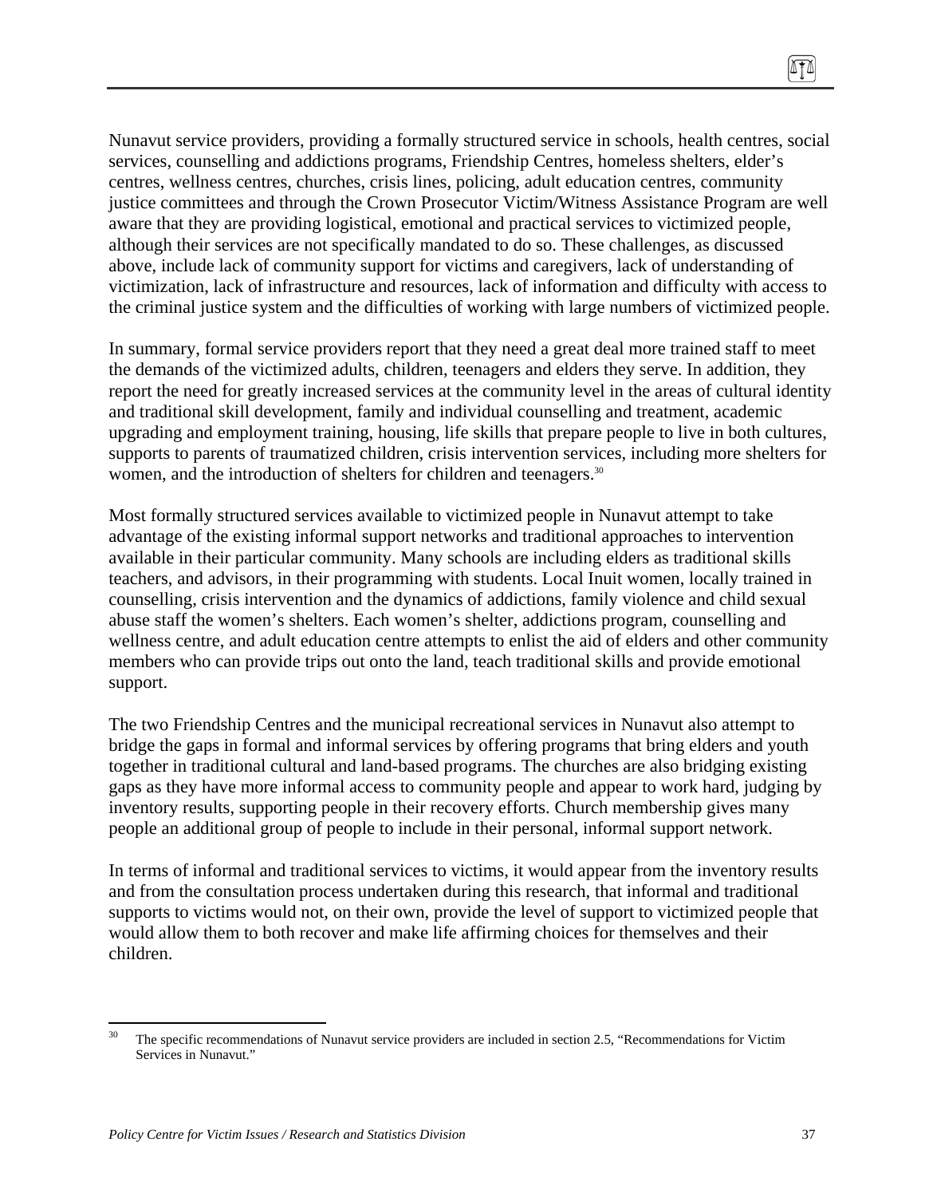Nunavut service providers, providing a formally structured service in schools, health centres, social services, counselling and addictions programs, Friendship Centres, homeless shelters, elder's centres, wellness centres, churches, crisis lines, policing, adult education centres, community justice committees and through the Crown Prosecutor Victim/Witness Assistance Program are well aware that they are providing logistical, emotional and practical services to victimized people, although their services are not specifically mandated to do so. These challenges, as discussed above, include lack of community support for victims and caregivers, lack of understanding of victimization, lack of infrastructure and resources, lack of information and difficulty with access to the criminal justice system and the difficulties of working with large numbers of victimized people.

In summary, formal service providers report that they need a great deal more trained staff to meet the demands of the victimized adults, children, teenagers and elders they serve. In addition, they report the need for greatly increased services at the community level in the areas of cultural identity and traditional skill development, family and individual counselling and treatment, academic upgrading and employment training, housing, life skills that prepare people to live in both cultures, supports to parents of traumatized children, crisis intervention services, including more shelters for women, and the introduction of shelters for children and teenagers.[30]

Most formally structured services available to victimized people in Nunavut attempt to take advantage of the existing informal support networks and traditional approaches to intervention available in their particular community. Many schools are including elders as traditional skills teachers, and advisors, in their programming with students. Local Inuit women, locally trained in counselling, crisis intervention and the dynamics of addictions, family violence and child sexual abuse staff the women's shelters. Each women's shelter, addictions program, counselling and wellness centre, and adult education centre attempts to enlist the aid of elders and other community members who can provide trips out onto the land, teach traditional skills and provide emotional support.

The two Friendship Centres and the municipal recreational services in Nunavut also attempt to bridge the gaps in formal and informal services by offering programs that bring elders and youth together in traditional cultural and land-based programs. The churches are also bridging existing gaps as they have more informal access to community people and appear to work hard, judging by inventory results, supporting people in their recovery efforts. Church membership gives many people an additional group of people to include in their personal, informal support network.

In terms of informal and traditional services to victims, it would appear from the inventory results and from the consultation process undertaken during this research, that informal and traditional supports to victims would not, on their own, provide the level of support to victimized people that would allow them to both recover and make life affirming choices for themselves and their children.

---

[30] The specific recommendations of Nunavut service providers are included in section 2.5, "Recommendations for Victim Services in Nunavut."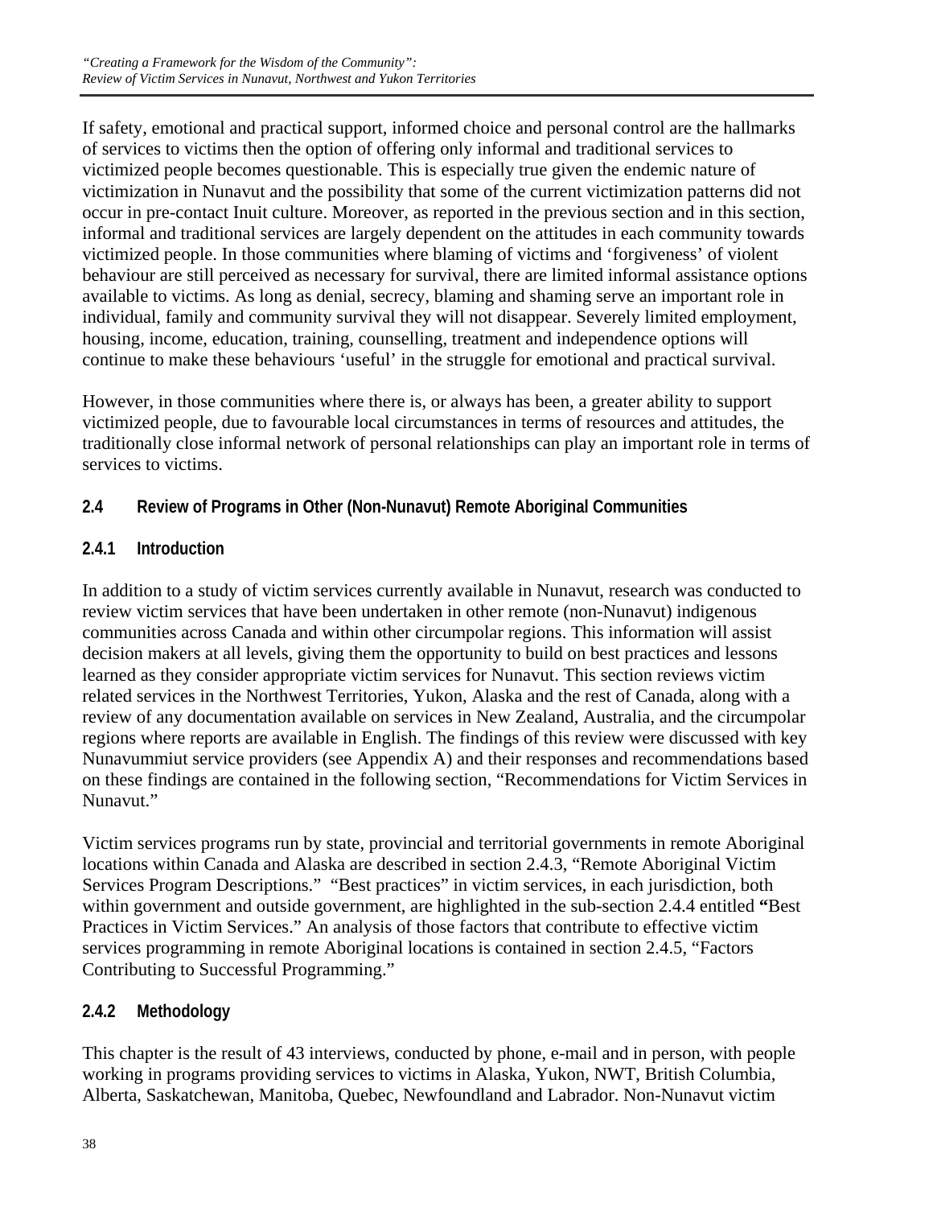If safety, emotional and practical support, informed choice and personal control are the hallmarks of services to victims then the option of offering only informal and traditional services to victimized people becomes questionable. This is especially true given the endemic nature of victimization in Nunavut and the possibility that some of the current victimization patterns did not occur in pre-contact Inuit culture. Moreover, as reported in the previous section and in this section, informal and traditional services are largely dependent on the attitudes in each community towards victimized people. In those communities where blaming of victims and 'forgiveness' of violent behaviour are still perceived as necessary for survival, there are limited informal assistance options available to victims. As long as denial, secrecy, blaming and shaming serve an important role in individual, family and community survival they will not disappear. Severely limited employment, housing, income, education, training, counselling, treatment and independence options will continue to make these behaviours 'useful' in the struggle for emotional and practical survival.

However, in those communities where there is, or always has been, a greater ability to support victimized people, due to favourable local circumstances in terms of resources and attitudes, the traditionally close informal network of personal relationships can play an important role in terms of services to victims.

## 2.4 Review of Programs in Other (Non-Nunavut) Remote Aboriginal Communities

### 2.4.1 Introduction

In addition to a study of victim services currently available in Nunavut, research was conducted to review victim services that have been undertaken in other remote (non-Nunavut) indigenous communities across Canada and within other circumpolar regions. This information will assist decision makers at all levels, giving them the opportunity to build on best practices and lessons learned as they consider appropriate victim services for Nunavut. This section reviews victim related services in the Northwest Territories, Yukon, Alaska and the rest of Canada, along with a review of any documentation available on services in New Zealand, Australia, and the circumpolar regions where reports are available in English. The findings of this review were discussed with key Nunavummiut service providers (see Appendix A) and their responses and recommendations based on these findings are contained in the following section, "Recommendations for Victim Services in Nunavut."

Victim services programs run by state, provincial and territorial governments in remote Aboriginal locations within Canada and Alaska are described in section 2.4.3, "Remote Aboriginal Victim Services Program Descriptions." "Best practices" in victim services, in each jurisdiction, both within government and outside government, are highlighted in the sub-section 2.4.4 entitled **"**Best Practices in Victim Services." An analysis of those factors that contribute to effective victim services programming in remote Aboriginal locations is contained in section 2.4.5, "Factors Contributing to Successful Programming."

### 2.4.2 Methodology

This chapter is the result of 43 interviews, conducted by phone, e-mail and in person, with people working in programs providing services to victims in Alaska, Yukon, NWT, British Columbia, Alberta, Saskatchewan, Manitoba, Quebec, Newfoundland and Labrador. Non-Nunavut victim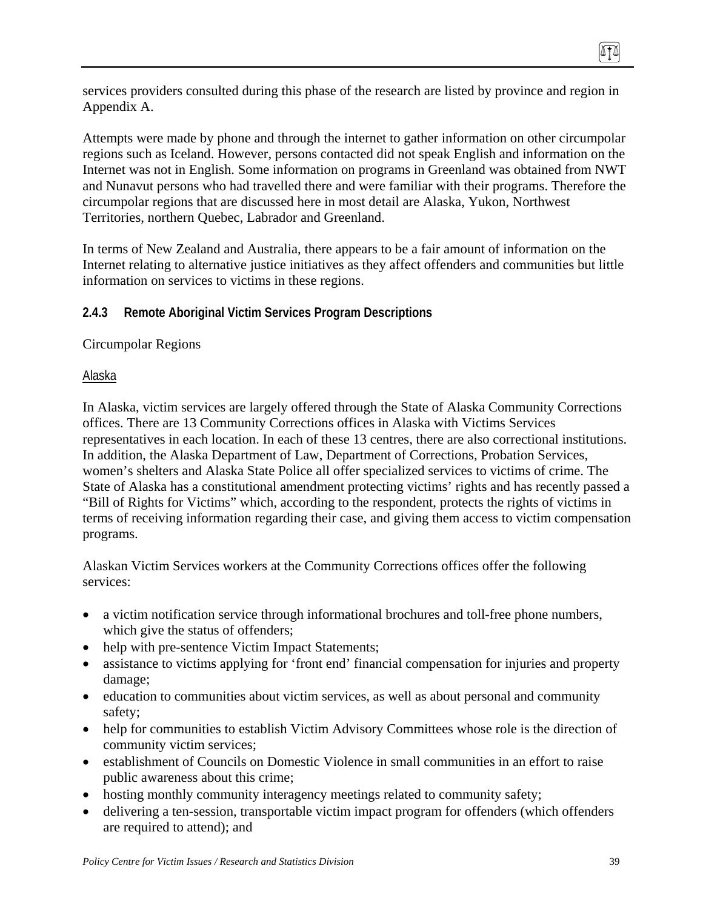services providers consulted during this phase of the research are listed by province and region in Appendix A.

Attempts were made by phone and through the internet to gather information on other circumpolar regions such as Iceland. However, persons contacted did not speak English and information on the Internet was not in English. Some information on programs in Greenland was obtained from NWT and Nunavut persons who had travelled there and were familiar with their programs. Therefore the circumpolar regions that are discussed here in most detail are Alaska, Yukon, Northwest Territories, northern Quebec, Labrador and Greenland.

In terms of New Zealand and Australia, there appears to be a fair amount of information on the Internet relating to alternative justice initiatives as they affect offenders and communities but little information on services to victims in these regions.

### 2.4.3 Remote Aboriginal Victim Services Program Descriptions

Circumpolar Regions

Alaska

In Alaska, victim services are largely offered through the State of Alaska Community Corrections offices. There are 13 Community Corrections offices in Alaska with Victims Services representatives in each location. In each of these 13 centres, there are also correctional institutions. In addition, the Alaska Department of Law, Department of Corrections, Probation Services, women's shelters and Alaska State Police all offer specialized services to victims of crime. The State of Alaska has a constitutional amendment protecting victims' rights and has recently passed a "Bill of Rights for Victims" which, according to the respondent, protects the rights of victims in terms of receiving information regarding their case, and giving them access to victim compensation programs.

Alaskan Victim Services workers at the Community Corrections offices offer the following services:

- a victim notification service through informational brochures and toll-free phone numbers, which give the status of offenders;
- help with pre-sentence Victim Impact Statements;
- assistance to victims applying for 'front end' financial compensation for injuries and property damage;
- education to communities about victim services, as well as about personal and community safety;
- help for communities to establish Victim Advisory Committees whose role is the direction of community victim services;
- establishment of Councils on Domestic Violence in small communities in an effort to raise public awareness about this crime;
- hosting monthly community interagency meetings related to community safety;
- delivering a ten-session, transportable victim impact program for offenders (which offenders are required to attend); and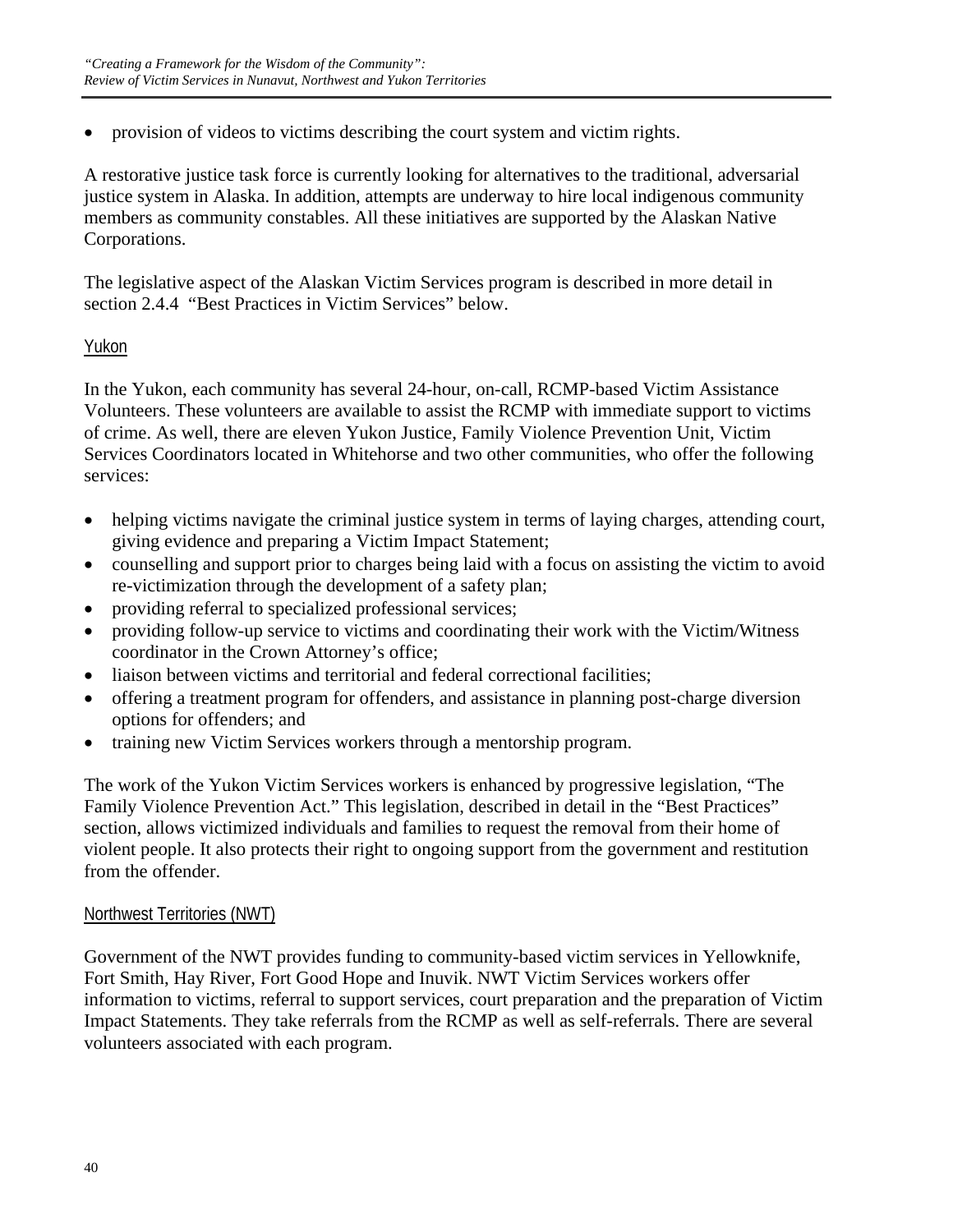- provision of videos to victims describing the court system and victim rights.

A restorative justice task force is currently looking for alternatives to the traditional, adversarial justice system in Alaska. In addition, attempts are underway to hire local indigenous community members as community constables. All these initiatives are supported by the Alaskan Native Corporations.

The legislative aspect of the Alaskan Victim Services program is described in more detail in section 2.4.4 "Best Practices in Victim Services" below.

Yukon

In the Yukon, each community has several 24-hour, on-call, RCMP-based Victim Assistance Volunteers. These volunteers are available to assist the RCMP with immediate support to victims of crime. As well, there are eleven Yukon Justice, Family Violence Prevention Unit, Victim Services Coordinators located in Whitehorse and two other communities, who offer the following services:

- helping victims navigate the criminal justice system in terms of laying charges, attending court, giving evidence and preparing a Victim Impact Statement;
- counselling and support prior to charges being laid with a focus on assisting the victim to avoid re-victimization through the development of a safety plan;
- providing referral to specialized professional services;
- providing follow-up service to victims and coordinating their work with the Victim/Witness coordinator in the Crown Attorney's office;
- liaison between victims and territorial and federal correctional facilities;
- offering a treatment program for offenders, and assistance in planning post-charge diversion options for offenders; and
- training new Victim Services workers through a mentorship program.

The work of the Yukon Victim Services workers is enhanced by progressive legislation, "The Family Violence Prevention Act." This legislation, described in detail in the "Best Practices" section, allows victimized individuals and families to request the removal from their home of violent people. It also protects their right to ongoing support from the government and restitution from the offender.

Northwest Territories (NWT)

Government of the NWT provides funding to community-based victim services in Yellowknife, Fort Smith, Hay River, Fort Good Hope and Inuvik. NWT Victim Services workers offer information to victims, referral to support services, court preparation and the preparation of Victim Impact Statements. They take referrals from the RCMP as well as self-referrals. There are several volunteers associated with each program.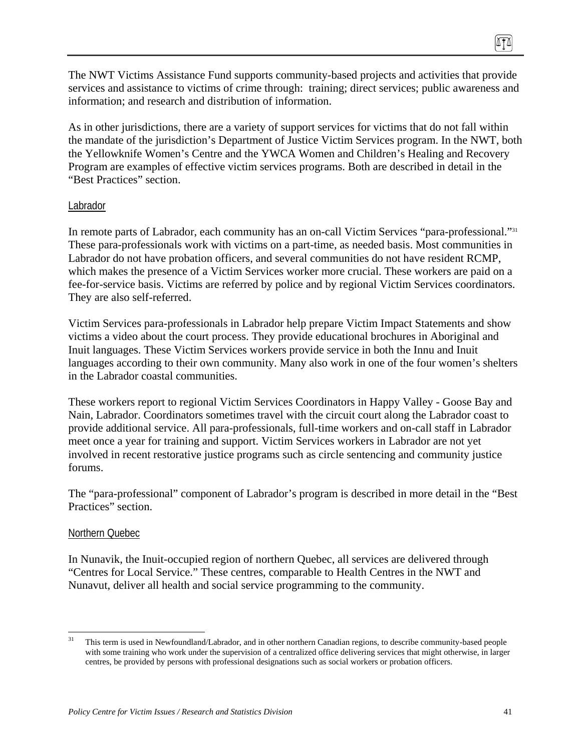The NWT Victims Assistance Fund supports community-based projects and activities that provide services and assistance to victims of crime through: training; direct services; public awareness and information; and research and distribution of information.

As in other jurisdictions, there are a variety of support services for victims that do not fall within the mandate of the jurisdiction's Department of Justice Victim Services program. In the NWT, both the Yellowknife Women's Centre and the YWCA Women and Children's Healing and Recovery Program are examples of effective victim services programs. Both are described in detail in the "Best Practices" section.

### Labrador

In remote parts of Labrador, each community has an on-call Victim Services "para-professional."[31] These para-professionals work with victims on a part-time, as needed basis. Most communities in Labrador do not have probation officers, and several communities do not have resident RCMP, which makes the presence of a Victim Services worker more crucial. These workers are paid on a fee-for-service basis. Victims are referred by police and by regional Victim Services coordinators. They are also self-referred.

Victim Services para-professionals in Labrador help prepare Victim Impact Statements and show victims a video about the court process. They provide educational brochures in Aboriginal and Inuit languages. These Victim Services workers provide service in both the Innu and Inuit languages according to their own community. Many also work in one of the four women's shelters in the Labrador coastal communities.

These workers report to regional Victim Services Coordinators in Happy Valley - Goose Bay and Nain, Labrador. Coordinators sometimes travel with the circuit court along the Labrador coast to provide additional service. All para-professionals, full-time workers and on-call staff in Labrador meet once a year for training and support. Victim Services workers in Labrador are not yet involved in recent restorative justice programs such as circle sentencing and community justice forums.

The "para-professional" component of Labrador's program is described in more detail in the "Best Practices" section.

### Northern Quebec

In Nunavik, the Inuit-occupied region of northern Quebec, all services are delivered through "Centres for Local Service." These centres, comparable to Health Centres in the NWT and Nunavut, deliver all health and social service programming to the community.

---

[31] This term is used in Newfoundland/Labrador, and in other northern Canadian regions, to describe community-based people with some training who work under the supervision of a centralized office delivering services that might otherwise, in larger centres, be provided by persons with professional designations such as social workers or probation officers.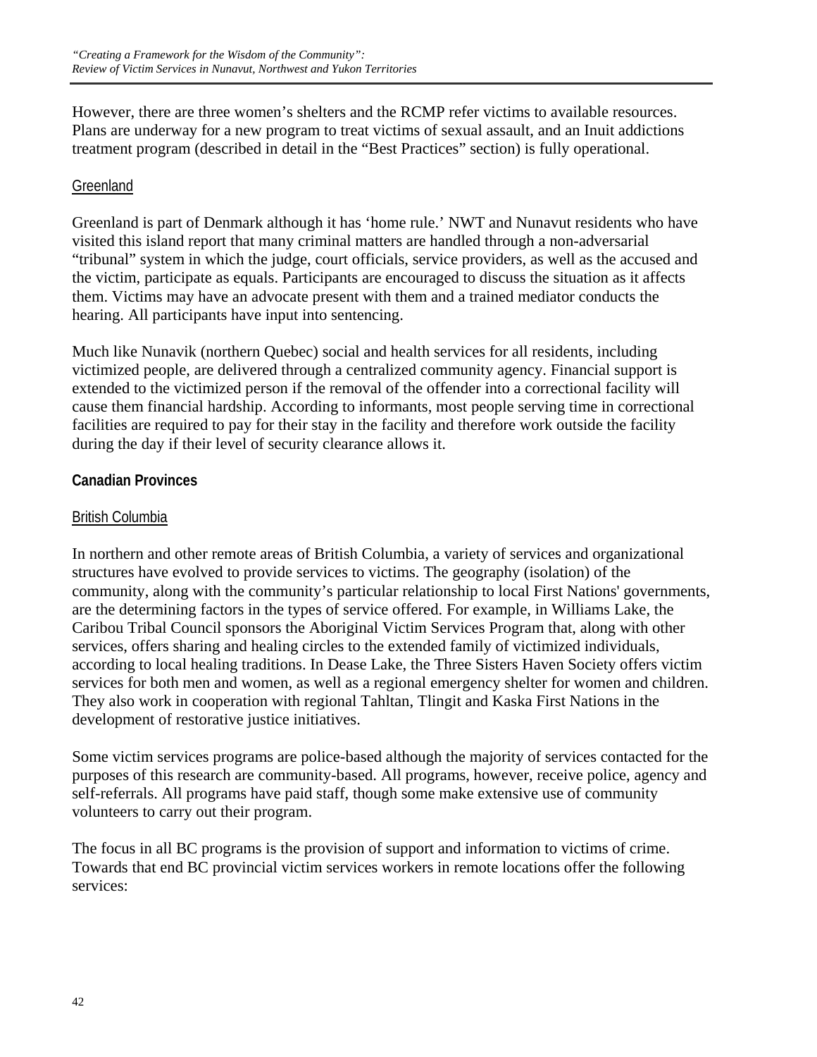However, there are three women's shelters and the RCMP refer victims to available resources. Plans are underway for a new program to treat victims of sexual assault, and an Inuit addictions treatment program (described in detail in the "Best Practices" section) is fully operational.

<u>Greenland</u>

Greenland is part of Denmark although it has 'home rule.' NWT and Nunavut residents who have visited this island report that many criminal matters are handled through a non-adversarial "tribunal" system in which the judge, court officials, service providers, as well as the accused and the victim, participate as equals. Participants are encouraged to discuss the situation as it affects them. Victims may have an advocate present with them and a trained mediator conducts the hearing. All participants have input into sentencing.

Much like Nunavik (northern Quebec) social and health services for all residents, including victimized people, are delivered through a centralized community agency. Financial support is extended to the victimized person if the removal of the offender into a correctional facility will cause them financial hardship. According to informants, most people serving time in correctional facilities are required to pay for their stay in the facility and therefore work outside the facility during the day if their level of security clearance allows it.

### Canadian Provinces

<u>British Columbia</u>

In northern and other remote areas of British Columbia, a variety of services and organizational structures have evolved to provide services to victims. The geography (isolation) of the community, along with the community's particular relationship to local First Nations' governments, are the determining factors in the types of service offered. For example, in Williams Lake, the Caribou Tribal Council sponsors the Aboriginal Victim Services Program that, along with other services, offers sharing and healing circles to the extended family of victimized individuals, according to local healing traditions. In Dease Lake, the Three Sisters Haven Society offers victim services for both men and women, as well as a regional emergency shelter for women and children. They also work in cooperation with regional Tahltan, Tlingit and Kaska First Nations in the development of restorative justice initiatives.

Some victim services programs are police-based although the majority of services contacted for the purposes of this research are community-based. All programs, however, receive police, agency and self-referrals. All programs have paid staff, though some make extensive use of community volunteers to carry out their program.

The focus in all BC programs is the provision of support and information to victims of crime. Towards that end BC provincial victim services workers in remote locations offer the following services: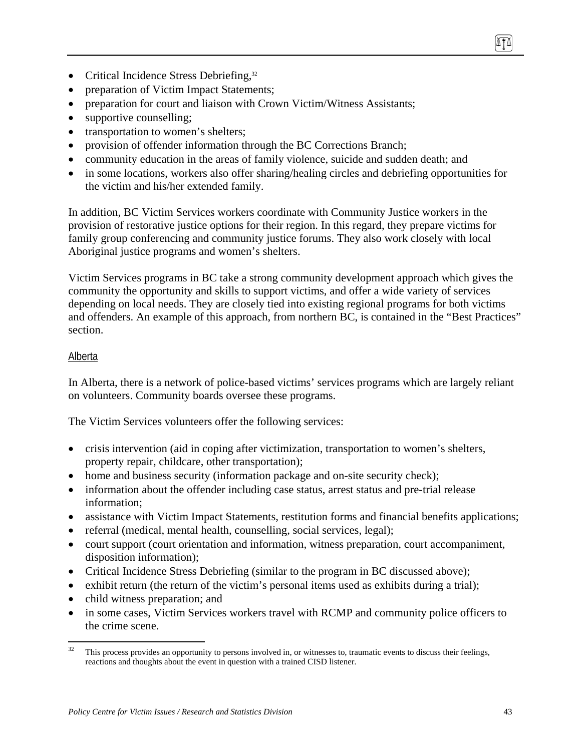- Critical Incidence Stress Debriefing,[32]
- preparation of Victim Impact Statements;
- preparation for court and liaison with Crown Victim/Witness Assistants;
- supportive counselling;
- transportation to women's shelters;
- provision of offender information through the BC Corrections Branch;
- community education in the areas of family violence, suicide and sudden death; and
- in some locations, workers also offer sharing/healing circles and debriefing opportunities for the victim and his/her extended family.

In addition, BC Victim Services workers coordinate with Community Justice workers in the provision of restorative justice options for their region. In this regard, they prepare victims for family group conferencing and community justice forums. They also work closely with local Aboriginal justice programs and women's shelters.

Victim Services programs in BC take a strong community development approach which gives the community the opportunity and skills to support victims, and offer a wide variety of services depending on local needs. They are closely tied into existing regional programs for both victims and offenders. An example of this approach, from northern BC, is contained in the "Best Practices" section.

## Alberta

In Alberta, there is a network of police-based victims' services programs which are largely reliant on volunteers. Community boards oversee these programs.

The Victim Services volunteers offer the following services:

- crisis intervention (aid in coping after victimization, transportation to women's shelters, property repair, childcare, other transportation);
- home and business security (information package and on-site security check);
- information about the offender including case status, arrest status and pre-trial release information;
- assistance with Victim Impact Statements, restitution forms and financial benefits applications;
- referral (medical, mental health, counselling, social services, legal);
- court support (court orientation and information, witness preparation, court accompaniment, disposition information);
- Critical Incidence Stress Debriefing (similar to the program in BC discussed above);
- exhibit return (the return of the victim's personal items used as exhibits during a trial);
- child witness preparation; and
- in some cases, Victim Services workers travel with RCMP and community police officers to the crime scene.

---

[32] This process provides an opportunity to persons involved in, or witnesses to, traumatic events to discuss their feelings, reactions and thoughts about the event in question with a trained CISD listener.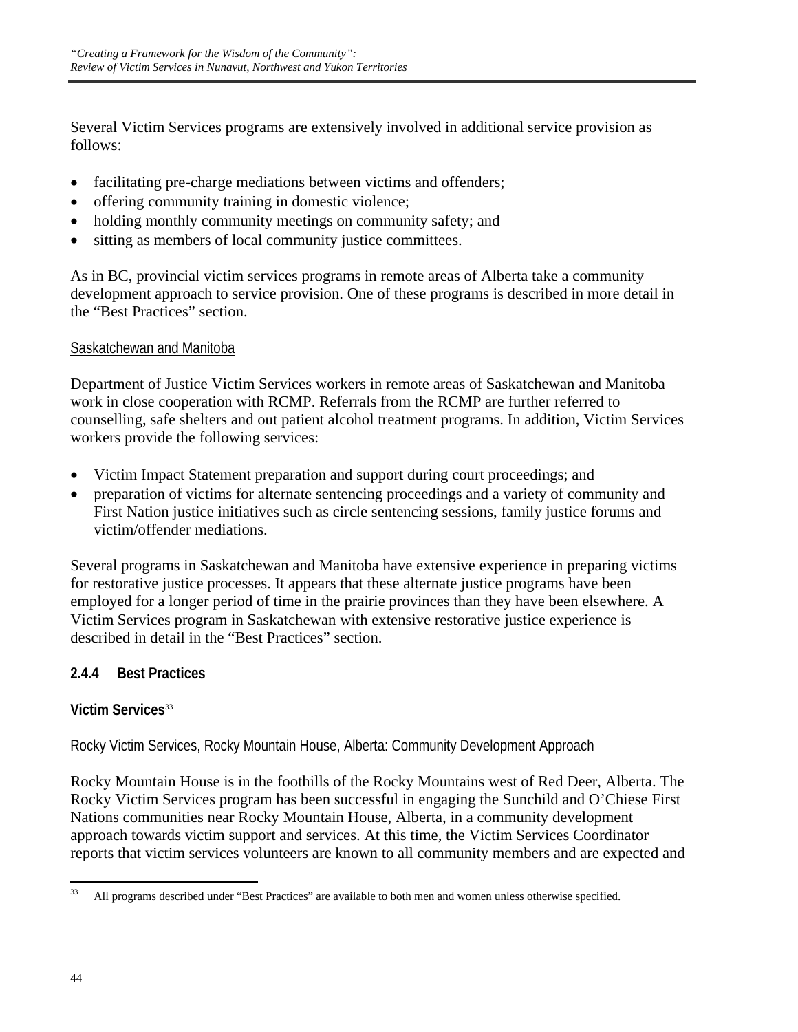Several Victim Services programs are extensively involved in additional service provision as follows:

- facilitating pre-charge mediations between victims and offenders;
- offering community training in domestic violence;
- holding monthly community meetings on community safety; and
- sitting as members of local community justice committees.

As in BC, provincial victim services programs in remote areas of Alberta take a community development approach to service provision. One of these programs is described in more detail in the "Best Practices" section.

Saskatchewan and Manitoba

Department of Justice Victim Services workers in remote areas of Saskatchewan and Manitoba work in close cooperation with RCMP. Referrals from the RCMP are further referred to counselling, safe shelters and out patient alcohol treatment programs. In addition, Victim Services workers provide the following services:

- Victim Impact Statement preparation and support during court proceedings; and
- preparation of victims for alternate sentencing proceedings and a variety of community and First Nation justice initiatives such as circle sentencing sessions, family justice forums and victim/offender mediations.

Several programs in Saskatchewan and Manitoba have extensive experience in preparing victims for restorative justice processes. It appears that these alternate justice programs have been employed for a longer period of time in the prairie provinces than they have been elsewhere. A Victim Services program in Saskatchewan with extensive restorative justice experience is described in detail in the "Best Practices" section.

### 2.4.4 Best Practices

**Victim Services**[33]

Rocky Victim Services, Rocky Mountain House, Alberta: Community Development Approach

Rocky Mountain House is in the foothills of the Rocky Mountains west of Red Deer, Alberta. The Rocky Victim Services program has been successful in engaging the Sunchild and O'Chiese First Nations communities near Rocky Mountain House, Alberta, in a community development approach towards victim support and services. At this time, the Victim Services Coordinator reports that victim services volunteers are known to all community members and are expected and

[33] All programs described under "Best Practices" are available to both men and women unless otherwise specified.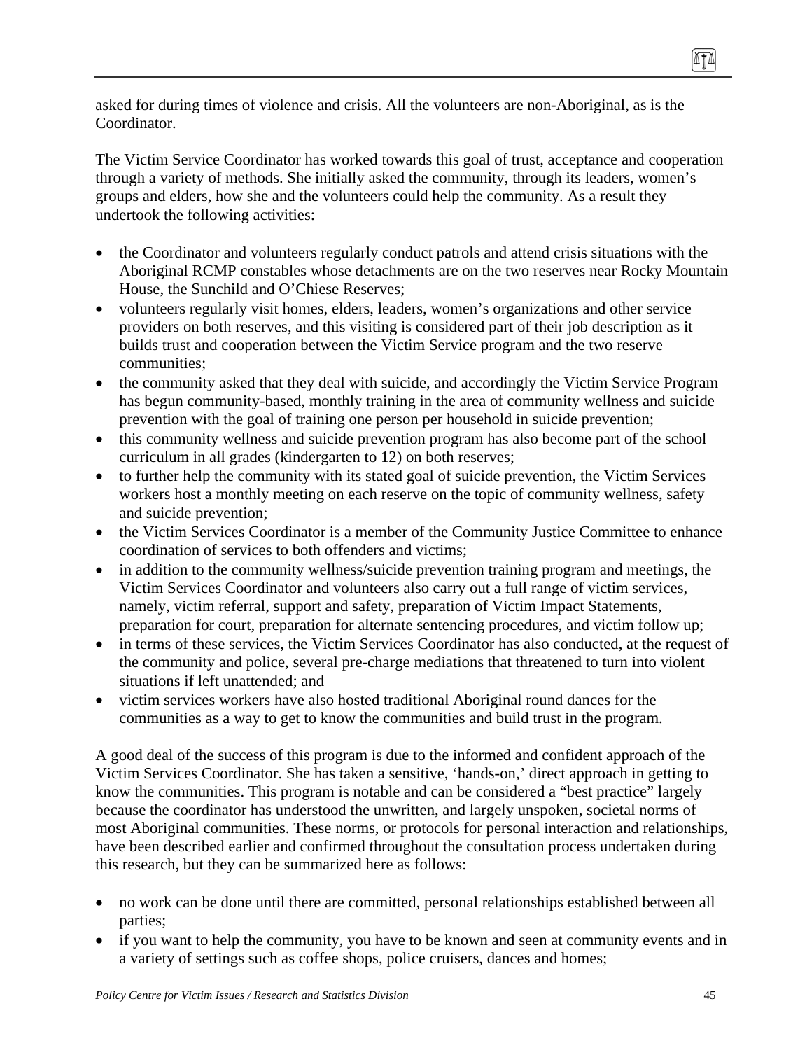asked for during times of violence and crisis. All the volunteers are non-Aboriginal, as is the Coordinator.

The Victim Service Coordinator has worked towards this goal of trust, acceptance and cooperation through a variety of methods. She initially asked the community, through its leaders, women's groups and elders, how she and the volunteers could help the community. As a result they undertook the following activities:

- the Coordinator and volunteers regularly conduct patrols and attend crisis situations with the Aboriginal RCMP constables whose detachments are on the two reserves near Rocky Mountain House, the Sunchild and O'Chiese Reserves;
- volunteers regularly visit homes, elders, leaders, women's organizations and other service providers on both reserves, and this visiting is considered part of their job description as it builds trust and cooperation between the Victim Service program and the two reserve communities;
- the community asked that they deal with suicide, and accordingly the Victim Service Program has begun community-based, monthly training in the area of community wellness and suicide prevention with the goal of training one person per household in suicide prevention;
- this community wellness and suicide prevention program has also become part of the school curriculum in all grades (kindergarten to 12) on both reserves;
- to further help the community with its stated goal of suicide prevention, the Victim Services workers host a monthly meeting on each reserve on the topic of community wellness, safety and suicide prevention;
- the Victim Services Coordinator is a member of the Community Justice Committee to enhance coordination of services to both offenders and victims;
- in addition to the community wellness/suicide prevention training program and meetings, the Victim Services Coordinator and volunteers also carry out a full range of victim services, namely, victim referral, support and safety, preparation of Victim Impact Statements, preparation for court, preparation for alternate sentencing procedures, and victim follow up;
- in terms of these services, the Victim Services Coordinator has also conducted, at the request of the community and police, several pre-charge mediations that threatened to turn into violent situations if left unattended; and
- victim services workers have also hosted traditional Aboriginal round dances for the communities as a way to get to know the communities and build trust in the program.

A good deal of the success of this program is due to the informed and confident approach of the Victim Services Coordinator. She has taken a sensitive, 'hands-on,' direct approach in getting to know the communities. This program is notable and can be considered a "best practice" largely because the coordinator has understood the unwritten, and largely unspoken, societal norms of most Aboriginal communities. These norms, or protocols for personal interaction and relationships, have been described earlier and confirmed throughout the consultation process undertaken during this research, but they can be summarized here as follows:

- no work can be done until there are committed, personal relationships established between all parties;
- if you want to help the community, you have to be known and seen at community events and in a variety of settings such as coffee shops, police cruisers, dances and homes;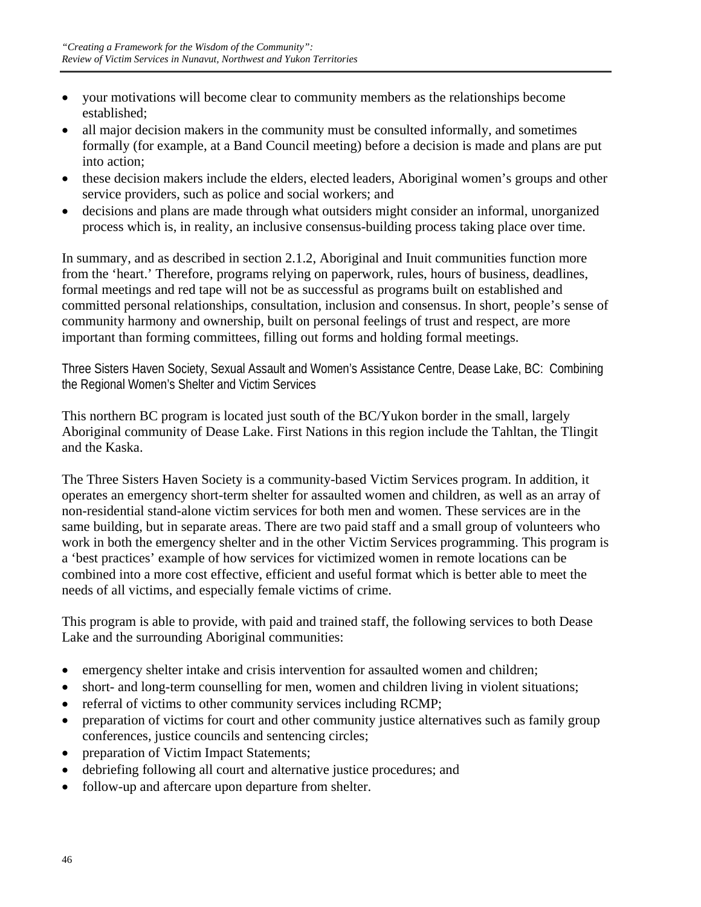- your motivations will become clear to community members as the relationships become established;
- all major decision makers in the community must be consulted informally, and sometimes formally (for example, at a Band Council meeting) before a decision is made and plans are put into action;
- these decision makers include the elders, elected leaders, Aboriginal women's groups and other service providers, such as police and social workers; and
- decisions and plans are made through what outsiders might consider an informal, unorganized process which is, in reality, an inclusive consensus-building process taking place over time.

In summary, and as described in section 2.1.2, Aboriginal and Inuit communities function more from the 'heart.' Therefore, programs relying on paperwork, rules, hours of business, deadlines, formal meetings and red tape will not be as successful as programs built on established and committed personal relationships, consultation, inclusion and consensus. In short, people's sense of community harmony and ownership, built on personal feelings of trust and respect, are more important than forming committees, filling out forms and holding formal meetings.

#### Three Sisters Haven Society, Sexual Assault and Women's Assistance Centre, Dease Lake, BC: Combining the Regional Women's Shelter and Victim Services

This northern BC program is located just south of the BC/Yukon border in the small, largely Aboriginal community of Dease Lake. First Nations in this region include the Tahltan, the Tlingit and the Kaska.

The Three Sisters Haven Society is a community-based Victim Services program. In addition, it operates an emergency short-term shelter for assaulted women and children, as well as an array of non-residential stand-alone victim services for both men and women. These services are in the same building, but in separate areas. There are two paid staff and a small group of volunteers who work in both the emergency shelter and in the other Victim Services programming. This program is a 'best practices' example of how services for victimized women in remote locations can be combined into a more cost effective, efficient and useful format which is better able to meet the needs of all victims, and especially female victims of crime.

This program is able to provide, with paid and trained staff, the following services to both Dease Lake and the surrounding Aboriginal communities:

- emergency shelter intake and crisis intervention for assaulted women and children;
- short- and long-term counselling for men, women and children living in violent situations;
- referral of victims to other community services including RCMP;
- preparation of victims for court and other community justice alternatives such as family group conferences, justice councils and sentencing circles;
- preparation of Victim Impact Statements;
- debriefing following all court and alternative justice procedures; and
- follow-up and aftercare upon departure from shelter.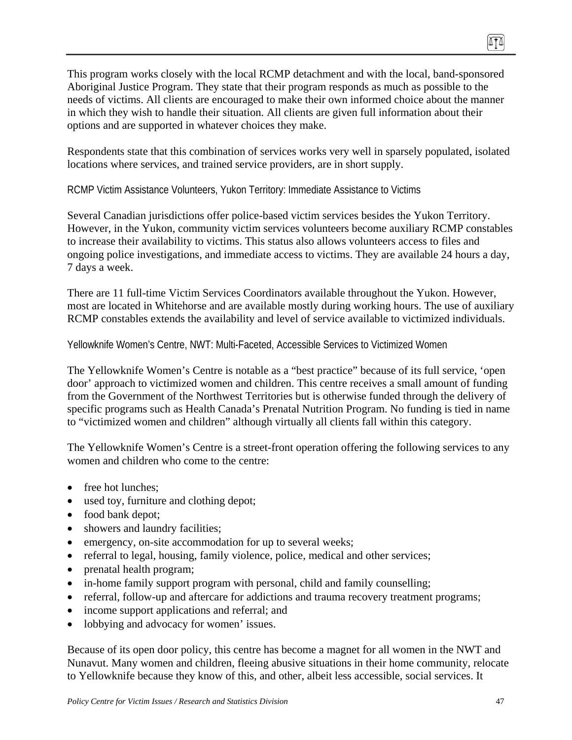This program works closely with the local RCMP detachment and with the local, band-sponsored Aboriginal Justice Program. They state that their program responds as much as possible to the needs of victims. All clients are encouraged to make their own informed choice about the manner in which they wish to handle their situation. All clients are given full information about their options and are supported in whatever choices they make.

Respondents state that this combination of services works very well in sparsely populated, isolated locations where services, and trained service providers, are in short supply.

#### RCMP Victim Assistance Volunteers, Yukon Territory: Immediate Assistance to Victims

Several Canadian jurisdictions offer police-based victim services besides the Yukon Territory. However, in the Yukon, community victim services volunteers become auxiliary RCMP constables to increase their availability to victims. This status also allows volunteers access to files and ongoing police investigations, and immediate access to victims. They are available 24 hours a day, 7 days a week.

There are 11 full-time Victim Services Coordinators available throughout the Yukon. However, most are located in Whitehorse and are available mostly during working hours. The use of auxiliary RCMP constables extends the availability and level of service available to victimized individuals.

#### Yellowknife Women's Centre, NWT: Multi-Faceted, Accessible Services to Victimized Women

The Yellowknife Women's Centre is notable as a "best practice" because of its full service, 'open door' approach to victimized women and children. This centre receives a small amount of funding from the Government of the Northwest Territories but is otherwise funded through the delivery of specific programs such as Health Canada's Prenatal Nutrition Program. No funding is tied in name to "victimized women and children" although virtually all clients fall within this category.

The Yellowknife Women's Centre is a street-front operation offering the following services to any women and children who come to the centre:

- free hot lunches;
- used toy, furniture and clothing depot;
- food bank depot;
- showers and laundry facilities;
- emergency, on-site accommodation for up to several weeks;
- referral to legal, housing, family violence, police, medical and other services;
- prenatal health program;
- in-home family support program with personal, child and family counselling;
- referral, follow-up and aftercare for addictions and trauma recovery treatment programs;
- income support applications and referral; and
- lobbying and advocacy for women' issues.

Because of its open door policy, this centre has become a magnet for all women in the NWT and Nunavut. Many women and children, fleeing abusive situations in their home community, relocate to Yellowknife because they know of this, and other, albeit less accessible, social services. It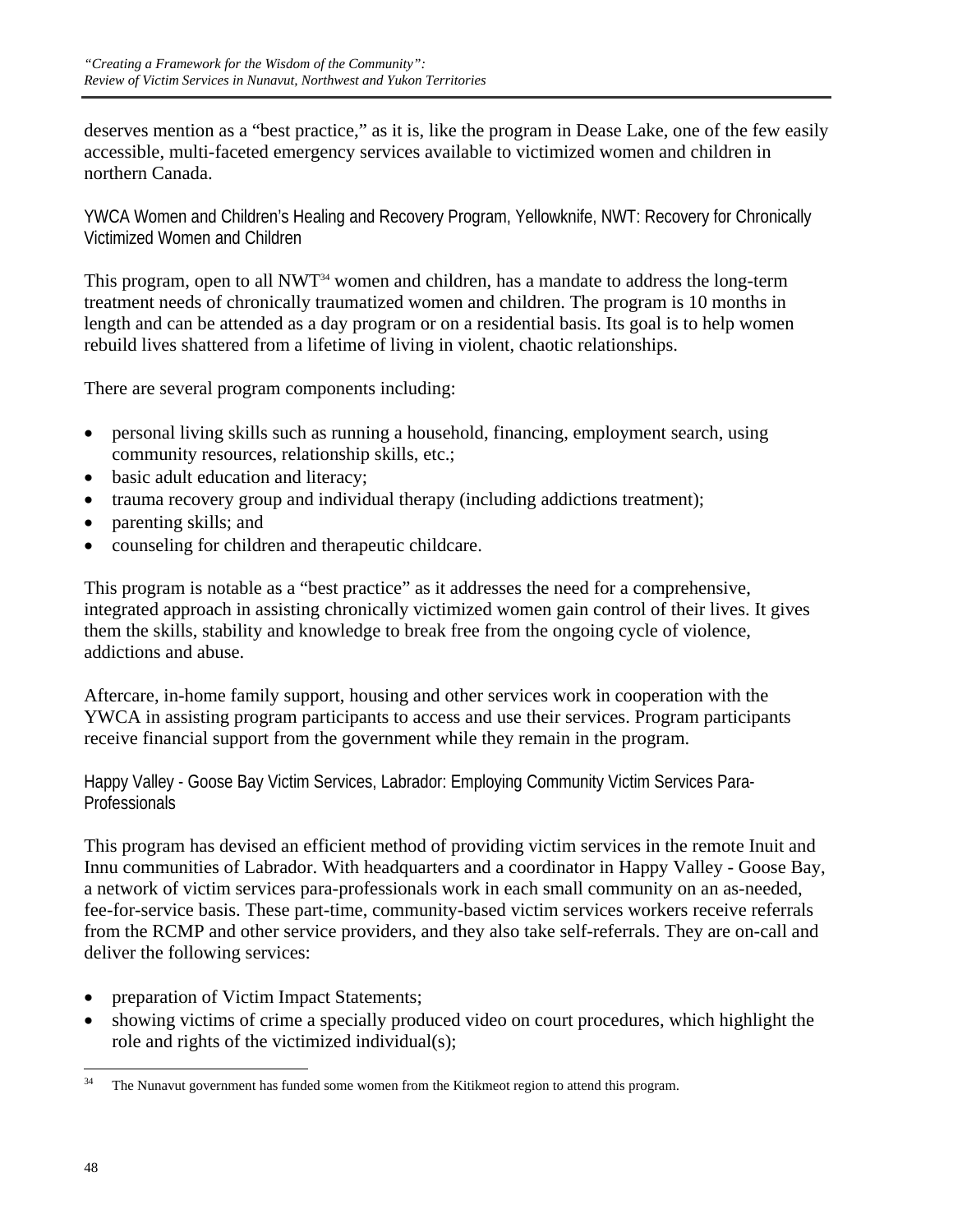deserves mention as a "best practice," as it is, like the program in Dease Lake, one of the few easily accessible, multi-faceted emergency services available to victimized women and children in northern Canada.

### YWCA Women and Children's Healing and Recovery Program, Yellowknife, NWT: Recovery for Chronically Victimized Women and Children

This program, open to all NWT[34] women and children, has a mandate to address the long-term treatment needs of chronically traumatized women and children. The program is 10 months in length and can be attended as a day program or on a residential basis. Its goal is to help women rebuild lives shattered from a lifetime of living in violent, chaotic relationships.

There are several program components including:

- personal living skills such as running a household, financing, employment search, using community resources, relationship skills, etc.;
- basic adult education and literacy;
- trauma recovery group and individual therapy (including addictions treatment);
- parenting skills; and
- counseling for children and therapeutic childcare.

This program is notable as a "best practice" as it addresses the need for a comprehensive, integrated approach in assisting chronically victimized women gain control of their lives. It gives them the skills, stability and knowledge to break free from the ongoing cycle of violence, addictions and abuse.

Aftercare, in-home family support, housing and other services work in cooperation with the YWCA in assisting program participants to access and use their services. Program participants receive financial support from the government while they remain in the program.

### Happy Valley - Goose Bay Victim Services, Labrador: Employing Community Victim Services Para-Professionals

This program has devised an efficient method of providing victim services in the remote Inuit and Innu communities of Labrador. With headquarters and a coordinator in Happy Valley - Goose Bay, a network of victim services para-professionals work in each small community on an as-needed, fee-for-service basis. These part-time, community-based victim services workers receive referrals from the RCMP and other service providers, and they also take self-referrals. They are on-call and deliver the following services:

- preparation of Victim Impact Statements;
- showing victims of crime a specially produced video on court procedures, which highlight the role and rights of the victimized individual(s);

[34] The Nunavut government has funded some women from the Kitikmeot region to attend this program.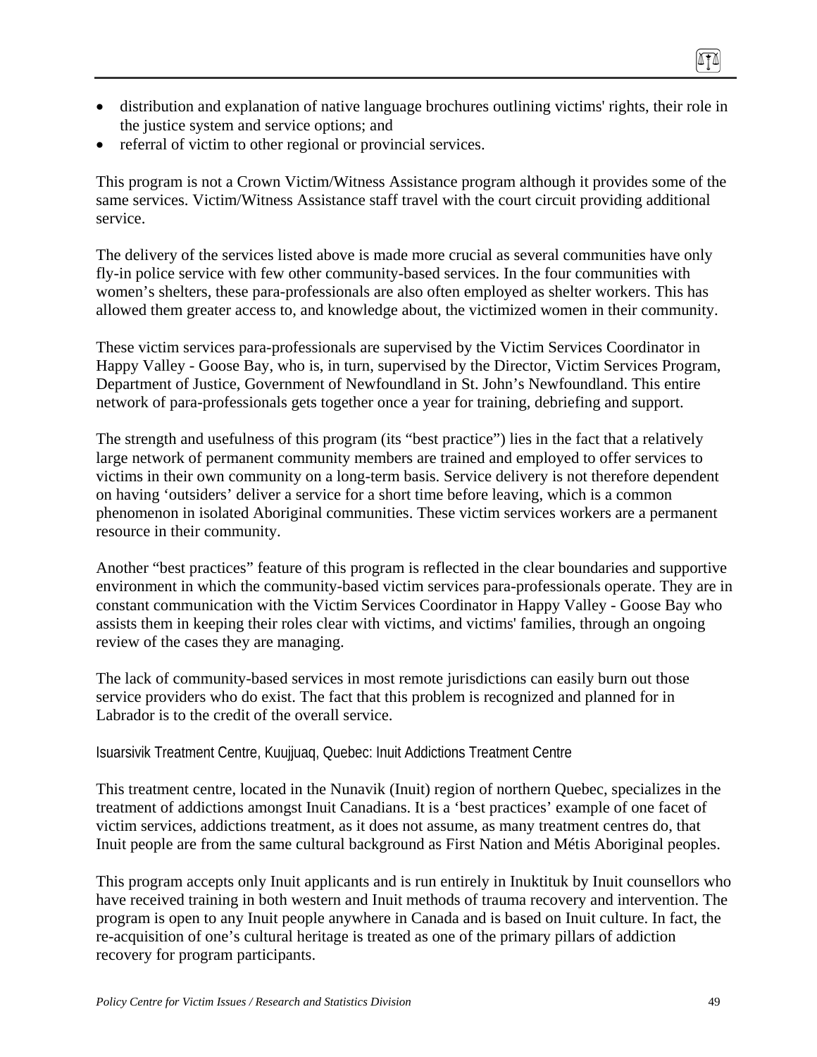- distribution and explanation of native language brochures outlining victims' rights, their role in the justice system and service options; and
- referral of victim to other regional or provincial services.

This program is not a Crown Victim/Witness Assistance program although it provides some of the same services. Victim/Witness Assistance staff travel with the court circuit providing additional service.

The delivery of the services listed above is made more crucial as several communities have only fly-in police service with few other community-based services. In the four communities with women's shelters, these para-professionals are also often employed as shelter workers. This has allowed them greater access to, and knowledge about, the victimized women in their community.

These victim services para-professionals are supervised by the Victim Services Coordinator in Happy Valley - Goose Bay, who is, in turn, supervised by the Director, Victim Services Program, Department of Justice, Government of Newfoundland in St. John's Newfoundland. This entire network of para-professionals gets together once a year for training, debriefing and support.

The strength and usefulness of this program (its "best practice") lies in the fact that a relatively large network of permanent community members are trained and employed to offer services to victims in their own community on a long-term basis. Service delivery is not therefore dependent on having 'outsiders' deliver a service for a short time before leaving, which is a common phenomenon in isolated Aboriginal communities. These victim services workers are a permanent resource in their community.

Another "best practices" feature of this program is reflected in the clear boundaries and supportive environment in which the community-based victim services para-professionals operate. They are in constant communication with the Victim Services Coordinator in Happy Valley - Goose Bay who assists them in keeping their roles clear with victims, and victims' families, through an ongoing review of the cases they are managing.

The lack of community-based services in most remote jurisdictions can easily burn out those service providers who do exist. The fact that this problem is recognized and planned for in Labrador is to the credit of the overall service.

#### Isuarsivik Treatment Centre, Kuujjuaq, Quebec: Inuit Addictions Treatment Centre

This treatment centre, located in the Nunavik (Inuit) region of northern Quebec, specializes in the treatment of addictions amongst Inuit Canadians. It is a 'best practices' example of one facet of victim services, addictions treatment, as it does not assume, as many treatment centres do, that Inuit people are from the same cultural background as First Nation and Métis Aboriginal peoples.

This program accepts only Inuit applicants and is run entirely in Inuktituk by Inuit counsellors who have received training in both western and Inuit methods of trauma recovery and intervention. The program is open to any Inuit people anywhere in Canada and is based on Inuit culture. In fact, the re-acquisition of one's cultural heritage is treated as one of the primary pillars of addiction recovery for program participants.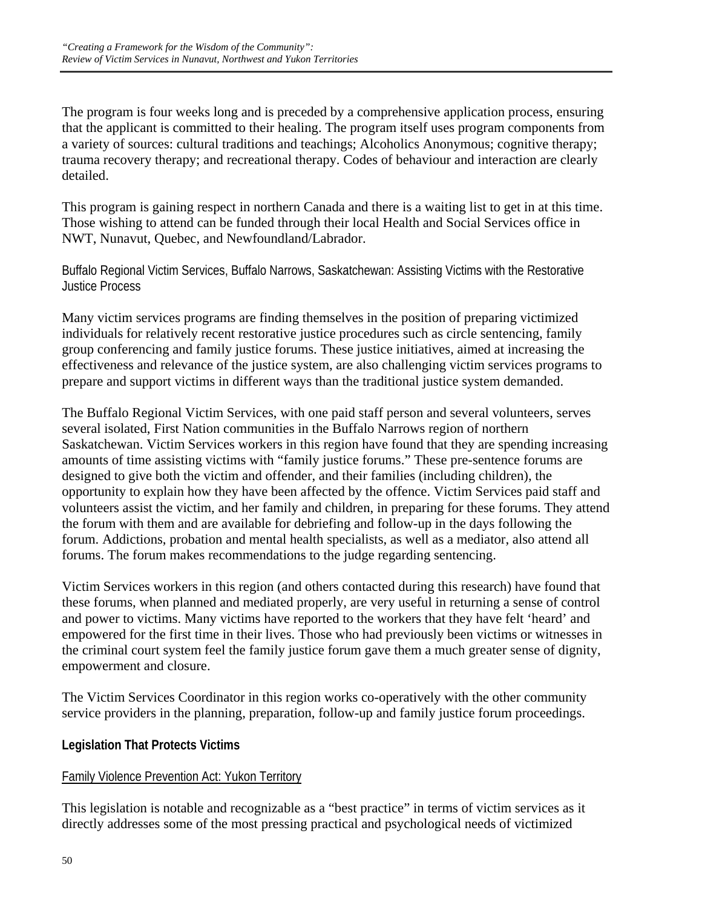The program is four weeks long and is preceded by a comprehensive application process, ensuring that the applicant is committed to their healing. The program itself uses program components from a variety of sources: cultural traditions and teachings; Alcoholics Anonymous; cognitive therapy; trauma recovery therapy; and recreational therapy. Codes of behaviour and interaction are clearly detailed.

This program is gaining respect in northern Canada and there is a waiting list to get in at this time. Those wishing to attend can be funded through their local Health and Social Services office in NWT, Nunavut, Quebec, and Newfoundland/Labrador.

#### Buffalo Regional Victim Services, Buffalo Narrows, Saskatchewan: Assisting Victims with the Restorative Justice Process

Many victim services programs are finding themselves in the position of preparing victimized individuals for relatively recent restorative justice procedures such as circle sentencing, family group conferencing and family justice forums. These justice initiatives, aimed at increasing the effectiveness and relevance of the justice system, are also challenging victim services programs to prepare and support victims in different ways than the traditional justice system demanded.

The Buffalo Regional Victim Services, with one paid staff person and several volunteers, serves several isolated, First Nation communities in the Buffalo Narrows region of northern Saskatchewan. Victim Services workers in this region have found that they are spending increasing amounts of time assisting victims with "family justice forums." These pre-sentence forums are designed to give both the victim and offender, and their families (including children), the opportunity to explain how they have been affected by the offence. Victim Services paid staff and volunteers assist the victim, and her family and children, in preparing for these forums. They attend the forum with them and are available for debriefing and follow-up in the days following the forum. Addictions, probation and mental health specialists, as well as a mediator, also attend all forums. The forum makes recommendations to the judge regarding sentencing.

Victim Services workers in this region (and others contacted during this research) have found that these forums, when planned and mediated properly, are very useful in returning a sense of control and power to victims. Many victims have reported to the workers that they have felt 'heard' and empowered for the first time in their lives. Those who had previously been victims or witnesses in the criminal court system feel the family justice forum gave them a much greater sense of dignity, empowerment and closure.

The Victim Services Coordinator in this region works co-operatively with the other community service providers in the planning, preparation, follow-up and family justice forum proceedings.

### Legislation That Protects Victims

#### Family Violence Prevention Act: Yukon Territory

This legislation is notable and recognizable as a "best practice" in terms of victim services as it directly addresses some of the most pressing practical and psychological needs of victimized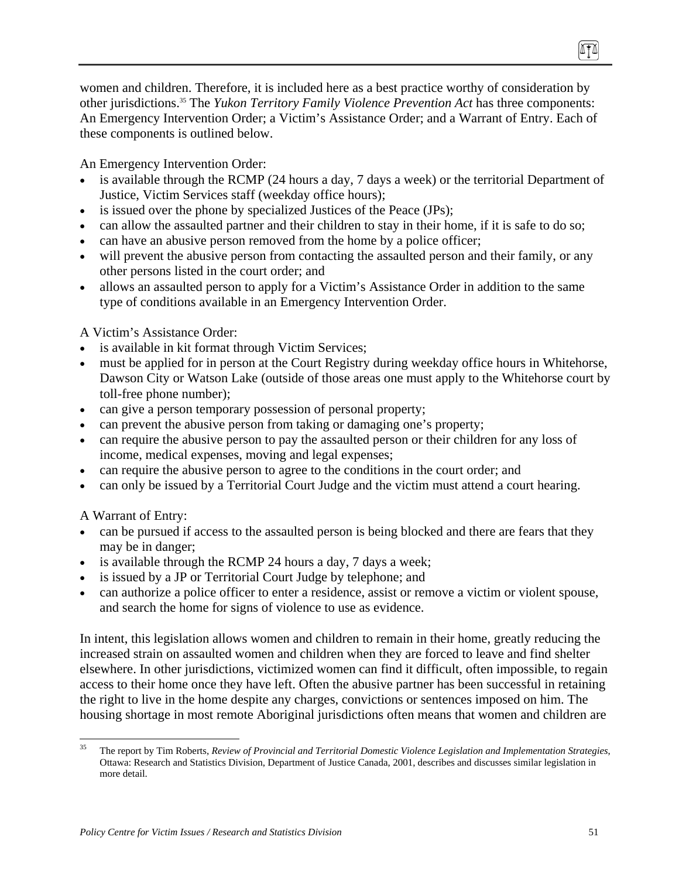women and children. Therefore, it is included here as a best practice worthy of consideration by other jurisdictions.[35] The *Yukon Territory Family Violence Prevention Act* has three components: An Emergency Intervention Order; a Victim's Assistance Order; and a Warrant of Entry. Each of these components is outlined below.

An Emergency Intervention Order:

- is available through the RCMP (24 hours a day, 7 days a week) or the territorial Department of Justice, Victim Services staff (weekday office hours);
- is issued over the phone by specialized Justices of the Peace (JPs);
- can allow the assaulted partner and their children to stay in their home, if it is safe to do so;
- can have an abusive person removed from the home by a police officer;
- will prevent the abusive person from contacting the assaulted person and their family, or any other persons listed in the court order; and
- allows an assaulted person to apply for a Victim's Assistance Order in addition to the same type of conditions available in an Emergency Intervention Order.

A Victim's Assistance Order:

- is available in kit format through Victim Services;
- must be applied for in person at the Court Registry during weekday office hours in Whitehorse, Dawson City or Watson Lake (outside of those areas one must apply to the Whitehorse court by toll-free phone number);
- can give a person temporary possession of personal property;
- can prevent the abusive person from taking or damaging one's property;
- can require the abusive person to pay the assaulted person or their children for any loss of income, medical expenses, moving and legal expenses;
- can require the abusive person to agree to the conditions in the court order; and
- can only be issued by a Territorial Court Judge and the victim must attend a court hearing.

A Warrant of Entry:

- can be pursued if access to the assaulted person is being blocked and there are fears that they may be in danger;
- is available through the RCMP 24 hours a day, 7 days a week;
- is issued by a JP or Territorial Court Judge by telephone; and
- can authorize a police officer to enter a residence, assist or remove a victim or violent spouse, and search the home for signs of violence to use as evidence.

In intent, this legislation allows women and children to remain in their home, greatly reducing the increased strain on assaulted women and children when they are forced to leave and find shelter elsewhere. In other jurisdictions, victimized women can find it difficult, often impossible, to regain access to their home once they have left. Often the abusive partner has been successful in retaining the right to live in the home despite any charges, convictions or sentences imposed on him. The housing shortage in most remote Aboriginal jurisdictions often means that women and children are

---

[35] The report by Tim Roberts, *Review of Provincial and Territorial Domestic Violence Legislation and Implementation Strategies*, Ottawa: Research and Statistics Division, Department of Justice Canada, 2001, describes and discusses similar legislation in more detail.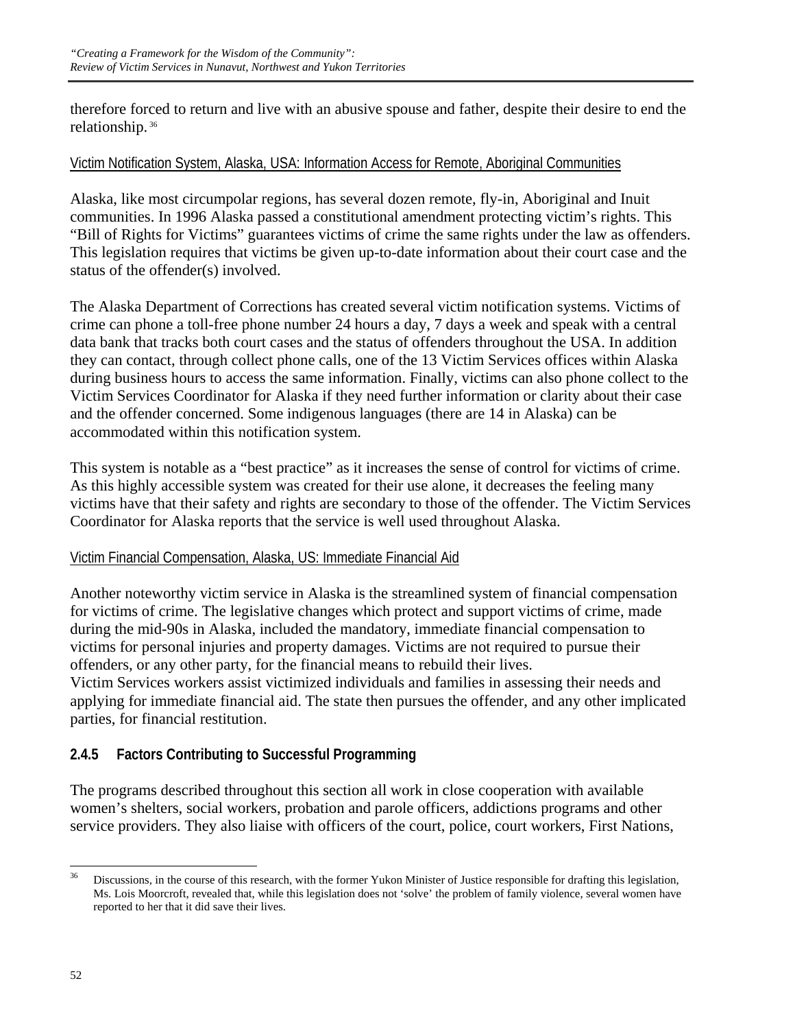therefore forced to return and live with an abusive spouse and father, despite their desire to end the relationship.[36]

Victim Notification System, Alaska, USA: Information Access for Remote, Aboriginal Communities

Alaska, like most circumpolar regions, has several dozen remote, fly-in, Aboriginal and Inuit communities. In 1996 Alaska passed a constitutional amendment protecting victim's rights. This "Bill of Rights for Victims" guarantees victims of crime the same rights under the law as offenders. This legislation requires that victims be given up-to-date information about their court case and the status of the offender(s) involved.

The Alaska Department of Corrections has created several victim notification systems. Victims of crime can phone a toll-free phone number 24 hours a day, 7 days a week and speak with a central data bank that tracks both court cases and the status of offenders throughout the USA. In addition they can contact, through collect phone calls, one of the 13 Victim Services offices within Alaska during business hours to access the same information. Finally, victims can also phone collect to the Victim Services Coordinator for Alaska if they need further information or clarity about their case and the offender concerned. Some indigenous languages (there are 14 in Alaska) can be accommodated within this notification system.

This system is notable as a "best practice" as it increases the sense of control for victims of crime. As this highly accessible system was created for their use alone, it decreases the feeling many victims have that their safety and rights are secondary to those of the offender. The Victim Services Coordinator for Alaska reports that the service is well used throughout Alaska.

Victim Financial Compensation, Alaska, US: Immediate Financial Aid

Another noteworthy victim service in Alaska is the streamlined system of financial compensation for victims of crime. The legislative changes which protect and support victims of crime, made during the mid-90s in Alaska, included the mandatory, immediate financial compensation to victims for personal injuries and property damages. Victims are not required to pursue their offenders, or any other party, for the financial means to rebuild their lives.
Victim Services workers assist victimized individuals and families in assessing their needs and applying for immediate financial aid. The state then pursues the offender, and any other implicated parties, for financial restitution.

### 2.4.5 Factors Contributing to Successful Programming

The programs described throughout this section all work in close cooperation with available women's shelters, social workers, probation and parole officers, addictions programs and other service providers. They also liaise with officers of the court, police, court workers, First Nations,

[36] Discussions, in the course of this research, with the former Yukon Minister of Justice responsible for drafting this legislation, Ms. Lois Moorcroft, revealed that, while this legislation does not 'solve' the problem of family violence, several women have reported to her that it did save their lives.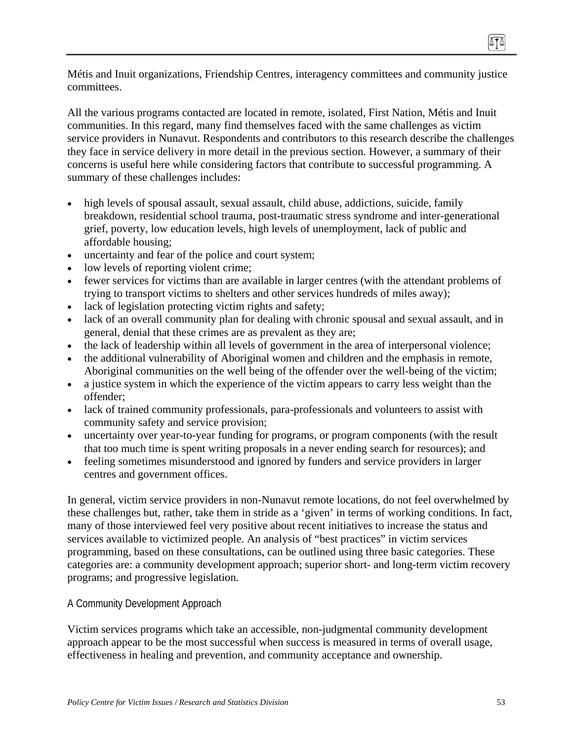Métis and Inuit organizations, Friendship Centres, interagency committees and community justice committees.

All the various programs contacted are located in remote, isolated, First Nation, Métis and Inuit communities. In this regard, many find themselves faced with the same challenges as victim service providers in Nunavut. Respondents and contributors to this research describe the challenges they face in service delivery in more detail in the previous section. However, a summary of their concerns is useful here while considering factors that contribute to successful programming. A summary of these challenges includes:

- high levels of spousal assault, sexual assault, child abuse, addictions, suicide, family breakdown, residential school trauma, post-traumatic stress syndrome and inter-generational grief, poverty, low education levels, high levels of unemployment, lack of public and affordable housing;
- uncertainty and fear of the police and court system;
- low levels of reporting violent crime;
- fewer services for victims than are available in larger centres (with the attendant problems of trying to transport victims to shelters and other services hundreds of miles away);
- lack of legislation protecting victim rights and safety;
- lack of an overall community plan for dealing with chronic spousal and sexual assault, and in general, denial that these crimes are as prevalent as they are;
- the lack of leadership within all levels of government in the area of interpersonal violence;
- the additional vulnerability of Aboriginal women and children and the emphasis in remote, Aboriginal communities on the well being of the offender over the well-being of the victim;
- a justice system in which the experience of the victim appears to carry less weight than the offender;
- lack of trained community professionals, para-professionals and volunteers to assist with community safety and service provision;
- uncertainty over year-to-year funding for programs, or program components (with the result that too much time is spent writing proposals in a never ending search for resources); and
- feeling sometimes misunderstood and ignored by funders and service providers in larger centres and government offices.

In general, victim service providers in non-Nunavut remote locations, do not feel overwhelmed by these challenges but, rather, take them in stride as a 'given' in terms of working conditions. In fact, many of those interviewed feel very positive about recent initiatives to increase the status and services available to victimized people. An analysis of "best practices" in victim services programming, based on these consultations, can be outlined using three basic categories. These categories are: a community development approach; superior short- and long-term victim recovery programs; and progressive legislation.

### A Community Development Approach

Victim services programs which take an accessible, non-judgmental community development approach appear to be the most successful when success is measured in terms of overall usage, effectiveness in healing and prevention, and community acceptance and ownership.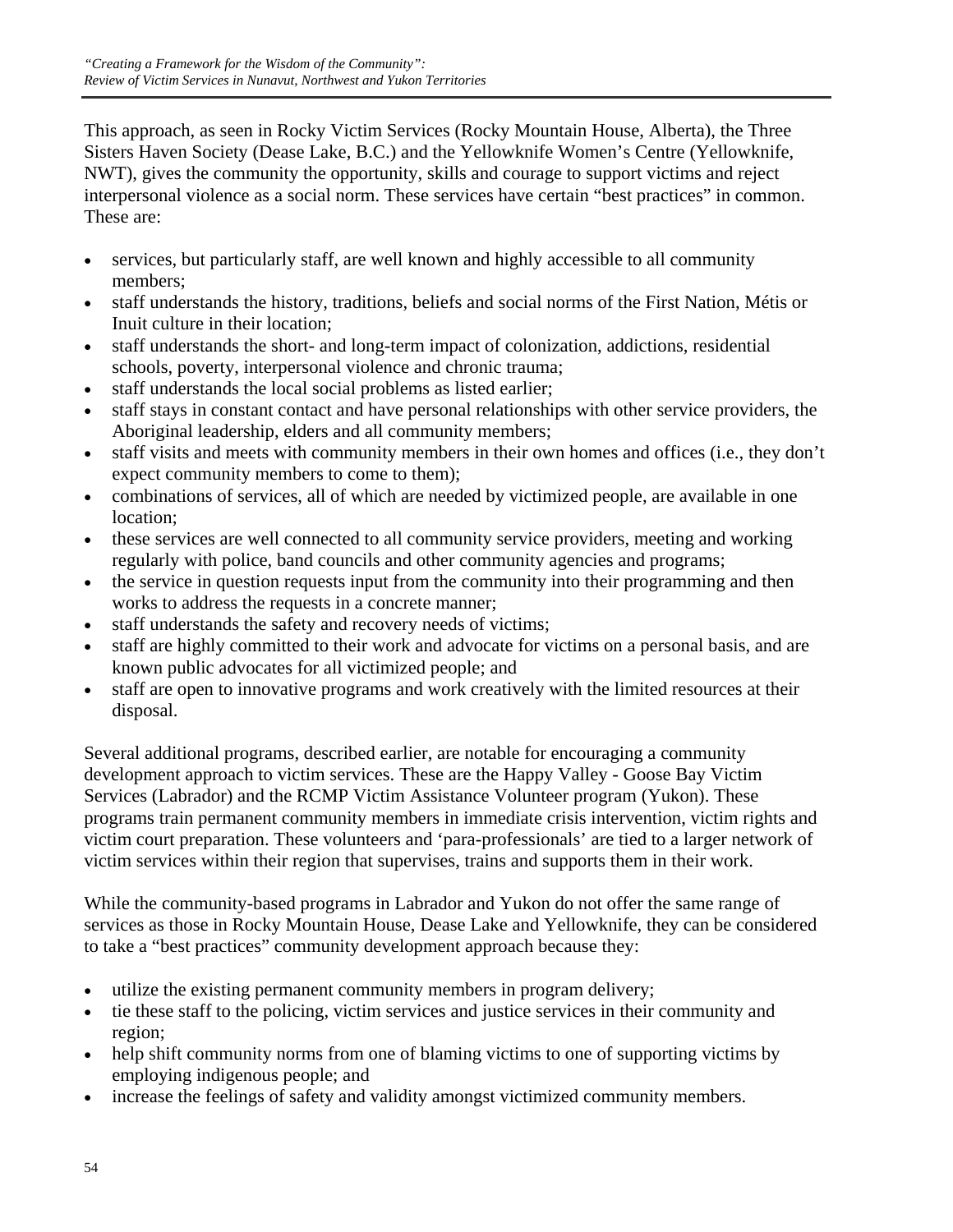This approach, as seen in Rocky Victim Services (Rocky Mountain House, Alberta), the Three Sisters Haven Society (Dease Lake, B.C.) and the Yellowknife Women's Centre (Yellowknife, NWT), gives the community the opportunity, skills and courage to support victims and reject interpersonal violence as a social norm. These services have certain "best practices" in common. These are:

- services, but particularly staff, are well known and highly accessible to all community members;
- staff understands the history, traditions, beliefs and social norms of the First Nation, Métis or Inuit culture in their location;
- staff understands the short- and long-term impact of colonization, addictions, residential schools, poverty, interpersonal violence and chronic trauma;
- staff understands the local social problems as listed earlier;
- staff stays in constant contact and have personal relationships with other service providers, the Aboriginal leadership, elders and all community members;
- staff visits and meets with community members in their own homes and offices (i.e., they don't expect community members to come to them);
- combinations of services, all of which are needed by victimized people, are available in one location;
- these services are well connected to all community service providers, meeting and working regularly with police, band councils and other community agencies and programs;
- the service in question requests input from the community into their programming and then works to address the requests in a concrete manner;
- staff understands the safety and recovery needs of victims;
- staff are highly committed to their work and advocate for victims on a personal basis, and are known public advocates for all victimized people; and
- staff are open to innovative programs and work creatively with the limited resources at their disposal.

Several additional programs, described earlier, are notable for encouraging a community development approach to victim services. These are the Happy Valley - Goose Bay Victim Services (Labrador) and the RCMP Victim Assistance Volunteer program (Yukon). These programs train permanent community members in immediate crisis intervention, victim rights and victim court preparation. These volunteers and 'para-professionals' are tied to a larger network of victim services within their region that supervises, trains and supports them in their work.

While the community-based programs in Labrador and Yukon do not offer the same range of services as those in Rocky Mountain House, Dease Lake and Yellowknife, they can be considered to take a "best practices" community development approach because they:

- utilize the existing permanent community members in program delivery;
- tie these staff to the policing, victim services and justice services in their community and region;
- help shift community norms from one of blaming victims to one of supporting victims by employing indigenous people; and
- increase the feelings of safety and validity amongst victimized community members.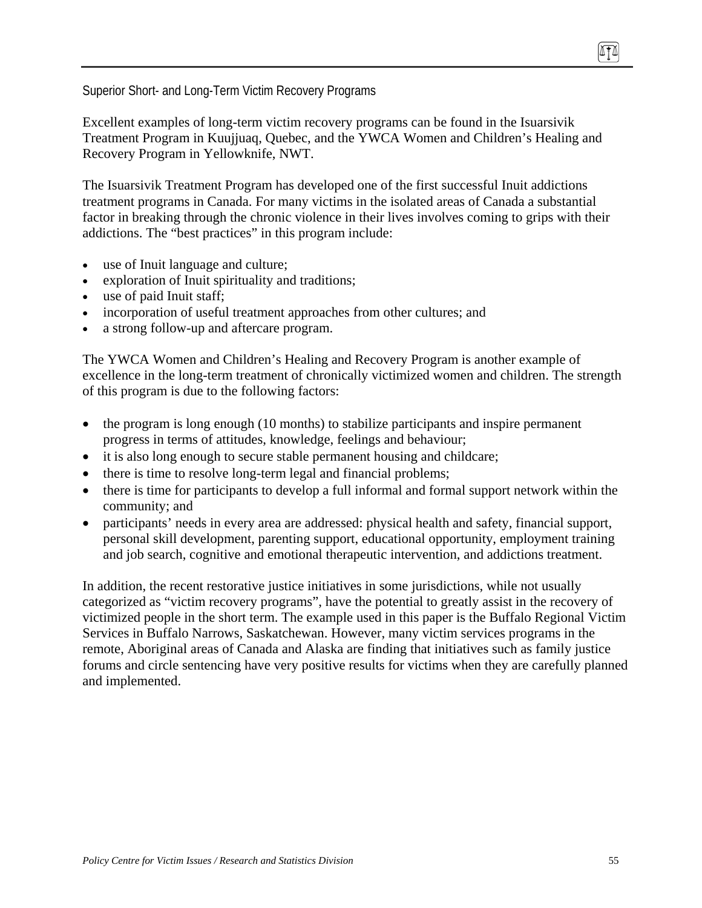### Superior Short- and Long-Term Victim Recovery Programs

Excellent examples of long-term victim recovery programs can be found in the Isuarsivik Treatment Program in Kuujjuaq, Quebec, and the YWCA Women and Children's Healing and Recovery Program in Yellowknife, NWT.

The Isuarsivik Treatment Program has developed one of the first successful Inuit addictions treatment programs in Canada. For many victims in the isolated areas of Canada a substantial factor in breaking through the chronic violence in their lives involves coming to grips with their addictions. The "best practices" in this program include:

- use of Inuit language and culture;
- exploration of Inuit spirituality and traditions;
- use of paid Inuit staff;
- incorporation of useful treatment approaches from other cultures; and
- a strong follow-up and aftercare program.

The YWCA Women and Children's Healing and Recovery Program is another example of excellence in the long-term treatment of chronically victimized women and children. The strength of this program is due to the following factors:

- the program is long enough (10 months) to stabilize participants and inspire permanent progress in terms of attitudes, knowledge, feelings and behaviour;
- it is also long enough to secure stable permanent housing and childcare;
- there is time to resolve long-term legal and financial problems;
- there is time for participants to develop a full informal and formal support network within the community; and
- participants' needs in every area are addressed: physical health and safety, financial support, personal skill development, parenting support, educational opportunity, employment training and job search, cognitive and emotional therapeutic intervention, and addictions treatment.

In addition, the recent restorative justice initiatives in some jurisdictions, while not usually categorized as "victim recovery programs", have the potential to greatly assist in the recovery of victimized people in the short term. The example used in this paper is the Buffalo Regional Victim Services in Buffalo Narrows, Saskatchewan. However, many victim services programs in the remote, Aboriginal areas of Canada and Alaska are finding that initiatives such as family justice forums and circle sentencing have very positive results for victims when they are carefully planned and implemented.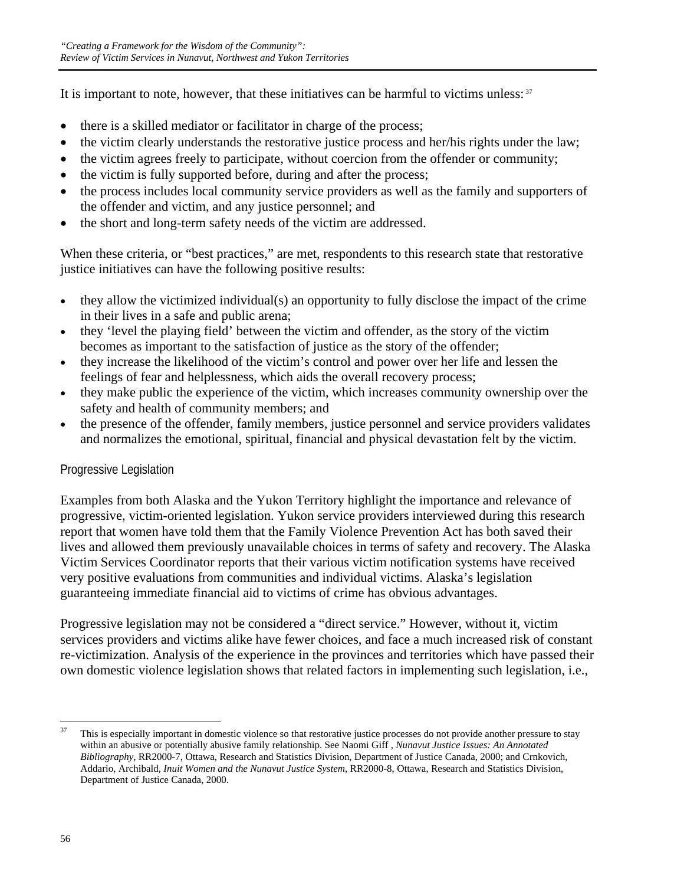It is important to note, however, that these initiatives can be harmful to victims unless:[37]

- there is a skilled mediator or facilitator in charge of the process;
- the victim clearly understands the restorative justice process and her/his rights under the law;
- the victim agrees freely to participate, without coercion from the offender or community;
- the victim is fully supported before, during and after the process;
- the process includes local community service providers as well as the family and supporters of the offender and victim, and any justice personnel; and
- the short and long-term safety needs of the victim are addressed.

When these criteria, or "best practices," are met, respondents to this research state that restorative justice initiatives can have the following positive results:

- they allow the victimized individual(s) an opportunity to fully disclose the impact of the crime in their lives in a safe and public arena;
- they 'level the playing field' between the victim and offender, as the story of the victim becomes as important to the satisfaction of justice as the story of the offender;
- they increase the likelihood of the victim's control and power over her life and lessen the feelings of fear and helplessness, which aids the overall recovery process;
- they make public the experience of the victim, which increases community ownership over the safety and health of community members; and
- the presence of the offender, family members, justice personnel and service providers validates and normalizes the emotional, spiritual, financial and physical devastation felt by the victim.

### Progressive Legislation

Examples from both Alaska and the Yukon Territory highlight the importance and relevance of progressive, victim-oriented legislation. Yukon service providers interviewed during this research report that women have told them that the Family Violence Prevention Act has both saved their lives and allowed them previously unavailable choices in terms of safety and recovery. The Alaska Victim Services Coordinator reports that their various victim notification systems have received very positive evaluations from communities and individual victims. Alaska's legislation guaranteeing immediate financial aid to victims of crime has obvious advantages.

Progressive legislation may not be considered a "direct service." However, without it, victim services providers and victims alike have fewer choices, and face a much increased risk of constant re-victimization. Analysis of the experience in the provinces and territories which have passed their own domestic violence legislation shows that related factors in implementing such legislation, i.e.,

---

[37] This is especially important in domestic violence so that restorative justice processes do not provide another pressure to stay within an abusive or potentially abusive family relationship. See Naomi Giff , *Nunavut Justice Issues: An Annotated Bibliography*, RR2000-7, Ottawa, Research and Statistics Division, Department of Justice Canada, 2000; and Crnkovich, Addario, Archibald, *Inuit Women and the Nunavut Justice System*, RR2000-8, Ottawa, Research and Statistics Division, Department of Justice Canada, 2000.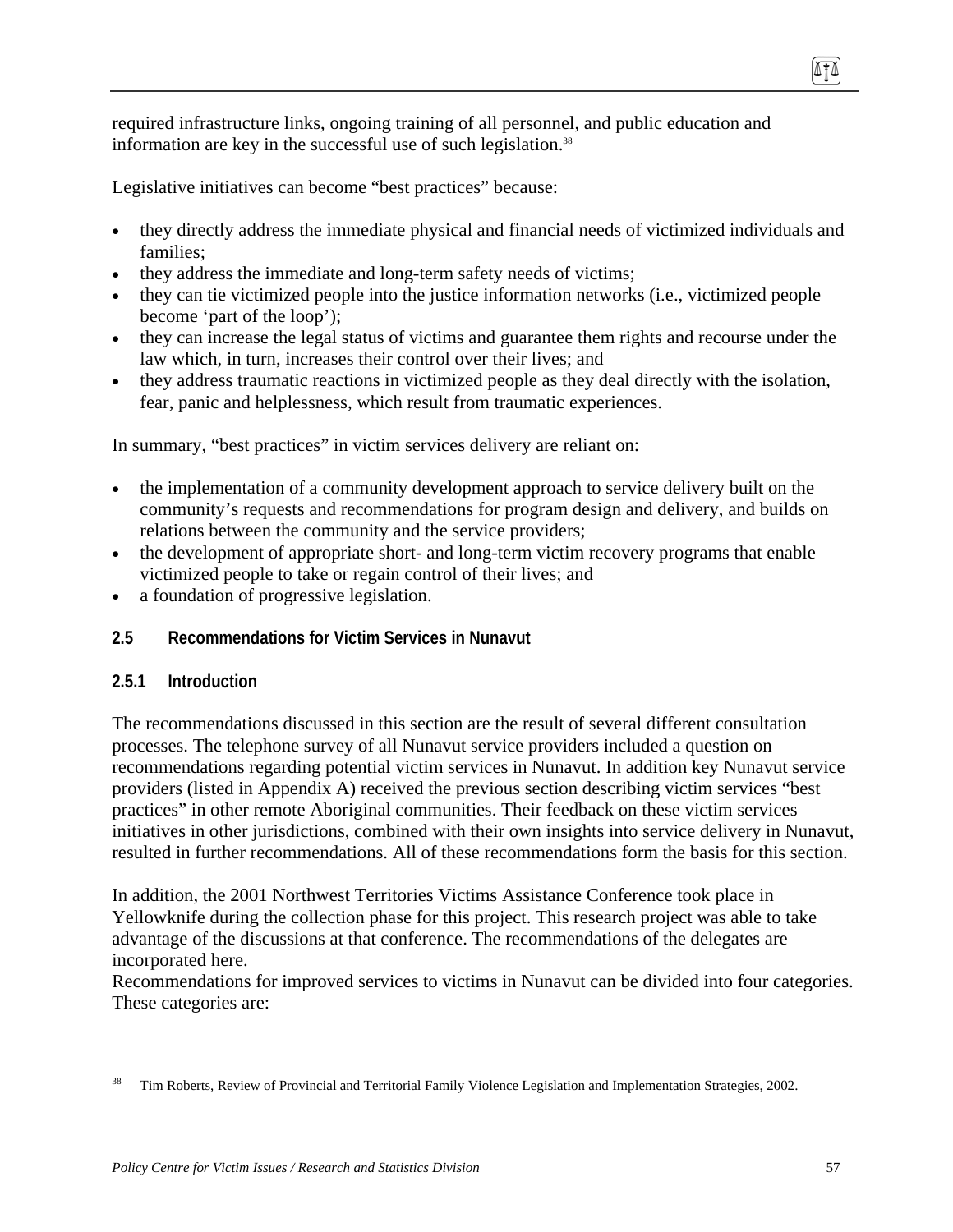required infrastructure links, ongoing training of all personnel, and public education and information are key in the successful use of such legislation.[38]

Legislative initiatives can become "best practices" because:

- they directly address the immediate physical and financial needs of victimized individuals and families;
- they address the immediate and long-term safety needs of victims;
- they can tie victimized people into the justice information networks (i.e., victimized people become 'part of the loop');
- they can increase the legal status of victims and guarantee them rights and recourse under the law which, in turn, increases their control over their lives; and
- they address traumatic reactions in victimized people as they deal directly with the isolation, fear, panic and helplessness, which result from traumatic experiences.

In summary, "best practices" in victim services delivery are reliant on:

- the implementation of a community development approach to service delivery built on the community's requests and recommendations for program design and delivery, and builds on relations between the community and the service providers;
- the development of appropriate short- and long-term victim recovery programs that enable victimized people to take or regain control of their lives; and
- a foundation of progressive legislation.

## 2.5 Recommendations for Victim Services in Nunavut

### 2.5.1 Introduction

The recommendations discussed in this section are the result of several different consultation processes. The telephone survey of all Nunavut service providers included a question on recommendations regarding potential victim services in Nunavut. In addition key Nunavut service providers (listed in Appendix A) received the previous section describing victim services "best practices" in other remote Aboriginal communities. Their feedback on these victim services initiatives in other jurisdictions, combined with their own insights into service delivery in Nunavut, resulted in further recommendations. All of these recommendations form the basis for this section.

In addition, the 2001 Northwest Territories Victims Assistance Conference took place in Yellowknife during the collection phase for this project. This research project was able to take advantage of the discussions at that conference. The recommendations of the delegates are incorporated here.

Recommendations for improved services to victims in Nunavut can be divided into four categories. These categories are:

---

[38] Tim Roberts, Review of Provincial and Territorial Family Violence Legislation and Implementation Strategies, 2002.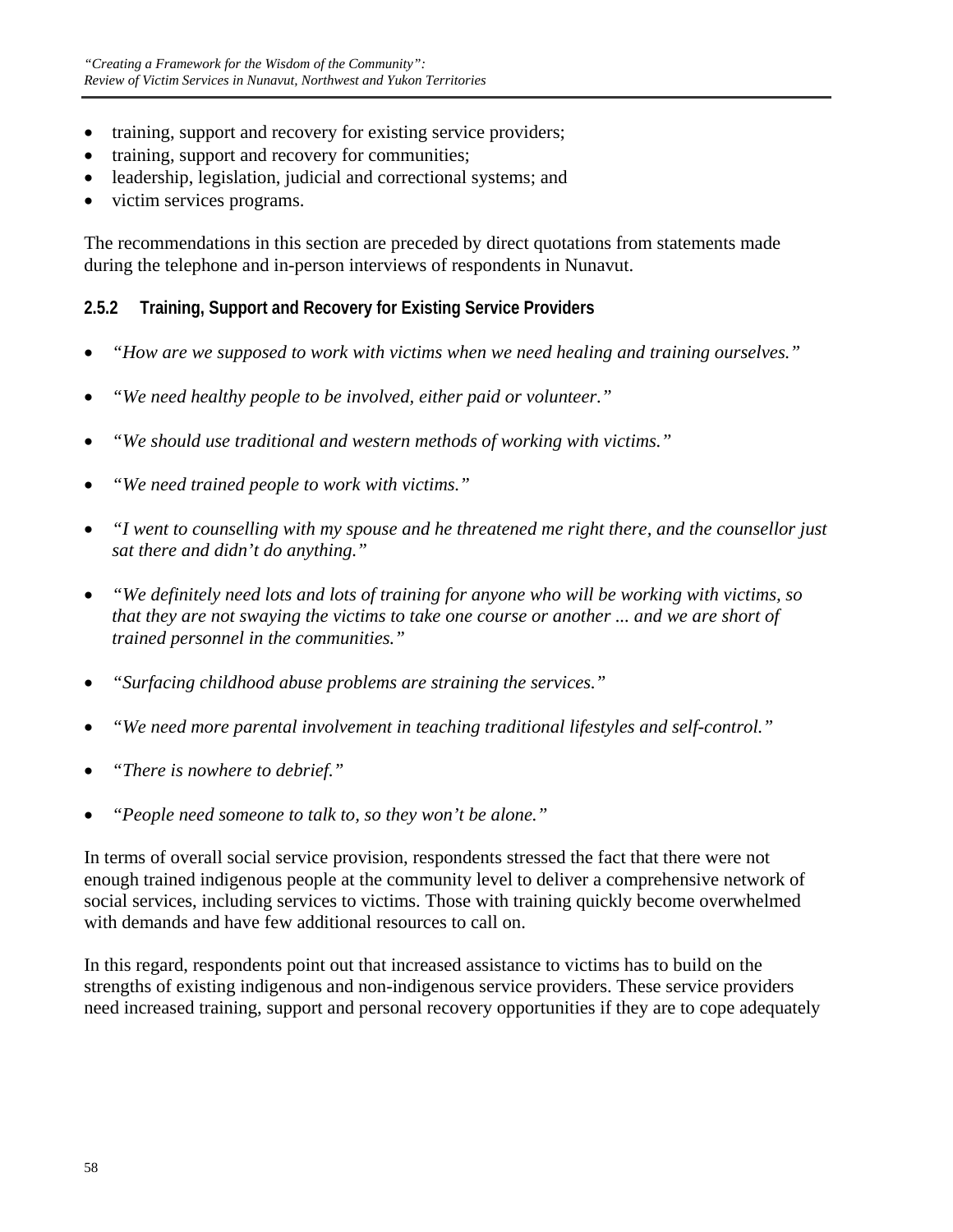- training, support and recovery for existing service providers;
- training, support and recovery for communities;
- leadership, legislation, judicial and correctional systems; and
- victim services programs.

The recommendations in this section are preceded by direct quotations from statements made during the telephone and in-person interviews of respondents in Nunavut.

### 2.5.2 Training, Support and Recovery for Existing Service Providers

- *"How are we supposed to work with victims when we need healing and training ourselves."*
- *"We need healthy people to be involved, either paid or volunteer."*
- *"We should use traditional and western methods of working with victims."*
- *"We need trained people to work with victims."*
- *"I went to counselling with my spouse and he threatened me right there, and the counsellor just sat there and didn't do anything."*
- *"We definitely need lots and lots of training for anyone who will be working with victims, so that they are not swaying the victims to take one course or another ... and we are short of trained personnel in the communities."*
- *"Surfacing childhood abuse problems are straining the services."*
- *"We need more parental involvement in teaching traditional lifestyles and self-control."*
- *"There is nowhere to debrief."*
- *"People need someone to talk to, so they won't be alone."*

In terms of overall social service provision, respondents stressed the fact that there were not enough trained indigenous people at the community level to deliver a comprehensive network of social services, including services to victims. Those with training quickly become overwhelmed with demands and have few additional resources to call on.

In this regard, respondents point out that increased assistance to victims has to build on the strengths of existing indigenous and non-indigenous service providers. These service providers need increased training, support and personal recovery opportunities if they are to cope adequately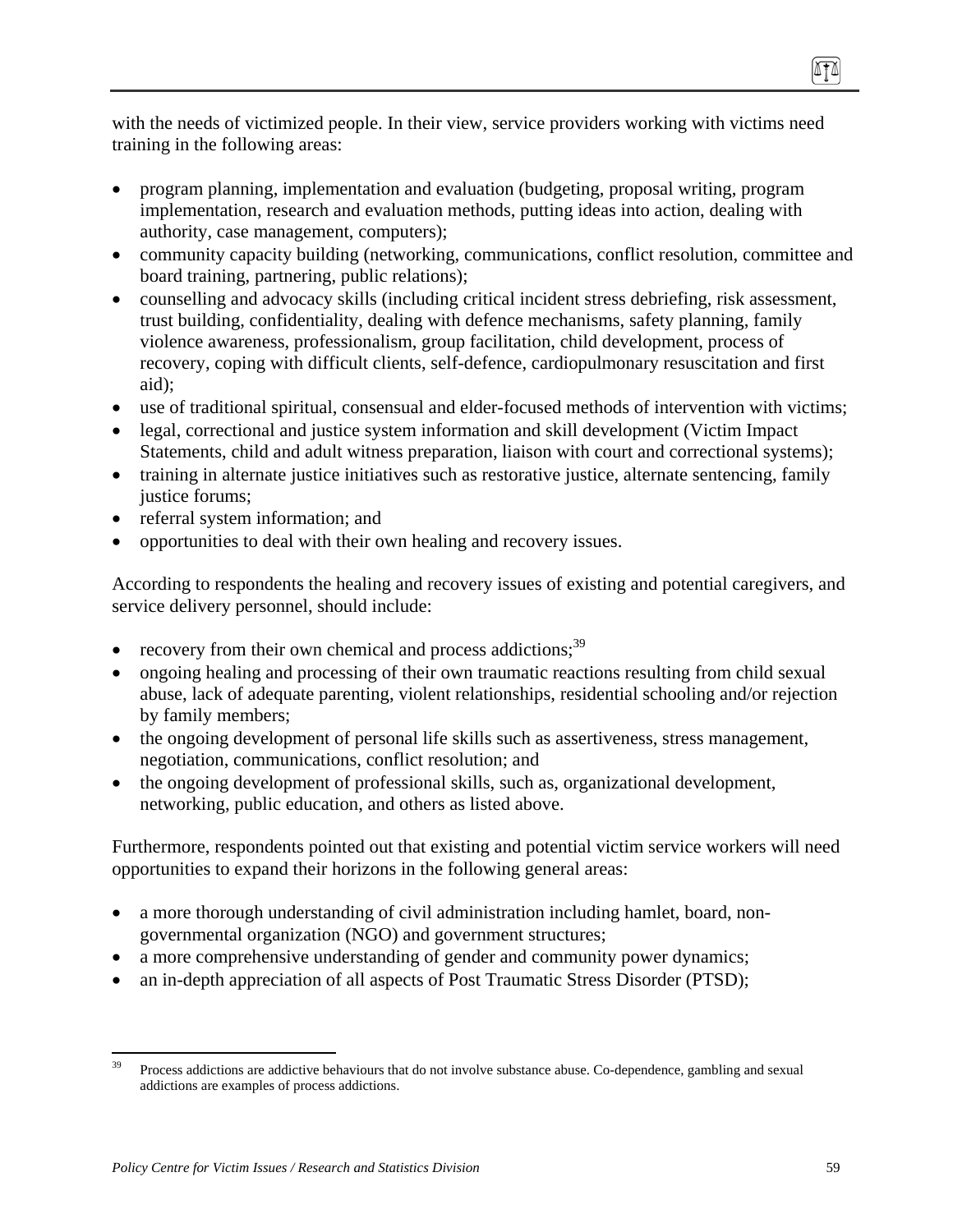with the needs of victimized people. In their view, service providers working with victims need training in the following areas:

- program planning, implementation and evaluation (budgeting, proposal writing, program implementation, research and evaluation methods, putting ideas into action, dealing with authority, case management, computers);
- community capacity building (networking, communications, conflict resolution, committee and board training, partnering, public relations);
- counselling and advocacy skills (including critical incident stress debriefing, risk assessment, trust building, confidentiality, dealing with defence mechanisms, safety planning, family violence awareness, professionalism, group facilitation, child development, process of recovery, coping with difficult clients, self-defence, cardiopulmonary resuscitation and first aid);
- use of traditional spiritual, consensual and elder-focused methods of intervention with victims;
- legal, correctional and justice system information and skill development (Victim Impact Statements, child and adult witness preparation, liaison with court and correctional systems);
- training in alternate justice initiatives such as restorative justice, alternate sentencing, family justice forums;
- referral system information; and
- opportunities to deal with their own healing and recovery issues.

According to respondents the healing and recovery issues of existing and potential caregivers, and service delivery personnel, should include:

- recovery from their own chemical and process addictions;[39]
- ongoing healing and processing of their own traumatic reactions resulting from child sexual abuse, lack of adequate parenting, violent relationships, residential schooling and/or rejection by family members;
- the ongoing development of personal life skills such as assertiveness, stress management, negotiation, communications, conflict resolution; and
- the ongoing development of professional skills, such as, organizational development, networking, public education, and others as listed above.

Furthermore, respondents pointed out that existing and potential victim service workers will need opportunities to expand their horizons in the following general areas:

- a more thorough understanding of civil administration including hamlet, board, non-governmental organization (NGO) and government structures;
- a more comprehensive understanding of gender and community power dynamics;
- an in-depth appreciation of all aspects of Post Traumatic Stress Disorder (PTSD);

---

[39] Process addictions are addictive behaviours that do not involve substance abuse. Co-dependence, gambling and sexual addictions are examples of process addictions.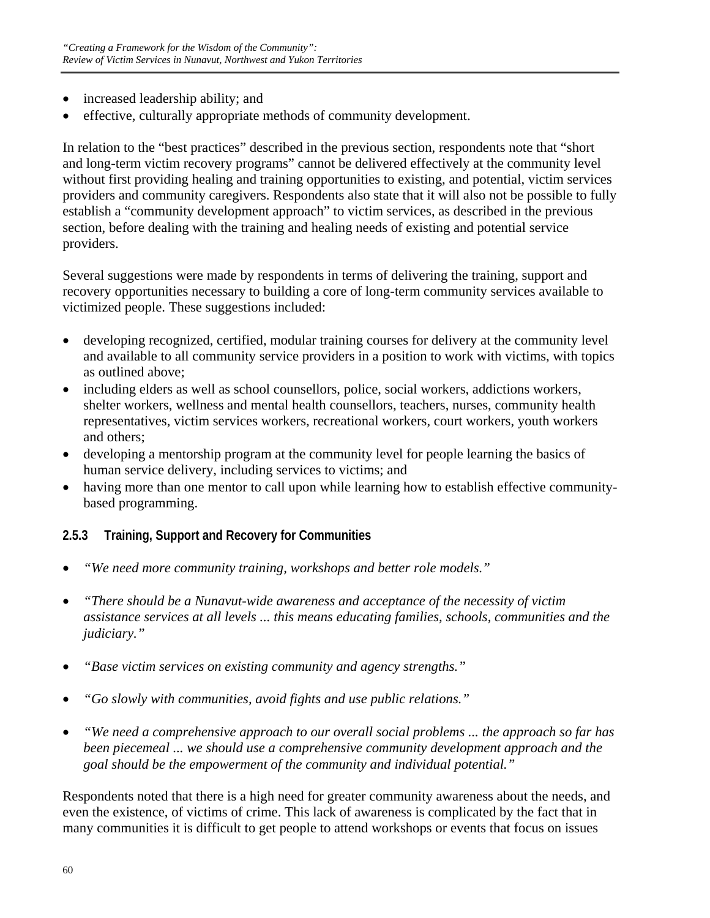- increased leadership ability; and
- effective, culturally appropriate methods of community development.

In relation to the "best practices" described in the previous section, respondents note that "short and long-term victim recovery programs" cannot be delivered effectively at the community level without first providing healing and training opportunities to existing, and potential, victim services providers and community caregivers. Respondents also state that it will also not be possible to fully establish a "community development approach" to victim services, as described in the previous section, before dealing with the training and healing needs of existing and potential service providers.

Several suggestions were made by respondents in terms of delivering the training, support and recovery opportunities necessary to building a core of long-term community services available to victimized people. These suggestions included:

- developing recognized, certified, modular training courses for delivery at the community level and available to all community service providers in a position to work with victims, with topics as outlined above;
- including elders as well as school counsellors, police, social workers, addictions workers, shelter workers, wellness and mental health counsellors, teachers, nurses, community health representatives, victim services workers, recreational workers, court workers, youth workers and others;
- developing a mentorship program at the community level for people learning the basics of human service delivery, including services to victims; and
- having more than one mentor to call upon while learning how to establish effective community-based programming.

### 2.5.3 Training, Support and Recovery for Communities

- *"We need more community training, workshops and better role models."*
- *"There should be a Nunavut-wide awareness and acceptance of the necessity of victim assistance services at all levels ... this means educating families, schools, communities and the judiciary."*
- *"Base victim services on existing community and agency strengths."*
- *"Go slowly with communities, avoid fights and use public relations."*
- *"We need a comprehensive approach to our overall social problems ... the approach so far has been piecemeal ... we should use a comprehensive community development approach and the goal should be the empowerment of the community and individual potential."*

Respondents noted that there is a high need for greater community awareness about the needs, and even the existence, of victims of crime. This lack of awareness is complicated by the fact that in many communities it is difficult to get people to attend workshops or events that focus on issues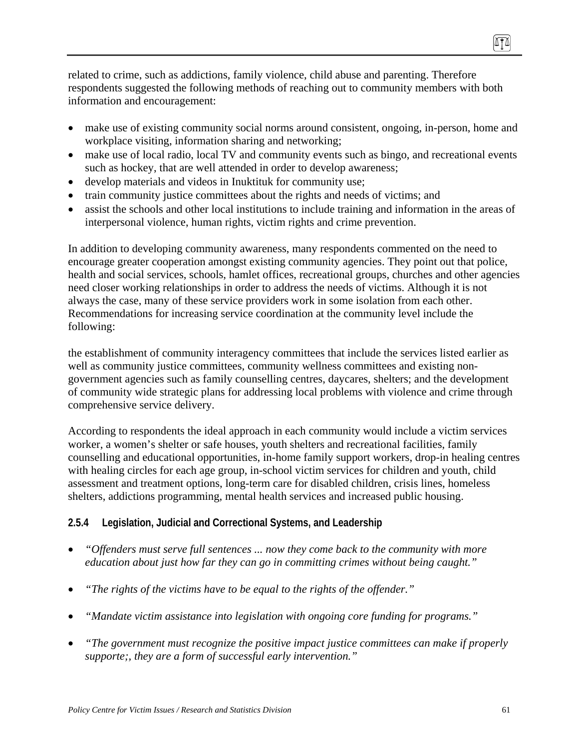related to crime, such as addictions, family violence, child abuse and parenting. Therefore respondents suggested the following methods of reaching out to community members with both information and encouragement:

- make use of existing community social norms around consistent, ongoing, in-person, home and workplace visiting, information sharing and networking;
- make use of local radio, local TV and community events such as bingo, and recreational events such as hockey, that are well attended in order to develop awareness;
- develop materials and videos in Inuktituk for community use;
- train community justice committees about the rights and needs of victims; and
- assist the schools and other local institutions to include training and information in the areas of interpersonal violence, human rights, victim rights and crime prevention.

In addition to developing community awareness, many respondents commented on the need to encourage greater cooperation amongst existing community agencies. They point out that police, health and social services, schools, hamlet offices, recreational groups, churches and other agencies need closer working relationships in order to address the needs of victims. Although it is not always the case, many of these service providers work in some isolation from each other. Recommendations for increasing service coordination at the community level include the following:

the establishment of community interagency committees that include the services listed earlier as well as community justice committees, community wellness committees and existing non-government agencies such as family counselling centres, daycares, shelters; and the development of community wide strategic plans for addressing local problems with violence and crime through comprehensive service delivery.

According to respondents the ideal approach in each community would include a victim services worker, a women's shelter or safe houses, youth shelters and recreational facilities, family counselling and educational opportunities, in-home family support workers, drop-in healing centres with healing circles for each age group, in-school victim services for children and youth, child assessment and treatment options, long-term care for disabled children, crisis lines, homeless shelters, addictions programming, mental health services and increased public housing.

#### 2.5.4 Legislation, Judicial and Correctional Systems, and Leadership

- *"Offenders must serve full sentences ... now they come back to the community with more education about just how far they can go in committing crimes without being caught."*
- *"The rights of the victims have to be equal to the rights of the offender."*
- *"Mandate victim assistance into legislation with ongoing core funding for programs."*
- *"The government must recognize the positive impact justice committees can make if properly supporte;, they are a form of successful early intervention."*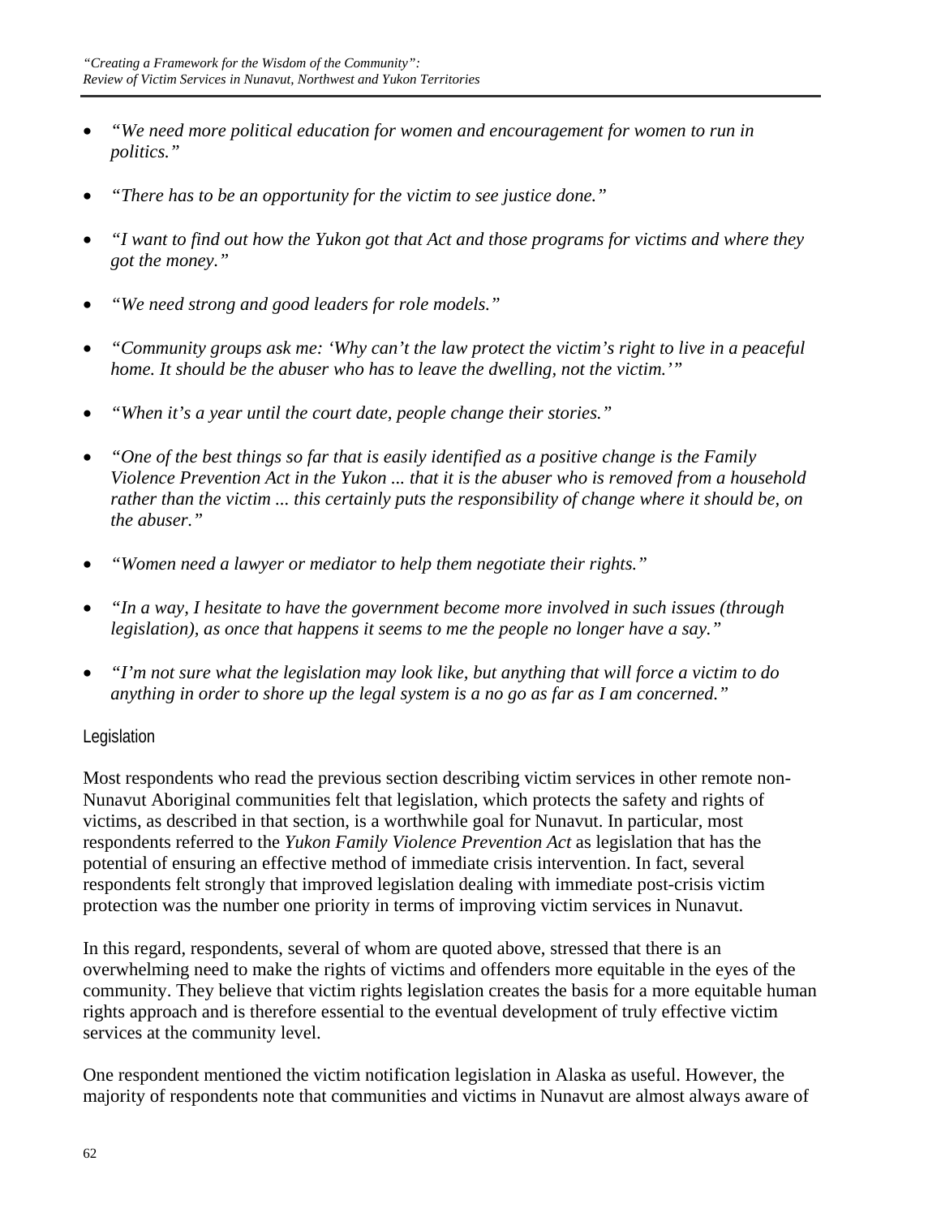- *"We need more political education for women and encouragement for women to run in politics."*

- *"There has to be an opportunity for the victim to see justice done."*

- *"I want to find out how the Yukon got that Act and those programs for victims and where they got the money."*

- *"We need strong and good leaders for role models."*

- *"Community groups ask me: 'Why can't the law protect the victim's right to live in a peaceful home. It should be the abuser who has to leave the dwelling, not the victim.'"*

- *"When it's a year until the court date, people change their stories."*

- *"One of the best things so far that is easily identified as a positive change is the Family Violence Prevention Act in the Yukon ... that it is the abuser who is removed from a household rather than the victim ... this certainly puts the responsibility of change where it should be, on the abuser."*

- *"Women need a lawyer or mediator to help them negotiate their rights."*

- *"In a way, I hesitate to have the government become more involved in such issues (through legislation), as once that happens it seems to me the people no longer have a say."*

- *"I'm not sure what the legislation may look like, but anything that will force a victim to do anything in order to shore up the legal system is a no go as far as I am concerned."*

### Legislation

Most respondents who read the previous section describing victim services in other remote non-Nunavut Aboriginal communities felt that legislation, which protects the safety and rights of victims, as described in that section, is a worthwhile goal for Nunavut. In particular, most respondents referred to the *Yukon Family Violence Prevention Act* as legislation that has the potential of ensuring an effective method of immediate crisis intervention. In fact, several respondents felt strongly that improved legislation dealing with immediate post-crisis victim protection was the number one priority in terms of improving victim services in Nunavut.

In this regard, respondents, several of whom are quoted above, stressed that there is an overwhelming need to make the rights of victims and offenders more equitable in the eyes of the community. They believe that victim rights legislation creates the basis for a more equitable human rights approach and is therefore essential to the eventual development of truly effective victim services at the community level.

One respondent mentioned the victim notification legislation in Alaska as useful. However, the majority of respondents note that communities and victims in Nunavut are almost always aware of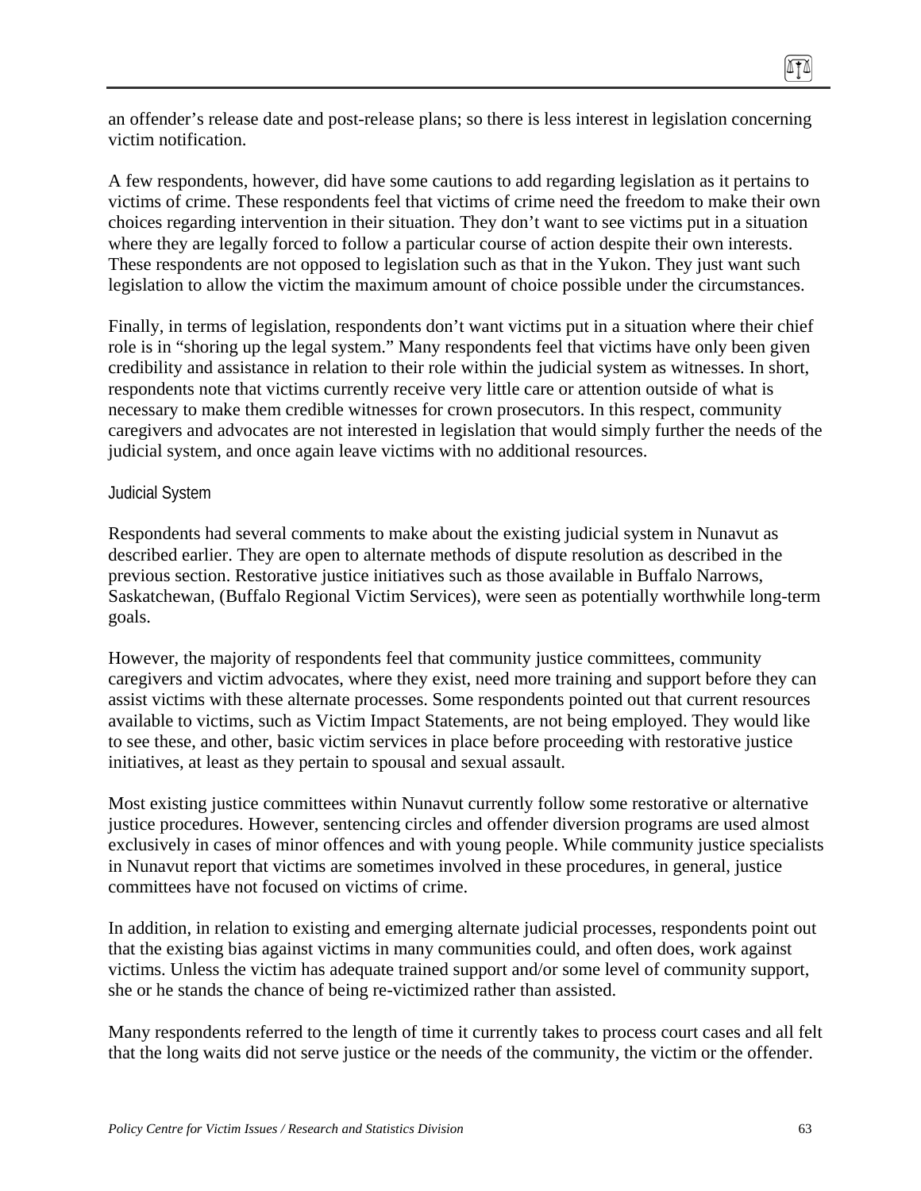an offender's release date and post-release plans; so there is less interest in legislation concerning victim notification.

A few respondents, however, did have some cautions to add regarding legislation as it pertains to victims of crime. These respondents feel that victims of crime need the freedom to make their own choices regarding intervention in their situation. They don't want to see victims put in a situation where they are legally forced to follow a particular course of action despite their own interests. These respondents are not opposed to legislation such as that in the Yukon. They just want such legislation to allow the victim the maximum amount of choice possible under the circumstances.

Finally, in terms of legislation, respondents don't want victims put in a situation where their chief role is in "shoring up the legal system." Many respondents feel that victims have only been given credibility and assistance in relation to their role within the judicial system as witnesses. In short, respondents note that victims currently receive very little care or attention outside of what is necessary to make them credible witnesses for crown prosecutors. In this respect, community caregivers and advocates are not interested in legislation that would simply further the needs of the judicial system, and once again leave victims with no additional resources.

#### Judicial System

Respondents had several comments to make about the existing judicial system in Nunavut as described earlier. They are open to alternate methods of dispute resolution as described in the previous section. Restorative justice initiatives such as those available in Buffalo Narrows, Saskatchewan, (Buffalo Regional Victim Services), were seen as potentially worthwhile long-term goals.

However, the majority of respondents feel that community justice committees, community caregivers and victim advocates, where they exist, need more training and support before they can assist victims with these alternate processes. Some respondents pointed out that current resources available to victims, such as Victim Impact Statements, are not being employed. They would like to see these, and other, basic victim services in place before proceeding with restorative justice initiatives, at least as they pertain to spousal and sexual assault.

Most existing justice committees within Nunavut currently follow some restorative or alternative justice procedures. However, sentencing circles and offender diversion programs are used almost exclusively in cases of minor offences and with young people. While community justice specialists in Nunavut report that victims are sometimes involved in these procedures, in general, justice committees have not focused on victims of crime.

In addition, in relation to existing and emerging alternate judicial processes, respondents point out that the existing bias against victims in many communities could, and often does, work against victims. Unless the victim has adequate trained support and/or some level of community support, she or he stands the chance of being re-victimized rather than assisted.

Many respondents referred to the length of time it currently takes to process court cases and all felt that the long waits did not serve justice or the needs of the community, the victim or the offender.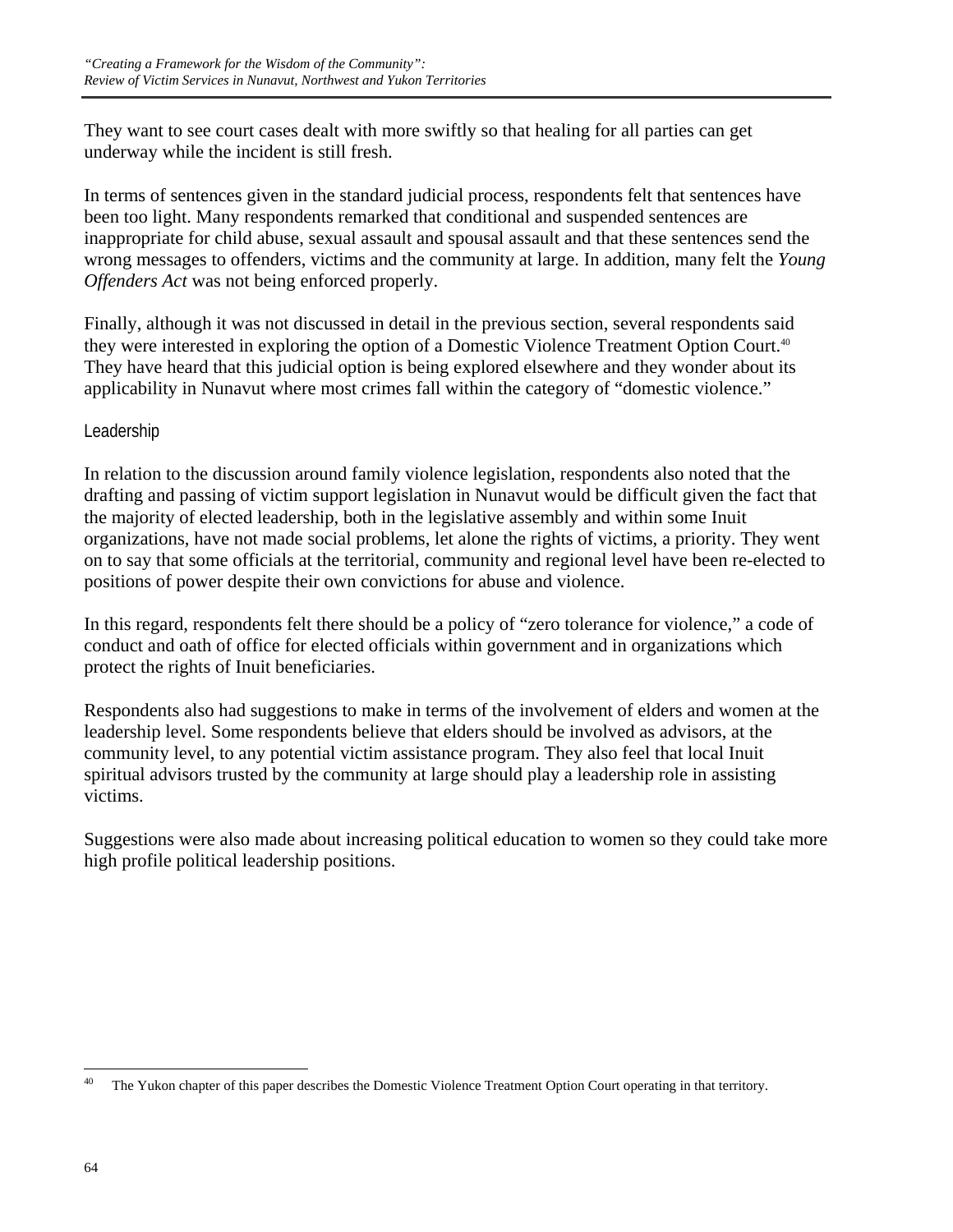They want to see court cases dealt with more swiftly so that healing for all parties can get underway while the incident is still fresh.

In terms of sentences given in the standard judicial process, respondents felt that sentences have been too light. Many respondents remarked that conditional and suspended sentences are inappropriate for child abuse, sexual assault and spousal assault and that these sentences send the wrong messages to offenders, victims and the community at large. In addition, many felt the *Young Offenders Act* was not being enforced properly.

Finally, although it was not discussed in detail in the previous section, several respondents said they were interested in exploring the option of a Domestic Violence Treatment Option Court.[40] They have heard that this judicial option is being explored elsewhere and they wonder about its applicability in Nunavut where most crimes fall within the category of "domestic violence."

### Leadership

In relation to the discussion around family violence legislation, respondents also noted that the drafting and passing of victim support legislation in Nunavut would be difficult given the fact that the majority of elected leadership, both in the legislative assembly and within some Inuit organizations, have not made social problems, let alone the rights of victims, a priority. They went on to say that some officials at the territorial, community and regional level have been re-elected to positions of power despite their own convictions for abuse and violence.

In this regard, respondents felt there should be a policy of "zero tolerance for violence," a code of conduct and oath of office for elected officials within government and in organizations which protect the rights of Inuit beneficiaries.

Respondents also had suggestions to make in terms of the involvement of elders and women at the leadership level. Some respondents believe that elders should be involved as advisors, at the community level, to any potential victim assistance program. They also feel that local Inuit spiritual advisors trusted by the community at large should play a leadership role in assisting victims.

Suggestions were also made about increasing political education to women so they could take more high profile political leadership positions.

---

[40] The Yukon chapter of this paper describes the Domestic Violence Treatment Option Court operating in that territory.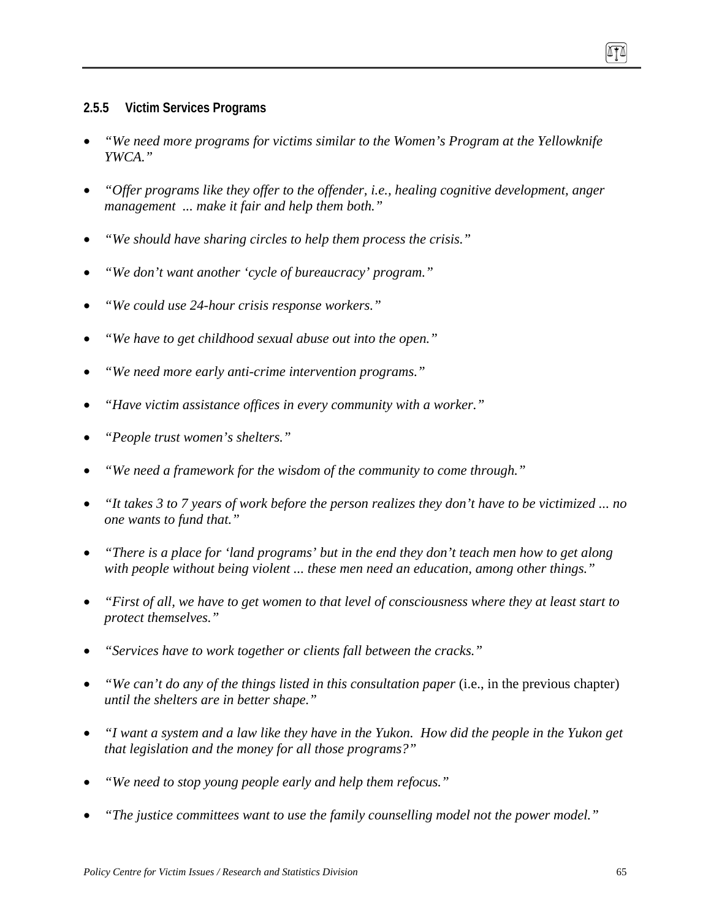### 2.5.5 Victim Services Programs

- *"We need more programs for victims similar to the Women's Program at the Yellowknife YWCA."*
- *"Offer programs like they offer to the offender, i.e., healing cognitive development, anger management ... make it fair and help them both."*
- *"We should have sharing circles to help them process the crisis."*
- *"We don't want another 'cycle of bureaucracy' program."*
- *"We could use 24-hour crisis response workers."*
- *"We have to get childhood sexual abuse out into the open."*
- *"We need more early anti-crime intervention programs."*
- *"Have victim assistance offices in every community with a worker."*
- *"People trust women's shelters."*
- *"We need a framework for the wisdom of the community to come through."*
- *"It takes 3 to 7 years of work before the person realizes they don't have to be victimized ... no one wants to fund that."*
- *"There is a place for 'land programs' but in the end they don't teach men how to get along with people without being violent ... these men need an education, among other things."*
- *"First of all, we have to get women to that level of consciousness where they at least start to protect themselves."*
- *"Services have to work together or clients fall between the cracks."*
- *"We can't do any of the things listed in this consultation paper* (i.e., in the previous chapter) *until the shelters are in better shape."*
- *"I want a system and a law like they have in the Yukon. How did the people in the Yukon get that legislation and the money for all those programs?"*
- *"We need to stop young people early and help them refocus."*
- *"The justice committees want to use the family counselling model not the power model."*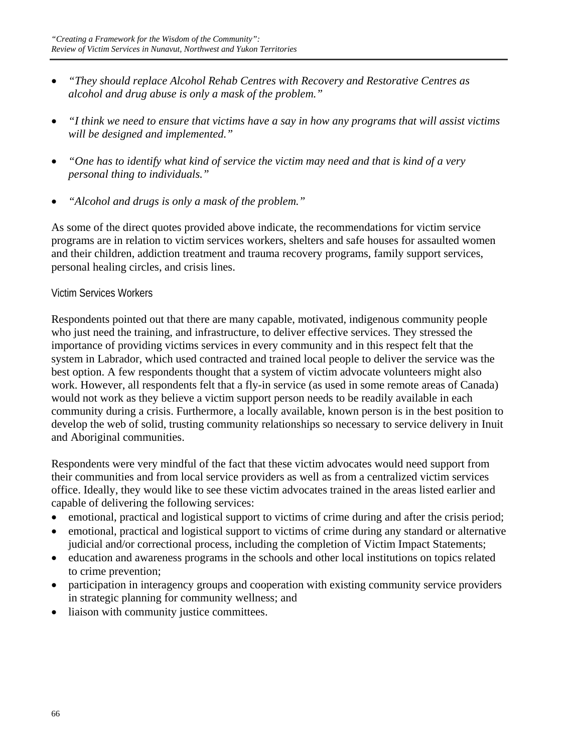- *"They should replace Alcohol Rehab Centres with Recovery and Restorative Centres as alcohol and drug abuse is only a mask of the problem."*

- *"I think we need to ensure that victims have a say in how any programs that will assist victims will be designed and implemented."*

- *"One has to identify what kind of service the victim may need and that is kind of a very personal thing to individuals."*

- *"Alcohol and drugs is only a mask of the problem."*

As some of the direct quotes provided above indicate, the recommendations for victim service programs are in relation to victim services workers, shelters and safe houses for assaulted women and their children, addiction treatment and trauma recovery programs, family support services, personal healing circles, and crisis lines.

### Victim Services Workers

Respondents pointed out that there are many capable, motivated, indigenous community people who just need the training, and infrastructure, to deliver effective services. They stressed the importance of providing victims services in every community and in this respect felt that the system in Labrador, which used contracted and trained local people to deliver the service was the best option. A few respondents thought that a system of victim advocate volunteers might also work. However, all respondents felt that a fly-in service (as used in some remote areas of Canada) would not work as they believe a victim support person needs to be readily available in each community during a crisis. Furthermore, a locally available, known person is in the best position to develop the web of solid, trusting community relationships so necessary to service delivery in Inuit and Aboriginal communities.

Respondents were very mindful of the fact that these victim advocates would need support from their communities and from local service providers as well as from a centralized victim services office. Ideally, they would like to see these victim advocates trained in the areas listed earlier and capable of delivering the following services:

- emotional, practical and logistical support to victims of crime during and after the crisis period;
- emotional, practical and logistical support to victims of crime during any standard or alternative judicial and/or correctional process, including the completion of Victim Impact Statements;
- education and awareness programs in the schools and other local institutions on topics related to crime prevention;
- participation in interagency groups and cooperation with existing community service providers in strategic planning for community wellness; and
- liaison with community justice committees.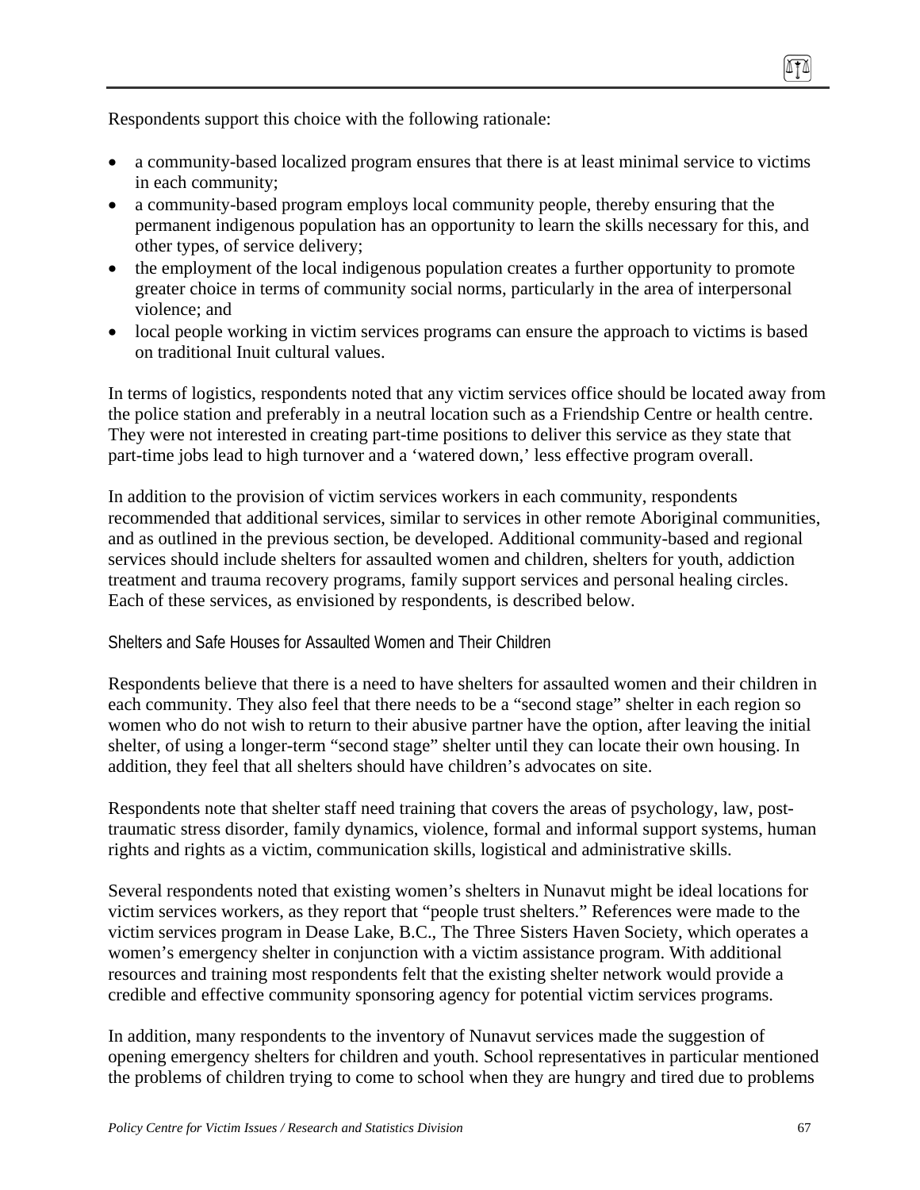Respondents support this choice with the following rationale:

- a community-based localized program ensures that there is at least minimal service to victims in each community;
- a community-based program employs local community people, thereby ensuring that the permanent indigenous population has an opportunity to learn the skills necessary for this, and other types, of service delivery;
- the employment of the local indigenous population creates a further opportunity to promote greater choice in terms of community social norms, particularly in the area of interpersonal violence; and
- local people working in victim services programs can ensure the approach to victims is based on traditional Inuit cultural values.

In terms of logistics, respondents noted that any victim services office should be located away from the police station and preferably in a neutral location such as a Friendship Centre or health centre. They were not interested in creating part-time positions to deliver this service as they state that part-time jobs lead to high turnover and a 'watered down,' less effective program overall.

In addition to the provision of victim services workers in each community, respondents recommended that additional services, similar to services in other remote Aboriginal communities, and as outlined in the previous section, be developed. Additional community-based and regional services should include shelters for assaulted women and children, shelters for youth, addiction treatment and trauma recovery programs, family support services and personal healing circles. Each of these services, as envisioned by respondents, is described below.

### Shelters and Safe Houses for Assaulted Women and Their Children

Respondents believe that there is a need to have shelters for assaulted women and their children in each community. They also feel that there needs to be a "second stage" shelter in each region so women who do not wish to return to their abusive partner have the option, after leaving the initial shelter, of using a longer-term "second stage" shelter until they can locate their own housing. In addition, they feel that all shelters should have children's advocates on site.

Respondents note that shelter staff need training that covers the areas of psychology, law, post-traumatic stress disorder, family dynamics, violence, formal and informal support systems, human rights and rights as a victim, communication skills, logistical and administrative skills.

Several respondents noted that existing women's shelters in Nunavut might be ideal locations for victim services workers, as they report that "people trust shelters." References were made to the victim services program in Dease Lake, B.C., The Three Sisters Haven Society, which operates a women's emergency shelter in conjunction with a victim assistance program. With additional resources and training most respondents felt that the existing shelter network would provide a credible and effective community sponsoring agency for potential victim services programs.

In addition, many respondents to the inventory of Nunavut services made the suggestion of opening emergency shelters for children and youth. School representatives in particular mentioned the problems of children trying to come to school when they are hungry and tired due to problems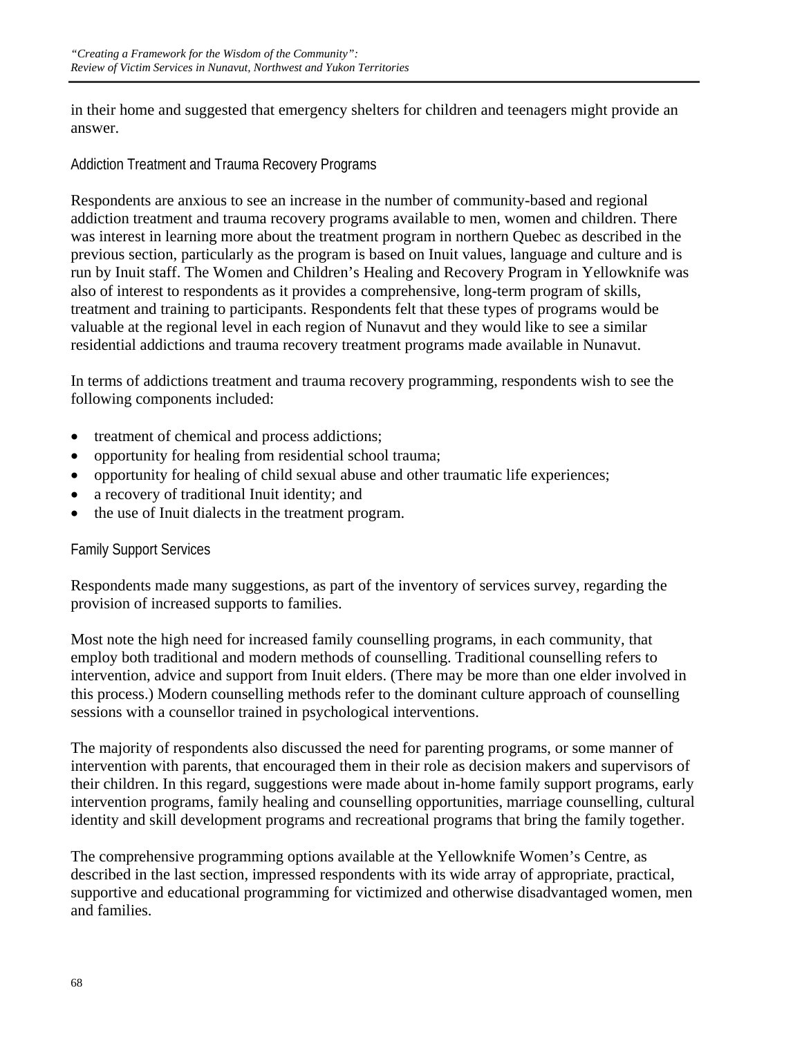in their home and suggested that emergency shelters for children and teenagers might provide an answer.

### Addiction Treatment and Trauma Recovery Programs

Respondents are anxious to see an increase in the number of community-based and regional addiction treatment and trauma recovery programs available to men, women and children. There was interest in learning more about the treatment program in northern Quebec as described in the previous section, particularly as the program is based on Inuit values, language and culture and is run by Inuit staff. The Women and Children's Healing and Recovery Program in Yellowknife was also of interest to respondents as it provides a comprehensive, long-term program of skills, treatment and training to participants. Respondents felt that these types of programs would be valuable at the regional level in each region of Nunavut and they would like to see a similar residential addictions and trauma recovery treatment programs made available in Nunavut.

In terms of addictions treatment and trauma recovery programming, respondents wish to see the following components included:

- treatment of chemical and process addictions;
- opportunity for healing from residential school trauma;
- opportunity for healing of child sexual abuse and other traumatic life experiences;
- a recovery of traditional Inuit identity; and
- the use of Inuit dialects in the treatment program.

### Family Support Services

Respondents made many suggestions, as part of the inventory of services survey, regarding the provision of increased supports to families.

Most note the high need for increased family counselling programs, in each community, that employ both traditional and modern methods of counselling. Traditional counselling refers to intervention, advice and support from Inuit elders. (There may be more than one elder involved in this process.) Modern counselling methods refer to the dominant culture approach of counselling sessions with a counsellor trained in psychological interventions.

The majority of respondents also discussed the need for parenting programs, or some manner of intervention with parents, that encouraged them in their role as decision makers and supervisors of their children. In this regard, suggestions were made about in-home family support programs, early intervention programs, family healing and counselling opportunities, marriage counselling, cultural identity and skill development programs and recreational programs that bring the family together.

The comprehensive programming options available at the Yellowknife Women's Centre, as described in the last section, impressed respondents with its wide array of appropriate, practical, supportive and educational programming for victimized and otherwise disadvantaged women, men and families.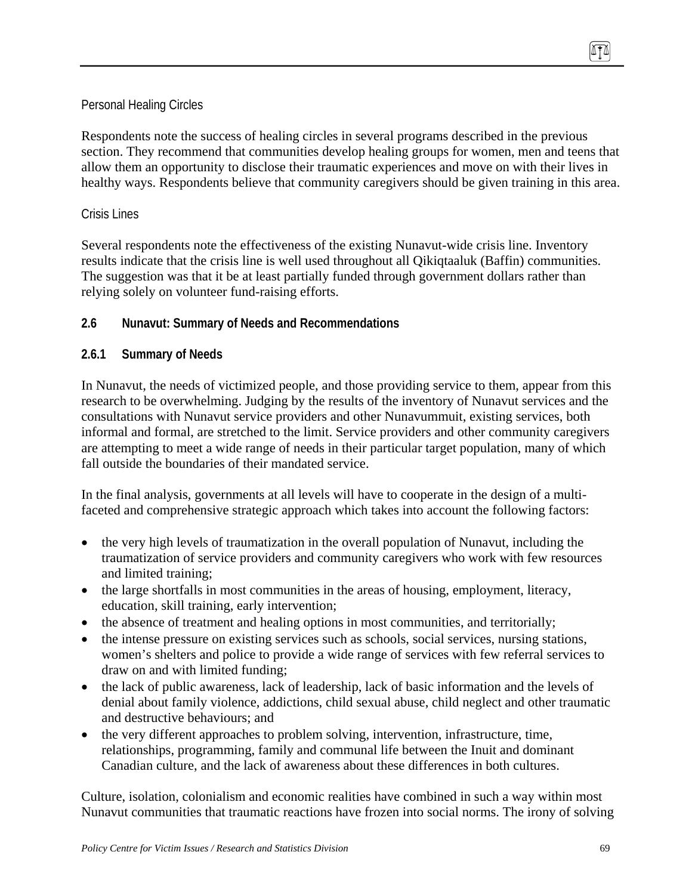Personal Healing Circles

Respondents note the success of healing circles in several programs described in the previous section. They recommend that communities develop healing groups for women, men and teens that allow them an opportunity to disclose their traumatic experiences and move on with their lives in healthy ways. Respondents believe that community caregivers should be given training in this area.

Crisis Lines

Several respondents note the effectiveness of the existing Nunavut-wide crisis line. Inventory results indicate that the crisis line is well used throughout all Qikiqtaaluk (Baffin) communities. The suggestion was that it be at least partially funded through government dollars rather than relying solely on volunteer fund-raising efforts.

## 2.6 Nunavut: Summary of Needs and Recommendations

### 2.6.1 Summary of Needs

In Nunavut, the needs of victimized people, and those providing service to them, appear from this research to be overwhelming. Judging by the results of the inventory of Nunavut services and the consultations with Nunavut service providers and other Nunavummuit, existing services, both informal and formal, are stretched to the limit. Service providers and other community caregivers are attempting to meet a wide range of needs in their particular target population, many of which fall outside the boundaries of their mandated service.

In the final analysis, governments at all levels will have to cooperate in the design of a multi-faceted and comprehensive strategic approach which takes into account the following factors:

- the very high levels of traumatization in the overall population of Nunavut, including the traumatization of service providers and community caregivers who work with few resources and limited training;
- the large shortfalls in most communities in the areas of housing, employment, literacy, education, skill training, early intervention;
- the absence of treatment and healing options in most communities, and territorially;
- the intense pressure on existing services such as schools, social services, nursing stations, women's shelters and police to provide a wide range of services with few referral services to draw on and with limited funding;
- the lack of public awareness, lack of leadership, lack of basic information and the levels of denial about family violence, addictions, child sexual abuse, child neglect and other traumatic and destructive behaviours; and
- the very different approaches to problem solving, intervention, infrastructure, time, relationships, programming, family and communal life between the Inuit and dominant Canadian culture, and the lack of awareness about these differences in both cultures.

Culture, isolation, colonialism and economic realities have combined in such a way within most Nunavut communities that traumatic reactions have frozen into social norms. The irony of solving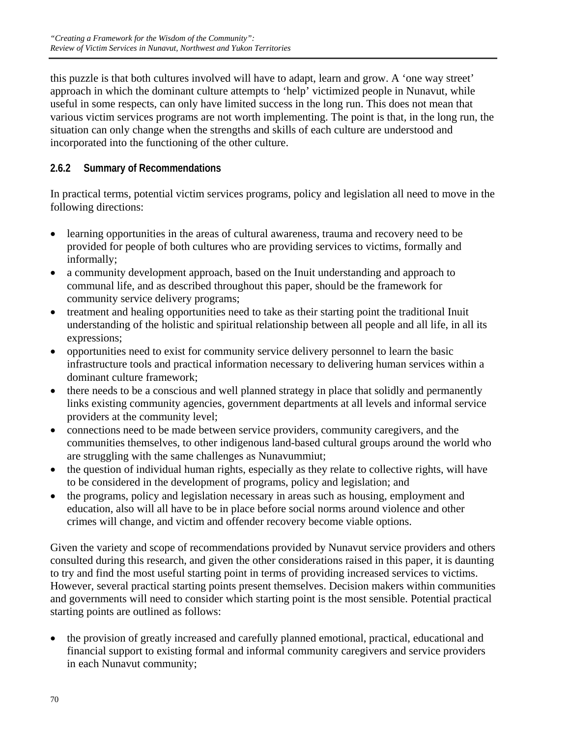this puzzle is that both cultures involved will have to adapt, learn and grow. A 'one way street' approach in which the dominant culture attempts to 'help' victimized people in Nunavut, while useful in some respects, can only have limited success in the long run. This does not mean that various victim services programs are not worth implementing. The point is that, in the long run, the situation can only change when the strengths and skills of each culture are understood and incorporated into the functioning of the other culture.

### 2.6.2 Summary of Recommendations

In practical terms, potential victim services programs, policy and legislation all need to move in the following directions:

- learning opportunities in the areas of cultural awareness, trauma and recovery need to be provided for people of both cultures who are providing services to victims, formally and informally;
- a community development approach, based on the Inuit understanding and approach to communal life, and as described throughout this paper, should be the framework for community service delivery programs;
- treatment and healing opportunities need to take as their starting point the traditional Inuit understanding of the holistic and spiritual relationship between all people and all life, in all its expressions;
- opportunities need to exist for community service delivery personnel to learn the basic infrastructure tools and practical information necessary to delivering human services within a dominant culture framework;
- there needs to be a conscious and well planned strategy in place that solidly and permanently links existing community agencies, government departments at all levels and informal service providers at the community level;
- connections need to be made between service providers, community caregivers, and the communities themselves, to other indigenous land-based cultural groups around the world who are struggling with the same challenges as Nunavummiut;
- the question of individual human rights, especially as they relate to collective rights, will have to be considered in the development of programs, policy and legislation; and
- the programs, policy and legislation necessary in areas such as housing, employment and education, also will all have to be in place before social norms around violence and other crimes will change, and victim and offender recovery become viable options.

Given the variety and scope of recommendations provided by Nunavut service providers and others consulted during this research, and given the other considerations raised in this paper, it is daunting to try and find the most useful starting point in terms of providing increased services to victims. However, several practical starting points present themselves. Decision makers within communities and governments will need to consider which starting point is the most sensible. Potential practical starting points are outlined as follows:

- the provision of greatly increased and carefully planned emotional, practical, educational and financial support to existing formal and informal community caregivers and service providers in each Nunavut community;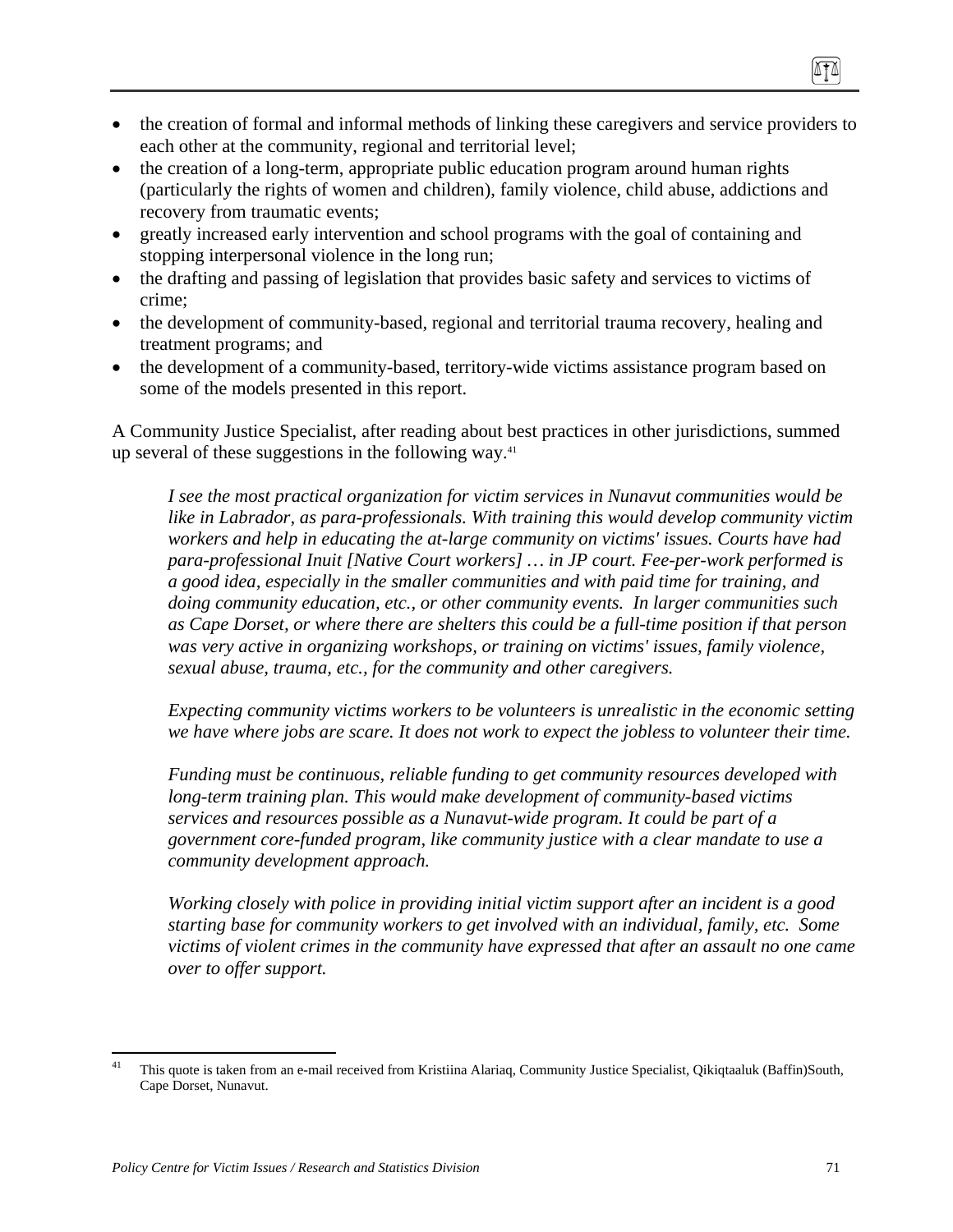- the creation of formal and informal methods of linking these caregivers and service providers to each other at the community, regional and territorial level;
- the creation of a long-term, appropriate public education program around human rights (particularly the rights of women and children), family violence, child abuse, addictions and recovery from traumatic events;
- greatly increased early intervention and school programs with the goal of containing and stopping interpersonal violence in the long run;
- the drafting and passing of legislation that provides basic safety and services to victims of crime;
- the development of community-based, regional and territorial trauma recovery, healing and treatment programs; and
- the development of a community-based, territory-wide victims assistance program based on some of the models presented in this report.

A Community Justice Specialist, after reading about best practices in other jurisdictions, summed up several of these suggestions in the following way.[41]

> *I see the most practical organization for victim services in Nunavut communities would be like in Labrador, as para-professionals. With training this would develop community victim workers and help in educating the at-large community on victims' issues. Courts have had para-professional Inuit [Native Court workers] … in JP court. Fee-per-work performed is a good idea, especially in the smaller communities and with paid time for training, and doing community education, etc., or other community events. In larger communities such as Cape Dorset, or where there are shelters this could be a full-time position if that person was very active in organizing workshops, or training on victims' issues, family violence, sexual abuse, trauma, etc., for the community and other caregivers.*
>
> *Expecting community victims workers to be volunteers is unrealistic in the economic setting we have where jobs are scare. It does not work to expect the jobless to volunteer their time.*
>
> *Funding must be continuous, reliable funding to get community resources developed with long-term training plan. This would make development of community-based victims services and resources possible as a Nunavut-wide program. It could be part of a government core-funded program, like community justice with a clear mandate to use a community development approach.*
>
> *Working closely with police in providing initial victim support after an incident is a good starting base for community workers to get involved with an individual, family, etc. Some victims of violent crimes in the community have expressed that after an assault no one came over to offer support.*

[41] This quote is taken from an e-mail received from Kristiina Alariaq, Community Justice Specialist, Qikiqtaaluk (Baffin)South, Cape Dorset, Nunavut.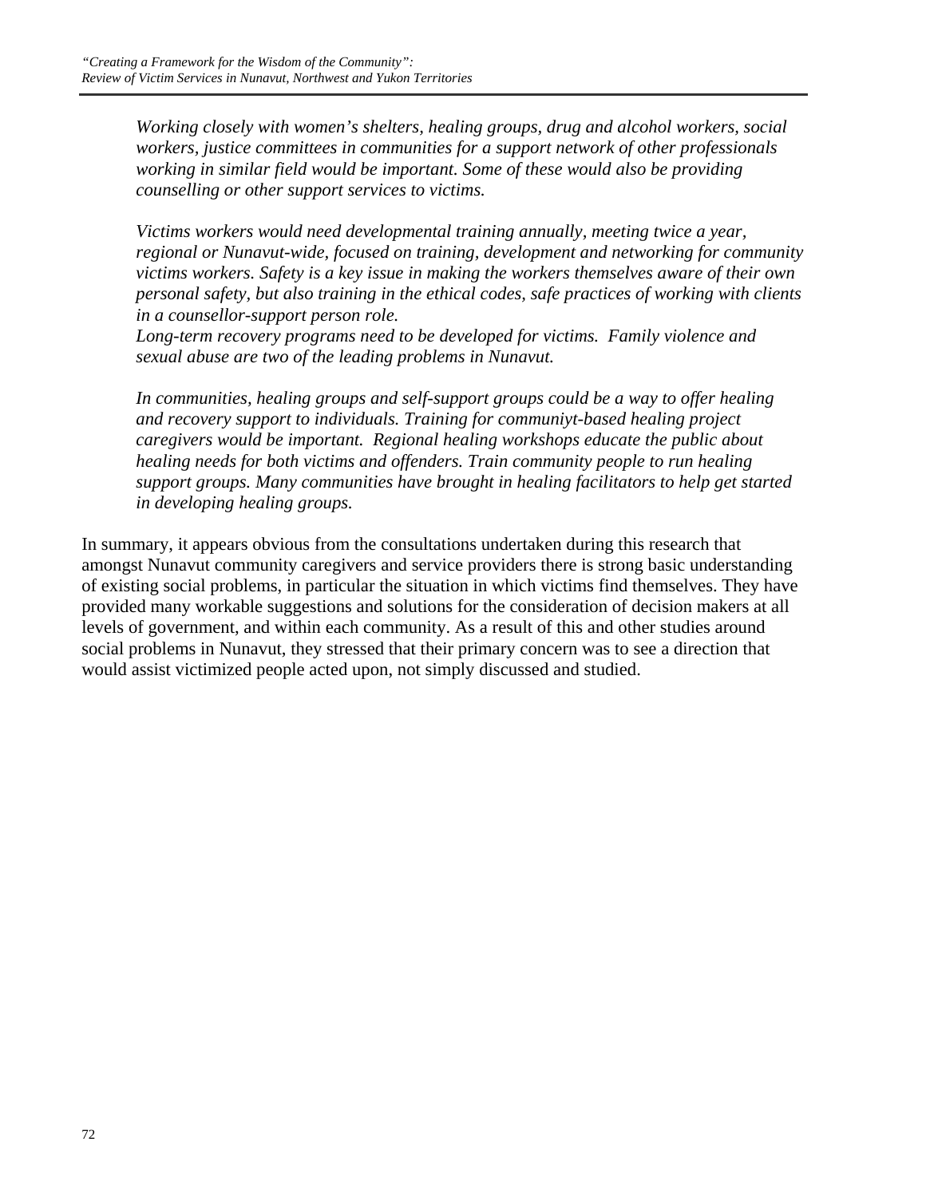*Working closely with women's shelters, healing groups, drug and alcohol workers, social workers, justice committees in communities for a support network of other professionals working in similar field would be important. Some of these would also be providing counselling or other support services to victims.*

*Victims workers would need developmental training annually, meeting twice a year, regional or Nunavut-wide, focused on training, development and networking for community victims workers. Safety is a key issue in making the workers themselves aware of their own personal safety, but also training in the ethical codes, safe practices of working with clients in a counsellor-support person role.*
*Long-term recovery programs need to be developed for victims. Family violence and sexual abuse are two of the leading problems in Nunavut.*

*In communities, healing groups and self-support groups could be a way to offer healing and recovery support to individuals. Training for communiyt-based healing project caregivers would be important. Regional healing workshops educate the public about healing needs for both victims and offenders. Train community people to run healing support groups. Many communities have brought in healing facilitators to help get started in developing healing groups.*

In summary, it appears obvious from the consultations undertaken during this research that amongst Nunavut community caregivers and service providers there is strong basic understanding of existing social problems, in particular the situation in which victims find themselves. They have provided many workable suggestions and solutions for the consideration of decision makers at all levels of government, and within each community. As a result of this and other studies around social problems in Nunavut, they stressed that their primary concern was to see a direction that would assist victimized people acted upon, not simply discussed and studied.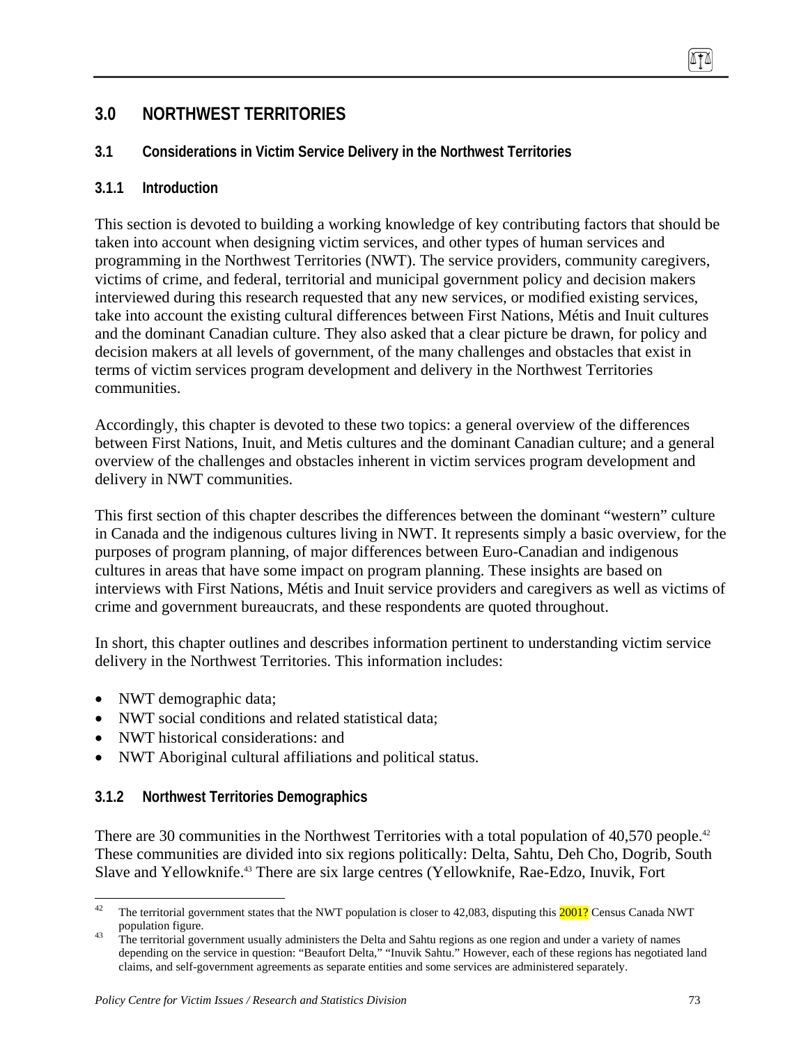# 3.0 NORTHWEST TERRITORIES

## 3.1 Considerations in Victim Service Delivery in the Northwest Territories

### 3.1.1 Introduction

This section is devoted to building a working knowledge of key contributing factors that should be taken into account when designing victim services, and other types of human services and programming in the Northwest Territories (NWT). The service providers, community caregivers, victims of crime, and federal, territorial and municipal government policy and decision makers interviewed during this research requested that any new services, or modified existing services, take into account the existing cultural differences between First Nations, Métis and Inuit cultures and the dominant Canadian culture. They also asked that a clear picture be drawn, for policy and decision makers at all levels of government, of the many challenges and obstacles that exist in terms of victim services program development and delivery in the Northwest Territories communities.

Accordingly, this chapter is devoted to these two topics: a general overview of the differences between First Nations, Inuit, and Metis cultures and the dominant Canadian culture; and a general overview of the challenges and obstacles inherent in victim services program development and delivery in NWT communities.

This first section of this chapter describes the differences between the dominant "western" culture in Canada and the indigenous cultures living in NWT. It represents simply a basic overview, for the purposes of program planning, of major differences between Euro-Canadian and indigenous cultures in areas that have some impact on program planning. These insights are based on interviews with First Nations, Métis and Inuit service providers and caregivers as well as victims of crime and government bureaucrats, and these respondents are quoted throughout.

In short, this chapter outlines and describes information pertinent to understanding victim service delivery in the Northwest Territories. This information includes:

- NWT demographic data;
- NWT social conditions and related statistical data;
- NWT historical considerations: and
- NWT Aboriginal cultural affiliations and political status.

### 3.1.2 Northwest Territories Demographics

There are 30 communities in the Northwest Territories with a total population of 40,570 people.[42] These communities are divided into six regions politically: Delta, Sahtu, Deh Cho, Dogrib, South Slave and Yellowknife.[43] There are six large centres (Yellowknife, Rae-Edzo, Inuvik, Fort

---

[42] The territorial government states that the NWT population is closer to 42,083, disputing this 2001? Census Canada NWT population figure.

[43] The territorial government usually administers the Delta and Sahtu regions as one region and under a variety of names depending on the service in question: "Beaufort Delta," "Inuvik Sahtu." However, each of these regions has negotiated land claims, and self-government agreements as separate entities and some services are administered separately.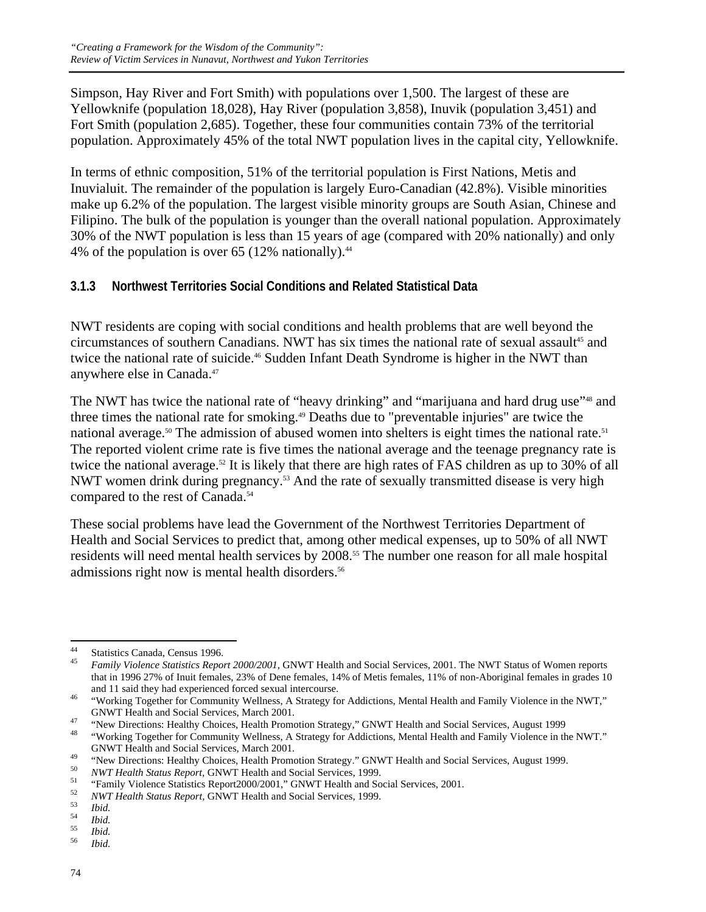Simpson, Hay River and Fort Smith) with populations over 1,500. The largest of these are Yellowknife (population 18,028), Hay River (population 3,858), Inuvik (population 3,451) and Fort Smith (population 2,685). Together, these four communities contain 73% of the territorial population. Approximately 45% of the total NWT population lives in the capital city, Yellowknife.

In terms of ethnic composition, 51% of the territorial population is First Nations, Metis and Inuvialuit. The remainder of the population is largely Euro-Canadian (42.8%). Visible minorities make up 6.2% of the population. The largest visible minority groups are South Asian, Chinese and Filipino. The bulk of the population is younger than the overall national population. Approximately 30% of the NWT population is less than 15 years of age (compared with 20% nationally) and only 4% of the population is over 65 (12% nationally).[44]

### 3.1.3 Northwest Territories Social Conditions and Related Statistical Data

NWT residents are coping with social conditions and health problems that are well beyond the circumstances of southern Canadians. NWT has six times the national rate of sexual assault[45] and twice the national rate of suicide.[46] Sudden Infant Death Syndrome is higher in the NWT than anywhere else in Canada.[47]

The NWT has twice the national rate of "heavy drinking" and "marijuana and hard drug use"[48] and three times the national rate for smoking.[49] Deaths due to "preventable injuries" are twice the national average.[50] The admission of abused women into shelters is eight times the national rate.[51] The reported violent crime rate is five times the national average and the teenage pregnancy rate is twice the national average.[52] It is likely that there are high rates of FAS children as up to 30% of all NWT women drink during pregnancy.[53] And the rate of sexually transmitted disease is very high compared to the rest of Canada.[54]

These social problems have lead the Government of the Northwest Territories Department of Health and Social Services to predict that, among other medical expenses, up to 50% of all NWT residents will need mental health services by 2008.[55] The number one reason for all male hospital admissions right now is mental health disorders.[56]

---

[44] Statistics Canada, Census 1996.

[45] *Family Violence Statistics Report 2000/2001,* GNWT Health and Social Services, 2001. The NWT Status of Women reports that in 1996 27% of Inuit females, 23% of Dene females, 14% of Metis females, 11% of non-Aboriginal females in grades 10 and 11 said they had experienced forced sexual intercourse.

[46] "Working Together for Community Wellness, A Strategy for Addictions, Mental Health and Family Violence in the NWT," GNWT Health and Social Services, March 2001.

[47] "New Directions: Healthy Choices, Health Promotion Strategy," GNWT Health and Social Services, August 1999

[48] "Working Together for Community Wellness, A Strategy for Addictions, Mental Health and Family Violence in the NWT." GNWT Health and Social Services, March 2001.

[49] "New Directions: Healthy Choices, Health Promotion Strategy." GNWT Health and Social Services, August 1999.

[50] *NWT Health Status Report,* GNWT Health and Social Services, 1999.

[51] "Family Violence Statistics Report2000/2001," GNWT Health and Social Services, 2001.

[52] *NWT Health Status Report,* GNWT Health and Social Services, 1999.

[53] *Ibid.*

[54] *Ibid.*

[55] *Ibid.*

[56] *Ibid.*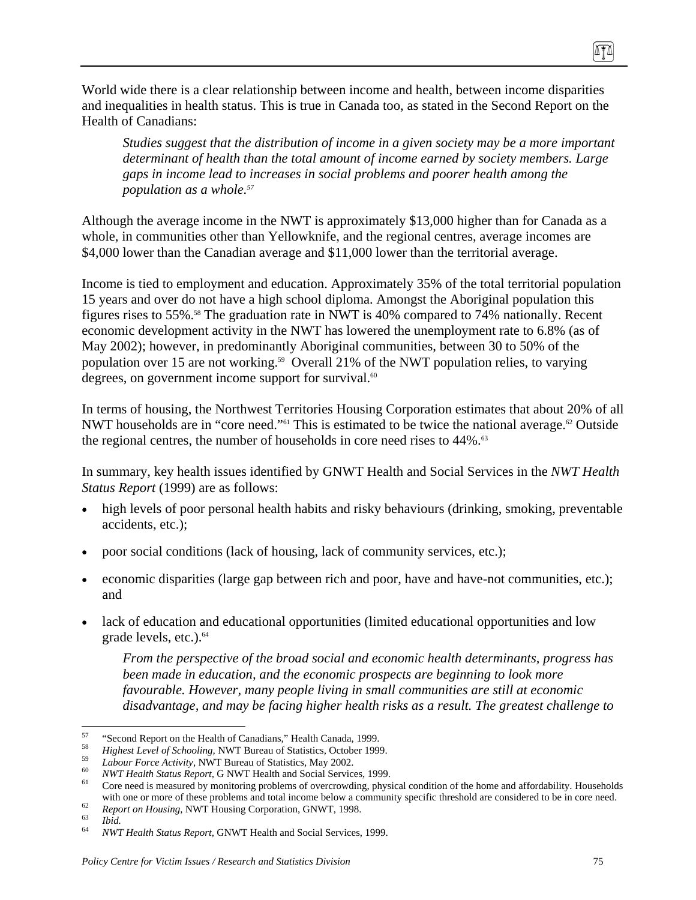World wide there is a clear relationship between income and health, between income disparities and inequalities in health status. This is true in Canada too, as stated in the Second Report on the Health of Canadians:

> *Studies suggest that the distribution of income in a given society may be a more important determinant of health than the total amount of income earned by society members. Large gaps in income lead to increases in social problems and poorer health among the population as a whole.*[57]

Although the average income in the NWT is approximately $13,000 higher than for Canada as a whole, in communities other than Yellowknife, and the regional centres, average incomes are $4,000 lower than the Canadian average and $11,000 lower than the territorial average.

Income is tied to employment and education. Approximately 35% of the total territorial population 15 years and over do not have a high school diploma. Amongst the Aboriginal population this figures rises to 55%.[58] The graduation rate in NWT is 40% compared to 74% nationally. Recent economic development activity in the NWT has lowered the unemployment rate to 6.8% (as of May 2002); however, in predominantly Aboriginal communities, between 30 to 50% of the population over 15 are not working.[59] Overall 21% of the NWT population relies, to varying degrees, on government income support for survival.[60]

In terms of housing, the Northwest Territories Housing Corporation estimates that about 20% of all NWT households are in "core need."[61] This is estimated to be twice the national average.[62] Outside the regional centres, the number of households in core need rises to 44%.[63]

In summary, key health issues identified by GNWT Health and Social Services in the *NWT Health Status Report* (1999) are as follows:

- high levels of poor personal health habits and risky behaviours (drinking, smoking, preventable accidents, etc.);
- poor social conditions (lack of housing, lack of community services, etc.);
- economic disparities (large gap between rich and poor, have and have-not communities, etc.); and
- lack of education and educational opportunities (limited educational opportunities and low grade levels, etc.).[64]

> *From the perspective of the broad social and economic health determinants, progress has been made in education, and the economic prospects are beginning to look more favourable. However, many people living in small communities are still at economic disadvantage, and may be facing higher health risks as a result. The greatest challenge to*

---

[57] "Second Report on the Health of Canadians," Health Canada, 1999.

[58] *Highest Level of Schooling,* NWT Bureau of Statistics, October 1999.

[59] *Labour Force Activity*, NWT Bureau of Statistics, May 2002.

[60] *NWT Health Status Report,* G NWT Health and Social Services, 1999.

[61] Core need is measured by monitoring problems of overcrowding, physical condition of the home and affordability. Households with one or more of these problems and total income below a community specific threshold are considered to be in core need.

[62] *Report on Housing,* NWT Housing Corporation, GNWT, 1998.

[63] *Ibid.*

[64] *NWT Health Status Report,* GNWT Health and Social Services, 1999.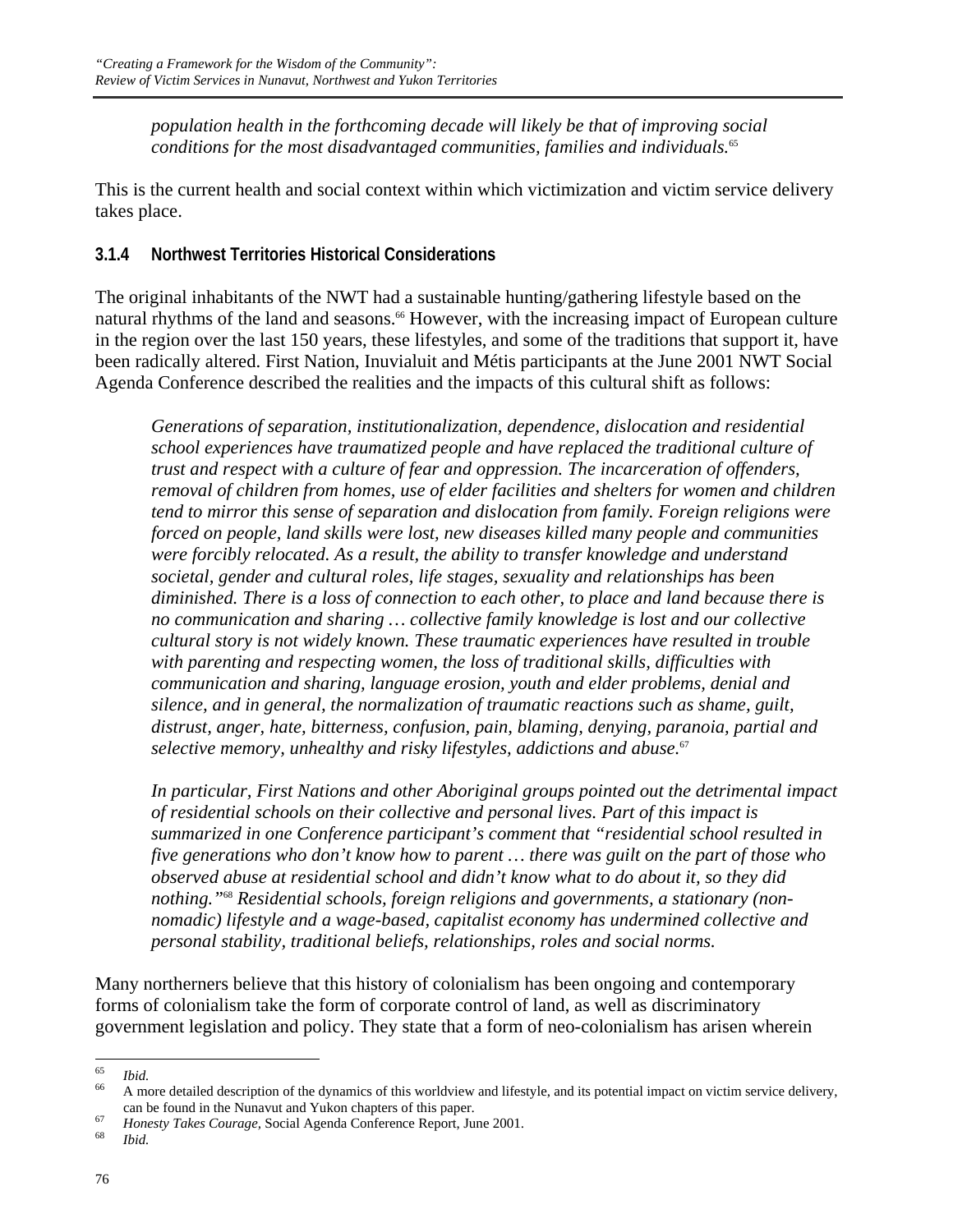> *population health in the forthcoming decade will likely be that of improving social conditions for the most disadvantaged communities, families and individuals.*[65]

This is the current health and social context within which victimization and victim service delivery takes place.

### 3.1.4 Northwest Territories Historical Considerations

The original inhabitants of the NWT had a sustainable hunting/gathering lifestyle based on the natural rhythms of the land and seasons.[66] However, with the increasing impact of European culture in the region over the last 150 years, these lifestyles, and some of the traditions that support it, have been radically altered. First Nation, Inuvialuit and Métis participants at the June 2001 NWT Social Agenda Conference described the realities and the impacts of this cultural shift as follows:

> *Generations of separation, institutionalization, dependence, dislocation and residential school experiences have traumatized people and have replaced the traditional culture of trust and respect with a culture of fear and oppression. The incarceration of offenders, removal of children from homes, use of elder facilities and shelters for women and children tend to mirror this sense of separation and dislocation from family. Foreign religions were forced on people, land skills were lost, new diseases killed many people and communities were forcibly relocated. As a result, the ability to transfer knowledge and understand societal, gender and cultural roles, life stages, sexuality and relationships has been diminished. There is a loss of connection to each other, to place and land because there is no communication and sharing … collective family knowledge is lost and our collective cultural story is not widely known. These traumatic experiences have resulted in trouble with parenting and respecting women, the loss of traditional skills, difficulties with communication and sharing, language erosion, youth and elder problems, denial and silence, and in general, the normalization of traumatic reactions such as shame, guilt, distrust, anger, hate, bitterness, confusion, pain, blaming, denying, paranoia, partial and selective memory, unhealthy and risky lifestyles, addictions and abuse.*[67]
>
> *In particular, First Nations and other Aboriginal groups pointed out the detrimental impact of residential schools on their collective and personal lives. Part of this impact is summarized in one Conference participant's comment that "residential school resulted in five generations who don't know how to parent … there was guilt on the part of those who observed abuse at residential school and didn't know what to do about it, so they did nothing."*[68] *Residential schools, foreign religions and governments, a stationary (non-nomadic) lifestyle and a wage-based, capitalist economy has undermined collective and personal stability, traditional beliefs, relationships, roles and social norms.*

Many northerners believe that this history of colonialism has been ongoing and contemporary forms of colonialism take the form of corporate control of land, as well as discriminatory government legislation and policy. They state that a form of neo-colonialism has arisen wherein

---

[65] *Ibid.*

[66] A more detailed description of the dynamics of this worldview and lifestyle, and its potential impact on victim service delivery, can be found in the Nunavut and Yukon chapters of this paper.

[67] *Honesty Takes Courage,* Social Agenda Conference Report, June 2001.

[68] *Ibid.*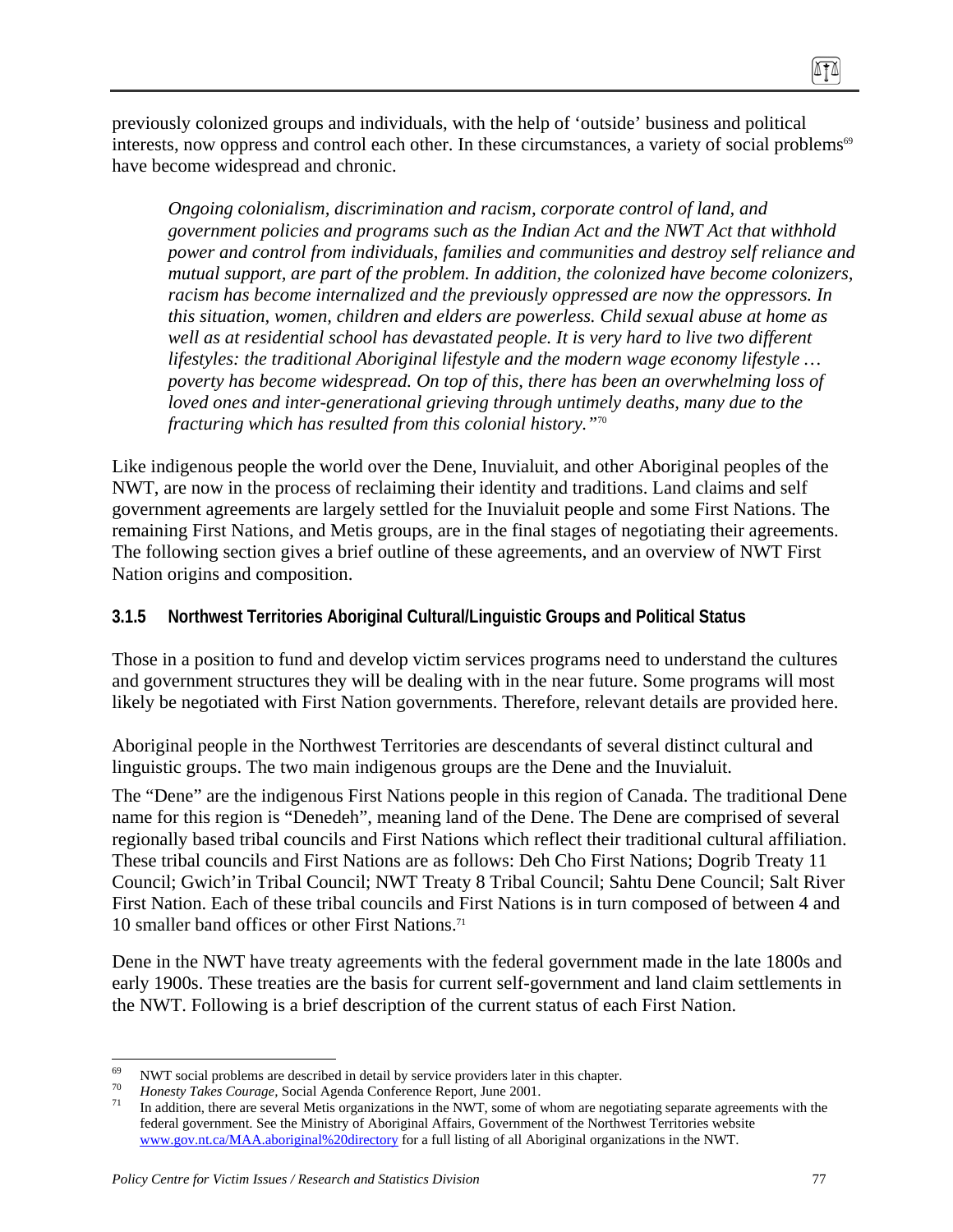previously colonized groups and individuals, with the help of 'outside' business and political interests, now oppress and control each other. In these circumstances, a variety of social problems[69] have become widespread and chronic.

> *Ongoing colonialism, discrimination and racism, corporate control of land, and government policies and programs such as the Indian Act and the NWT Act that withhold power and control from individuals, families and communities and destroy self reliance and mutual support, are part of the problem. In addition, the colonized have become colonizers, racism has become internalized and the previously oppressed are now the oppressors. In this situation, women, children and elders are powerless. Child sexual abuse at home as well as at residential school has devastated people. It is very hard to live two different lifestyles: the traditional Aboriginal lifestyle and the modern wage economy lifestyle … poverty has become widespread. On top of this, there has been an overwhelming loss of loved ones and inter-generational grieving through untimely deaths, many due to the fracturing which has resulted from this colonial history."*[70]

Like indigenous people the world over the Dene, Inuvialuit, and other Aboriginal peoples of the NWT, are now in the process of reclaiming their identity and traditions. Land claims and self government agreements are largely settled for the Inuvialuit people and some First Nations. The remaining First Nations, and Metis groups, are in the final stages of negotiating their agreements. The following section gives a brief outline of these agreements, and an overview of NWT First Nation origins and composition.

### 3.1.5 Northwest Territories Aboriginal Cultural/Linguistic Groups and Political Status

Those in a position to fund and develop victim services programs need to understand the cultures and government structures they will be dealing with in the near future. Some programs will most likely be negotiated with First Nation governments. Therefore, relevant details are provided here.

Aboriginal people in the Northwest Territories are descendants of several distinct cultural and linguistic groups. The two main indigenous groups are the Dene and the Inuvialuit.

The "Dene" are the indigenous First Nations people in this region of Canada. The traditional Dene name for this region is "Denedeh", meaning land of the Dene. The Dene are comprised of several regionally based tribal councils and First Nations which reflect their traditional cultural affiliation. These tribal councils and First Nations are as follows: Deh Cho First Nations; Dogrib Treaty 11 Council; Gwich'in Tribal Council; NWT Treaty 8 Tribal Council; Sahtu Dene Council; Salt River First Nation. Each of these tribal councils and First Nations is in turn composed of between 4 and 10 smaller band offices or other First Nations.[71]

Dene in the NWT have treaty agreements with the federal government made in the late 1800s and early 1900s. These treaties are the basis for current self-government and land claim settlements in the NWT. Following is a brief description of the current status of each First Nation.

---

[69] NWT social problems are described in detail by service providers later in this chapter.

[70] *Honesty Takes Courage*, Social Agenda Conference Report, June 2001.

[71] In addition, there are several Metis organizations in the NWT, some of whom are negotiating separate agreements with the federal government. See the Ministry of Aboriginal Affairs, Government of the Northwest Territories website www.gov.nt.ca/MAA.aboriginal%20directory for a full listing of all Aboriginal organizations in the NWT.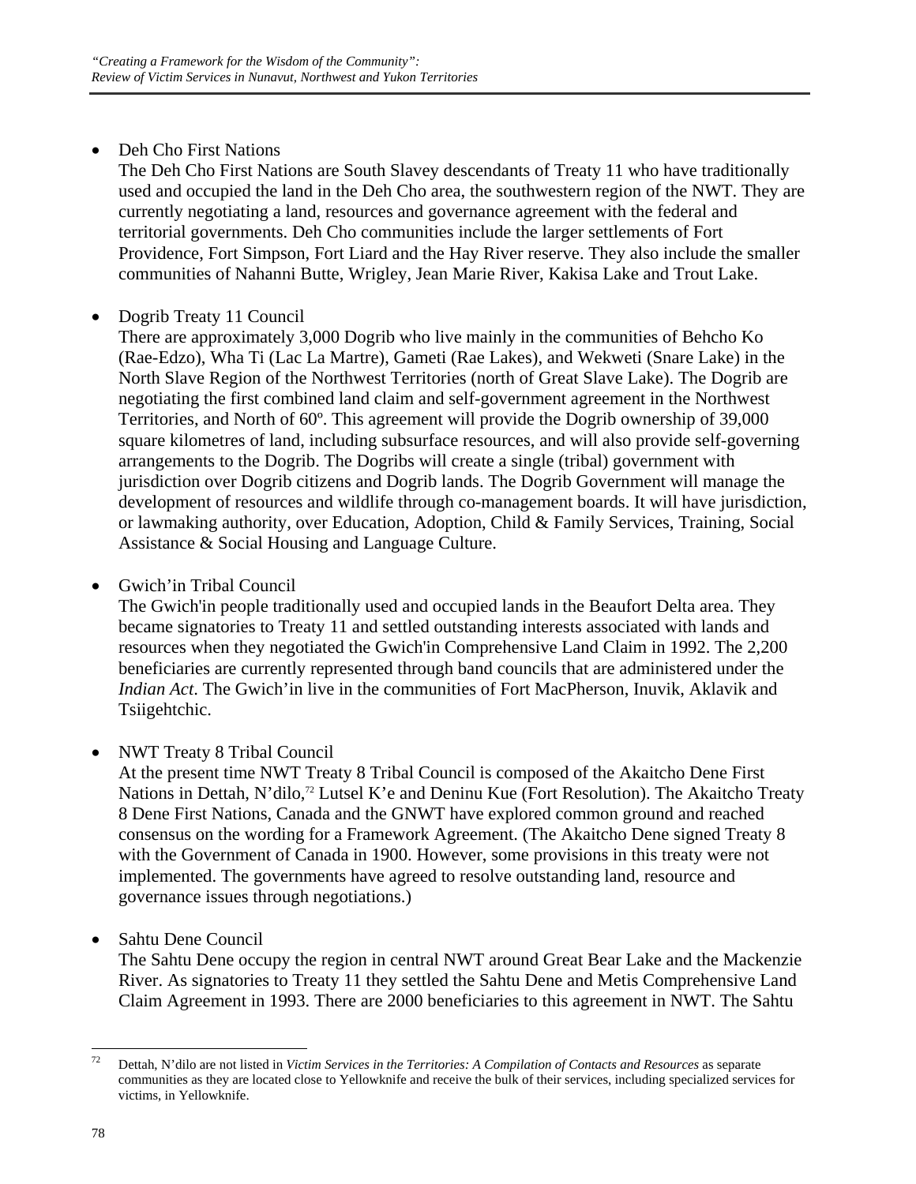- Deh Cho First Nations
  The Deh Cho First Nations are South Slavey descendants of Treaty 11 who have traditionally used and occupied the land in the Deh Cho area, the southwestern region of the NWT. They are currently negotiating a land, resources and governance agreement with the federal and territorial governments. Deh Cho communities include the larger settlements of Fort Providence, Fort Simpson, Fort Liard and the Hay River reserve. They also include the smaller communities of Nahanni Butte, Wrigley, Jean Marie River, Kakisa Lake and Trout Lake.

- Dogrib Treaty 11 Council
  There are approximately 3,000 Dogrib who live mainly in the communities of Behcho Ko (Rae-Edzo), Wha Ti (Lac La Martre), Gameti (Rae Lakes), and Wekweti (Snare Lake) in the North Slave Region of the Northwest Territories (north of Great Slave Lake). The Dogrib are negotiating the first combined land claim and self-government agreement in the Northwest Territories, and North of 60º. This agreement will provide the Dogrib ownership of 39,000 square kilometres of land, including subsurface resources, and will also provide self-governing arrangements to the Dogrib. The Dogribs will create a single (tribal) government with jurisdiction over Dogrib citizens and Dogrib lands. The Dogrib Government will manage the development of resources and wildlife through co-management boards. It will have jurisdiction, or lawmaking authority, over Education, Adoption, Child & Family Services, Training, Social Assistance & Social Housing and Language Culture.

- Gwich'in Tribal Council
  The Gwich'in people traditionally used and occupied lands in the Beaufort Delta area. They became signatories to Treaty 11 and settled outstanding interests associated with lands and resources when they negotiated the Gwich'in Comprehensive Land Claim in 1992. The 2,200 beneficiaries are currently represented through band councils that are administered under the *Indian Act*. The Gwich'in live in the communities of Fort MacPherson, Inuvik, Aklavik and Tsiigehtchic.

- NWT Treaty 8 Tribal Council
  At the present time NWT Treaty 8 Tribal Council is composed of the Akaitcho Dene First Nations in Dettah, N'dilo,[72] Lutsel K'e and Deninu Kue (Fort Resolution). The Akaitcho Treaty 8 Dene First Nations, Canada and the GNWT have explored common ground and reached consensus on the wording for a Framework Agreement. (The Akaitcho Dene signed Treaty 8 with the Government of Canada in 1900. However, some provisions in this treaty were not implemented. The governments have agreed to resolve outstanding land, resource and governance issues through negotiations.)

- Sahtu Dene Council
  The Sahtu Dene occupy the region in central NWT around Great Bear Lake and the Mackenzie River. As signatories to Treaty 11 they settled the Sahtu Dene and Metis Comprehensive Land Claim Agreement in 1993. There are 2000 beneficiaries to this agreement in NWT. The Sahtu

---

[72] Dettah, N'dilo are not listed in *Victim Services in the Territories: A Compilation of Contacts and Resources* as separate communities as they are located close to Yellowknife and receive the bulk of their services, including specialized services for victims, in Yellowknife.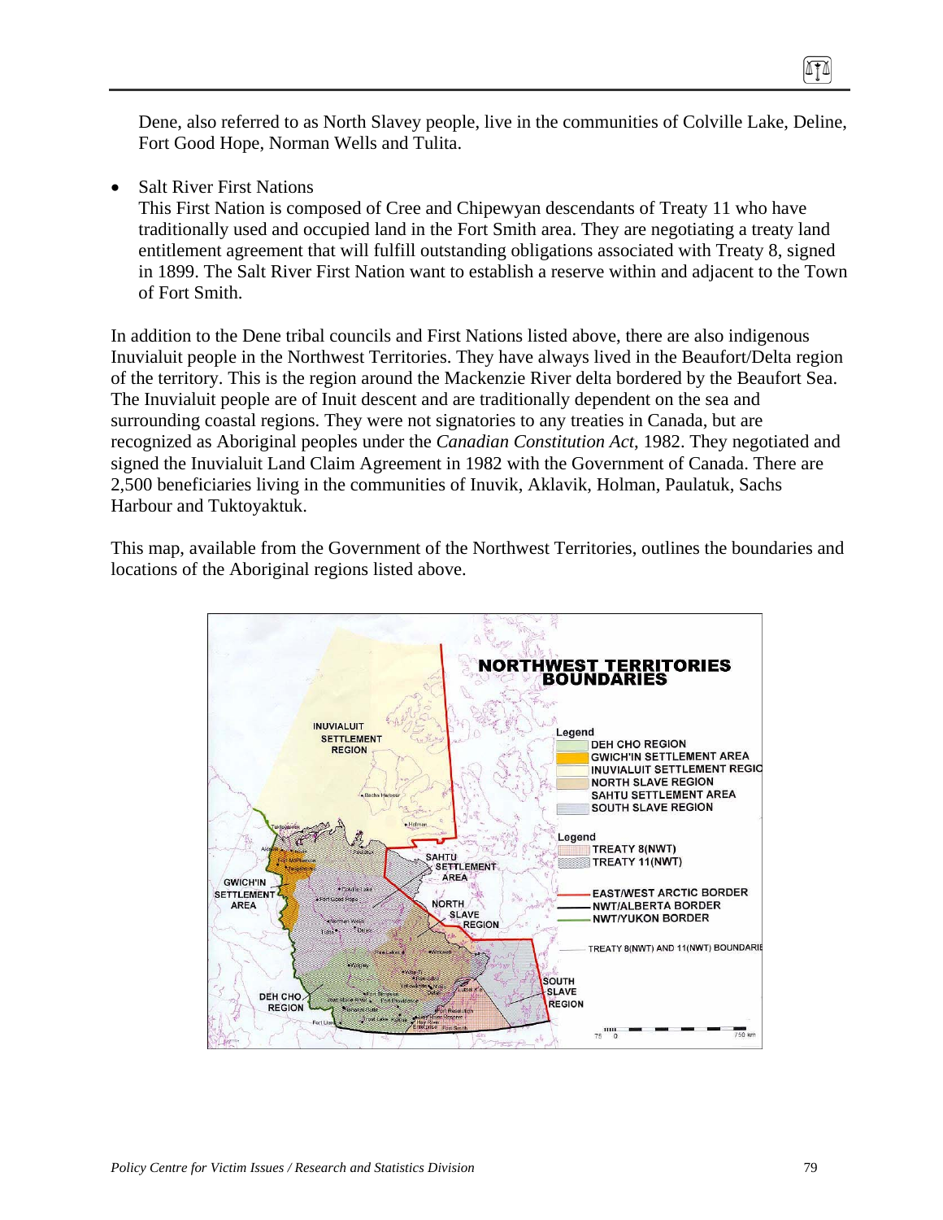Dene, also referred to as North Slavey people, live in the communities of Colville Lake, Deline, Fort Good Hope, Norman Wells and Tulita.

- Salt River First Nations
  This First Nation is composed of Cree and Chipewyan descendants of Treaty 11 who have traditionally used and occupied land in the Fort Smith area. They are negotiating a treaty land entitlement agreement that will fulfill outstanding obligations associated with Treaty 8, signed in 1899. The Salt River First Nation want to establish a reserve within and adjacent to the Town of Fort Smith.

In addition to the Dene tribal councils and First Nations listed above, there are also indigenous Inuvialuit people in the Northwest Territories. They have always lived in the Beaufort/Delta region of the territory. This is the region around the Mackenzie River delta bordered by the Beaufort Sea. The Inuvialuit people are of Inuit descent and are traditionally dependent on the sea and surrounding coastal regions. They were not signatories to any treaties in Canada, but are recognized as Aboriginal peoples under the *Canadian Constitution Act*, 1982. They negotiated and signed the Inuvialuit Land Claim Agreement in 1982 with the Government of Canada. There are 2,500 beneficiaries living in the communities of Inuvik, Aklavik, Holman, Paulatuk, Sachs Harbour and Tuktoyaktuk.

This map, available from the Government of the Northwest Territories, outlines the boundaries and locations of the Aboriginal regions listed above.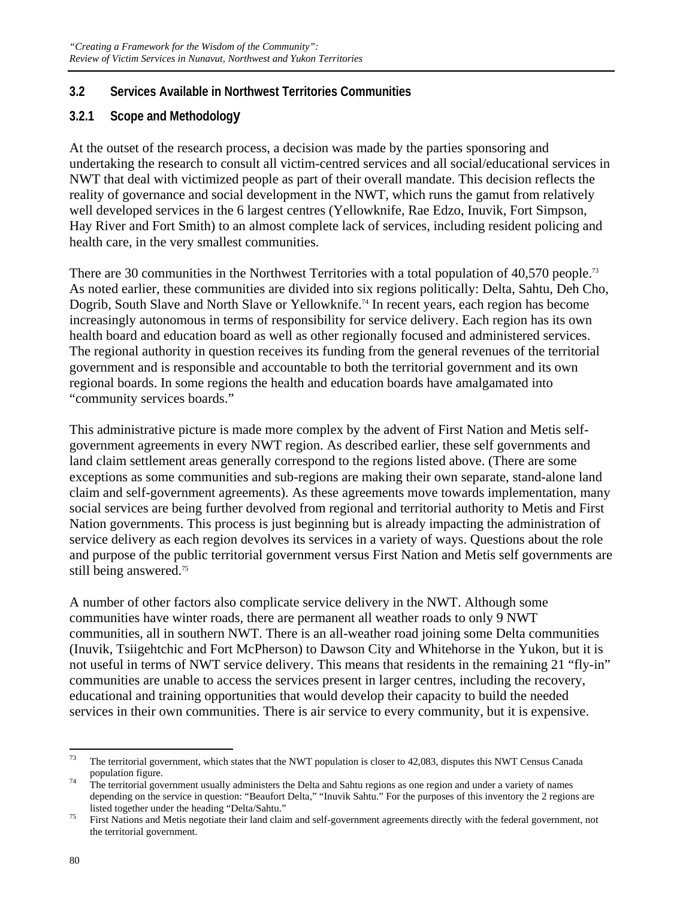### 3.2 Services Available in Northwest Territories Communities

#### 3.2.1 Scope and Methodology

At the outset of the research process, a decision was made by the parties sponsoring and undertaking the research to consult all victim-centred services and all social/educational services in NWT that deal with victimized people as part of their overall mandate. This decision reflects the reality of governance and social development in the NWT, which runs the gamut from relatively well developed services in the 6 largest centres (Yellowknife, Rae Edzo, Inuvik, Fort Simpson, Hay River and Fort Smith) to an almost complete lack of services, including resident policing and health care, in the very smallest communities.

There are 30 communities in the Northwest Territories with a total population of 40,570 people.[73] As noted earlier, these communities are divided into six regions politically: Delta, Sahtu, Deh Cho, Dogrib, South Slave and North Slave or Yellowknife.[74] In recent years, each region has become increasingly autonomous in terms of responsibility for service delivery. Each region has its own health board and education board as well as other regionally focused and administered services. The regional authority in question receives its funding from the general revenues of the territorial government and is responsible and accountable to both the territorial government and its own regional boards. In some regions the health and education boards have amalgamated into "community services boards."

This administrative picture is made more complex by the advent of First Nation and Metis self-government agreements in every NWT region. As described earlier, these self governments and land claim settlement areas generally correspond to the regions listed above. (There are some exceptions as some communities and sub-regions are making their own separate, stand-alone land claim and self-government agreements). As these agreements move towards implementation, many social services are being further devolved from regional and territorial authority to Metis and First Nation governments. This process is just beginning but is already impacting the administration of service delivery as each region devolves its services in a variety of ways. Questions about the role and purpose of the public territorial government versus First Nation and Metis self governments are still being answered.[75]

A number of other factors also complicate service delivery in the NWT. Although some communities have winter roads, there are permanent all weather roads to only 9 NWT communities, all in southern NWT. There is an all-weather road joining some Delta communities (Inuvik, Tsiigehtchic and Fort McPherson) to Dawson City and Whitehorse in the Yukon, but it is not useful in terms of NWT service delivery. This means that residents in the remaining 21 "fly-in" communities are unable to access the services present in larger centres, including the recovery, educational and training opportunities that would develop their capacity to build the needed services in their own communities. There is air service to every community, but it is expensive.

---

[73] The territorial government, which states that the NWT population is closer to 42,083, disputes this NWT Census Canada population figure.

[74] The territorial government usually administers the Delta and Sahtu regions as one region and under a variety of names depending on the service in question: "Beaufort Delta," "Inuvik Sahtu." For the purposes of this inventory the 2 regions are listed together under the heading "Delta/Sahtu."

[75] First Nations and Metis negotiate their land claim and self-government agreements directly with the federal government, not the territorial government.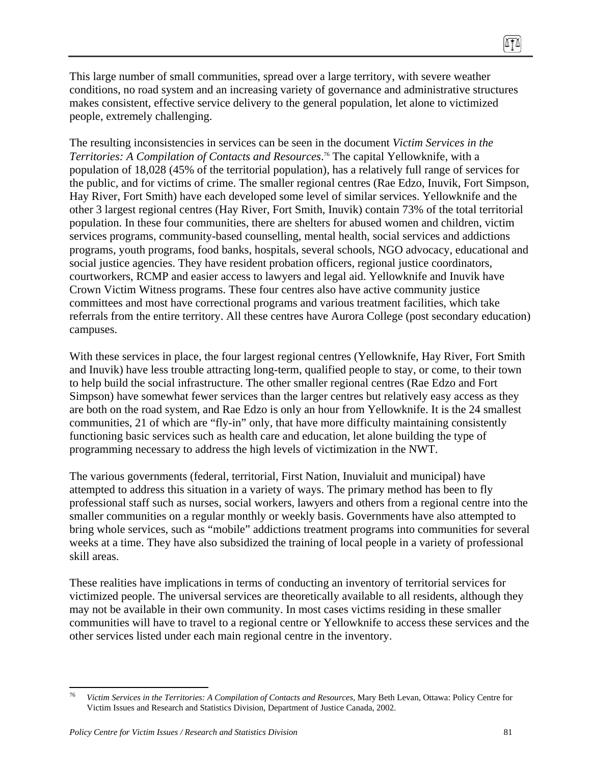This large number of small communities, spread over a large territory, with severe weather conditions, no road system and an increasing variety of governance and administrative structures makes consistent, effective service delivery to the general population, let alone to victimized people, extremely challenging.

The resulting inconsistencies in services can be seen in the document *Victim Services in the Territories: A Compilation of Contacts and Resources*.[76] The capital Yellowknife, with a population of 18,028 (45% of the territorial population), has a relatively full range of services for the public, and for victims of crime. The smaller regional centres (Rae Edzo, Inuvik, Fort Simpson, Hay River, Fort Smith) have each developed some level of similar services. Yellowknife and the other 3 largest regional centres (Hay River, Fort Smith, Inuvik) contain 73% of the total territorial population. In these four communities, there are shelters for abused women and children, victim services programs, community-based counselling, mental health, social services and addictions programs, youth programs, food banks, hospitals, several schools, NGO advocacy, educational and social justice agencies. They have resident probation officers, regional justice coordinators, courtworkers, RCMP and easier access to lawyers and legal aid. Yellowknife and Inuvik have Crown Victim Witness programs. These four centres also have active community justice committees and most have correctional programs and various treatment facilities, which take referrals from the entire territory. All these centres have Aurora College (post secondary education) campuses.

With these services in place, the four largest regional centres (Yellowknife, Hay River, Fort Smith and Inuvik) have less trouble attracting long-term, qualified people to stay, or come, to their town to help build the social infrastructure. The other smaller regional centres (Rae Edzo and Fort Simpson) have somewhat fewer services than the larger centres but relatively easy access as they are both on the road system, and Rae Edzo is only an hour from Yellowknife. It is the 24 smallest communities, 21 of which are "fly-in" only, that have more difficulty maintaining consistently functioning basic services such as health care and education, let alone building the type of programming necessary to address the high levels of victimization in the NWT.

The various governments (federal, territorial, First Nation, Inuvialuit and municipal) have attempted to address this situation in a variety of ways. The primary method has been to fly professional staff such as nurses, social workers, lawyers and others from a regional centre into the smaller communities on a regular monthly or weekly basis. Governments have also attempted to bring whole services, such as "mobile" addictions treatment programs into communities for several weeks at a time. They have also subsidized the training of local people in a variety of professional skill areas.

These realities have implications in terms of conducting an inventory of territorial services for victimized people. The universal services are theoretically available to all residents, although they may not be available in their own community. In most cases victims residing in these smaller communities will have to travel to a regional centre or Yellowknife to access these services and the other services listed under each main regional centre in the inventory.

---

[76] *Victim Services in the Territories: A Compilation of Contacts and Resources*, Mary Beth Levan, Ottawa: Policy Centre for Victim Issues and Research and Statistics Division, Department of Justice Canada, 2002.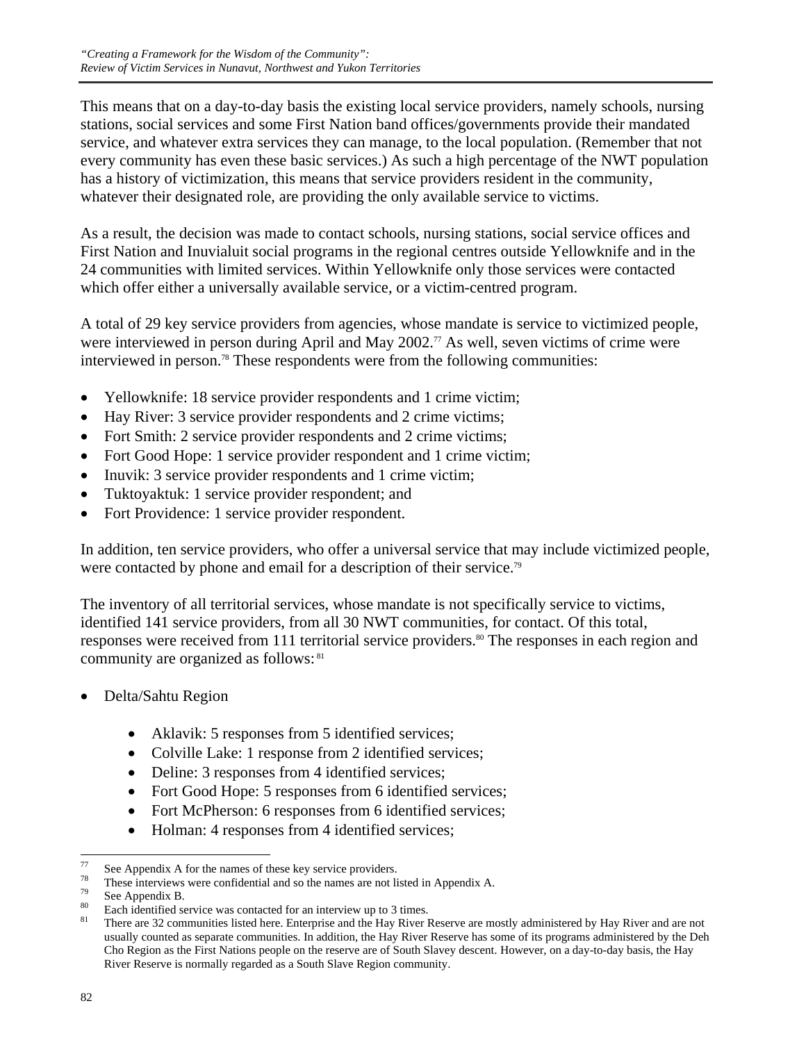This means that on a day-to-day basis the existing local service providers, namely schools, nursing stations, social services and some First Nation band offices/governments provide their mandated service, and whatever extra services they can manage, to the local population. (Remember that not every community has even these basic services.) As such a high percentage of the NWT population has a history of victimization, this means that service providers resident in the community, whatever their designated role, are providing the only available service to victims.

As a result, the decision was made to contact schools, nursing stations, social service offices and First Nation and Inuvialuit social programs in the regional centres outside Yellowknife and in the 24 communities with limited services. Within Yellowknife only those services were contacted which offer either a universally available service, or a victim-centred program.

A total of 29 key service providers from agencies, whose mandate is service to victimized people, were interviewed in person during April and May 2002.[77] As well, seven victims of crime were interviewed in person.[78] These respondents were from the following communities:

- Yellowknife: 18 service provider respondents and 1 crime victim;
- Hay River: 3 service provider respondents and 2 crime victims;
- Fort Smith: 2 service provider respondents and 2 crime victims;
- Fort Good Hope: 1 service provider respondent and 1 crime victim;
- Inuvik: 3 service provider respondents and 1 crime victim;
- Tuktoyaktuk: 1 service provider respondent; and
- Fort Providence: 1 service provider respondent.

In addition, ten service providers, who offer a universal service that may include victimized people, were contacted by phone and email for a description of their service.[79]

The inventory of all territorial services, whose mandate is not specifically service to victims, identified 141 service providers, from all 30 NWT communities, for contact. Of this total, responses were received from 111 territorial service providers.[80] The responses in each region and community are organized as follows:[81]

- Delta/Sahtu Region
    - Aklavik: 5 responses from 5 identified services;
    - Colville Lake: 1 response from 2 identified services;
    - Deline: 3 responses from 4 identified services;
    - Fort Good Hope: 5 responses from 6 identified services;
    - Fort McPherson: 6 responses from 6 identified services;
    - Holman: 4 responses from 4 identified services;

---

[77] See Appendix A for the names of these key service providers.

[78] These interviews were confidential and so the names are not listed in Appendix A.

[79] See Appendix B.

[80] Each identified service was contacted for an interview up to 3 times.

[81] There are 32 communities listed here. Enterprise and the Hay River Reserve are mostly administered by Hay River and are not usually counted as separate communities. In addition, the Hay River Reserve has some of its programs administered by the Deh Cho Region as the First Nations people on the reserve are of South Slavey descent. However, on a day-to-day basis, the Hay River Reserve is normally regarded as a South Slave Region community.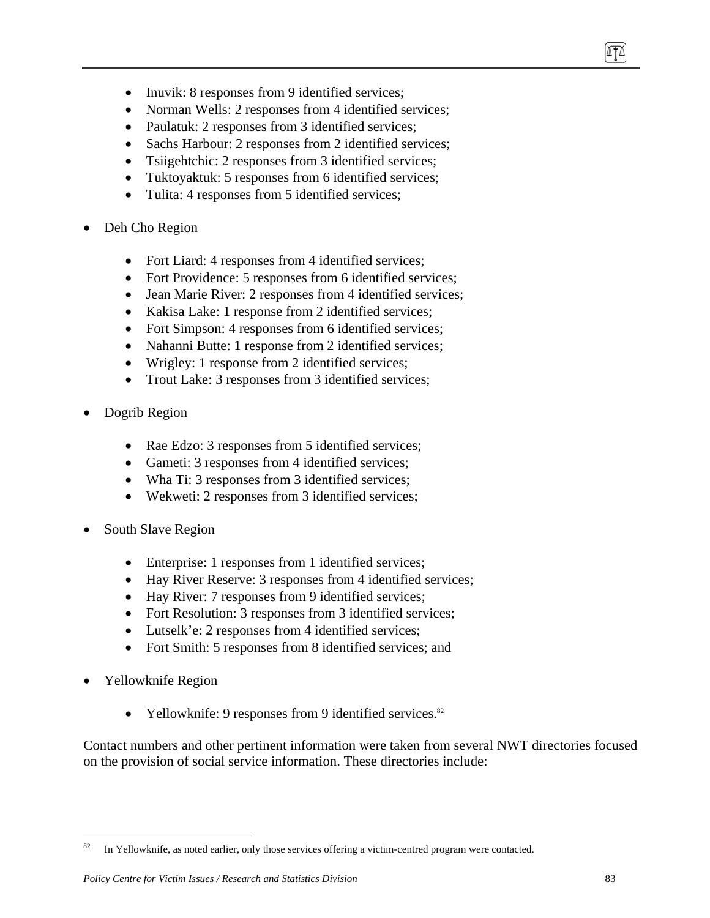- Inuvik: 8 responses from 9 identified services;
- Norman Wells: 2 responses from 4 identified services;
- Paulatuk: 2 responses from 3 identified services;
- Sachs Harbour: 2 responses from 2 identified services;
- Tsiigehtchic: 2 responses from 3 identified services;
- Tuktoyaktuk: 5 responses from 6 identified services;
- Tulita: 4 responses from 5 identified services;

- Deh Cho Region
  - Fort Liard: 4 responses from 4 identified services;
  - Fort Providence: 5 responses from 6 identified services;
  - Jean Marie River: 2 responses from 4 identified services;
  - Kakisa Lake: 1 response from 2 identified services;
  - Fort Simpson: 4 responses from 6 identified services;
  - Nahanni Butte: 1 response from 2 identified services;
  - Wrigley: 1 response from 2 identified services;
  - Trout Lake: 3 responses from 3 identified services;

- Dogrib Region
  - Rae Edzo: 3 responses from 5 identified services;
  - Gameti: 3 responses from 4 identified services;
  - Wha Ti: 3 responses from 3 identified services;
  - Wekweti: 2 responses from 3 identified services;

- South Slave Region
  - Enterprise: 1 responses from 1 identified services;
  - Hay River Reserve: 3 responses from 4 identified services;
  - Hay River: 7 responses from 9 identified services;
  - Fort Resolution: 3 responses from 3 identified services;
  - Lutselk'e: 2 responses from 4 identified services;
  - Fort Smith: 5 responses from 8 identified services; and

- Yellowknife Region
  - Yellowknife: 9 responses from 9 identified services.[82]

Contact numbers and other pertinent information were taken from several NWT directories focused on the provision of social service information. These directories include:

[82] In Yellowknife, as noted earlier, only those services offering a victim-centred program were contacted.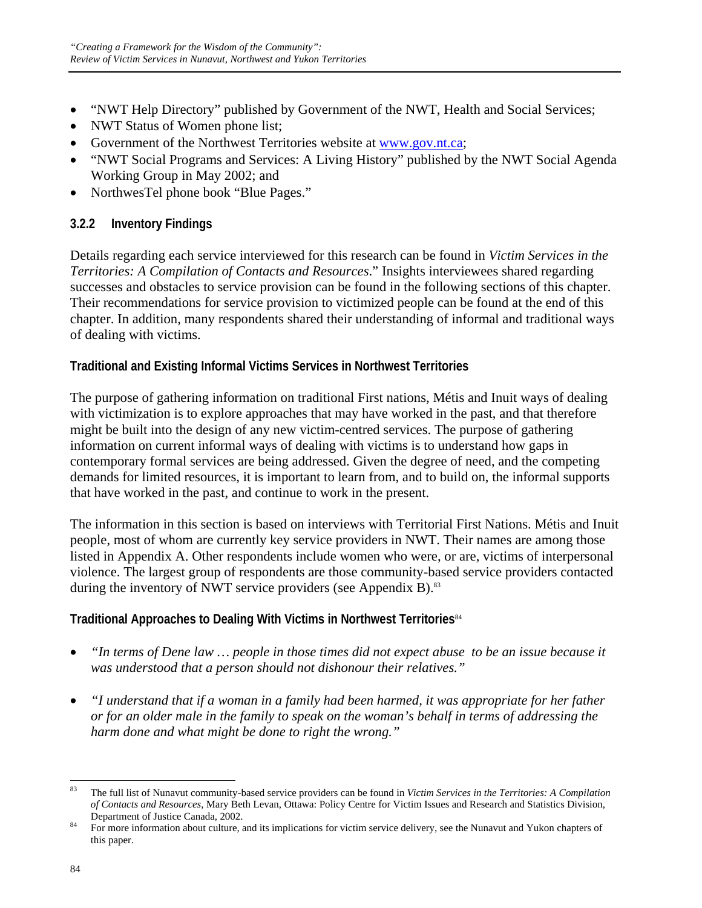- "NWT Help Directory" published by Government of the NWT, Health and Social Services;
- NWT Status of Women phone list;
- Government of the Northwest Territories website at www.gov.nt.ca;
- "NWT Social Programs and Services: A Living History" published by the NWT Social Agenda Working Group in May 2002; and
- NorthwesTel phone book "Blue Pages."

### 3.2.2 Inventory Findings

Details regarding each service interviewed for this research can be found in *Victim Services in the Territories: A Compilation of Contacts and Resources*." Insights interviewees shared regarding successes and obstacles to service provision can be found in the following sections of this chapter. Their recommendations for service provision to victimized people can be found at the end of this chapter. In addition, many respondents shared their understanding of informal and traditional ways of dealing with victims.

#### Traditional and Existing Informal Victims Services in Northwest Territories

The purpose of gathering information on traditional First nations, Métis and Inuit ways of dealing with victimization is to explore approaches that may have worked in the past, and that therefore might be built into the design of any new victim-centred services. The purpose of gathering information on current informal ways of dealing with victims is to understand how gaps in contemporary formal services are being addressed. Given the degree of need, and the competing demands for limited resources, it is important to learn from, and to build on, the informal supports that have worked in the past, and continue to work in the present.

The information in this section is based on interviews with Territorial First Nations. Métis and Inuit people, most of whom are currently key service providers in NWT. Their names are among those listed in Appendix A. Other respondents include women who were, or are, victims of interpersonal violence. The largest group of respondents are those community-based service providers contacted during the inventory of NWT service providers (see Appendix B).[83]

#### Traditional Approaches to Dealing With Victims in Northwest Territories[84]

- *"In terms of Dene law … people in those times did not expect abuse to be an issue because it was understood that a person should not dishonour their relatives."*
- *"I understand that if a woman in a family had been harmed, it was appropriate for her father or for an older male in the family to speak on the woman's behalf in terms of addressing the harm done and what might be done to right the wrong."*

---

[83] The full list of Nunavut community-based service providers can be found in *Victim Services in the Territories: A Compilation of Contacts and Resources*, Mary Beth Levan, Ottawa: Policy Centre for Victim Issues and Research and Statistics Division, Department of Justice Canada, 2002.

[84] For more information about culture, and its implications for victim service delivery, see the Nunavut and Yukon chapters of this paper.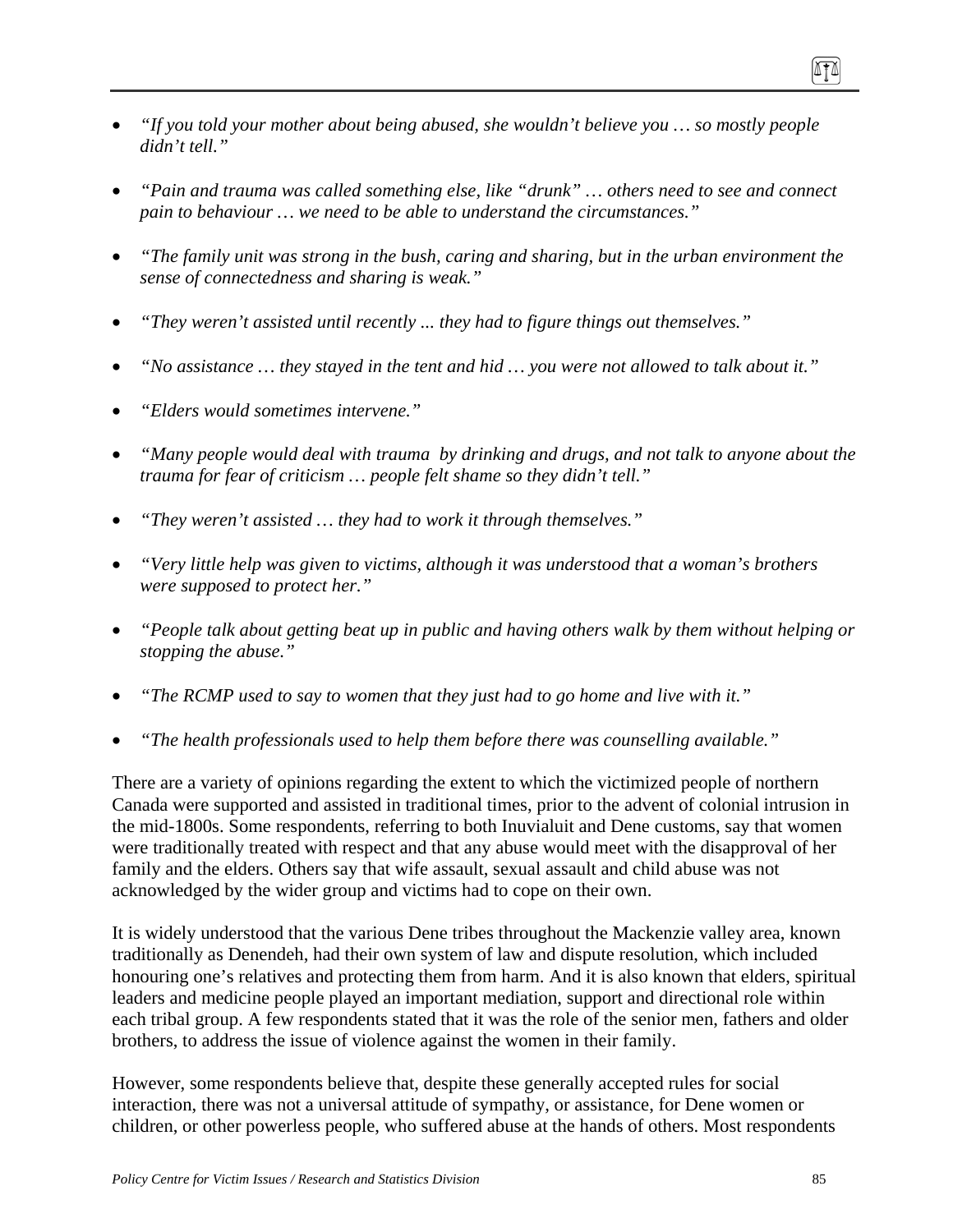- *"If you told your mother about being abused, she wouldn't believe you … so mostly people didn't tell."*

- *"Pain and trauma was called something else, like "drunk" … others need to see and connect pain to behaviour … we need to be able to understand the circumstances."*

- *"The family unit was strong in the bush, caring and sharing, but in the urban environment the sense of connectedness and sharing is weak."*

- *"They weren't assisted until recently ... they had to figure things out themselves."*

- *"No assistance … they stayed in the tent and hid … you were not allowed to talk about it."*

- *"Elders would sometimes intervene."*

- *"Many people would deal with trauma by drinking and drugs, and not talk to anyone about the trauma for fear of criticism … people felt shame so they didn't tell."*

- *"They weren't assisted … they had to work it through themselves."*

- *"Very little help was given to victims, although it was understood that a woman's brothers were supposed to protect her."*

- *"People talk about getting beat up in public and having others walk by them without helping or stopping the abuse."*

- *"The RCMP used to say to women that they just had to go home and live with it."*

- *"The health professionals used to help them before there was counselling available."*

There are a variety of opinions regarding the extent to which the victimized people of northern Canada were supported and assisted in traditional times, prior to the advent of colonial intrusion in the mid-1800s. Some respondents, referring to both Inuvialuit and Dene customs, say that women were traditionally treated with respect and that any abuse would meet with the disapproval of her family and the elders. Others say that wife assault, sexual assault and child abuse was not acknowledged by the wider group and victims had to cope on their own.

It is widely understood that the various Dene tribes throughout the Mackenzie valley area, known traditionally as Denendeh, had their own system of law and dispute resolution, which included honouring one's relatives and protecting them from harm. And it is also known that elders, spiritual leaders and medicine people played an important mediation, support and directional role within each tribal group. A few respondents stated that it was the role of the senior men, fathers and older brothers, to address the issue of violence against the women in their family.

However, some respondents believe that, despite these generally accepted rules for social interaction, there was not a universal attitude of sympathy, or assistance, for Dene women or children, or other powerless people, who suffered abuse at the hands of others. Most respondents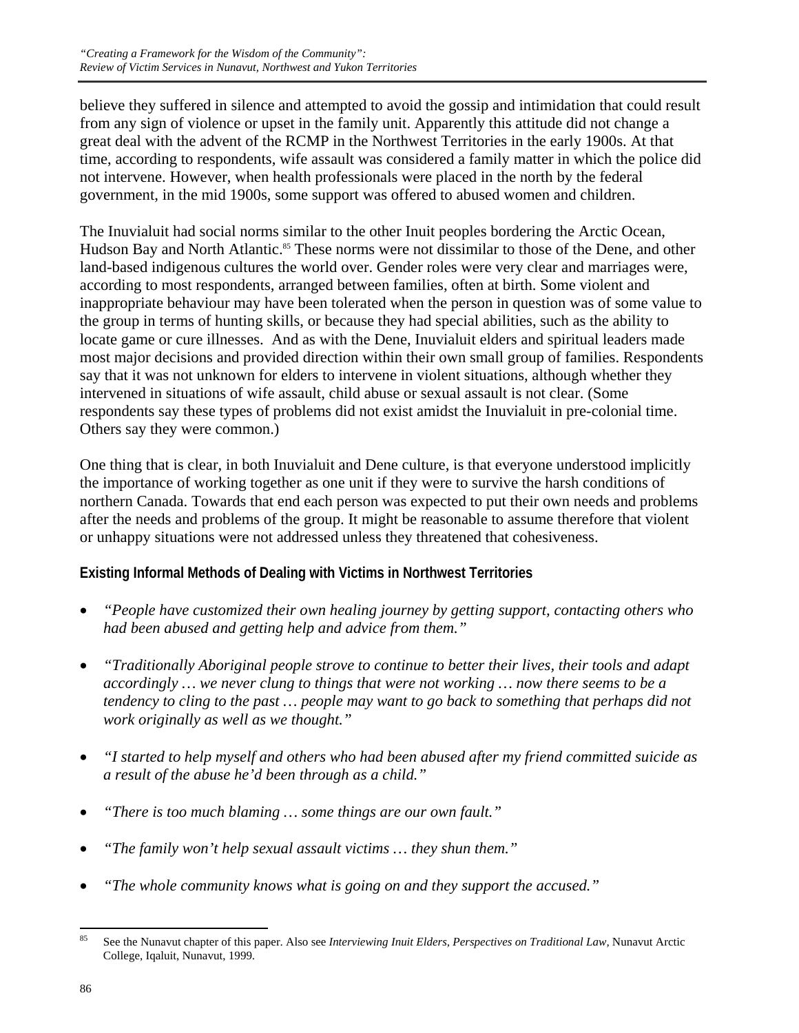believe they suffered in silence and attempted to avoid the gossip and intimidation that could result from any sign of violence or upset in the family unit. Apparently this attitude did not change a great deal with the advent of the RCMP in the Northwest Territories in the early 1900s. At that time, according to respondents, wife assault was considered a family matter in which the police did not intervene. However, when health professionals were placed in the north by the federal government, in the mid 1900s, some support was offered to abused women and children.

The Inuvialuit had social norms similar to the other Inuit peoples bordering the Arctic Ocean, Hudson Bay and North Atlantic.[85] These norms were not dissimilar to those of the Dene, and other land-based indigenous cultures the world over. Gender roles were very clear and marriages were, according to most respondents, arranged between families, often at birth. Some violent and inappropriate behaviour may have been tolerated when the person in question was of some value to the group in terms of hunting skills, or because they had special abilities, such as the ability to locate game or cure illnesses. And as with the Dene, Inuvialuit elders and spiritual leaders made most major decisions and provided direction within their own small group of families. Respondents say that it was not unknown for elders to intervene in violent situations, although whether they intervened in situations of wife assault, child abuse or sexual assault is not clear. (Some respondents say these types of problems did not exist amidst the Inuvialuit in pre-colonial time. Others say they were common.)

One thing that is clear, in both Inuvialuit and Dene culture, is that everyone understood implicitly the importance of working together as one unit if they were to survive the harsh conditions of northern Canada. Towards that end each person was expected to put their own needs and problems after the needs and problems of the group. It might be reasonable to assume therefore that violent or unhappy situations were not addressed unless they threatened that cohesiveness.

### Existing Informal Methods of Dealing with Victims in Northwest Territories

- *"People have customized their own healing journey by getting support, contacting others who had been abused and getting help and advice from them."*
- *"Traditionally Aboriginal people strove to continue to better their lives, their tools and adapt accordingly … we never clung to things that were not working … now there seems to be a tendency to cling to the past … people may want to go back to something that perhaps did not work originally as well as we thought."*
- *"I started to help myself and others who had been abused after my friend committed suicide as a result of the abuse he'd been through as a child."*
- *"There is too much blaming … some things are our own fault."*
- *"The family won't help sexual assault victims … they shun them."*
- *"The whole community knows what is going on and they support the accused."*

[85] See the Nunavut chapter of this paper. Also see *Interviewing Inuit Elders, Perspectives on Traditional Law,* Nunavut Arctic College, Iqaluit, Nunavut, 1999.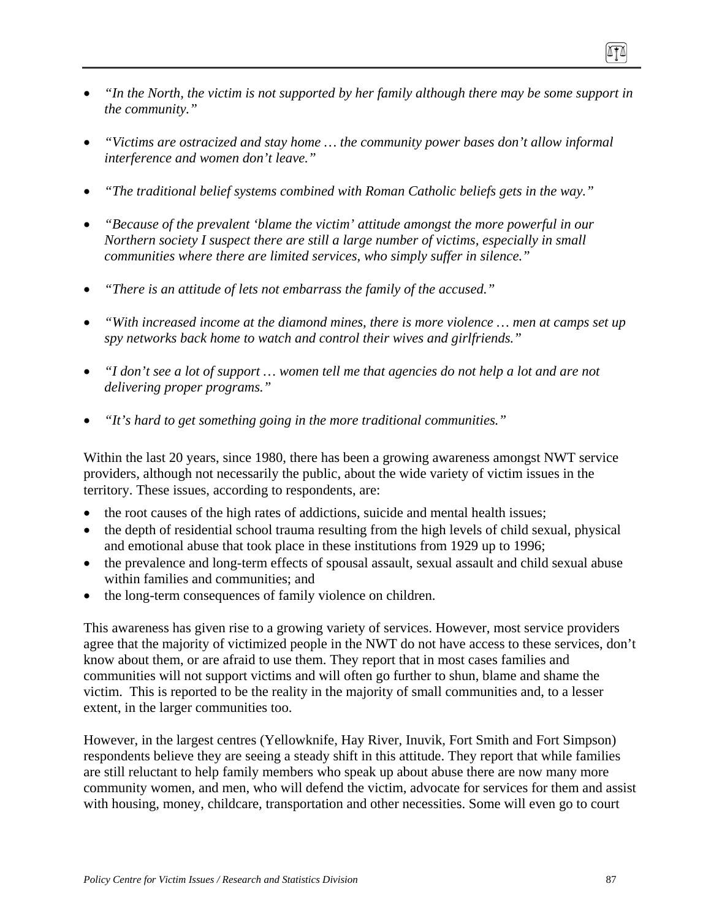- *"In the North, the victim is not supported by her family although there may be some support in the community."*

- *"Victims are ostracized and stay home … the community power bases don't allow informal interference and women don't leave."*

- *"The traditional belief systems combined with Roman Catholic beliefs gets in the way."*

- *"Because of the prevalent 'blame the victim' attitude amongst the more powerful in our Northern society I suspect there are still a large number of victims, especially in small communities where there are limited services, who simply suffer in silence."*

- *"There is an attitude of lets not embarrass the family of the accused."*

- *"With increased income at the diamond mines, there is more violence … men at camps set up spy networks back home to watch and control their wives and girlfriends."*

- *"I don't see a lot of support … women tell me that agencies do not help a lot and are not delivering proper programs."*

- *"It's hard to get something going in the more traditional communities."*

Within the last 20 years, since 1980, there has been a growing awareness amongst NWT service providers, although not necessarily the public, about the wide variety of victim issues in the territory. These issues, according to respondents, are:

- the root causes of the high rates of addictions, suicide and mental health issues;
- the depth of residential school trauma resulting from the high levels of child sexual, physical and emotional abuse that took place in these institutions from 1929 up to 1996;
- the prevalence and long-term effects of spousal assault, sexual assault and child sexual abuse within families and communities; and
- the long-term consequences of family violence on children.

This awareness has given rise to a growing variety of services. However, most service providers agree that the majority of victimized people in the NWT do not have access to these services, don't know about them, or are afraid to use them. They report that in most cases families and communities will not support victims and will often go further to shun, blame and shame the victim. This is reported to be the reality in the majority of small communities and, to a lesser extent, in the larger communities too.

However, in the largest centres (Yellowknife, Hay River, Inuvik, Fort Smith and Fort Simpson) respondents believe they are seeing a steady shift in this attitude. They report that while families are still reluctant to help family members who speak up about abuse there are now many more community women, and men, who will defend the victim, advocate for services for them and assist with housing, money, childcare, transportation and other necessities. Some will even go to court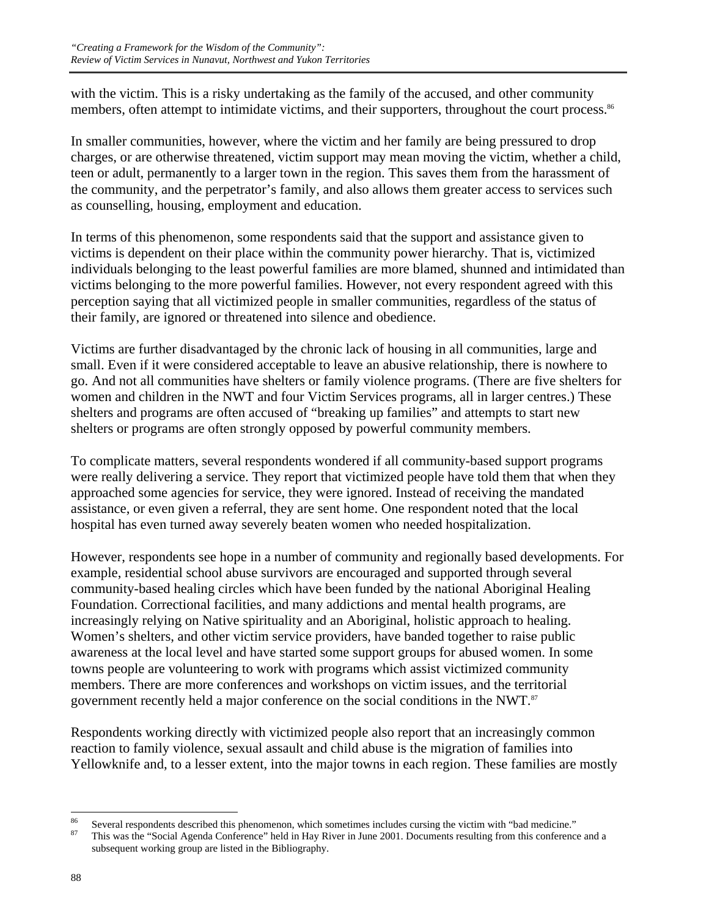with the victim. This is a risky undertaking as the family of the accused, and other community members, often attempt to intimidate victims, and their supporters, throughout the court process.[86]

In smaller communities, however, where the victim and her family are being pressured to drop charges, or are otherwise threatened, victim support may mean moving the victim, whether a child, teen or adult, permanently to a larger town in the region. This saves them from the harassment of the community, and the perpetrator's family, and also allows them greater access to services such as counselling, housing, employment and education.

In terms of this phenomenon, some respondents said that the support and assistance given to victims is dependent on their place within the community power hierarchy. That is, victimized individuals belonging to the least powerful families are more blamed, shunned and intimidated than victims belonging to the more powerful families. However, not every respondent agreed with this perception saying that all victimized people in smaller communities, regardless of the status of their family, are ignored or threatened into silence and obedience.

Victims are further disadvantaged by the chronic lack of housing in all communities, large and small. Even if it were considered acceptable to leave an abusive relationship, there is nowhere to go. And not all communities have shelters or family violence programs. (There are five shelters for women and children in the NWT and four Victim Services programs, all in larger centres.) These shelters and programs are often accused of "breaking up families" and attempts to start new shelters or programs are often strongly opposed by powerful community members.

To complicate matters, several respondents wondered if all community-based support programs were really delivering a service. They report that victimized people have told them that when they approached some agencies for service, they were ignored. Instead of receiving the mandated assistance, or even given a referral, they are sent home. One respondent noted that the local hospital has even turned away severely beaten women who needed hospitalization.

However, respondents see hope in a number of community and regionally based developments. For example, residential school abuse survivors are encouraged and supported through several community-based healing circles which have been funded by the national Aboriginal Healing Foundation. Correctional facilities, and many addictions and mental health programs, are increasingly relying on Native spirituality and an Aboriginal, holistic approach to healing. Women's shelters, and other victim service providers, have banded together to raise public awareness at the local level and have started some support groups for abused women. In some towns people are volunteering to work with programs which assist victimized community members. There are more conferences and workshops on victim issues, and the territorial government recently held a major conference on the social conditions in the NWT.[87]

Respondents working directly with victimized people also report that an increasingly common reaction to family violence, sexual assault and child abuse is the migration of families into Yellowknife and, to a lesser extent, into the major towns in each region. These families are mostly

---

[86] Several respondents described this phenomenon, which sometimes includes cursing the victim with "bad medicine."

[87] This was the "Social Agenda Conference" held in Hay River in June 2001. Documents resulting from this conference and a subsequent working group are listed in the Bibliography.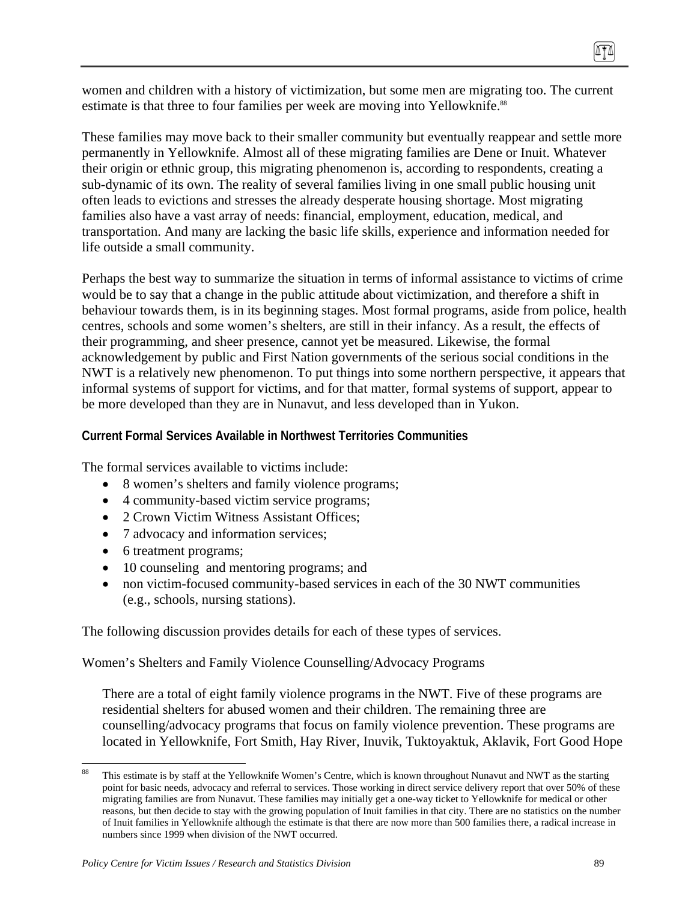women and children with a history of victimization, but some men are migrating too. The current estimate is that three to four families per week are moving into Yellowknife.[88]

These families may move back to their smaller community but eventually reappear and settle more permanently in Yellowknife. Almost all of these migrating families are Dene or Inuit. Whatever their origin or ethnic group, this migrating phenomenon is, according to respondents, creating a sub-dynamic of its own. The reality of several families living in one small public housing unit often leads to evictions and stresses the already desperate housing shortage. Most migrating families also have a vast array of needs: financial, employment, education, medical, and transportation. And many are lacking the basic life skills, experience and information needed for life outside a small community.

Perhaps the best way to summarize the situation in terms of informal assistance to victims of crime would be to say that a change in the public attitude about victimization, and therefore a shift in behaviour towards them, is in its beginning stages. Most formal programs, aside from police, health centres, schools and some women's shelters, are still in their infancy. As a result, the effects of their programming, and sheer presence, cannot yet be measured. Likewise, the formal acknowledgement by public and First Nation governments of the serious social conditions in the NWT is a relatively new phenomenon. To put things into some northern perspective, it appears that informal systems of support for victims, and for that matter, formal systems of support, appear to be more developed than they are in Nunavut, and less developed than in Yukon.

### Current Formal Services Available in Northwest Territories Communities

The formal services available to victims include:

- 8 women's shelters and family violence programs;
- 4 community-based victim service programs;
- 2 Crown Victim Witness Assistant Offices;
- 7 advocacy and information services;
- 6 treatment programs;
- 10 counseling and mentoring programs; and
- non victim-focused community-based services in each of the 30 NWT communities (e.g., schools, nursing stations).

The following discussion provides details for each of these types of services.

Women's Shelters and Family Violence Counselling/Advocacy Programs

There are a total of eight family violence programs in the NWT. Five of these programs are residential shelters for abused women and their children. The remaining three are counselling/advocacy programs that focus on family violence prevention. These programs are located in Yellowknife, Fort Smith, Hay River, Inuvik, Tuktoyaktuk, Aklavik, Fort Good Hope

[88] This estimate is by staff at the Yellowknife Women's Centre, which is known throughout Nunavut and NWT as the starting point for basic needs, advocacy and referral to services. Those working in direct service delivery report that over 50% of these migrating families are from Nunavut. These families may initially get a one-way ticket to Yellowknife for medical or other reasons, but then decide to stay with the growing population of Inuit families in that city. There are no statistics on the number of Inuit families in Yellowknife although the estimate is that there are now more than 500 families there, a radical increase in numbers since 1999 when division of the NWT occurred.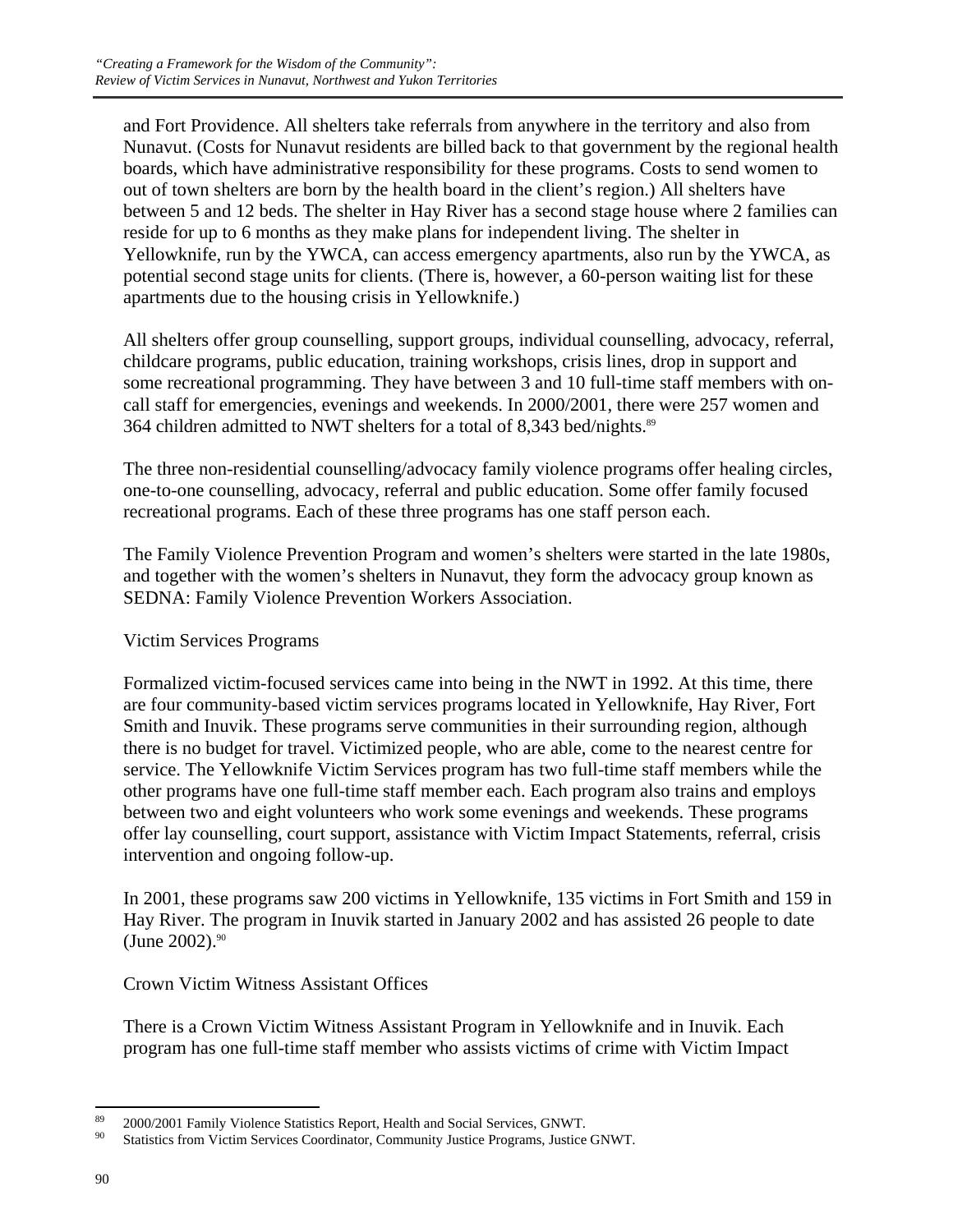and Fort Providence. All shelters take referrals from anywhere in the territory and also from Nunavut. (Costs for Nunavut residents are billed back to that government by the regional health boards, which have administrative responsibility for these programs. Costs to send women to out of town shelters are born by the health board in the client's region.) All shelters have between 5 and 12 beds. The shelter in Hay River has a second stage house where 2 families can reside for up to 6 months as they make plans for independent living. The shelter in Yellowknife, run by the YWCA, can access emergency apartments, also run by the YWCA, as potential second stage units for clients. (There is, however, a 60-person waiting list for these apartments due to the housing crisis in Yellowknife.)

All shelters offer group counselling, support groups, individual counselling, advocacy, referral, childcare programs, public education, training workshops, crisis lines, drop in support and some recreational programming. They have between 3 and 10 full-time staff members with on-call staff for emergencies, evenings and weekends. In 2000/2001, there were 257 women and 364 children admitted to NWT shelters for a total of 8,343 bed/nights.[89]

The three non-residential counselling/advocacy family violence programs offer healing circles, one-to-one counselling, advocacy, referral and public education. Some offer family focused recreational programs. Each of these three programs has one staff person each.

The Family Violence Prevention Program and women's shelters were started in the late 1980s, and together with the women's shelters in Nunavut, they form the advocacy group known as SEDNA: Family Violence Prevention Workers Association.

Victim Services Programs

Formalized victim-focused services came into being in the NWT in 1992. At this time, there are four community-based victim services programs located in Yellowknife, Hay River, Fort Smith and Inuvik. These programs serve communities in their surrounding region, although there is no budget for travel. Victimized people, who are able, come to the nearest centre for service. The Yellowknife Victim Services program has two full-time staff members while the other programs have one full-time staff member each. Each program also trains and employs between two and eight volunteers who work some evenings and weekends. These programs offer lay counselling, court support, assistance with Victim Impact Statements, referral, crisis intervention and ongoing follow-up.

In 2001, these programs saw 200 victims in Yellowknife, 135 victims in Fort Smith and 159 in Hay River. The program in Inuvik started in January 2002 and has assisted 26 people to date (June 2002).[90]

Crown Victim Witness Assistant Offices

There is a Crown Victim Witness Assistant Program in Yellowknife and in Inuvik. Each program has one full-time staff member who assists victims of crime with Victim Impact

[89] 2000/2001 Family Violence Statistics Report, Health and Social Services, GNWT.

[90] Statistics from Victim Services Coordinator, Community Justice Programs, Justice GNWT.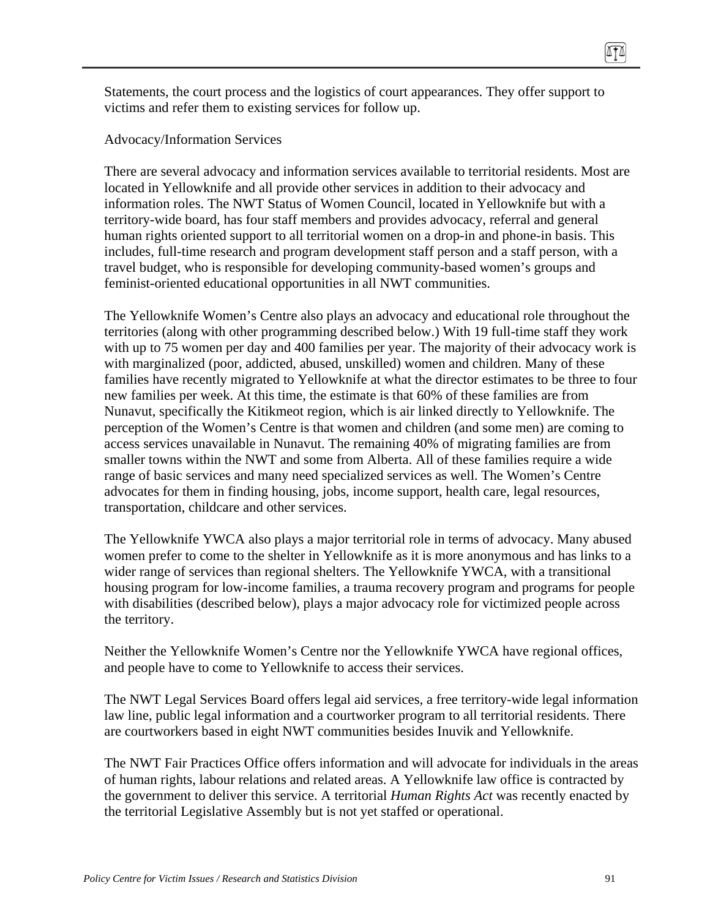Statements, the court process and the logistics of court appearances. They offer support to victims and refer them to existing services for follow up.

Advocacy/Information Services

There are several advocacy and information services available to territorial residents. Most are located in Yellowknife and all provide other services in addition to their advocacy and information roles. The NWT Status of Women Council, located in Yellowknife but with a territory-wide board, has four staff members and provides advocacy, referral and general human rights oriented support to all territorial women on a drop-in and phone-in basis. This includes, full-time research and program development staff person and a staff person, with a travel budget, who is responsible for developing community-based women's groups and feminist-oriented educational opportunities in all NWT communities.

The Yellowknife Women's Centre also plays an advocacy and educational role throughout the territories (along with other programming described below.) With 19 full-time staff they work with up to 75 women per day and 400 families per year. The majority of their advocacy work is with marginalized (poor, addicted, abused, unskilled) women and children. Many of these families have recently migrated to Yellowknife at what the director estimates to be three to four new families per week. At this time, the estimate is that 60% of these families are from Nunavut, specifically the Kitikmeot region, which is air linked directly to Yellowknife. The perception of the Women's Centre is that women and children (and some men) are coming to access services unavailable in Nunavut. The remaining 40% of migrating families are from smaller towns within the NWT and some from Alberta. All of these families require a wide range of basic services and many need specialized services as well. The Women's Centre advocates for them in finding housing, jobs, income support, health care, legal resources, transportation, childcare and other services.

The Yellowknife YWCA also plays a major territorial role in terms of advocacy. Many abused women prefer to come to the shelter in Yellowknife as it is more anonymous and has links to a wider range of services than regional shelters. The Yellowknife YWCA, with a transitional housing program for low-income families, a trauma recovery program and programs for people with disabilities (described below), plays a major advocacy role for victimized people across the territory.

Neither the Yellowknife Women's Centre nor the Yellowknife YWCA have regional offices, and people have to come to Yellowknife to access their services.

The NWT Legal Services Board offers legal aid services, a free territory-wide legal information law line, public legal information and a courtworker program to all territorial residents. There are courtworkers based in eight NWT communities besides Inuvik and Yellowknife.

The NWT Fair Practices Office offers information and will advocate for individuals in the areas of human rights, labour relations and related areas. A Yellowknife law office is contracted by the government to deliver this service. A territorial *Human Rights Act* was recently enacted by the territorial Legislative Assembly but is not yet staffed or operational.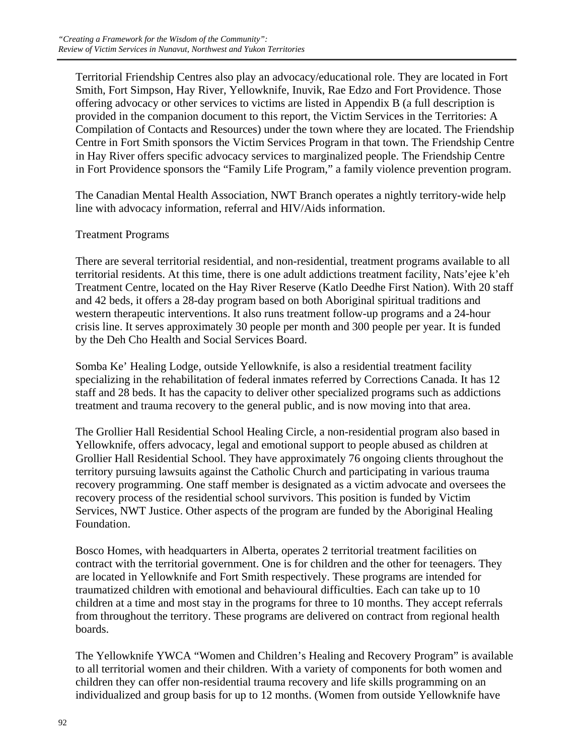Territorial Friendship Centres also play an advocacy/educational role. They are located in Fort Smith, Fort Simpson, Hay River, Yellowknife, Inuvik, Rae Edzo and Fort Providence. Those offering advocacy or other services to victims are listed in Appendix B (a full description is provided in the companion document to this report, the Victim Services in the Territories: A Compilation of Contacts and Resources) under the town where they are located. The Friendship Centre in Fort Smith sponsors the Victim Services Program in that town. The Friendship Centre in Hay River offers specific advocacy services to marginalized people. The Friendship Centre in Fort Providence sponsors the "Family Life Program," a family violence prevention program.

The Canadian Mental Health Association, NWT Branch operates a nightly territory-wide help line with advocacy information, referral and HIV/Aids information.

Treatment Programs

There are several territorial residential, and non-residential, treatment programs available to all territorial residents. At this time, there is one adult addictions treatment facility, Nats'ejee k'eh Treatment Centre, located on the Hay River Reserve (Katlo Deedhe First Nation). With 20 staff and 42 beds, it offers a 28-day program based on both Aboriginal spiritual traditions and western therapeutic interventions. It also runs treatment follow-up programs and a 24-hour crisis line. It serves approximately 30 people per month and 300 people per year. It is funded by the Deh Cho Health and Social Services Board.

Somba Ke' Healing Lodge, outside Yellowknife, is also a residential treatment facility specializing in the rehabilitation of federal inmates referred by Corrections Canada. It has 12 staff and 28 beds. It has the capacity to deliver other specialized programs such as addictions treatment and trauma recovery to the general public, and is now moving into that area.

The Grollier Hall Residential School Healing Circle, a non-residential program also based in Yellowknife, offers advocacy, legal and emotional support to people abused as children at Grollier Hall Residential School. They have approximately 76 ongoing clients throughout the territory pursuing lawsuits against the Catholic Church and participating in various trauma recovery programming. One staff member is designated as a victim advocate and oversees the recovery process of the residential school survivors. This position is funded by Victim Services, NWT Justice. Other aspects of the program are funded by the Aboriginal Healing Foundation.

Bosco Homes, with headquarters in Alberta, operates 2 territorial treatment facilities on contract with the territorial government. One is for children and the other for teenagers. They are located in Yellowknife and Fort Smith respectively. These programs are intended for traumatized children with emotional and behavioural difficulties. Each can take up to 10 children at a time and most stay in the programs for three to 10 months. They accept referrals from throughout the territory. These programs are delivered on contract from regional health boards.

The Yellowknife YWCA "Women and Children's Healing and Recovery Program" is available to all territorial women and their children. With a variety of components for both women and children they can offer non-residential trauma recovery and life skills programming on an individualized and group basis for up to 12 months. (Women from outside Yellowknife have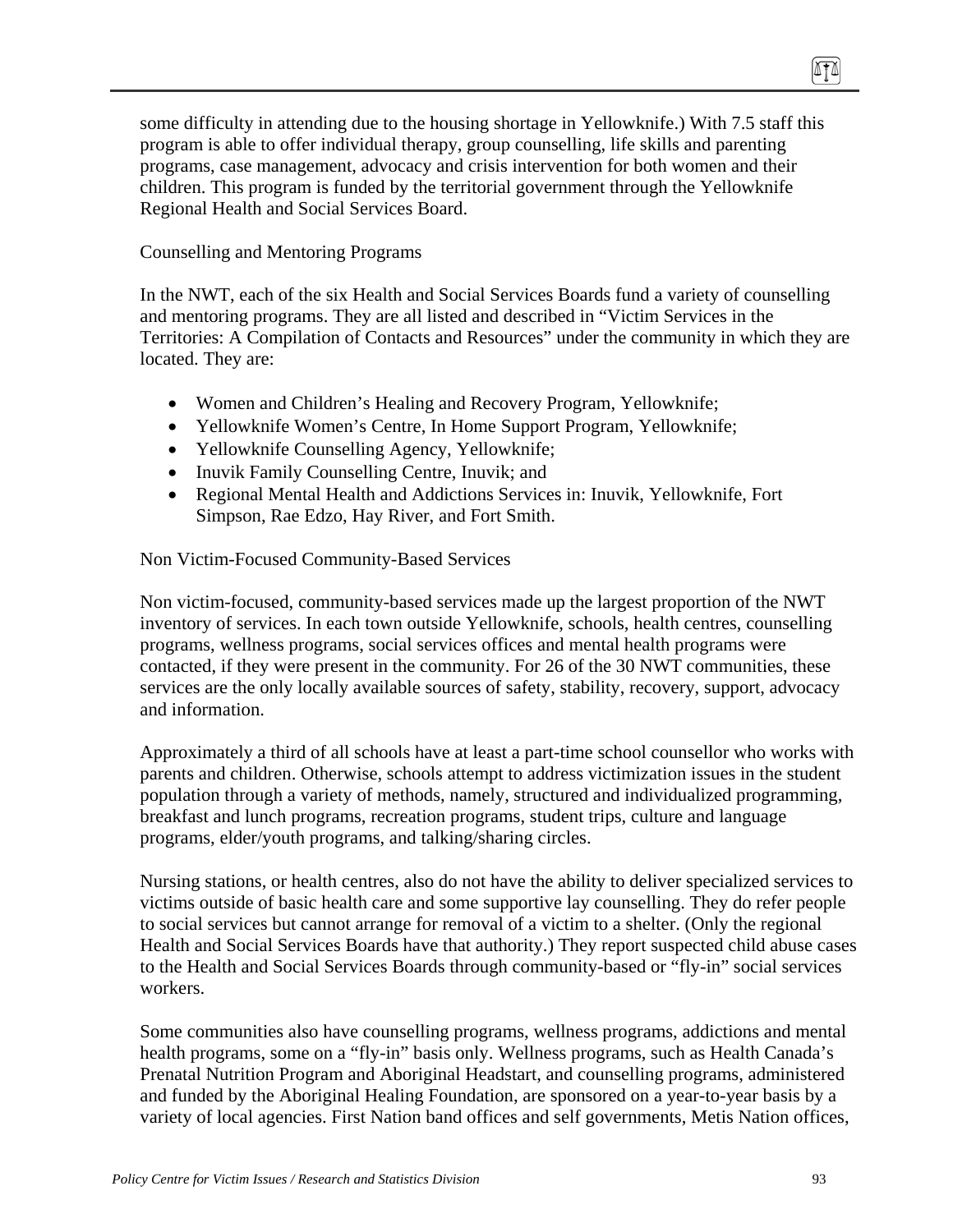some difficulty in attending due to the housing shortage in Yellowknife.) With 7.5 staff this program is able to offer individual therapy, group counselling, life skills and parenting programs, case management, advocacy and crisis intervention for both women and their children. This program is funded by the territorial government through the Yellowknife Regional Health and Social Services Board.

Counselling and Mentoring Programs

In the NWT, each of the six Health and Social Services Boards fund a variety of counselling and mentoring programs. They are all listed and described in "Victim Services in the Territories: A Compilation of Contacts and Resources" under the community in which they are located. They are:

- Women and Children's Healing and Recovery Program, Yellowknife;
- Yellowknife Women's Centre, In Home Support Program, Yellowknife;
- Yellowknife Counselling Agency, Yellowknife;
- Inuvik Family Counselling Centre, Inuvik; and
- Regional Mental Health and Addictions Services in: Inuvik, Yellowknife, Fort Simpson, Rae Edzo, Hay River, and Fort Smith.

Non Victim-Focused Community-Based Services

Non victim-focused, community-based services made up the largest proportion of the NWT inventory of services. In each town outside Yellowknife, schools, health centres, counselling programs, wellness programs, social services offices and mental health programs were contacted, if they were present in the community. For 26 of the 30 NWT communities, these services are the only locally available sources of safety, stability, recovery, support, advocacy and information.

Approximately a third of all schools have at least a part-time school counsellor who works with parents and children. Otherwise, schools attempt to address victimization issues in the student population through a variety of methods, namely, structured and individualized programming, breakfast and lunch programs, recreation programs, student trips, culture and language programs, elder/youth programs, and talking/sharing circles.

Nursing stations, or health centres, also do not have the ability to deliver specialized services to victims outside of basic health care and some supportive lay counselling. They do refer people to social services but cannot arrange for removal of a victim to a shelter. (Only the regional Health and Social Services Boards have that authority.) They report suspected child abuse cases to the Health and Social Services Boards through community-based or "fly-in" social services workers.

Some communities also have counselling programs, wellness programs, addictions and mental health programs, some on a "fly-in" basis only. Wellness programs, such as Health Canada's Prenatal Nutrition Program and Aboriginal Headstart, and counselling programs, administered and funded by the Aboriginal Healing Foundation, are sponsored on a year-to-year basis by a variety of local agencies. First Nation band offices and self governments, Metis Nation offices,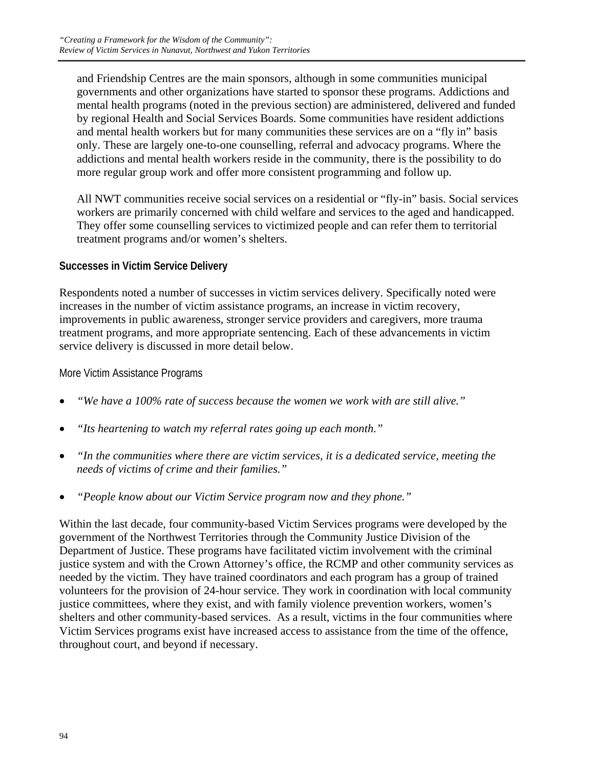and Friendship Centres are the main sponsors, although in some communities municipal governments and other organizations have started to sponsor these programs. Addictions and mental health programs (noted in the previous section) are administered, delivered and funded by regional Health and Social Services Boards. Some communities have resident addictions and mental health workers but for many communities these services are on a "fly in" basis only. These are largely one-to-one counselling, referral and advocacy programs. Where the addictions and mental health workers reside in the community, there is the possibility to do more regular group work and offer more consistent programming and follow up.

All NWT communities receive social services on a residential or "fly-in" basis. Social services workers are primarily concerned with child welfare and services to the aged and handicapped. They offer some counselling services to victimized people and can refer them to territorial treatment programs and/or women's shelters.

### Successes in Victim Service Delivery

Respondents noted a number of successes in victim services delivery. Specifically noted were increases in the number of victim assistance programs, an increase in victim recovery, improvements in public awareness, stronger service providers and caregivers, more trauma treatment programs, and more appropriate sentencing. Each of these advancements in victim service delivery is discussed in more detail below.

#### More Victim Assistance Programs

- *"We have a 100% rate of success because the women we work with are still alive."*
- *"Its heartening to watch my referral rates going up each month."*
- *"In the communities where there are victim services, it is a dedicated service, meeting the needs of victims of crime and their families."*
- *"People know about our Victim Service program now and they phone."*

Within the last decade, four community-based Victim Services programs were developed by the government of the Northwest Territories through the Community Justice Division of the Department of Justice. These programs have facilitated victim involvement with the criminal justice system and with the Crown Attorney's office, the RCMP and other community services as needed by the victim. They have trained coordinators and each program has a group of trained volunteers for the provision of 24-hour service. They work in coordination with local community justice committees, where they exist, and with family violence prevention workers, women's shelters and other community-based services. As a result, victims in the four communities where Victim Services programs exist have increased access to assistance from the time of the offence, throughout court, and beyond if necessary.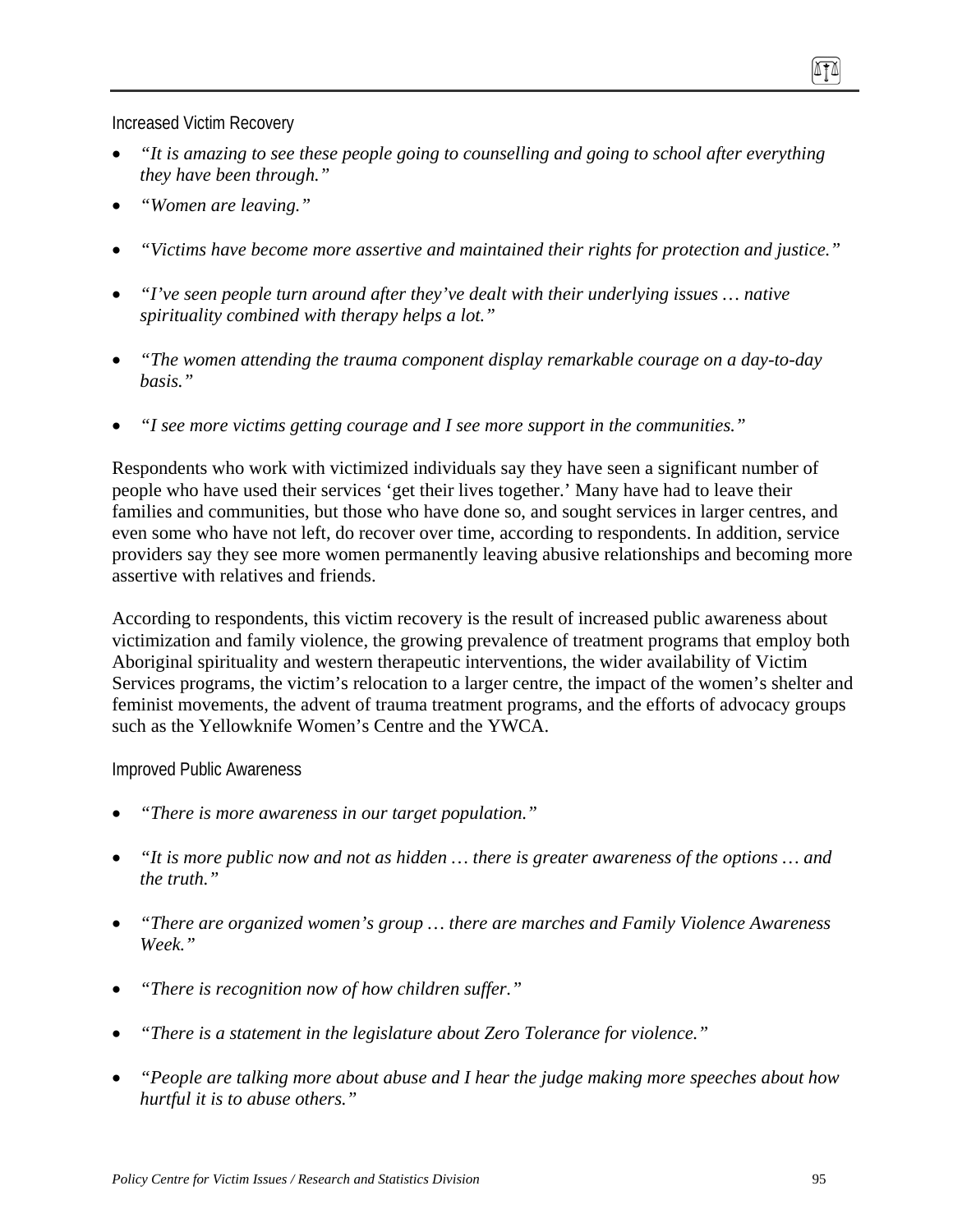### Increased Victim Recovery

- *"It is amazing to see these people going to counselling and going to school after everything they have been through."*
- *"Women are leaving."*
- *"Victims have become more assertive and maintained their rights for protection and justice."*
- *"I've seen people turn around after they've dealt with their underlying issues … native spirituality combined with therapy helps a lot."*
- *"The women attending the trauma component display remarkable courage on a day-to-day basis."*
- *"I see more victims getting courage and I see more support in the communities."*

Respondents who work with victimized individuals say they have seen a significant number of people who have used their services 'get their lives together.' Many have had to leave their families and communities, but those who have done so, and sought services in larger centres, and even some who have not left, do recover over time, according to respondents. In addition, service providers say they see more women permanently leaving abusive relationships and becoming more assertive with relatives and friends.

According to respondents, this victim recovery is the result of increased public awareness about victimization and family violence, the growing prevalence of treatment programs that employ both Aboriginal spirituality and western therapeutic interventions, the wider availability of Victim Services programs, the victim's relocation to a larger centre, the impact of the women's shelter and feminist movements, the advent of trauma treatment programs, and the efforts of advocacy groups such as the Yellowknife Women's Centre and the YWCA.

### Improved Public Awareness

- *"There is more awareness in our target population."*
- *"It is more public now and not as hidden … there is greater awareness of the options … and the truth."*
- *"There are organized women's group … there are marches and Family Violence Awareness Week."*
- *"There is recognition now of how children suffer."*
- *"There is a statement in the legislature about Zero Tolerance for violence."*
- *"People are talking more about abuse and I hear the judge making more speeches about how hurtful it is to abuse others."*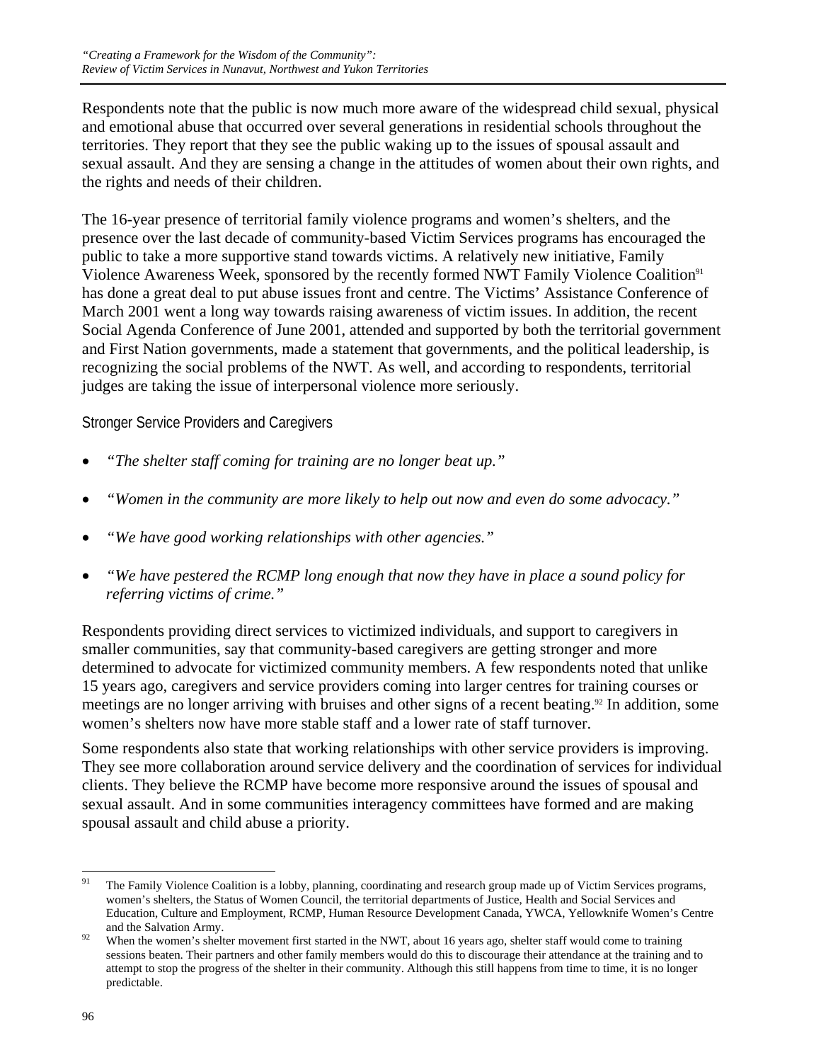Respondents note that the public is now much more aware of the widespread child sexual, physical and emotional abuse that occurred over several generations in residential schools throughout the territories. They report that they see the public waking up to the issues of spousal assault and sexual assault. And they are sensing a change in the attitudes of women about their own rights, and the rights and needs of their children.

The 16-year presence of territorial family violence programs and women's shelters, and the presence over the last decade of community-based Victim Services programs has encouraged the public to take a more supportive stand towards victims. A relatively new initiative, Family Violence Awareness Week, sponsored by the recently formed NWT Family Violence Coalition[91] has done a great deal to put abuse issues front and centre. The Victims' Assistance Conference of March 2001 went a long way towards raising awareness of victim issues. In addition, the recent Social Agenda Conference of June 2001, attended and supported by both the territorial government and First Nation governments, made a statement that governments, and the political leadership, is recognizing the social problems of the NWT. As well, and according to respondents, territorial judges are taking the issue of interpersonal violence more seriously.

### Stronger Service Providers and Caregivers

- *"The shelter staff coming for training are no longer beat up."*
- *"Women in the community are more likely to help out now and even do some advocacy."*
- *"We have good working relationships with other agencies."*
- *"We have pestered the RCMP long enough that now they have in place a sound policy for referring victims of crime."*

Respondents providing direct services to victimized individuals, and support to caregivers in smaller communities, say that community-based caregivers are getting stronger and more determined to advocate for victimized community members. A few respondents noted that unlike 15 years ago, caregivers and service providers coming into larger centres for training courses or meetings are no longer arriving with bruises and other signs of a recent beating.[92] In addition, some women's shelters now have more stable staff and a lower rate of staff turnover.

Some respondents also state that working relationships with other service providers is improving. They see more collaboration around service delivery and the coordination of services for individual clients. They believe the RCMP have become more responsive around the issues of spousal and sexual assault. And in some communities interagency committees have formed and are making spousal assault and child abuse a priority.

---

[91] The Family Violence Coalition is a lobby, planning, coordinating and research group made up of Victim Services programs, women's shelters, the Status of Women Council, the territorial departments of Justice, Health and Social Services and Education, Culture and Employment, RCMP, Human Resource Development Canada, YWCA, Yellowknife Women's Centre and the Salvation Army.

[92] When the women's shelter movement first started in the NWT, about 16 years ago, shelter staff would come to training sessions beaten. Their partners and other family members would do this to discourage their attendance at the training and to attempt to stop the progress of the shelter in their community. Although this still happens from time to time, it is no longer predictable.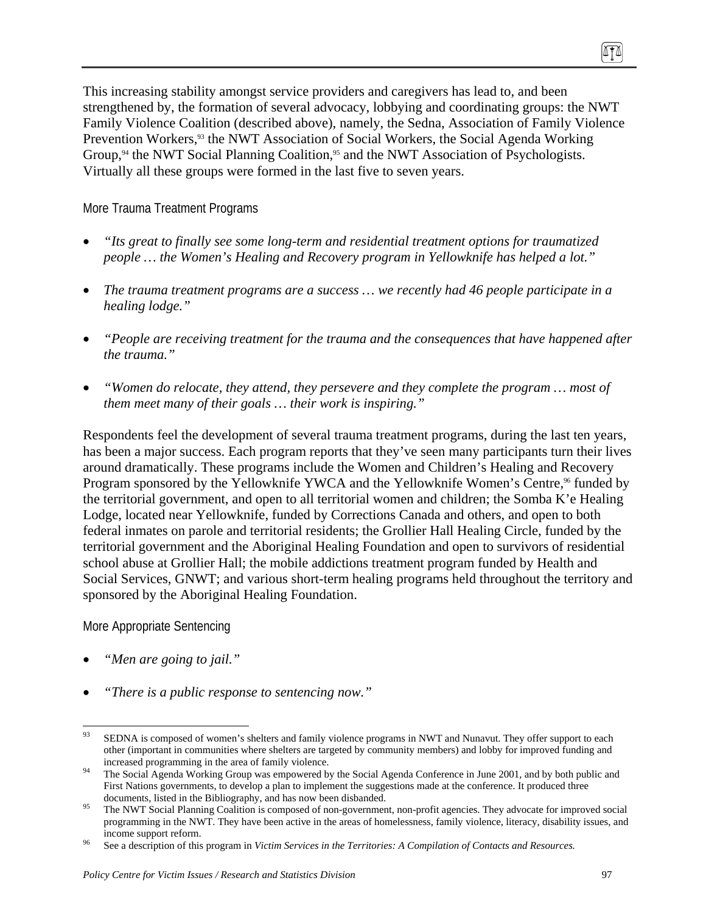This increasing stability amongst service providers and caregivers has lead to, and been strengthened by, the formation of several advocacy, lobbying and coordinating groups: the NWT Family Violence Coalition (described above), namely, the Sedna, Association of Family Violence Prevention Workers,[93] the NWT Association of Social Workers, the Social Agenda Working Group,[94] the NWT Social Planning Coalition,[95] and the NWT Association of Psychologists. Virtually all these groups were formed in the last five to seven years.

### More Trauma Treatment Programs

- *"Its great to finally see some long-term and residential treatment options for traumatized people … the Women's Healing and Recovery program in Yellowknife has helped a lot."*
- *The trauma treatment programs are a success … we recently had 46 people participate in a healing lodge."*
- *"People are receiving treatment for the trauma and the consequences that have happened after the trauma."*
- *"Women do relocate, they attend, they persevere and they complete the program … most of them meet many of their goals … their work is inspiring."*

Respondents feel the development of several trauma treatment programs, during the last ten years, has been a major success. Each program reports that they've seen many participants turn their lives around dramatically. These programs include the Women and Children's Healing and Recovery Program sponsored by the Yellowknife YWCA and the Yellowknife Women's Centre,[96] funded by the territorial government, and open to all territorial women and children; the Somba K'e Healing Lodge, located near Yellowknife, funded by Corrections Canada and others, and open to both federal inmates on parole and territorial residents; the Grollier Hall Healing Circle, funded by the territorial government and the Aboriginal Healing Foundation and open to survivors of residential school abuse at Grollier Hall; the mobile addictions treatment program funded by Health and Social Services, GNWT; and various short-term healing programs held throughout the territory and sponsored by the Aboriginal Healing Foundation.

### More Appropriate Sentencing

- *"Men are going to jail."*
- *"There is a public response to sentencing now."*

---

[93] SEDNA is composed of women's shelters and family violence programs in NWT and Nunavut. They offer support to each other (important in communities where shelters are targeted by community members) and lobby for improved funding and increased programming in the area of family violence.

[94] The Social Agenda Working Group was empowered by the Social Agenda Conference in June 2001, and by both public and First Nations governments, to develop a plan to implement the suggestions made at the conference. It produced three documents, listed in the Bibliography, and has now been disbanded.

[95] The NWT Social Planning Coalition is composed of non-government, non-profit agencies. They advocate for improved social programming in the NWT. They have been active in the areas of homelessness, family violence, literacy, disability issues, and income support reform.

[96] See a description of this program in *Victim Services in the Territories: A Compilation of Contacts and Resources.*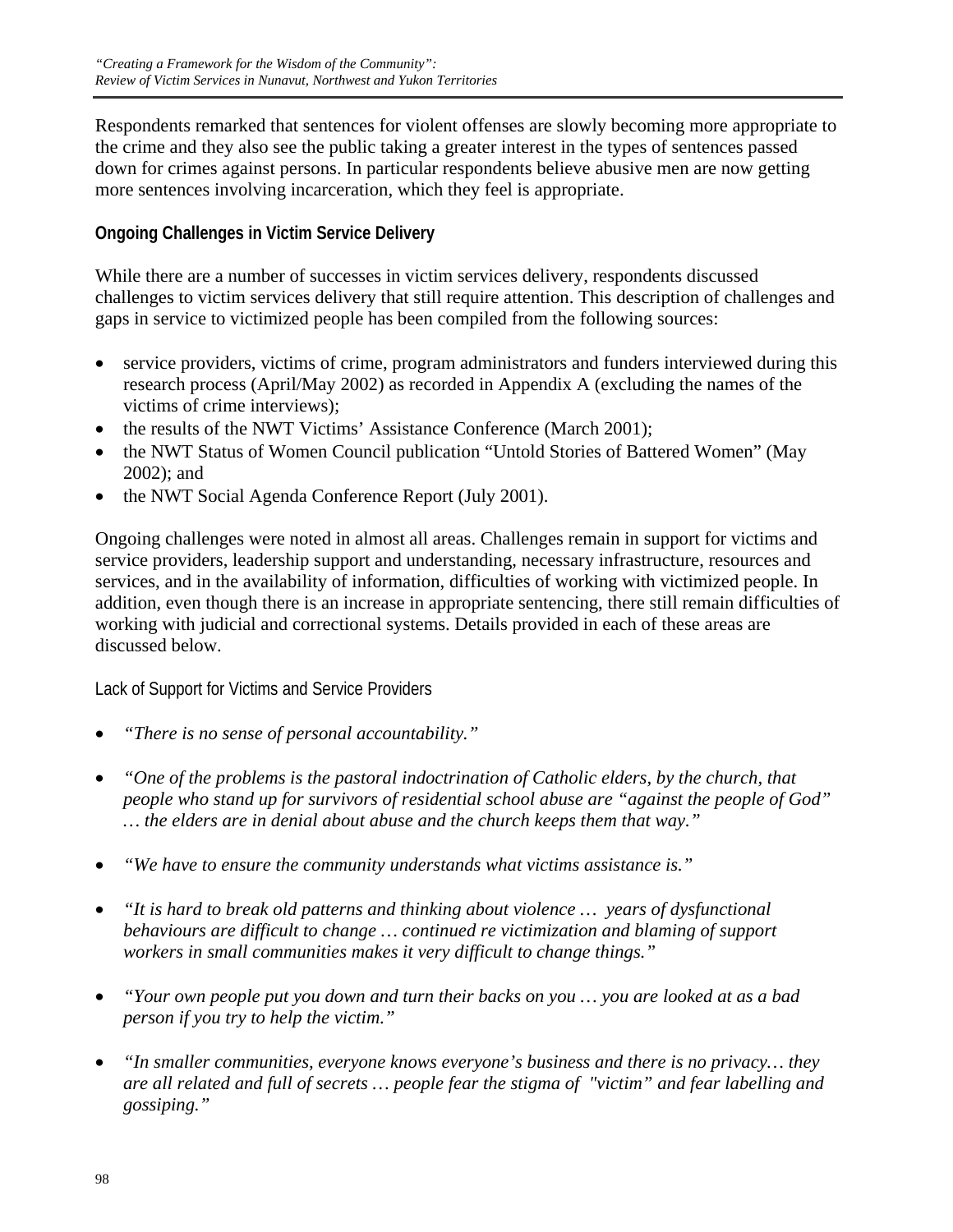Respondents remarked that sentences for violent offenses are slowly becoming more appropriate to the crime and they also see the public taking a greater interest in the types of sentences passed down for crimes against persons. In particular respondents believe abusive men are now getting more sentences involving incarceration, which they feel is appropriate.

### Ongoing Challenges in Victim Service Delivery

While there are a number of successes in victim services delivery, respondents discussed challenges to victim services delivery that still require attention. This description of challenges and gaps in service to victimized people has been compiled from the following sources:

- service providers, victims of crime, program administrators and funders interviewed during this research process (April/May 2002) as recorded in Appendix A (excluding the names of the victims of crime interviews);
- the results of the NWT Victims' Assistance Conference (March 2001);
- the NWT Status of Women Council publication "Untold Stories of Battered Women" (May 2002); and
- the NWT Social Agenda Conference Report (July 2001).

Ongoing challenges were noted in almost all areas. Challenges remain in support for victims and service providers, leadership support and understanding, necessary infrastructure, resources and services, and in the availability of information, difficulties of working with victimized people. In addition, even though there is an increase in appropriate sentencing, there still remain difficulties of working with judicial and correctional systems. Details provided in each of these areas are discussed below.

#### Lack of Support for Victims and Service Providers

- *"There is no sense of personal accountability."*

- *"One of the problems is the pastoral indoctrination of Catholic elders, by the church, that people who stand up for survivors of residential school abuse are "against the people of God" … the elders are in denial about abuse and the church keeps them that way."*

- *"We have to ensure the community understands what victims assistance is."*

- *"It is hard to break old patterns and thinking about violence … years of dysfunctional behaviours are difficult to change … continued re victimization and blaming of support workers in small communities makes it very difficult to change things."*

- *"Your own people put you down and turn their backs on you … you are looked at as a bad person if you try to help the victim."*

- *"In smaller communities, everyone knows everyone's business and there is no privacy… they are all related and full of secrets … people fear the stigma of "victim" and fear labelling and gossiping."*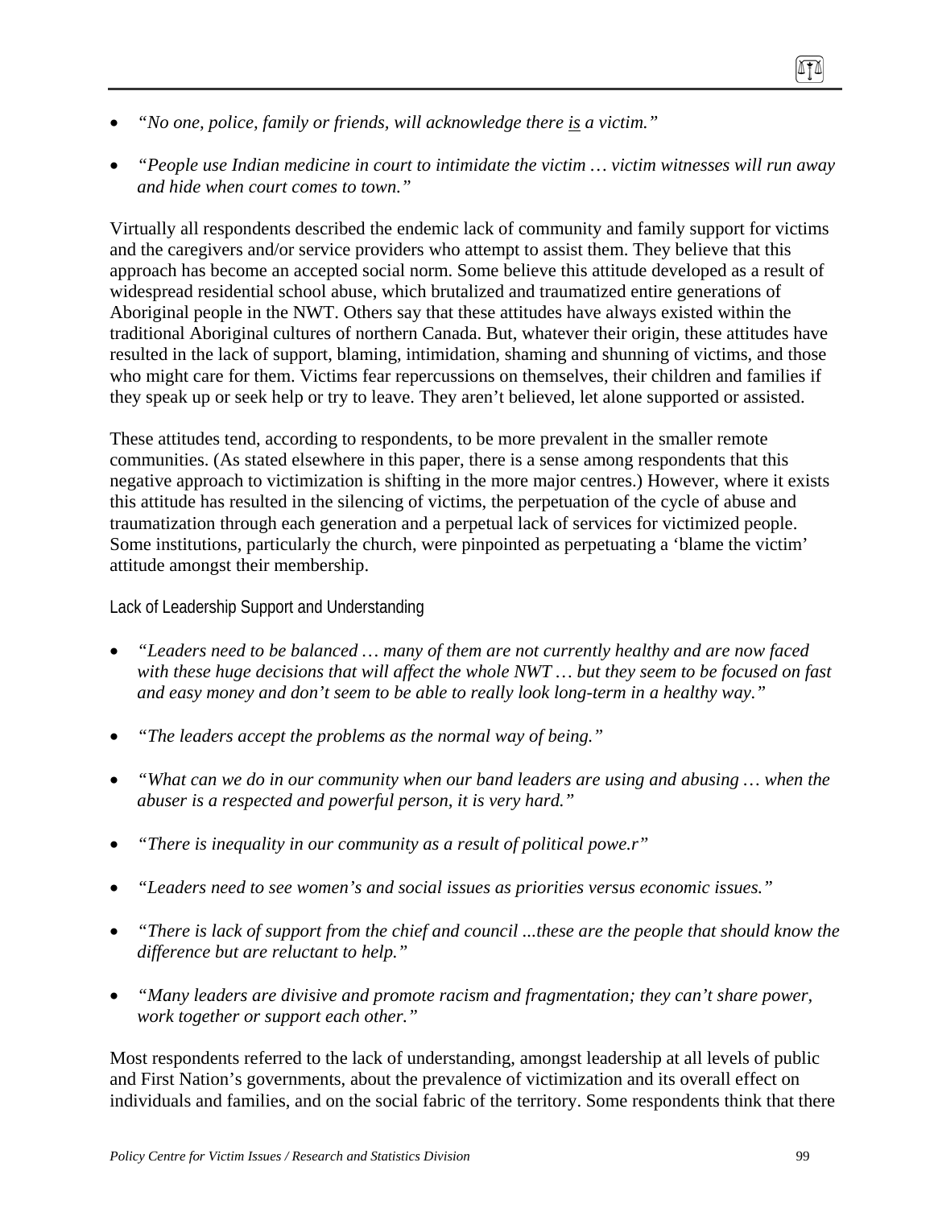- *"No one, police, family or friends, will acknowledge there is a victim."*

- *"People use Indian medicine in court to intimidate the victim … victim witnesses will run away and hide when court comes to town."*

Virtually all respondents described the endemic lack of community and family support for victims and the caregivers and/or service providers who attempt to assist them. They believe that this approach has become an accepted social norm. Some believe this attitude developed as a result of widespread residential school abuse, which brutalized and traumatized entire generations of Aboriginal people in the NWT. Others say that these attitudes have always existed within the traditional Aboriginal cultures of northern Canada. But, whatever their origin, these attitudes have resulted in the lack of support, blaming, intimidation, shaming and shunning of victims, and those who might care for them. Victims fear repercussions on themselves, their children and families if they speak up or seek help or try to leave. They aren't believed, let alone supported or assisted.

These attitudes tend, according to respondents, to be more prevalent in the smaller remote communities. (As stated elsewhere in this paper, there is a sense among respondents that this negative approach to victimization is shifting in the more major centres.) However, where it exists this attitude has resulted in the silencing of victims, the perpetuation of the cycle of abuse and traumatization through each generation and a perpetual lack of services for victimized people. Some institutions, particularly the church, were pinpointed as perpetuating a 'blame the victim' attitude amongst their membership.

#### Lack of Leadership Support and Understanding

- *"Leaders need to be balanced … many of them are not currently healthy and are now faced with these huge decisions that will affect the whole NWT … but they seem to be focused on fast and easy money and don't seem to be able to really look long-term in a healthy way."*

- *"The leaders accept the problems as the normal way of being."*

- *"What can we do in our community when our band leaders are using and abusing … when the abuser is a respected and powerful person, it is very hard."*

- *"There is inequality in our community as a result of political powe.r"*

- *"Leaders need to see women's and social issues as priorities versus economic issues."*

- *"There is lack of support from the chief and council ...these are the people that should know the difference but are reluctant to help."*

- *"Many leaders are divisive and promote racism and fragmentation; they can't share power, work together or support each other."*

Most respondents referred to the lack of understanding, amongst leadership at all levels of public and First Nation's governments, about the prevalence of victimization and its overall effect on individuals and families, and on the social fabric of the territory. Some respondents think that there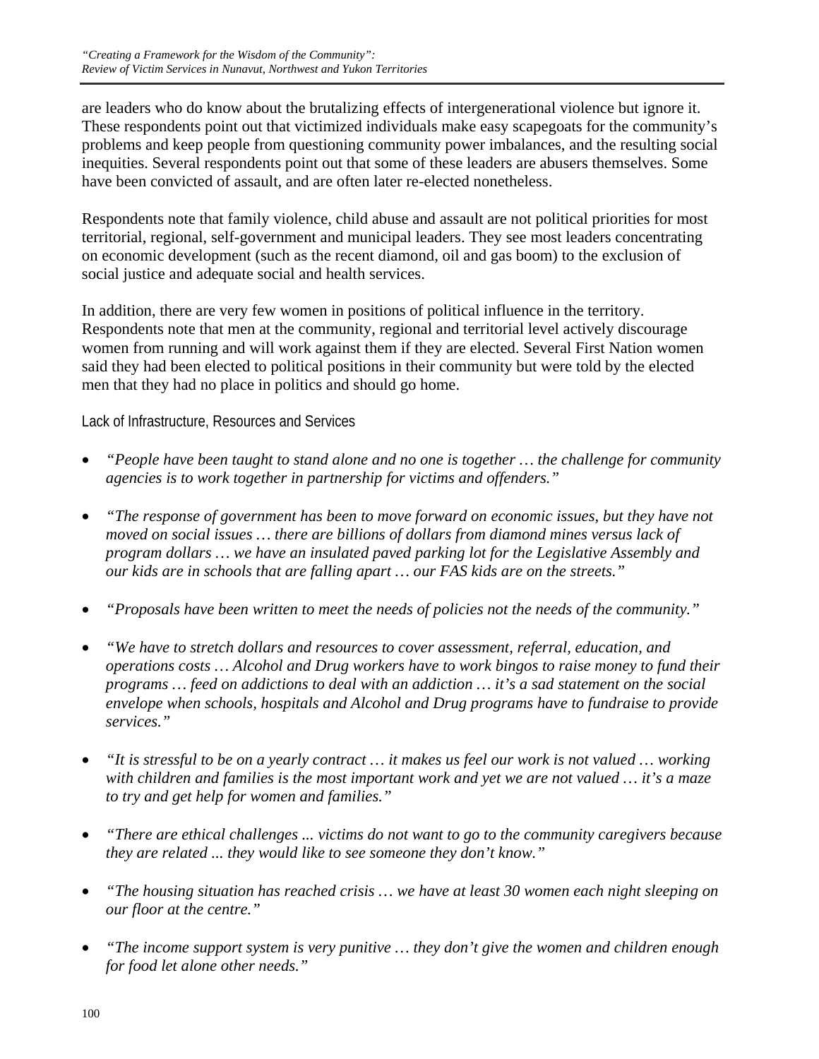are leaders who do know about the brutalizing effects of intergenerational violence but ignore it. These respondents point out that victimized individuals make easy scapegoats for the community's problems and keep people from questioning community power imbalances, and the resulting social inequities. Several respondents point out that some of these leaders are abusers themselves. Some have been convicted of assault, and are often later re-elected nonetheless.

Respondents note that family violence, child abuse and assault are not political priorities for most territorial, regional, self-government and municipal leaders. They see most leaders concentrating on economic development (such as the recent diamond, oil and gas boom) to the exclusion of social justice and adequate social and health services.

In addition, there are very few women in positions of political influence in the territory. Respondents note that men at the community, regional and territorial level actively discourage women from running and will work against them if they are elected. Several First Nation women said they had been elected to political positions in their community but were told by the elected men that they had no place in politics and should go home.

#### Lack of Infrastructure, Resources and Services

- *"People have been taught to stand alone and no one is together … the challenge for community agencies is to work together in partnership for victims and offenders."*
- *"The response of government has been to move forward on economic issues, but they have not moved on social issues … there are billions of dollars from diamond mines versus lack of program dollars … we have an insulated paved parking lot for the Legislative Assembly and our kids are in schools that are falling apart … our FAS kids are on the streets."*
- *"Proposals have been written to meet the needs of policies not the needs of the community."*
- *"We have to stretch dollars and resources to cover assessment, referral, education, and operations costs … Alcohol and Drug workers have to work bingos to raise money to fund their programs … feed on addictions to deal with an addiction … it's a sad statement on the social envelope when schools, hospitals and Alcohol and Drug programs have to fundraise to provide services."*
- *"It is stressful to be on a yearly contract … it makes us feel our work is not valued … working with children and families is the most important work and yet we are not valued … it's a maze to try and get help for women and families."*
- *"There are ethical challenges ... victims do not want to go to the community caregivers because they are related ... they would like to see someone they don't know."*
- *"The housing situation has reached crisis … we have at least 30 women each night sleeping on our floor at the centre."*
- *"The income support system is very punitive … they don't give the women and children enough for food let alone other needs."*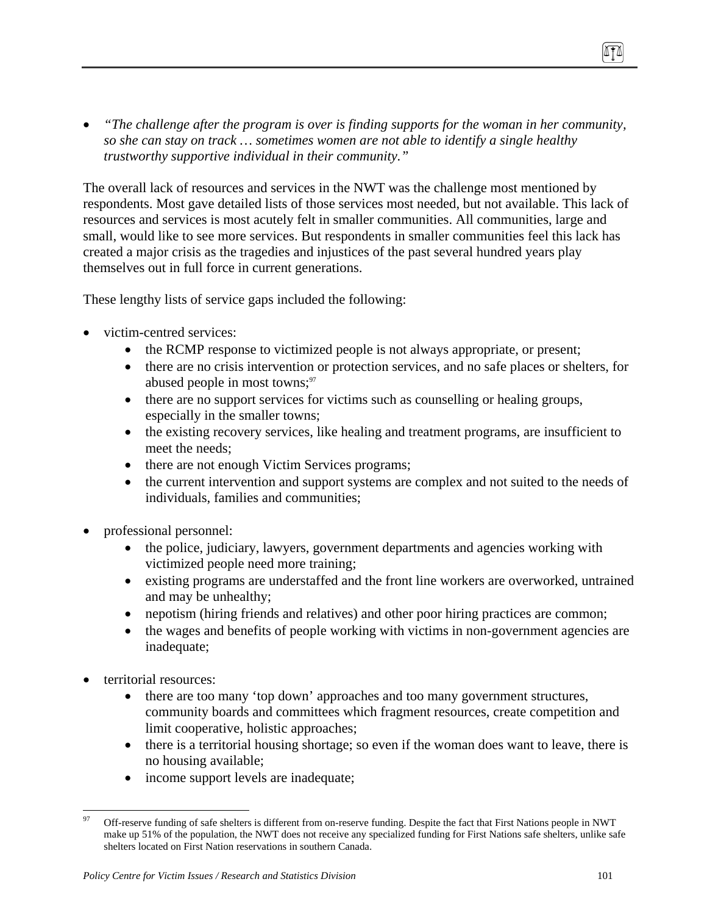- *"The challenge after the program is over is finding supports for the woman in her community, so she can stay on track … sometimes women are not able to identify a single healthy trustworthy supportive individual in their community."*

The overall lack of resources and services in the NWT was the challenge most mentioned by respondents. Most gave detailed lists of those services most needed, but not available. This lack of resources and services is most acutely felt in smaller communities. All communities, large and small, would like to see more services. But respondents in smaller communities feel this lack has created a major crisis as the tragedies and injustices of the past several hundred years play themselves out in full force in current generations.

These lengthy lists of service gaps included the following:

- victim-centred services:
    - the RCMP response to victimized people is not always appropriate, or present;
    - there are no crisis intervention or protection services, and no safe places or shelters, for abused people in most towns;[97]
    - there are no support services for victims such as counselling or healing groups, especially in the smaller towns;
    - the existing recovery services, like healing and treatment programs, are insufficient to meet the needs;
    - there are not enough Victim Services programs;
    - the current intervention and support systems are complex and not suited to the needs of individuals, families and communities;

- professional personnel:
    - the police, judiciary, lawyers, government departments and agencies working with victimized people need more training;
    - existing programs are understaffed and the front line workers are overworked, untrained and may be unhealthy;
    - nepotism (hiring friends and relatives) and other poor hiring practices are common;
    - the wages and benefits of people working with victims in non-government agencies are inadequate;

- territorial resources:
    - there are too many 'top down' approaches and too many government structures, community boards and committees which fragment resources, create competition and limit cooperative, holistic approaches;
    - there is a territorial housing shortage; so even if the woman does want to leave, there is no housing available;
    - income support levels are inadequate;

---

[97] Off-reserve funding of safe shelters is different from on-reserve funding. Despite the fact that First Nations people in NWT make up 51% of the population, the NWT does not receive any specialized funding for First Nations safe shelters, unlike safe shelters located on First Nation reservations in southern Canada.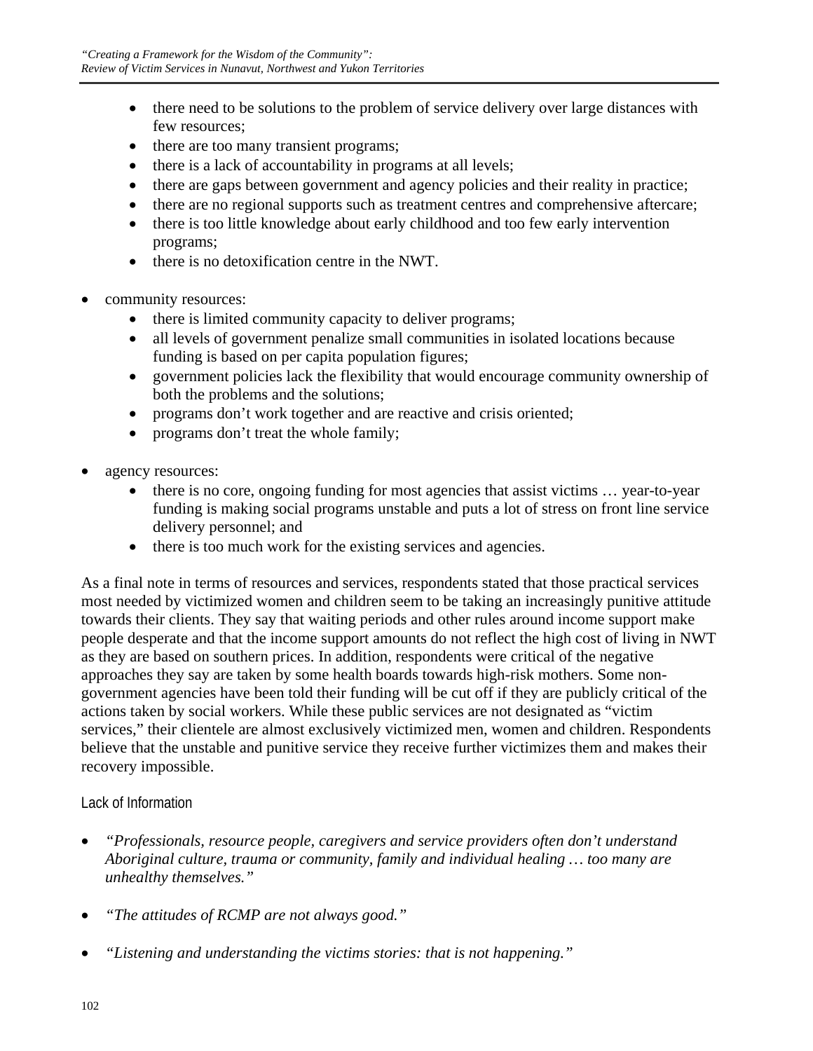- there need to be solutions to the problem of service delivery over large distances with few resources;
    - there are too many transient programs;
    - there is a lack of accountability in programs at all levels;
    - there are gaps between government and agency policies and their reality in practice;
    - there are no regional supports such as treatment centres and comprehensive aftercare;
    - there is too little knowledge about early childhood and too few early intervention programs;
    - there is no detoxification centre in the NWT.

- community resources:
    - there is limited community capacity to deliver programs;
    - all levels of government penalize small communities in isolated locations because funding is based on per capita population figures;
    - government policies lack the flexibility that would encourage community ownership of both the problems and the solutions;
    - programs don't work together and are reactive and crisis oriented;
    - programs don't treat the whole family;

- agency resources:
    - there is no core, ongoing funding for most agencies that assist victims … year-to-year funding is making social programs unstable and puts a lot of stress on front line service delivery personnel; and
    - there is too much work for the existing services and agencies.

As a final note in terms of resources and services, respondents stated that those practical services most needed by victimized women and children seem to be taking an increasingly punitive attitude towards their clients. They say that waiting periods and other rules around income support make people desperate and that the income support amounts do not reflect the high cost of living in NWT as they are based on southern prices. In addition, respondents were critical of the negative approaches they say are taken by some health boards towards high-risk mothers. Some non-government agencies have been told their funding will be cut off if they are publicly critical of the actions taken by social workers. While these public services are not designated as "victim services," their clientele are almost exclusively victimized men, women and children. Respondents believe that the unstable and punitive service they receive further victimizes them and makes their recovery impossible.

### Lack of Information

- *"Professionals, resource people, caregivers and service providers often don't understand Aboriginal culture, trauma or community, family and individual healing … too many are unhealthy themselves."*

- *"The attitudes of RCMP are not always good."*

- *"Listening and understanding the victims stories: that is not happening."*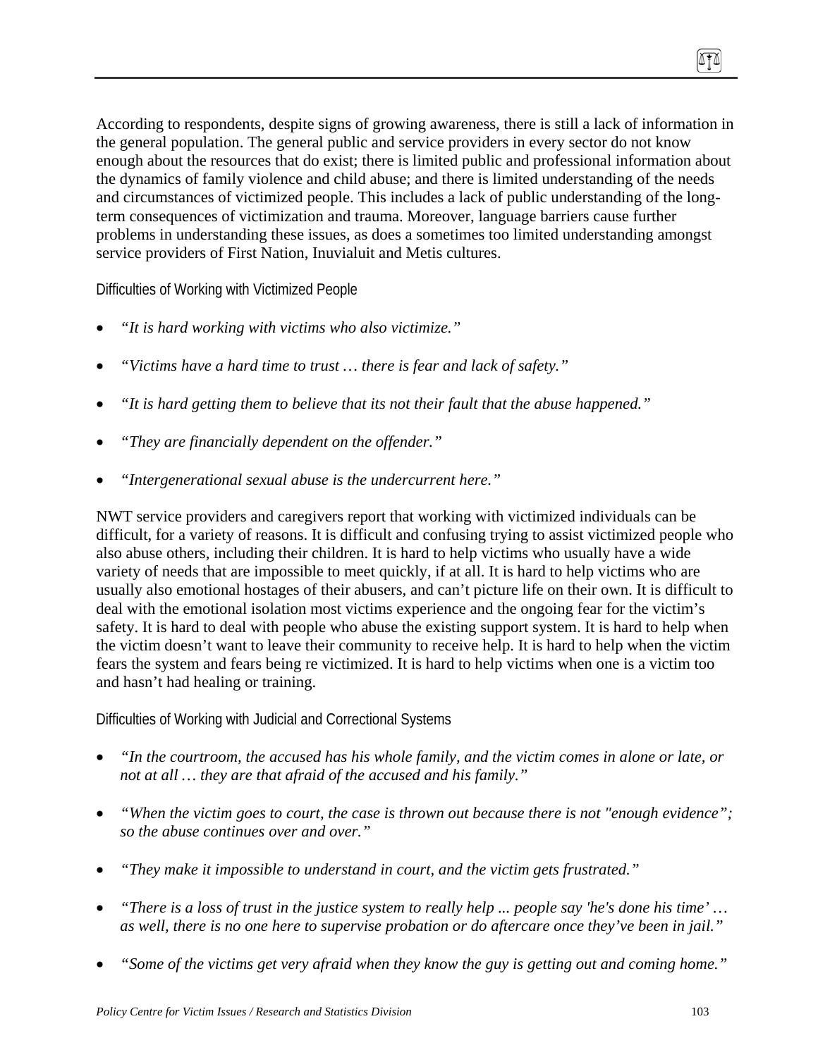According to respondents, despite signs of growing awareness, there is still a lack of information in the general population. The general public and service providers in every sector do not know enough about the resources that do exist; there is limited public and professional information about the dynamics of family violence and child abuse; and there is limited understanding of the needs and circumstances of victimized people. This includes a lack of public understanding of the long-term consequences of victimization and trauma. Moreover, language barriers cause further problems in understanding these issues, as does a sometimes too limited understanding amongst service providers of First Nation, Inuvialuit and Metis cultures.

### Difficulties of Working with Victimized People

- *"It is hard working with victims who also victimize."*
- *"Victims have a hard time to trust … there is fear and lack of safety."*
- *"It is hard getting them to believe that its not their fault that the abuse happened."*
- *"They are financially dependent on the offender."*
- *"Intergenerational sexual abuse is the undercurrent here."*

NWT service providers and caregivers report that working with victimized individuals can be difficult, for a variety of reasons. It is difficult and confusing trying to assist victimized people who also abuse others, including their children. It is hard to help victims who usually have a wide variety of needs that are impossible to meet quickly, if at all. It is hard to help victims who are usually also emotional hostages of their abusers, and can't picture life on their own. It is difficult to deal with the emotional isolation most victims experience and the ongoing fear for the victim's safety. It is hard to deal with people who abuse the existing support system. It is hard to help when the victim doesn't want to leave their community to receive help. It is hard to help when the victim fears the system and fears being re victimized. It is hard to help victims when one is a victim too and hasn't had healing or training.

### Difficulties of Working with Judicial and Correctional Systems

- *"In the courtroom, the accused has his whole family, and the victim comes in alone or late, or not at all … they are that afraid of the accused and his family."*
- *"When the victim goes to court, the case is thrown out because there is not "enough evidence"; so the abuse continues over and over."*
- *"They make it impossible to understand in court, and the victim gets frustrated."*
- *"There is a loss of trust in the justice system to really help ... people say 'he's done his time' … as well, there is no one here to supervise probation or do aftercare once they've been in jail."*
- *"Some of the victims get very afraid when they know the guy is getting out and coming home."*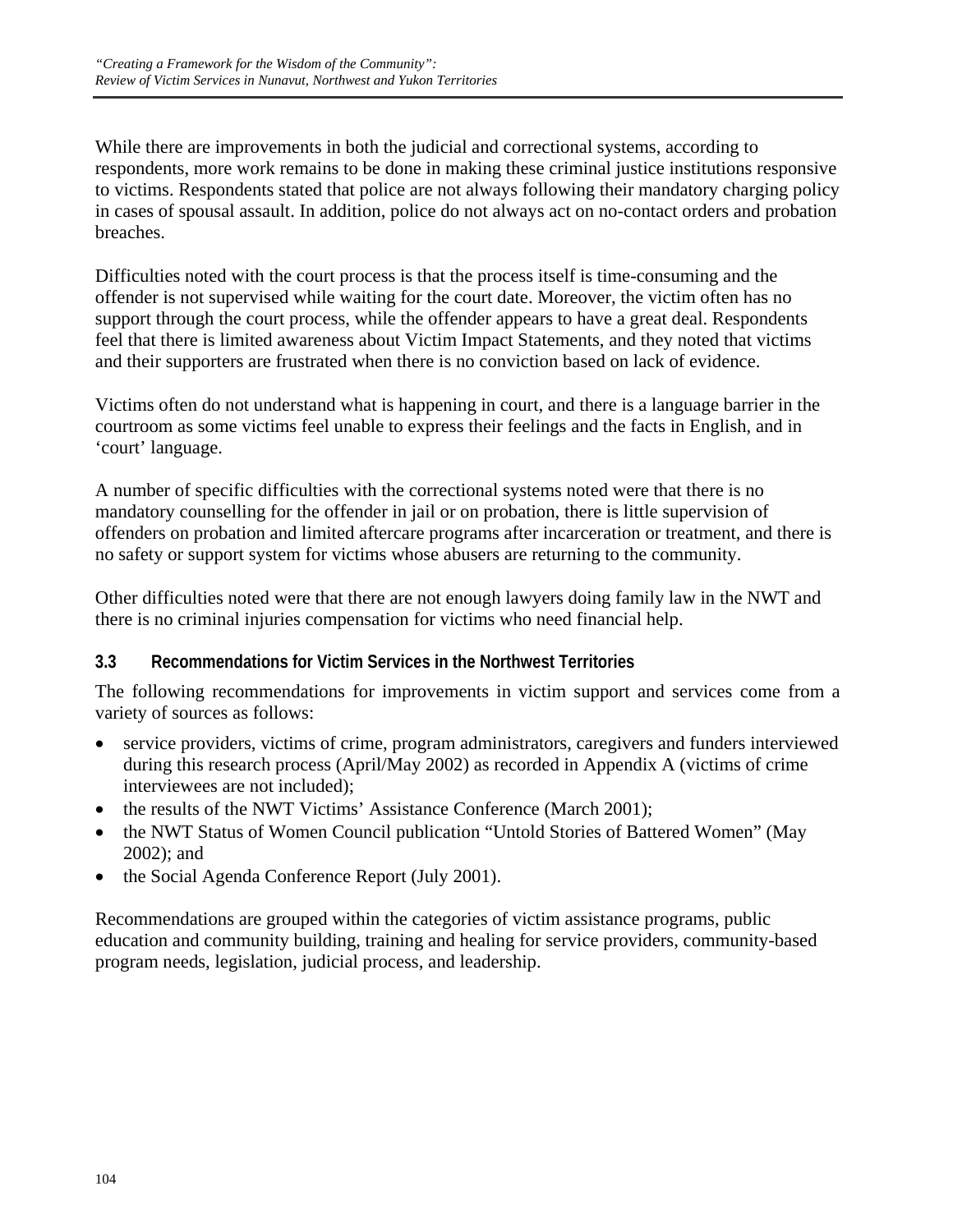While there are improvements in both the judicial and correctional systems, according to respondents, more work remains to be done in making these criminal justice institutions responsive to victims. Respondents stated that police are not always following their mandatory charging policy in cases of spousal assault. In addition, police do not always act on no-contact orders and probation breaches.

Difficulties noted with the court process is that the process itself is time-consuming and the offender is not supervised while waiting for the court date. Moreover, the victim often has no support through the court process, while the offender appears to have a great deal. Respondents feel that there is limited awareness about Victim Impact Statements, and they noted that victims and their supporters are frustrated when there is no conviction based on lack of evidence.

Victims often do not understand what is happening in court, and there is a language barrier in the courtroom as some victims feel unable to express their feelings and the facts in English, and in 'court' language.

A number of specific difficulties with the correctional systems noted were that there is no mandatory counselling for the offender in jail or on probation, there is little supervision of offenders on probation and limited aftercare programs after incarceration or treatment, and there is no safety or support system for victims whose abusers are returning to the community.

Other difficulties noted were that there are not enough lawyers doing family law in the NWT and there is no criminal injuries compensation for victims who need financial help.

### 3.3 Recommendations for Victim Services in the Northwest Territories

The following recommendations for improvements in victim support and services come from a variety of sources as follows:

- service providers, victims of crime, program administrators, caregivers and funders interviewed during this research process (April/May 2002) as recorded in Appendix A (victims of crime interviewees are not included);
- the results of the NWT Victims' Assistance Conference (March 2001);
- the NWT Status of Women Council publication "Untold Stories of Battered Women" (May 2002); and
- the Social Agenda Conference Report (July 2001).

Recommendations are grouped within the categories of victim assistance programs, public education and community building, training and healing for service providers, community-based program needs, legislation, judicial process, and leadership.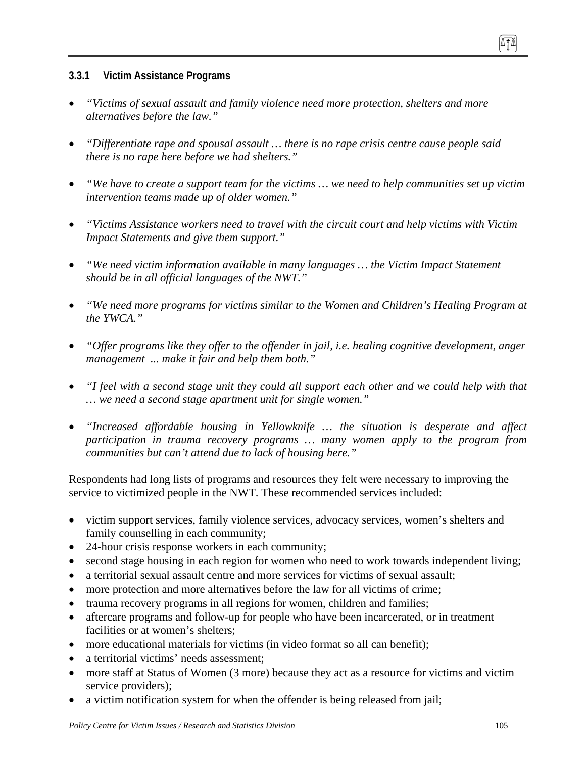### 3.3.1 Victim Assistance Programs

- *"Victims of sexual assault and family violence need more protection, shelters and more alternatives before the law."*
- *"Differentiate rape and spousal assault … there is no rape crisis centre cause people said there is no rape here before we had shelters."*
- *"We have to create a support team for the victims … we need to help communities set up victim intervention teams made up of older women."*
- *"Victims Assistance workers need to travel with the circuit court and help victims with Victim Impact Statements and give them support."*
- *"We need victim information available in many languages … the Victim Impact Statement should be in all official languages of the NWT."*
- *"We need more programs for victims similar to the Women and Children's Healing Program at the YWCA."*
- *"Offer programs like they offer to the offender in jail, i.e. healing cognitive development, anger management ... make it fair and help them both."*
- *"I feel with a second stage unit they could all support each other and we could help with that … we need a second stage apartment unit for single women."*
- *"Increased affordable housing in Yellowknife … the situation is desperate and affect participation in trauma recovery programs … many women apply to the program from communities but can't attend due to lack of housing here."*

Respondents had long lists of programs and resources they felt were necessary to improving the service to victimized people in the NWT. These recommended services included:

- victim support services, family violence services, advocacy services, women's shelters and family counselling in each community;
- 24-hour crisis response workers in each community;
- second stage housing in each region for women who need to work towards independent living;
- a territorial sexual assault centre and more services for victims of sexual assault;
- more protection and more alternatives before the law for all victims of crime;
- trauma recovery programs in all regions for women, children and families;
- aftercare programs and follow-up for people who have been incarcerated, or in treatment facilities or at women's shelters;
- more educational materials for victims (in video format so all can benefit);
- a territorial victims' needs assessment;
- more staff at Status of Women (3 more) because they act as a resource for victims and victim service providers);
- a victim notification system for when the offender is being released from jail;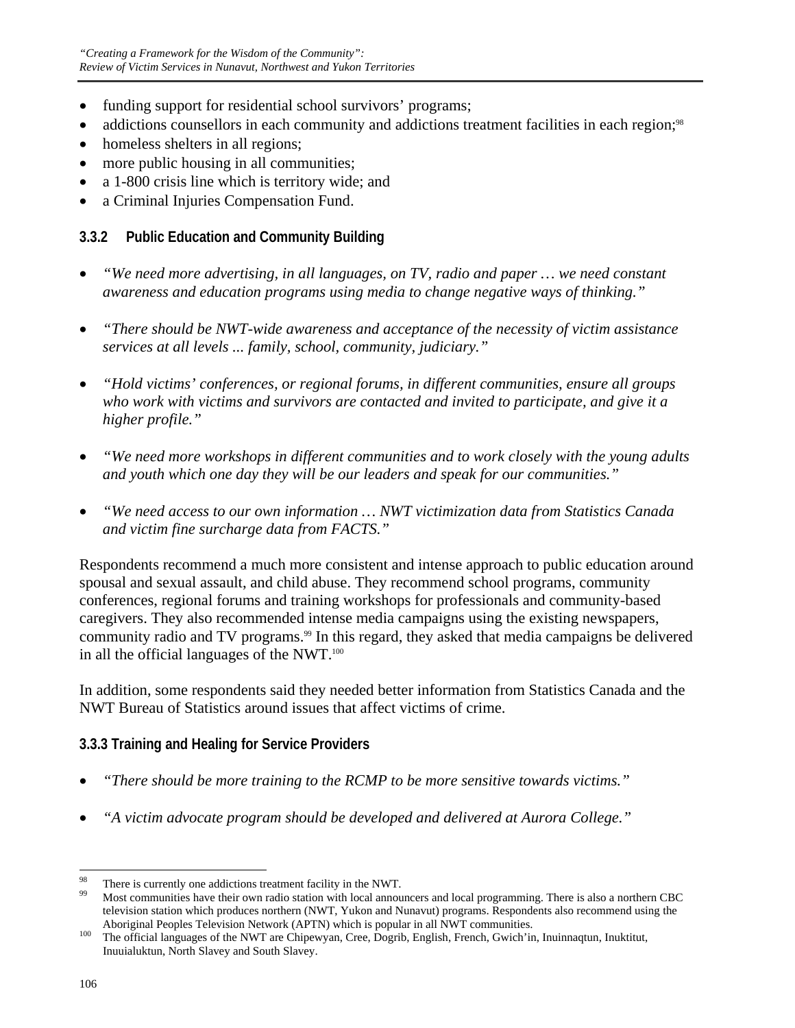- funding support for residential school survivors' programs;
- addictions counsellors in each community and addictions treatment facilities in each region;[98]
- homeless shelters in all regions;
- more public housing in all communities;
- a 1-800 crisis line which is territory wide; and
- a Criminal Injuries Compensation Fund.

### 3.3.2 Public Education and Community Building

- *"We need more advertising, in all languages, on TV, radio and paper … we need constant awareness and education programs using media to change negative ways of thinking."*

- *"There should be NWT-wide awareness and acceptance of the necessity of victim assistance services at all levels ... family, school, community, judiciary."*

- *"Hold victims' conferences, or regional forums, in different communities, ensure all groups who work with victims and survivors are contacted and invited to participate, and give it a higher profile."*

- *"We need more workshops in different communities and to work closely with the young adults and youth which one day they will be our leaders and speak for our communities."*

- *"We need access to our own information … NWT victimization data from Statistics Canada and victim fine surcharge data from FACTS."*

Respondents recommend a much more consistent and intense approach to public education around spousal and sexual assault, and child abuse. They recommend school programs, community conferences, regional forums and training workshops for professionals and community-based caregivers. They also recommended intense media campaigns using the existing newspapers, community radio and TV programs.[99] In this regard, they asked that media campaigns be delivered in all the official languages of the NWT.[100]

In addition, some respondents said they needed better information from Statistics Canada and the NWT Bureau of Statistics around issues that affect victims of crime.

### 3.3.3 Training and Healing for Service Providers

- *"There should be more training to the RCMP to be more sensitive towards victims."*

- *"A victim advocate program should be developed and delivered at Aurora College."*

---

[98] There is currently one addictions treatment facility in the NWT.

[99] Most communities have their own radio station with local announcers and local programming. There is also a northern CBC television station which produces northern (NWT, Yukon and Nunavut) programs. Respondents also recommend using the Aboriginal Peoples Television Network (APTN) which is popular in all NWT communities.

[100] The official languages of the NWT are Chipewyan, Cree, Dogrib, English, French, Gwich'in, Inuinnaqtun, Inuktitut, Inuuialuktun, North Slavey and South Slavey.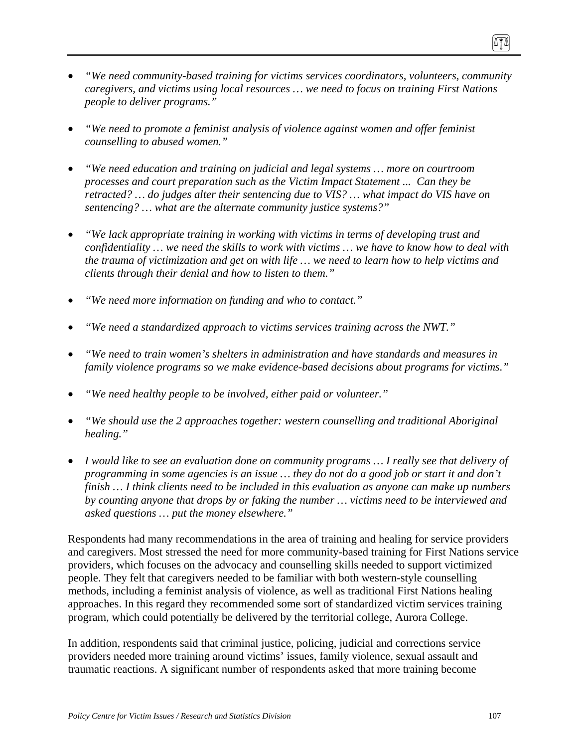- *"We need community-based training for victims services coordinators, volunteers, community caregivers, and victims using local resources … we need to focus on training First Nations people to deliver programs."*

- *"We need to promote a feminist analysis of violence against women and offer feminist counselling to abused women."*

- *"We need education and training on judicial and legal systems … more on courtroom processes and court preparation such as the Victim Impact Statement ... Can they be retracted? … do judges alter their sentencing due to VIS? … what impact do VIS have on sentencing? … what are the alternate community justice systems?"*

- *"We lack appropriate training in working with victims in terms of developing trust and confidentiality … we need the skills to work with victims … we have to know how to deal with the trauma of victimization and get on with life … we need to learn how to help victims and clients through their denial and how to listen to them."*

- *"We need more information on funding and who to contact."*

- *"We need a standardized approach to victims services training across the NWT."*

- *"We need to train women's shelters in administration and have standards and measures in family violence programs so we make evidence-based decisions about programs for victims."*

- *"We need healthy people to be involved, either paid or volunteer."*

- *"We should use the 2 approaches together: western counselling and traditional Aboriginal healing."*

- *I would like to see an evaluation done on community programs … I really see that delivery of programming in some agencies is an issue … they do not do a good job or start it and don't finish … I think clients need to be included in this evaluation as anyone can make up numbers by counting anyone that drops by or faking the number … victims need to be interviewed and asked questions … put the money elsewhere."*

Respondents had many recommendations in the area of training and healing for service providers and caregivers. Most stressed the need for more community-based training for First Nations service providers, which focuses on the advocacy and counselling skills needed to support victimized people. They felt that caregivers needed to be familiar with both western-style counselling methods, including a feminist analysis of violence, as well as traditional First Nations healing approaches. In this regard they recommended some sort of standardized victim services training program, which could potentially be delivered by the territorial college, Aurora College.

In addition, respondents said that criminal justice, policing, judicial and corrections service providers needed more training around victims' issues, family violence, sexual assault and traumatic reactions. A significant number of respondents asked that more training become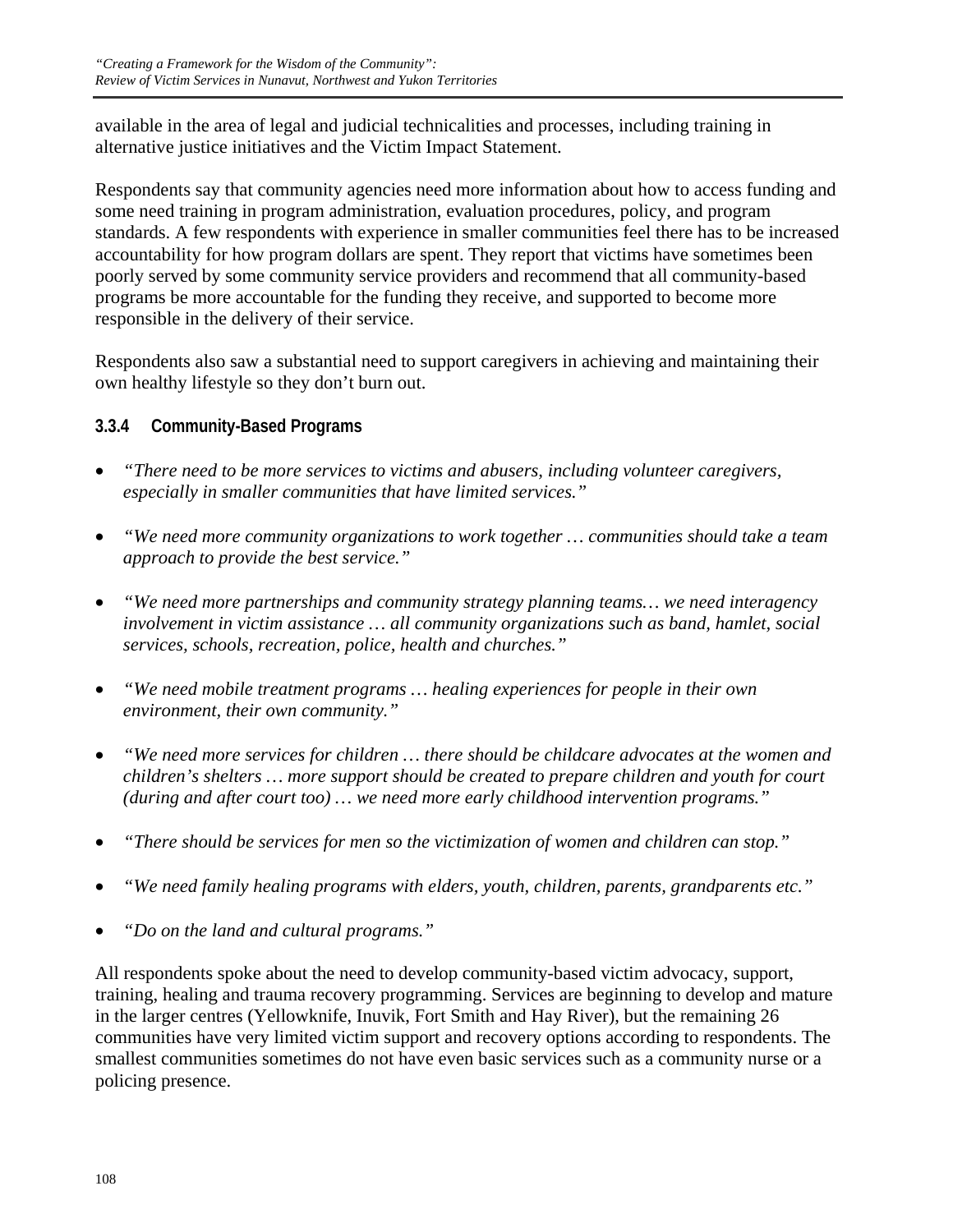available in the area of legal and judicial technicalities and processes, including training in alternative justice initiatives and the Victim Impact Statement.

Respondents say that community agencies need more information about how to access funding and some need training in program administration, evaluation procedures, policy, and program standards. A few respondents with experience in smaller communities feel there has to be increased accountability for how program dollars are spent. They report that victims have sometimes been poorly served by some community service providers and recommend that all community-based programs be more accountable for the funding they receive, and supported to become more responsible in the delivery of their service.

Respondents also saw a substantial need to support caregivers in achieving and maintaining their own healthy lifestyle so they don't burn out.

### 3.3.4 Community-Based Programs

- *"There need to be more services to victims and abusers, including volunteer caregivers, especially in smaller communities that have limited services."*
- *"We need more community organizations to work together … communities should take a team approach to provide the best service."*
- *"We need more partnerships and community strategy planning teams… we need interagency involvement in victim assistance … all community organizations such as band, hamlet, social services, schools, recreation, police, health and churches."*
- *"We need mobile treatment programs … healing experiences for people in their own environment, their own community."*
- *"We need more services for children … there should be childcare advocates at the women and children's shelters … more support should be created to prepare children and youth for court (during and after court too) … we need more early childhood intervention programs."*
- *"There should be services for men so the victimization of women and children can stop."*
- *"We need family healing programs with elders, youth, children, parents, grandparents etc."*
- *"Do on the land and cultural programs."*

All respondents spoke about the need to develop community-based victim advocacy, support, training, healing and trauma recovery programming. Services are beginning to develop and mature in the larger centres (Yellowknife, Inuvik, Fort Smith and Hay River), but the remaining 26 communities have very limited victim support and recovery options according to respondents. The smallest communities sometimes do not have even basic services such as a community nurse or a policing presence.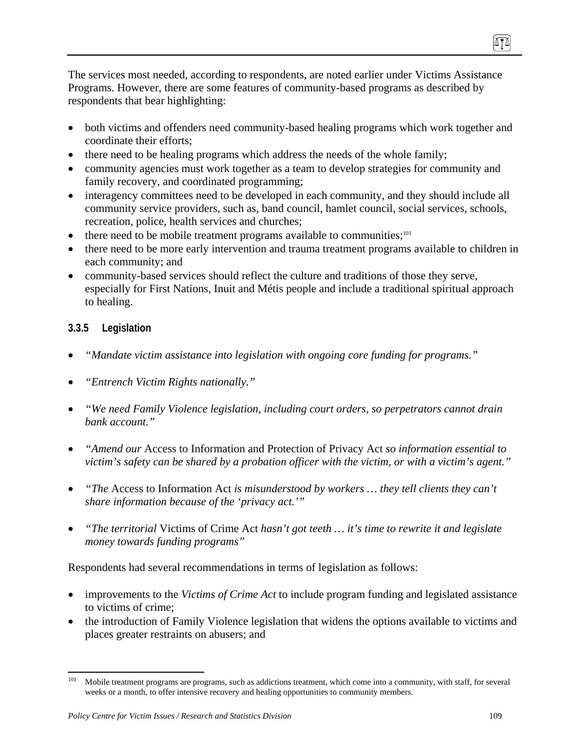The services most needed, according to respondents, are noted earlier under Victims Assistance Programs. However, there are some features of community-based programs as described by respondents that bear highlighting:

- both victims and offenders need community-based healing programs which work together and coordinate their efforts;
- there need to be healing programs which address the needs of the whole family;
- community agencies must work together as a team to develop strategies for community and family recovery, and coordinated programming;
- interagency committees need to be developed in each community, and they should include all community service providers, such as, band council, hamlet council, social services, schools, recreation, police, health services and churches;
- there need to be mobile treatment programs available to communities;[101]
- there need to be more early intervention and trauma treatment programs available to children in each community; and
- community-based services should reflect the culture and traditions of those they serve, especially for First Nations, Inuit and Métis people and include a traditional spiritual approach to healing.

#### 3.3.5 Legislation

- *"Mandate victim assistance into legislation with ongoing core funding for programs."*
- *"Entrench Victim Rights nationally."*
- *"We need Family Violence legislation, including court orders, so perpetrators cannot drain bank account."*
- *"Amend our* Access to Information and Protection of Privacy Act *so information essential to victim's safety can be shared by a probation officer with the victim, or with a victim's agent."*
- *"The* Access to Information Act *is misunderstood by workers … they tell clients they can't share information because of the 'privacy act.'"*
- *"The territorial* Victims of Crime Act *hasn't got teeth … it's time to rewrite it and legislate money towards funding programs"*

Respondents had several recommendations in terms of legislation as follows:

- improvements to the *Victims of Crime Act* to include program funding and legislated assistance to victims of crime;
- the introduction of Family Violence legislation that widens the options available to victims and places greater restraints on abusers; and

[101] Mobile treatment programs are programs, such as addictions treatment, which come into a community, with staff, for several weeks or a month, to offer intensive recovery and healing opportunities to community members.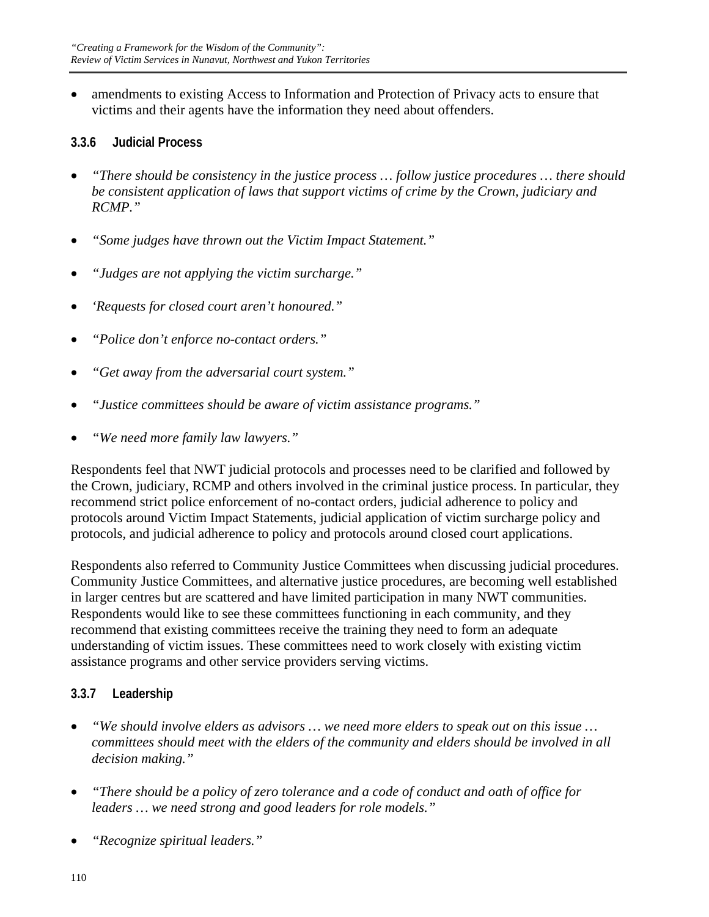- amendments to existing Access to Information and Protection of Privacy acts to ensure that victims and their agents have the information they need about offenders.

### 3.3.6 Judicial Process

- *"There should be consistency in the justice process … follow justice procedures … there should be consistent application of laws that support victims of crime by the Crown, judiciary and RCMP."*
- *"Some judges have thrown out the Victim Impact Statement."*
- *"Judges are not applying the victim surcharge."*
- *'Requests for closed court aren't honoured."*
- *"Police don't enforce no-contact orders."*
- *"Get away from the adversarial court system."*
- *"Justice committees should be aware of victim assistance programs."*
- *"We need more family law lawyers."*

Respondents feel that NWT judicial protocols and processes need to be clarified and followed by the Crown, judiciary, RCMP and others involved in the criminal justice process. In particular, they recommend strict police enforcement of no-contact orders, judicial adherence to policy and protocols around Victim Impact Statements, judicial application of victim surcharge policy and protocols, and judicial adherence to policy and protocols around closed court applications.

Respondents also referred to Community Justice Committees when discussing judicial procedures. Community Justice Committees, and alternative justice procedures, are becoming well established in larger centres but are scattered and have limited participation in many NWT communities. Respondents would like to see these committees functioning in each community, and they recommend that existing committees receive the training they need to form an adequate understanding of victim issues. These committees need to work closely with existing victim assistance programs and other service providers serving victims.

### 3.3.7 Leadership

- *"We should involve elders as advisors … we need more elders to speak out on this issue … committees should meet with the elders of the community and elders should be involved in all decision making."*
- *"There should be a policy of zero tolerance and a code of conduct and oath of office for leaders … we need strong and good leaders for role models."*
- *"Recognize spiritual leaders."*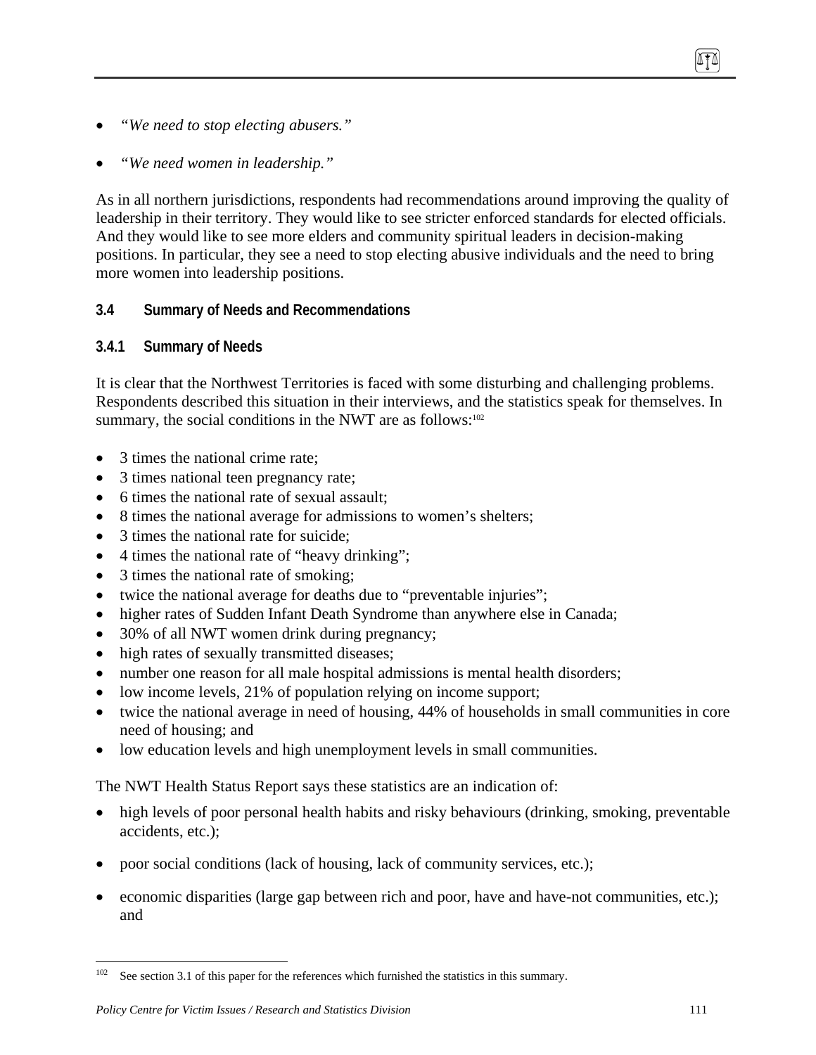- *"We need to stop electing abusers."*

- *"We need women in leadership."*

As in all northern jurisdictions, respondents had recommendations around improving the quality of leadership in their territory. They would like to see stricter enforced standards for elected officials. And they would like to see more elders and community spiritual leaders in decision-making positions. In particular, they see a need to stop electing abusive individuals and the need to bring more women into leadership positions.

### 3.4 Summary of Needs and Recommendations

#### 3.4.1 Summary of Needs

It is clear that the Northwest Territories is faced with some disturbing and challenging problems. Respondents described this situation in their interviews, and the statistics speak for themselves. In summary, the social conditions in the NWT are as follows:[102]

- 3 times the national crime rate;
- 3 times national teen pregnancy rate;
- 6 times the national rate of sexual assault;
- 8 times the national average for admissions to women's shelters;
- 3 times the national rate for suicide;
- 4 times the national rate of "heavy drinking";
- 3 times the national rate of smoking;
- twice the national average for deaths due to "preventable injuries";
- higher rates of Sudden Infant Death Syndrome than anywhere else in Canada;
- 30% of all NWT women drink during pregnancy;
- high rates of sexually transmitted diseases;
- number one reason for all male hospital admissions is mental health disorders;
- low income levels, 21% of population relying on income support;
- twice the national average in need of housing, 44% of households in small communities in core need of housing; and
- low education levels and high unemployment levels in small communities.

The NWT Health Status Report says these statistics are an indication of:

- high levels of poor personal health habits and risky behaviours (drinking, smoking, preventable accidents, etc.);

- poor social conditions (lack of housing, lack of community services, etc.);

- economic disparities (large gap between rich and poor, have and have-not communities, etc.); and

[102] See section 3.1 of this paper for the references which furnished the statistics in this summary.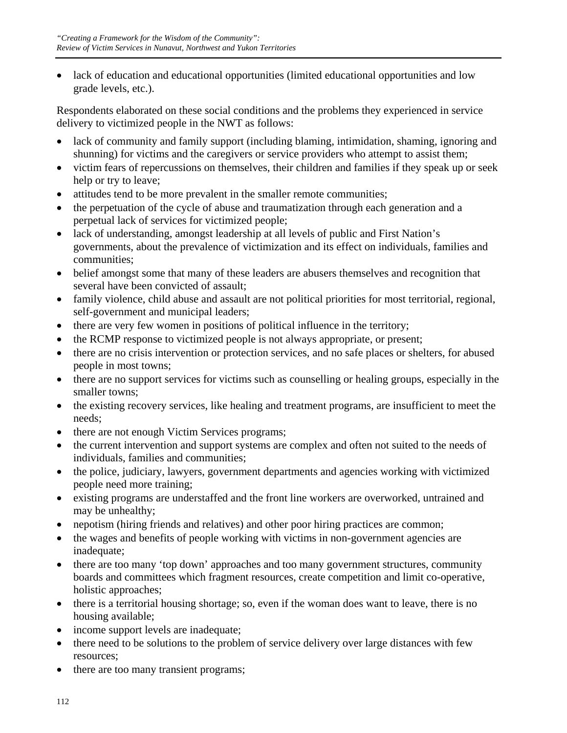- lack of education and educational opportunities (limited educational opportunities and low grade levels, etc.).

Respondents elaborated on these social conditions and the problems they experienced in service delivery to victimized people in the NWT as follows:

- lack of community and family support (including blaming, intimidation, shaming, ignoring and shunning) for victims and the caregivers or service providers who attempt to assist them;
- victim fears of repercussions on themselves, their children and families if they speak up or seek help or try to leave;
- attitudes tend to be more prevalent in the smaller remote communities;
- the perpetuation of the cycle of abuse and traumatization through each generation and a perpetual lack of services for victimized people;
- lack of understanding, amongst leadership at all levels of public and First Nation's governments, about the prevalence of victimization and its effect on individuals, families and communities;
- belief amongst some that many of these leaders are abusers themselves and recognition that several have been convicted of assault;
- family violence, child abuse and assault are not political priorities for most territorial, regional, self-government and municipal leaders;
- there are very few women in positions of political influence in the territory;
- the RCMP response to victimized people is not always appropriate, or present;
- there are no crisis intervention or protection services, and no safe places or shelters, for abused people in most towns;
- there are no support services for victims such as counselling or healing groups, especially in the smaller towns;
- the existing recovery services, like healing and treatment programs, are insufficient to meet the needs;
- there are not enough Victim Services programs;
- the current intervention and support systems are complex and often not suited to the needs of individuals, families and communities;
- the police, judiciary, lawyers, government departments and agencies working with victimized people need more training;
- existing programs are understaffed and the front line workers are overworked, untrained and may be unhealthy;
- nepotism (hiring friends and relatives) and other poor hiring practices are common;
- the wages and benefits of people working with victims in non-government agencies are inadequate;
- there are too many 'top down' approaches and too many government structures, community boards and committees which fragment resources, create competition and limit co-operative, holistic approaches;
- there is a territorial housing shortage; so, even if the woman does want to leave, there is no housing available;
- income support levels are inadequate;
- there need to be solutions to the problem of service delivery over large distances with few resources;
- there are too many transient programs;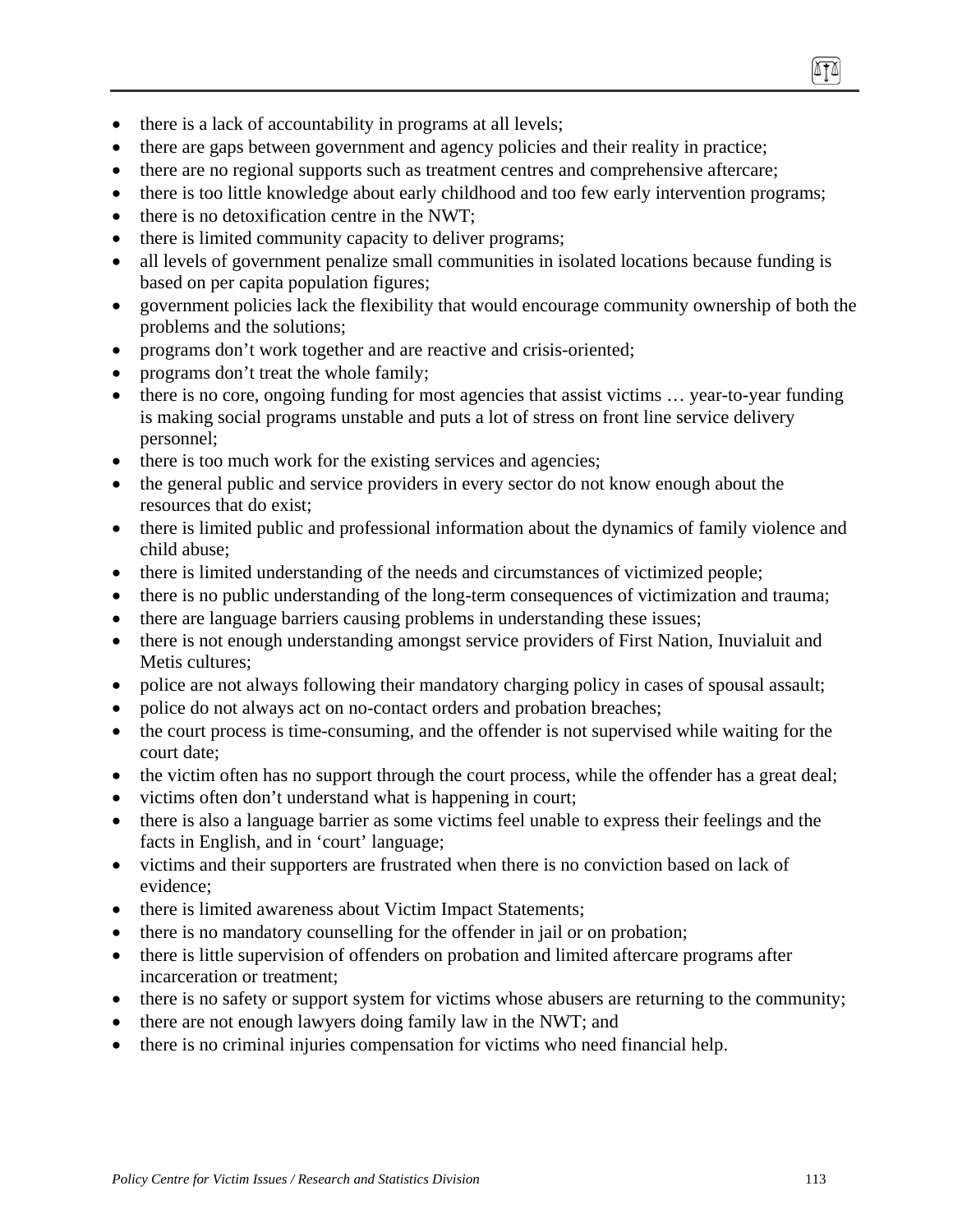- there is a lack of accountability in programs at all levels;
- there are gaps between government and agency policies and their reality in practice;
- there are no regional supports such as treatment centres and comprehensive aftercare;
- there is too little knowledge about early childhood and too few early intervention programs;
- there is no detoxification centre in the NWT;
- there is limited community capacity to deliver programs;
- all levels of government penalize small communities in isolated locations because funding is based on per capita population figures;
- government policies lack the flexibility that would encourage community ownership of both the problems and the solutions;
- programs don't work together and are reactive and crisis-oriented;
- programs don't treat the whole family;
- there is no core, ongoing funding for most agencies that assist victims … year-to-year funding is making social programs unstable and puts a lot of stress on front line service delivery personnel;
- there is too much work for the existing services and agencies;
- the general public and service providers in every sector do not know enough about the resources that do exist;
- there is limited public and professional information about the dynamics of family violence and child abuse;
- there is limited understanding of the needs and circumstances of victimized people;
- there is no public understanding of the long-term consequences of victimization and trauma;
- there are language barriers causing problems in understanding these issues;
- there is not enough understanding amongst service providers of First Nation, Inuvialuit and Metis cultures;
- police are not always following their mandatory charging policy in cases of spousal assault;
- police do not always act on no-contact orders and probation breaches;
- the court process is time-consuming, and the offender is not supervised while waiting for the court date;
- the victim often has no support through the court process, while the offender has a great deal;
- victims often don't understand what is happening in court;
- there is also a language barrier as some victims feel unable to express their feelings and the facts in English, and in 'court' language;
- victims and their supporters are frustrated when there is no conviction based on lack of evidence;
- there is limited awareness about Victim Impact Statements;
- there is no mandatory counselling for the offender in jail or on probation;
- there is little supervision of offenders on probation and limited aftercare programs after incarceration or treatment;
- there is no safety or support system for victims whose abusers are returning to the community;
- there are not enough lawyers doing family law in the NWT; and
- there is no criminal injuries compensation for victims who need financial help.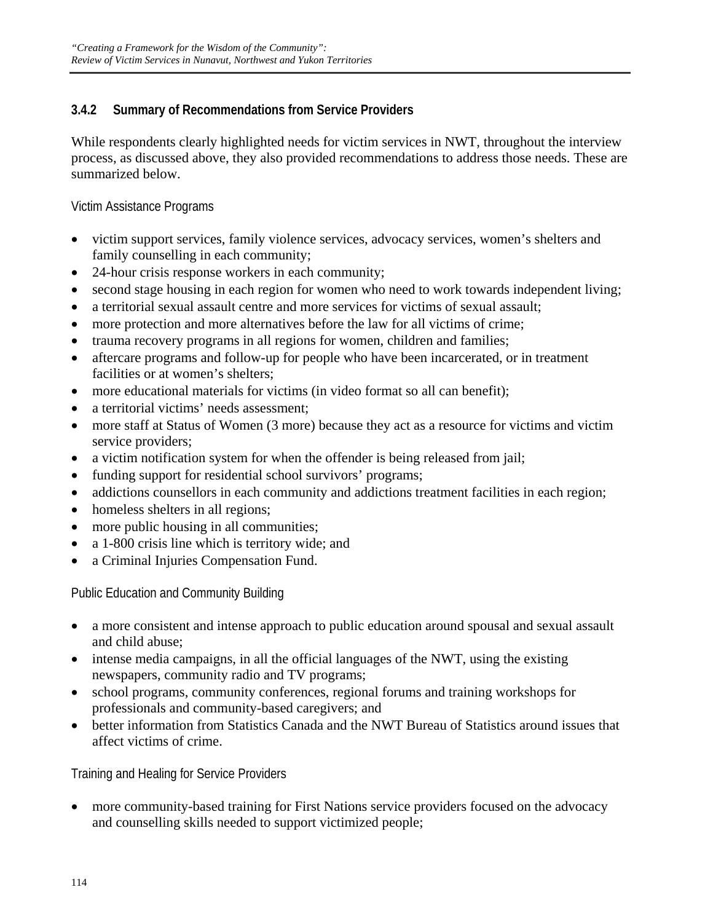#### 3.4.2 Summary of Recommendations from Service Providers

While respondents clearly highlighted needs for victim services in NWT, throughout the interview process, as discussed above, they also provided recommendations to address those needs. These are summarized below.

Victim Assistance Programs

- victim support services, family violence services, advocacy services, women's shelters and family counselling in each community;
- 24-hour crisis response workers in each community;
- second stage housing in each region for women who need to work towards independent living;
- a territorial sexual assault centre and more services for victims of sexual assault;
- more protection and more alternatives before the law for all victims of crime;
- trauma recovery programs in all regions for women, children and families;
- aftercare programs and follow-up for people who have been incarcerated, or in treatment facilities or at women's shelters;
- more educational materials for victims (in video format so all can benefit);
- a territorial victims' needs assessment;
- more staff at Status of Women (3 more) because they act as a resource for victims and victim service providers;
- a victim notification system for when the offender is being released from jail;
- funding support for residential school survivors' programs;
- addictions counsellors in each community and addictions treatment facilities in each region;
- homeless shelters in all regions;
- more public housing in all communities;
- a 1-800 crisis line which is territory wide; and
- a Criminal Injuries Compensation Fund.

Public Education and Community Building

- a more consistent and intense approach to public education around spousal and sexual assault and child abuse;
- intense media campaigns, in all the official languages of the NWT, using the existing newspapers, community radio and TV programs;
- school programs, community conferences, regional forums and training workshops for professionals and community-based caregivers; and
- better information from Statistics Canada and the NWT Bureau of Statistics around issues that affect victims of crime.

Training and Healing for Service Providers

- more community-based training for First Nations service providers focused on the advocacy and counselling skills needed to support victimized people;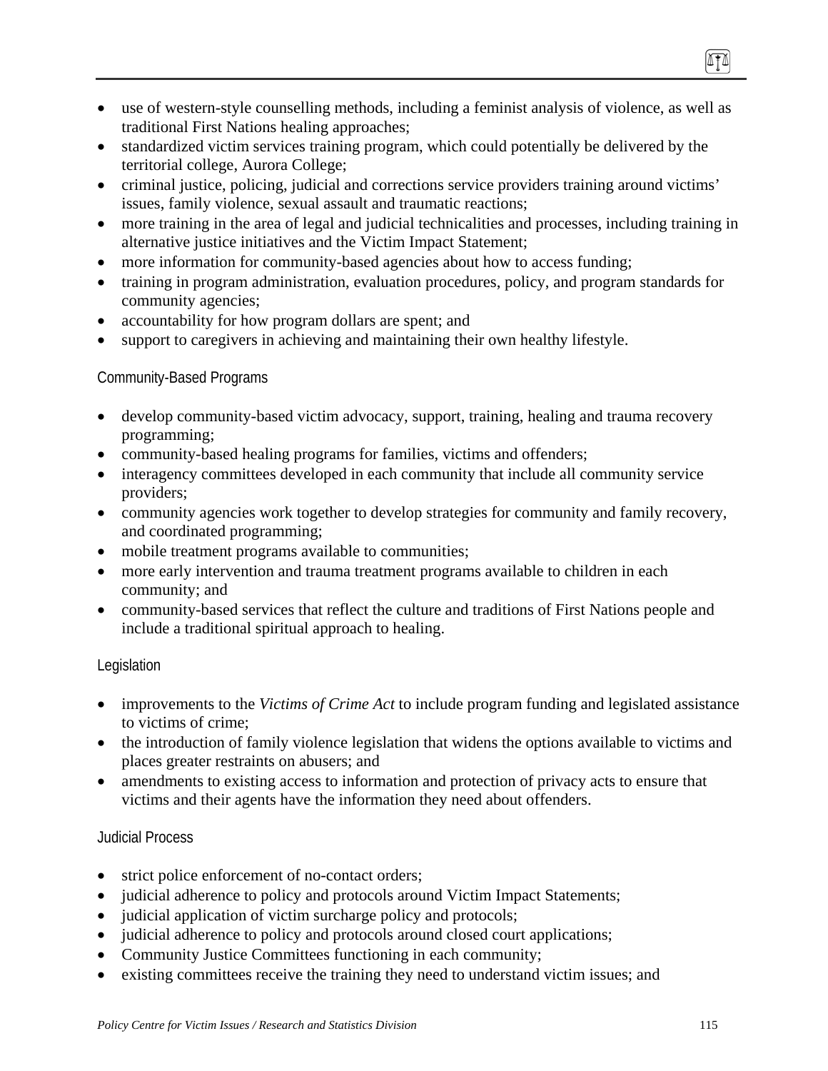- use of western-style counselling methods, including a feminist analysis of violence, as well as traditional First Nations healing approaches;
- standardized victim services training program, which could potentially be delivered by the territorial college, Aurora College;
- criminal justice, policing, judicial and corrections service providers training around victims' issues, family violence, sexual assault and traumatic reactions;
- more training in the area of legal and judicial technicalities and processes, including training in alternative justice initiatives and the Victim Impact Statement;
- more information for community-based agencies about how to access funding;
- training in program administration, evaluation procedures, policy, and program standards for community agencies;
- accountability for how program dollars are spent; and
- support to caregivers in achieving and maintaining their own healthy lifestyle.

#### Community-Based Programs

- develop community-based victim advocacy, support, training, healing and trauma recovery programming;
- community-based healing programs for families, victims and offenders;
- interagency committees developed in each community that include all community service providers;
- community agencies work together to develop strategies for community and family recovery, and coordinated programming;
- mobile treatment programs available to communities;
- more early intervention and trauma treatment programs available to children in each community; and
- community-based services that reflect the culture and traditions of First Nations people and include a traditional spiritual approach to healing.

#### Legislation

- improvements to the *Victims of Crime Act* to include program funding and legislated assistance to victims of crime;
- the introduction of family violence legislation that widens the options available to victims and places greater restraints on abusers; and
- amendments to existing access to information and protection of privacy acts to ensure that victims and their agents have the information they need about offenders.

#### Judicial Process

- strict police enforcement of no-contact orders;
- judicial adherence to policy and protocols around Victim Impact Statements;
- judicial application of victim surcharge policy and protocols;
- judicial adherence to policy and protocols around closed court applications;
- Community Justice Committees functioning in each community;
- existing committees receive the training they need to understand victim issues; and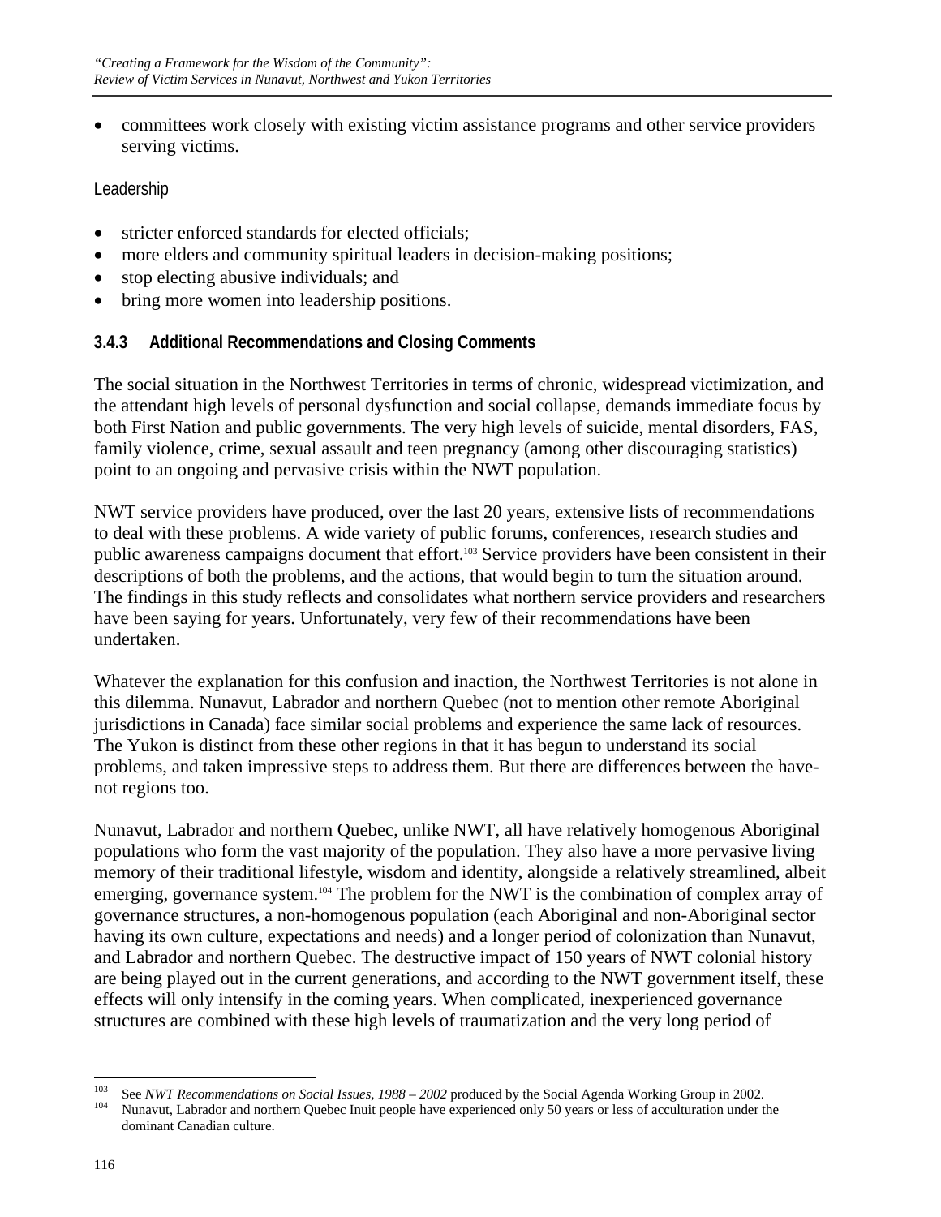- committees work closely with existing victim assistance programs and other service providers serving victims.

Leadership

- stricter enforced standards for elected officials;
- more elders and community spiritual leaders in decision-making positions;
- stop electing abusive individuals; and
- bring more women into leadership positions.

### 3.4.3 Additional Recommendations and Closing Comments

The social situation in the Northwest Territories in terms of chronic, widespread victimization, and the attendant high levels of personal dysfunction and social collapse, demands immediate focus by both First Nation and public governments. The very high levels of suicide, mental disorders, FAS, family violence, crime, sexual assault and teen pregnancy (among other discouraging statistics) point to an ongoing and pervasive crisis within the NWT population.

NWT service providers have produced, over the last 20 years, extensive lists of recommendations to deal with these problems. A wide variety of public forums, conferences, research studies and public awareness campaigns document that effort.[103] Service providers have been consistent in their descriptions of both the problems, and the actions, that would begin to turn the situation around. The findings in this study reflects and consolidates what northern service providers and researchers have been saying for years. Unfortunately, very few of their recommendations have been undertaken.

Whatever the explanation for this confusion and inaction, the Northwest Territories is not alone in this dilemma. Nunavut, Labrador and northern Quebec (not to mention other remote Aboriginal jurisdictions in Canada) face similar social problems and experience the same lack of resources. The Yukon is distinct from these other regions in that it has begun to understand its social problems, and taken impressive steps to address them. But there are differences between the have-not regions too.

Nunavut, Labrador and northern Quebec, unlike NWT, all have relatively homogenous Aboriginal populations who form the vast majority of the population. They also have a more pervasive living memory of their traditional lifestyle, wisdom and identity, alongside a relatively streamlined, albeit emerging, governance system.[104] The problem for the NWT is the combination of complex array of governance structures, a non-homogenous population (each Aboriginal and non-Aboriginal sector having its own culture, expectations and needs) and a longer period of colonization than Nunavut, and Labrador and northern Quebec. The destructive impact of 150 years of NWT colonial history are being played out in the current generations, and according to the NWT government itself, these effects will only intensify in the coming years. When complicated, inexperienced governance structures are combined with these high levels of traumatization and the very long period of

---

[103] See *NWT Recommendations on Social Issues, 1988 – 2002* produced by the Social Agenda Working Group in 2002.

[104] Nunavut, Labrador and northern Quebec Inuit people have experienced only 50 years or less of acculturation under the dominant Canadian culture.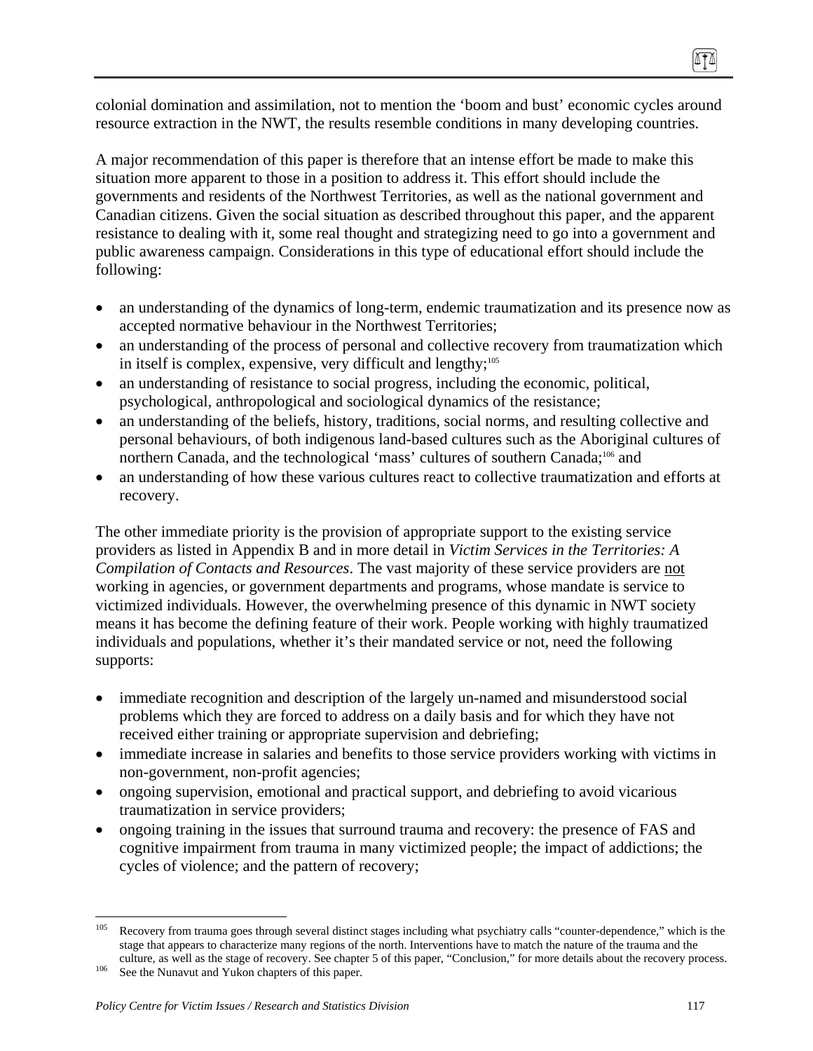colonial domination and assimilation, not to mention the 'boom and bust' economic cycles around resource extraction in the NWT, the results resemble conditions in many developing countries.

A major recommendation of this paper is therefore that an intense effort be made to make this situation more apparent to those in a position to address it. This effort should include the governments and residents of the Northwest Territories, as well as the national government and Canadian citizens. Given the social situation as described throughout this paper, and the apparent resistance to dealing with it, some real thought and strategizing need to go into a government and public awareness campaign. Considerations in this type of educational effort should include the following:

- an understanding of the dynamics of long-term, endemic traumatization and its presence now as accepted normative behaviour in the Northwest Territories;
- an understanding of the process of personal and collective recovery from traumatization which in itself is complex, expensive, very difficult and lengthy;[105]
- an understanding of resistance to social progress, including the economic, political, psychological, anthropological and sociological dynamics of the resistance;
- an understanding of the beliefs, history, traditions, social norms, and resulting collective and personal behaviours, of both indigenous land-based cultures such as the Aboriginal cultures of northern Canada, and the technological 'mass' cultures of southern Canada;[106] and
- an understanding of how these various cultures react to collective traumatization and efforts at recovery.

The other immediate priority is the provision of appropriate support to the existing service providers as listed in Appendix B and in more detail in *Victim Services in the Territories: A Compilation of Contacts and Resources*. The vast majority of these service providers are <u>not</u> working in agencies, or government departments and programs, whose mandate is service to victimized individuals. However, the overwhelming presence of this dynamic in NWT society means it has become the defining feature of their work. People working with highly traumatized individuals and populations, whether it's their mandated service or not, need the following supports:

- immediate recognition and description of the largely un-named and misunderstood social problems which they are forced to address on a daily basis and for which they have not received either training or appropriate supervision and debriefing;
- immediate increase in salaries and benefits to those service providers working with victims in non-government, non-profit agencies;
- ongoing supervision, emotional and practical support, and debriefing to avoid vicarious traumatization in service providers;
- ongoing training in the issues that surround trauma and recovery: the presence of FAS and cognitive impairment from trauma in many victimized people; the impact of addictions; the cycles of violence; and the pattern of recovery;

---

[105] Recovery from trauma goes through several distinct stages including what psychiatry calls "counter-dependence," which is the stage that appears to characterize many regions of the north. Interventions have to match the nature of the trauma and the culture, as well as the stage of recovery. See chapter 5 of this paper, "Conclusion," for more details about the recovery process.

[106] See the Nunavut and Yukon chapters of this paper.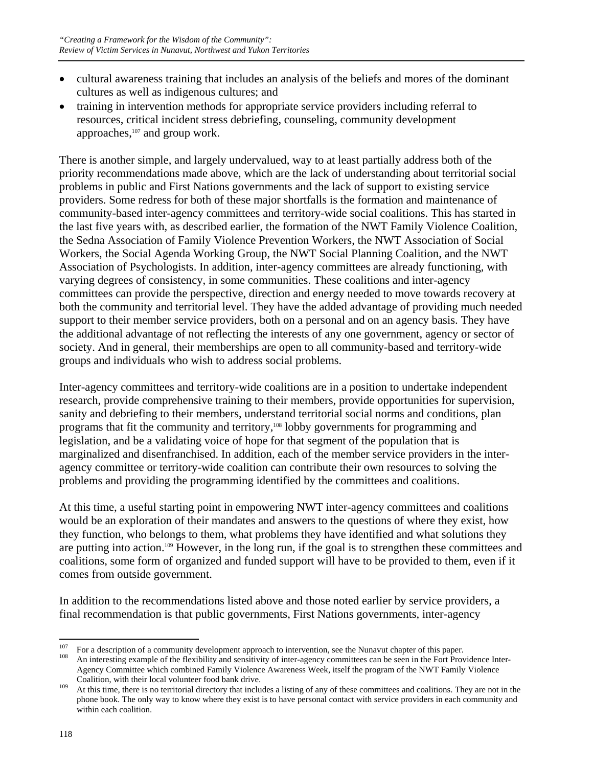- cultural awareness training that includes an analysis of the beliefs and mores of the dominant cultures as well as indigenous cultures; and
- training in intervention methods for appropriate service providers including referral to resources, critical incident stress debriefing, counseling, community development approaches,[107] and group work.

There is another simple, and largely undervalued, way to at least partially address both of the priority recommendations made above, which are the lack of understanding about territorial social problems in public and First Nations governments and the lack of support to existing service providers. Some redress for both of these major shortfalls is the formation and maintenance of community-based inter-agency committees and territory-wide social coalitions. This has started in the last five years with, as described earlier, the formation of the NWT Family Violence Coalition, the Sedna Association of Family Violence Prevention Workers, the NWT Association of Social Workers, the Social Agenda Working Group, the NWT Social Planning Coalition, and the NWT Association of Psychologists. In addition, inter-agency committees are already functioning, with varying degrees of consistency, in some communities. These coalitions and inter-agency committees can provide the perspective, direction and energy needed to move towards recovery at both the community and territorial level. They have the added advantage of providing much needed support to their member service providers, both on a personal and on an agency basis. They have the additional advantage of not reflecting the interests of any one government, agency or sector of society. And in general, their memberships are open to all community-based and territory-wide groups and individuals who wish to address social problems.

Inter-agency committees and territory-wide coalitions are in a position to undertake independent research, provide comprehensive training to their members, provide opportunities for supervision, sanity and debriefing to their members, understand territorial social norms and conditions, plan programs that fit the community and territory,[108] lobby governments for programming and legislation, and be a validating voice of hope for that segment of the population that is marginalized and disenfranchised. In addition, each of the member service providers in the inter-agency committee or territory-wide coalition can contribute their own resources to solving the problems and providing the programming identified by the committees and coalitions.

At this time, a useful starting point in empowering NWT inter-agency committees and coalitions would be an exploration of their mandates and answers to the questions of where they exist, how they function, who belongs to them, what problems they have identified and what solutions they are putting into action.[109] However, in the long run, if the goal is to strengthen these committees and coalitions, some form of organized and funded support will have to be provided to them, even if it comes from outside government.

In addition to the recommendations listed above and those noted earlier by service providers, a final recommendation is that public governments, First Nations governments, inter-agency

---

[107] For a description of a community development approach to intervention, see the Nunavut chapter of this paper.

[108] An interesting example of the flexibility and sensitivity of inter-agency committees can be seen in the Fort Providence Inter-Agency Committee which combined Family Violence Awareness Week, itself the program of the NWT Family Violence Coalition, with their local volunteer food bank drive.

[109] At this time, there is no territorial directory that includes a listing of any of these committees and coalitions. They are not in the phone book. The only way to know where they exist is to have personal contact with service providers in each community and within each coalition.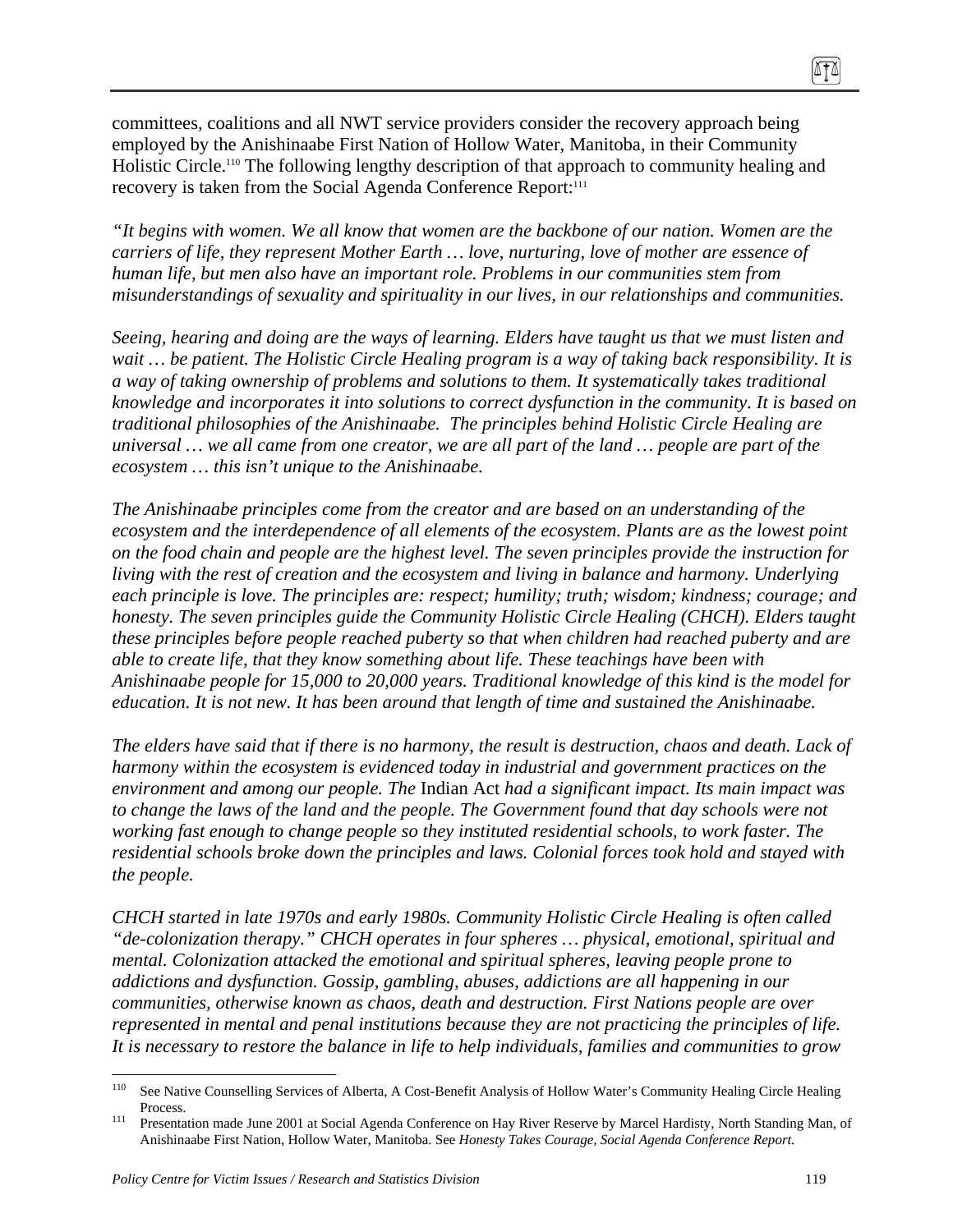committees, coalitions and all NWT service providers consider the recovery approach being employed by the Anishinaabe First Nation of Hollow Water, Manitoba, in their Community Holistic Circle.[110] The following lengthy description of that approach to community healing and recovery is taken from the Social Agenda Conference Report:[111]

*"It begins with women. We all know that women are the backbone of our nation. Women are the carriers of life, they represent Mother Earth … love, nurturing, love of mother are essence of human life, but men also have an important role. Problems in our communities stem from misunderstandings of sexuality and spirituality in our lives, in our relationships and communities.*

*Seeing, hearing and doing are the ways of learning. Elders have taught us that we must listen and wait … be patient. The Holistic Circle Healing program is a way of taking back responsibility. It is a way of taking ownership of problems and solutions to them. It systematically takes traditional knowledge and incorporates it into solutions to correct dysfunction in the community. It is based on traditional philosophies of the Anishinaabe. The principles behind Holistic Circle Healing are universal … we all came from one creator, we are all part of the land … people are part of the ecosystem … this isn't unique to the Anishinaabe.*

*The Anishinaabe principles come from the creator and are based on an understanding of the ecosystem and the interdependence of all elements of the ecosystem. Plants are as the lowest point on the food chain and people are the highest level. The seven principles provide the instruction for living with the rest of creation and the ecosystem and living in balance and harmony. Underlying each principle is love. The principles are: respect; humility; truth; wisdom; kindness; courage; and honesty. The seven principles guide the Community Holistic Circle Healing (CHCH). Elders taught these principles before people reached puberty so that when children had reached puberty and are able to create life, that they know something about life. These teachings have been with Anishinaabe people for 15,000 to 20,000 years. Traditional knowledge of this kind is the model for education. It is not new. It has been around that length of time and sustained the Anishinaabe.*

*The elders have said that if there is no harmony, the result is destruction, chaos and death. Lack of harmony within the ecosystem is evidenced today in industrial and government practices on the environment and among our people. The* Indian Act *had a significant impact. Its main impact was to change the laws of the land and the people. The Government found that day schools were not working fast enough to change people so they instituted residential schools, to work faster. The residential schools broke down the principles and laws. Colonial forces took hold and stayed with the people.*

*CHCH started in late 1970s and early 1980s. Community Holistic Circle Healing is often called "de-colonization therapy." CHCH operates in four spheres … physical, emotional, spiritual and mental. Colonization attacked the emotional and spiritual spheres, leaving people prone to addictions and dysfunction. Gossip, gambling, abuses, addictions are all happening in our communities, otherwise known as chaos, death and destruction. First Nations people are over represented in mental and penal institutions because they are not practicing the principles of life. It is necessary to restore the balance in life to help individuals, families and communities to grow*

---

[110] See Native Counselling Services of Alberta, A Cost-Benefit Analysis of Hollow Water's Community Healing Circle Healing Process.

[111] Presentation made June 2001 at Social Agenda Conference on Hay River Reserve by Marcel Hardisty, North Standing Man, of Anishinaabe First Nation, Hollow Water, Manitoba. See *Honesty Takes Courage, Social Agenda Conference Report.*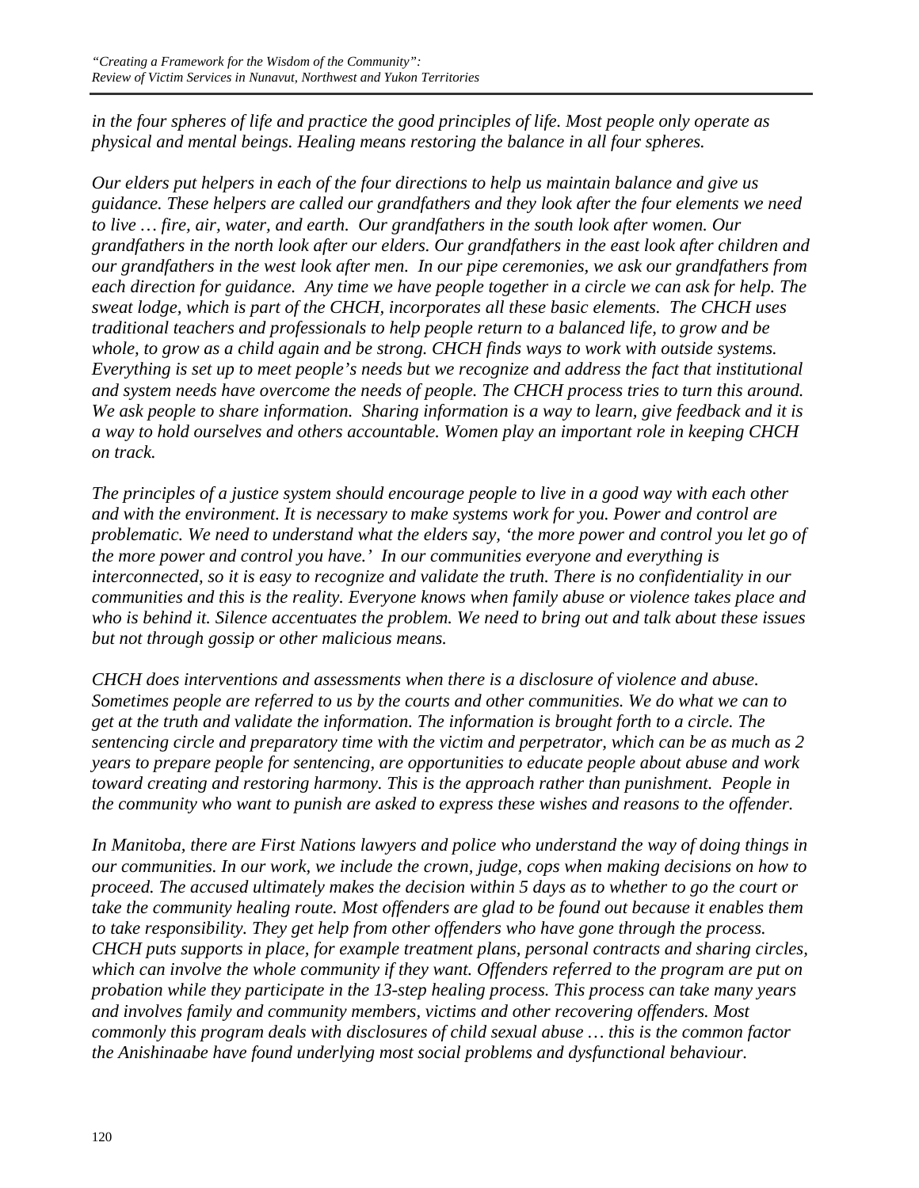*in the four spheres of life and practice the good principles of life. Most people only operate as physical and mental beings. Healing means restoring the balance in all four spheres.*

*Our elders put helpers in each of the four directions to help us maintain balance and give us guidance. These helpers are called our grandfathers and they look after the four elements we need to live … fire, air, water, and earth. Our grandfathers in the south look after women. Our grandfathers in the north look after our elders. Our grandfathers in the east look after children and our grandfathers in the west look after men. In our pipe ceremonies, we ask our grandfathers from each direction for guidance. Any time we have people together in a circle we can ask for help. The sweat lodge, which is part of the CHCH, incorporates all these basic elements. The CHCH uses traditional teachers and professionals to help people return to a balanced life, to grow and be whole, to grow as a child again and be strong. CHCH finds ways to work with outside systems. Everything is set up to meet people's needs but we recognize and address the fact that institutional and system needs have overcome the needs of people. The CHCH process tries to turn this around. We ask people to share information. Sharing information is a way to learn, give feedback and it is a way to hold ourselves and others accountable. Women play an important role in keeping CHCH on track.*

*The principles of a justice system should encourage people to live in a good way with each other and with the environment. It is necessary to make systems work for you. Power and control are problematic. We need to understand what the elders say, 'the more power and control you let go of the more power and control you have.' In our communities everyone and everything is interconnected, so it is easy to recognize and validate the truth. There is no confidentiality in our communities and this is the reality. Everyone knows when family abuse or violence takes place and who is behind it. Silence accentuates the problem. We need to bring out and talk about these issues but not through gossip or other malicious means.*

*CHCH does interventions and assessments when there is a disclosure of violence and abuse. Sometimes people are referred to us by the courts and other communities. We do what we can to get at the truth and validate the information. The information is brought forth to a circle. The sentencing circle and preparatory time with the victim and perpetrator, which can be as much as 2 years to prepare people for sentencing, are opportunities to educate people about abuse and work toward creating and restoring harmony. This is the approach rather than punishment. People in the community who want to punish are asked to express these wishes and reasons to the offender.*

*In Manitoba, there are First Nations lawyers and police who understand the way of doing things in our communities. In our work, we include the crown, judge, cops when making decisions on how to proceed. The accused ultimately makes the decision within 5 days as to whether to go the court or take the community healing route. Most offenders are glad to be found out because it enables them to take responsibility. They get help from other offenders who have gone through the process. CHCH puts supports in place, for example treatment plans, personal contracts and sharing circles, which can involve the whole community if they want. Offenders referred to the program are put on probation while they participate in the 13-step healing process. This process can take many years and involves family and community members, victims and other recovering offenders. Most commonly this program deals with disclosures of child sexual abuse … this is the common factor the Anishinaabe have found underlying most social problems and dysfunctional behaviour.*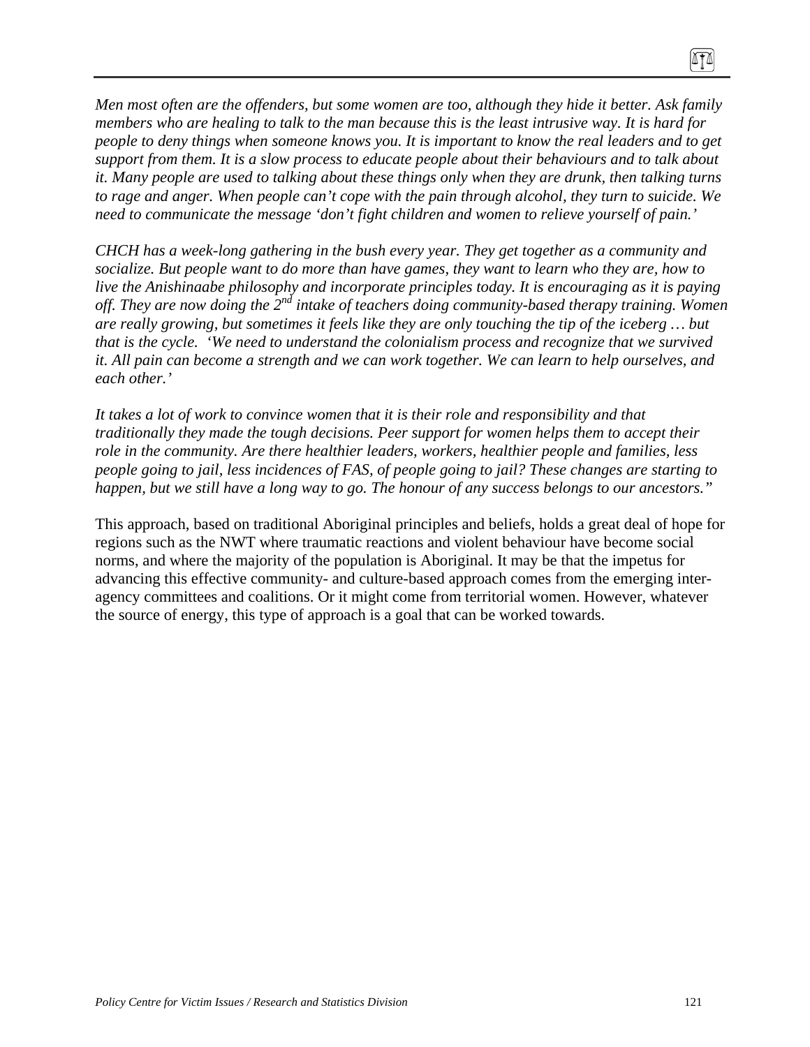*Men most often are the offenders, but some women are too, although they hide it better. Ask family members who are healing to talk to the man because this is the least intrusive way. It is hard for people to deny things when someone knows you. It is important to know the real leaders and to get support from them. It is a slow process to educate people about their behaviours and to talk about it. Many people are used to talking about these things only when they are drunk, then talking turns to rage and anger. When people can't cope with the pain through alcohol, they turn to suicide. We need to communicate the message 'don't fight children and women to relieve yourself of pain.'*

*CHCH has a week-long gathering in the bush every year. They get together as a community and socialize. But people want to do more than have games, they want to learn who they are, how to live the Anishinaabe philosophy and incorporate principles today. It is encouraging as it is paying off. They are now doing the 2nd intake of teachers doing community-based therapy training. Women are really growing, but sometimes it feels like they are only touching the tip of the iceberg … but that is the cycle. 'We need to understand the colonialism process and recognize that we survived it. All pain can become a strength and we can work together. We can learn to help ourselves, and each other.'*

*It takes a lot of work to convince women that it is their role and responsibility and that traditionally they made the tough decisions. Peer support for women helps them to accept their role in the community. Are there healthier leaders, workers, healthier people and families, less people going to jail, less incidences of FAS, of people going to jail? These changes are starting to happen, but we still have a long way to go. The honour of any success belongs to our ancestors."*

This approach, based on traditional Aboriginal principles and beliefs, holds a great deal of hope for regions such as the NWT where traumatic reactions and violent behaviour have become social norms, and where the majority of the population is Aboriginal. It may be that the impetus for advancing this effective community- and culture-based approach comes from the emerging inter-agency committees and coalitions. Or it might come from territorial women. However, whatever the source of energy, this type of approach is a goal that can be worked towards.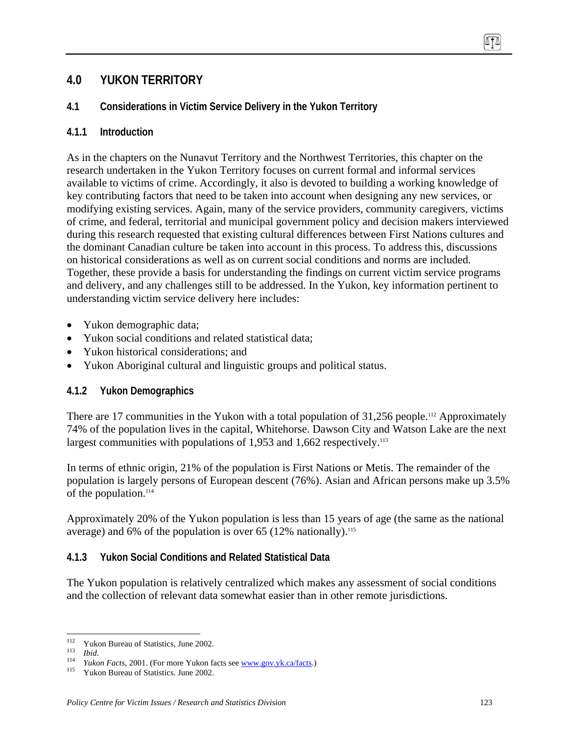# 4.0 YUKON TERRITORY

## 4.1 Considerations in Victim Service Delivery in the Yukon Territory

### 4.1.1 Introduction

As in the chapters on the Nunavut Territory and the Northwest Territories, this chapter on the research undertaken in the Yukon Territory focuses on current formal and informal services available to victims of crime. Accordingly, it also is devoted to building a working knowledge of key contributing factors that need to be taken into account when designing any new services, or modifying existing services. Again, many of the service providers, community caregivers, victims of crime, and federal, territorial and municipal government policy and decision makers interviewed during this research requested that existing cultural differences between First Nations cultures and the dominant Canadian culture be taken into account in this process. To address this, discussions on historical considerations as well as on current social conditions and norms are included. Together, these provide a basis for understanding the findings on current victim service programs and delivery, and any challenges still to be addressed. In the Yukon, key information pertinent to understanding victim service delivery here includes:

- Yukon demographic data;
- Yukon social conditions and related statistical data;
- Yukon historical considerations; and
- Yukon Aboriginal cultural and linguistic groups and political status.

### 4.1.2 Yukon Demographics

There are 17 communities in the Yukon with a total population of 31,256 people.[112] Approximately 74% of the population lives in the capital, Whitehorse. Dawson City and Watson Lake are the next largest communities with populations of 1,953 and 1,662 respectively.[113]

In terms of ethnic origin, 21% of the population is First Nations or Metis. The remainder of the population is largely persons of European descent (76%). Asian and African persons make up 3.5% of the population.[114]

Approximately 20% of the Yukon population is less than 15 years of age (the same as the national average) and 6% of the population is over 65 (12% nationally).[115]

### 4.1.3 Yukon Social Conditions and Related Statistical Data

The Yukon population is relatively centralized which makes any assessment of social conditions and the collection of relevant data somewhat easier than in other remote jurisdictions.

---

[112] Yukon Bureau of Statistics, June 2002.

[113] *Ibid.*

[114] *Yukon Facts*, 2001. (For more Yukon facts see www.gov.yk.ca/facts.)

[115] Yukon Bureau of Statistics. June 2002.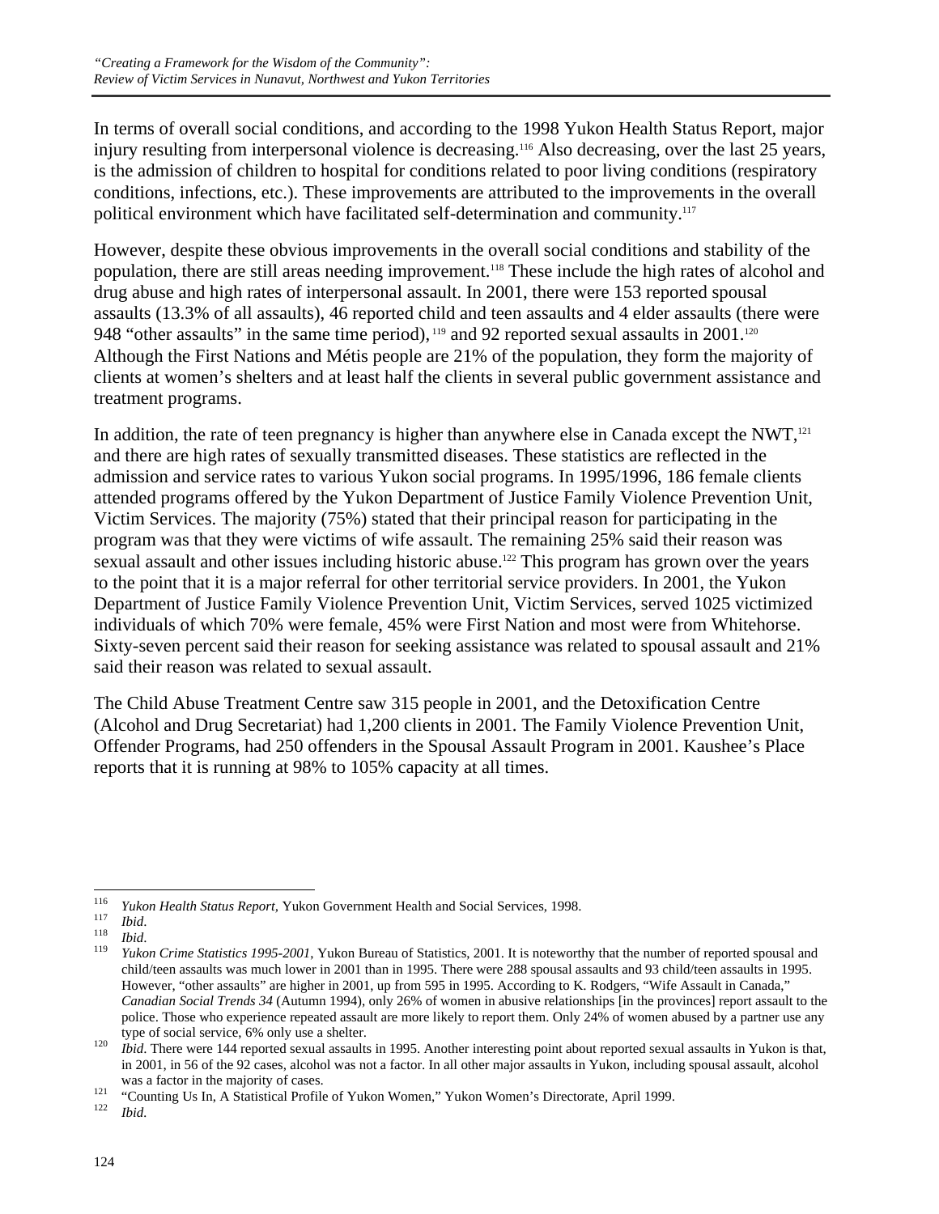In terms of overall social conditions, and according to the 1998 Yukon Health Status Report, major injury resulting from interpersonal violence is decreasing.[116] Also decreasing, over the last 25 years, is the admission of children to hospital for conditions related to poor living conditions (respiratory conditions, infections, etc.). These improvements are attributed to the improvements in the overall political environment which have facilitated self-determination and community.[117]

However, despite these obvious improvements in the overall social conditions and stability of the population, there are still areas needing improvement.[118] These include the high rates of alcohol and drug abuse and high rates of interpersonal assault. In 2001, there were 153 reported spousal assaults (13.3% of all assaults), 46 reported child and teen assaults and 4 elder assaults (there were 948 "other assaults" in the same time period),[119] and 92 reported sexual assaults in 2001.[120] Although the First Nations and Métis people are 21% of the population, they form the majority of clients at women's shelters and at least half the clients in several public government assistance and treatment programs.

In addition, the rate of teen pregnancy is higher than anywhere else in Canada except the NWT,[121] and there are high rates of sexually transmitted diseases. These statistics are reflected in the admission and service rates to various Yukon social programs. In 1995/1996, 186 female clients attended programs offered by the Yukon Department of Justice Family Violence Prevention Unit, Victim Services. The majority (75%) stated that their principal reason for participating in the program was that they were victims of wife assault. The remaining 25% said their reason was sexual assault and other issues including historic abuse.[122] This program has grown over the years to the point that it is a major referral for other territorial service providers. In 2001, the Yukon Department of Justice Family Violence Prevention Unit, Victim Services, served 1025 victimized individuals of which 70% were female, 45% were First Nation and most were from Whitehorse. Sixty-seven percent said their reason for seeking assistance was related to spousal assault and 21% said their reason was related to sexual assault.

The Child Abuse Treatment Centre saw 315 people in 2001, and the Detoxification Centre (Alcohol and Drug Secretariat) had 1,200 clients in 2001. The Family Violence Prevention Unit, Offender Programs, had 250 offenders in the Spousal Assault Program in 2001. Kaushee's Place reports that it is running at 98% to 105% capacity at all times.

---

[116] *Yukon Health Status Report,* Yukon Government Health and Social Services, 1998.

[117] *Ibid*.

[118] *Ibid*.

[119] *Yukon Crime Statistics 1995-2001*, Yukon Bureau of Statistics, 2001. It is noteworthy that the number of reported spousal and child/teen assaults was much lower in 2001 than in 1995. There were 288 spousal assaults and 93 child/teen assaults in 1995. However, "other assaults" are higher in 2001, up from 595 in 1995. According to K. Rodgers, "Wife Assault in Canada," *Canadian Social Trends 34* (Autumn 1994), only 26% of women in abusive relationships [in the provinces] report assault to the police. Those who experience repeated assault are more likely to report them. Only 24% of women abused by a partner use any type of social service, 6% only use a shelter.

[120] *Ibid*. There were 144 reported sexual assaults in 1995. Another interesting point about reported sexual assaults in Yukon is that, in 2001, in 56 of the 92 cases, alcohol was not a factor. In all other major assaults in Yukon, including spousal assault, alcohol was a factor in the majority of cases.

[121] "Counting Us In, A Statistical Profile of Yukon Women," Yukon Women's Directorate, April 1999.

[122] *Ibid*.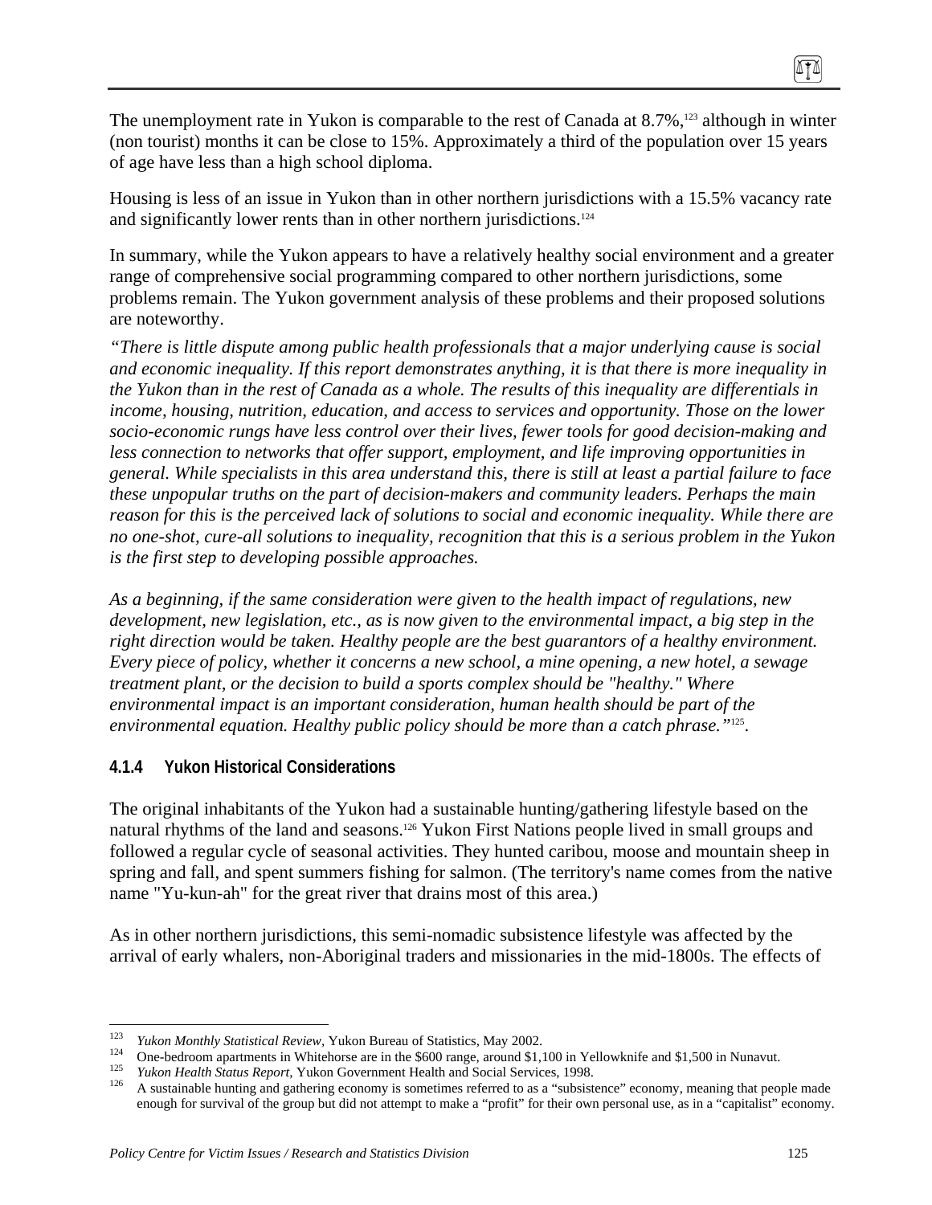The unemployment rate in Yukon is comparable to the rest of Canada at 8.7%,[123] although in winter (non tourist) months it can be close to 15%. Approximately a third of the population over 15 years of age have less than a high school diploma.

Housing is less of an issue in Yukon than in other northern jurisdictions with a 15.5% vacancy rate and significantly lower rents than in other northern jurisdictions.[124]

In summary, while the Yukon appears to have a relatively healthy social environment and a greater range of comprehensive social programming compared to other northern jurisdictions, some problems remain. The Yukon government analysis of these problems and their proposed solutions are noteworthy.

*"There is little dispute among public health professionals that a major underlying cause is social and economic inequality. If this report demonstrates anything, it is that there is more inequality in the Yukon than in the rest of Canada as a whole. The results of this inequality are differentials in income, housing, nutrition, education, and access to services and opportunity. Those on the lower socio-economic rungs have less control over their lives, fewer tools for good decision-making and less connection to networks that offer support, employment, and life improving opportunities in general. While specialists in this area understand this, there is still at least a partial failure to face these unpopular truths on the part of decision-makers and community leaders. Perhaps the main reason for this is the perceived lack of solutions to social and economic inequality. While there are no one-shot, cure-all solutions to inequality, recognition that this is a serious problem in the Yukon is the first step to developing possible approaches.*

*As a beginning, if the same consideration were given to the health impact of regulations, new development, new legislation, etc., as is now given to the environmental impact, a big step in the right direction would be taken. Healthy people are the best guarantors of a healthy environment. Every piece of policy, whether it concerns a new school, a mine opening, a new hotel, a sewage treatment plant, or the decision to build a sports complex should be "healthy." Where environmental impact is an important consideration, human health should be part of the environmental equation. Healthy public policy should be more than a catch phrase."*[125].

#### 4.1.4 Yukon Historical Considerations

The original inhabitants of the Yukon had a sustainable hunting/gathering lifestyle based on the natural rhythms of the land and seasons.[126] Yukon First Nations people lived in small groups and followed a regular cycle of seasonal activities. They hunted caribou, moose and mountain sheep in spring and fall, and spent summers fishing for salmon. (The territory's name comes from the native name "Yu-kun-ah" for the great river that drains most of this area.)

As in other northern jurisdictions, this semi-nomadic subsistence lifestyle was affected by the arrival of early whalers, non-Aboriginal traders and missionaries in the mid-1800s. The effects of

---

[123] *Yukon Monthly Statistical Review*, Yukon Bureau of Statistics, May 2002.

[124] One-bedroom apartments in Whitehorse are in the $600 range, around $1,100 in Yellowknife and $1,500 in Nunavut.

[125] *Yukon Health Status Report*, Yukon Government Health and Social Services, 1998.

[126] A sustainable hunting and gathering economy is sometimes referred to as a "subsistence" economy, meaning that people made enough for survival of the group but did not attempt to make a "profit" for their own personal use, as in a "capitalist" economy.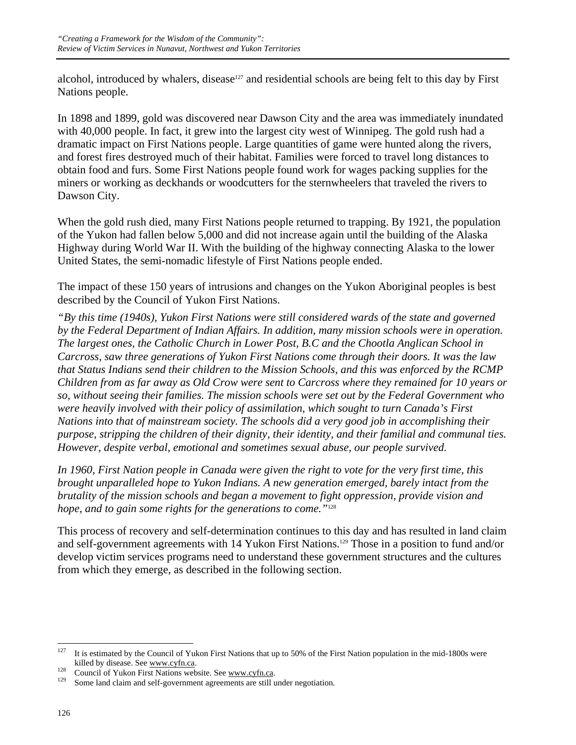alcohol, introduced by whalers, disease[127] and residential schools are being felt to this day by First Nations people.

In 1898 and 1899, gold was discovered near Dawson City and the area was immediately inundated with 40,000 people. In fact, it grew into the largest city west of Winnipeg. The gold rush had a dramatic impact on First Nations people. Large quantities of game were hunted along the rivers, and forest fires destroyed much of their habitat. Families were forced to travel long distances to obtain food and furs. Some First Nations people found work for wages packing supplies for the miners or working as deckhands or woodcutters for the sternwheelers that traveled the rivers to Dawson City.

When the gold rush died, many First Nations people returned to trapping. By 1921, the population of the Yukon had fallen below 5,000 and did not increase again until the building of the Alaska Highway during World War II. With the building of the highway connecting Alaska to the lower United States, the semi-nomadic lifestyle of First Nations people ended.

The impact of these 150 years of intrusions and changes on the Yukon Aboriginal peoples is best described by the Council of Yukon First Nations.

*"By this time (1940s), Yukon First Nations were still considered wards of the state and governed by the Federal Department of Indian Affairs. In addition, many mission schools were in operation. The largest ones, the Catholic Church in Lower Post, B.C and the Chootla Anglican School in Carcross, saw three generations of Yukon First Nations come through their doors. It was the law that Status Indians send their children to the Mission Schools, and this was enforced by the RCMP Children from as far away as Old Crow were sent to Carcross where they remained for 10 years or so, without seeing their families. The mission schools were set out by the Federal Government who were heavily involved with their policy of assimilation, which sought to turn Canada's First Nations into that of mainstream society. The schools did a very good job in accomplishing their purpose, stripping the children of their dignity, their identity, and their familial and communal ties. However, despite verbal, emotional and sometimes sexual abuse, our people survived.*

*In 1960, First Nation people in Canada were given the right to vote for the very first time, this brought unparalleled hope to Yukon Indians. A new generation emerged, barely intact from the brutality of the mission schools and began a movement to fight oppression, provide vision and hope, and to gain some rights for the generations to come."*[128]

This process of recovery and self-determination continues to this day and has resulted in land claim and self-government agreements with 14 Yukon First Nations.[129] Those in a position to fund and/or develop victim services programs need to understand these government structures and the cultures from which they emerge, as described in the following section.

---

[127] It is estimated by the Council of Yukon First Nations that up to 50% of the First Nation population in the mid-1800s were killed by disease. See www.cyfn.ca.

[128] Council of Yukon First Nations website. See www.cyfn.ca.

[129] Some land claim and self-government agreements are still under negotiation.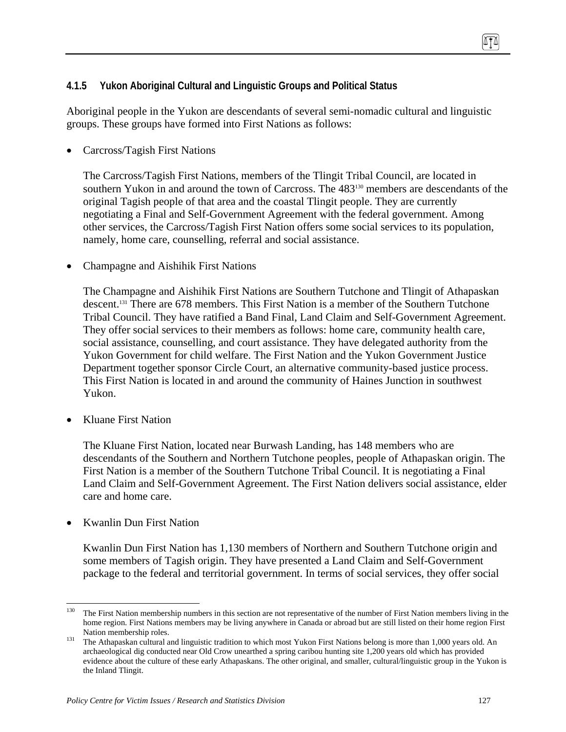### 4.1.5 Yukon Aboriginal Cultural and Linguistic Groups and Political Status

Aboriginal people in the Yukon are descendants of several semi-nomadic cultural and linguistic groups. These groups have formed into First Nations as follows:

- Carcross/Tagish First Nations

  The Carcross/Tagish First Nations, members of the Tlingit Tribal Council, are located in southern Yukon in and around the town of Carcross. The 483[130] members are descendants of the original Tagish people of that area and the coastal Tlingit people. They are currently negotiating a Final and Self-Government Agreement with the federal government. Among other services, the Carcross/Tagish First Nation offers some social services to its population, namely, home care, counselling, referral and social assistance.

- Champagne and Aishihik First Nations

  The Champagne and Aishihik First Nations are Southern Tutchone and Tlingit of Athapaskan descent.[131] There are 678 members. This First Nation is a member of the Southern Tutchone Tribal Council. They have ratified a Band Final, Land Claim and Self-Government Agreement. They offer social services to their members as follows: home care, community health care, social assistance, counselling, and court assistance. They have delegated authority from the Yukon Government for child welfare. The First Nation and the Yukon Government Justice Department together sponsor Circle Court, an alternative community-based justice process. This First Nation is located in and around the community of Haines Junction in southwest Yukon.

- Kluane First Nation

  The Kluane First Nation, located near Burwash Landing, has 148 members who are descendants of the Southern and Northern Tutchone peoples, people of Athapaskan origin. The First Nation is a member of the Southern Tutchone Tribal Council. It is negotiating a Final Land Claim and Self-Government Agreement. The First Nation delivers social assistance, elder care and home care.

- Kwanlin Dun First Nation

  Kwanlin Dun First Nation has 1,130 members of Northern and Southern Tutchone origin and some members of Tagish origin. They have presented a Land Claim and Self-Government package to the federal and territorial government. In terms of social services, they offer social

---

[130] The First Nation membership numbers in this section are not representative of the number of First Nation members living in the home region. First Nations members may be living anywhere in Canada or abroad but are still listed on their home region First Nation membership roles.

[131] The Athapaskan cultural and linguistic tradition to which most Yukon First Nations belong is more than 1,000 years old. An archaeological dig conducted near Old Crow unearthed a spring caribou hunting site 1,200 years old which has provided evidence about the culture of these early Athapaskans. The other original, and smaller, cultural/linguistic group in the Yukon is the Inland Tlingit.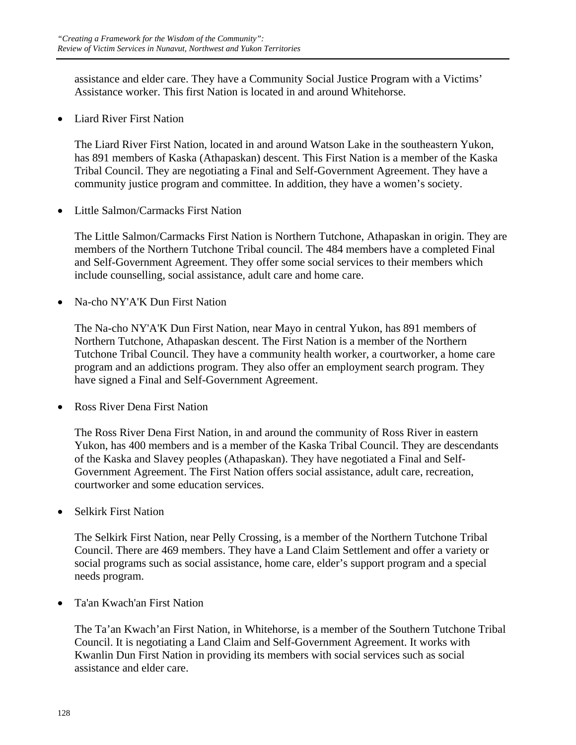assistance and elder care. They have a Community Social Justice Program with a Victims' Assistance worker. This first Nation is located in and around Whitehorse.

- Liard River First Nation

  The Liard River First Nation, located in and around Watson Lake in the southeastern Yukon, has 891 members of Kaska (Athapaskan) descent. This First Nation is a member of the Kaska Tribal Council. They are negotiating a Final and Self-Government Agreement. They have a community justice program and committee. In addition, they have a women's society.

- Little Salmon/Carmacks First Nation

  The Little Salmon/Carmacks First Nation is Northern Tutchone, Athapaskan in origin. They are members of the Northern Tutchone Tribal council. The 484 members have a completed Final and Self-Government Agreement. They offer some social services to their members which include counselling, social assistance, adult care and home care.

- Na-cho NY'A'K Dun First Nation

  The Na-cho NY'A'K Dun First Nation, near Mayo in central Yukon, has 891 members of Northern Tutchone, Athapaskan descent. The First Nation is a member of the Northern Tutchone Tribal Council. They have a community health worker, a courtworker, a home care program and an addictions program. They also offer an employment search program. They have signed a Final and Self-Government Agreement.

- Ross River Dena First Nation

  The Ross River Dena First Nation, in and around the community of Ross River in eastern Yukon, has 400 members and is a member of the Kaska Tribal Council. They are descendants of the Kaska and Slavey peoples (Athapaskan). They have negotiated a Final and Self-Government Agreement. The First Nation offers social assistance, adult care, recreation, courtworker and some education services.

- Selkirk First Nation

  The Selkirk First Nation, near Pelly Crossing, is a member of the Northern Tutchone Tribal Council. There are 469 members. They have a Land Claim Settlement and offer a variety or social programs such as social assistance, home care, elder's support program and a special needs program.

- Ta'an Kwach'an First Nation

  The Ta'an Kwach'an First Nation, in Whitehorse, is a member of the Southern Tutchone Tribal Council. It is negotiating a Land Claim and Self-Government Agreement. It works with Kwanlin Dun First Nation in providing its members with social services such as social assistance and elder care.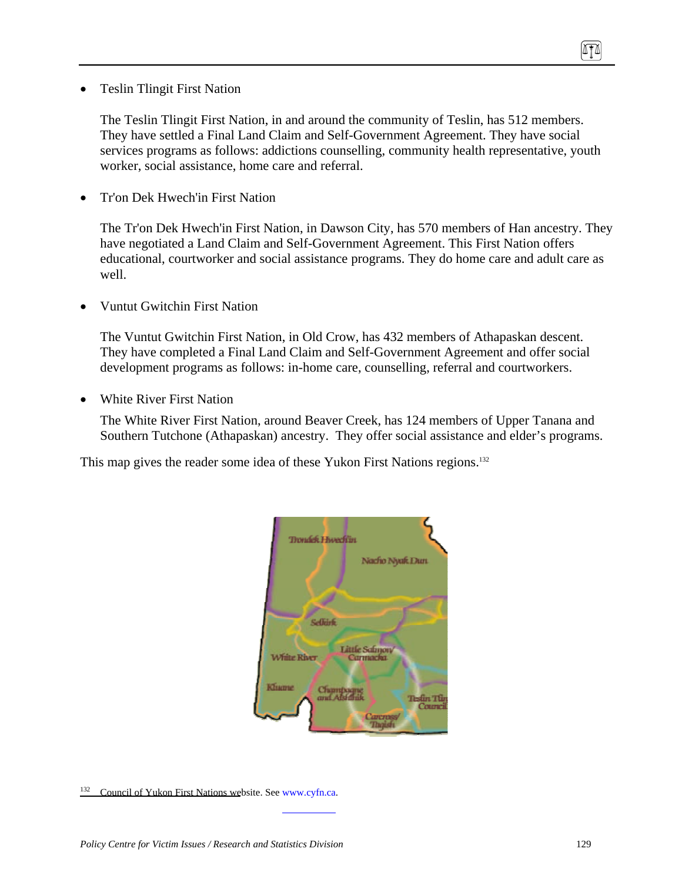- Teslin Tlingit First Nation

  The Teslin Tlingit First Nation, in and around the community of Teslin, has 512 members. They have settled a Final Land Claim and Self-Government Agreement. They have social services programs as follows: addictions counselling, community health representative, youth worker, social assistance, home care and referral.

- Tr'on Dek Hwech'in First Nation

  The Tr'on Dek Hwech'in First Nation, in Dawson City, has 570 members of Han ancestry. They have negotiated a Land Claim and Self-Government Agreement. This First Nation offers educational, courtworker and social assistance programs. They do home care and adult care as well.

- Vuntut Gwitchin First Nation

  The Vuntut Gwitchin First Nation, in Old Crow, has 432 members of Athapaskan descent. They have completed a Final Land Claim and Self-Government Agreement and offer social development programs as follows: in-home care, counselling, referral and courtworkers.

- White River First Nation

  The White River First Nation, around Beaver Creek, has 124 members of Upper Tanana and Southern Tutchone (Athapaskan) ancestry. They offer social assistance and elder's programs.

This map gives the reader some idea of these Yukon First Nations regions.[132]

[132] Council of Yukon First Nations website. See www.cyfn.ca.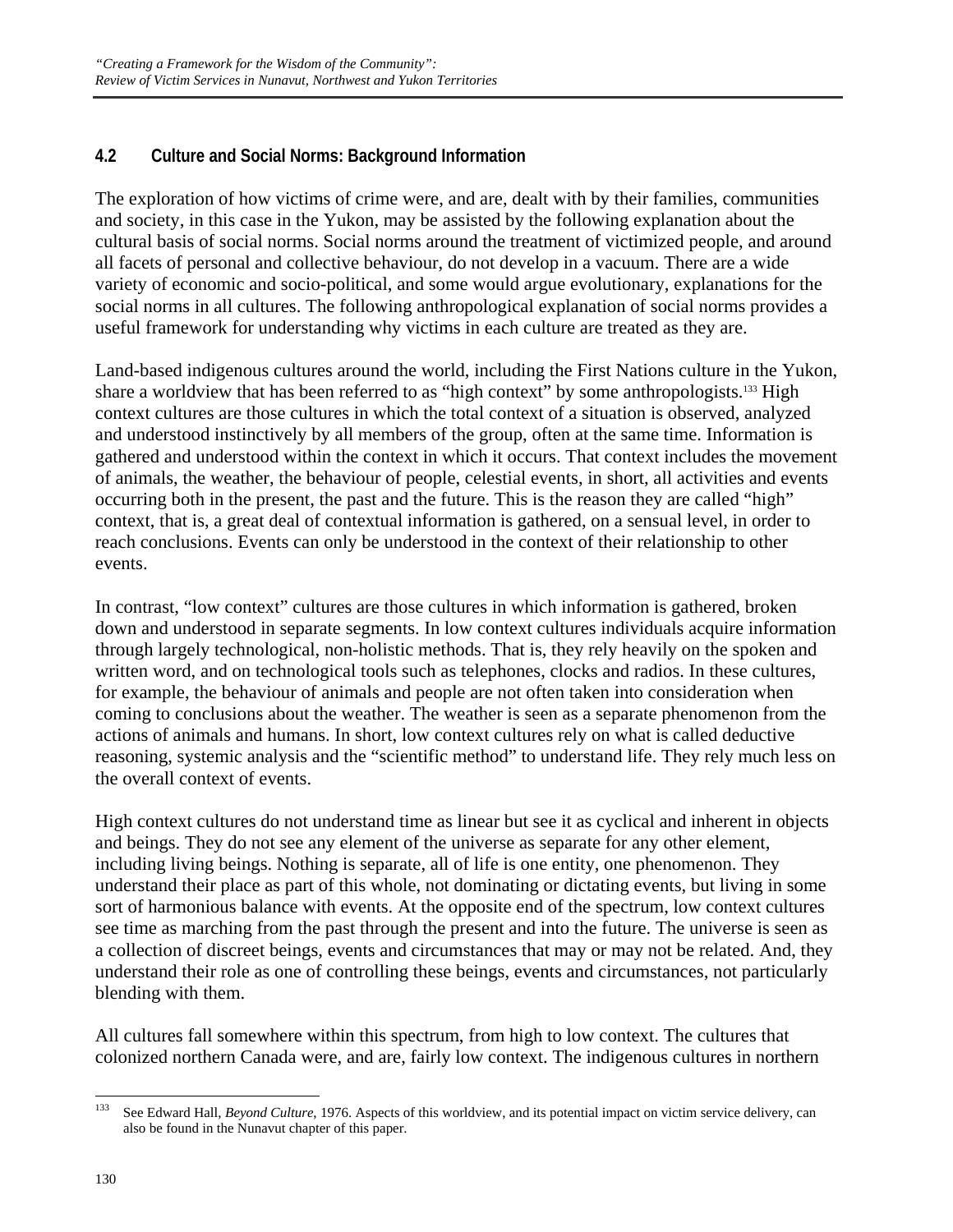### 4.2 Culture and Social Norms: Background Information

The exploration of how victims of crime were, and are, dealt with by their families, communities and society, in this case in the Yukon, may be assisted by the following explanation about the cultural basis of social norms. Social norms around the treatment of victimized people, and around all facets of personal and collective behaviour, do not develop in a vacuum. There are a wide variety of economic and socio-political, and some would argue evolutionary, explanations for the social norms in all cultures. The following anthropological explanation of social norms provides a useful framework for understanding why victims in each culture are treated as they are.

Land-based indigenous cultures around the world, including the First Nations culture in the Yukon, share a worldview that has been referred to as "high context" by some anthropologists.[133] High context cultures are those cultures in which the total context of a situation is observed, analyzed and understood instinctively by all members of the group, often at the same time. Information is gathered and understood within the context in which it occurs. That context includes the movement of animals, the weather, the behaviour of people, celestial events, in short, all activities and events occurring both in the present, the past and the future. This is the reason they are called "high" context, that is, a great deal of contextual information is gathered, on a sensual level, in order to reach conclusions. Events can only be understood in the context of their relationship to other events.

In contrast, "low context" cultures are those cultures in which information is gathered, broken down and understood in separate segments. In low context cultures individuals acquire information through largely technological, non-holistic methods. That is, they rely heavily on the spoken and written word, and on technological tools such as telephones, clocks and radios. In these cultures, for example, the behaviour of animals and people are not often taken into consideration when coming to conclusions about the weather. The weather is seen as a separate phenomenon from the actions of animals and humans. In short, low context cultures rely on what is called deductive reasoning, systemic analysis and the "scientific method" to understand life. They rely much less on the overall context of events.

High context cultures do not understand time as linear but see it as cyclical and inherent in objects and beings. They do not see any element of the universe as separate for any other element, including living beings. Nothing is separate, all of life is one entity, one phenomenon. They understand their place as part of this whole, not dominating or dictating events, but living in some sort of harmonious balance with events. At the opposite end of the spectrum, low context cultures see time as marching from the past through the present and into the future. The universe is seen as a collection of discreet beings, events and circumstances that may or may not be related. And, they understand their role as one of controlling these beings, events and circumstances, not particularly blending with them.

All cultures fall somewhere within this spectrum, from high to low context. The cultures that colonized northern Canada were, and are, fairly low context. The indigenous cultures in northern

[133] See Edward Hall, *Beyond Culture*, 1976. Aspects of this worldview, and its potential impact on victim service delivery, can also be found in the Nunavut chapter of this paper.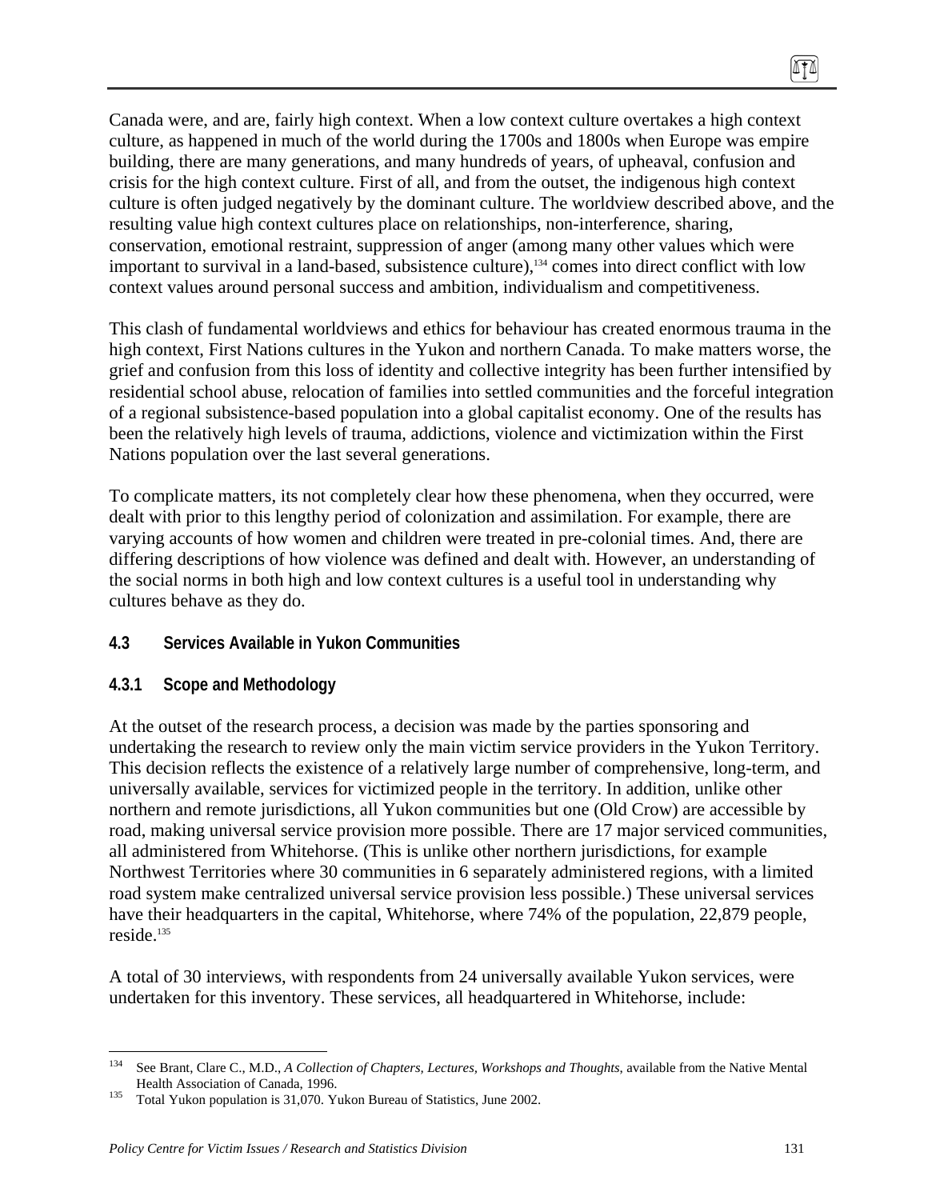Canada were, and are, fairly high context. When a low context culture overtakes a high context culture, as happened in much of the world during the 1700s and 1800s when Europe was empire building, there are many generations, and many hundreds of years, of upheaval, confusion and crisis for the high context culture. First of all, and from the outset, the indigenous high context culture is often judged negatively by the dominant culture. The worldview described above, and the resulting value high context cultures place on relationships, non-interference, sharing, conservation, emotional restraint, suppression of anger (among many other values which were important to survival in a land-based, subsistence culture),[134] comes into direct conflict with low context values around personal success and ambition, individualism and competitiveness.

This clash of fundamental worldviews and ethics for behaviour has created enormous trauma in the high context, First Nations cultures in the Yukon and northern Canada. To make matters worse, the grief and confusion from this loss of identity and collective integrity has been further intensified by residential school abuse, relocation of families into settled communities and the forceful integration of a regional subsistence-based population into a global capitalist economy. One of the results has been the relatively high levels of trauma, addictions, violence and victimization within the First Nations population over the last several generations.

To complicate matters, its not completely clear how these phenomena, when they occurred, were dealt with prior to this lengthy period of colonization and assimilation. For example, there are varying accounts of how women and children were treated in pre-colonial times. And, there are differing descriptions of how violence was defined and dealt with. However, an understanding of the social norms in both high and low context cultures is a useful tool in understanding why cultures behave as they do.

### 4.3 Services Available in Yukon Communities

#### 4.3.1 Scope and Methodology

At the outset of the research process, a decision was made by the parties sponsoring and undertaking the research to review only the main victim service providers in the Yukon Territory. This decision reflects the existence of a relatively large number of comprehensive, long-term, and universally available, services for victimized people in the territory. In addition, unlike other northern and remote jurisdictions, all Yukon communities but one (Old Crow) are accessible by road, making universal service provision more possible. There are 17 major serviced communities, all administered from Whitehorse. (This is unlike other northern jurisdictions, for example Northwest Territories where 30 communities in 6 separately administered regions, with a limited road system make centralized universal service provision less possible.) These universal services have their headquarters in the capital, Whitehorse, where 74% of the population, 22,879 people, reside.[135]

A total of 30 interviews, with respondents from 24 universally available Yukon services, were undertaken for this inventory. These services, all headquartered in Whitehorse, include:

---

[134] See Brant, Clare C., M.D., *A Collection of Chapters, Lectures, Workshops and Thoughts*, available from the Native Mental Health Association of Canada, 1996.

[135] Total Yukon population is 31,070. Yukon Bureau of Statistics, June 2002.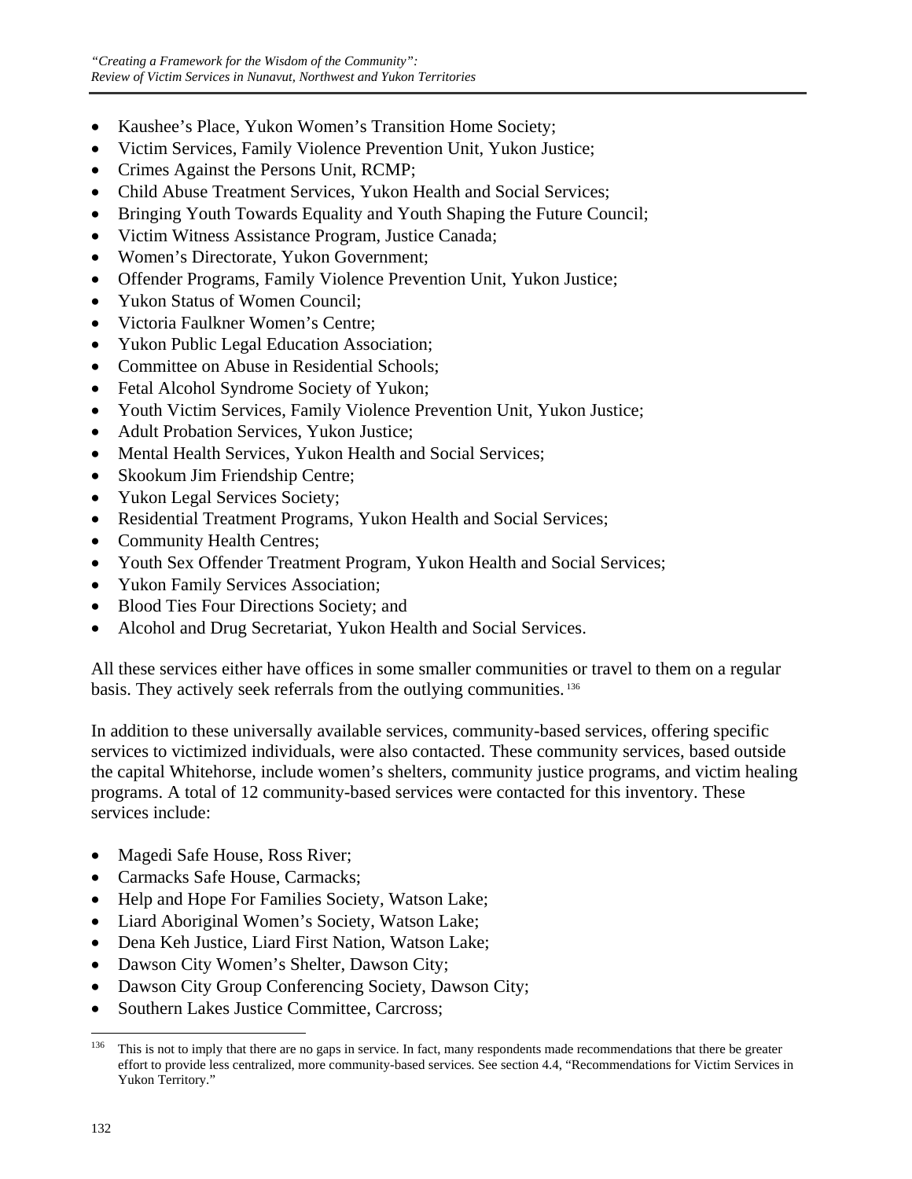- Kaushee's Place, Yukon Women's Transition Home Society;
- Victim Services, Family Violence Prevention Unit, Yukon Justice;
- Crimes Against the Persons Unit, RCMP;
- Child Abuse Treatment Services, Yukon Health and Social Services;
- Bringing Youth Towards Equality and Youth Shaping the Future Council;
- Victim Witness Assistance Program, Justice Canada;
- Women's Directorate, Yukon Government;
- Offender Programs, Family Violence Prevention Unit, Yukon Justice;
- Yukon Status of Women Council;
- Victoria Faulkner Women's Centre;
- Yukon Public Legal Education Association;
- Committee on Abuse in Residential Schools;
- Fetal Alcohol Syndrome Society of Yukon;
- Youth Victim Services, Family Violence Prevention Unit, Yukon Justice;
- Adult Probation Services, Yukon Justice;
- Mental Health Services, Yukon Health and Social Services;
- Skookum Jim Friendship Centre;
- Yukon Legal Services Society;
- Residential Treatment Programs, Yukon Health and Social Services;
- Community Health Centres;
- Youth Sex Offender Treatment Program, Yukon Health and Social Services;
- Yukon Family Services Association;
- Blood Ties Four Directions Society; and
- Alcohol and Drug Secretariat, Yukon Health and Social Services.

All these services either have offices in some smaller communities or travel to them on a regular basis. They actively seek referrals from the outlying communities.[136]

In addition to these universally available services, community-based services, offering specific services to victimized individuals, were also contacted. These community services, based outside the capital Whitehorse, include women's shelters, community justice programs, and victim healing programs. A total of 12 community-based services were contacted for this inventory. These services include:

- Magedi Safe House, Ross River;
- Carmacks Safe House, Carmacks;
- Help and Hope For Families Society, Watson Lake;
- Liard Aboriginal Women's Society, Watson Lake;
- Dena Keh Justice, Liard First Nation, Watson Lake;
- Dawson City Women's Shelter, Dawson City;
- Dawson City Group Conferencing Society, Dawson City;
- Southern Lakes Justice Committee, Carcross;

[136] This is not to imply that there are no gaps in service. In fact, many respondents made recommendations that there be greater effort to provide less centralized, more community-based services. See section 4.4, "Recommendations for Victim Services in Yukon Territory."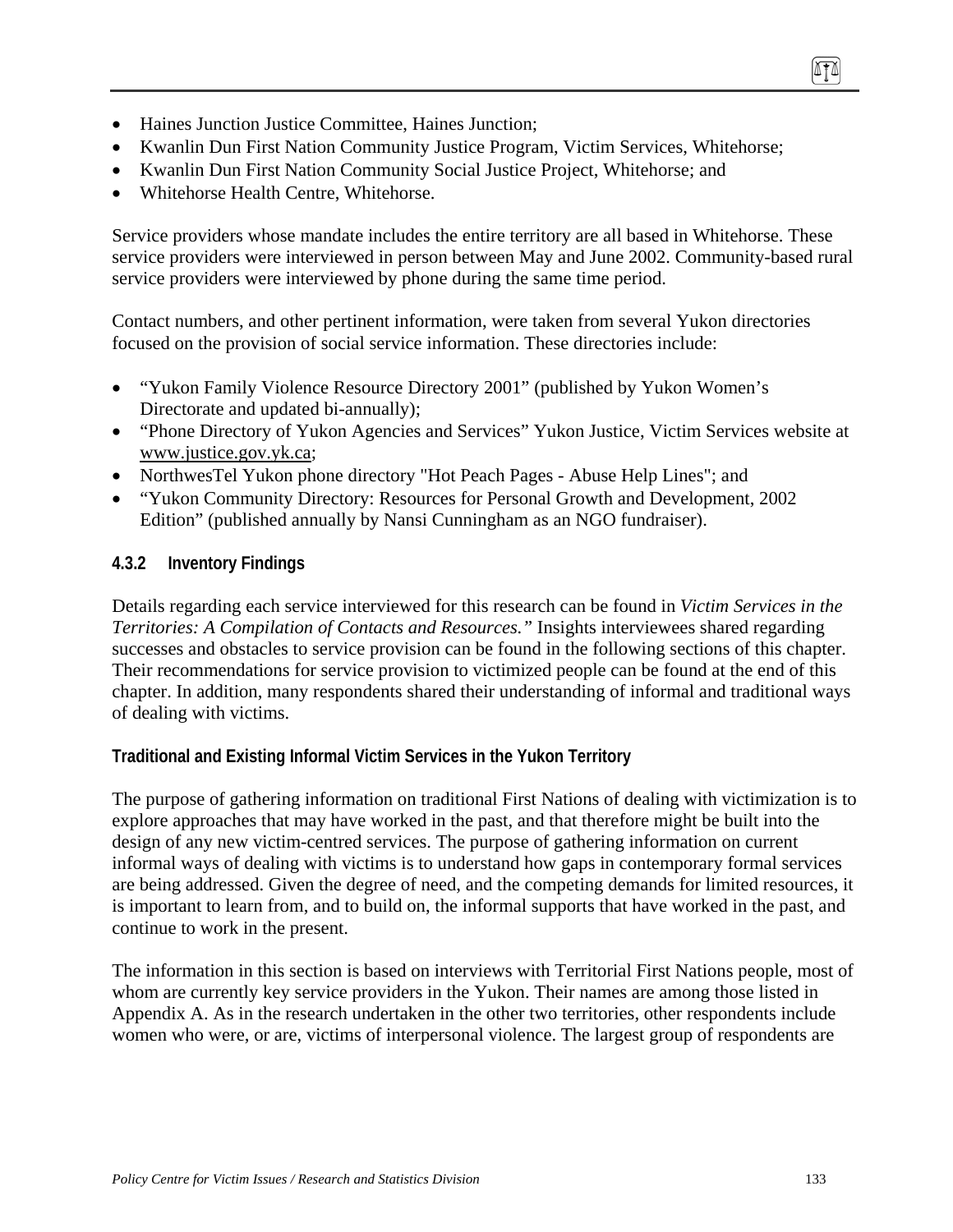- Haines Junction Justice Committee, Haines Junction;
- Kwanlin Dun First Nation Community Justice Program, Victim Services, Whitehorse;
- Kwanlin Dun First Nation Community Social Justice Project, Whitehorse; and
- Whitehorse Health Centre, Whitehorse.

Service providers whose mandate includes the entire territory are all based in Whitehorse. These service providers were interviewed in person between May and June 2002. Community-based rural service providers were interviewed by phone during the same time period.

Contact numbers, and other pertinent information, were taken from several Yukon directories focused on the provision of social service information. These directories include:

- "Yukon Family Violence Resource Directory 2001" (published by Yukon Women's Directorate and updated bi-annually);
- "Phone Directory of Yukon Agencies and Services" Yukon Justice, Victim Services website at www.justice.gov.yk.ca;
- NorthwesTel Yukon phone directory "Hot Peach Pages - Abuse Help Lines"; and
- "Yukon Community Directory: Resources for Personal Growth and Development, 2002 Edition" (published annually by Nansi Cunningham as an NGO fundraiser).

### 4.3.2 Inventory Findings

Details regarding each service interviewed for this research can be found in *Victim Services in the Territories: A Compilation of Contacts and Resources."* Insights interviewees shared regarding successes and obstacles to service provision can be found in the following sections of this chapter. Their recommendations for service provision to victimized people can be found at the end of this chapter. In addition, many respondents shared their understanding of informal and traditional ways of dealing with victims.

#### Traditional and Existing Informal Victim Services in the Yukon Territory

The purpose of gathering information on traditional First Nations of dealing with victimization is to explore approaches that may have worked in the past, and that therefore might be built into the design of any new victim-centred services. The purpose of gathering information on current informal ways of dealing with victims is to understand how gaps in contemporary formal services are being addressed. Given the degree of need, and the competing demands for limited resources, it is important to learn from, and to build on, the informal supports that have worked in the past, and continue to work in the present.

The information in this section is based on interviews with Territorial First Nations people, most of whom are currently key service providers in the Yukon. Their names are among those listed in Appendix A. As in the research undertaken in the other two territories, other respondents include women who were, or are, victims of interpersonal violence. The largest group of respondents are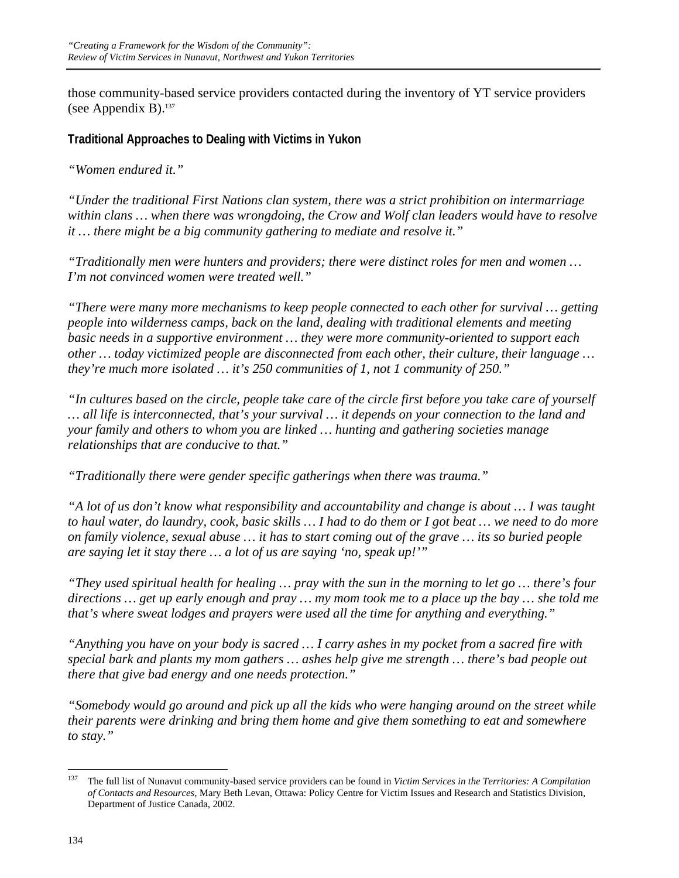those community-based service providers contacted during the inventory of YT service providers (see Appendix B).[137]

### Traditional Approaches to Dealing with Victims in Yukon

*"Women endured it."*

*"Under the traditional First Nations clan system, there was a strict prohibition on intermarriage within clans … when there was wrongdoing, the Crow and Wolf clan leaders would have to resolve it … there might be a big community gathering to mediate and resolve it."*

*"Traditionally men were hunters and providers; there were distinct roles for men and women … I'm not convinced women were treated well."*

*"There were many more mechanisms to keep people connected to each other for survival … getting people into wilderness camps, back on the land, dealing with traditional elements and meeting basic needs in a supportive environment … they were more community-oriented to support each other … today victimized people are disconnected from each other, their culture, their language … they're much more isolated … it's 250 communities of 1, not 1 community of 250."*

*"In cultures based on the circle, people take care of the circle first before you take care of yourself … all life is interconnected, that's your survival … it depends on your connection to the land and your family and others to whom you are linked … hunting and gathering societies manage relationships that are conducive to that."*

*"Traditionally there were gender specific gatherings when there was trauma."*

*"A lot of us don't know what responsibility and accountability and change is about … I was taught to haul water, do laundry, cook, basic skills … I had to do them or I got beat … we need to do more on family violence, sexual abuse … it has to start coming out of the grave … its so buried people are saying let it stay there … a lot of us are saying 'no, speak up!'"*

*"They used spiritual health for healing … pray with the sun in the morning to let go … there's four directions … get up early enough and pray … my mom took me to a place up the bay … she told me that's where sweat lodges and prayers were used all the time for anything and everything."*

*"Anything you have on your body is sacred … I carry ashes in my pocket from a sacred fire with special bark and plants my mom gathers … ashes help give me strength … there's bad people out there that give bad energy and one needs protection."*

*"Somebody would go around and pick up all the kids who were hanging around on the street while their parents were drinking and bring them home and give them something to eat and somewhere to stay."*

---

[137] The full list of Nunavut community-based service providers can be found in *Victim Services in the Territories: A Compilation of Contacts and Resources*, Mary Beth Levan, Ottawa: Policy Centre for Victim Issues and Research and Statistics Division, Department of Justice Canada, 2002.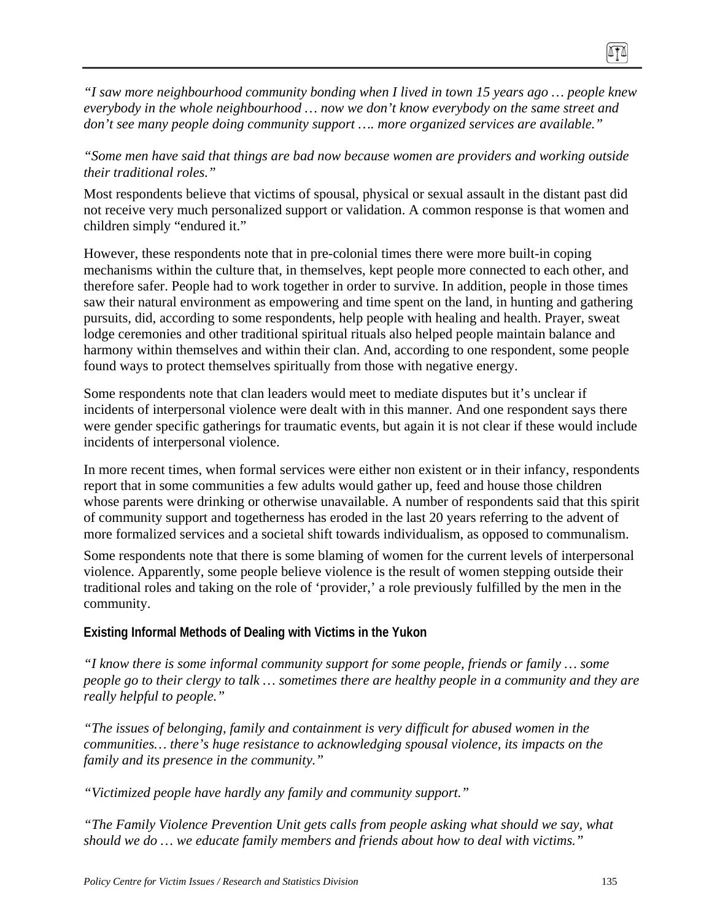*"I saw more neighbourhood community bonding when I lived in town 15 years ago … people knew everybody in the whole neighbourhood … now we don't know everybody on the same street and don't see many people doing community support …. more organized services are available."*

*"Some men have said that things are bad now because women are providers and working outside their traditional roles."*

Most respondents believe that victims of spousal, physical or sexual assault in the distant past did not receive very much personalized support or validation. A common response is that women and children simply "endured it."

However, these respondents note that in pre-colonial times there were more built-in coping mechanisms within the culture that, in themselves, kept people more connected to each other, and therefore safer. People had to work together in order to survive. In addition, people in those times saw their natural environment as empowering and time spent on the land, in hunting and gathering pursuits, did, according to some respondents, help people with healing and health. Prayer, sweat lodge ceremonies and other traditional spiritual rituals also helped people maintain balance and harmony within themselves and within their clan. And, according to one respondent, some people found ways to protect themselves spiritually from those with negative energy.

Some respondents note that clan leaders would meet to mediate disputes but it's unclear if incidents of interpersonal violence were dealt with in this manner. And one respondent says there were gender specific gatherings for traumatic events, but again it is not clear if these would include incidents of interpersonal violence.

In more recent times, when formal services were either non existent or in their infancy, respondents report that in some communities a few adults would gather up, feed and house those children whose parents were drinking or otherwise unavailable. A number of respondents said that this spirit of community support and togetherness has eroded in the last 20 years referring to the advent of more formalized services and a societal shift towards individualism, as opposed to communalism.

Some respondents note that there is some blaming of women for the current levels of interpersonal violence. Apparently, some people believe violence is the result of women stepping outside their traditional roles and taking on the role of 'provider,' a role previously fulfilled by the men in the community.

#### Existing Informal Methods of Dealing with Victims in the Yukon

*"I know there is some informal community support for some people, friends or family … some people go to their clergy to talk … sometimes there are healthy people in a community and they are really helpful to people."*

*"The issues of belonging, family and containment is very difficult for abused women in the communities… there's huge resistance to acknowledging spousal violence, its impacts on the family and its presence in the community."*

*"Victimized people have hardly any family and community support."*

*"The Family Violence Prevention Unit gets calls from people asking what should we say, what should we do … we educate family members and friends about how to deal with victims."*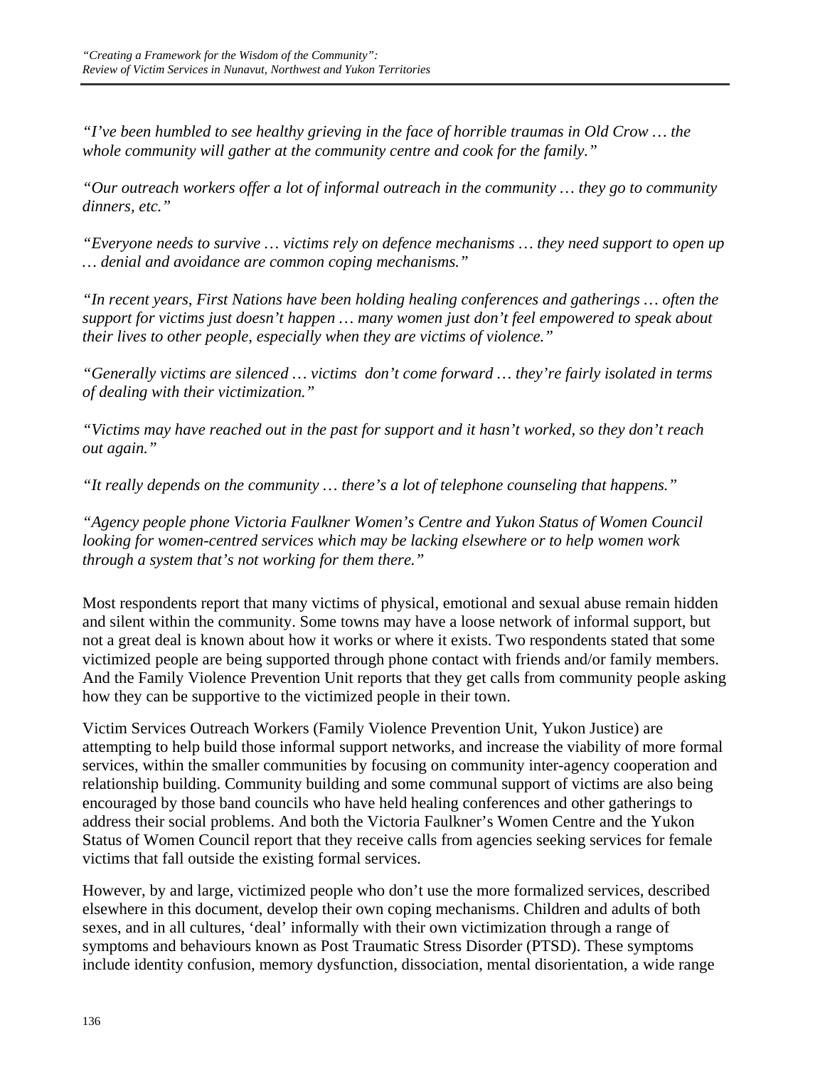*"I've been humbled to see healthy grieving in the face of horrible traumas in Old Crow … the whole community will gather at the community centre and cook for the family."*

*"Our outreach workers offer a lot of informal outreach in the community … they go to community dinners, etc."*

*"Everyone needs to survive … victims rely on defence mechanisms … they need support to open up … denial and avoidance are common coping mechanisms."*

*"In recent years, First Nations have been holding healing conferences and gatherings … often the support for victims just doesn't happen … many women just don't feel empowered to speak about their lives to other people, especially when they are victims of violence."*

*"Generally victims are silenced … victims don't come forward … they're fairly isolated in terms of dealing with their victimization."*

*"Victims may have reached out in the past for support and it hasn't worked, so they don't reach out again."*

*"It really depends on the community … there's a lot of telephone counseling that happens."*

*"Agency people phone Victoria Faulkner Women's Centre and Yukon Status of Women Council looking for women-centred services which may be lacking elsewhere or to help women work through a system that's not working for them there."*

Most respondents report that many victims of physical, emotional and sexual abuse remain hidden and silent within the community. Some towns may have a loose network of informal support, but not a great deal is known about how it works or where it exists. Two respondents stated that some victimized people are being supported through phone contact with friends and/or family members. And the Family Violence Prevention Unit reports that they get calls from community people asking how they can be supportive to the victimized people in their town.

Victim Services Outreach Workers (Family Violence Prevention Unit, Yukon Justice) are attempting to help build those informal support networks, and increase the viability of more formal services, within the smaller communities by focusing on community inter-agency cooperation and relationship building. Community building and some communal support of victims are also being encouraged by those band councils who have held healing conferences and other gatherings to address their social problems. And both the Victoria Faulkner's Women Centre and the Yukon Status of Women Council report that they receive calls from agencies seeking services for female victims that fall outside the existing formal services.

However, by and large, victimized people who don't use the more formalized services, described elsewhere in this document, develop their own coping mechanisms. Children and adults of both sexes, and in all cultures, 'deal' informally with their own victimization through a range of symptoms and behaviours known as Post Traumatic Stress Disorder (PTSD). These symptoms include identity confusion, memory dysfunction, dissociation, mental disorientation, a wide range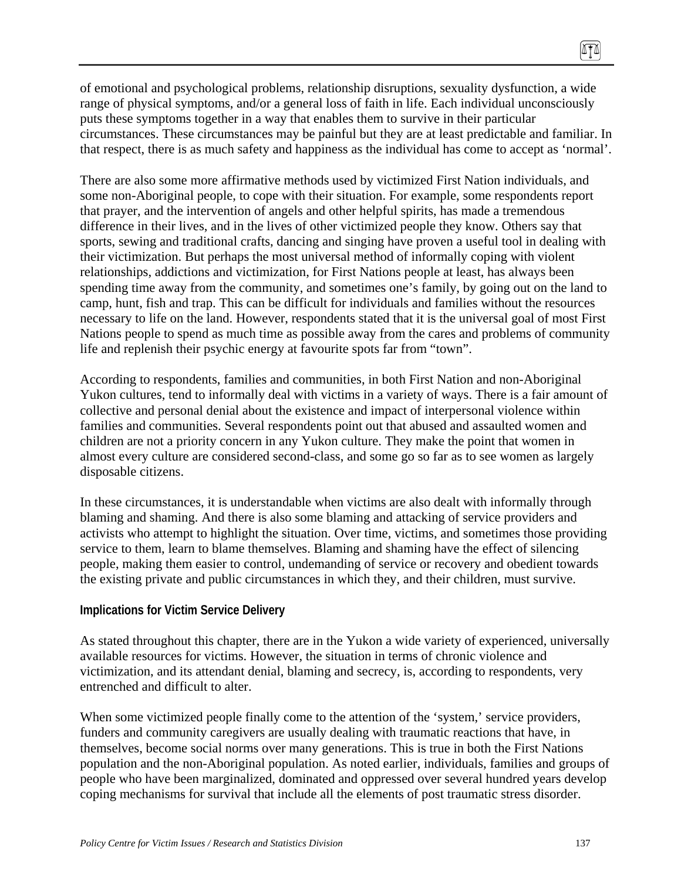of emotional and psychological problems, relationship disruptions, sexuality dysfunction, a wide range of physical symptoms, and/or a general loss of faith in life. Each individual unconsciously puts these symptoms together in a way that enables them to survive in their particular circumstances. These circumstances may be painful but they are at least predictable and familiar. In that respect, there is as much safety and happiness as the individual has come to accept as 'normal'.

There are also some more affirmative methods used by victimized First Nation individuals, and some non-Aboriginal people, to cope with their situation. For example, some respondents report that prayer, and the intervention of angels and other helpful spirits, has made a tremendous difference in their lives, and in the lives of other victimized people they know. Others say that sports, sewing and traditional crafts, dancing and singing have proven a useful tool in dealing with their victimization. But perhaps the most universal method of informally coping with violent relationships, addictions and victimization, for First Nations people at least, has always been spending time away from the community, and sometimes one's family, by going out on the land to camp, hunt, fish and trap. This can be difficult for individuals and families without the resources necessary to life on the land. However, respondents stated that it is the universal goal of most First Nations people to spend as much time as possible away from the cares and problems of community life and replenish their psychic energy at favourite spots far from "town".

According to respondents, families and communities, in both First Nation and non-Aboriginal Yukon cultures, tend to informally deal with victims in a variety of ways. There is a fair amount of collective and personal denial about the existence and impact of interpersonal violence within families and communities. Several respondents point out that abused and assaulted women and children are not a priority concern in any Yukon culture. They make the point that women in almost every culture are considered second-class, and some go so far as to see women as largely disposable citizens.

In these circumstances, it is understandable when victims are also dealt with informally through blaming and shaming. And there is also some blaming and attacking of service providers and activists who attempt to highlight the situation. Over time, victims, and sometimes those providing service to them, learn to blame themselves. Blaming and shaming have the effect of silencing people, making them easier to control, undemanding of service or recovery and obedient towards the existing private and public circumstances in which they, and their children, must survive.

#### Implications for Victim Service Delivery

As stated throughout this chapter, there are in the Yukon a wide variety of experienced, universally available resources for victims. However, the situation in terms of chronic violence and victimization, and its attendant denial, blaming and secrecy, is, according to respondents, very entrenched and difficult to alter.

When some victimized people finally come to the attention of the 'system,' service providers, funders and community caregivers are usually dealing with traumatic reactions that have, in themselves, become social norms over many generations. This is true in both the First Nations population and the non-Aboriginal population. As noted earlier, individuals, families and groups of people who have been marginalized, dominated and oppressed over several hundred years develop coping mechanisms for survival that include all the elements of post traumatic stress disorder.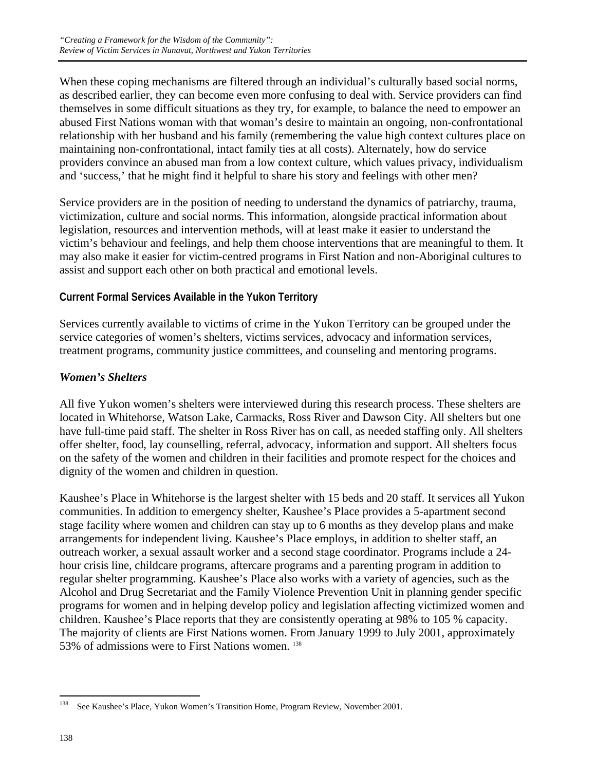When these coping mechanisms are filtered through an individual's culturally based social norms, as described earlier, they can become even more confusing to deal with. Service providers can find themselves in some difficult situations as they try, for example, to balance the need to empower an abused First Nations woman with that woman's desire to maintain an ongoing, non-confrontational relationship with her husband and his family (remembering the value high context cultures place on maintaining non-confrontational, intact family ties at all costs). Alternately, how do service providers convince an abused man from a low context culture, which values privacy, individualism and 'success,' that he might find it helpful to share his story and feelings with other men?

Service providers are in the position of needing to understand the dynamics of patriarchy, trauma, victimization, culture and social norms. This information, alongside practical information about legislation, resources and intervention methods, will at least make it easier to understand the victim's behaviour and feelings, and help them choose interventions that are meaningful to them. It may also make it easier for victim-centred programs in First Nation and non-Aboriginal cultures to assist and support each other on both practical and emotional levels.

### Current Formal Services Available in the Yukon Territory

Services currently available to victims of crime in the Yukon Territory can be grouped under the service categories of women's shelters, victims services, advocacy and information services, treatment programs, community justice committees, and counseling and mentoring programs.

#### *Women's Shelters*

All five Yukon women's shelters were interviewed during this research process. These shelters are located in Whitehorse, Watson Lake, Carmacks, Ross River and Dawson City. All shelters but one have full-time paid staff. The shelter in Ross River has on call, as needed staffing only. All shelters offer shelter, food, lay counselling, referral, advocacy, information and support. All shelters focus on the safety of the women and children in their facilities and promote respect for the choices and dignity of the women and children in question.

Kaushee's Place in Whitehorse is the largest shelter with 15 beds and 20 staff. It services all Yukon communities. In addition to emergency shelter, Kaushee's Place provides a 5-apartment second stage facility where women and children can stay up to 6 months as they develop plans and make arrangements for independent living. Kaushee's Place employs, in addition to shelter staff, an outreach worker, a sexual assault worker and a second stage coordinator. Programs include a 24-hour crisis line, childcare programs, aftercare programs and a parenting program in addition to regular shelter programming. Kaushee's Place also works with a variety of agencies, such as the Alcohol and Drug Secretariat and the Family Violence Prevention Unit in planning gender specific programs for women and in helping develop policy and legislation affecting victimized women and children. Kaushee's Place reports that they are consistently operating at 98% to 105 % capacity. The majority of clients are First Nations women. From January 1999 to July 2001, approximately 53% of admissions were to First Nations women. [138]

---

[138] See Kaushee's Place, Yukon Women's Transition Home, Program Review, November 2001.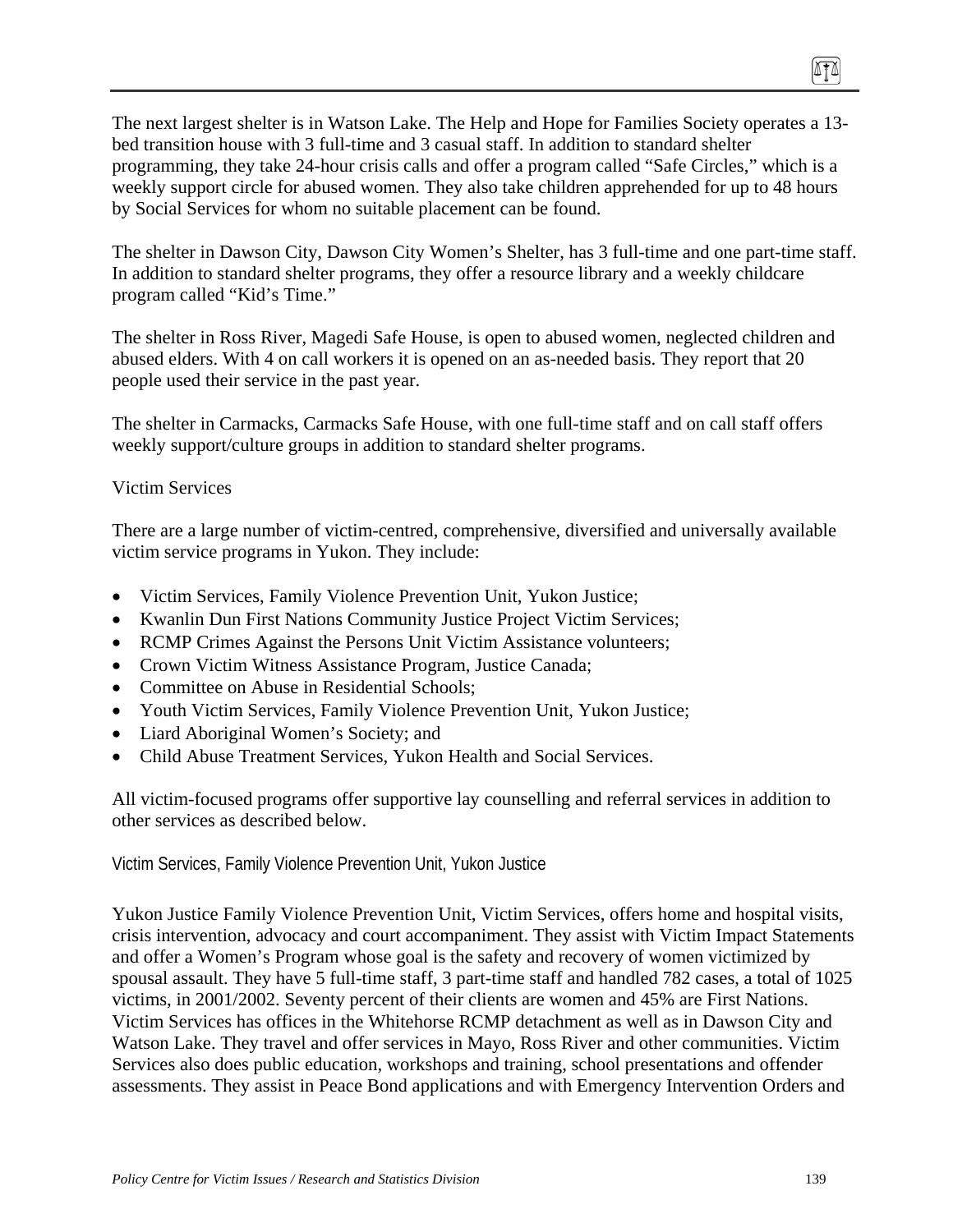The next largest shelter is in Watson Lake. The Help and Hope for Families Society operates a 13-bed transition house with 3 full-time and 3 casual staff. In addition to standard shelter programming, they take 24-hour crisis calls and offer a program called "Safe Circles," which is a weekly support circle for abused women. They also take children apprehended for up to 48 hours by Social Services for whom no suitable placement can be found.

The shelter in Dawson City, Dawson City Women's Shelter, has 3 full-time and one part-time staff. In addition to standard shelter programs, they offer a resource library and a weekly childcare program called "Kid's Time."

The shelter in Ross River, Magedi Safe House, is open to abused women, neglected children and abused elders. With 4 on call workers it is opened on an as-needed basis. They report that 20 people used their service in the past year.

The shelter in Carmacks, Carmacks Safe House, with one full-time staff and on call staff offers weekly support/culture groups in addition to standard shelter programs.

### Victim Services

There are a large number of victim-centred, comprehensive, diversified and universally available victim service programs in Yukon. They include:

- Victim Services, Family Violence Prevention Unit, Yukon Justice;
- Kwanlin Dun First Nations Community Justice Project Victim Services;
- RCMP Crimes Against the Persons Unit Victim Assistance volunteers;
- Crown Victim Witness Assistance Program, Justice Canada;
- Committee on Abuse in Residential Schools;
- Youth Victim Services, Family Violence Prevention Unit, Yukon Justice;
- Liard Aboriginal Women's Society; and
- Child Abuse Treatment Services, Yukon Health and Social Services.

All victim-focused programs offer supportive lay counselling and referral services in addition to other services as described below.

#### Victim Services, Family Violence Prevention Unit, Yukon Justice

Yukon Justice Family Violence Prevention Unit, Victim Services, offers home and hospital visits, crisis intervention, advocacy and court accompaniment. They assist with Victim Impact Statements and offer a Women's Program whose goal is the safety and recovery of women victimized by spousal assault. They have 5 full-time staff, 3 part-time staff and handled 782 cases, a total of 1025 victims, in 2001/2002. Seventy percent of their clients are women and 45% are First Nations. Victim Services has offices in the Whitehorse RCMP detachment as well as in Dawson City and Watson Lake. They travel and offer services in Mayo, Ross River and other communities. Victim Services also does public education, workshops and training, school presentations and offender assessments. They assist in Peace Bond applications and with Emergency Intervention Orders and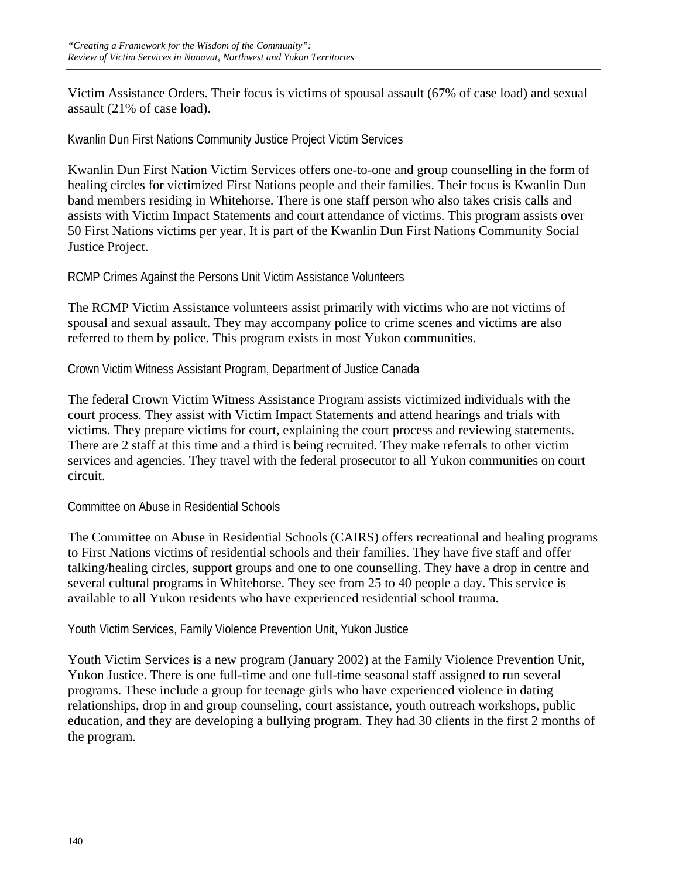Victim Assistance Orders. Their focus is victims of spousal assault (67% of case load) and sexual assault (21% of case load).

### Kwanlin Dun First Nations Community Justice Project Victim Services

Kwanlin Dun First Nation Victim Services offers one-to-one and group counselling in the form of healing circles for victimized First Nations people and their families. Their focus is Kwanlin Dun band members residing in Whitehorse. There is one staff person who also takes crisis calls and assists with Victim Impact Statements and court attendance of victims. This program assists over 50 First Nations victims per year. It is part of the Kwanlin Dun First Nations Community Social Justice Project.

### RCMP Crimes Against the Persons Unit Victim Assistance Volunteers

The RCMP Victim Assistance volunteers assist primarily with victims who are not victims of spousal and sexual assault. They may accompany police to crime scenes and victims are also referred to them by police. This program exists in most Yukon communities.

### Crown Victim Witness Assistant Program, Department of Justice Canada

The federal Crown Victim Witness Assistance Program assists victimized individuals with the court process. They assist with Victim Impact Statements and attend hearings and trials with victims. They prepare victims for court, explaining the court process and reviewing statements. There are 2 staff at this time and a third is being recruited. They make referrals to other victim services and agencies. They travel with the federal prosecutor to all Yukon communities on court circuit.

### Committee on Abuse in Residential Schools

The Committee on Abuse in Residential Schools (CAIRS) offers recreational and healing programs to First Nations victims of residential schools and their families. They have five staff and offer talking/healing circles, support groups and one to one counselling. They have a drop in centre and several cultural programs in Whitehorse. They see from 25 to 40 people a day. This service is available to all Yukon residents who have experienced residential school trauma.

### Youth Victim Services, Family Violence Prevention Unit, Yukon Justice

Youth Victim Services is a new program (January 2002) at the Family Violence Prevention Unit, Yukon Justice. There is one full-time and one full-time seasonal staff assigned to run several programs. These include a group for teenage girls who have experienced violence in dating relationships, drop in and group counseling, court assistance, youth outreach workshops, public education, and they are developing a bullying program. They had 30 clients in the first 2 months of the program.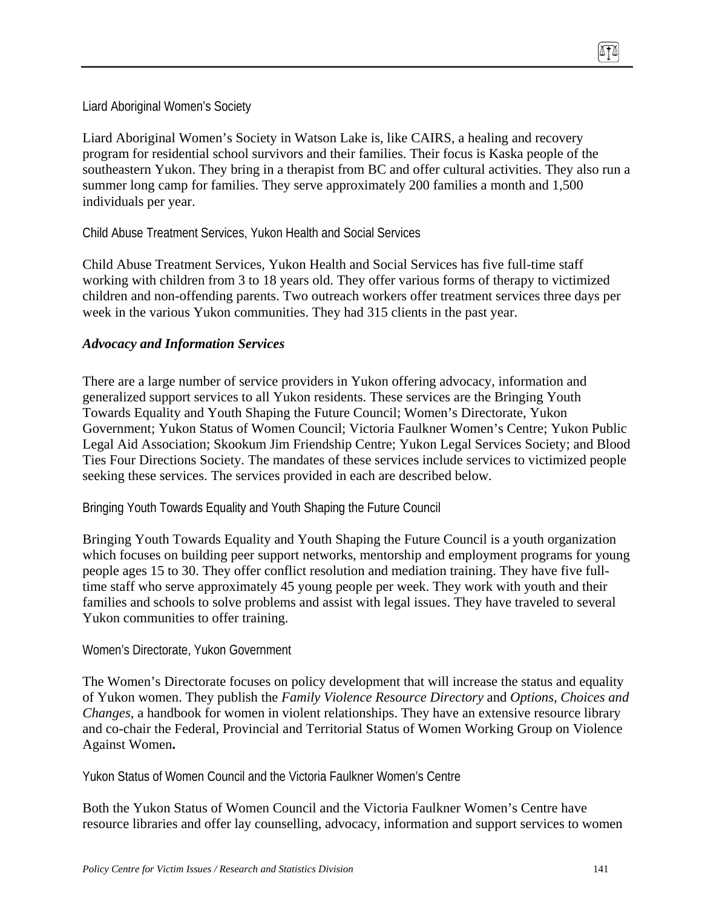#### Liard Aboriginal Women's Society

Liard Aboriginal Women's Society in Watson Lake is, like CAIRS, a healing and recovery program for residential school survivors and their families. Their focus is Kaska people of the southeastern Yukon. They bring in a therapist from BC and offer cultural activities. They also run a summer long camp for families. They serve approximately 200 families a month and 1,500 individuals per year.

#### Child Abuse Treatment Services, Yukon Health and Social Services

Child Abuse Treatment Services, Yukon Health and Social Services has five full-time staff working with children from 3 to 18 years old. They offer various forms of therapy to victimized children and non-offending parents. Two outreach workers offer treatment services three days per week in the various Yukon communities. They had 315 clients in the past year.

### *Advocacy and Information Services*

There are a large number of service providers in Yukon offering advocacy, information and generalized support services to all Yukon residents. These services are the Bringing Youth Towards Equality and Youth Shaping the Future Council; Women's Directorate, Yukon Government; Yukon Status of Women Council; Victoria Faulkner Women's Centre; Yukon Public Legal Aid Association; Skookum Jim Friendship Centre; Yukon Legal Services Society; and Blood Ties Four Directions Society. The mandates of these services include services to victimized people seeking these services. The services provided in each are described below.

#### Bringing Youth Towards Equality and Youth Shaping the Future Council

Bringing Youth Towards Equality and Youth Shaping the Future Council is a youth organization which focuses on building peer support networks, mentorship and employment programs for young people ages 15 to 30. They offer conflict resolution and mediation training. They have five full-time staff who serve approximately 45 young people per week. They work with youth and their families and schools to solve problems and assist with legal issues. They have traveled to several Yukon communities to offer training.

#### Women's Directorate, Yukon Government

The Women's Directorate focuses on policy development that will increase the status and equality of Yukon women. They publish the *Family Violence Resource Directory* and *Options, Choices and Changes*, a handbook for women in violent relationships. They have an extensive resource library and co-chair the Federal, Provincial and Territorial Status of Women Working Group on Violence Against Women.

#### Yukon Status of Women Council and the Victoria Faulkner Women's Centre

Both the Yukon Status of Women Council and the Victoria Faulkner Women's Centre have resource libraries and offer lay counselling, advocacy, information and support services to women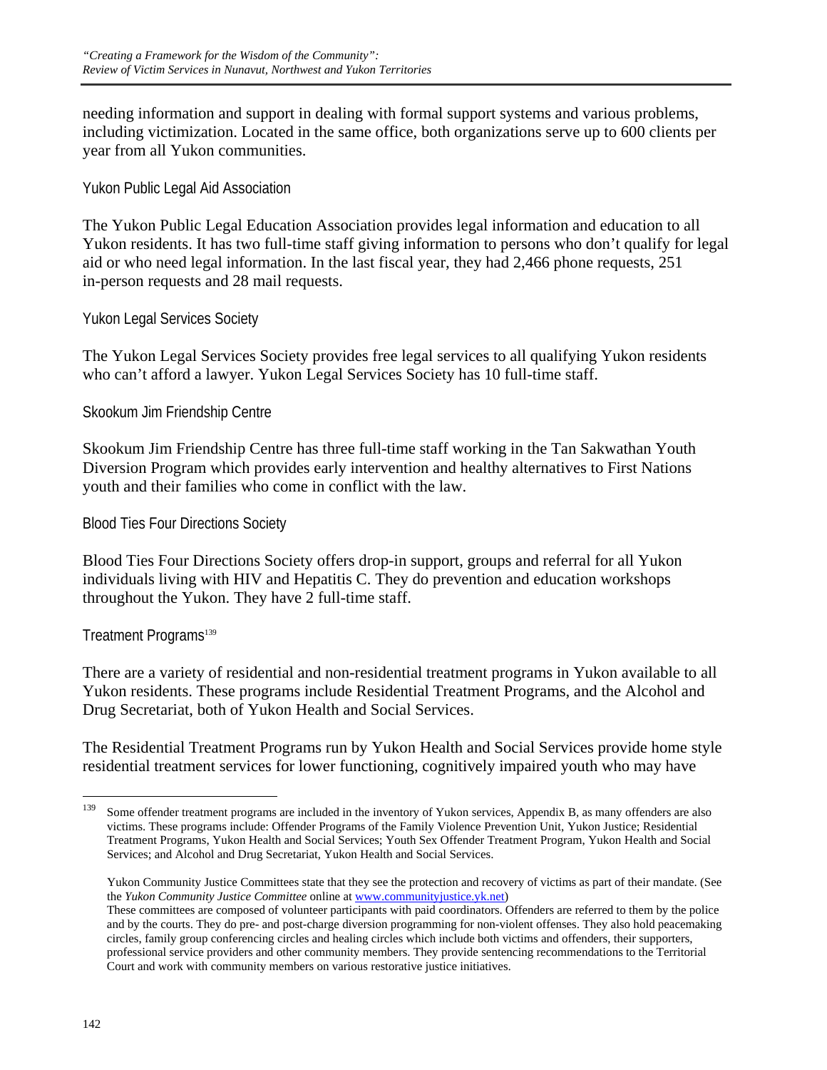needing information and support in dealing with formal support systems and various problems, including victimization. Located in the same office, both organizations serve up to 600 clients per year from all Yukon communities.

### Yukon Public Legal Aid Association

The Yukon Public Legal Education Association provides legal information and education to all Yukon residents. It has two full-time staff giving information to persons who don't qualify for legal aid or who need legal information. In the last fiscal year, they had 2,466 phone requests, 251 in-person requests and 28 mail requests.

### Yukon Legal Services Society

The Yukon Legal Services Society provides free legal services to all qualifying Yukon residents who can't afford a lawyer. Yukon Legal Services Society has 10 full-time staff.

### Skookum Jim Friendship Centre

Skookum Jim Friendship Centre has three full-time staff working in the Tan Sakwathan Youth Diversion Program which provides early intervention and healthy alternatives to First Nations youth and their families who come in conflict with the law.

### Blood Ties Four Directions Society

Blood Ties Four Directions Society offers drop-in support, groups and referral for all Yukon individuals living with HIV and Hepatitis C. They do prevention and education workshops throughout the Yukon. They have 2 full-time staff.

### Treatment Programs[139]

There are a variety of residential and non-residential treatment programs in Yukon available to all Yukon residents. These programs include Residential Treatment Programs, and the Alcohol and Drug Secretariat, both of Yukon Health and Social Services.

The Residential Treatment Programs run by Yukon Health and Social Services provide home style residential treatment services for lower functioning, cognitively impaired youth who may have

---

[139] Some offender treatment programs are included in the inventory of Yukon services, Appendix B, as many offenders are also victims. These programs include: Offender Programs of the Family Violence Prevention Unit, Yukon Justice; Residential Treatment Programs, Yukon Health and Social Services; Youth Sex Offender Treatment Program, Yukon Health and Social Services; and Alcohol and Drug Secretariat, Yukon Health and Social Services.

Yukon Community Justice Committees state that they see the protection and recovery of victims as part of their mandate. (See the *Yukon Community Justice Committee* online at www.communityjustice.yk.net)
These committees are composed of volunteer participants with paid coordinators. Offenders are referred to them by the police and by the courts. They do pre- and post-charge diversion programming for non-violent offenses. They also hold peacemaking circles, family group conferencing circles and healing circles which include both victims and offenders, their supporters, professional service providers and other community members. They provide sentencing recommendations to the Territorial Court and work with community members on various restorative justice initiatives.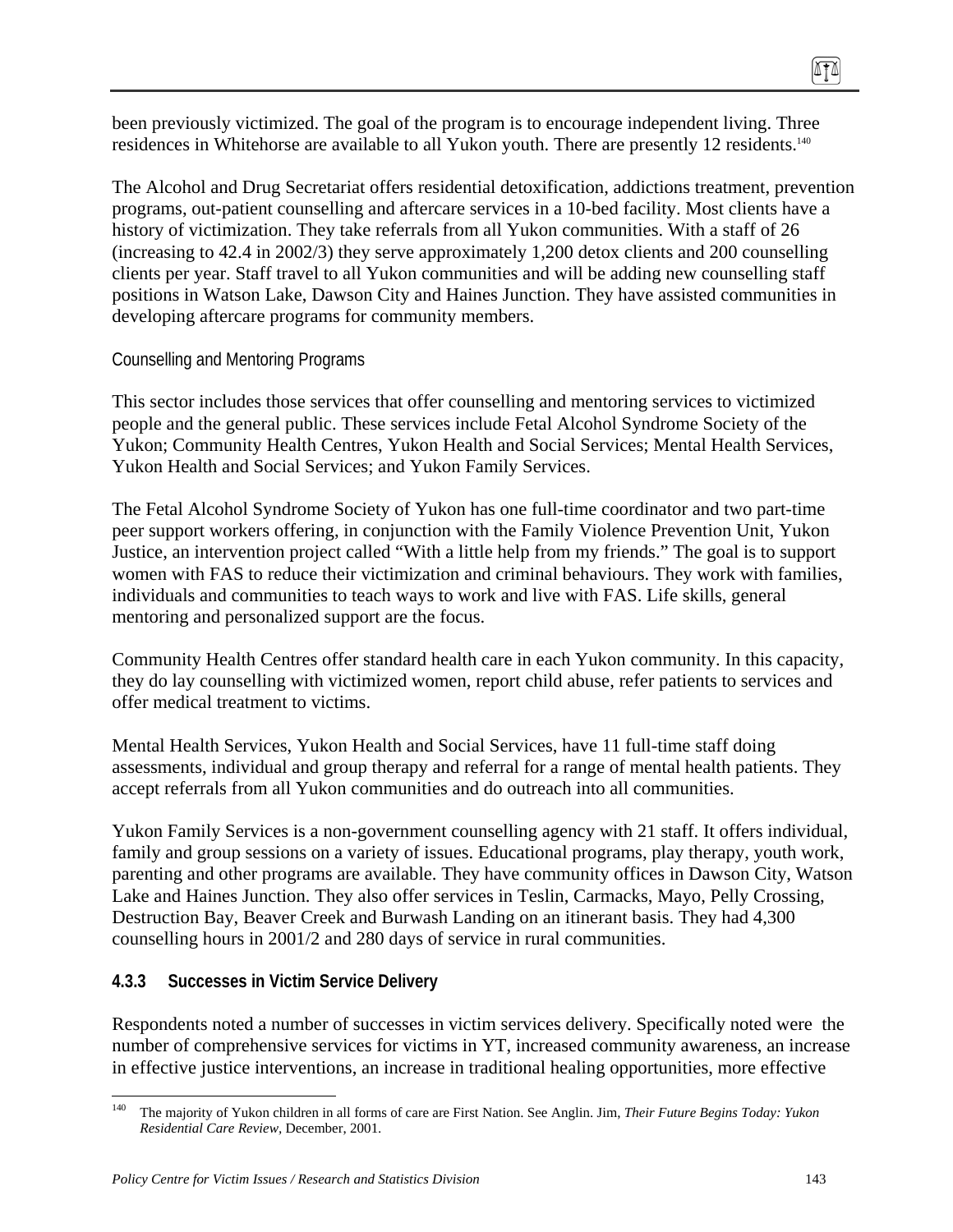been previously victimized. The goal of the program is to encourage independent living. Three residences in Whitehorse are available to all Yukon youth. There are presently 12 residents.[140]

The Alcohol and Drug Secretariat offers residential detoxification, addictions treatment, prevention programs, out-patient counselling and aftercare services in a 10-bed facility. Most clients have a history of victimization. They take referrals from all Yukon communities. With a staff of 26 (increasing to 42.4 in 2002/3) they serve approximately 1,200 detox clients and 200 counselling clients per year. Staff travel to all Yukon communities and will be adding new counselling staff positions in Watson Lake, Dawson City and Haines Junction. They have assisted communities in developing aftercare programs for community members.

Counselling and Mentoring Programs

This sector includes those services that offer counselling and mentoring services to victimized people and the general public. These services include Fetal Alcohol Syndrome Society of the Yukon; Community Health Centres, Yukon Health and Social Services; Mental Health Services, Yukon Health and Social Services; and Yukon Family Services.

The Fetal Alcohol Syndrome Society of Yukon has one full-time coordinator and two part-time peer support workers offering, in conjunction with the Family Violence Prevention Unit, Yukon Justice, an intervention project called “With a little help from my friends.” The goal is to support women with FAS to reduce their victimization and criminal behaviours. They work with families, individuals and communities to teach ways to work and live with FAS. Life skills, general mentoring and personalized support are the focus.

Community Health Centres offer standard health care in each Yukon community. In this capacity, they do lay counselling with victimized women, report child abuse, refer patients to services and offer medical treatment to victims.

Mental Health Services, Yukon Health and Social Services, have 11 full-time staff doing assessments, individual and group therapy and referral for a range of mental health patients. They accept referrals from all Yukon communities and do outreach into all communities.

Yukon Family Services is a non-government counselling agency with 21 staff. It offers individual, family and group sessions on a variety of issues. Educational programs, play therapy, youth work, parenting and other programs are available. They have community offices in Dawson City, Watson Lake and Haines Junction. They also offer services in Teslin, Carmacks, Mayo, Pelly Crossing, Destruction Bay, Beaver Creek and Burwash Landing on an itinerant basis. They had 4,300 counselling hours in 2001/2 and 280 days of service in rural communities.

### 4.3.3 Successes in Victim Service Delivery

Respondents noted a number of successes in victim services delivery. Specifically noted were the number of comprehensive services for victims in YT, increased community awareness, an increase in effective justice interventions, an increase in traditional healing opportunities, more effective

---

[140] The majority of Yukon children in all forms of care are First Nation. See Anglin. Jim, *Their Future Begins Today: Yukon Residential Care Review*, December, 2001.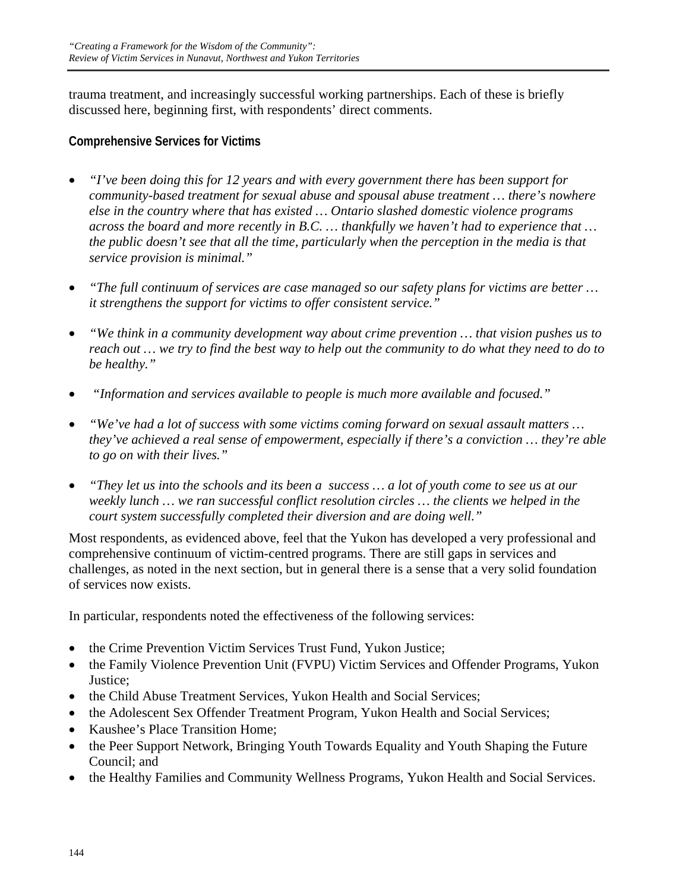trauma treatment, and increasingly successful working partnerships. Each of these is briefly discussed here, beginning first, with respondents' direct comments.

### Comprehensive Services for Victims

- *"I've been doing this for 12 years and with every government there has been support for community-based treatment for sexual abuse and spousal abuse treatment … there's nowhere else in the country where that has existed … Ontario slashed domestic violence programs across the board and more recently in B.C. … thankfully we haven't had to experience that … the public doesn't see that all the time, particularly when the perception in the media is that service provision is minimal."*

- *"The full continuum of services are case managed so our safety plans for victims are better … it strengthens the support for victims to offer consistent service."*

- *"We think in a community development way about crime prevention … that vision pushes us to reach out … we try to find the best way to help out the community to do what they need to do to be healthy."*

- *"Information and services available to people is much more available and focused."*

- *"We've had a lot of success with some victims coming forward on sexual assault matters … they've achieved a real sense of empowerment, especially if there's a conviction … they're able to go on with their lives."*

- *"They let us into the schools and its been a success … a lot of youth come to see us at our weekly lunch … we ran successful conflict resolution circles … the clients we helped in the court system successfully completed their diversion and are doing well."*

Most respondents, as evidenced above, feel that the Yukon has developed a very professional and comprehensive continuum of victim-centred programs. There are still gaps in services and challenges, as noted in the next section, but in general there is a sense that a very solid foundation of services now exists.

In particular, respondents noted the effectiveness of the following services:

- the Crime Prevention Victim Services Trust Fund, Yukon Justice;
- the Family Violence Prevention Unit (FVPU) Victim Services and Offender Programs, Yukon Justice;
- the Child Abuse Treatment Services, Yukon Health and Social Services;
- the Adolescent Sex Offender Treatment Program, Yukon Health and Social Services;
- Kaushee's Place Transition Home;
- the Peer Support Network, Bringing Youth Towards Equality and Youth Shaping the Future Council; and
- the Healthy Families and Community Wellness Programs, Yukon Health and Social Services.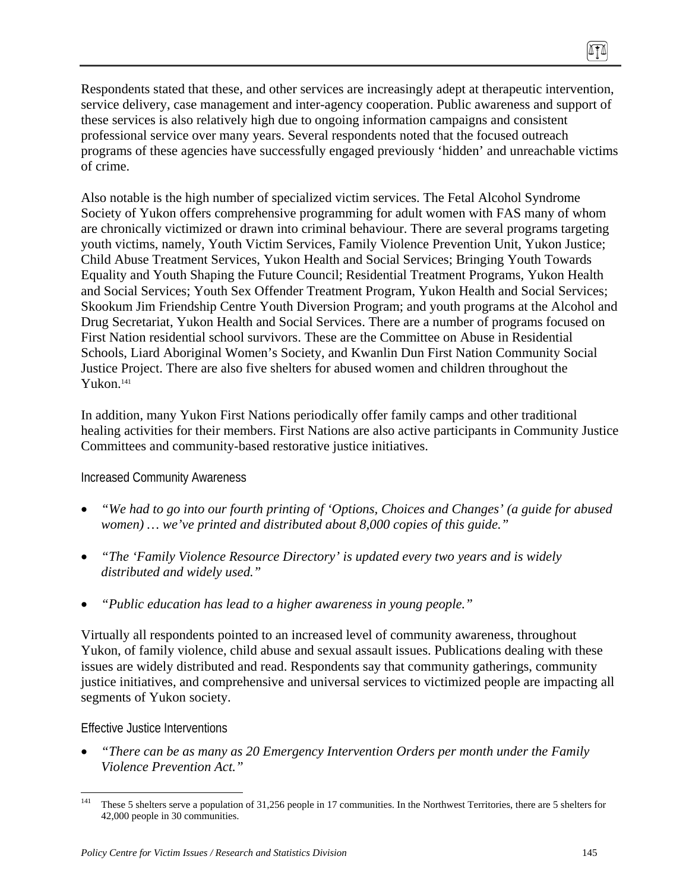Respondents stated that these, and other services are increasingly adept at therapeutic intervention, service delivery, case management and inter-agency cooperation. Public awareness and support of these services is also relatively high due to ongoing information campaigns and consistent professional service over many years. Several respondents noted that the focused outreach programs of these agencies have successfully engaged previously 'hidden' and unreachable victims of crime.

Also notable is the high number of specialized victim services. The Fetal Alcohol Syndrome Society of Yukon offers comprehensive programming for adult women with FAS many of whom are chronically victimized or drawn into criminal behaviour. There are several programs targeting youth victims, namely, Youth Victim Services, Family Violence Prevention Unit, Yukon Justice; Child Abuse Treatment Services, Yukon Health and Social Services; Bringing Youth Towards Equality and Youth Shaping the Future Council; Residential Treatment Programs, Yukon Health and Social Services; Youth Sex Offender Treatment Program, Yukon Health and Social Services; Skookum Jim Friendship Centre Youth Diversion Program; and youth programs at the Alcohol and Drug Secretariat, Yukon Health and Social Services. There are a number of programs focused on First Nation residential school survivors. These are the Committee on Abuse in Residential Schools, Liard Aboriginal Women's Society, and Kwanlin Dun First Nation Community Social Justice Project. There are also five shelters for abused women and children throughout the Yukon.[141]

In addition, many Yukon First Nations periodically offer family camps and other traditional healing activities for their members. First Nations are also active participants in Community Justice Committees and community-based restorative justice initiatives.

### Increased Community Awareness

- *"We had to go into our fourth printing of 'Options, Choices and Changes' (a guide for abused women) … we've printed and distributed about 8,000 copies of this guide."*
- *"The 'Family Violence Resource Directory' is updated every two years and is widely distributed and widely used."*
- *"Public education has lead to a higher awareness in young people."*

Virtually all respondents pointed to an increased level of community awareness, throughout Yukon, of family violence, child abuse and sexual assault issues. Publications dealing with these issues are widely distributed and read. Respondents say that community gatherings, community justice initiatives, and comprehensive and universal services to victimized people are impacting all segments of Yukon society.

### Effective Justice Interventions

- *"There can be as many as 20 Emergency Intervention Orders per month under the Family Violence Prevention Act."*

---

[141] These 5 shelters serve a population of 31,256 people in 17 communities. In the Northwest Territories, there are 5 shelters for 42,000 people in 30 communities.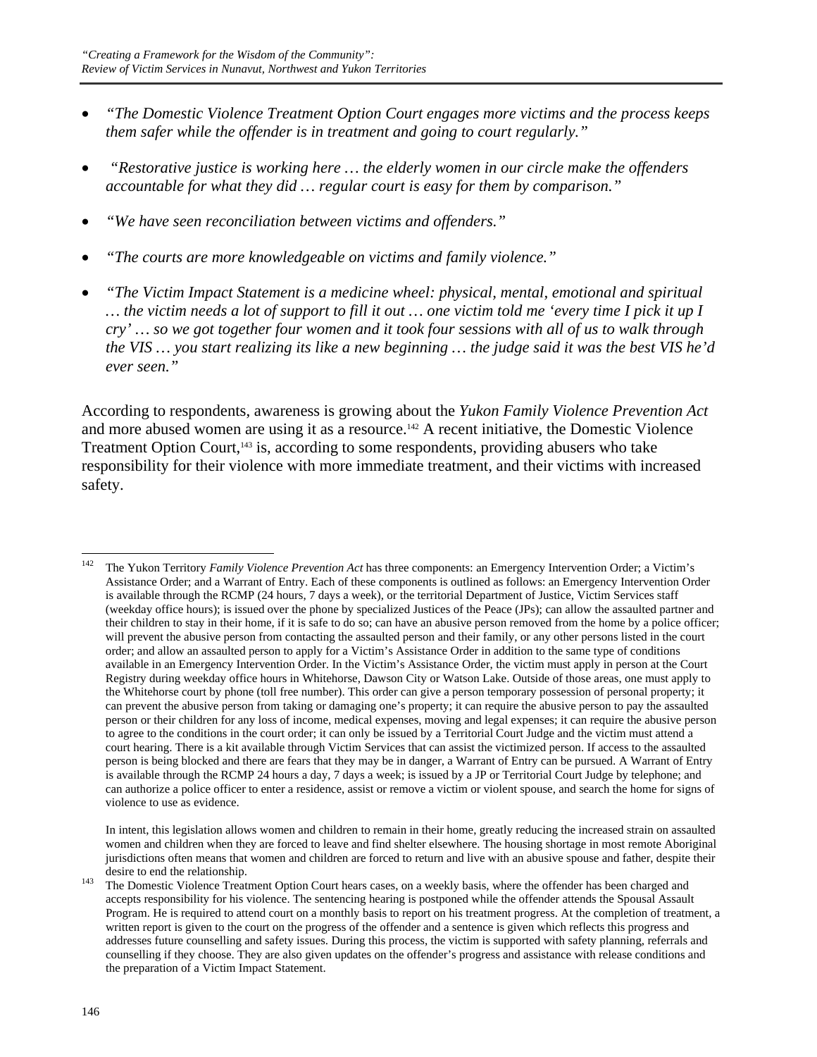- *"The Domestic Violence Treatment Option Court engages more victims and the process keeps them safer while the offender is in treatment and going to court regularly."*

- *"Restorative justice is working here … the elderly women in our circle make the offenders accountable for what they did … regular court is easy for them by comparison."*

- *"We have seen reconciliation between victims and offenders."*

- *"The courts are more knowledgeable on victims and family violence."*

- *"The Victim Impact Statement is a medicine wheel: physical, mental, emotional and spiritual … the victim needs a lot of support to fill it out … one victim told me 'every time I pick it up I cry' … so we got together four women and it took four sessions with all of us to walk through the VIS … you start realizing its like a new beginning … the judge said it was the best VIS he'd ever seen."*

According to respondents, awareness is growing about the *Yukon Family Violence Prevention Act* and more abused women are using it as a resource.[142] A recent initiative, the Domestic Violence Treatment Option Court,[143] is, according to some respondents, providing abusers who take responsibility for their violence with more immediate treatment, and their victims with increased safety.

---

[142] The Yukon Territory *Family Violence Prevention Act* has three components: an Emergency Intervention Order; a Victim's Assistance Order; and a Warrant of Entry. Each of these components is outlined as follows: an Emergency Intervention Order is available through the RCMP (24 hours, 7 days a week), or the territorial Department of Justice, Victim Services staff (weekday office hours); is issued over the phone by specialized Justices of the Peace (JPs); can allow the assaulted partner and their children to stay in their home, if it is safe to do so; can have an abusive person removed from the home by a police officer; will prevent the abusive person from contacting the assaulted person and their family, or any other persons listed in the court order; and allow an assaulted person to apply for a Victim's Assistance Order in addition to the same type of conditions available in an Emergency Intervention Order. In the Victim's Assistance Order, the victim must apply in person at the Court Registry during weekday office hours in Whitehorse, Dawson City or Watson Lake. Outside of those areas, one must apply to the Whitehorse court by phone (toll free number). This order can give a person temporary possession of personal property; it can prevent the abusive person from taking or damaging one's property; it can require the abusive person to pay the assaulted person or their children for any loss of income, medical expenses, moving and legal expenses; it can require the abusive person to agree to the conditions in the court order; it can only be issued by a Territorial Court Judge and the victim must attend a court hearing. There is a kit available through Victim Services that can assist the victimized person. If access to the assaulted person is being blocked and there are fears that they may be in danger, a Warrant of Entry can be pursued. A Warrant of Entry is available through the RCMP 24 hours a day, 7 days a week; is issued by a JP or Territorial Court Judge by telephone; and can authorize a police officer to enter a residence, assist or remove a victim or violent spouse, and search the home for signs of violence to use as evidence.

In intent, this legislation allows women and children to remain in their home, greatly reducing the increased strain on assaulted women and children when they are forced to leave and find shelter elsewhere. The housing shortage in most remote Aboriginal jurisdictions often means that women and children are forced to return and live with an abusive spouse and father, despite their desire to end the relationship.

[143] The Domestic Violence Treatment Option Court hears cases, on a weekly basis, where the offender has been charged and accepts responsibility for his violence. The sentencing hearing is postponed while the offender attends the Spousal Assault Program. He is required to attend court on a monthly basis to report on his treatment progress. At the completion of treatment, a written report is given to the court on the progress of the offender and a sentence is given which reflects this progress and addresses future counselling and safety issues. During this process, the victim is supported with safety planning, referrals and counselling if they choose. They are also given updates on the offender's progress and assistance with release conditions and the preparation of a Victim Impact Statement.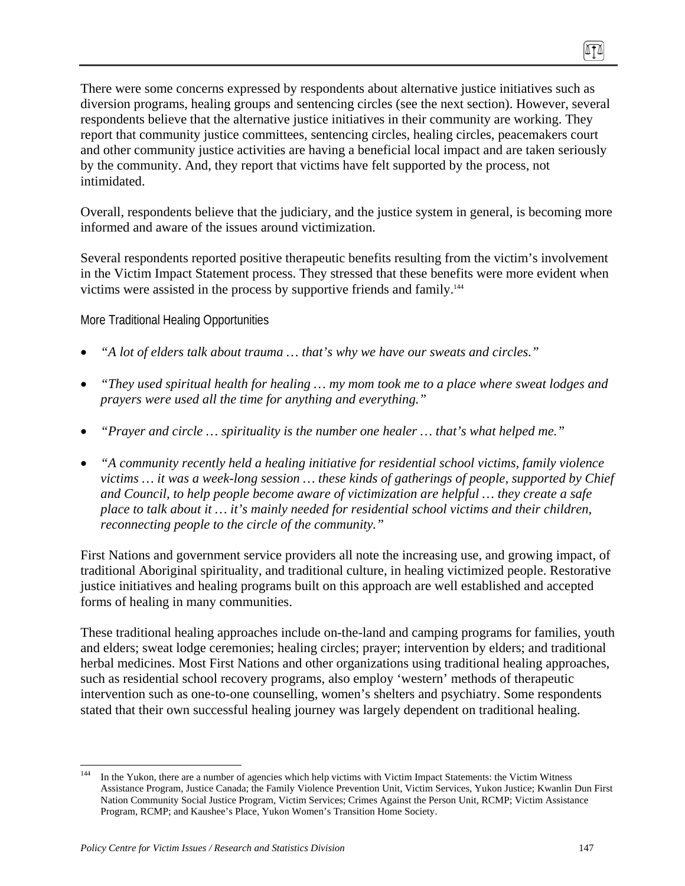There were some concerns expressed by respondents about alternative justice initiatives such as diversion programs, healing groups and sentencing circles (see the next section). However, several respondents believe that the alternative justice initiatives in their community are working. They report that community justice committees, sentencing circles, healing circles, peacemakers court and other community justice activities are having a beneficial local impact and are taken seriously by the community. And, they report that victims have felt supported by the process, not intimidated.

Overall, respondents believe that the judiciary, and the justice system in general, is becoming more informed and aware of the issues around victimization.

Several respondents reported positive therapeutic benefits resulting from the victim's involvement in the Victim Impact Statement process. They stressed that these benefits were more evident when victims were assisted in the process by supportive friends and family.[144]

### More Traditional Healing Opportunities

- *"A lot of elders talk about trauma … that's why we have our sweats and circles."*
- *"They used spiritual health for healing … my mom took me to a place where sweat lodges and prayers were used all the time for anything and everything."*
- *"Prayer and circle … spirituality is the number one healer … that's what helped me."*
- *"A community recently held a healing initiative for residential school victims, family violence victims … it was a week-long session … these kinds of gatherings of people, supported by Chief and Council, to help people become aware of victimization are helpful … they create a safe place to talk about it … it's mainly needed for residential school victims and their children, reconnecting people to the circle of the community."*

First Nations and government service providers all note the increasing use, and growing impact, of traditional Aboriginal spirituality, and traditional culture, in healing victimized people. Restorative justice initiatives and healing programs built on this approach are well established and accepted forms of healing in many communities.

These traditional healing approaches include on-the-land and camping programs for families, youth and elders; sweat lodge ceremonies; healing circles; prayer; intervention by elders; and traditional herbal medicines. Most First Nations and other organizations using traditional healing approaches, such as residential school recovery programs, also employ 'western' methods of therapeutic intervention such as one-to-one counselling, women's shelters and psychiatry. Some respondents stated that their own successful healing journey was largely dependent on traditional healing.

---

[144] In the Yukon, there are a number of agencies which help victims with Victim Impact Statements: the Victim Witness Assistance Program, Justice Canada; the Family Violence Prevention Unit, Victim Services, Yukon Justice; Kwanlin Dun First Nation Community Social Justice Program, Victim Services; Crimes Against the Person Unit, RCMP; Victim Assistance Program, RCMP; and Kaushee's Place, Yukon Women's Transition Home Society.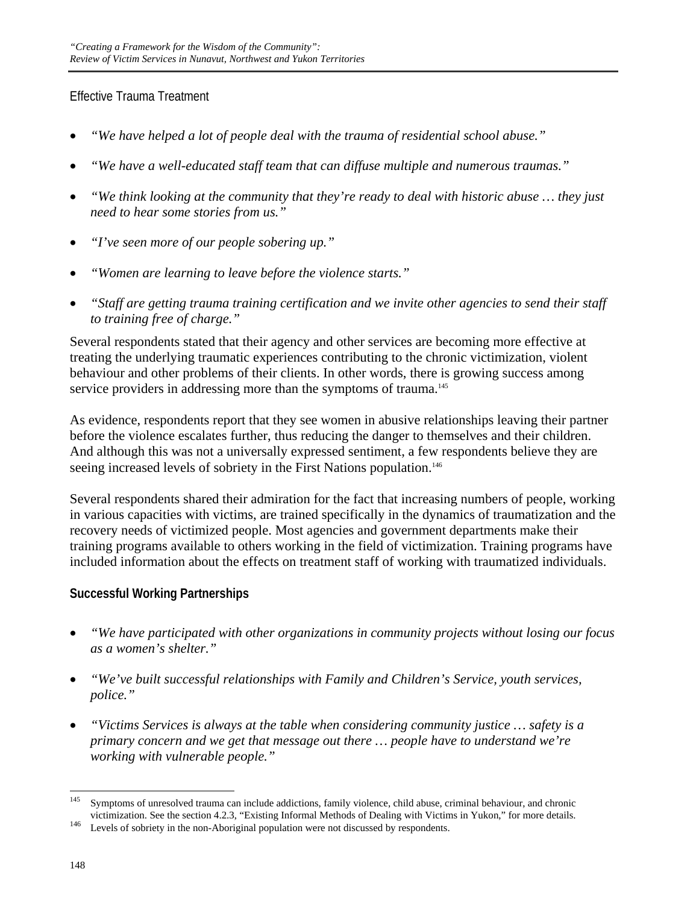### Effective Trauma Treatment

- *"We have helped a lot of people deal with the trauma of residential school abuse."*
- *"We have a well-educated staff team that can diffuse multiple and numerous traumas."*
- *"We think looking at the community that they're ready to deal with historic abuse … they just need to hear some stories from us."*
- *"I've seen more of our people sobering up."*
- *"Women are learning to leave before the violence starts."*
- *"Staff are getting trauma training certification and we invite other agencies to send their staff to training free of charge."*

Several respondents stated that their agency and other services are becoming more effective at treating the underlying traumatic experiences contributing to the chronic victimization, violent behaviour and other problems of their clients. In other words, there is growing success among service providers in addressing more than the symptoms of trauma.[145]

As evidence, respondents report that they see women in abusive relationships leaving their partner before the violence escalates further, thus reducing the danger to themselves and their children. And although this was not a universally expressed sentiment, a few respondents believe they are seeing increased levels of sobriety in the First Nations population.[146]

Several respondents shared their admiration for the fact that increasing numbers of people, working in various capacities with victims, are trained specifically in the dynamics of traumatization and the recovery needs of victimized people. Most agencies and government departments make their training programs available to others working in the field of victimization. Training programs have included information about the effects on treatment staff of working with traumatized individuals.

### Successful Working Partnerships

- *"We have participated with other organizations in community projects without losing our focus as a women's shelter."*
- *"We've built successful relationships with Family and Children's Service, youth services, police."*
- *"Victims Services is always at the table when considering community justice … safety is a primary concern and we get that message out there … people have to understand we're working with vulnerable people."*

---

[145] Symptoms of unresolved trauma can include addictions, family violence, child abuse, criminal behaviour, and chronic victimization. See the section 4.2.3, "Existing Informal Methods of Dealing with Victims in Yukon," for more details.

[146] Levels of sobriety in the non-Aboriginal population were not discussed by respondents.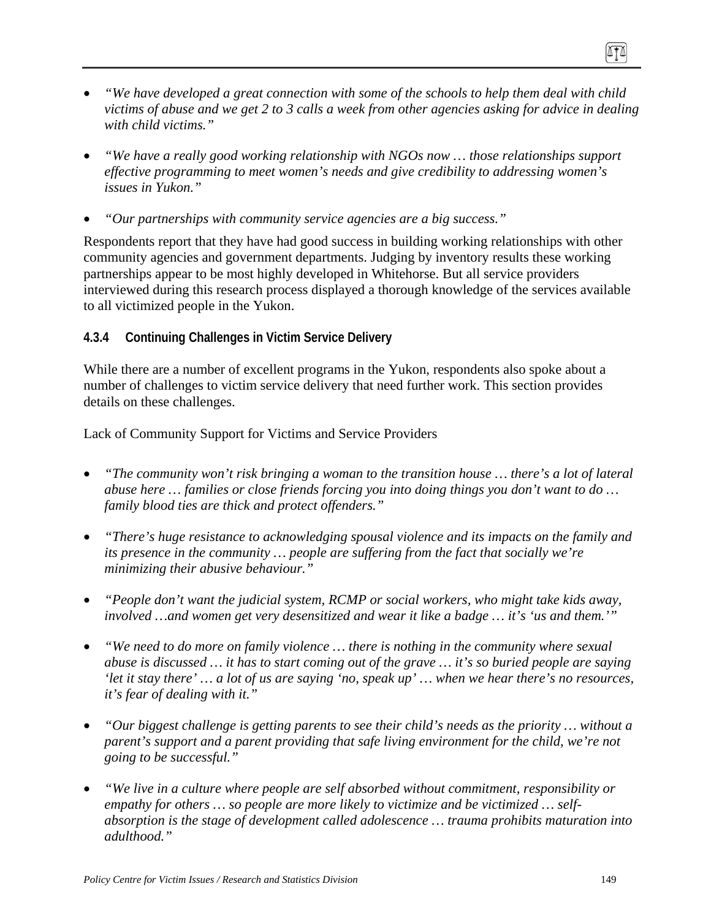- *"We have developed a great connection with some of the schools to help them deal with child victims of abuse and we get 2 to 3 calls a week from other agencies asking for advice in dealing with child victims."*

- *"We have a really good working relationship with NGOs now … those relationships support effective programming to meet women's needs and give credibility to addressing women's issues in Yukon."*

- *"Our partnerships with community service agencies are a big success."*

Respondents report that they have had good success in building working relationships with other community agencies and government departments. Judging by inventory results these working partnerships appear to be most highly developed in Whitehorse. But all service providers interviewed during this research process displayed a thorough knowledge of the services available to all victimized people in the Yukon.

#### 4.3.4 Continuing Challenges in Victim Service Delivery

While there are a number of excellent programs in the Yukon, respondents also spoke about a number of challenges to victim service delivery that need further work. This section provides details on these challenges.

Lack of Community Support for Victims and Service Providers

- *"The community won't risk bringing a woman to the transition house … there's a lot of lateral abuse here … families or close friends forcing you into doing things you don't want to do … family blood ties are thick and protect offenders."*

- *"There's huge resistance to acknowledging spousal violence and its impacts on the family and its presence in the community … people are suffering from the fact that socially we're minimizing their abusive behaviour."*

- *"People don't want the judicial system, RCMP or social workers, who might take kids away, involved …and women get very desensitized and wear it like a badge … it's 'us and them.'"*

- *"We need to do more on family violence … there is nothing in the community where sexual abuse is discussed … it has to start coming out of the grave … it's so buried people are saying 'let it stay there' … a lot of us are saying 'no, speak up' … when we hear there's no resources, it's fear of dealing with it."*

- *"Our biggest challenge is getting parents to see their child's needs as the priority … without a parent's support and a parent providing that safe living environment for the child, we're not going to be successful."*

- *"We live in a culture where people are self absorbed without commitment, responsibility or empathy for others … so people are more likely to victimize and be victimized … self-absorption is the stage of development called adolescence … trauma prohibits maturation into adulthood."*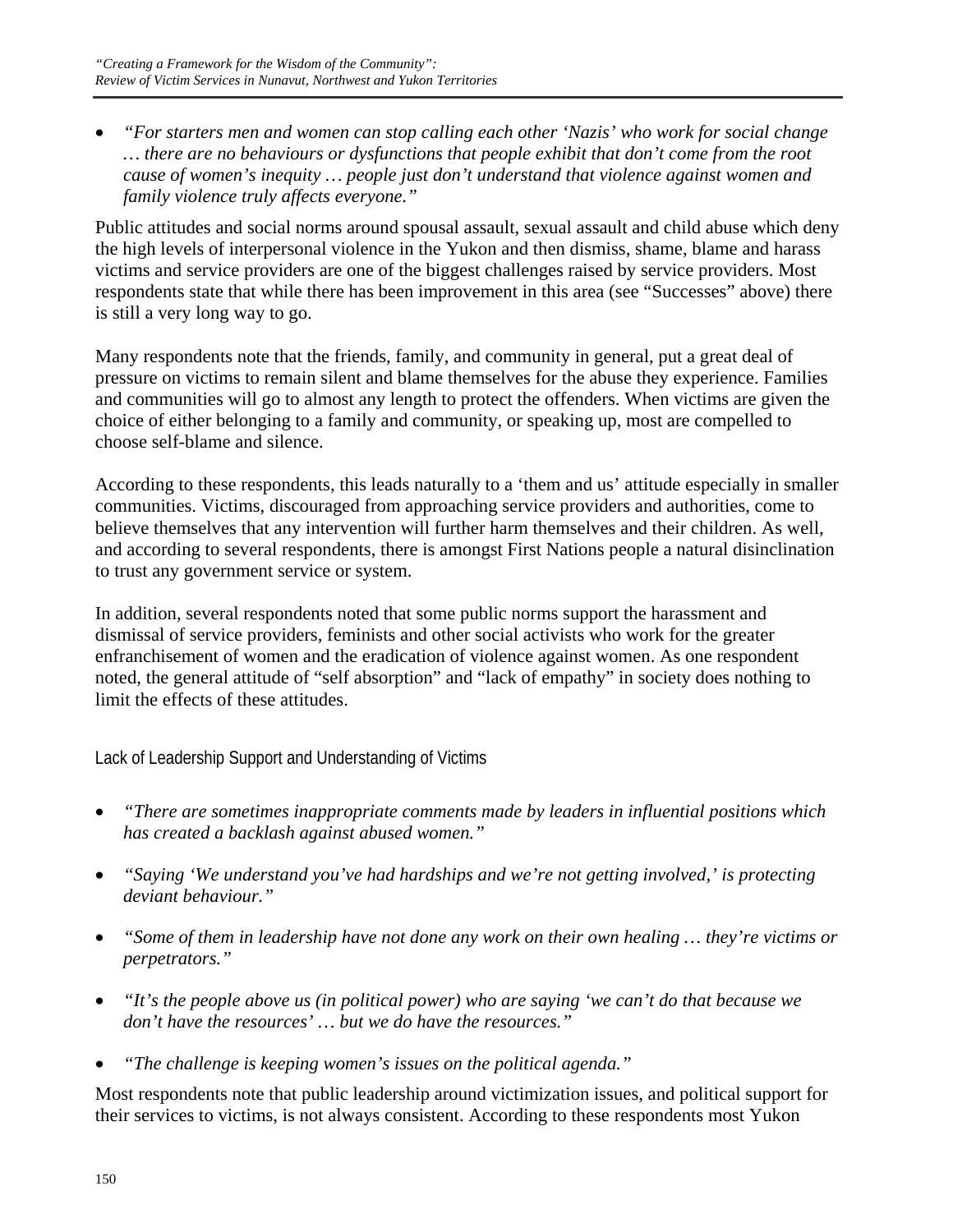- *"For starters men and women can stop calling each other 'Nazis' who work for social change … there are no behaviours or dysfunctions that people exhibit that don't come from the root cause of women's inequity … people just don't understand that violence against women and family violence truly affects everyone."*

Public attitudes and social norms around spousal assault, sexual assault and child abuse which deny the high levels of interpersonal violence in the Yukon and then dismiss, shame, blame and harass victims and service providers are one of the biggest challenges raised by service providers. Most respondents state that while there has been improvement in this area (see "Successes" above) there is still a very long way to go.

Many respondents note that the friends, family, and community in general, put a great deal of pressure on victims to remain silent and blame themselves for the abuse they experience. Families and communities will go to almost any length to protect the offenders. When victims are given the choice of either belonging to a family and community, or speaking up, most are compelled to choose self-blame and silence.

According to these respondents, this leads naturally to a 'them and us' attitude especially in smaller communities. Victims, discouraged from approaching service providers and authorities, come to believe themselves that any intervention will further harm themselves and their children. As well, and according to several respondents, there is amongst First Nations people a natural disinclination to trust any government service or system.

In addition, several respondents noted that some public norms support the harassment and dismissal of service providers, feminists and other social activists who work for the greater enfranchisement of women and the eradication of violence against women. As one respondent noted, the general attitude of "self absorption" and "lack of empathy" in society does nothing to limit the effects of these attitudes.

#### Lack of Leadership Support and Understanding of Victims

- *"There are sometimes inappropriate comments made by leaders in influential positions which has created a backlash against abused women."*
- *"Saying 'We understand you've had hardships and we're not getting involved,' is protecting deviant behaviour."*
- *"Some of them in leadership have not done any work on their own healing … they're victims or perpetrators."*
- *"It's the people above us (in political power) who are saying 'we can't do that because we don't have the resources' … but we do have the resources."*
- *"The challenge is keeping women's issues on the political agenda."*

Most respondents note that public leadership around victimization issues, and political support for their services to victims, is not always consistent. According to these respondents most Yukon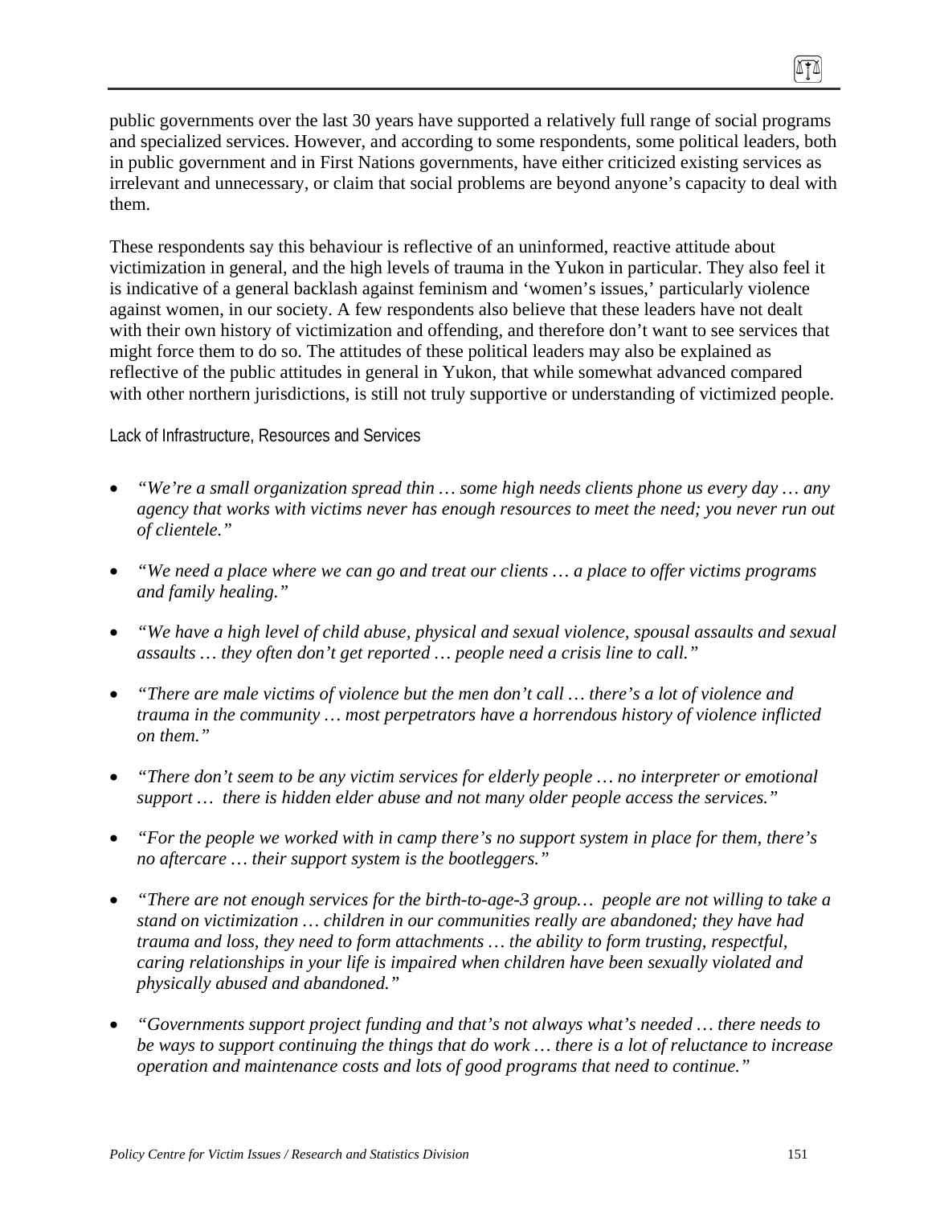public governments over the last 30 years have supported a relatively full range of social programs and specialized services. However, and according to some respondents, some political leaders, both in public government and in First Nations governments, have either criticized existing services as irrelevant and unnecessary, or claim that social problems are beyond anyone's capacity to deal with them.

These respondents say this behaviour is reflective of an uninformed, reactive attitude about victimization in general, and the high levels of trauma in the Yukon in particular. They also feel it is indicative of a general backlash against feminism and 'women's issues,' particularly violence against women, in our society. A few respondents also believe that these leaders have not dealt with their own history of victimization and offending, and therefore don't want to see services that might force them to do so. The attitudes of these political leaders may also be explained as reflective of the public attitudes in general in Yukon, that while somewhat advanced compared with other northern jurisdictions, is still not truly supportive or understanding of victimized people.

#### Lack of Infrastructure, Resources and Services

- *"We're a small organization spread thin … some high needs clients phone us every day … any agency that works with victims never has enough resources to meet the need; you never run out of clientele."*
- *"We need a place where we can go and treat our clients … a place to offer victims programs and family healing."*
- *"We have a high level of child abuse, physical and sexual violence, spousal assaults and sexual assaults … they often don't get reported … people need a crisis line to call."*
- *"There are male victims of violence but the men don't call … there's a lot of violence and trauma in the community … most perpetrators have a horrendous history of violence inflicted on them."*
- *"There don't seem to be any victim services for elderly people … no interpreter or emotional support … there is hidden elder abuse and not many older people access the services."*
- *"For the people we worked with in camp there's no support system in place for them, there's no aftercare … their support system is the bootleggers."*
- *"There are not enough services for the birth-to-age-3 group… people are not willing to take a stand on victimization … children in our communities really are abandoned; they have had trauma and loss, they need to form attachments … the ability to form trusting, respectful, caring relationships in your life is impaired when children have been sexually violated and physically abused and abandoned."*
- *"Governments support project funding and that's not always what's needed … there needs to be ways to support continuing the things that do work … there is a lot of reluctance to increase operation and maintenance costs and lots of good programs that need to continue."*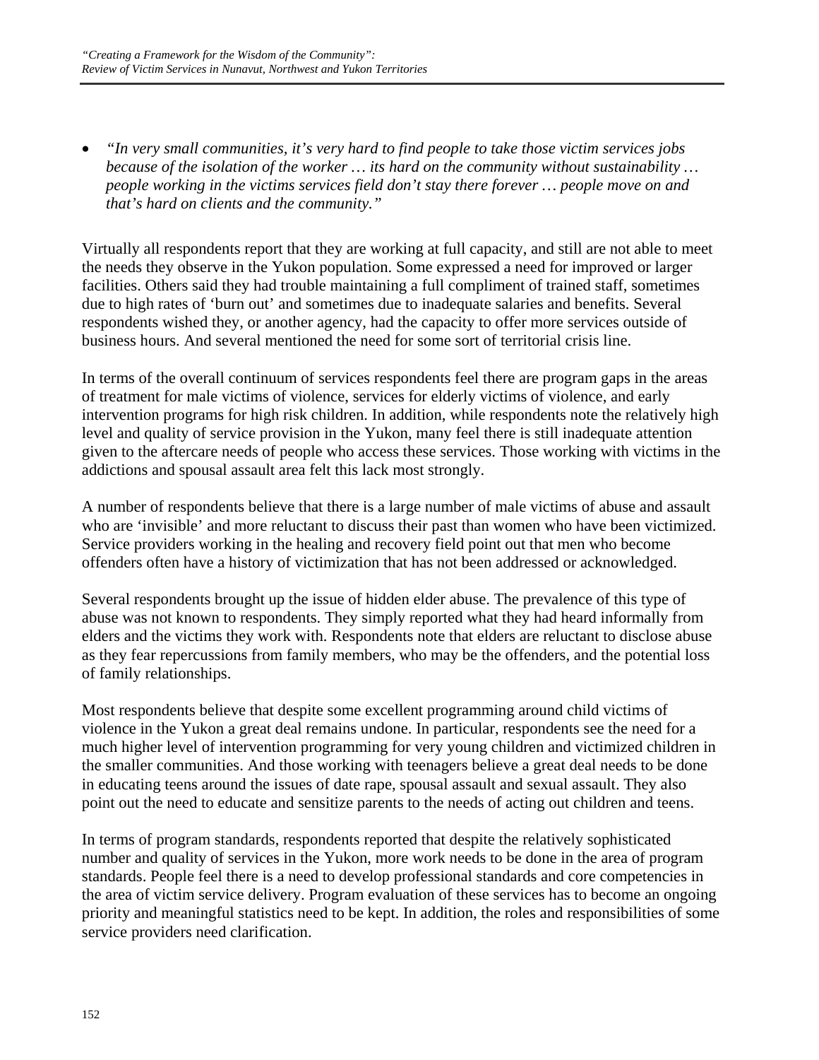- *"In very small communities, it's very hard to find people to take those victim services jobs because of the isolation of the worker … its hard on the community without sustainability … people working in the victims services field don't stay there forever … people move on and that's hard on clients and the community."*

Virtually all respondents report that they are working at full capacity, and still are not able to meet the needs they observe in the Yukon population. Some expressed a need for improved or larger facilities. Others said they had trouble maintaining a full compliment of trained staff, sometimes due to high rates of 'burn out' and sometimes due to inadequate salaries and benefits. Several respondents wished they, or another agency, had the capacity to offer more services outside of business hours. And several mentioned the need for some sort of territorial crisis line.

In terms of the overall continuum of services respondents feel there are program gaps in the areas of treatment for male victims of violence, services for elderly victims of violence, and early intervention programs for high risk children. In addition, while respondents note the relatively high level and quality of service provision in the Yukon, many feel there is still inadequate attention given to the aftercare needs of people who access these services. Those working with victims in the addictions and spousal assault area felt this lack most strongly.

A number of respondents believe that there is a large number of male victims of abuse and assault who are 'invisible' and more reluctant to discuss their past than women who have been victimized. Service providers working in the healing and recovery field point out that men who become offenders often have a history of victimization that has not been addressed or acknowledged.

Several respondents brought up the issue of hidden elder abuse. The prevalence of this type of abuse was not known to respondents. They simply reported what they had heard informally from elders and the victims they work with. Respondents note that elders are reluctant to disclose abuse as they fear repercussions from family members, who may be the offenders, and the potential loss of family relationships.

Most respondents believe that despite some excellent programming around child victims of violence in the Yukon a great deal remains undone. In particular, respondents see the need for a much higher level of intervention programming for very young children and victimized children in the smaller communities. And those working with teenagers believe a great deal needs to be done in educating teens around the issues of date rape, spousal assault and sexual assault. They also point out the need to educate and sensitize parents to the needs of acting out children and teens.

In terms of program standards, respondents reported that despite the relatively sophisticated number and quality of services in the Yukon, more work needs to be done in the area of program standards. People feel there is a need to develop professional standards and core competencies in the area of victim service delivery. Program evaluation of these services has to become an ongoing priority and meaningful statistics need to be kept. In addition, the roles and responsibilities of some service providers need clarification.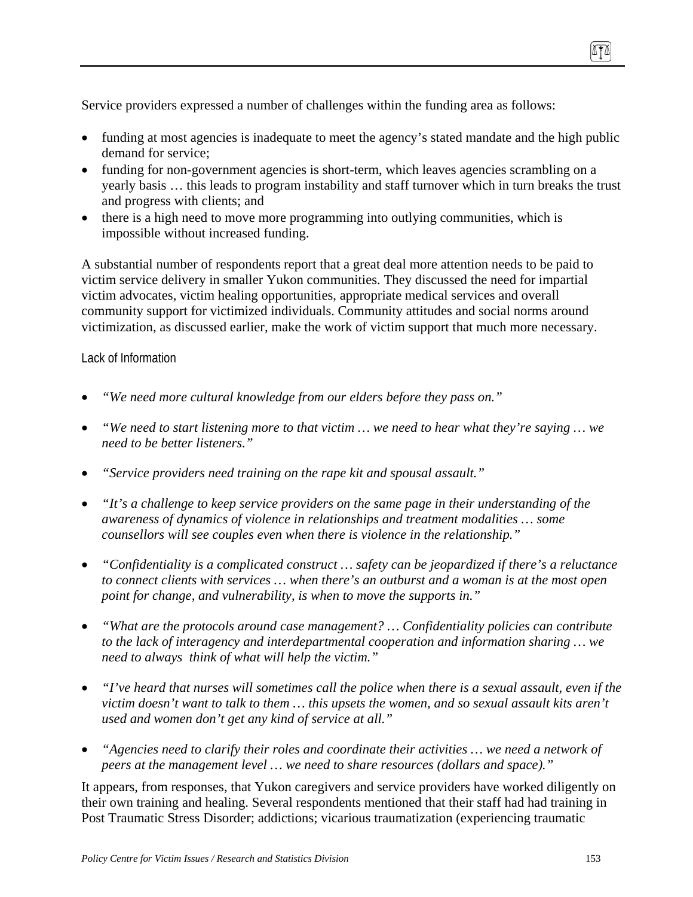Service providers expressed a number of challenges within the funding area as follows:

- funding at most agencies is inadequate to meet the agency's stated mandate and the high public demand for service;
- funding for non-government agencies is short-term, which leaves agencies scrambling on a yearly basis … this leads to program instability and staff turnover which in turn breaks the trust and progress with clients; and
- there is a high need to move more programming into outlying communities, which is impossible without increased funding.

A substantial number of respondents report that a great deal more attention needs to be paid to victim service delivery in smaller Yukon communities. They discussed the need for impartial victim advocates, victim healing opportunities, appropriate medical services and overall community support for victimized individuals. Community attitudes and social norms around victimization, as discussed earlier, make the work of victim support that much more necessary.

#### Lack of Information

- *"We need more cultural knowledge from our elders before they pass on."*
- *"We need to start listening more to that victim … we need to hear what they're saying … we need to be better listeners."*
- *"Service providers need training on the rape kit and spousal assault."*
- *"It's a challenge to keep service providers on the same page in their understanding of the awareness of dynamics of violence in relationships and treatment modalities … some counsellors will see couples even when there is violence in the relationship."*
- *"Confidentiality is a complicated construct … safety can be jeopardized if there's a reluctance to connect clients with services … when there's an outburst and a woman is at the most open point for change, and vulnerability, is when to move the supports in."*
- *"What are the protocols around case management? … Confidentiality policies can contribute to the lack of interagency and interdepartmental cooperation and information sharing … we need to always think of what will help the victim."*
- *"I've heard that nurses will sometimes call the police when there is a sexual assault, even if the victim doesn't want to talk to them … this upsets the women, and so sexual assault kits aren't used and women don't get any kind of service at all."*
- *"Agencies need to clarify their roles and coordinate their activities … we need a network of peers at the management level … we need to share resources (dollars and space)."*

It appears, from responses, that Yukon caregivers and service providers have worked diligently on their own training and healing. Several respondents mentioned that their staff had had training in Post Traumatic Stress Disorder; addictions; vicarious traumatization (experiencing traumatic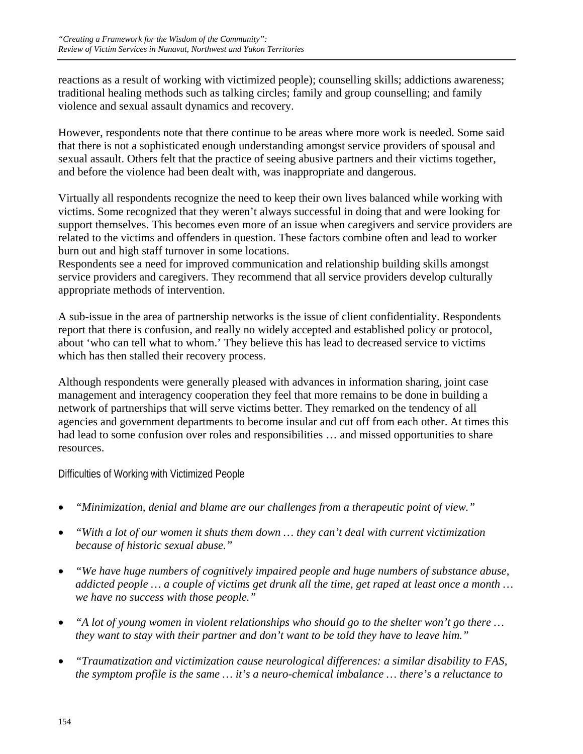reactions as a result of working with victimized people); counselling skills; addictions awareness; traditional healing methods such as talking circles; family and group counselling; and family violence and sexual assault dynamics and recovery.

However, respondents note that there continue to be areas where more work is needed. Some said that there is not a sophisticated enough understanding amongst service providers of spousal and sexual assault. Others felt that the practice of seeing abusive partners and their victims together, and before the violence had been dealt with, was inappropriate and dangerous.

Virtually all respondents recognize the need to keep their own lives balanced while working with victims. Some recognized that they weren't always successful in doing that and were looking for support themselves. This becomes even more of an issue when caregivers and service providers are related to the victims and offenders in question. These factors combine often and lead to worker burn out and high staff turnover in some locations.

Respondents see a need for improved communication and relationship building skills amongst service providers and caregivers. They recommend that all service providers develop culturally appropriate methods of intervention.

A sub-issue in the area of partnership networks is the issue of client confidentiality. Respondents report that there is confusion, and really no widely accepted and established policy or protocol, about 'who can tell what to whom.' They believe this has lead to decreased service to victims which has then stalled their recovery process.

Although respondents were generally pleased with advances in information sharing, joint case management and interagency cooperation they feel that more remains to be done in building a network of partnerships that will serve victims better. They remarked on the tendency of all agencies and government departments to become insular and cut off from each other. At times this had lead to some confusion over roles and responsibilities … and missed opportunities to share resources.

#### Difficulties of Working with Victimized People

- *"Minimization, denial and blame are our challenges from a therapeutic point of view."*
- *"With a lot of our women it shuts them down … they can't deal with current victimization because of historic sexual abuse."*
- *"We have huge numbers of cognitively impaired people and huge numbers of substance abuse, addicted people … a couple of victims get drunk all the time, get raped at least once a month … we have no success with those people."*
- *"A lot of young women in violent relationships who should go to the shelter won't go there … they want to stay with their partner and don't want to be told they have to leave him."*
- *"Traumatization and victimization cause neurological differences: a similar disability to FAS, the symptom profile is the same … it's a neuro-chemical imbalance … there's a reluctance to*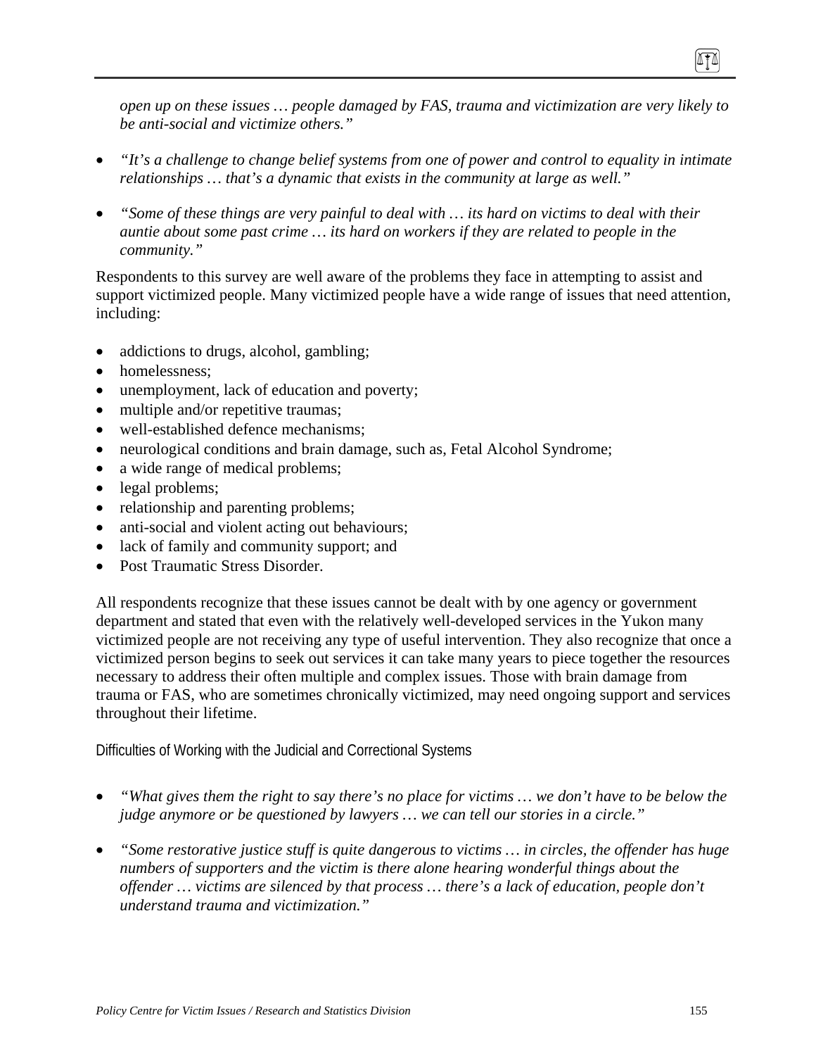*open up on these issues … people damaged by FAS, trauma and victimization are very likely to be anti-social and victimize others."*

- *"It's a challenge to change belief systems from one of power and control to equality in intimate relationships … that's a dynamic that exists in the community at large as well."*

- *"Some of these things are very painful to deal with … its hard on victims to deal with their auntie about some past crime … its hard on workers if they are related to people in the community."*

Respondents to this survey are well aware of the problems they face in attempting to assist and support victimized people. Many victimized people have a wide range of issues that need attention, including:

- addictions to drugs, alcohol, gambling;
- homelessness;
- unemployment, lack of education and poverty;
- multiple and/or repetitive traumas;
- well-established defence mechanisms;
- neurological conditions and brain damage, such as, Fetal Alcohol Syndrome;
- a wide range of medical problems;
- legal problems;
- relationship and parenting problems;
- anti-social and violent acting out behaviours;
- lack of family and community support; and
- Post Traumatic Stress Disorder.

All respondents recognize that these issues cannot be dealt with by one agency or government department and stated that even with the relatively well-developed services in the Yukon many victimized people are not receiving any type of useful intervention. They also recognize that once a victimized person begins to seek out services it can take many years to piece together the resources necessary to address their often multiple and complex issues. Those with brain damage from trauma or FAS, who are sometimes chronically victimized, may need ongoing support and services throughout their lifetime.

### Difficulties of Working with the Judicial and Correctional Systems

- *"What gives them the right to say there's no place for victims … we don't have to be below the judge anymore or be questioned by lawyers … we can tell our stories in a circle."*

- *"Some restorative justice stuff is quite dangerous to victims … in circles, the offender has huge numbers of supporters and the victim is there alone hearing wonderful things about the offender … victims are silenced by that process … there's a lack of education, people don't understand trauma and victimization."*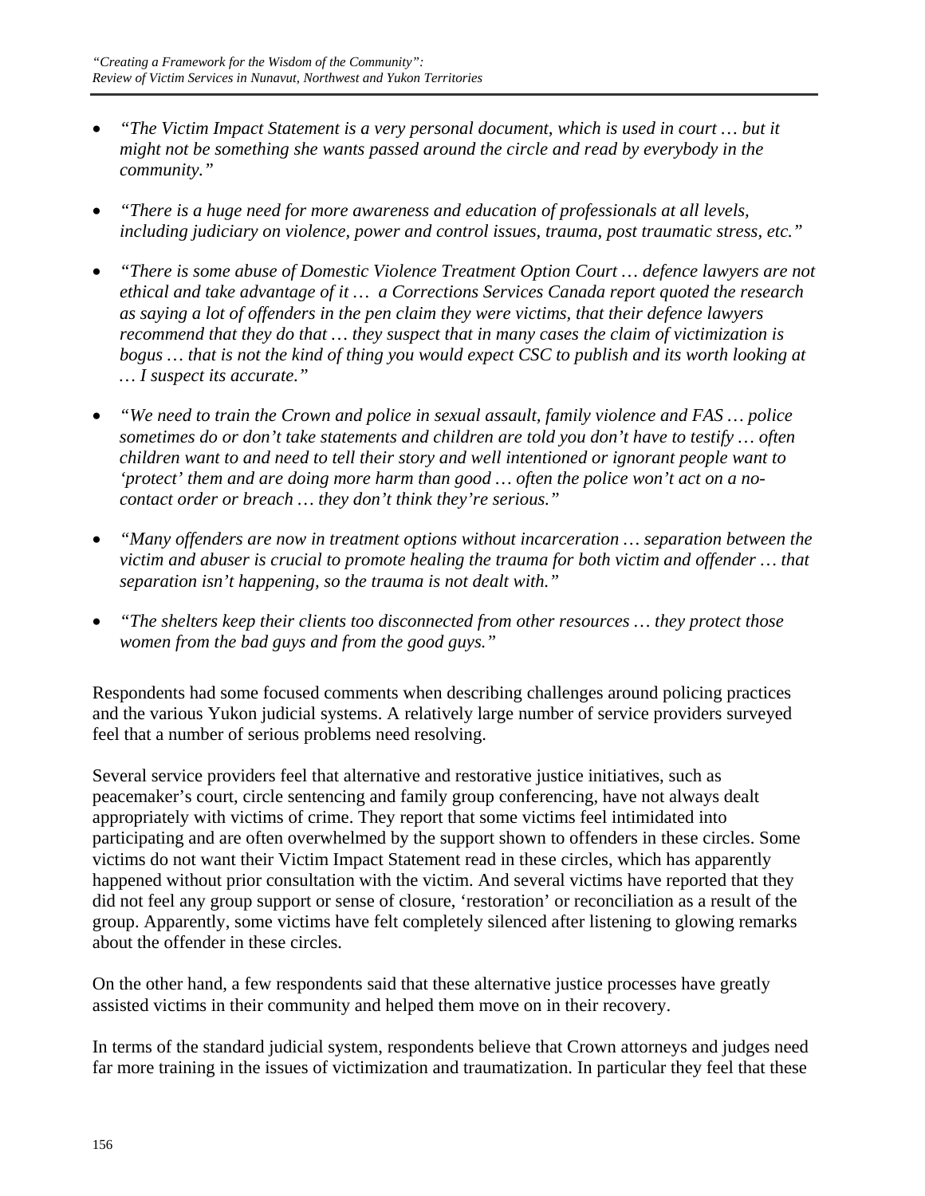- *"The Victim Impact Statement is a very personal document, which is used in court … but it might not be something she wants passed around the circle and read by everybody in the community."*

- *"There is a huge need for more awareness and education of professionals at all levels, including judiciary on violence, power and control issues, trauma, post traumatic stress, etc."*

- *"There is some abuse of Domestic Violence Treatment Option Court … defence lawyers are not ethical and take advantage of it … a Corrections Services Canada report quoted the research as saying a lot of offenders in the pen claim they were victims, that their defence lawyers recommend that they do that … they suspect that in many cases the claim of victimization is bogus … that is not the kind of thing you would expect CSC to publish and its worth looking at … I suspect its accurate."*

- *"We need to train the Crown and police in sexual assault, family violence and FAS … police sometimes do or don't take statements and children are told you don't have to testify … often children want to and need to tell their story and well intentioned or ignorant people want to 'protect' them and are doing more harm than good … often the police won't act on a no-contact order or breach … they don't think they're serious."*

- *"Many offenders are now in treatment options without incarceration … separation between the victim and abuser is crucial to promote healing the trauma for both victim and offender … that separation isn't happening, so the trauma is not dealt with."*

- *"The shelters keep their clients too disconnected from other resources … they protect those women from the bad guys and from the good guys."*

Respondents had some focused comments when describing challenges around policing practices and the various Yukon judicial systems. A relatively large number of service providers surveyed feel that a number of serious problems need resolving.

Several service providers feel that alternative and restorative justice initiatives, such as peacemaker's court, circle sentencing and family group conferencing, have not always dealt appropriately with victims of crime. They report that some victims feel intimidated into participating and are often overwhelmed by the support shown to offenders in these circles. Some victims do not want their Victim Impact Statement read in these circles, which has apparently happened without prior consultation with the victim. And several victims have reported that they did not feel any group support or sense of closure, 'restoration' or reconciliation as a result of the group. Apparently, some victims have felt completely silenced after listening to glowing remarks about the offender in these circles.

On the other hand, a few respondents said that these alternative justice processes have greatly assisted victims in their community and helped them move on in their recovery.

In terms of the standard judicial system, respondents believe that Crown attorneys and judges need far more training in the issues of victimization and traumatization. In particular they feel that these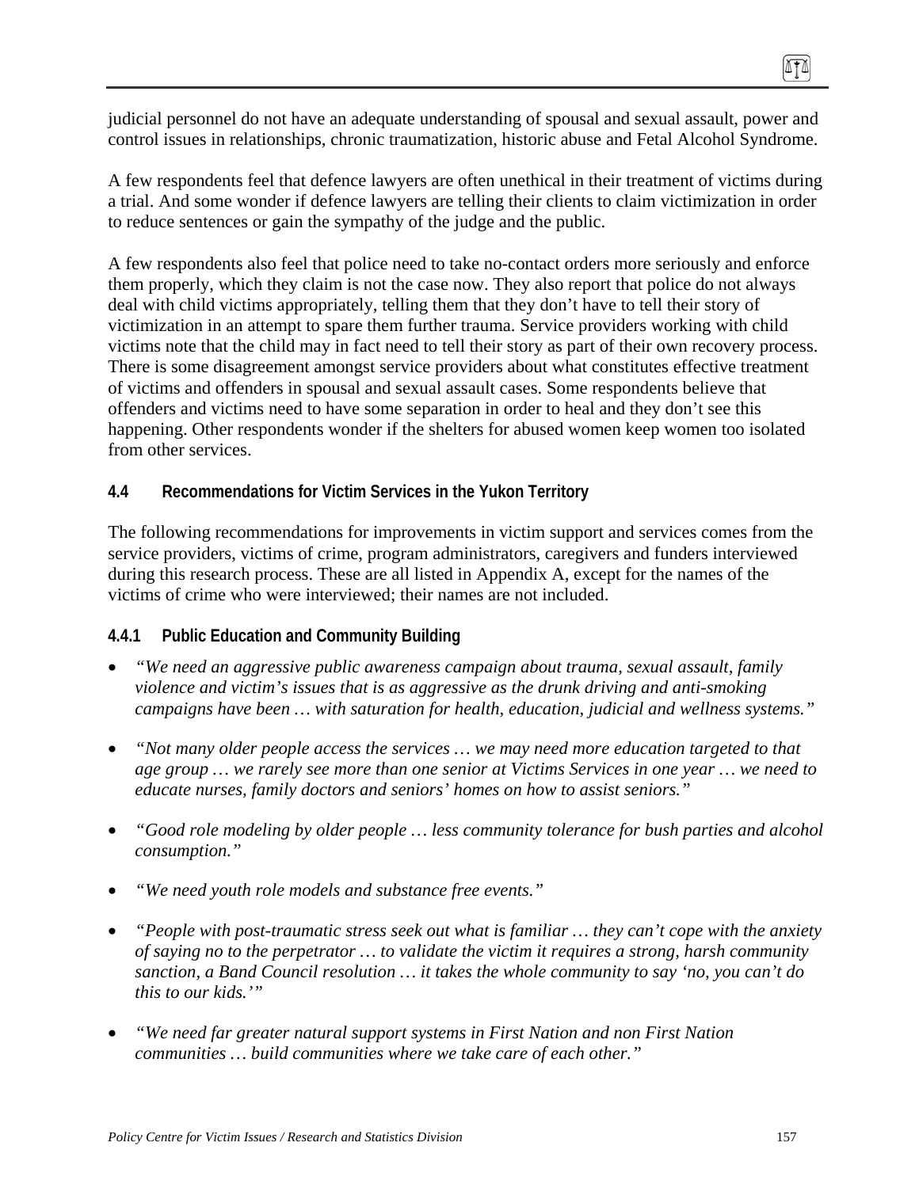judicial personnel do not have an adequate understanding of spousal and sexual assault, power and control issues in relationships, chronic traumatization, historic abuse and Fetal Alcohol Syndrome.

A few respondents feel that defence lawyers are often unethical in their treatment of victims during a trial. And some wonder if defence lawyers are telling their clients to claim victimization in order to reduce sentences or gain the sympathy of the judge and the public.

A few respondents also feel that police need to take no-contact orders more seriously and enforce them properly, which they claim is not the case now. They also report that police do not always deal with child victims appropriately, telling them that they don't have to tell their story of victimization in an attempt to spare them further trauma. Service providers working with child victims note that the child may in fact need to tell their story as part of their own recovery process. There is some disagreement amongst service providers about what constitutes effective treatment of victims and offenders in spousal and sexual assault cases. Some respondents believe that offenders and victims need to have some separation in order to heal and they don't see this happening. Other respondents wonder if the shelters for abused women keep women too isolated from other services.

### 4.4 Recommendations for Victim Services in the Yukon Territory

The following recommendations for improvements in victim support and services comes from the service providers, victims of crime, program administrators, caregivers and funders interviewed during this research process. These are all listed in Appendix A, except for the names of the victims of crime who were interviewed; their names are not included.

#### 4.4.1 Public Education and Community Building

- *"We need an aggressive public awareness campaign about trauma, sexual assault, family violence and victim's issues that is as aggressive as the drunk driving and anti-smoking campaigns have been … with saturation for health, education, judicial and wellness systems."*

- *"Not many older people access the services … we may need more education targeted to that age group … we rarely see more than one senior at Victims Services in one year … we need to educate nurses, family doctors and seniors' homes on how to assist seniors."*

- *"Good role modeling by older people … less community tolerance for bush parties and alcohol consumption."*

- *"We need youth role models and substance free events."*

- *"People with post-traumatic stress seek out what is familiar … they can't cope with the anxiety of saying no to the perpetrator … to validate the victim it requires a strong, harsh community sanction, a Band Council resolution … it takes the whole community to say 'no, you can't do this to our kids.'"*

- *"We need far greater natural support systems in First Nation and non First Nation communities … build communities where we take care of each other."*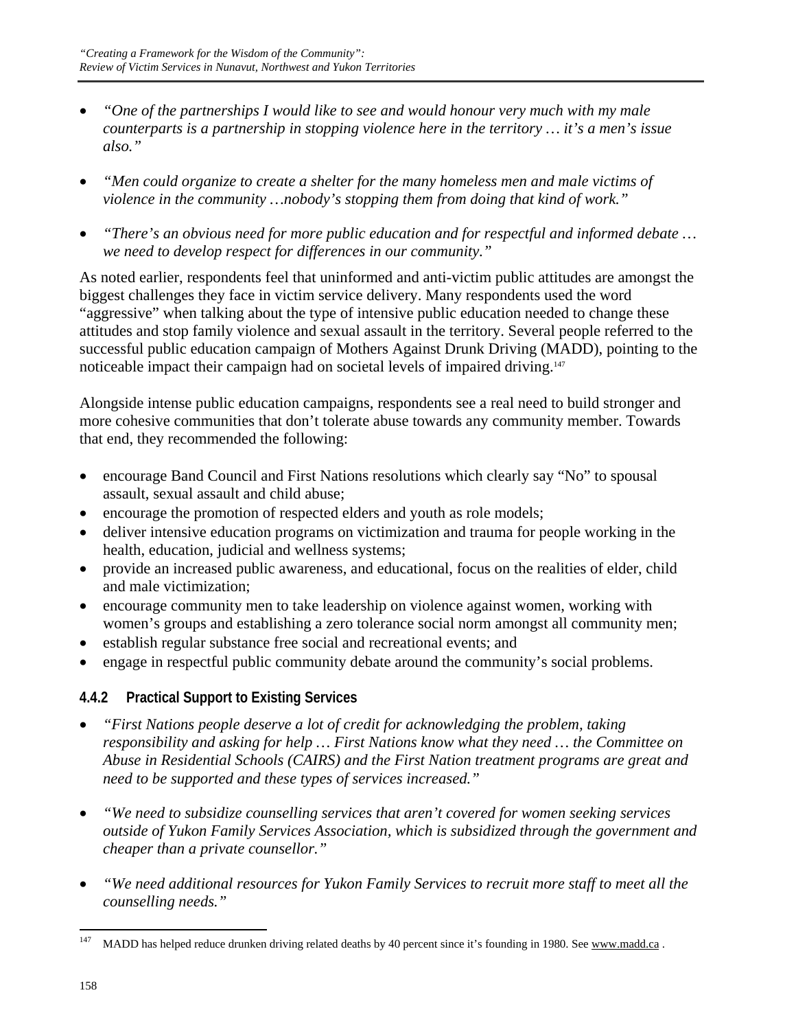- *"One of the partnerships I would like to see and would honour very much with my male counterparts is a partnership in stopping violence here in the territory … it's a men's issue also."*

- *"Men could organize to create a shelter for the many homeless men and male victims of violence in the community …nobody's stopping them from doing that kind of work."*

- *"There's an obvious need for more public education and for respectful and informed debate … we need to develop respect for differences in our community."*

As noted earlier, respondents feel that uninformed and anti-victim public attitudes are amongst the biggest challenges they face in victim service delivery. Many respondents used the word "aggressive" when talking about the type of intensive public education needed to change these attitudes and stop family violence and sexual assault in the territory. Several people referred to the successful public education campaign of Mothers Against Drunk Driving (MADD), pointing to the noticeable impact their campaign had on societal levels of impaired driving.[147]

Alongside intense public education campaigns, respondents see a real need to build stronger and more cohesive communities that don't tolerate abuse towards any community member. Towards that end, they recommended the following:

- encourage Band Council and First Nations resolutions which clearly say "No" to spousal assault, sexual assault and child abuse;
- encourage the promotion of respected elders and youth as role models;
- deliver intensive education programs on victimization and trauma for people working in the health, education, judicial and wellness systems;
- provide an increased public awareness, and educational, focus on the realities of elder, child and male victimization;
- encourage community men to take leadership on violence against women, working with women's groups and establishing a zero tolerance social norm amongst all community men;
- establish regular substance free social and recreational events; and
- engage in respectful public community debate around the community's social problems.

### 4.4.2 Practical Support to Existing Services

- *"First Nations people deserve a lot of credit for acknowledging the problem, taking responsibility and asking for help … First Nations know what they need … the Committee on Abuse in Residential Schools (CAIRS) and the First Nation treatment programs are great and need to be supported and these types of services increased."*

- *"We need to subsidize counselling services that aren't covered for women seeking services outside of Yukon Family Services Association, which is subsidized through the government and cheaper than a private counsellor."*

- *"We need additional resources for Yukon Family Services to recruit more staff to meet all the counselling needs."*

---

[147] MADD has helped reduce drunken driving related deaths by 40 percent since it's founding in 1980. See www.madd.ca .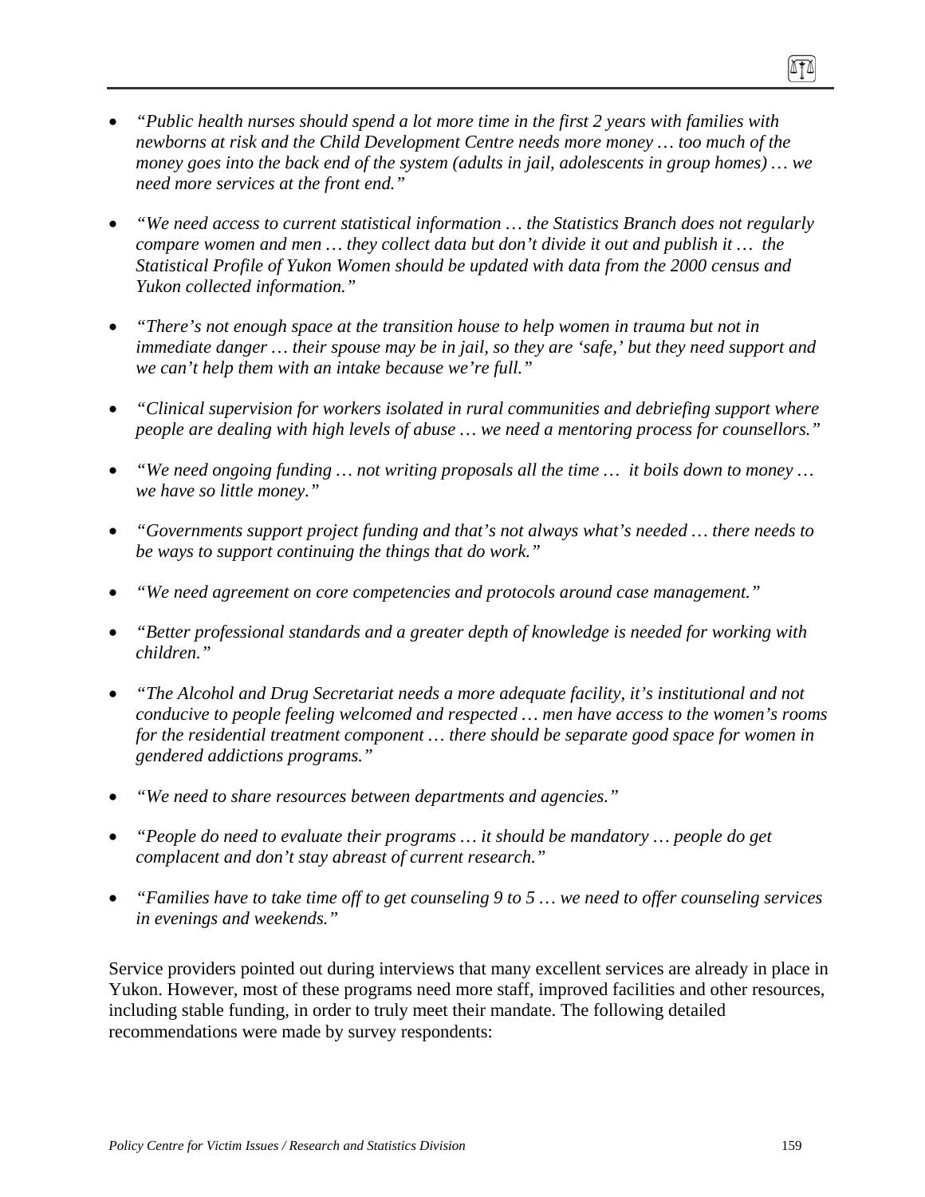- *"Public health nurses should spend a lot more time in the first 2 years with families with newborns at risk and the Child Development Centre needs more money … too much of the money goes into the back end of the system (adults in jail, adolescents in group homes) … we need more services at the front end."*

- *"We need access to current statistical information … the Statistics Branch does not regularly compare women and men … they collect data but don't divide it out and publish it … the Statistical Profile of Yukon Women should be updated with data from the 2000 census and Yukon collected information."*

- *"There's not enough space at the transition house to help women in trauma but not in immediate danger … their spouse may be in jail, so they are 'safe,' but they need support and we can't help them with an intake because we're full."*

- *"Clinical supervision for workers isolated in rural communities and debriefing support where people are dealing with high levels of abuse … we need a mentoring process for counsellors."*

- *"We need ongoing funding … not writing proposals all the time … it boils down to money … we have so little money."*

- *"Governments support project funding and that's not always what's needed … there needs to be ways to support continuing the things that do work."*

- *"We need agreement on core competencies and protocols around case management."*

- *"Better professional standards and a greater depth of knowledge is needed for working with children."*

- *"The Alcohol and Drug Secretariat needs a more adequate facility, it's institutional and not conducive to people feeling welcomed and respected … men have access to the women's rooms for the residential treatment component … there should be separate good space for women in gendered addictions programs."*

- *"We need to share resources between departments and agencies."*

- *"People do need to evaluate their programs … it should be mandatory … people do get complacent and don't stay abreast of current research."*

- *"Families have to take time off to get counseling 9 to 5 … we need to offer counseling services in evenings and weekends."*

Service providers pointed out during interviews that many excellent services are already in place in Yukon. However, most of these programs need more staff, improved facilities and other resources, including stable funding, in order to truly meet their mandate. The following detailed recommendations were made by survey respondents: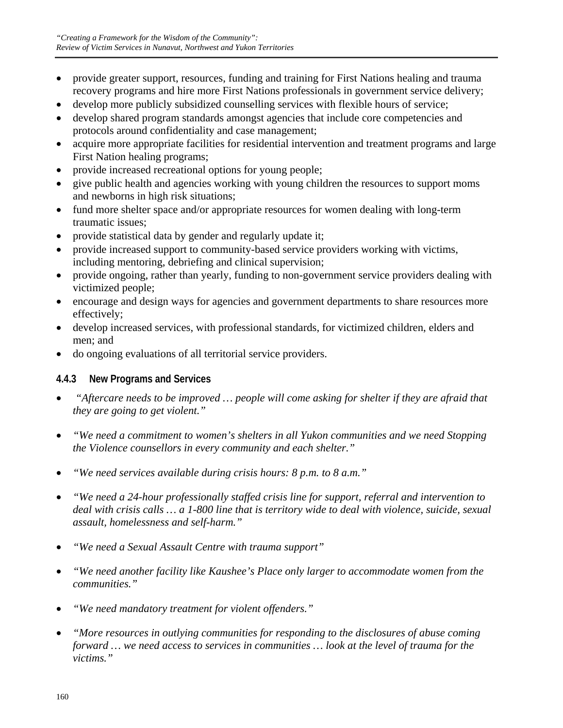- provide greater support, resources, funding and training for First Nations healing and trauma recovery programs and hire more First Nations professionals in government service delivery;
- develop more publicly subsidized counselling services with flexible hours of service;
- develop shared program standards amongst agencies that include core competencies and protocols around confidentiality and case management;
- acquire more appropriate facilities for residential intervention and treatment programs and large First Nation healing programs;
- provide increased recreational options for young people;
- give public health and agencies working with young children the resources to support moms and newborns in high risk situations;
- fund more shelter space and/or appropriate resources for women dealing with long-term traumatic issues;
- provide statistical data by gender and regularly update it;
- provide increased support to community-based service providers working with victims, including mentoring, debriefing and clinical supervision;
- provide ongoing, rather than yearly, funding to non-government service providers dealing with victimized people;
- encourage and design ways for agencies and government departments to share resources more effectively;
- develop increased services, with professional standards, for victimized children, elders and men; and
- do ongoing evaluations of all territorial service providers.

#### 4.4.3 New Programs and Services

- *"Aftercare needs to be improved … people will come asking for shelter if they are afraid that they are going to get violent."*

- *"We need a commitment to women's shelters in all Yukon communities and we need Stopping the Violence counsellors in every community and each shelter."*

- *"We need services available during crisis hours: 8 p.m. to 8 a.m."*

- *"We need a 24-hour professionally staffed crisis line for support, referral and intervention to deal with crisis calls … a 1-800 line that is territory wide to deal with violence, suicide, sexual assault, homelessness and self-harm."*

- *"We need a Sexual Assault Centre with trauma support"*

- *"We need another facility like Kaushee's Place only larger to accommodate women from the communities."*

- *"We need mandatory treatment for violent offenders."*

- *"More resources in outlying communities for responding to the disclosures of abuse coming forward … we need access to services in communities … look at the level of trauma for the victims."*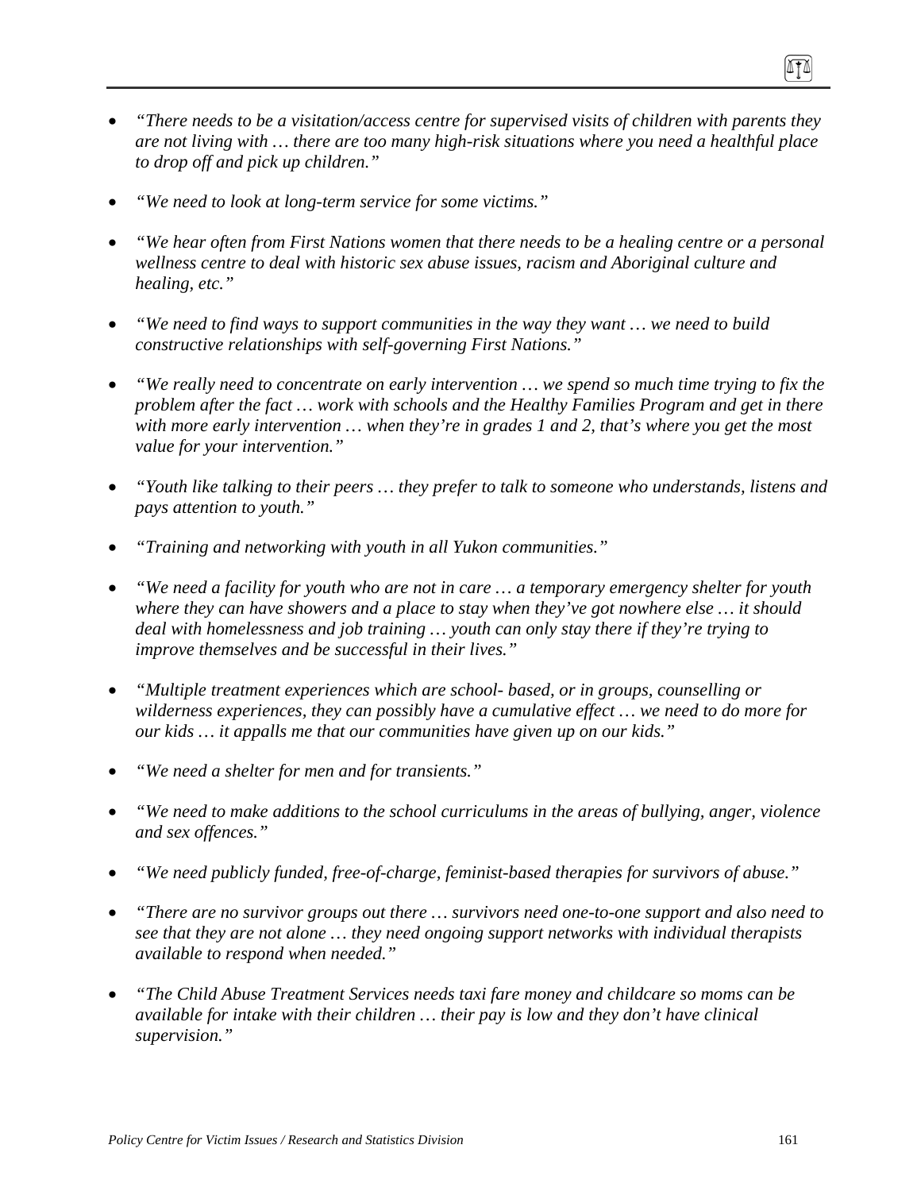- *"There needs to be a visitation/access centre for supervised visits of children with parents they are not living with … there are too many high-risk situations where you need a healthful place to drop off and pick up children."*

- *"We need to look at long-term service for some victims."*

- *"We hear often from First Nations women that there needs to be a healing centre or a personal wellness centre to deal with historic sex abuse issues, racism and Aboriginal culture and healing, etc."*

- *"We need to find ways to support communities in the way they want … we need to build constructive relationships with self-governing First Nations."*

- *"We really need to concentrate on early intervention … we spend so much time trying to fix the problem after the fact … work with schools and the Healthy Families Program and get in there with more early intervention … when they're in grades 1 and 2, that's where you get the most value for your intervention."*

- *"Youth like talking to their peers … they prefer to talk to someone who understands, listens and pays attention to youth."*

- *"Training and networking with youth in all Yukon communities."*

- *"We need a facility for youth who are not in care … a temporary emergency shelter for youth where they can have showers and a place to stay when they've got nowhere else … it should deal with homelessness and job training … youth can only stay there if they're trying to improve themselves and be successful in their lives."*

- *"Multiple treatment experiences which are school- based, or in groups, counselling or wilderness experiences, they can possibly have a cumulative effect … we need to do more for our kids … it appalls me that our communities have given up on our kids."*

- *"We need a shelter for men and for transients."*

- *"We need to make additions to the school curriculums in the areas of bullying, anger, violence and sex offences."*

- *"We need publicly funded, free-of-charge, feminist-based therapies for survivors of abuse."*

- *"There are no survivor groups out there … survivors need one-to-one support and also need to see that they are not alone … they need ongoing support networks with individual therapists available to respond when needed."*

- *"The Child Abuse Treatment Services needs taxi fare money and childcare so moms can be available for intake with their children … their pay is low and they don't have clinical supervision."*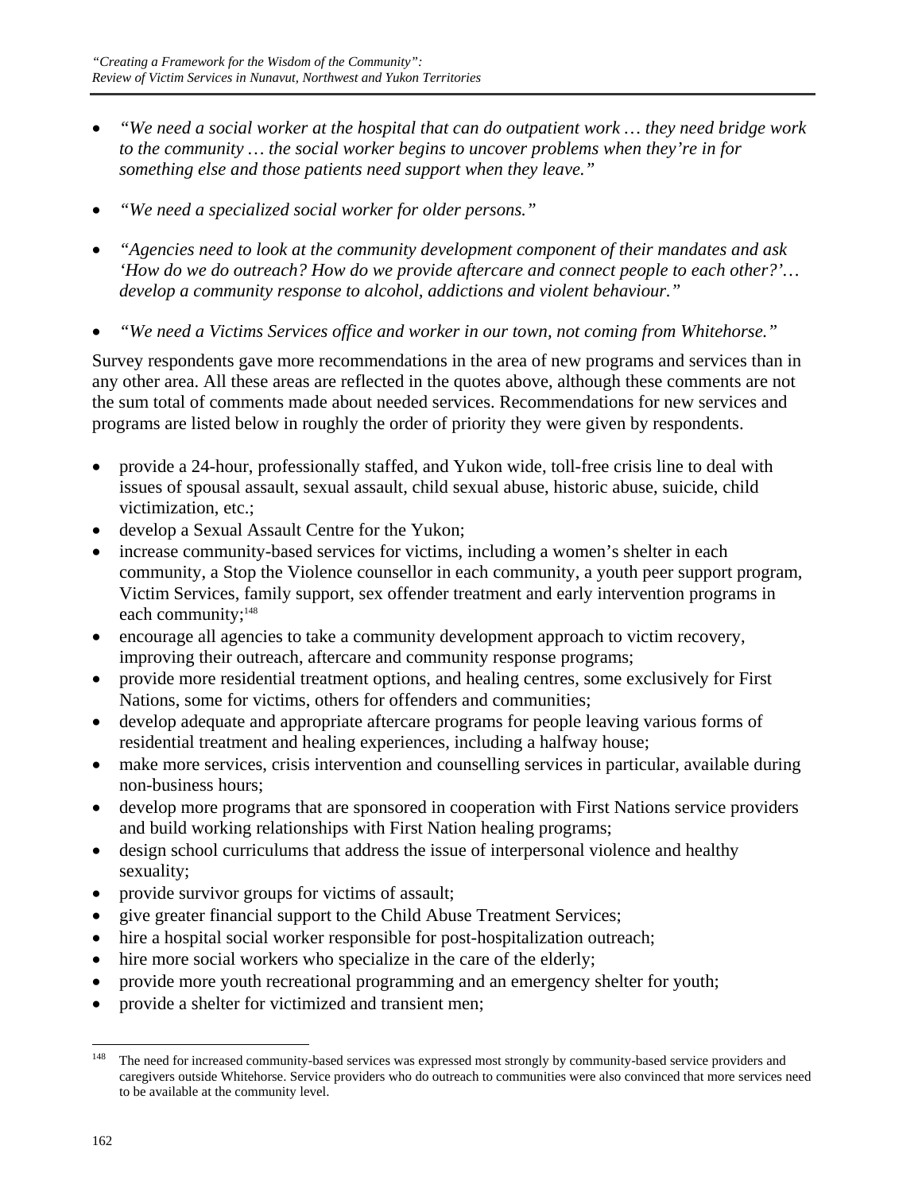- *"We need a social worker at the hospital that can do outpatient work … they need bridge work to the community … the social worker begins to uncover problems when they're in for something else and those patients need support when they leave."*

- *"We need a specialized social worker for older persons."*

- *"Agencies need to look at the community development component of their mandates and ask 'How do we do outreach? How do we provide aftercare and connect people to each other?'… develop a community response to alcohol, addictions and violent behaviour."*

- *"We need a Victims Services office and worker in our town, not coming from Whitehorse."*

Survey respondents gave more recommendations in the area of new programs and services than in any other area. All these areas are reflected in the quotes above, although these comments are not the sum total of comments made about needed services. Recommendations for new services and programs are listed below in roughly the order of priority they were given by respondents.

- provide a 24-hour, professionally staffed, and Yukon wide, toll-free crisis line to deal with issues of spousal assault, sexual assault, child sexual abuse, historic abuse, suicide, child victimization, etc.;
- develop a Sexual Assault Centre for the Yukon;
- increase community-based services for victims, including a women's shelter in each community, a Stop the Violence counsellor in each community, a youth peer support program, Victim Services, family support, sex offender treatment and early intervention programs in each community;[148]
- encourage all agencies to take a community development approach to victim recovery, improving their outreach, aftercare and community response programs;
- provide more residential treatment options, and healing centres, some exclusively for First Nations, some for victims, others for offenders and communities;
- develop adequate and appropriate aftercare programs for people leaving various forms of residential treatment and healing experiences, including a halfway house;
- make more services, crisis intervention and counselling services in particular, available during non-business hours;
- develop more programs that are sponsored in cooperation with First Nations service providers and build working relationships with First Nation healing programs;
- design school curriculums that address the issue of interpersonal violence and healthy sexuality;
- provide survivor groups for victims of assault;
- give greater financial support to the Child Abuse Treatment Services;
- hire a hospital social worker responsible for post-hospitalization outreach;
- hire more social workers who specialize in the care of the elderly;
- provide more youth recreational programming and an emergency shelter for youth;
- provide a shelter for victimized and transient men;

[148] The need for increased community-based services was expressed most strongly by community-based service providers and caregivers outside Whitehorse. Service providers who do outreach to communities were also convinced that more services need to be available at the community level.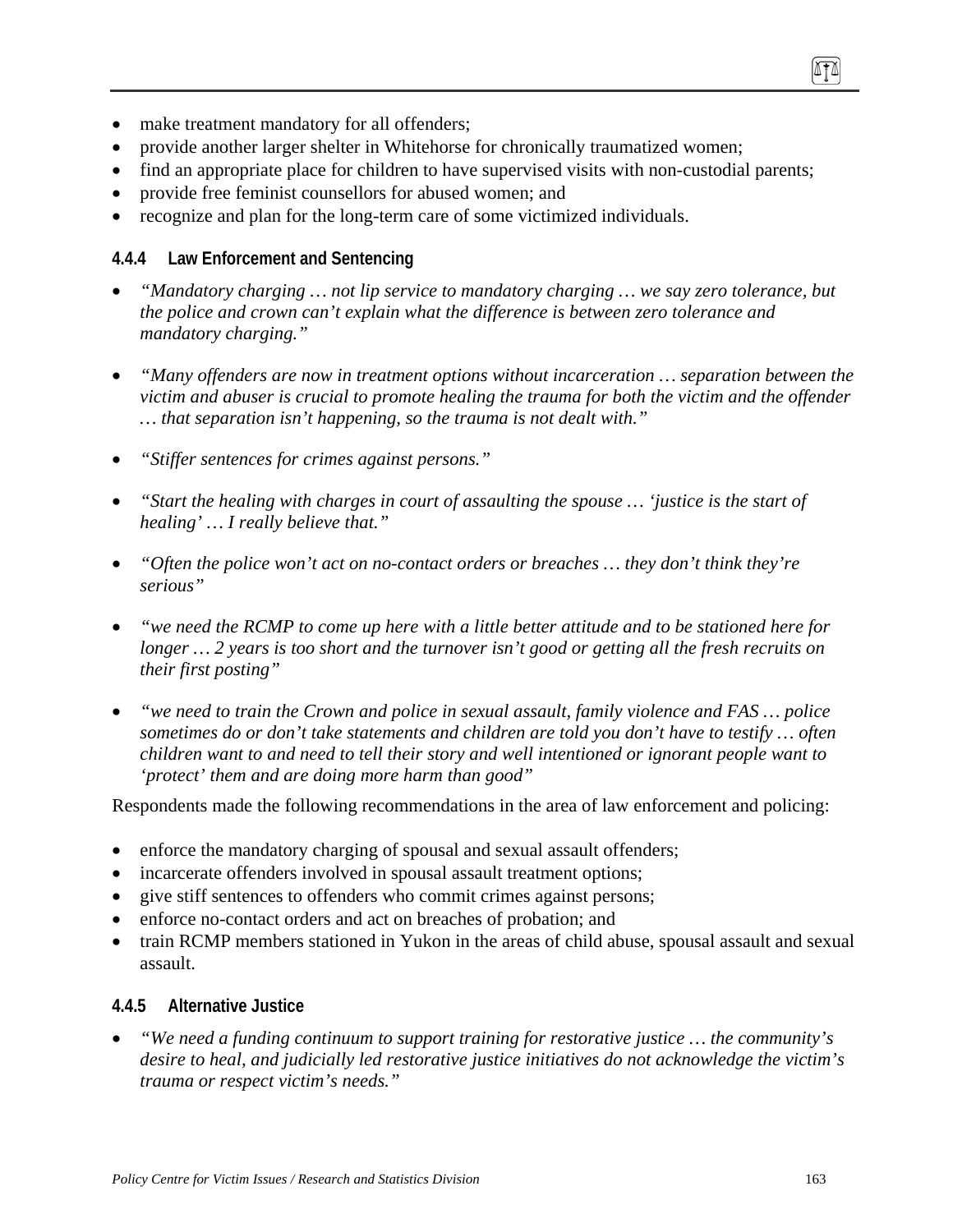- make treatment mandatory for all offenders;
- provide another larger shelter in Whitehorse for chronically traumatized women;
- find an appropriate place for children to have supervised visits with non-custodial parents;
- provide free feminist counsellors for abused women; and
- recognize and plan for the long-term care of some victimized individuals.

### 4.4.4 Law Enforcement and Sentencing

- *"Mandatory charging … not lip service to mandatory charging … we say zero tolerance, but the police and crown can't explain what the difference is between zero tolerance and mandatory charging."*

- *"Many offenders are now in treatment options without incarceration … separation between the victim and abuser is crucial to promote healing the trauma for both the victim and the offender … that separation isn't happening, so the trauma is not dealt with."*

- *"Stiffer sentences for crimes against persons."*

- *"Start the healing with charges in court of assaulting the spouse … 'justice is the start of healing' … I really believe that."*

- *"Often the police won't act on no-contact orders or breaches … they don't think they're serious"*

- *"we need the RCMP to come up here with a little better attitude and to be stationed here for longer … 2 years is too short and the turnover isn't good or getting all the fresh recruits on their first posting"*

- *"we need to train the Crown and police in sexual assault, family violence and FAS … police sometimes do or don't take statements and children are told you don't have to testify … often children want to and need to tell their story and well intentioned or ignorant people want to 'protect' them and are doing more harm than good"*

Respondents made the following recommendations in the area of law enforcement and policing:

- enforce the mandatory charging of spousal and sexual assault offenders;
- incarcerate offenders involved in spousal assault treatment options;
- give stiff sentences to offenders who commit crimes against persons;
- enforce no-contact orders and act on breaches of probation; and
- train RCMP members stationed in Yukon in the areas of child abuse, spousal assault and sexual assault.

### 4.4.5 Alternative Justice

- *"We need a funding continuum to support training for restorative justice … the community's desire to heal, and judicially led restorative justice initiatives do not acknowledge the victim's trauma or respect victim's needs."*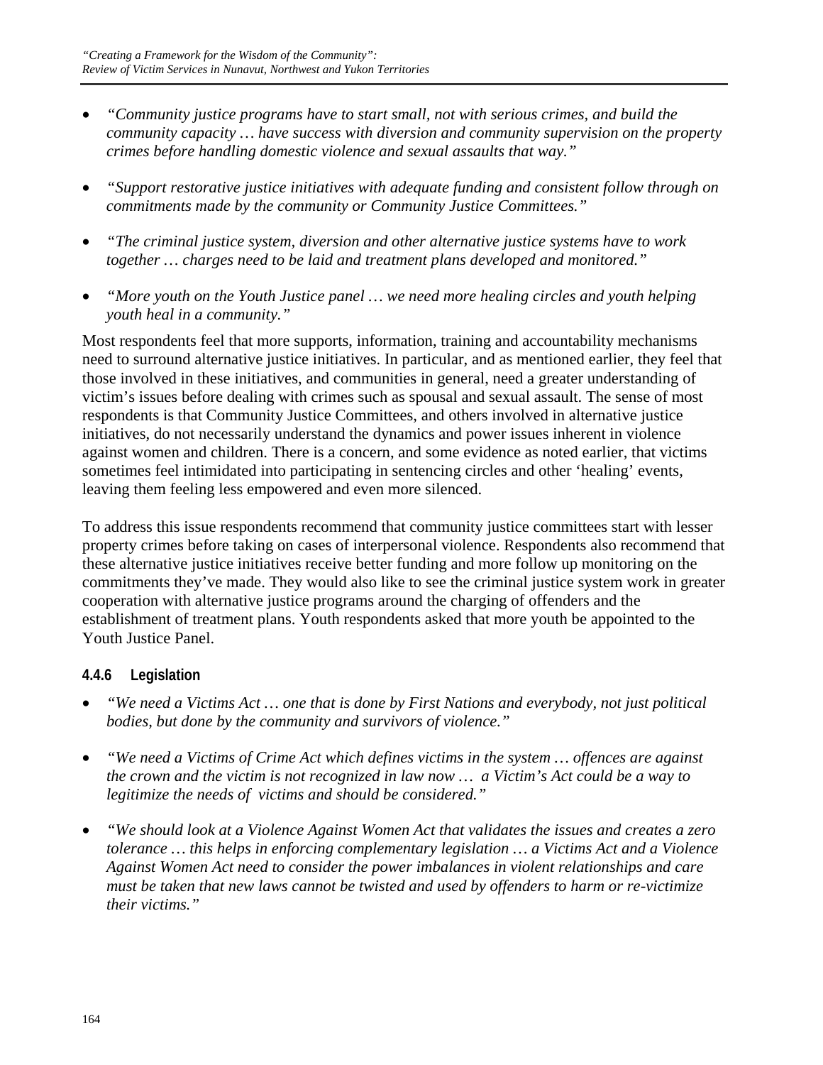- *"Community justice programs have to start small, not with serious crimes, and build the community capacity … have success with diversion and community supervision on the property crimes before handling domestic violence and sexual assaults that way."*

- *"Support restorative justice initiatives with adequate funding and consistent follow through on commitments made by the community or Community Justice Committees."*

- *"The criminal justice system, diversion and other alternative justice systems have to work together … charges need to be laid and treatment plans developed and monitored."*

- *"More youth on the Youth Justice panel … we need more healing circles and youth helping youth heal in a community."*

Most respondents feel that more supports, information, training and accountability mechanisms need to surround alternative justice initiatives. In particular, and as mentioned earlier, they feel that those involved in these initiatives, and communities in general, need a greater understanding of victim's issues before dealing with crimes such as spousal and sexual assault. The sense of most respondents is that Community Justice Committees, and others involved in alternative justice initiatives, do not necessarily understand the dynamics and power issues inherent in violence against women and children. There is a concern, and some evidence as noted earlier, that victims sometimes feel intimidated into participating in sentencing circles and other 'healing' events, leaving them feeling less empowered and even more silenced.

To address this issue respondents recommend that community justice committees start with lesser property crimes before taking on cases of interpersonal violence. Respondents also recommend that these alternative justice initiatives receive better funding and more follow up monitoring on the commitments they've made. They would also like to see the criminal justice system work in greater cooperation with alternative justice programs around the charging of offenders and the establishment of treatment plans. Youth respondents asked that more youth be appointed to the Youth Justice Panel.

#### 4.4.6 Legislation

- *"We need a Victims Act … one that is done by First Nations and everybody, not just political bodies, but done by the community and survivors of violence."*

- *"We need a Victims of Crime Act which defines victims in the system … offences are against the crown and the victim is not recognized in law now … a Victim's Act could be a way to legitimize the needs of victims and should be considered."*

- *"We should look at a Violence Against Women Act that validates the issues and creates a zero tolerance … this helps in enforcing complementary legislation … a Victims Act and a Violence Against Women Act need to consider the power imbalances in violent relationships and care must be taken that new laws cannot be twisted and used by offenders to harm or re-victimize their victims."*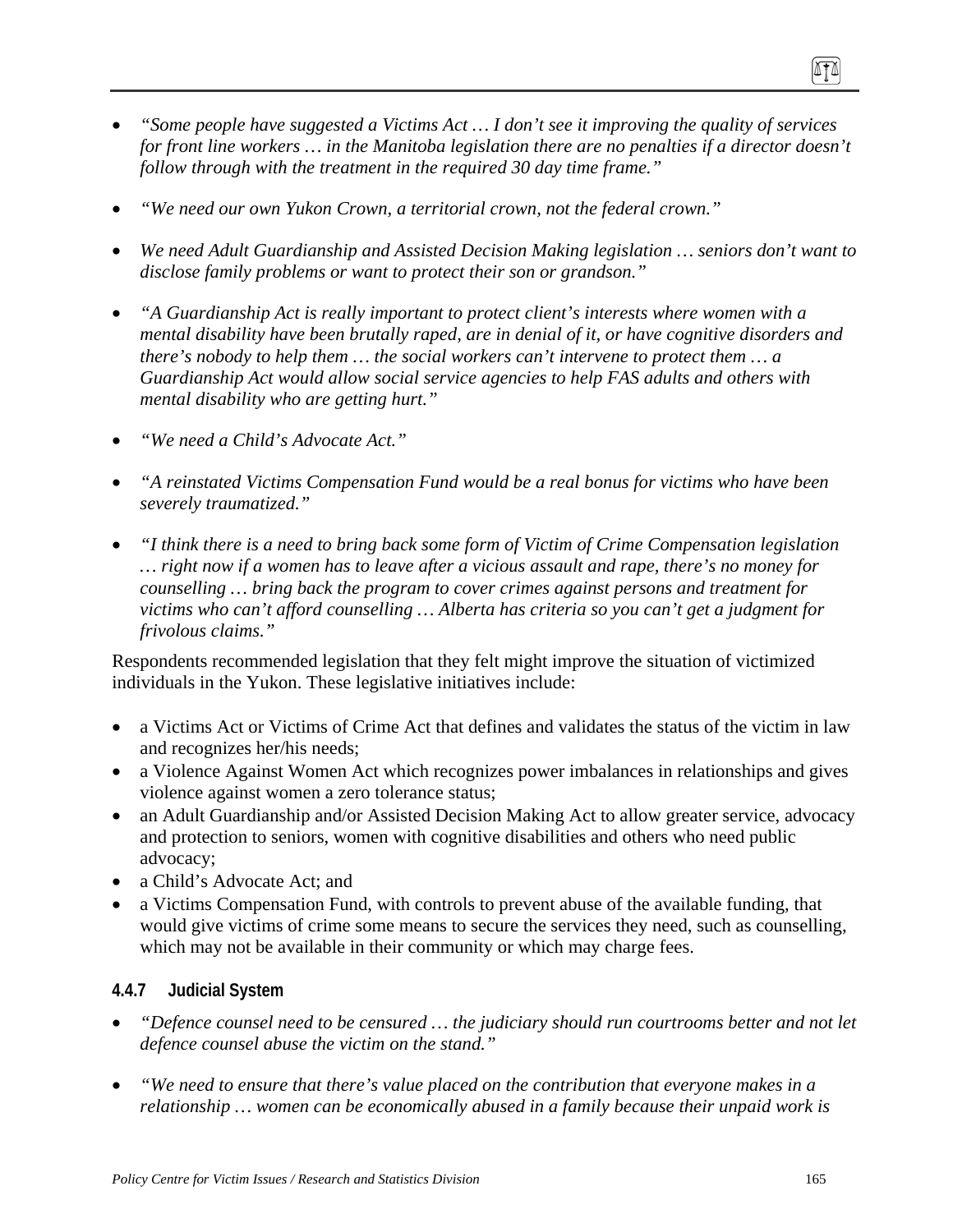- *"Some people have suggested a Victims Act … I don't see it improving the quality of services for front line workers … in the Manitoba legislation there are no penalties if a director doesn't follow through with the treatment in the required 30 day time frame."*

- *"We need our own Yukon Crown, a territorial crown, not the federal crown."*

- *We need Adult Guardianship and Assisted Decision Making legislation … seniors don't want to disclose family problems or want to protect their son or grandson."*

- *"A Guardianship Act is really important to protect client's interests where women with a mental disability have been brutally raped, are in denial of it, or have cognitive disorders and there's nobody to help them … the social workers can't intervene to protect them … a Guardianship Act would allow social service agencies to help FAS adults and others with mental disability who are getting hurt."*

- *"We need a Child's Advocate Act."*

- *"A reinstated Victims Compensation Fund would be a real bonus for victims who have been severely traumatized."*

- *"I think there is a need to bring back some form of Victim of Crime Compensation legislation … right now if a women has to leave after a vicious assault and rape, there's no money for counselling … bring back the program to cover crimes against persons and treatment for victims who can't afford counselling … Alberta has criteria so you can't get a judgment for frivolous claims."*

Respondents recommended legislation that they felt might improve the situation of victimized individuals in the Yukon. These legislative initiatives include:

- a Victims Act or Victims of Crime Act that defines and validates the status of the victim in law and recognizes her/his needs;
- a Violence Against Women Act which recognizes power imbalances in relationships and gives violence against women a zero tolerance status;
- an Adult Guardianship and/or Assisted Decision Making Act to allow greater service, advocacy and protection to seniors, women with cognitive disabilities and others who need public advocacy;
- a Child's Advocate Act; and
- a Victims Compensation Fund, with controls to prevent abuse of the available funding, that would give victims of crime some means to secure the services they need, such as counselling, which may not be available in their community or which may charge fees.

#### 4.4.7 Judicial System

- *"Defence counsel need to be censured … the judiciary should run courtrooms better and not let defence counsel abuse the victim on the stand."*

- *"We need to ensure that there's value placed on the contribution that everyone makes in a relationship … women can be economically abused in a family because their unpaid work is*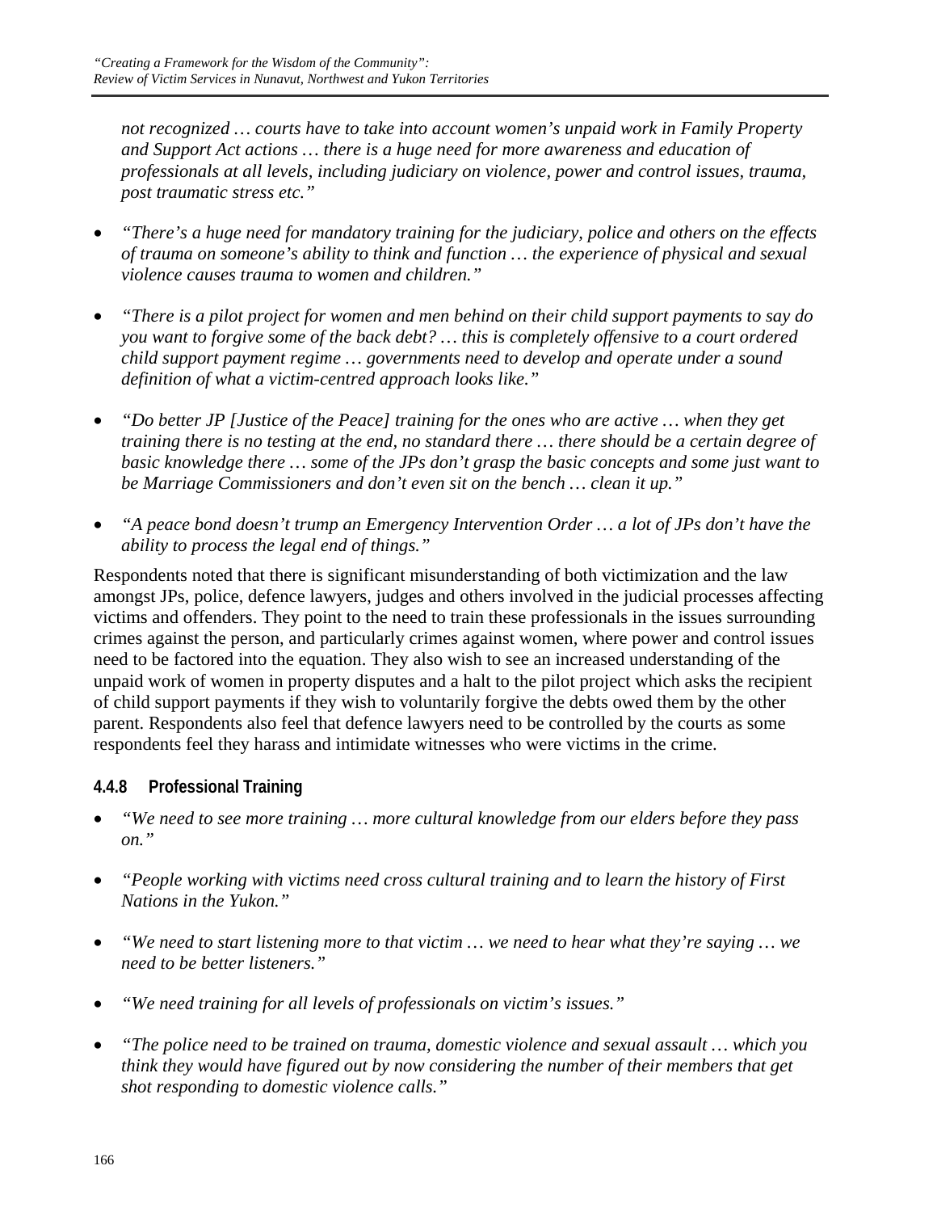*not recognized … courts have to take into account women's unpaid work in Family Property and Support Act actions … there is a huge need for more awareness and education of professionals at all levels, including judiciary on violence, power and control issues, trauma, post traumatic stress etc."*

- *"There's a huge need for mandatory training for the judiciary, police and others on the effects of trauma on someone's ability to think and function … the experience of physical and sexual violence causes trauma to women and children."*
- *"There is a pilot project for women and men behind on their child support payments to say do you want to forgive some of the back debt? … this is completely offensive to a court ordered child support payment regime … governments need to develop and operate under a sound definition of what a victim-centred approach looks like."*
- *"Do better JP [Justice of the Peace] training for the ones who are active … when they get training there is no testing at the end, no standard there … there should be a certain degree of basic knowledge there … some of the JPs don't grasp the basic concepts and some just want to be Marriage Commissioners and don't even sit on the bench … clean it up."*
- *"A peace bond doesn't trump an Emergency Intervention Order … a lot of JPs don't have the ability to process the legal end of things."*

Respondents noted that there is significant misunderstanding of both victimization and the law amongst JPs, police, defence lawyers, judges and others involved in the judicial processes affecting victims and offenders. They point to the need to train these professionals in the issues surrounding crimes against the person, and particularly crimes against women, where power and control issues need to be factored into the equation. They also wish to see an increased understanding of the unpaid work of women in property disputes and a halt to the pilot project which asks the recipient of child support payments if they wish to voluntarily forgive the debts owed them by the other parent. Respondents also feel that defence lawyers need to be controlled by the courts as some respondents feel they harass and intimidate witnesses who were victims in the crime.

#### 4.4.8 Professional Training

- *"We need to see more training … more cultural knowledge from our elders before they pass on."*
- *"People working with victims need cross cultural training and to learn the history of First Nations in the Yukon."*
- *"We need to start listening more to that victim … we need to hear what they're saying … we need to be better listeners."*
- *"We need training for all levels of professionals on victim's issues."*
- *"The police need to be trained on trauma, domestic violence and sexual assault … which you think they would have figured out by now considering the number of their members that get shot responding to domestic violence calls."*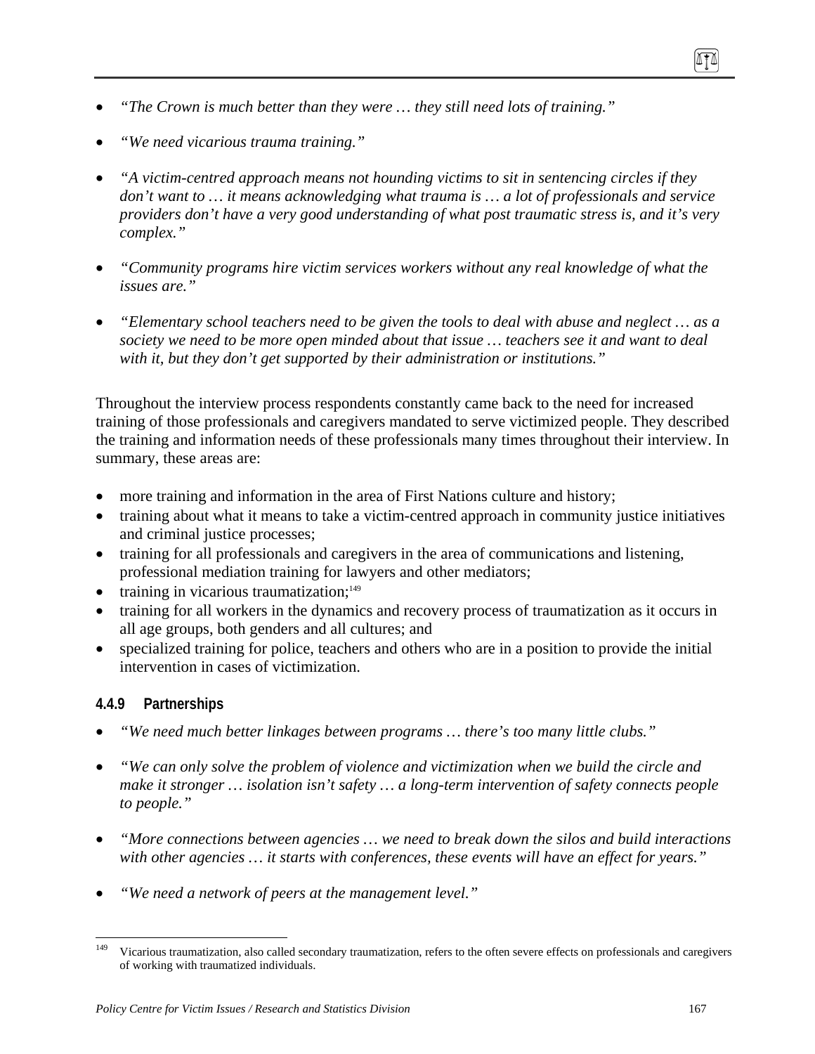- *"The Crown is much better than they were … they still need lots of training."*

- *"We need vicarious trauma training."*

- *"A victim-centred approach means not hounding victims to sit in sentencing circles if they don't want to … it means acknowledging what trauma is … a lot of professionals and service providers don't have a very good understanding of what post traumatic stress is, and it's very complex."*

- *"Community programs hire victim services workers without any real knowledge of what the issues are."*

- *"Elementary school teachers need to be given the tools to deal with abuse and neglect … as a society we need to be more open minded about that issue … teachers see it and want to deal with it, but they don't get supported by their administration or institutions."*

Throughout the interview process respondents constantly came back to the need for increased training of those professionals and caregivers mandated to serve victimized people. They described the training and information needs of these professionals many times throughout their interview. In summary, these areas are:

- more training and information in the area of First Nations culture and history;
- training about what it means to take a victim-centred approach in community justice initiatives and criminal justice processes;
- training for all professionals and caregivers in the area of communications and listening, professional mediation training for lawyers and other mediators;
- training in vicarious traumatization;[149]
- training for all workers in the dynamics and recovery process of traumatization as it occurs in all age groups, both genders and all cultures; and
- specialized training for police, teachers and others who are in a position to provide the initial intervention in cases of victimization.

### 4.4.9 Partnerships

- *"We need much better linkages between programs … there's too many little clubs."*

- *"We can only solve the problem of violence and victimization when we build the circle and make it stronger … isolation isn't safety … a long-term intervention of safety connects people to people."*

- *"More connections between agencies … we need to break down the silos and build interactions with other agencies … it starts with conferences, these events will have an effect for years."*

- *"We need a network of peers at the management level."*

[149] Vicarious traumatization, also called secondary traumatization, refers to the often severe effects on professionals and caregivers of working with traumatized individuals.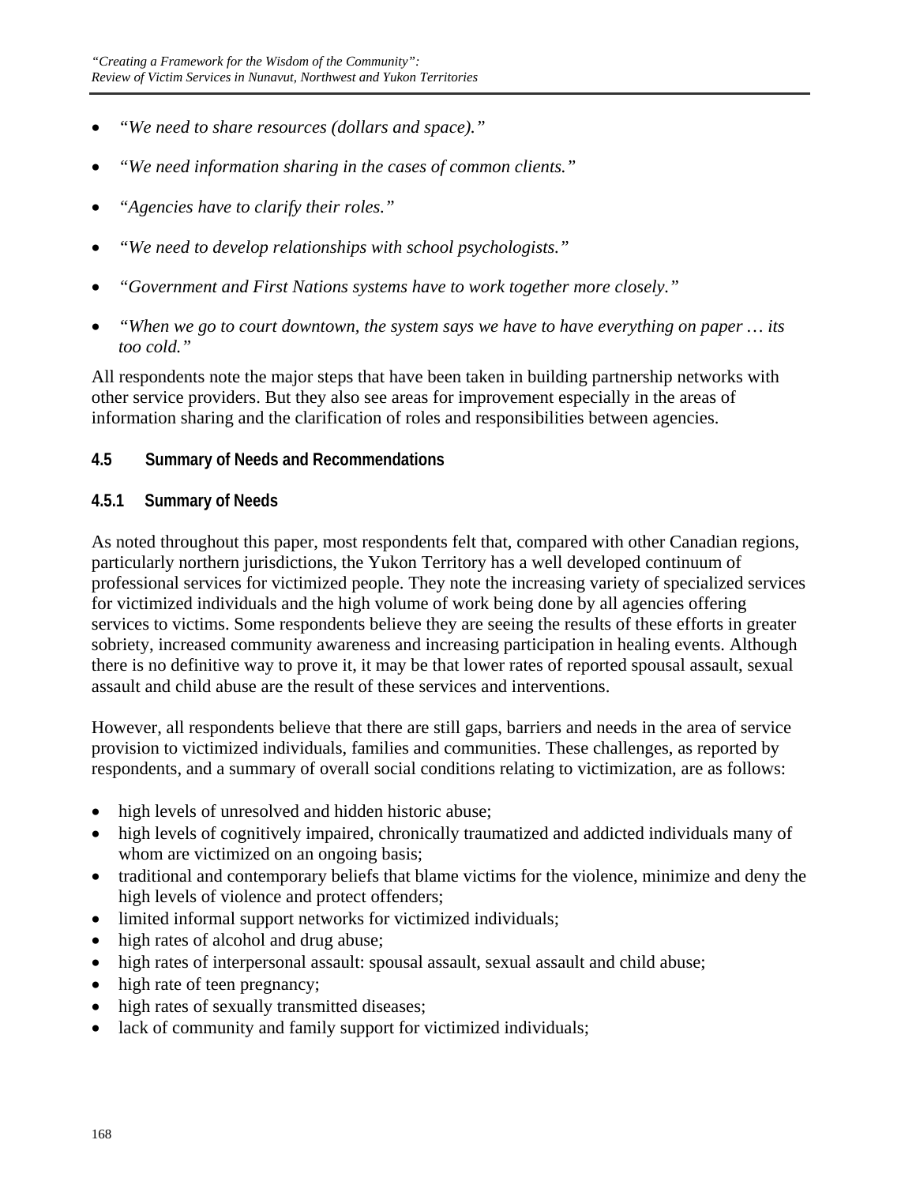- *“We need to share resources (dollars and space).”*
- *“We need information sharing in the cases of common clients.”*
- *“Agencies have to clarify their roles.”*
- *“We need to develop relationships with school psychologists.”*
- *“Government and First Nations systems have to work together more closely.”*
- *“When we go to court downtown, the system says we have to have everything on paper … its too cold.”*

All respondents note the major steps that have been taken in building partnership networks with other service providers. But they also see areas for improvement especially in the areas of information sharing and the clarification of roles and responsibilities between agencies.

### 4.5 Summary of Needs and Recommendations

#### 4.5.1 Summary of Needs

As noted throughout this paper, most respondents felt that, compared with other Canadian regions, particularly northern jurisdictions, the Yukon Territory has a well developed continuum of professional services for victimized people. They note the increasing variety of specialized services for victimized individuals and the high volume of work being done by all agencies offering services to victims. Some respondents believe they are seeing the results of these efforts in greater sobriety, increased community awareness and increasing participation in healing events. Although there is no definitive way to prove it, it may be that lower rates of reported spousal assault, sexual assault and child abuse are the result of these services and interventions.

However, all respondents believe that there are still gaps, barriers and needs in the area of service provision to victimized individuals, families and communities. These challenges, as reported by respondents, and a summary of overall social conditions relating to victimization, are as follows:

- high levels of unresolved and hidden historic abuse;
- high levels of cognitively impaired, chronically traumatized and addicted individuals many of whom are victimized on an ongoing basis;
- traditional and contemporary beliefs that blame victims for the violence, minimize and deny the high levels of violence and protect offenders;
- limited informal support networks for victimized individuals;
- high rates of alcohol and drug abuse;
- high rates of interpersonal assault: spousal assault, sexual assault and child abuse;
- high rate of teen pregnancy;
- high rates of sexually transmitted diseases;
- lack of community and family support for victimized individuals;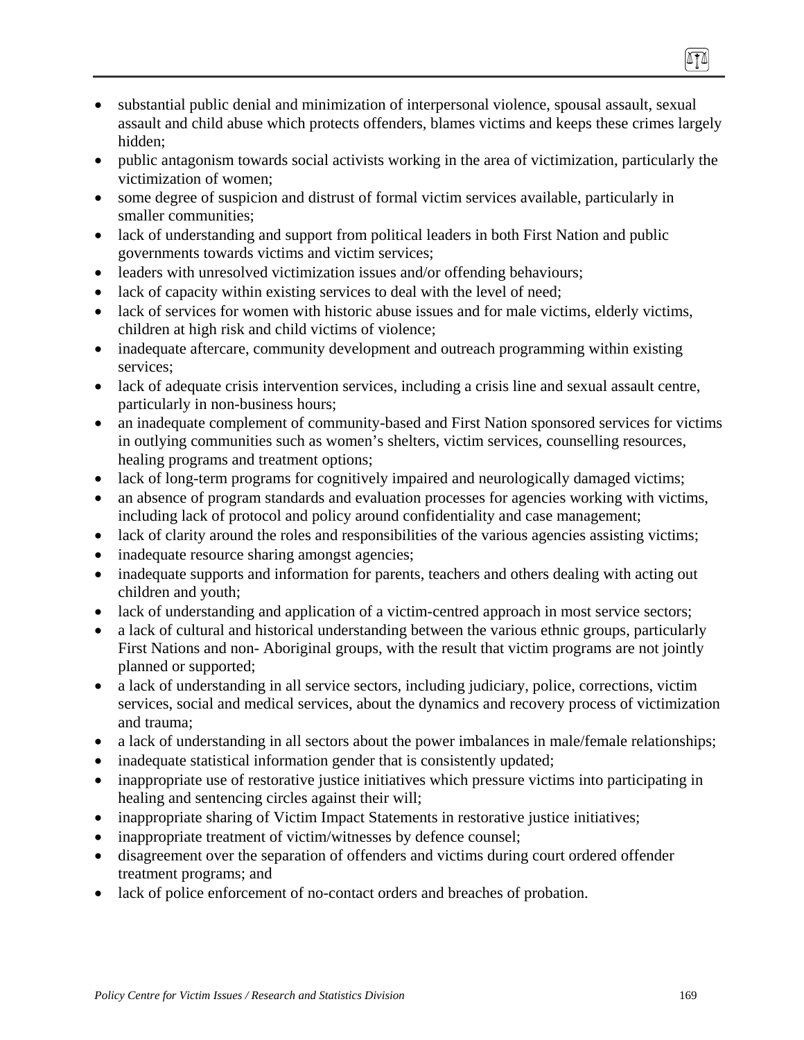- substantial public denial and minimization of interpersonal violence, spousal assault, sexual assault and child abuse which protects offenders, blames victims and keeps these crimes largely hidden;
- public antagonism towards social activists working in the area of victimization, particularly the victimization of women;
- some degree of suspicion and distrust of formal victim services available, particularly in smaller communities;
- lack of understanding and support from political leaders in both First Nation and public governments towards victims and victim services;
- leaders with unresolved victimization issues and/or offending behaviours;
- lack of capacity within existing services to deal with the level of need;
- lack of services for women with historic abuse issues and for male victims, elderly victims, children at high risk and child victims of violence;
- inadequate aftercare, community development and outreach programming within existing services;
- lack of adequate crisis intervention services, including a crisis line and sexual assault centre, particularly in non-business hours;
- an inadequate complement of community-based and First Nation sponsored services for victims in outlying communities such as women's shelters, victim services, counselling resources, healing programs and treatment options;
- lack of long-term programs for cognitively impaired and neurologically damaged victims;
- an absence of program standards and evaluation processes for agencies working with victims, including lack of protocol and policy around confidentiality and case management;
- lack of clarity around the roles and responsibilities of the various agencies assisting victims;
- inadequate resource sharing amongst agencies;
- inadequate supports and information for parents, teachers and others dealing with acting out children and youth;
- lack of understanding and application of a victim-centred approach in most service sectors;
- a lack of cultural and historical understanding between the various ethnic groups, particularly First Nations and non- Aboriginal groups, with the result that victim programs are not jointly planned or supported;
- a lack of understanding in all service sectors, including judiciary, police, corrections, victim services, social and medical services, about the dynamics and recovery process of victimization and trauma;
- a lack of understanding in all sectors about the power imbalances in male/female relationships;
- inadequate statistical information gender that is consistently updated;
- inappropriate use of restorative justice initiatives which pressure victims into participating in healing and sentencing circles against their will;
- inappropriate sharing of Victim Impact Statements in restorative justice initiatives;
- inappropriate treatment of victim/witnesses by defence counsel;
- disagreement over the separation of offenders and victims during court ordered offender treatment programs; and
- lack of police enforcement of no-contact orders and breaches of probation.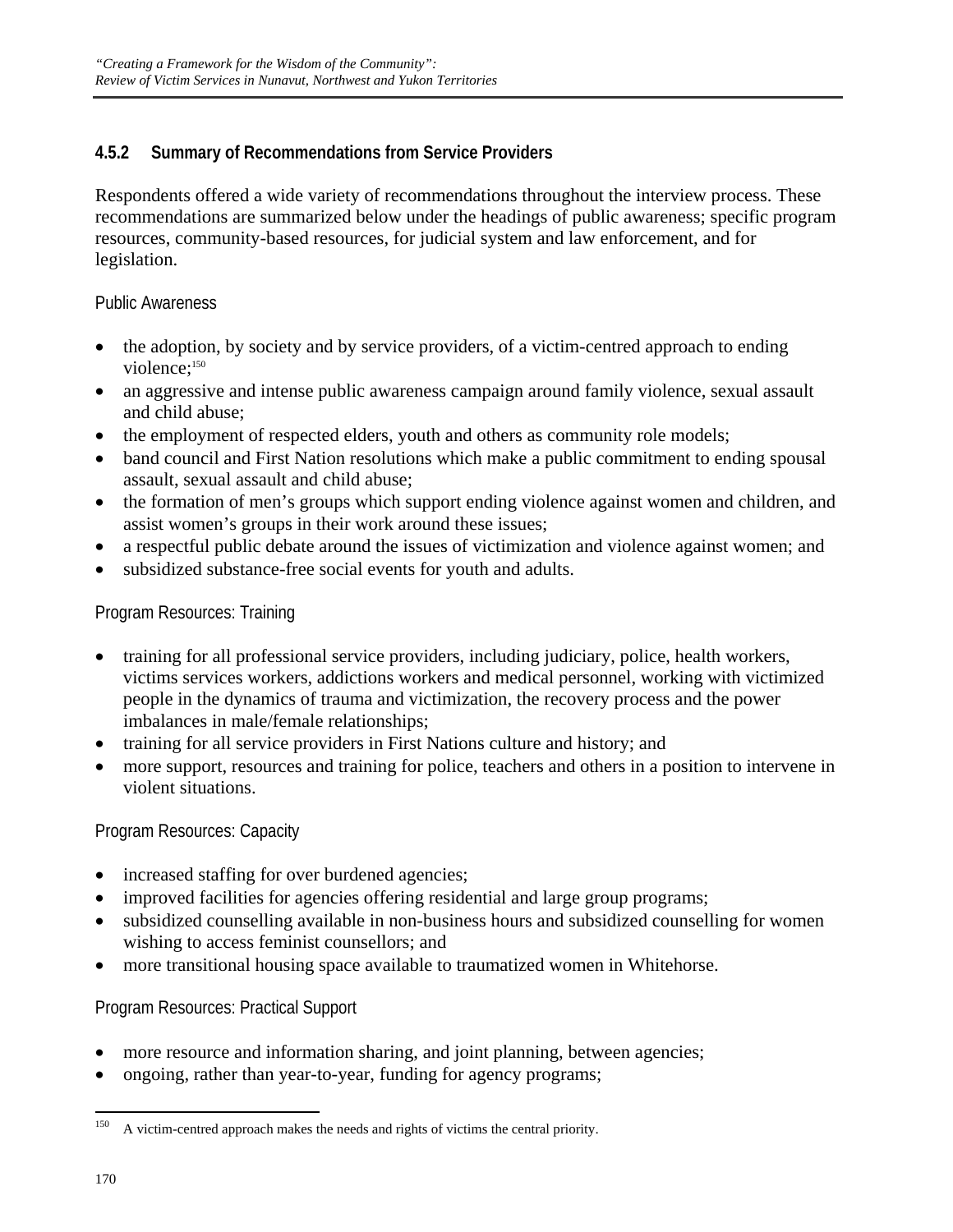### 4.5.2 Summary of Recommendations from Service Providers

Respondents offered a wide variety of recommendations throughout the interview process. These recommendations are summarized below under the headings of public awareness; specific program resources, community-based resources, for judicial system and law enforcement, and for legislation.

Public Awareness

- the adoption, by society and by service providers, of a victim-centred approach to ending violence;[150]
- an aggressive and intense public awareness campaign around family violence, sexual assault and child abuse;
- the employment of respected elders, youth and others as community role models;
- band council and First Nation resolutions which make a public commitment to ending spousal assault, sexual assault and child abuse;
- the formation of men's groups which support ending violence against women and children, and assist women's groups in their work around these issues;
- a respectful public debate around the issues of victimization and violence against women; and
- subsidized substance-free social events for youth and adults.

Program Resources: Training

- training for all professional service providers, including judiciary, police, health workers, victims services workers, addictions workers and medical personnel, working with victimized people in the dynamics of trauma and victimization, the recovery process and the power imbalances in male/female relationships;
- training for all service providers in First Nations culture and history; and
- more support, resources and training for police, teachers and others in a position to intervene in violent situations.

Program Resources: Capacity

- increased staffing for over burdened agencies;
- improved facilities for agencies offering residential and large group programs;
- subsidized counselling available in non-business hours and subsidized counselling for women wishing to access feminist counsellors; and
- more transitional housing space available to traumatized women in Whitehorse.

Program Resources: Practical Support

- more resource and information sharing, and joint planning, between agencies;
- ongoing, rather than year-to-year, funding for agency programs;

[150] A victim-centred approach makes the needs and rights of victims the central priority.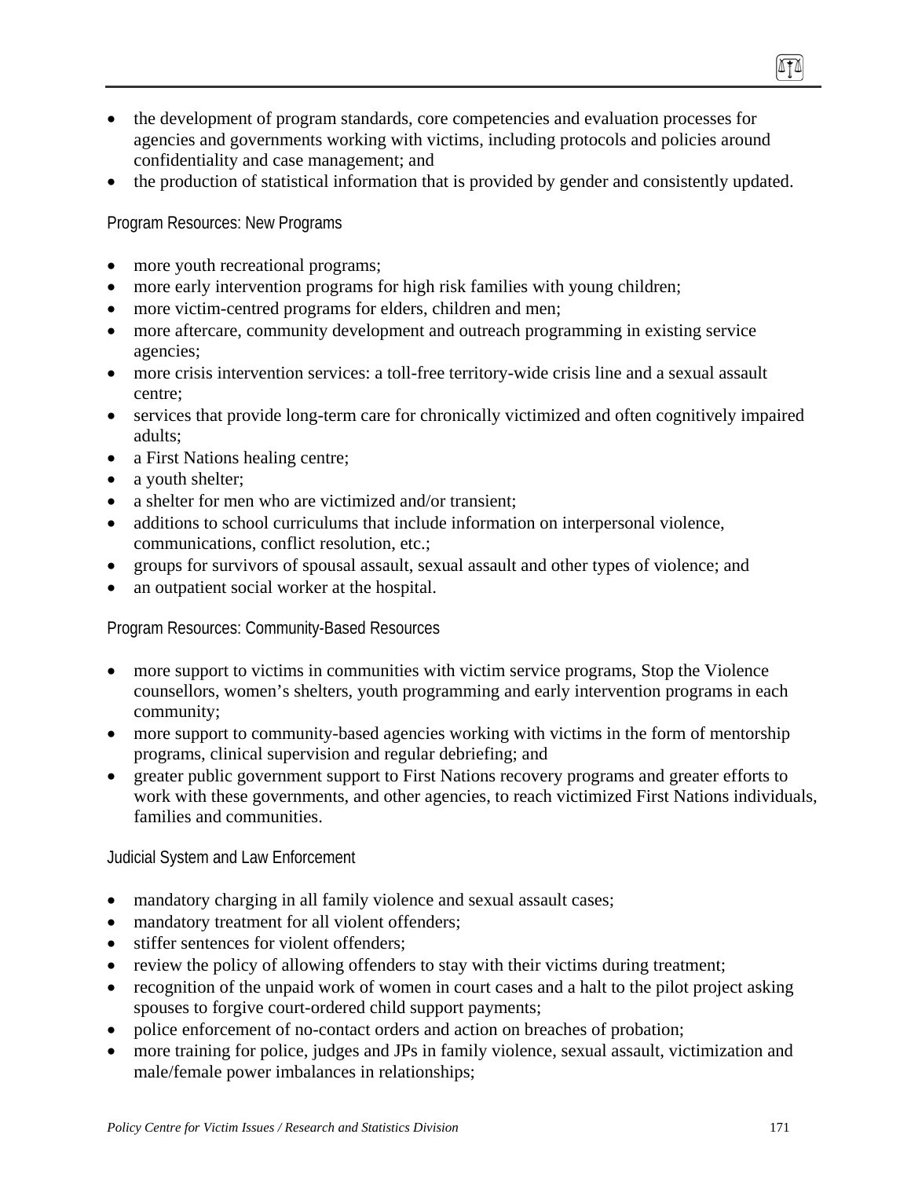- the development of program standards, core competencies and evaluation processes for agencies and governments working with victims, including protocols and policies around confidentiality and case management; and
- the production of statistical information that is provided by gender and consistently updated.

Program Resources: New Programs

- more youth recreational programs;
- more early intervention programs for high risk families with young children;
- more victim-centred programs for elders, children and men;
- more aftercare, community development and outreach programming in existing service agencies;
- more crisis intervention services: a toll-free territory-wide crisis line and a sexual assault centre;
- services that provide long-term care for chronically victimized and often cognitively impaired adults;
- a First Nations healing centre;
- a youth shelter;
- a shelter for men who are victimized and/or transient;
- additions to school curriculums that include information on interpersonal violence, communications, conflict resolution, etc.;
- groups for survivors of spousal assault, sexual assault and other types of violence; and
- an outpatient social worker at the hospital.

Program Resources: Community-Based Resources

- more support to victims in communities with victim service programs, Stop the Violence counsellors, women's shelters, youth programming and early intervention programs in each community;
- more support to community-based agencies working with victims in the form of mentorship programs, clinical supervision and regular debriefing; and
- greater public government support to First Nations recovery programs and greater efforts to work with these governments, and other agencies, to reach victimized First Nations individuals, families and communities.

Judicial System and Law Enforcement

- mandatory charging in all family violence and sexual assault cases;
- mandatory treatment for all violent offenders;
- stiffer sentences for violent offenders;
- review the policy of allowing offenders to stay with their victims during treatment;
- recognition of the unpaid work of women in court cases and a halt to the pilot project asking spouses to forgive court-ordered child support payments;
- police enforcement of no-contact orders and action on breaches of probation;
- more training for police, judges and JPs in family violence, sexual assault, victimization and male/female power imbalances in relationships;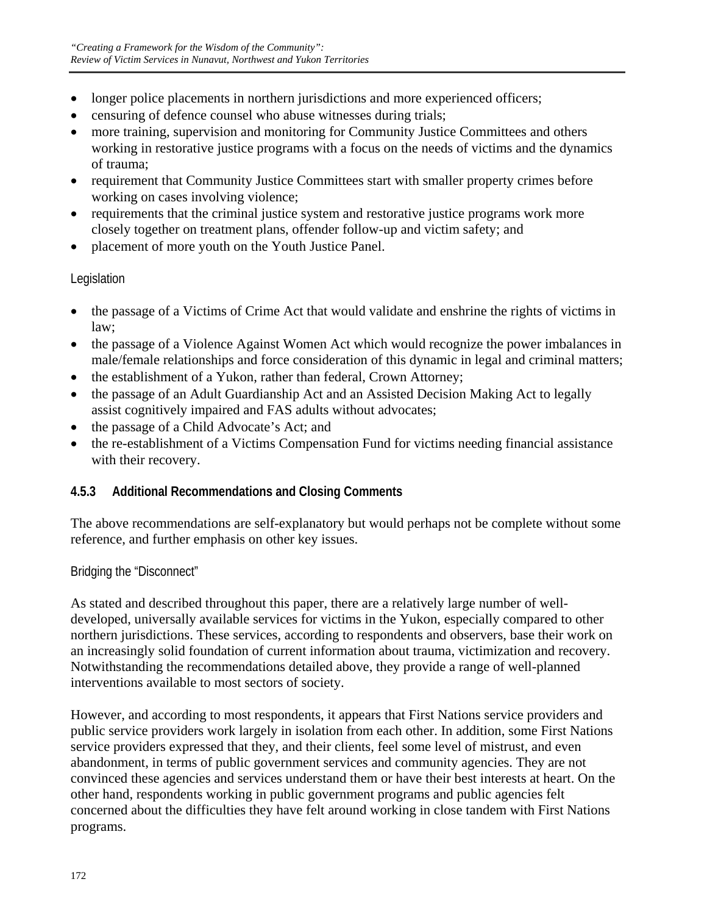- longer police placements in northern jurisdictions and more experienced officers;
- censuring of defence counsel who abuse witnesses during trials;
- more training, supervision and monitoring for Community Justice Committees and others working in restorative justice programs with a focus on the needs of victims and the dynamics of trauma;
- requirement that Community Justice Committees start with smaller property crimes before working on cases involving violence;
- requirements that the criminal justice system and restorative justice programs work more closely together on treatment plans, offender follow-up and victim safety; and
- placement of more youth on the Youth Justice Panel.

Legislation

- the passage of a Victims of Crime Act that would validate and enshrine the rights of victims in law;
- the passage of a Violence Against Women Act which would recognize the power imbalances in male/female relationships and force consideration of this dynamic in legal and criminal matters;
- the establishment of a Yukon, rather than federal, Crown Attorney;
- the passage of an Adult Guardianship Act and an Assisted Decision Making Act to legally assist cognitively impaired and FAS adults without advocates;
- the passage of a Child Advocate's Act; and
- the re-establishment of a Victims Compensation Fund for victims needing financial assistance with their recovery.

### 4.5.3 Additional Recommendations and Closing Comments

The above recommendations are self-explanatory but would perhaps not be complete without some reference, and further emphasis on other key issues.

Bridging the "Disconnect"

As stated and described throughout this paper, there are a relatively large number of well-developed, universally available services for victims in the Yukon, especially compared to other northern jurisdictions. These services, according to respondents and observers, base their work on an increasingly solid foundation of current information about trauma, victimization and recovery. Notwithstanding the recommendations detailed above, they provide a range of well-planned interventions available to most sectors of society.

However, and according to most respondents, it appears that First Nations service providers and public service providers work largely in isolation from each other. In addition, some First Nations service providers expressed that they, and their clients, feel some level of mistrust, and even abandonment, in terms of public government services and community agencies. They are not convinced these agencies and services understand them or have their best interests at heart. On the other hand, respondents working in public government programs and public agencies felt concerned about the difficulties they have felt around working in close tandem with First Nations programs.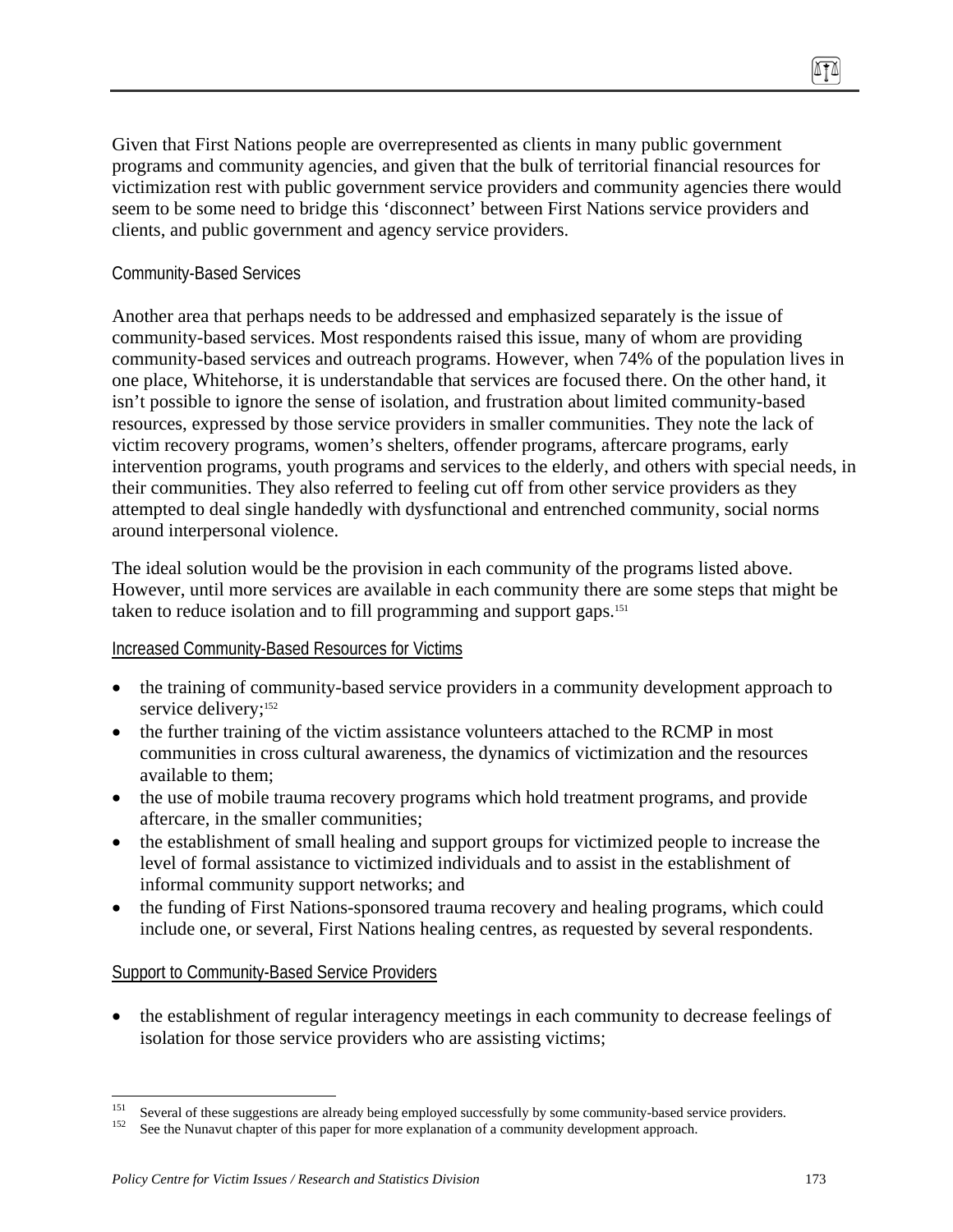Given that First Nations people are overrepresented as clients in many public government programs and community agencies, and given that the bulk of territorial financial resources for victimization rest with public government service providers and community agencies there would seem to be some need to bridge this 'disconnect' between First Nations service providers and clients, and public government and agency service providers.

### Community-Based Services

Another area that perhaps needs to be addressed and emphasized separately is the issue of community-based services. Most respondents raised this issue, many of whom are providing community-based services and outreach programs. However, when 74% of the population lives in one place, Whitehorse, it is understandable that services are focused there. On the other hand, it isn't possible to ignore the sense of isolation, and frustration about limited community-based resources, expressed by those service providers in smaller communities. They note the lack of victim recovery programs, women's shelters, offender programs, aftercare programs, early intervention programs, youth programs and services to the elderly, and others with special needs, in their communities. They also referred to feeling cut off from other service providers as they attempted to deal single handedly with dysfunctional and entrenched community, social norms around interpersonal violence.

The ideal solution would be the provision in each community of the programs listed above. However, until more services are available in each community there are some steps that might be taken to reduce isolation and to fill programming and support gaps.[151]

#### Increased Community-Based Resources for Victims

- the training of community-based service providers in a community development approach to service delivery;[152]
- the further training of the victim assistance volunteers attached to the RCMP in most communities in cross cultural awareness, the dynamics of victimization and the resources available to them;
- the use of mobile trauma recovery programs which hold treatment programs, and provide aftercare, in the smaller communities;
- the establishment of small healing and support groups for victimized people to increase the level of formal assistance to victimized individuals and to assist in the establishment of informal community support networks; and
- the funding of First Nations-sponsored trauma recovery and healing programs, which could include one, or several, First Nations healing centres, as requested by several respondents.

#### Support to Community-Based Service Providers

- the establishment of regular interagency meetings in each community to decrease feelings of isolation for those service providers who are assisting victims;

---

[151] Several of these suggestions are already being employed successfully by some community-based service providers.

[152] See the Nunavut chapter of this paper for more explanation of a community development approach.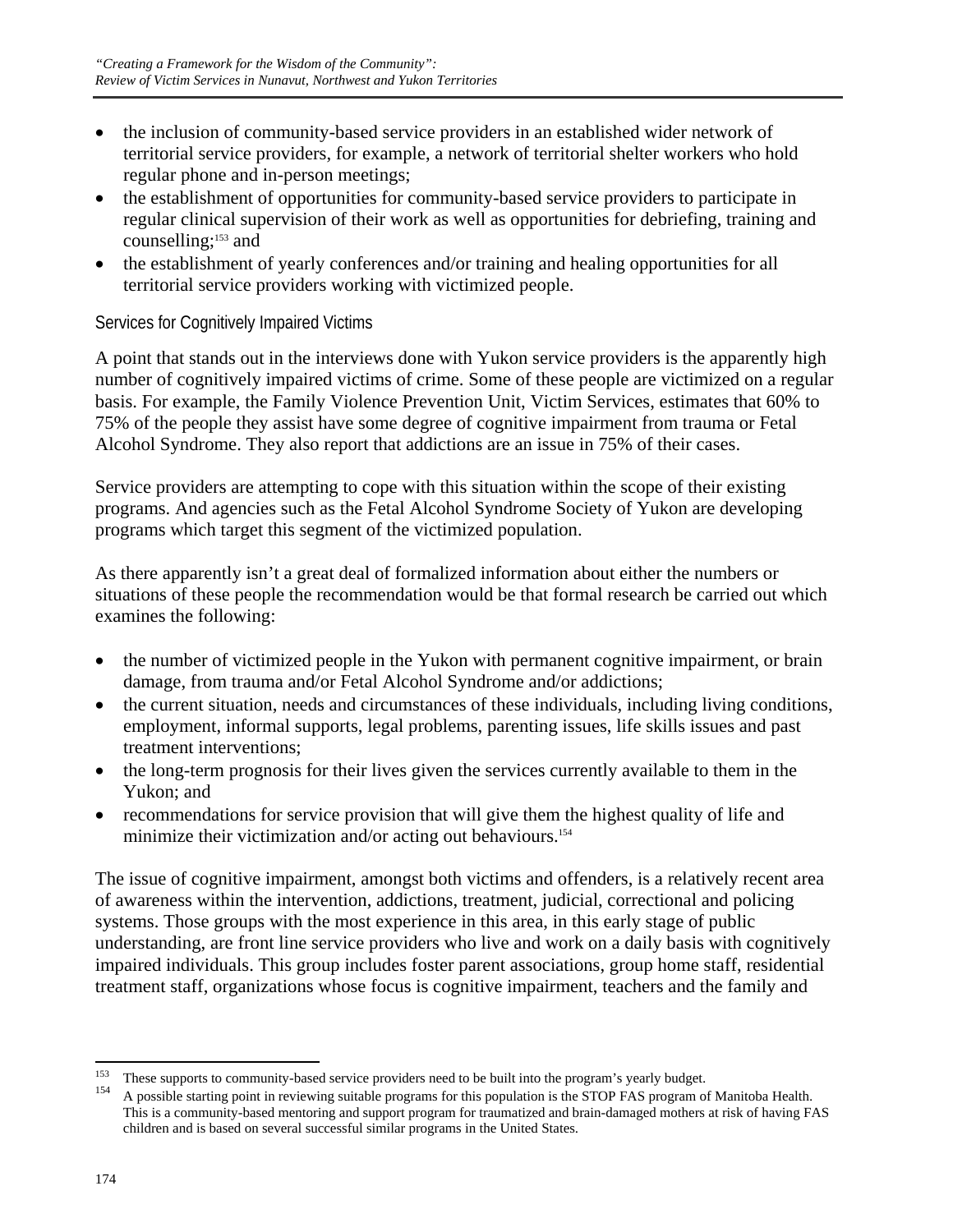- the inclusion of community-based service providers in an established wider network of territorial service providers, for example, a network of territorial shelter workers who hold regular phone and in-person meetings;
- the establishment of opportunities for community-based service providers to participate in regular clinical supervision of their work as well as opportunities for debriefing, training and counselling;[153] and
- the establishment of yearly conferences and/or training and healing opportunities for all territorial service providers working with victimized people.

### Services for Cognitively Impaired Victims

A point that stands out in the interviews done with Yukon service providers is the apparently high number of cognitively impaired victims of crime. Some of these people are victimized on a regular basis. For example, the Family Violence Prevention Unit, Victim Services, estimates that 60% to 75% of the people they assist have some degree of cognitive impairment from trauma or Fetal Alcohol Syndrome. They also report that addictions are an issue in 75% of their cases.

Service providers are attempting to cope with this situation within the scope of their existing programs. And agencies such as the Fetal Alcohol Syndrome Society of Yukon are developing programs which target this segment of the victimized population.

As there apparently isn't a great deal of formalized information about either the numbers or situations of these people the recommendation would be that formal research be carried out which examines the following:

- the number of victimized people in the Yukon with permanent cognitive impairment, or brain damage, from trauma and/or Fetal Alcohol Syndrome and/or addictions;
- the current situation, needs and circumstances of these individuals, including living conditions, employment, informal supports, legal problems, parenting issues, life skills issues and past treatment interventions;
- the long-term prognosis for their lives given the services currently available to them in the Yukon; and
- recommendations for service provision that will give them the highest quality of life and minimize their victimization and/or acting out behaviours.[154]

The issue of cognitive impairment, amongst both victims and offenders, is a relatively recent area of awareness within the intervention, addictions, treatment, judicial, correctional and policing systems. Those groups with the most experience in this area, in this early stage of public understanding, are front line service providers who live and work on a daily basis with cognitively impaired individuals. This group includes foster parent associations, group home staff, residential treatment staff, organizations whose focus is cognitive impairment, teachers and the family and

---

[153] These supports to community-based service providers need to be built into the program's yearly budget.

[154] A possible starting point in reviewing suitable programs for this population is the STOP FAS program of Manitoba Health. This is a community-based mentoring and support program for traumatized and brain-damaged mothers at risk of having FAS children and is based on several successful similar programs in the United States.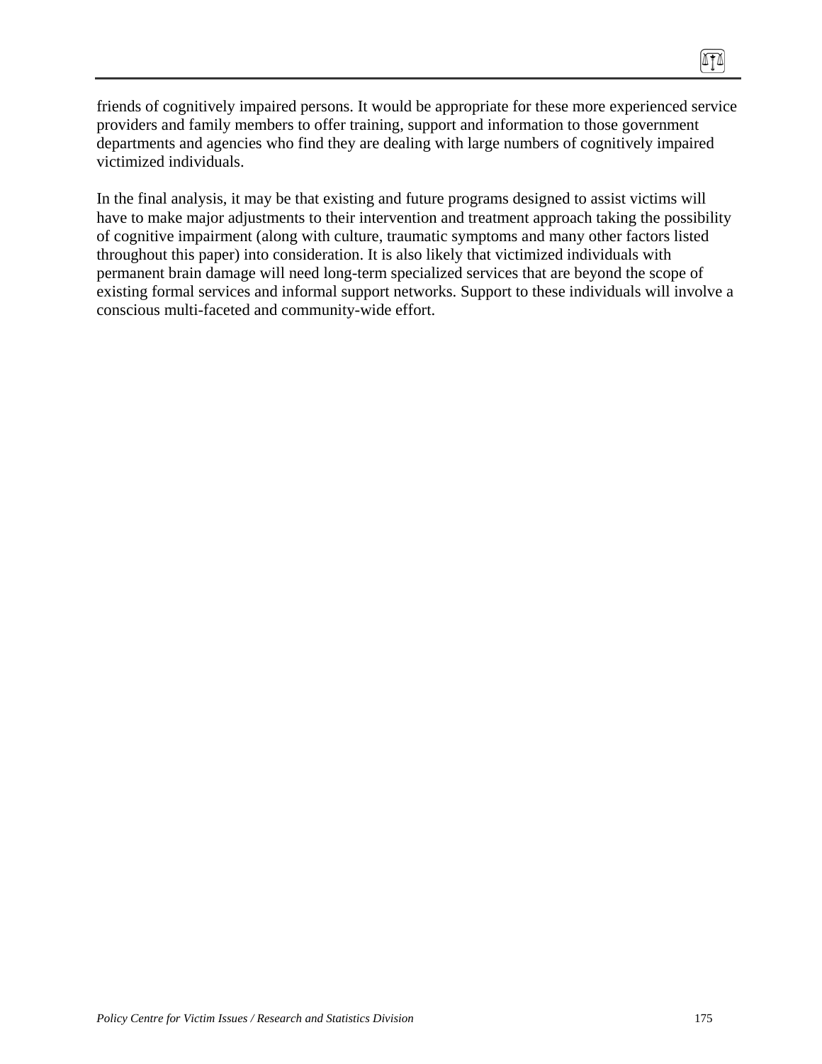friends of cognitively impaired persons. It would be appropriate for these more experienced service providers and family members to offer training, support and information to those government departments and agencies who find they are dealing with large numbers of cognitively impaired victimized individuals.

In the final analysis, it may be that existing and future programs designed to assist victims will have to make major adjustments to their intervention and treatment approach taking the possibility of cognitive impairment (along with culture, traumatic symptoms and many other factors listed throughout this paper) into consideration. It is also likely that victimized individuals with permanent brain damage will need long-term specialized services that are beyond the scope of existing formal services and informal support networks. Support to these individuals will involve a conscious multi-faceted and community-wide effort.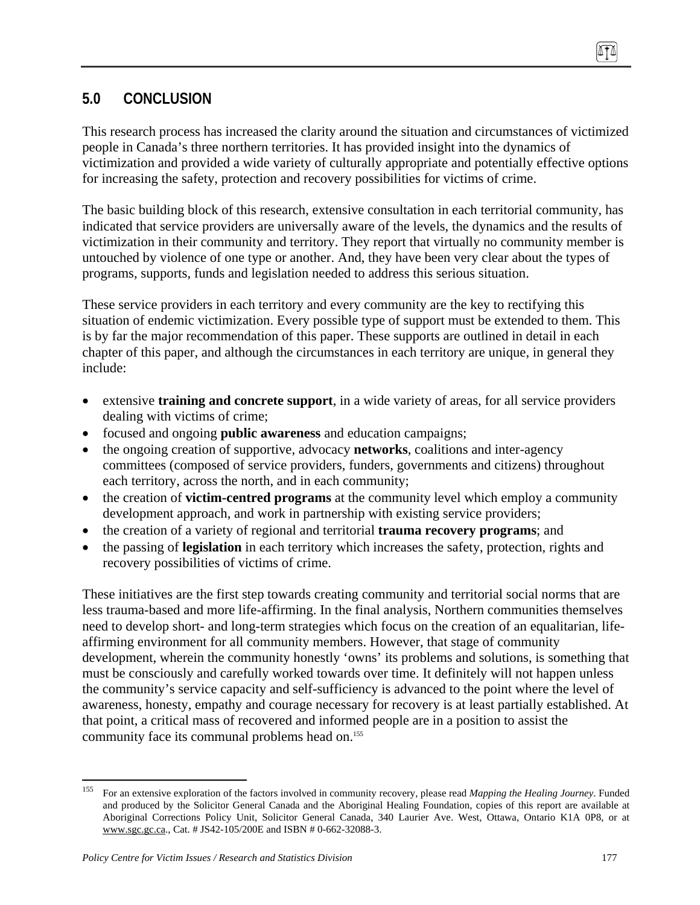## 5.0 CONCLUSION

This research process has increased the clarity around the situation and circumstances of victimized people in Canada's three northern territories. It has provided insight into the dynamics of victimization and provided a wide variety of culturally appropriate and potentially effective options for increasing the safety, protection and recovery possibilities for victims of crime.

The basic building block of this research, extensive consultation in each territorial community, has indicated that service providers are universally aware of the levels, the dynamics and the results of victimization in their community and territory. They report that virtually no community member is untouched by violence of one type or another. And, they have been very clear about the types of programs, supports, funds and legislation needed to address this serious situation.

These service providers in each territory and every community are the key to rectifying this situation of endemic victimization. Every possible type of support must be extended to them. This is by far the major recommendation of this paper. These supports are outlined in detail in each chapter of this paper, and although the circumstances in each territory are unique, in general they include:

- extensive **training and concrete support**, in a wide variety of areas, for all service providers dealing with victims of crime;
- focused and ongoing **public awareness** and education campaigns;
- the ongoing creation of supportive, advocacy **networks**, coalitions and inter-agency committees (composed of service providers, funders, governments and citizens) throughout each territory, across the north, and in each community;
- the creation of **victim-centred programs** at the community level which employ a community development approach, and work in partnership with existing service providers;
- the creation of a variety of regional and territorial **trauma recovery programs**; and
- the passing of **legislation** in each territory which increases the safety, protection, rights and recovery possibilities of victims of crime.

These initiatives are the first step towards creating community and territorial social norms that are less trauma-based and more life-affirming. In the final analysis, Northern communities themselves need to develop short- and long-term strategies which focus on the creation of an equalitarian, life-affirming environment for all community members. However, that stage of community development, wherein the community honestly 'owns' its problems and solutions, is something that must be consciously and carefully worked towards over time. It definitely will not happen unless the community's service capacity and self-sufficiency is advanced to the point where the level of awareness, honesty, empathy and courage necessary for recovery is at least partially established. At that point, a critical mass of recovered and informed people are in a position to assist the community face its communal problems head on.[155]

---

[155] For an extensive exploration of the factors involved in community recovery, please read *Mapping the Healing Journey*. Funded and produced by the Solicitor General Canada and the Aboriginal Healing Foundation, copies of this report are available at Aboriginal Corrections Policy Unit, Solicitor General Canada, 340 Laurier Ave. West, Ottawa, Ontario K1A 0P8, or at www.sgc.gc.ca., Cat. # JS42-105/200E and ISBN # 0-662-32088-3.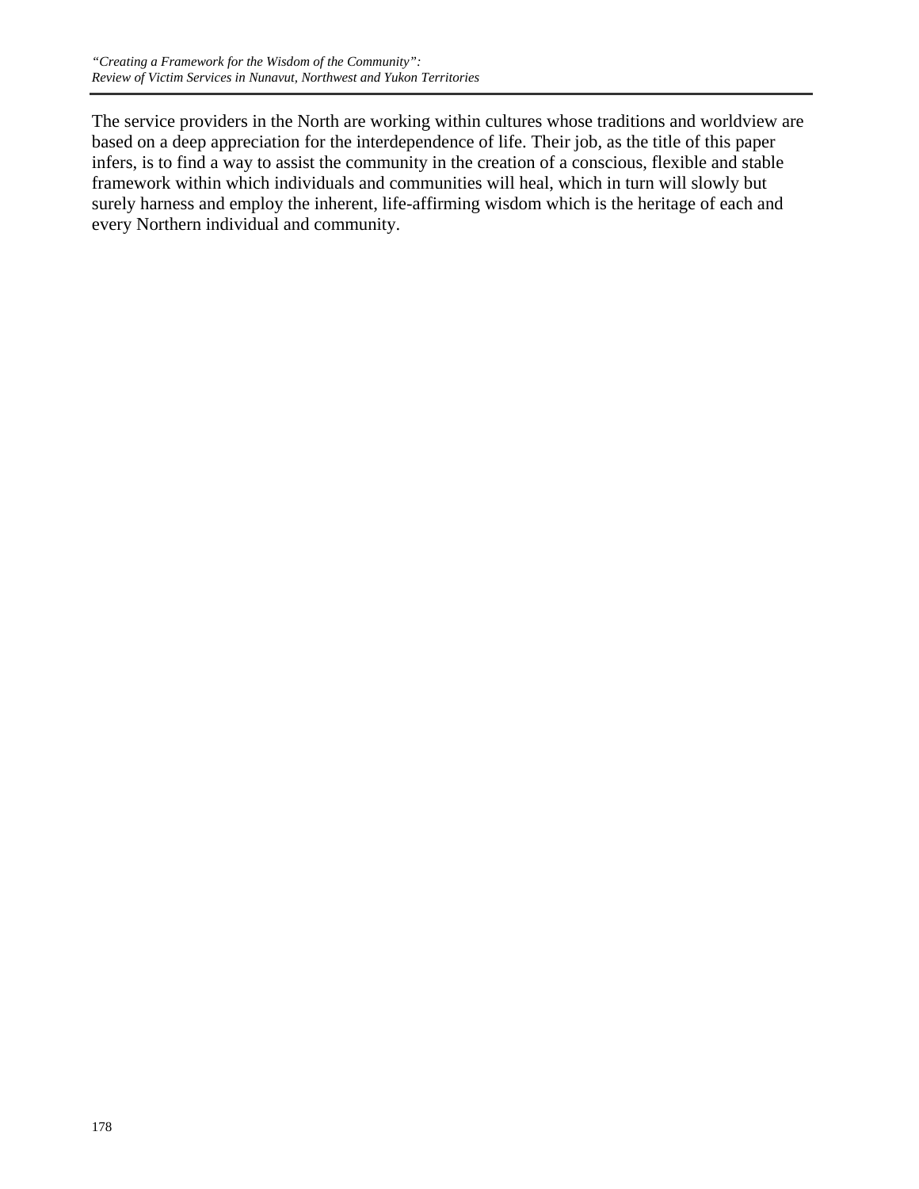The service providers in the North are working within cultures whose traditions and worldview are based on a deep appreciation for the interdependence of life. Their job, as the title of this paper infers, is to find a way to assist the community in the creation of a conscious, flexible and stable framework within which individuals and communities will heal, which in turn will slowly but surely harness and employ the inherent, life-affirming wisdom which is the heritage of each and every Northern individual and community.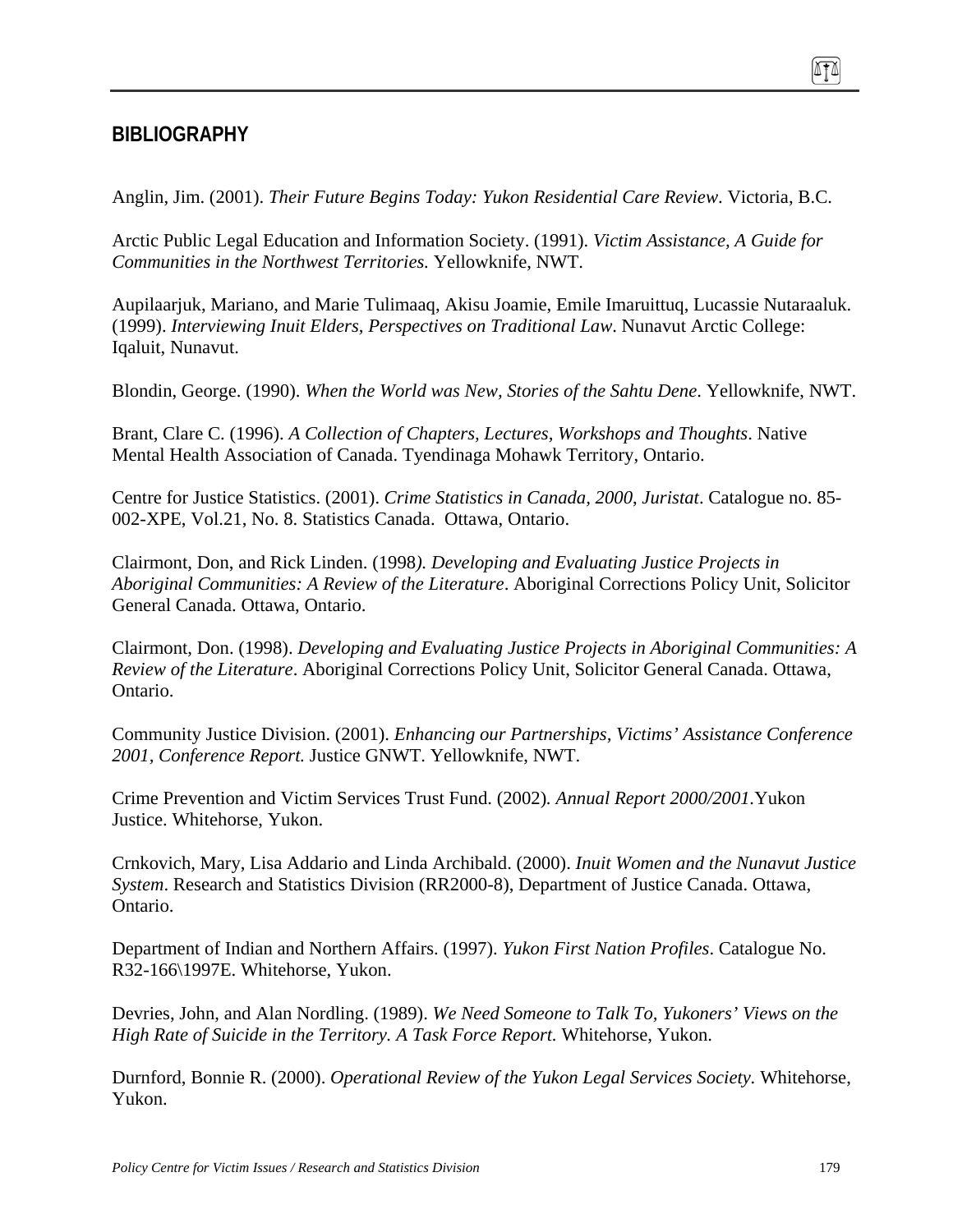## BIBLIOGRAPHY

Anglin, Jim. (2001). *Their Future Begins Today: Yukon Residential Care Review*. Victoria, B.C.

Arctic Public Legal Education and Information Society. (1991). *Victim Assistance, A Guide for Communities in the Northwest Territories.* Yellowknife, NWT.

Aupilaarjuk, Mariano, and Marie Tulimaaq, Akisu Joamie, Emile Imaruittuq, Lucassie Nutaraaluk. (1999). *Interviewing Inuit Elders, Perspectives on Traditional Law*. Nunavut Arctic College: Iqaluit, Nunavut.

Blondin, George. (1990). *When the World was New, Stories of the Sahtu Dene*. Yellowknife, NWT.

Brant, Clare C. (1996). *A Collection of Chapters, Lectures, Workshops and Thoughts*. Native Mental Health Association of Canada. Tyendinaga Mohawk Territory, Ontario.

Centre for Justice Statistics. (2001). *Crime Statistics in Canada, 2000, Juristat*. Catalogue no. 85-002-XPE, Vol.21, No. 8. Statistics Canada. Ottawa, Ontario.

Clairmont, Don, and Rick Linden. (1998*). Developing and Evaluating Justice Projects in Aboriginal Communities: A Review of the Literature*. Aboriginal Corrections Policy Unit, Solicitor General Canada. Ottawa, Ontario.

Clairmont, Don. (1998). *Developing and Evaluating Justice Projects in Aboriginal Communities: A Review of the Literature*. Aboriginal Corrections Policy Unit, Solicitor General Canada. Ottawa, Ontario.

Community Justice Division. (2001). *Enhancing our Partnerships, Victims' Assistance Conference 2001, Conference Report.* Justice GNWT. Yellowknife, NWT.

Crime Prevention and Victim Services Trust Fund. (2002)*. Annual Report 2000/2001.*Yukon Justice. Whitehorse, Yukon.

Crnkovich, Mary, Lisa Addario and Linda Archibald. (2000). *Inuit Women and the Nunavut Justice System*. Research and Statistics Division (RR2000-8), Department of Justice Canada. Ottawa, Ontario.

Department of Indian and Northern Affairs. (1997). *Yukon First Nation Profiles*. Catalogue No. R32-166\1997E. Whitehorse, Yukon.

Devries, John, and Alan Nordling. (1989). *We Need Someone to Talk To, Yukoners' Views on the High Rate of Suicide in the Territory. A Task Force Report.* Whitehorse, Yukon.

Durnford, Bonnie R. (2000). *Operational Review of the Yukon Legal Services Society.* Whitehorse, Yukon.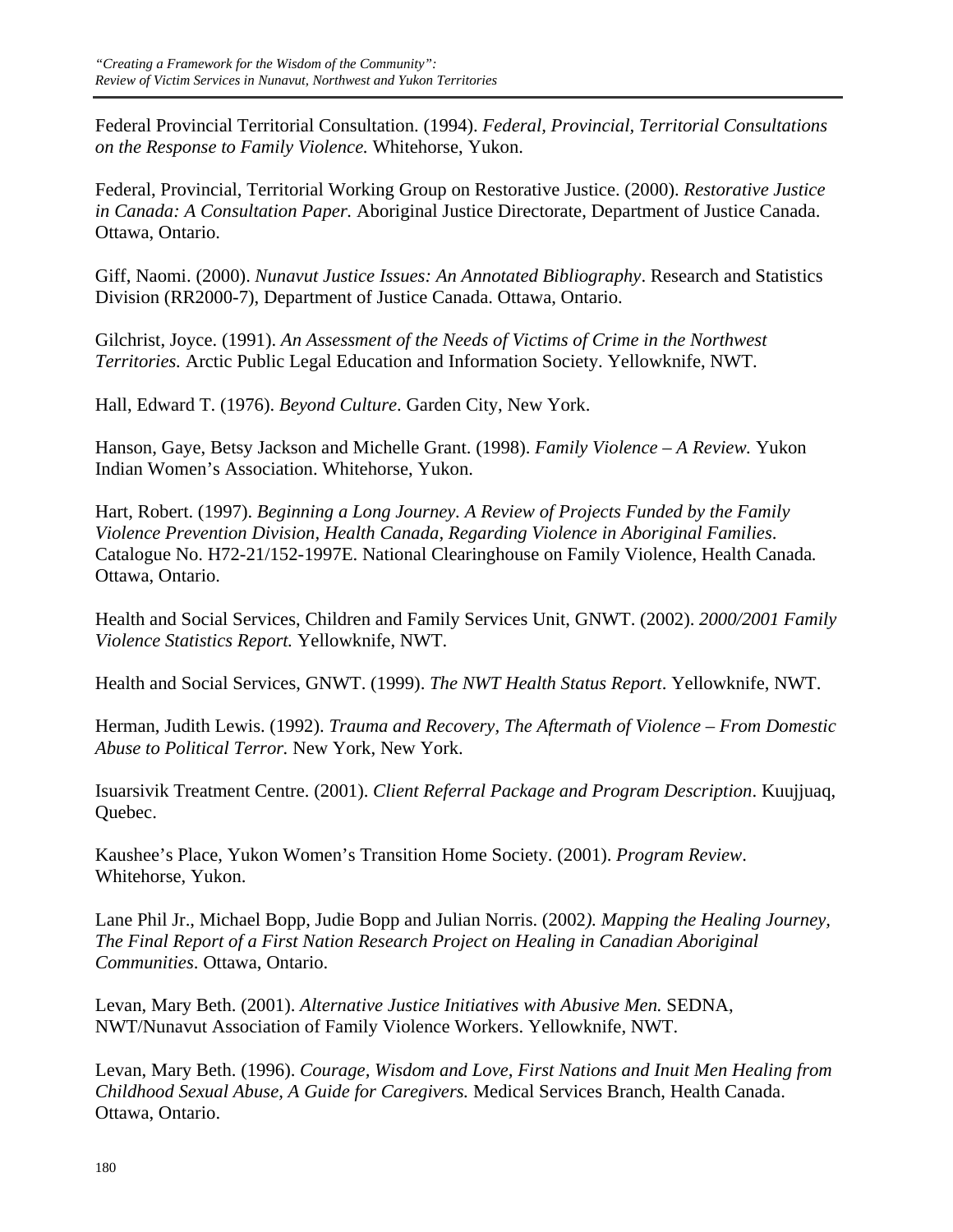Federal Provincial Territorial Consultation. (1994). *Federal, Provincial, Territorial Consultations on the Response to Family Violence.* Whitehorse, Yukon.

Federal, Provincial, Territorial Working Group on Restorative Justice. (2000). *Restorative Justice in Canada: A Consultation Paper.* Aboriginal Justice Directorate, Department of Justice Canada. Ottawa, Ontario.

Giff, Naomi. (2000). *Nunavut Justice Issues: An Annotated Bibliography*. Research and Statistics Division (RR2000-7), Department of Justice Canada. Ottawa, Ontario.

Gilchrist, Joyce. (1991). *An Assessment of the Needs of Victims of Crime in the Northwest Territories.* Arctic Public Legal Education and Information Society. Yellowknife, NWT.

Hall, Edward T. (1976). *Beyond Culture*. Garden City, New York.

Hanson, Gaye, Betsy Jackson and Michelle Grant. (1998). *Family Violence – A Review.* Yukon Indian Women's Association. Whitehorse, Yukon.

Hart, Robert. (1997). *Beginning a Long Journey. A Review of Projects Funded by the Family Violence Prevention Division, Health Canada, Regarding Violence in Aboriginal Families*. Catalogue No. H72-21/152-1997E. National Clearinghouse on Family Violence, Health Canada. Ottawa, Ontario.

Health and Social Services, Children and Family Services Unit, GNWT. (2002). *2000/2001 Family Violence Statistics Report.* Yellowknife, NWT.

Health and Social Services, GNWT. (1999). *The NWT Health Status Report*. Yellowknife, NWT.

Herman, Judith Lewis. (1992). *Trauma and Recovery, The Aftermath of Violence – From Domestic Abuse to Political Terror.* New York, New York.

Isuarsivik Treatment Centre. (2001). *Client Referral Package and Program Description*. Kuujjuaq, Quebec.

Kaushee's Place, Yukon Women's Transition Home Society. (2001). *Program Review*. Whitehorse, Yukon.

Lane Phil Jr., Michael Bopp, Judie Bopp and Julian Norris. (2002*). Mapping the Healing Journey, The Final Report of a First Nation Research Project on Healing in Canadian Aboriginal Communities*. Ottawa, Ontario.

Levan, Mary Beth. (2001). *Alternative Justice Initiatives with Abusive Men.* SEDNA, NWT/Nunavut Association of Family Violence Workers. Yellowknife, NWT.

Levan, Mary Beth. (1996). *Courage, Wisdom and Love, First Nations and Inuit Men Healing from Childhood Sexual Abuse, A Guide for Caregivers.* Medical Services Branch, Health Canada. Ottawa, Ontario.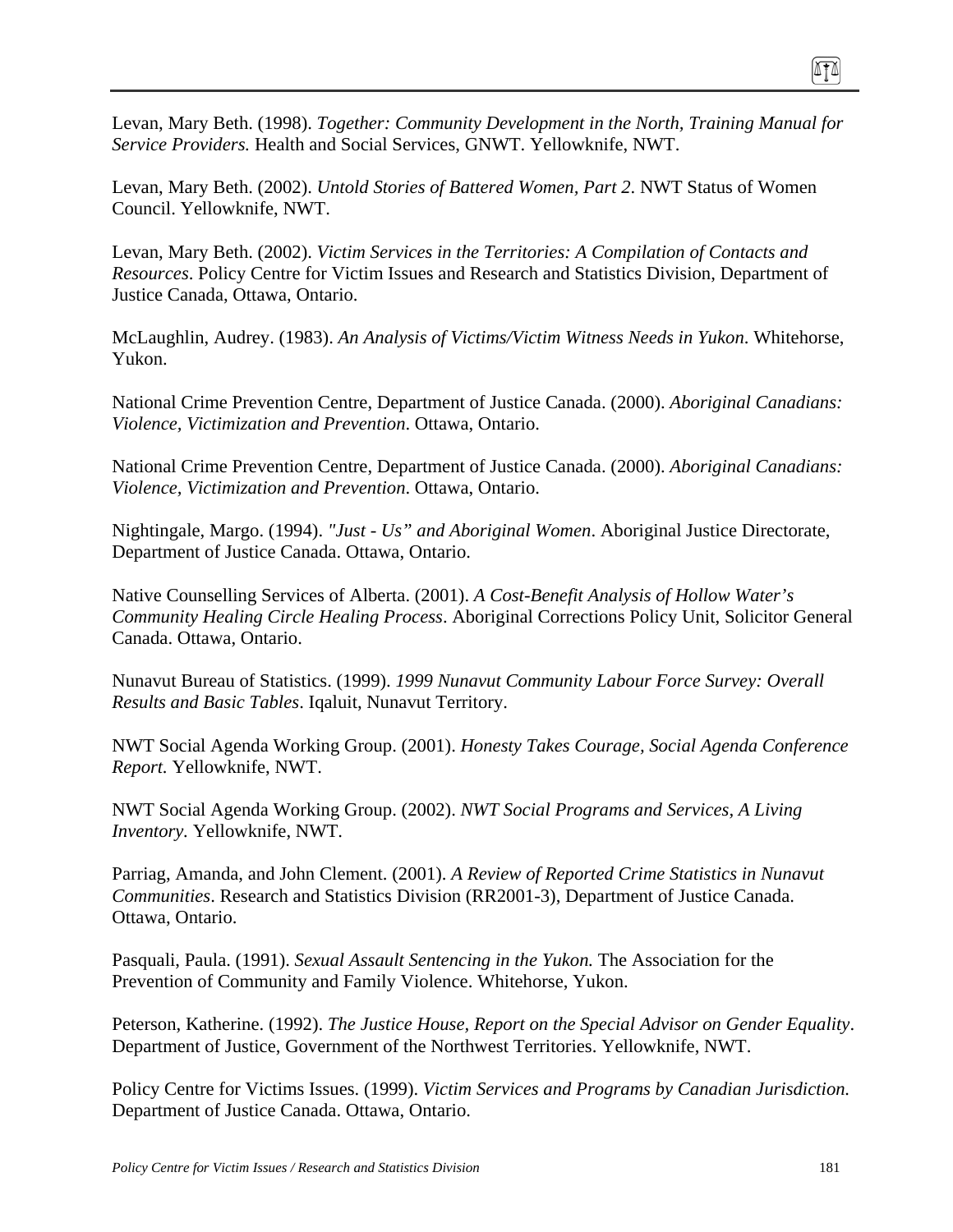Levan, Mary Beth. (1998). *Together: Community Development in the North, Training Manual for Service Providers.* Health and Social Services, GNWT. Yellowknife, NWT.

Levan, Mary Beth. (2002). *Untold Stories of Battered Women, Part 2*. NWT Status of Women Council. Yellowknife, NWT.

Levan, Mary Beth. (2002). *Victim Services in the Territories: A Compilation of Contacts and Resources*. Policy Centre for Victim Issues and Research and Statistics Division, Department of Justice Canada, Ottawa, Ontario.

McLaughlin, Audrey. (1983). *An Analysis of Victims/Victim Witness Needs in Yukon*. Whitehorse, Yukon.

National Crime Prevention Centre, Department of Justice Canada. (2000). *Aboriginal Canadians: Violence, Victimization and Prevention*. Ottawa, Ontario.

National Crime Prevention Centre, Department of Justice Canada. (2000). *Aboriginal Canadians: Violence, Victimization and Prevention*. Ottawa, Ontario.

Nightingale, Margo. (1994). *"Just - Us" and Aboriginal Women*. Aboriginal Justice Directorate, Department of Justice Canada. Ottawa, Ontario.

Native Counselling Services of Alberta. (2001). *A Cost-Benefit Analysis of Hollow Water's Community Healing Circle Healing Process*. Aboriginal Corrections Policy Unit, Solicitor General Canada. Ottawa, Ontario.

Nunavut Bureau of Statistics. (1999). *1999 Nunavut Community Labour Force Survey: Overall Results and Basic Tables*. Iqaluit, Nunavut Territory.

NWT Social Agenda Working Group. (2001). *Honesty Takes Courage, Social Agenda Conference Report.* Yellowknife, NWT.

NWT Social Agenda Working Group. (2002). *NWT Social Programs and Services, A Living Inventory.* Yellowknife, NWT.

Parriag, Amanda, and John Clement. (2001). *A Review of Reported Crime Statistics in Nunavut Communities*. Research and Statistics Division (RR2001-3), Department of Justice Canada. Ottawa, Ontario.

Pasquali, Paula. (1991). *Sexual Assault Sentencing in the Yukon.* The Association for the Prevention of Community and Family Violence. Whitehorse, Yukon.

Peterson, Katherine. (1992). *The Justice House, Report on the Special Advisor on Gender Equality*. Department of Justice, Government of the Northwest Territories. Yellowknife, NWT.

Policy Centre for Victims Issues. (1999). *Victim Services and Programs by Canadian Jurisdiction.* Department of Justice Canada. Ottawa, Ontario.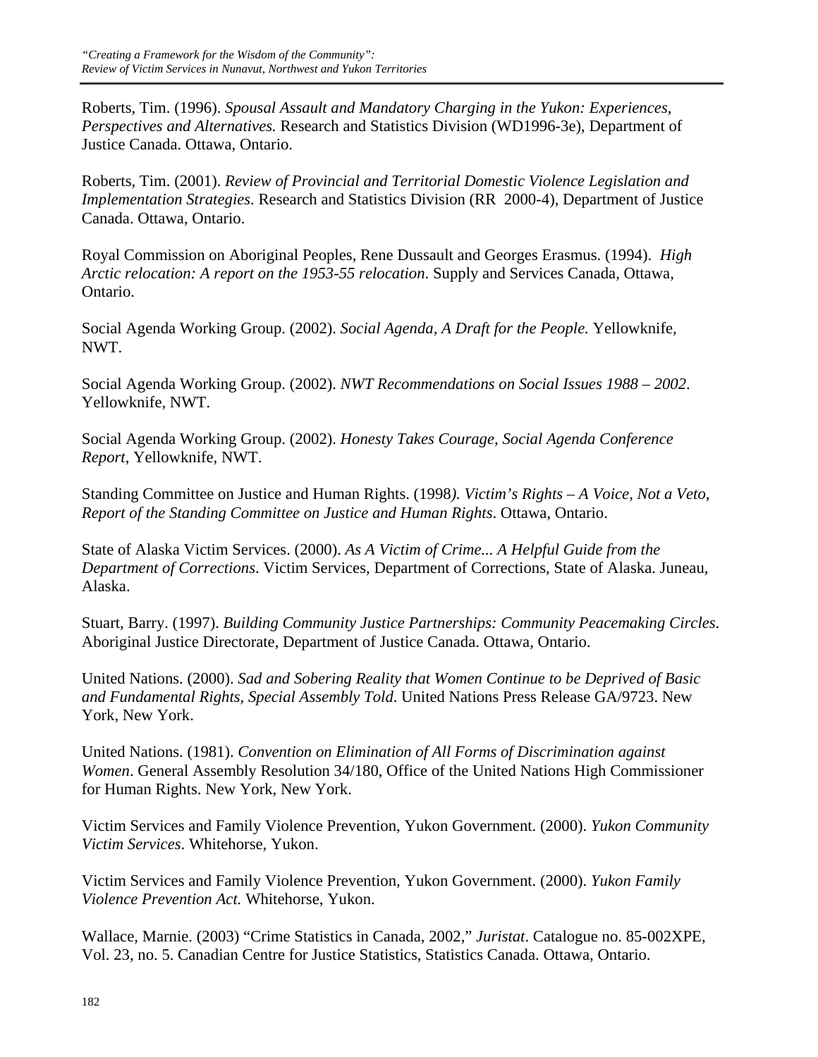Roberts, Tim. (1996). *Spousal Assault and Mandatory Charging in the Yukon: Experiences, Perspectives and Alternatives.* Research and Statistics Division (WD1996-3e), Department of Justice Canada. Ottawa, Ontario.

Roberts, Tim. (2001). *Review of Provincial and Territorial Domestic Violence Legislation and Implementation Strategies*. Research and Statistics Division (RR 2000-4), Department of Justice Canada. Ottawa, Ontario.

Royal Commission on Aboriginal Peoples, Rene Dussault and Georges Erasmus. (1994). *High Arctic relocation: A report on the 1953-55 relocation*. Supply and Services Canada, Ottawa, Ontario.

Social Agenda Working Group. (2002). *Social Agenda, A Draft for the People.* Yellowknife, NWT.

Social Agenda Working Group. (2002). *NWT Recommendations on Social Issues 1988 – 2002*. Yellowknife, NWT.

Social Agenda Working Group. (2002). *Honesty Takes Courage, Social Agenda Conference Report*, Yellowknife, NWT.

Standing Committee on Justice and Human Rights. (1998*). Victim's Rights – A Voice, Not a Veto, Report of the Standing Committee on Justice and Human Rights*. Ottawa, Ontario.

State of Alaska Victim Services. (2000). *As A Victim of Crime... A Helpful Guide from the Department of Corrections*. Victim Services, Department of Corrections, State of Alaska. Juneau, Alaska.

Stuart, Barry. (1997). *Building Community Justice Partnerships: Community Peacemaking Circles*. Aboriginal Justice Directorate, Department of Justice Canada. Ottawa, Ontario.

United Nations. (2000). *Sad and Sobering Reality that Women Continue to be Deprived of Basic and Fundamental Rights, Special Assembly Told*. United Nations Press Release GA/9723. New York, New York.

United Nations. (1981). *Convention on Elimination of All Forms of Discrimination against Women*. General Assembly Resolution 34/180, Office of the United Nations High Commissioner for Human Rights. New York, New York.

Victim Services and Family Violence Prevention, Yukon Government. (2000). *Yukon Community Victim Services*. Whitehorse, Yukon.

Victim Services and Family Violence Prevention, Yukon Government. (2000). *Yukon Family Violence Prevention Act.* Whitehorse, Yukon.

Wallace, Marnie. (2003) "Crime Statistics in Canada, 2002," *Juristat*. Catalogue no. 85-002XPE, Vol. 23, no. 5. Canadian Centre for Justice Statistics, Statistics Canada. Ottawa, Ontario.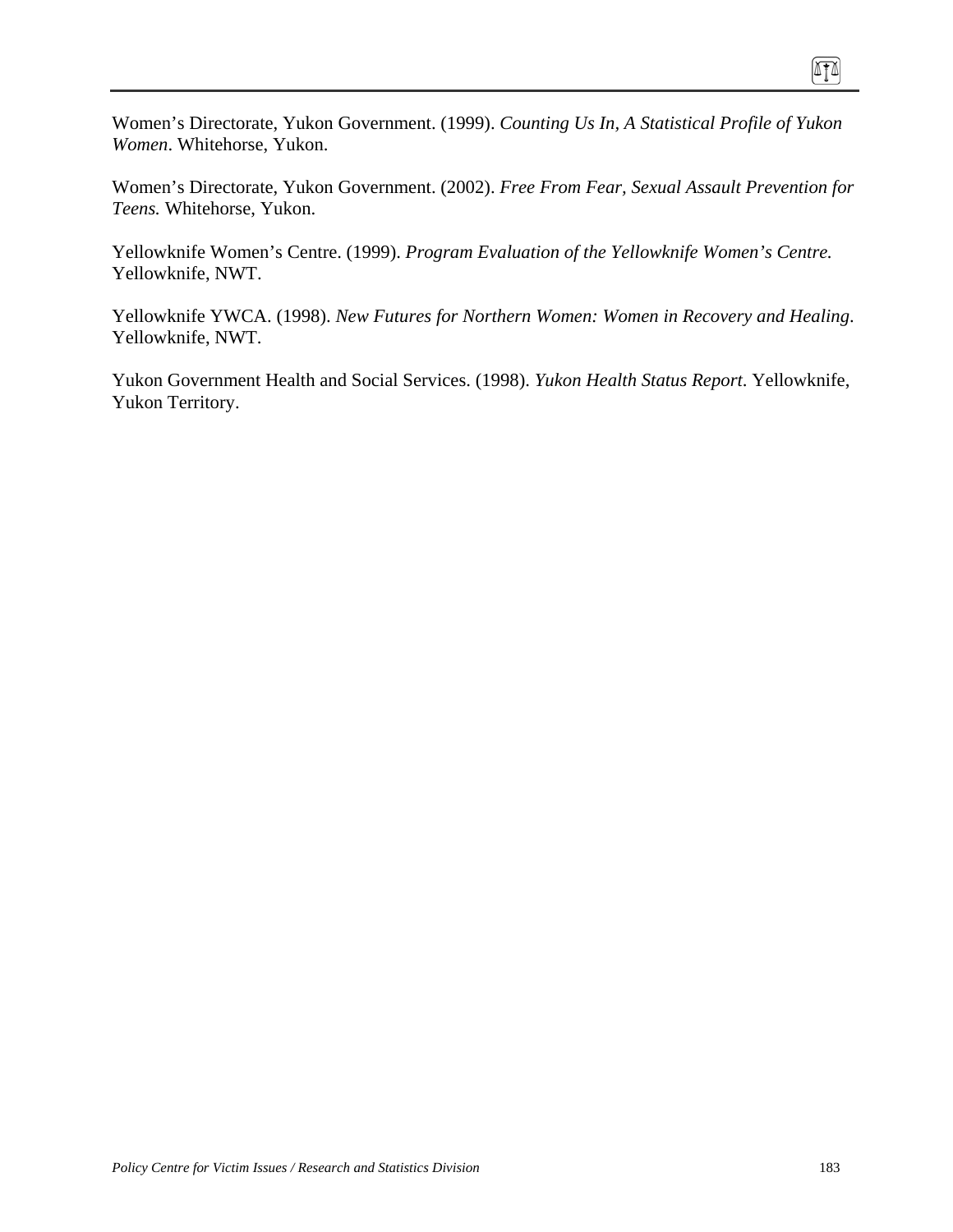Women's Directorate, Yukon Government. (1999). *Counting Us In, A Statistical Profile of Yukon Women*. Whitehorse, Yukon.

Women's Directorate, Yukon Government. (2002). *Free From Fear, Sexual Assault Prevention for Teens.* Whitehorse, Yukon.

Yellowknife Women's Centre. (1999). *Program Evaluation of the Yellowknife Women's Centre.* Yellowknife, NWT.

Yellowknife YWCA. (1998). *New Futures for Northern Women: Women in Recovery and Healing*. Yellowknife, NWT.

Yukon Government Health and Social Services. (1998). *Yukon Health Status Report*. Yellowknife, Yukon Territory.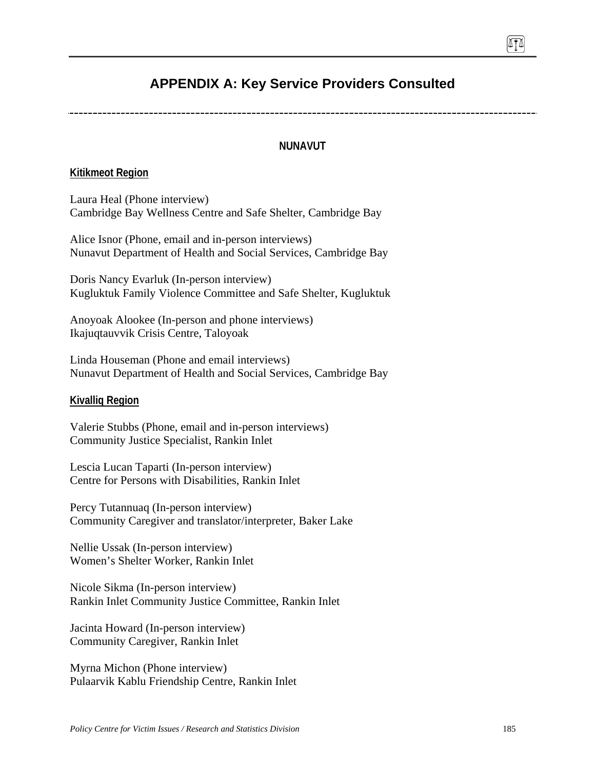# APPENDIX A: Key Service Providers Consulted

## NUNAVUT

### Kitikmeot Region

Laura Heal (Phone interview)
Cambridge Bay Wellness Centre and Safe Shelter, Cambridge Bay

Alice Isnor (Phone, email and in-person interviews)
Nunavut Department of Health and Social Services, Cambridge Bay

Doris Nancy Evarluk (In-person interview)
Kugluktuk Family Violence Committee and Safe Shelter, Kugluktuk

Anoyoak Alookee (In-person and phone interviews)
Ikajuqtauvvik Crisis Centre, Taloyoak

Linda Houseman (Phone and email interviews)
Nunavut Department of Health and Social Services, Cambridge Bay

### Kivalliq Region

Valerie Stubbs (Phone, email and in-person interviews)
Community Justice Specialist, Rankin Inlet

Lescia Lucan Taparti (In-person interview)
Centre for Persons with Disabilities, Rankin Inlet

Percy Tutannuaq (In-person interview)
Community Caregiver and translator/interpreter, Baker Lake

Nellie Ussak (In-person interview)
Women's Shelter Worker, Rankin Inlet

Nicole Sikma (In-person interview)
Rankin Inlet Community Justice Committee, Rankin Inlet

Jacinta Howard (In-person interview)
Community Caregiver, Rankin Inlet

Myrna Michon (Phone interview)
Pulaarvik Kablu Friendship Centre, Rankin Inlet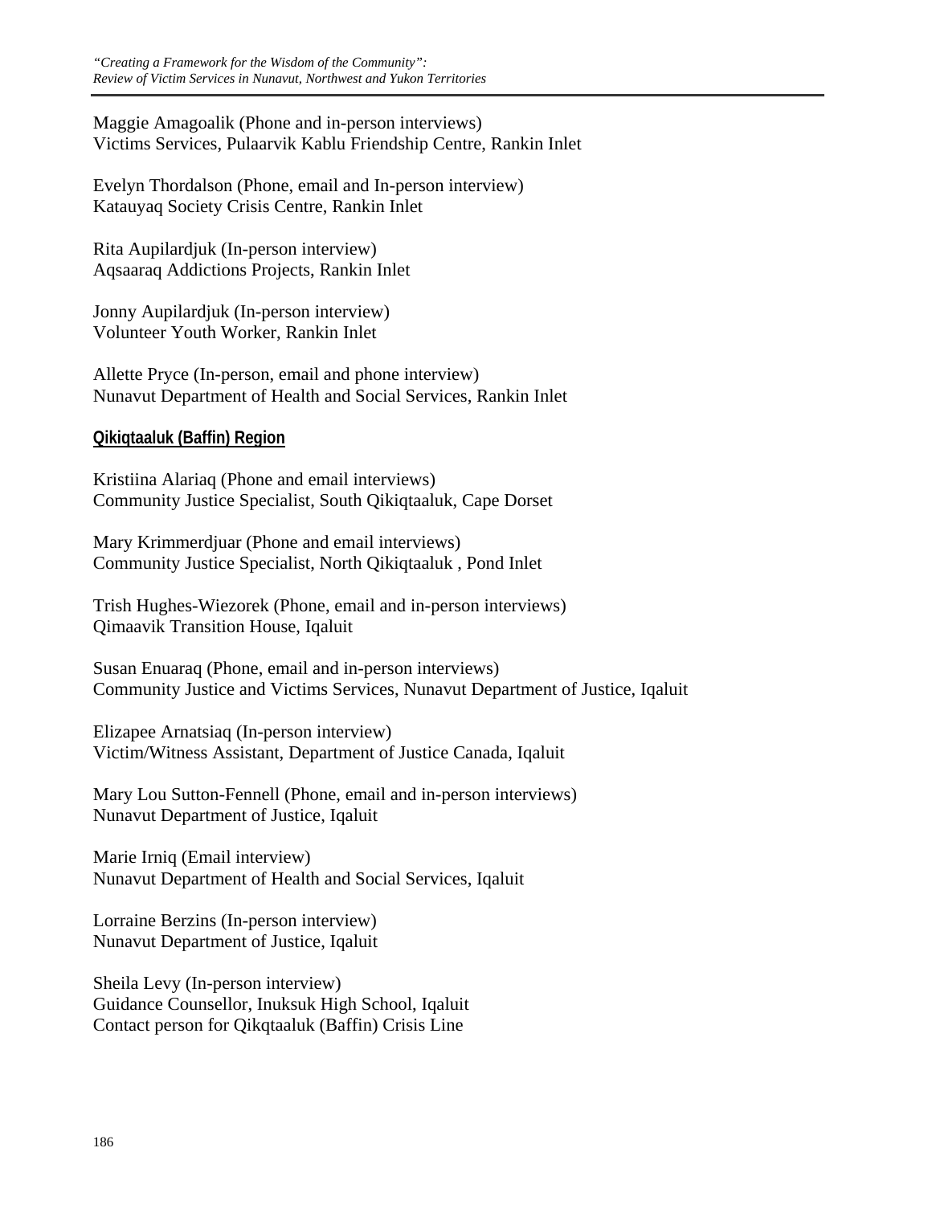Maggie Amagoalik (Phone and in-person interviews)
Victims Services, Pulaarvik Kablu Friendship Centre, Rankin Inlet

Evelyn Thordalson (Phone, email and In-person interview)
Katauyaq Society Crisis Centre, Rankin Inlet

Rita Aupilardjuk (In-person interview)
Aqsaaraq Addictions Projects, Rankin Inlet

Jonny Aupilardjuk (In-person interview)
Volunteer Youth Worker, Rankin Inlet

Allette Pryce (In-person, email and phone interview)
Nunavut Department of Health and Social Services, Rankin Inlet

**Qikiqtaaluk (Baffin) Region**

Kristiina Alariaq (Phone and email interviews)
Community Justice Specialist, South Qikiqtaaluk, Cape Dorset

Mary Krimmerdjuar (Phone and email interviews)
Community Justice Specialist, North Qikiqtaaluk , Pond Inlet

Trish Hughes-Wiezorek (Phone, email and in-person interviews)
Qimaavik Transition House, Iqaluit

Susan Enuaraq (Phone, email and in-person interviews)
Community Justice and Victims Services, Nunavut Department of Justice, Iqaluit

Elizapee Arnatsiaq (In-person interview)
Victim/Witness Assistant, Department of Justice Canada, Iqaluit

Mary Lou Sutton-Fennell (Phone, email and in-person interviews)
Nunavut Department of Justice, Iqaluit

Marie Irniq (Email interview)
Nunavut Department of Health and Social Services, Iqaluit

Lorraine Berzins (In-person interview)
Nunavut Department of Justice, Iqaluit

Sheila Levy (In-person interview)
Guidance Counsellor, Inuksuk High School, Iqaluit
Contact person for Qikqtaaluk (Baffin) Crisis Line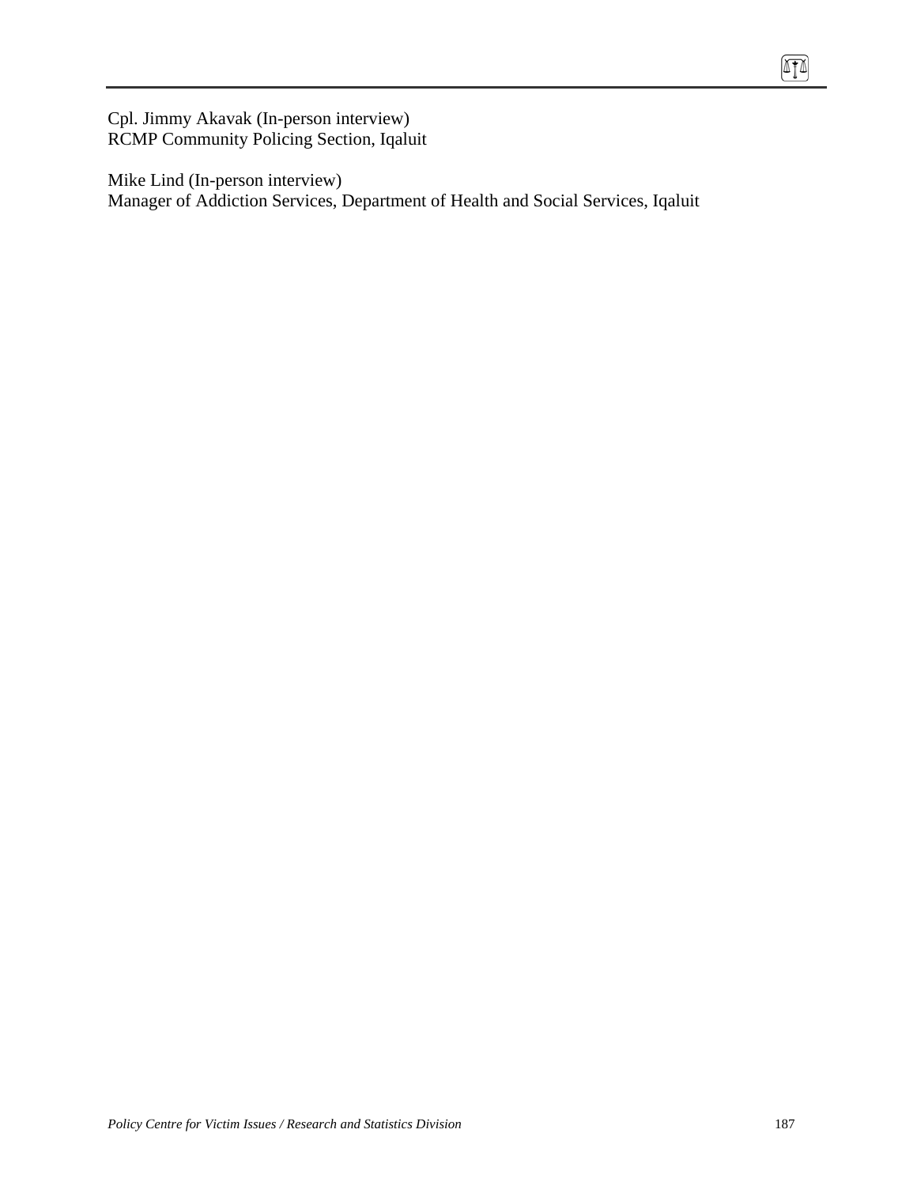Cpl. Jimmy Akavak (In-person interview)
RCMP Community Policing Section, Iqaluit

Mike Lind (In-person interview)
Manager of Addiction Services, Department of Health and Social Services, Iqaluit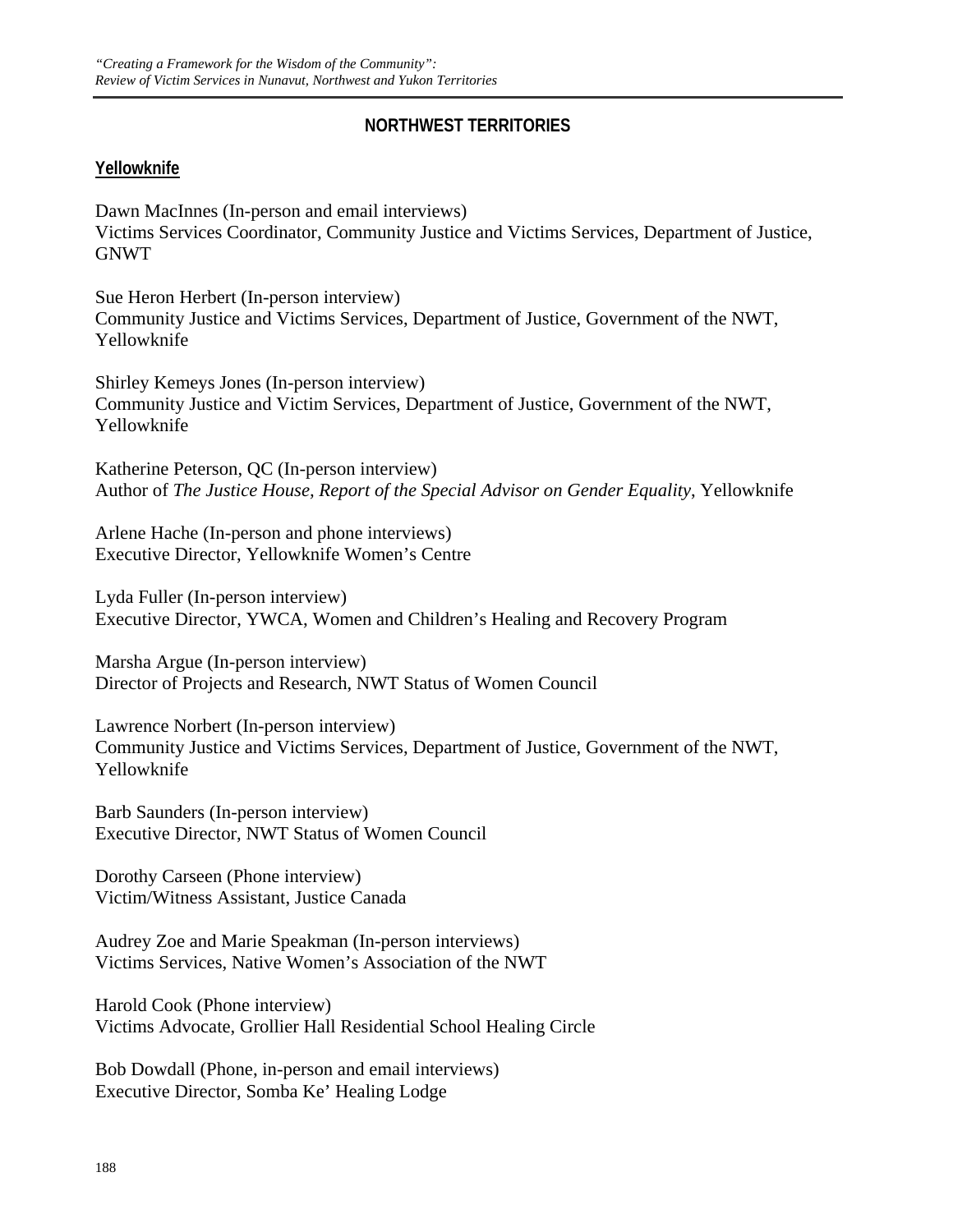## NORTHWEST TERRITORIES

### Yellowknife

Dawn MacInnes (In-person and email interviews)
Victims Services Coordinator, Community Justice and Victims Services, Department of Justice, GNWT

Sue Heron Herbert (In-person interview)
Community Justice and Victims Services, Department of Justice, Government of the NWT, Yellowknife

Shirley Kemeys Jones (In-person interview)
Community Justice and Victim Services, Department of Justice, Government of the NWT, Yellowknife

Katherine Peterson, QC (In-person interview)
Author of *The Justice House, Report of the Special Advisor on Gender Equality*, Yellowknife

Arlene Hache (In-person and phone interviews)
Executive Director, Yellowknife Women's Centre

Lyda Fuller (In-person interview)
Executive Director, YWCA, Women and Children's Healing and Recovery Program

Marsha Argue (In-person interview)
Director of Projects and Research, NWT Status of Women Council

Lawrence Norbert (In-person interview)
Community Justice and Victims Services, Department of Justice, Government of the NWT, Yellowknife

Barb Saunders (In-person interview)
Executive Director, NWT Status of Women Council

Dorothy Carseen (Phone interview)
Victim/Witness Assistant, Justice Canada

Audrey Zoe and Marie Speakman (In-person interviews)
Victims Services, Native Women's Association of the NWT

Harold Cook (Phone interview)
Victims Advocate, Grollier Hall Residential School Healing Circle

Bob Dowdall (Phone, in-person and email interviews)
Executive Director, Somba Ke' Healing Lodge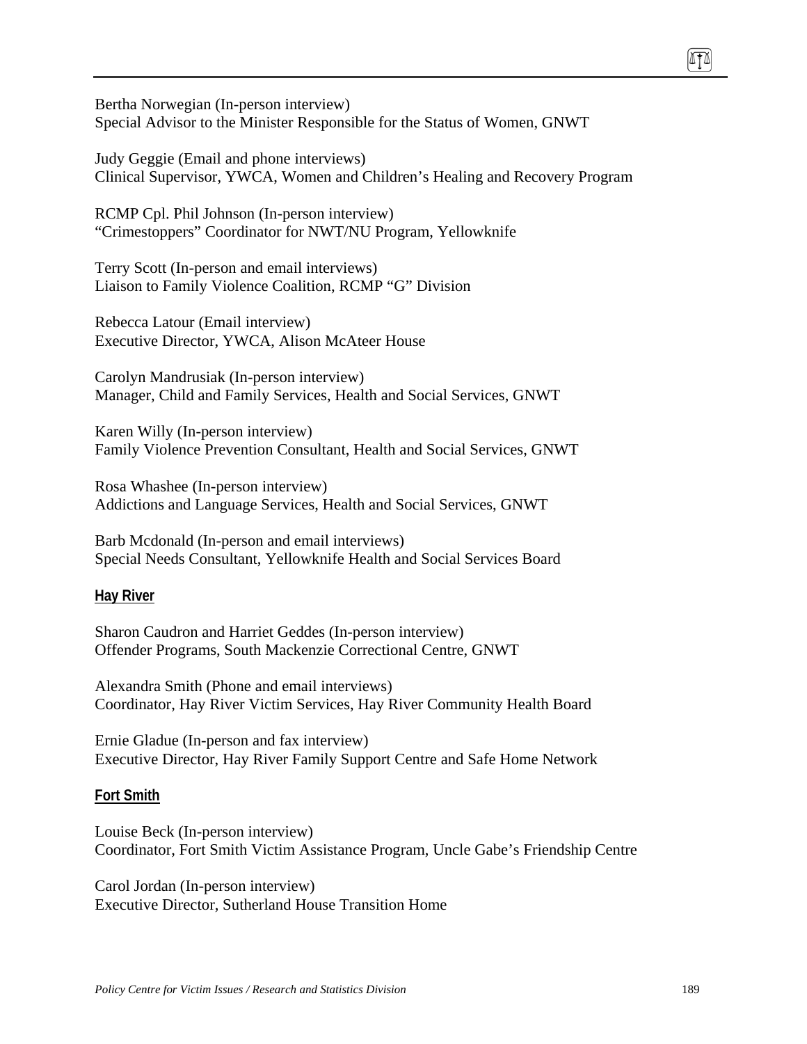Bertha Norwegian (In-person interview)
Special Advisor to the Minister Responsible for the Status of Women, GNWT

Judy Geggie (Email and phone interviews)
Clinical Supervisor, YWCA, Women and Children's Healing and Recovery Program

RCMP Cpl. Phil Johnson (In-person interview)
"Crimestoppers" Coordinator for NWT/NU Program, Yellowknife

Terry Scott (In-person and email interviews)
Liaison to Family Violence Coalition, RCMP "G" Division

Rebecca Latour (Email interview)
Executive Director, YWCA, Alison McAteer House

Carolyn Mandrusiak (In-person interview)
Manager, Child and Family Services, Health and Social Services, GNWT

Karen Willy (In-person interview)
Family Violence Prevention Consultant, Health and Social Services, GNWT

Rosa Whashee (In-person interview)
Addictions and Language Services, Health and Social Services, GNWT

Barb Mcdonald (In-person and email interviews)
Special Needs Consultant, Yellowknife Health and Social Services Board

**Hay River**

Sharon Caudron and Harriet Geddes (In-person interview)
Offender Programs, South Mackenzie Correctional Centre, GNWT

Alexandra Smith (Phone and email interviews)
Coordinator, Hay River Victim Services, Hay River Community Health Board

Ernie Gladue (In-person and fax interview)
Executive Director, Hay River Family Support Centre and Safe Home Network

**Fort Smith**

Louise Beck (In-person interview)
Coordinator, Fort Smith Victim Assistance Program, Uncle Gabe's Friendship Centre

Carol Jordan (In-person interview)
Executive Director, Sutherland House Transition Home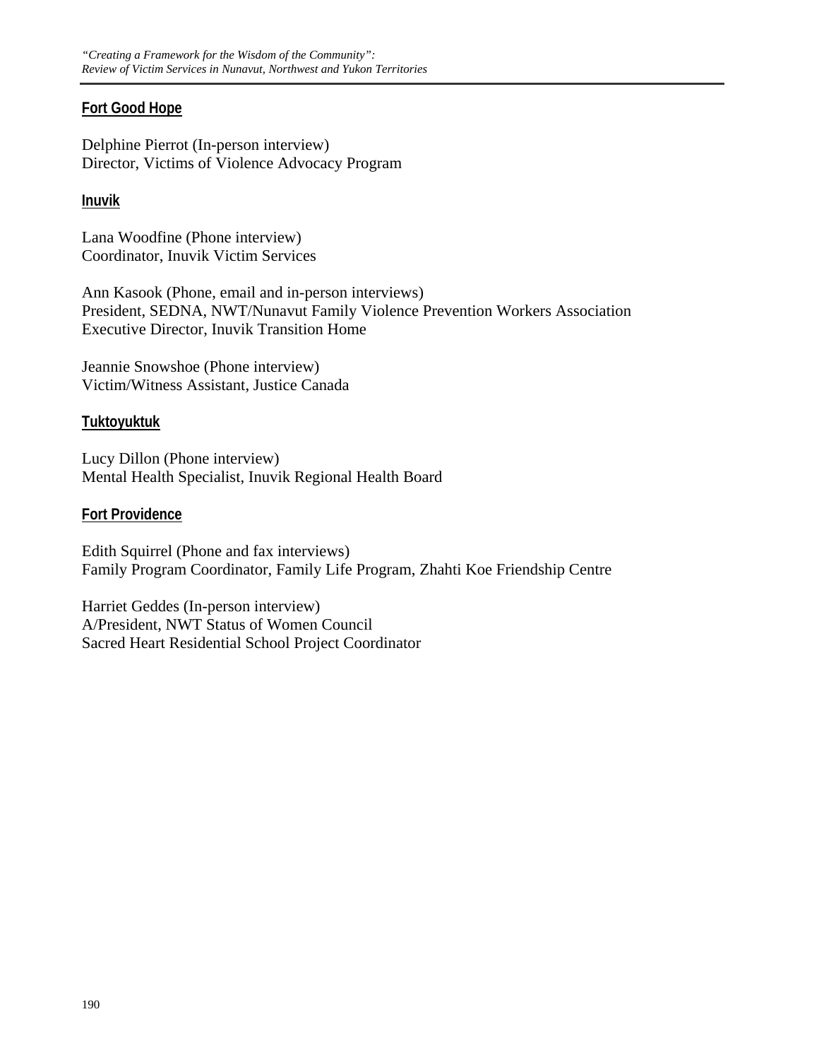**Fort Good Hope**

Delphine Pierrot (In-person interview)
Director, Victims of Violence Advocacy Program

**Inuvik**

Lana Woodfine (Phone interview)
Coordinator, Inuvik Victim Services

Ann Kasook (Phone, email and in-person interviews)
President, SEDNA, NWT/Nunavut Family Violence Prevention Workers Association
Executive Director, Inuvik Transition Home

Jeannie Snowshoe (Phone interview)
Victim/Witness Assistant, Justice Canada

**Tuktoyuktuk**

Lucy Dillon (Phone interview)
Mental Health Specialist, Inuvik Regional Health Board

**Fort Providence**

Edith Squirrel (Phone and fax interviews)
Family Program Coordinator, Family Life Program, Zhahti Koe Friendship Centre

Harriet Geddes (In-person interview)
A/President, NWT Status of Women Council
Sacred Heart Residential School Project Coordinator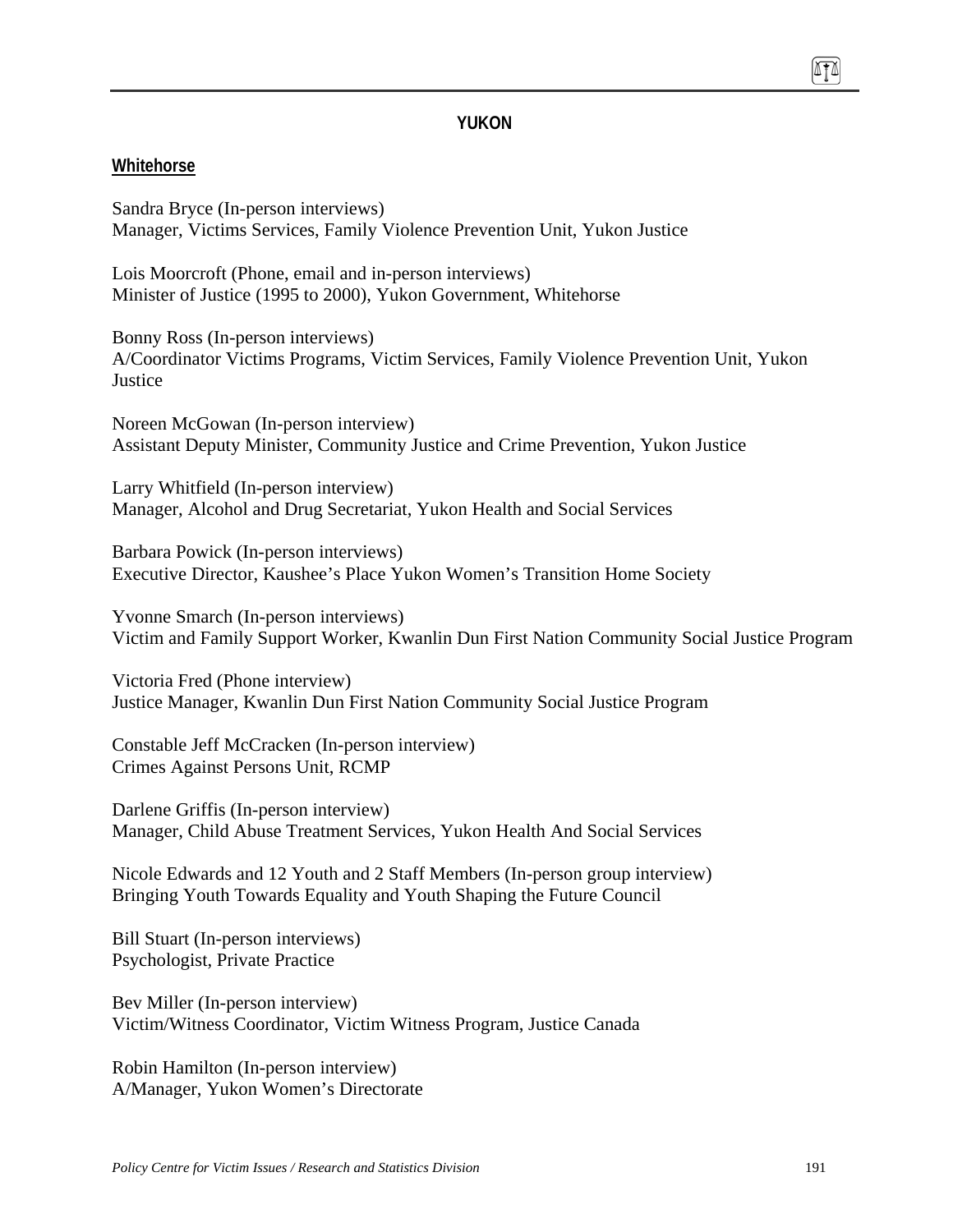## YUKON

### Whitehorse

Sandra Bryce (In-person interviews)
Manager, Victims Services, Family Violence Prevention Unit, Yukon Justice

Lois Moorcroft (Phone, email and in-person interviews)
Minister of Justice (1995 to 2000), Yukon Government, Whitehorse

Bonny Ross (In-person interviews)
A/Coordinator Victims Programs, Victim Services, Family Violence Prevention Unit, Yukon Justice

Noreen McGowan (In-person interview)
Assistant Deputy Minister, Community Justice and Crime Prevention, Yukon Justice

Larry Whitfield (In-person interview)
Manager, Alcohol and Drug Secretariat, Yukon Health and Social Services

Barbara Powick (In-person interviews)
Executive Director, Kaushee's Place Yukon Women's Transition Home Society

Yvonne Smarch (In-person interviews)
Victim and Family Support Worker, Kwanlin Dun First Nation Community Social Justice Program

Victoria Fred (Phone interview)
Justice Manager, Kwanlin Dun First Nation Community Social Justice Program

Constable Jeff McCracken (In-person interview)
Crimes Against Persons Unit, RCMP

Darlene Griffis (In-person interview)
Manager, Child Abuse Treatment Services, Yukon Health And Social Services

Nicole Edwards and 12 Youth and 2 Staff Members (In-person group interview)
Bringing Youth Towards Equality and Youth Shaping the Future Council

Bill Stuart (In-person interviews)
Psychologist, Private Practice

Bev Miller (In-person interview)
Victim/Witness Coordinator, Victim Witness Program, Justice Canada

Robin Hamilton (In-person interview)
A/Manager, Yukon Women's Directorate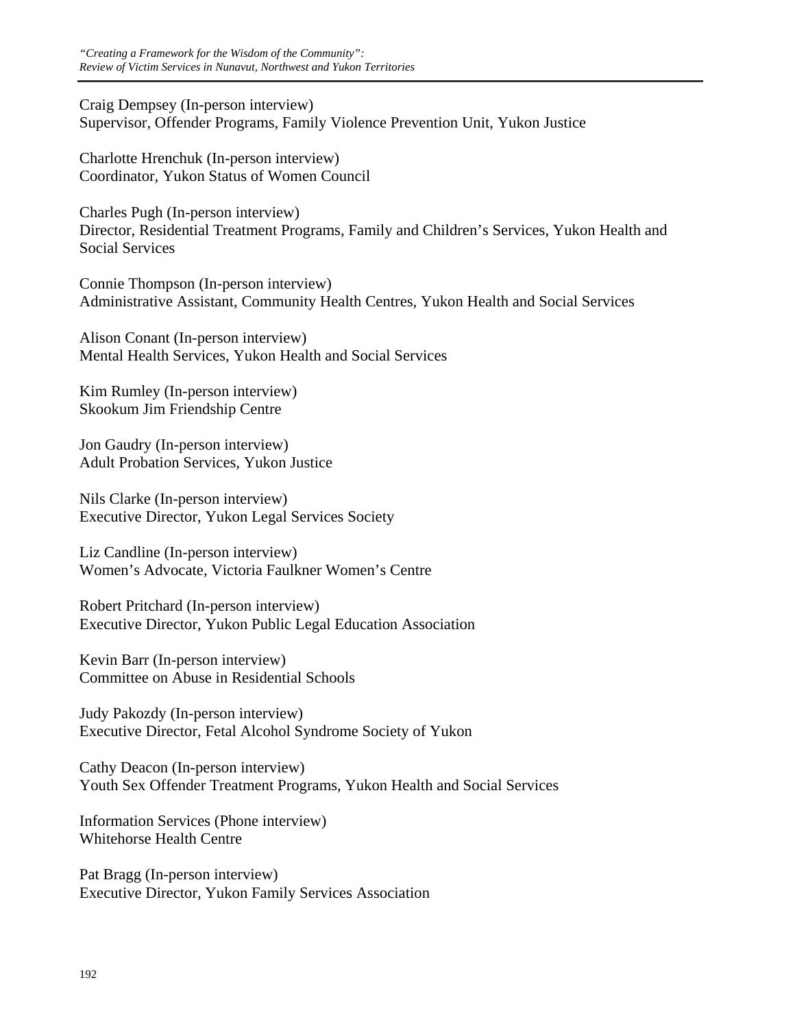Craig Dempsey (In-person interview)
Supervisor, Offender Programs, Family Violence Prevention Unit, Yukon Justice

Charlotte Hrenchuk (In-person interview)
Coordinator, Yukon Status of Women Council

Charles Pugh (In-person interview)
Director, Residential Treatment Programs, Family and Children's Services, Yukon Health and Social Services

Connie Thompson (In-person interview)
Administrative Assistant, Community Health Centres, Yukon Health and Social Services

Alison Conant (In-person interview)
Mental Health Services, Yukon Health and Social Services

Kim Rumley (In-person interview)
Skookum Jim Friendship Centre

Jon Gaudry (In-person interview)
Adult Probation Services, Yukon Justice

Nils Clarke (In-person interview)
Executive Director, Yukon Legal Services Society

Liz Candline (In-person interview)
Women's Advocate, Victoria Faulkner Women's Centre

Robert Pritchard (In-person interview)
Executive Director, Yukon Public Legal Education Association

Kevin Barr (In-person interview)
Committee on Abuse in Residential Schools

Judy Pakozdy (In-person interview)
Executive Director, Fetal Alcohol Syndrome Society of Yukon

Cathy Deacon (In-person interview)
Youth Sex Offender Treatment Programs, Yukon Health and Social Services

Information Services (Phone interview)
Whitehorse Health Centre

Pat Bragg (In-person interview)
Executive Director, Yukon Family Services Association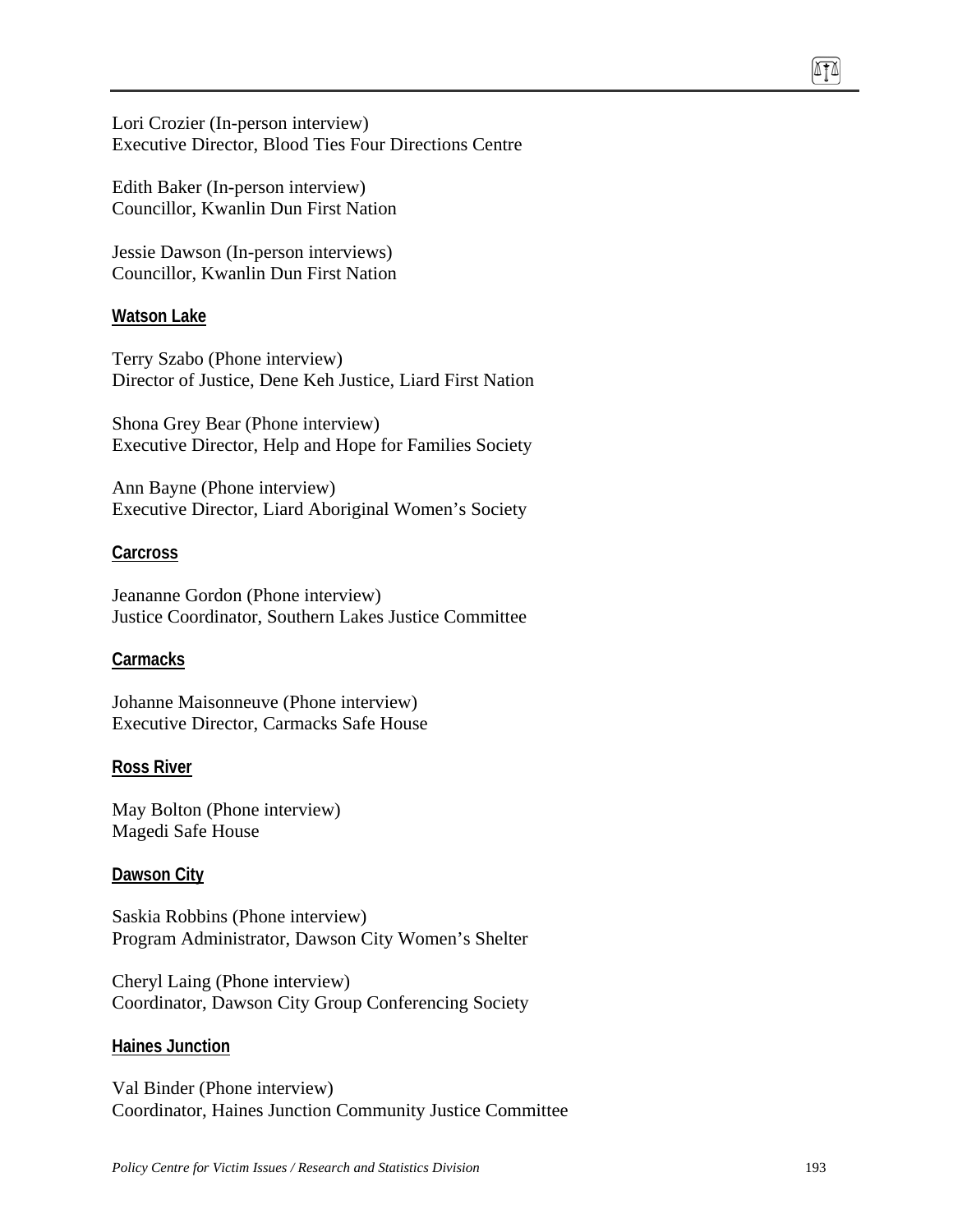Lori Crozier (In-person interview)
Executive Director, Blood Ties Four Directions Centre

Edith Baker (In-person interview)
Councillor, Kwanlin Dun First Nation

Jessie Dawson (In-person interviews)
Councillor, Kwanlin Dun First Nation

**Watson Lake**

Terry Szabo (Phone interview)
Director of Justice, Dene Keh Justice, Liard First Nation

Shona Grey Bear (Phone interview)
Executive Director, Help and Hope for Families Society

Ann Bayne (Phone interview)
Executive Director, Liard Aboriginal Women's Society

**Carcross**

Jeananne Gordon (Phone interview)
Justice Coordinator, Southern Lakes Justice Committee

**Carmacks**

Johanne Maisonneuve (Phone interview)
Executive Director, Carmacks Safe House

**Ross River**

May Bolton (Phone interview)
Magedi Safe House

**Dawson City**

Saskia Robbins (Phone interview)
Program Administrator, Dawson City Women's Shelter

Cheryl Laing (Phone interview)
Coordinator, Dawson City Group Conferencing Society

**Haines Junction**

Val Binder (Phone interview)
Coordinator, Haines Junction Community Justice Committee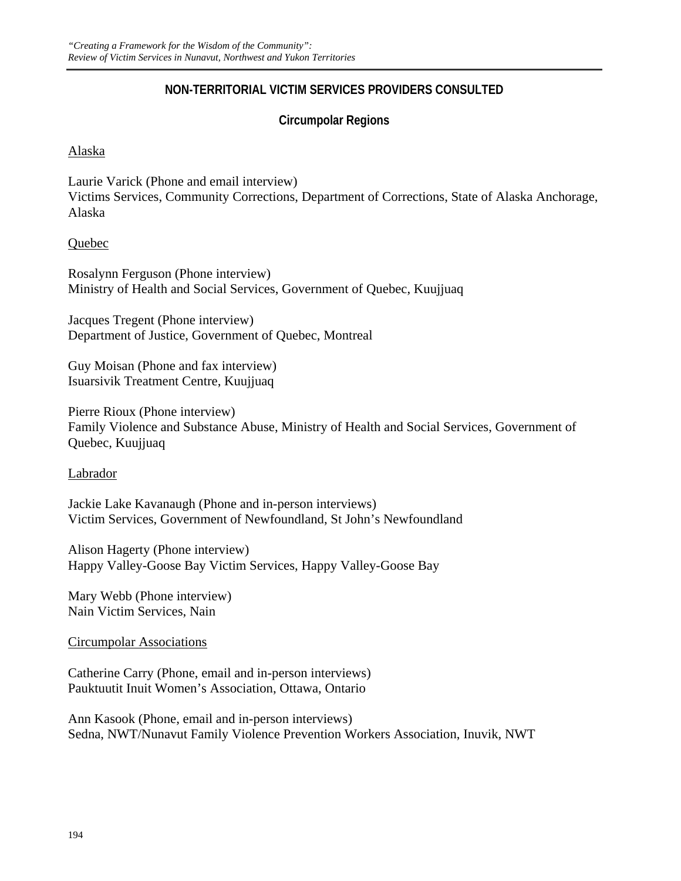## NON-TERRITORIAL VICTIM SERVICES PROVIDERS CONSULTED

### Circumpolar Regions

Alaska

Laurie Varick (Phone and email interview)
Victims Services, Community Corrections, Department of Corrections, State of Alaska Anchorage, Alaska

Quebec

Rosalynn Ferguson (Phone interview)
Ministry of Health and Social Services, Government of Quebec, Kuujjuaq

Jacques Tregent (Phone interview)
Department of Justice, Government of Quebec, Montreal

Guy Moisan (Phone and fax interview)
Isuarsivik Treatment Centre, Kuujjuaq

Pierre Rioux (Phone interview)
Family Violence and Substance Abuse, Ministry of Health and Social Services, Government of Quebec, Kuujjuaq

Labrador

Jackie Lake Kavanaugh (Phone and in-person interviews)
Victim Services, Government of Newfoundland, St John's Newfoundland

Alison Hagerty (Phone interview)
Happy Valley-Goose Bay Victim Services, Happy Valley-Goose Bay

Mary Webb (Phone interview)
Nain Victim Services, Nain

Circumpolar Associations

Catherine Carry (Phone, email and in-person interviews)
Pauktuutit Inuit Women's Association, Ottawa, Ontario

Ann Kasook (Phone, email and in-person interviews)
Sedna, NWT/Nunavut Family Violence Prevention Workers Association, Inuvik, NWT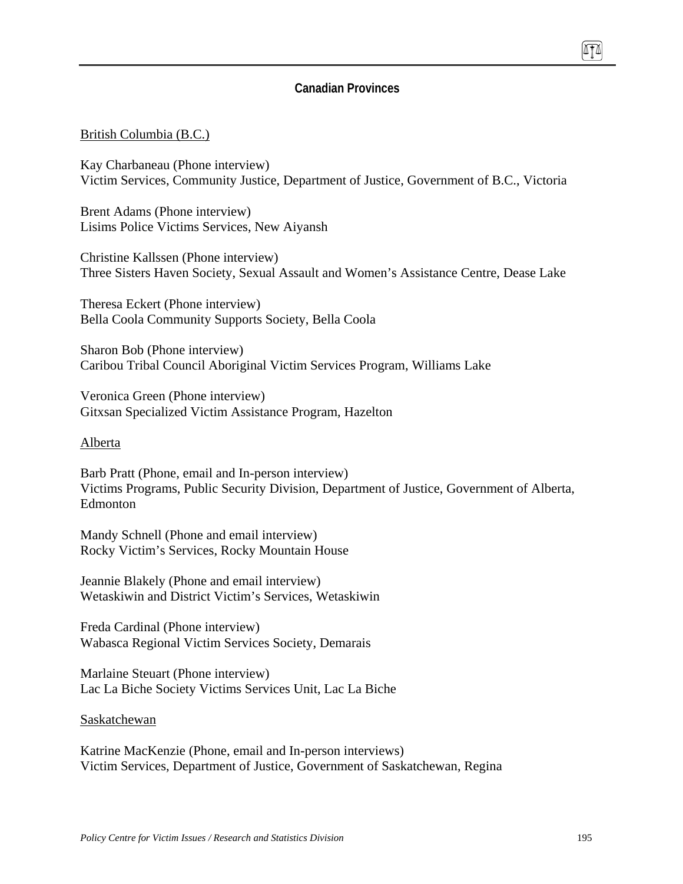## Canadian Provinces

British Columbia (B.C.)

Kay Charbaneau (Phone interview)
Victim Services, Community Justice, Department of Justice, Government of B.C., Victoria

Brent Adams (Phone interview)
Lisims Police Victims Services, New Aiyansh

Christine Kallssen (Phone interview)
Three Sisters Haven Society, Sexual Assault and Women's Assistance Centre, Dease Lake

Theresa Eckert (Phone interview)
Bella Coola Community Supports Society, Bella Coola

Sharon Bob (Phone interview)
Caribou Tribal Council Aboriginal Victim Services Program, Williams Lake

Veronica Green (Phone interview)
Gitxsan Specialized Victim Assistance Program, Hazelton

Alberta

Barb Pratt (Phone, email and In-person interview)
Victims Programs, Public Security Division, Department of Justice, Government of Alberta, Edmonton

Mandy Schnell (Phone and email interview)
Rocky Victim's Services, Rocky Mountain House

Jeannie Blakely (Phone and email interview)
Wetaskiwin and District Victim's Services, Wetaskiwin

Freda Cardinal (Phone interview)
Wabasca Regional Victim Services Society, Demarais

Marlaine Steuart (Phone interview)
Lac La Biche Society Victims Services Unit, Lac La Biche

Saskatchewan

Katrine MacKenzie (Phone, email and In-person interviews)
Victim Services, Department of Justice, Government of Saskatchewan, Regina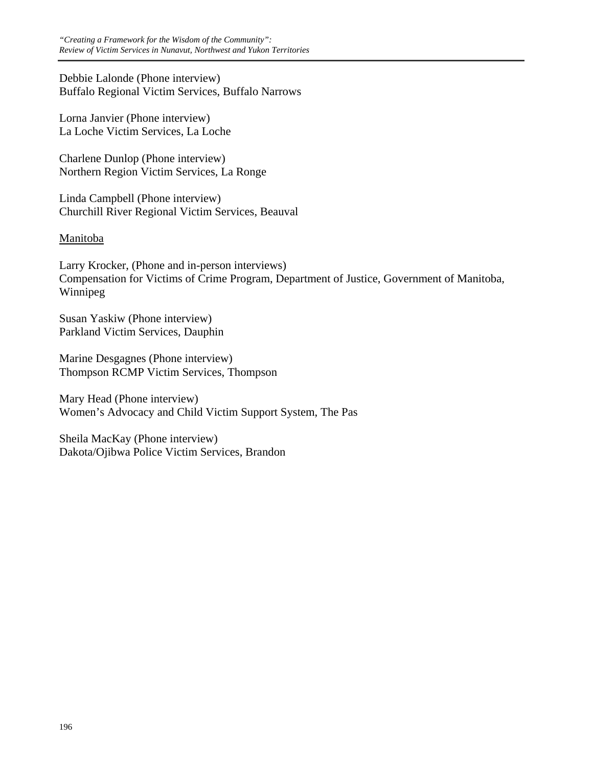Debbie Lalonde (Phone interview)
Buffalo Regional Victim Services, Buffalo Narrows

Lorna Janvier (Phone interview)
La Loche Victim Services, La Loche

Charlene Dunlop (Phone interview)
Northern Region Victim Services, La Ronge

Linda Campbell (Phone interview)
Churchill River Regional Victim Services, Beauval

<u>Manitoba</u>

Larry Krocker, (Phone and in-person interviews)
Compensation for Victims of Crime Program, Department of Justice, Government of Manitoba, Winnipeg

Susan Yaskiw (Phone interview)
Parkland Victim Services, Dauphin

Marine Desgagnes (Phone interview)
Thompson RCMP Victim Services, Thompson

Mary Head (Phone interview)
Women's Advocacy and Child Victim Support System, The Pas

Sheila MacKay (Phone interview)
Dakota/Ojibwa Police Victim Services, Brandon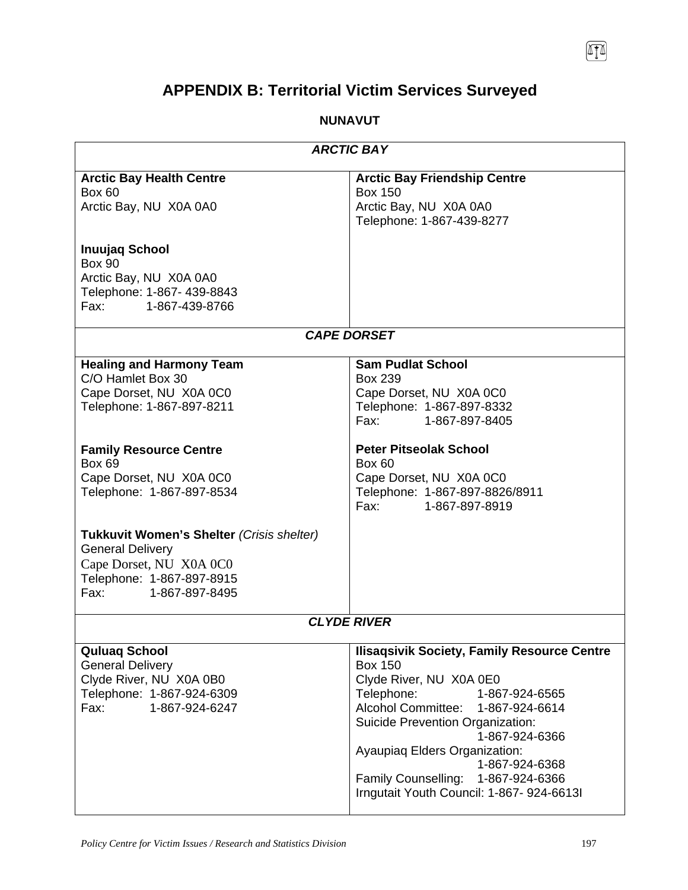# APPENDIX B: Territorial Victim Services Surveyed

## NUNAVUT

| ***ARCTIC BAY*** | |
|---|---|
| **Arctic Bay Health Centre**<br>Box 60<br>Arctic Bay, NU X0A 0A0<br><br>**Inuujaq School**<br>Box 90<br>Arctic Bay, NU X0A 0A0<br>Telephone: 1-867- 439-8843<br>Fax: 1-867-439-8766 | **Arctic Bay Friendship Centre**<br>Box 150<br>Arctic Bay, NU X0A 0A0<br>Telephone: 1-867-439-8277 |
| ***CAPE DORSET*** | |
| **Healing and Harmony Team**<br>C/O Hamlet Box 30<br>Cape Dorset, NU X0A 0C0<br>Telephone: 1-867-897-8211<br><br>**Family Resource Centre**<br>Box 69<br>Cape Dorset, NU X0A 0C0<br>Telephone: 1-867-897-8534<br><br>**Tukkuvit Women's Shelter** *(Crisis shelter)*<br>General Delivery<br>Cape Dorset, NU X0A 0C0<br>Telephone: 1-867-897-8915<br>Fax: 1-867-897-8495 | **Sam Pudlat School**<br>Box 239<br>Cape Dorset, NU X0A 0C0<br>Telephone: 1-867-897-8332<br>Fax: 1-867-897-8405<br><br>**Peter Pitseolak School**<br>Box 60<br>Cape Dorset, NU X0A 0C0<br>Telephone: 1-867-897-8826/8911<br>Fax: 1-867-897-8919 |
| ***CLYDE RIVER*** | |
| **Quluaq School**<br>General Delivery<br>Clyde River, NU X0A 0B0<br>Telephone: 1-867-924-6309<br>Fax: 1-867-924-6247 | **Ilisaqsivik Society, Family Resource Centre**<br>Box 150<br>Clyde River, NU X0A 0E0<br>Telephone: 1-867-924-6565<br>Alcohol Committee: 1-867-924-6614<br>Suicide Prevention Organization: 1-867-924-6366<br>Ayaupiaq Elders Organization: 1-867-924-6368<br>Family Counselling: 1-867-924-6366<br>Irngutait Youth Council: 1-867- 924-6613I |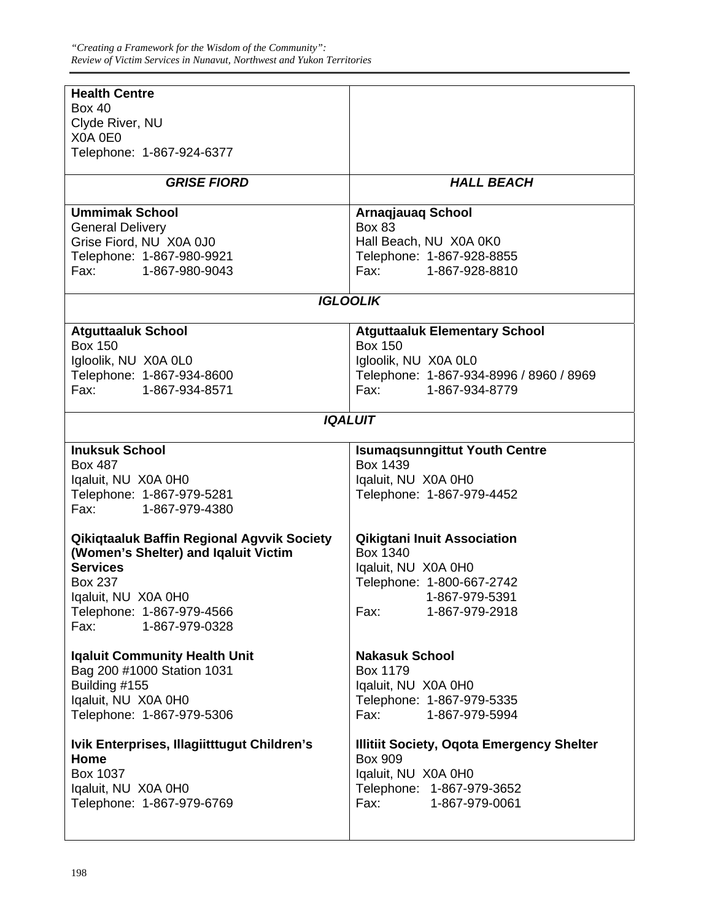| | |
|---|---|
| **Health Centre**<br>Box 40<br>Clyde River, NU<br>X0A 0E0<br>Telephone: 1-867-924-6377 | |
| ***GRISE FIORD*** | ***HALL BEACH*** |
| **Ummimak School**<br>General Delivery<br>Grise Fiord, NU X0A 0J0<br>Telephone: 1-867-980-9921<br>Fax: 1-867-980-9043 | **Arnaqjauaq School**<br>Box 83<br>Hall Beach, NU X0A 0K0<br>Telephone: 1-867-928-8855<br>Fax: 1-867-928-8810 |
| ***IGLOOLIK*** | |
| **Atguttaaluk School**<br>Box 150<br>Igloolik, NU X0A 0L0<br>Telephone: 1-867-934-8600<br>Fax: 1-867-934-8571 | **Atguttaaluk Elementary School**<br>Box 150<br>Igloolik, NU X0A 0L0<br>Telephone: 1-867-934-8996 / 8960 / 8969<br>Fax: 1-867-934-8779 |
| ***IQALUIT*** | |
| **Inuksuk School**<br>Box 487<br>Iqaluit, NU X0A 0H0<br>Telephone: 1-867-979-5281<br>Fax: 1-867-979-4380 | **Isumaqsunngittut Youth Centre**<br>Box 1439<br>Iqaluit, NU X0A 0H0<br>Telephone: 1-867-979-4452 |
| **Qikiqtaaluk Baffin Regional Agvvik Society (Women's Shelter) and Iqaluit Victim Services**<br>Box 237<br>Iqaluit, NU X0A 0H0<br>Telephone: 1-867-979-4566<br>Fax: 1-867-979-0328 | **Qikigtani Inuit Association**<br>Box 1340<br>Iqaluit, NU X0A 0H0<br>Telephone: 1-800-667-2742<br>1-867-979-5391<br>Fax: 1-867-979-2918 |
| **Iqaluit Community Health Unit**<br>Bag 200 #1000 Station 1031<br>Building #155<br>Iqaluit, NU X0A 0H0<br>Telephone: 1-867-979-5306 | **Nakasuk School**<br>Box 1179<br>Iqaluit, NU X0A 0H0<br>Telephone: 1-867-979-5335<br>Fax: 1-867-979-5994 |
| **Ivik Enterprises, Illagiitttugut Children's Home**<br>Box 1037<br>Iqaluit, NU X0A 0H0<br>Telephone: 1-867-979-6769 | **Illitiit Society, Oqota Emergency Shelter**<br>Box 909<br>Iqaluit, NU X0A 0H0<br>Telephone: 1-867-979-3652<br>Fax: 1-867-979-0061 |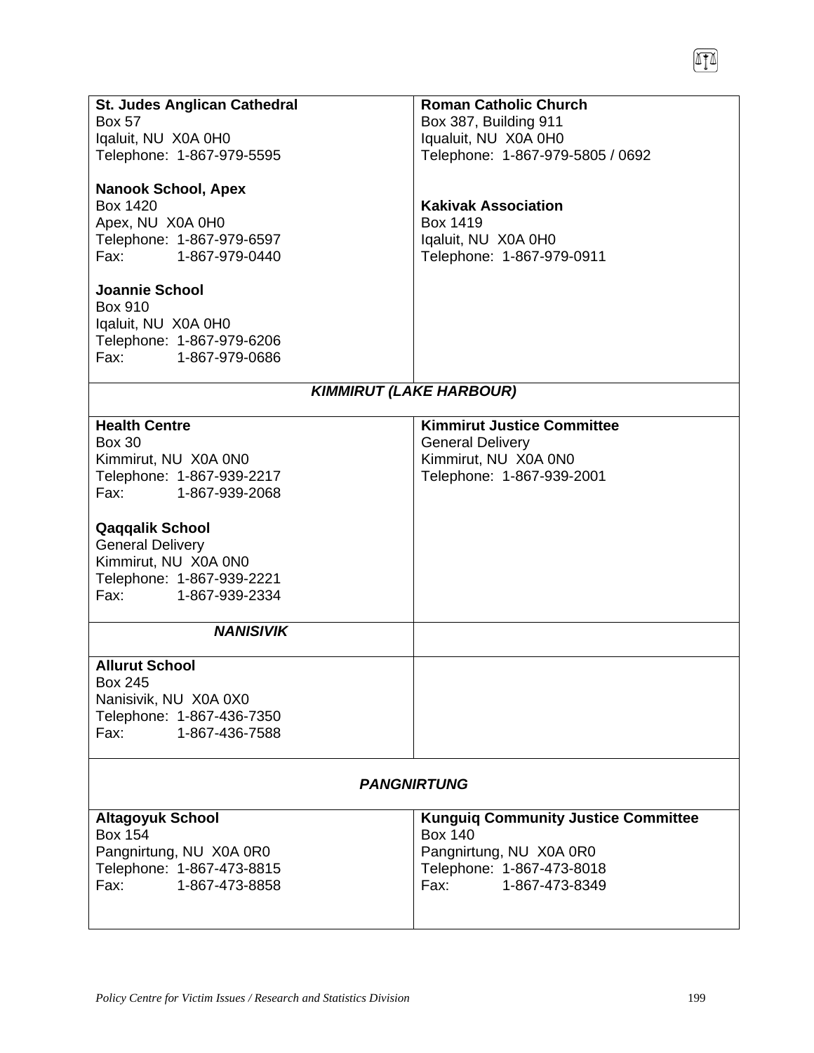| | |
|---|---|
| **St. Judes Anglican Cathedral**<br>Box 57<br>Iqaluit, NU X0A 0H0<br>Telephone: 1-867-979-5595<br><br>**Nanook School, Apex**<br>Box 1420<br>Apex, NU X0A 0H0<br>Telephone: 1-867-979-6597<br>Fax: 1-867-979-0440<br><br>**Joannie School**<br>Box 910<br>Iqaluit, NU X0A 0H0<br>Telephone: 1-867-979-6206<br>Fax: 1-867-979-0686 | **Roman Catholic Church**<br>Box 387, Building 911<br>Iqualuit, NU X0A 0H0<br>Telephone: 1-867-979-5805 / 0692<br><br>**Kakivak Association**<br>Box 1419<br>Iqaluit, NU X0A 0H0<br>Telephone: 1-867-979-0911 |
| ***KIMMIRUT (LAKE HARBOUR)*** | |
| **Health Centre**<br>Box 30<br>Kimmirut, NU X0A 0N0<br>Telephone: 1-867-939-2217<br>Fax: 1-867-939-2068<br><br>**Qaqqalik School**<br>General Delivery<br>Kimmirut, NU X0A 0N0<br>Telephone: 1-867-939-2221<br>Fax: 1-867-939-2334 | **Kimmirut Justice Committee**<br>General Delivery<br>Kimmirut, NU X0A 0N0<br>Telephone: 1-867-939-2001 |
| ***NANISIVIK*** | |
| **Allurut School**<br>Box 245<br>Nanisivik, NU X0A 0X0<br>Telephone: 1-867-436-7350<br>Fax: 1-867-436-7588 | |
| ***PANGNIRTUNG*** | |
| **Altagoyuk School**<br>Box 154<br>Pangnirtung, NU X0A 0R0<br>Telephone: 1-867-473-8815<br>Fax: 1-867-473-8858 | **Kunguiq Community Justice Committee**<br>Box 140<br>Pangnirtung, NU X0A 0R0<br>Telephone: 1-867-473-8018<br>Fax: 1-867-473-8349 |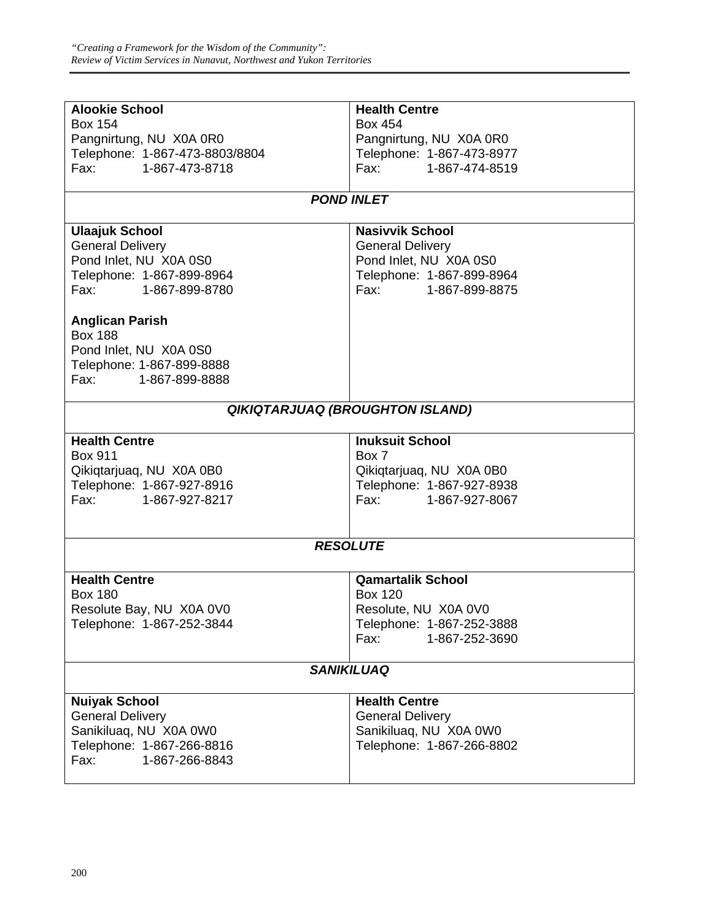| | |
|---|---|
| **Alookie School**<br>Box 154<br>Pangnirtung, NU X0A 0R0<br>Telephone: 1-867-473-8803/8804<br>Fax: 1-867-473-8718 | **Health Centre**<br>Box 454<br>Pangnirtung, NU X0A 0R0<br>Telephone: 1-867-473-8977<br>Fax: 1-867-474-8519 |
| ***POND INLET*** | |
| **Ulaajuk School**<br>General Delivery<br>Pond Inlet, NU X0A 0S0<br>Telephone: 1-867-899-8964<br>Fax: 1-867-899-8780<br><br>**Anglican Parish**<br>Box 188<br>Pond Inlet, NU X0A 0S0<br>Telephone: 1-867-899-8888<br>Fax: 1-867-899-8888 | **Nasivvik School**<br>General Delivery<br>Pond Inlet, NU X0A 0S0<br>Telephone: 1-867-899-8964<br>Fax: 1-867-899-8875 |
| ***QIKIQTARJUAQ (BROUGHTON ISLAND)*** | |
| **Health Centre**<br>Box 911<br>Qikiqtarjuaq, NU X0A 0B0<br>Telephone: 1-867-927-8916<br>Fax: 1-867-927-8217 | **Inuksuit School**<br>Box 7<br>Qikiqtarjuaq, NU X0A 0B0<br>Telephone: 1-867-927-8938<br>Fax: 1-867-927-8067 |
| ***RESOLUTE*** | |
| **Health Centre**<br>Box 180<br>Resolute Bay, NU X0A 0V0<br>Telephone: 1-867-252-3844 | **Qamartalik School**<br>Box 120<br>Resolute, NU X0A 0V0<br>Telephone: 1-867-252-3888<br>Fax: 1-867-252-3690 |
| ***SANIKILUAQ*** | |
| **Nuiyak School**<br>General Delivery<br>Sanikiluaq, NU X0A 0W0<br>Telephone: 1-867-266-8816<br>Fax: 1-867-266-8843 | **Health Centre**<br>General Delivery<br>Sanikiluaq, NU X0A 0W0<br>Telephone: 1-867-266-8802 |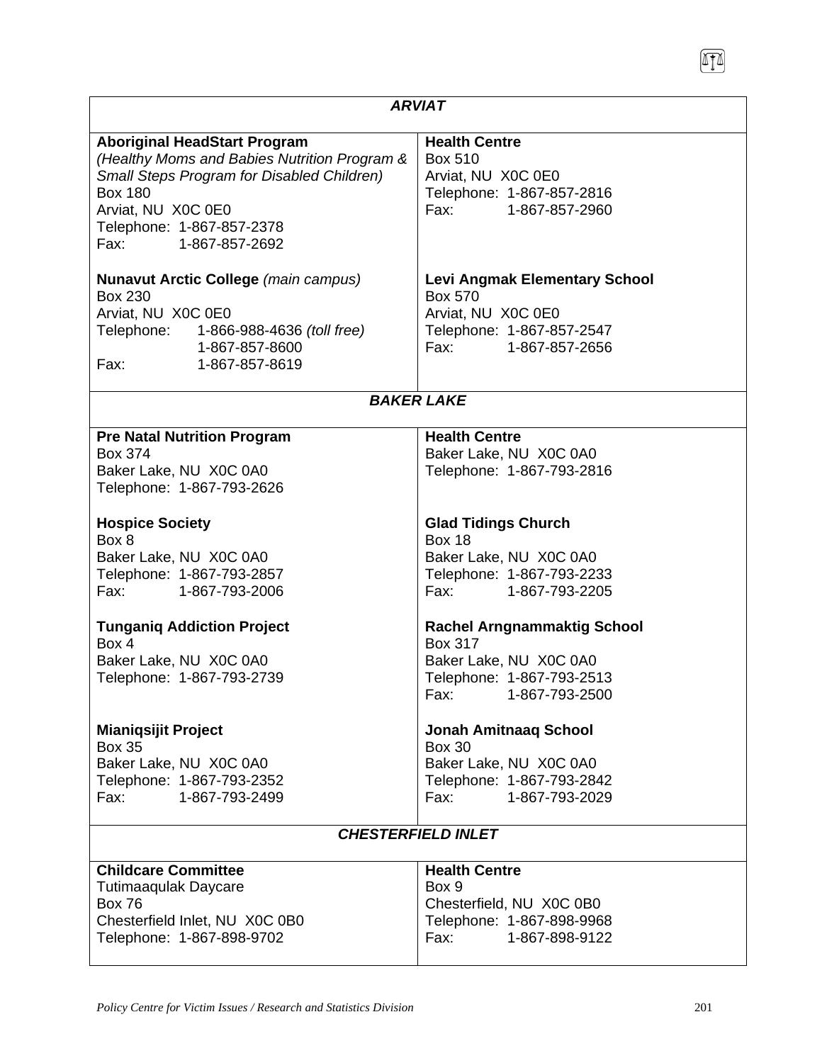| ***ARVIAT*** | |
|---|---|
| **Aboriginal HeadStart Program**<br>*(Healthy Moms and Babies Nutrition Program & Small Steps Program for Disabled Children)*<br>Box 180<br>Arviat, NU X0C 0E0<br>Telephone: 1-867-857-2378<br>Fax: 1-867-857-2692 | **Health Centre**<br>Box 510<br>Arviat, NU X0C 0E0<br>Telephone: 1-867-857-2816<br>Fax: 1-867-857-2960 |
| **Nunavut Arctic College** *(main campus)*<br>Box 230<br>Arviat, NU X0C 0E0<br>Telephone: 1-866-988-4636 *(toll free)*<br>1-867-857-8600<br>Fax: 1-867-857-8619 | **Levi Angmak Elementary School**<br>Box 570<br>Arviat, NU X0C 0E0<br>Telephone: 1-867-857-2547<br>Fax: 1-867-857-2656 |
| ***BAKER LAKE*** | |
| **Pre Natal Nutrition Program**<br>Box 374<br>Baker Lake, NU X0C 0A0<br>Telephone: 1-867-793-2626 | **Health Centre**<br>Baker Lake, NU X0C 0A0<br>Telephone: 1-867-793-2816 |
| **Hospice Society**<br>Box 8<br>Baker Lake, NU X0C 0A0<br>Telephone: 1-867-793-2857<br>Fax: 1-867-793-2006 | **Glad Tidings Church**<br>Box 18<br>Baker Lake, NU X0C 0A0<br>Telephone: 1-867-793-2233<br>Fax: 1-867-793-2205 |
| **Tunganiq Addiction Project**<br>Box 4<br>Baker Lake, NU X0C 0A0<br>Telephone: 1-867-793-2739 | **Rachel Arngnammaktig School**<br>Box 317<br>Baker Lake, NU X0C 0A0<br>Telephone: 1-867-793-2513<br>Fax: 1-867-793-2500 |
| **Mianiqsijit Project**<br>Box 35<br>Baker Lake, NU X0C 0A0<br>Telephone: 1-867-793-2352<br>Fax: 1-867-793-2499 | **Jonah Amitnaaq School**<br>Box 30<br>Baker Lake, NU X0C 0A0<br>Telephone: 1-867-793-2842<br>Fax: 1-867-793-2029 |
| ***CHESTERFIELD INLET*** | |
| **Childcare Committee**<br>Tutimaaqulak Daycare<br>Box 76<br>Chesterfield Inlet, NU X0C 0B0<br>Telephone: 1-867-898-9702 | **Health Centre**<br>Box 9<br>Chesterfield, NU X0C 0B0<br>Telephone: 1-867-898-9968<br>Fax: 1-867-898-9122 |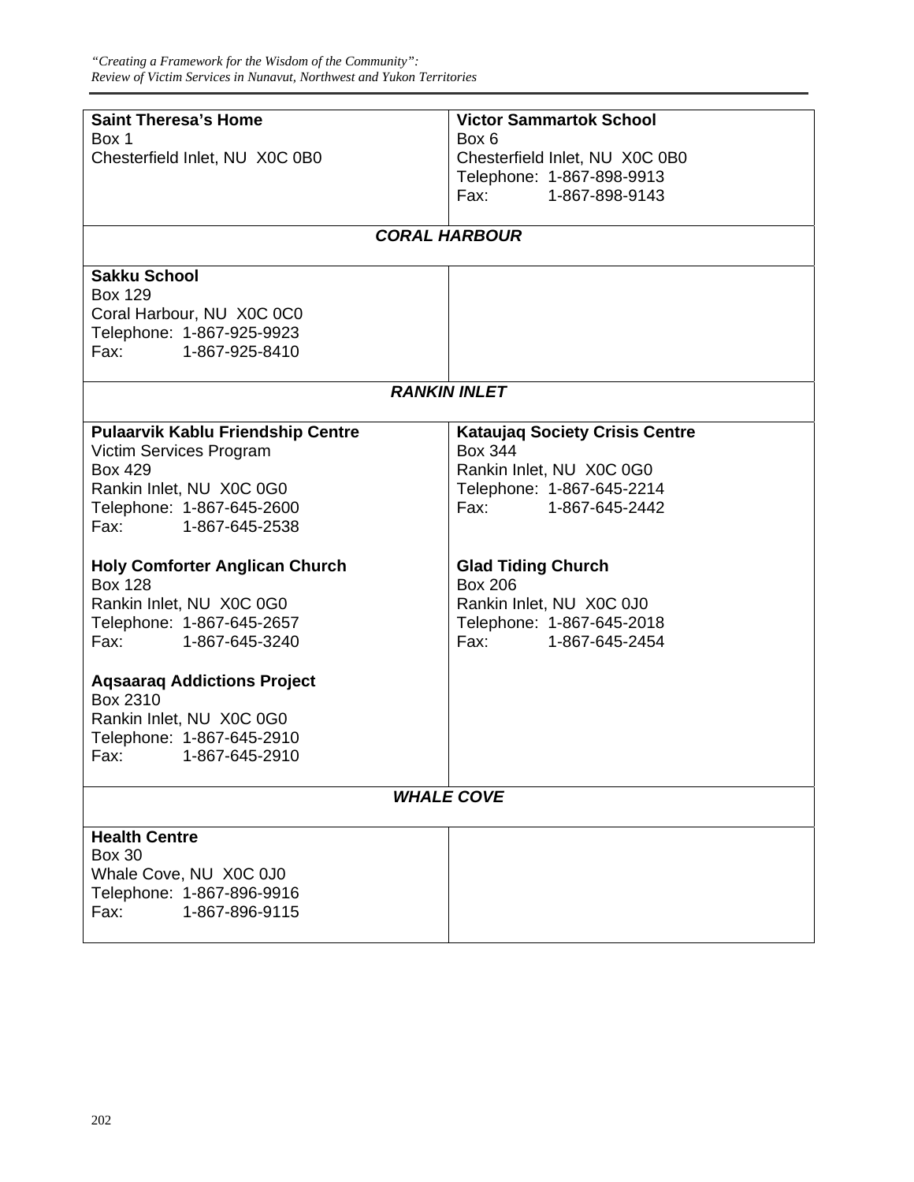| | |
|---|---|
| **Saint Theresa's Home**<br>Box 1<br>Chesterfield Inlet, NU X0C 0B0 | **Victor Sammartok School**<br>Box 6<br>Chesterfield Inlet, NU X0C 0B0<br>Telephone: 1-867-898-9913<br>Fax: 1-867-898-9143 |
| ***CORAL HARBOUR*** | |
| **Sakku School**<br>Box 129<br>Coral Harbour, NU X0C 0C0<br>Telephone: 1-867-925-9923<br>Fax: 1-867-925-8410 | |
| ***RANKIN INLET*** | |
| **Pulaarvik Kablu Friendship Centre**<br>Victim Services Program<br>Box 429<br>Rankin Inlet, NU X0C 0G0<br>Telephone: 1-867-645-2600<br>Fax: 1-867-645-2538<br><br>**Holy Comforter Anglican Church**<br>Box 128<br>Rankin Inlet, NU X0C 0G0<br>Telephone: 1-867-645-2657<br>Fax: 1-867-645-3240<br><br>**Aqsaaraq Addictions Project**<br>Box 2310<br>Rankin Inlet, NU X0C 0G0<br>Telephone: 1-867-645-2910<br>Fax: 1-867-645-2910 | **Kataujaq Society Crisis Centre**<br>Box 344<br>Rankin Inlet, NU X0C 0G0<br>Telephone: 1-867-645-2214<br>Fax: 1-867-645-2442<br><br>**Glad Tiding Church**<br>Box 206<br>Rankin Inlet, NU X0C 0J0<br>Telephone: 1-867-645-2018<br>Fax: 1-867-645-2454 |
| ***WHALE COVE*** | |
| **Health Centre**<br>Box 30<br>Whale Cove, NU X0C 0J0<br>Telephone: 1-867-896-9916<br>Fax: 1-867-896-9115 | |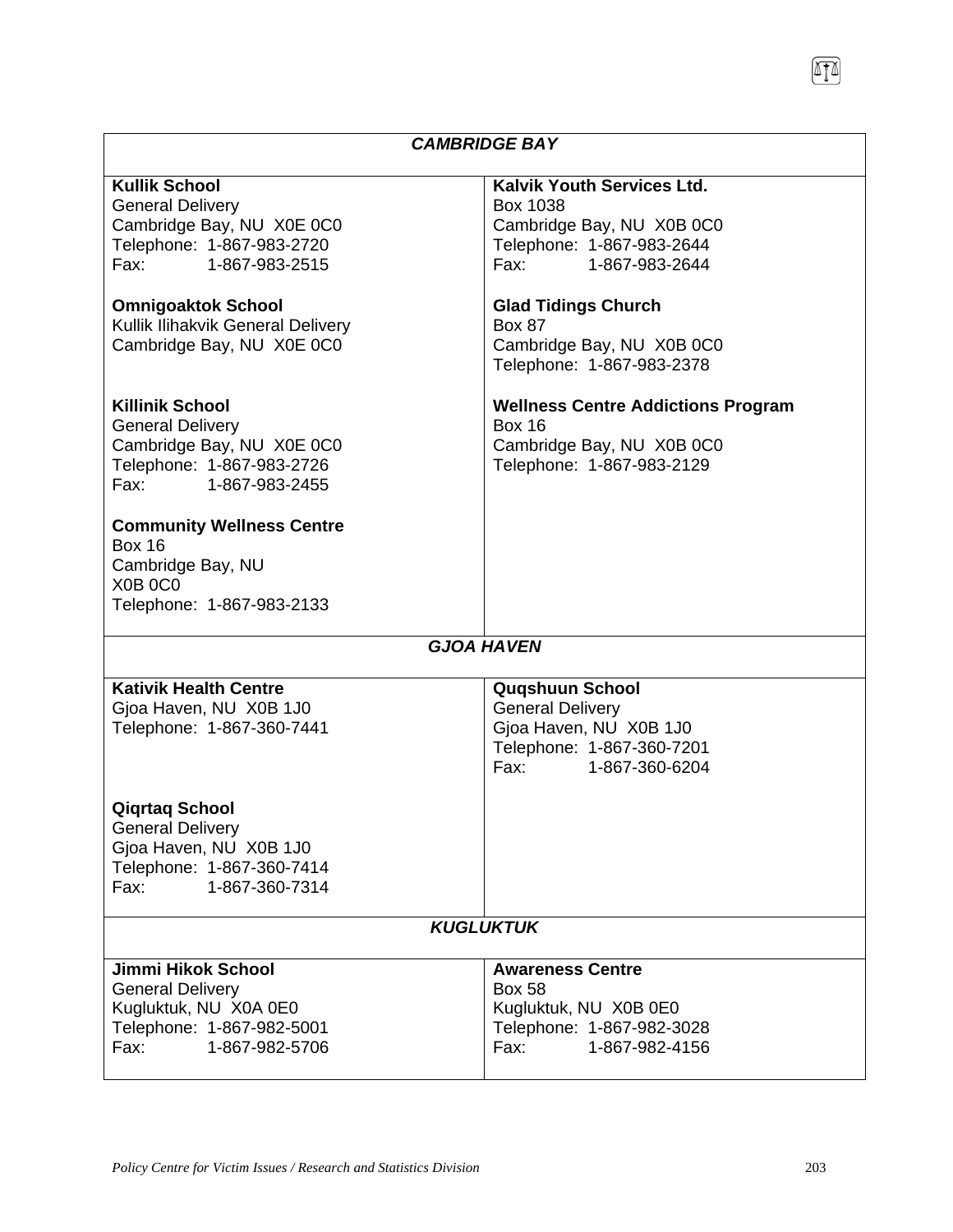| ***CAMBRIDGE BAY*** | |
|---|---|
| **Kullik School**<br>General Delivery<br>Cambridge Bay, NU X0E 0C0<br>Telephone: 1-867-983-2720<br>Fax: 1-867-983-2515 | **Kalvik Youth Services Ltd.**<br>Box 1038<br>Cambridge Bay, NU X0B 0C0<br>Telephone: 1-867-983-2644<br>Fax: 1-867-983-2644 |
| **Omnigoaktok School**<br>Kullik Ilihakvik General Delivery<br>Cambridge Bay, NU X0E 0C0 | **Glad Tidings Church**<br>Box 87<br>Cambridge Bay, NU X0B 0C0<br>Telephone: 1-867-983-2378 |
| **Killinik School**<br>General Delivery<br>Cambridge Bay, NU X0E 0C0<br>Telephone: 1-867-983-2726<br>Fax: 1-867-983-2455 | **Wellness Centre Addictions Program**<br>Box 16<br>Cambridge Bay, NU X0B 0C0<br>Telephone: 1-867-983-2129 |
| **Community Wellness Centre**<br>Box 16<br>Cambridge Bay, NU<br>X0B 0C0<br>Telephone: 1-867-983-2133 | |
| ***GJOA HAVEN*** | |
| **Kativik Health Centre**<br>Gjoa Haven, NU X0B 1J0<br>Telephone: 1-867-360-7441 | **Quqshuun School**<br>General Delivery<br>Gjoa Haven, NU X0B 1J0<br>Telephone: 1-867-360-7201<br>Fax: 1-867-360-6204 |
| **Qiqrtaq School**<br>General Delivery<br>Gjoa Haven, NU X0B 1J0<br>Telephone: 1-867-360-7414<br>Fax: 1-867-360-7314 | |
| ***KUGLUKTUK*** | |
| **Jimmi Hikok School**<br>General Delivery<br>Kugluktuk, NU X0A 0E0<br>Telephone: 1-867-982-5001<br>Fax: 1-867-982-5706 | **Awareness Centre**<br>Box 58<br>Kugluktuk, NU X0B 0E0<br>Telephone: 1-867-982-3028<br>Fax: 1-867-982-4156 |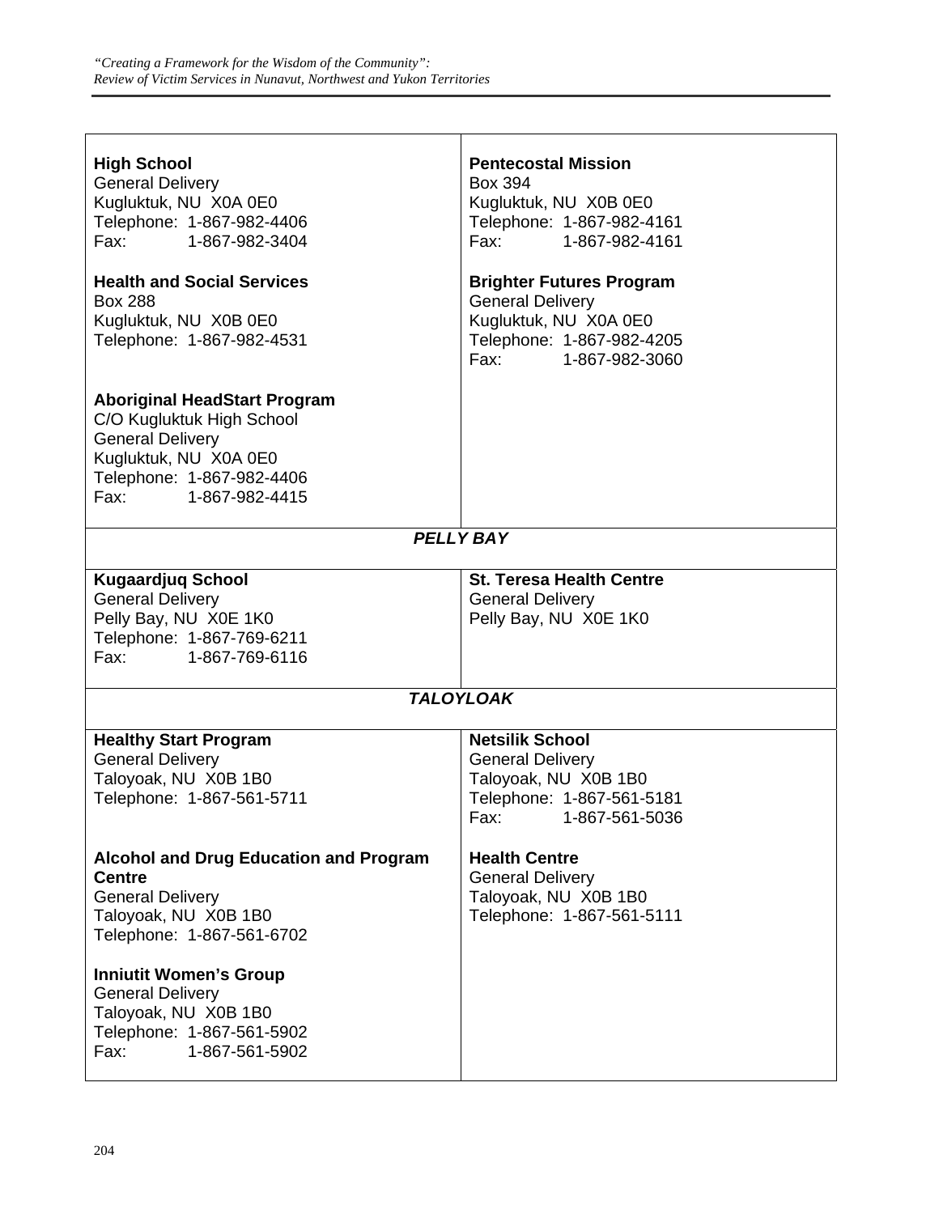| | |
|---|---|
| **High School**<br>General Delivery<br>Kugluktuk, NU  X0A 0E0<br>Telephone:  1-867-982-4406<br>Fax:  1-867-982-3404<br><br>**Health and Social Services**<br>Box 288<br>Kugluktuk, NU  X0B 0E0<br>Telephone:  1-867-982-4531<br><br>**Aboriginal HeadStart Program**<br>C/O Kugluktuk High School<br>General Delivery<br>Kugluktuk, NU  X0A 0E0<br>Telephone:  1-867-982-4406<br>Fax:  1-867-982-4415 | **Pentecostal Mission**<br>Box 394<br>Kugluktuk, NU  X0B 0E0<br>Telephone:  1-867-982-4161<br>Fax:  1-867-982-4161<br><br>**Brighter Futures Program**<br>General Delivery<br>Kugluktuk, NU  X0A 0E0<br>Telephone:  1-867-982-4205<br>Fax:  1-867-982-3060 |
| ***PELLY BAY*** | |
| **Kugaardjuq School**<br>General Delivery<br>Pelly Bay, NU  X0E 1K0<br>Telephone:  1-867-769-6211<br>Fax:  1-867-769-6116 | **St. Teresa Health Centre**<br>General Delivery<br>Pelly Bay, NU  X0E 1K0 |
| ***TALOYLOAK*** | |
| **Healthy Start Program**<br>General Delivery<br>Taloyoak, NU  X0B 1B0<br>Telephone:  1-867-561-5711<br><br>**Alcohol and Drug Education and Program Centre**<br>General Delivery<br>Taloyoak, NU  X0B 1B0<br>Telephone:  1-867-561-6702<br><br>**Inniutit Women's Group**<br>General Delivery<br>Taloyoak, NU  X0B 1B0<br>Telephone:  1-867-561-5902<br>Fax:  1-867-561-5902 | **Netsilik School**<br>General Delivery<br>Taloyoak, NU  X0B 1B0<br>Telephone:  1-867-561-5181<br>Fax:  1-867-561-5036<br><br>**Health Centre**<br>General Delivery<br>Taloyoak, NU  X0B 1B0<br>Telephone:  1-867-561-5111 |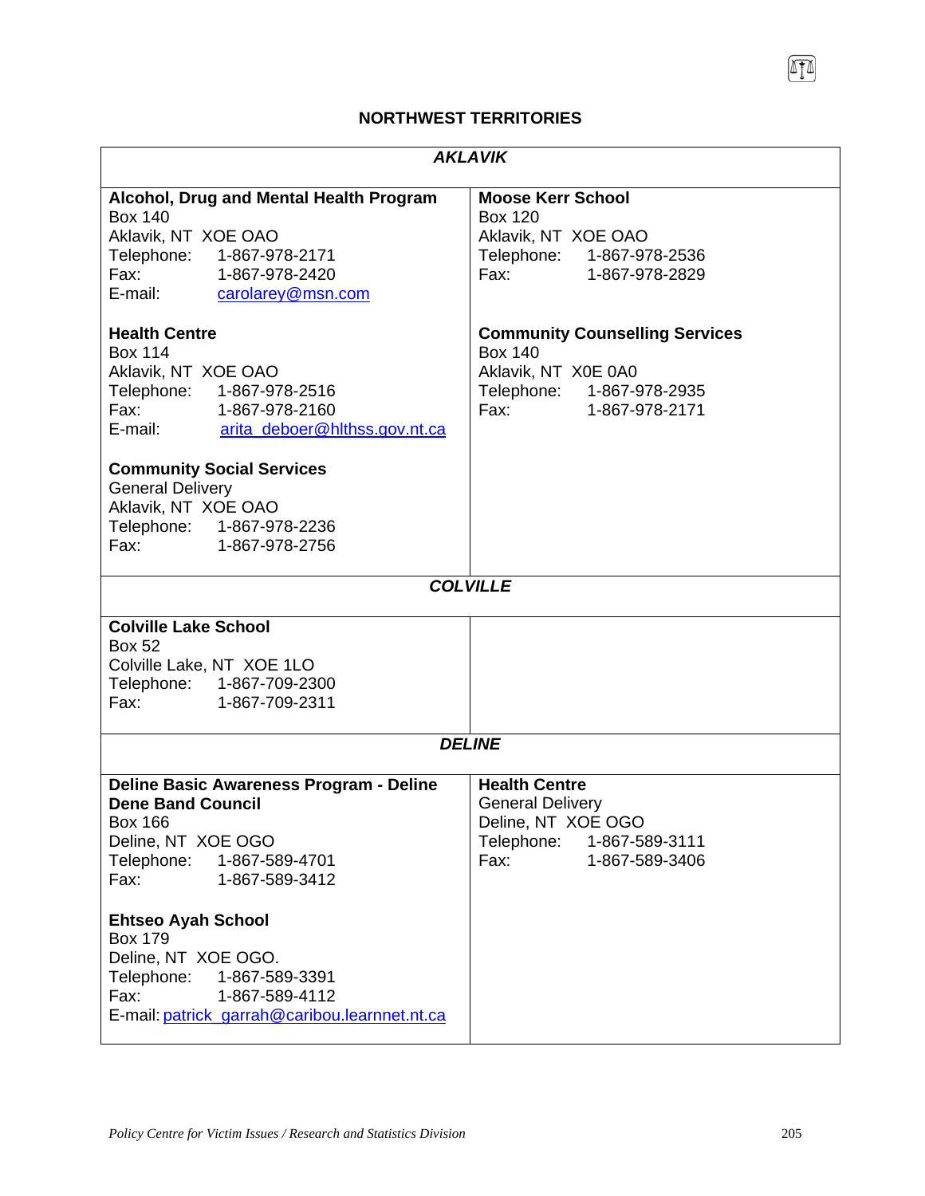# NORTHWEST TERRITORIES

## *AKLAVIK*

**Alcohol, Drug and Mental Health Program**
Box 140
Aklavik, NT  XOE OAO
Telephone: 1-867-978-2171
Fax: 1-867-978-2420
E-mail: carolarey@msn.com

**Health Centre**
Box 114
Aklavik, NT  XOE OAO
Telephone: 1-867-978-2516
Fax: 1-867-978-2160
E-mail: arita_deboer@hlthss.gov.nt.ca

**Community Social Services**
General Delivery
Aklavik, NT  XOE OAO
Telephone: 1-867-978-2236
Fax: 1-867-978-2756

**Moose Kerr School**
Box 120
Aklavik, NT  XOE OAO
Telephone: 1-867-978-2536
Fax: 1-867-978-2829

**Community Counselling Services**
Box 140
Aklavik, NT  X0E 0A0
Telephone: 1-867-978-2935
Fax: 1-867-978-2171

## *COLVILLE*

**Colville Lake School**
Box 52
Colville Lake, NT  XOE 1LO
Telephone: 1-867-709-2300
Fax: 1-867-709-2311

## *DELINE*

**Deline Basic Awareness Program - Deline Dene Band Council**
Box 166
Deline, NT  XOE OGO
Telephone: 1-867-589-4701
Fax: 1-867-589-3412

**Ehtseo Ayah School**
Box 179
Deline, NT  XOE OGO.
Telephone: 1-867-589-3391
Fax: 1-867-589-4112
E-mail: patrick_garrah@caribou.learnnet.nt.ca

**Health Centre**
General Delivery
Deline, NT  XOE OGO
Telephone: 1-867-589-3111
Fax: 1-867-589-3406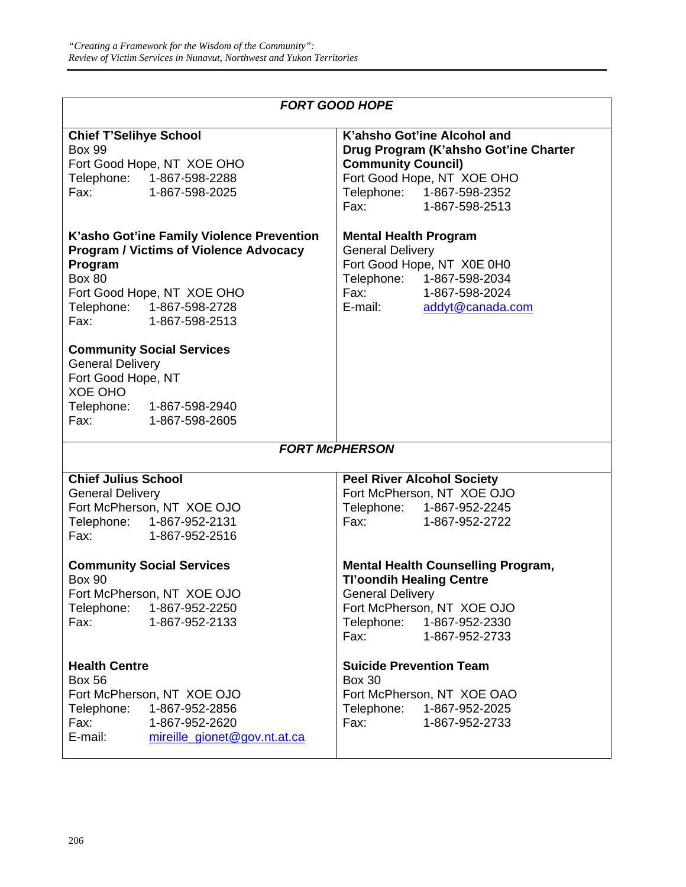## FORT GOOD HOPE

**Chief T'Selihye School**
Box 99
Fort Good Hope, NT XOE OHO
Telephone: 1-867-598-2288
Fax: 1-867-598-2025

**K'asho Got'ine Family Violence Prevention Program / Victims of Violence Advocacy Program**
Box 80
Fort Good Hope, NT XOE OHO
Telephone: 1-867-598-2728
Fax: 1-867-598-2513

**Community Social Services**
General Delivery
Fort Good Hope, NT
XOE OHO
Telephone: 1-867-598-2940
Fax: 1-867-598-2605

**K'ahsho Got'ine Alcohol and Drug Program (K'ahsho Got'ine Charter Community Council)**
Fort Good Hope, NT XOE OHO
Telephone: 1-867-598-2352
Fax: 1-867-598-2513

**Mental Health Program**
General Delivery
Fort Good Hope, NT X0E 0H0
Telephone: 1-867-598-2034
Fax: 1-867-598-2024
E-mail: addyt@canada.com

## FORT McPHERSON

**Chief Julius School**
General Delivery
Fort McPherson, NT XOE OJO
Telephone: 1-867-952-2131
Fax: 1-867-952-2516

**Community Social Services**
Box 90
Fort McPherson, NT XOE OJO
Telephone: 1-867-952-2250
Fax: 1-867-952-2133

**Health Centre**
Box 56
Fort McPherson, NT XOE OJO
Telephone: 1-867-952-2856
Fax: 1-867-952-2620
E-mail: mireille_gionet@gov.nt.at.ca

**Peel River Alcohol Society**
Fort McPherson, NT XOE OJO
Telephone: 1-867-952-2245
Fax: 1-867-952-2722

**Mental Health Counselling Program, Tl'oondih Healing Centre**
General Delivery
Fort McPherson, NT XOE OJO
Telephone: 1-867-952-2330
Fax: 1-867-952-2733

**Suicide Prevention Team**
Box 30
Fort McPherson, NT XOE OAO
Telephone: 1-867-952-2025
Fax: 1-867-952-2733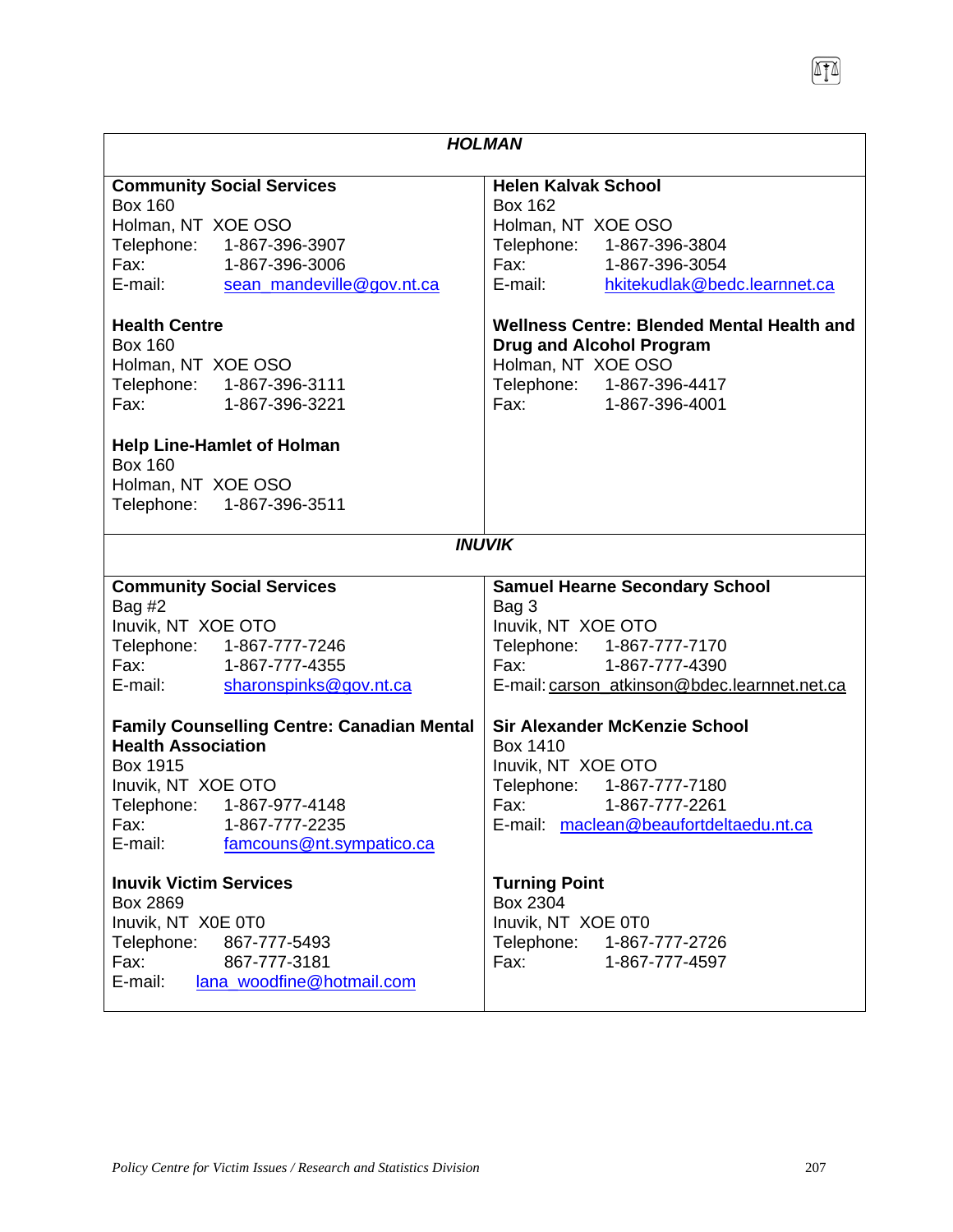## *HOLMAN*

**Community Social Services**
Box 160
Holman, NT XOE OSO
Telephone: 1-867-396-3907
Fax: 1-867-396-3006
E-mail: sean_mandeville@gov.nt.ca

**Health Centre**
Box 160
Holman, NT XOE OSO
Telephone: 1-867-396-3111
Fax: 1-867-396-3221

**Help Line-Hamlet of Holman**
Box 160
Holman, NT XOE OSO
Telephone: 1-867-396-3511

**Helen Kalvak School**
Box 162
Holman, NT XOE OSO
Telephone: 1-867-396-3804
Fax: 1-867-396-3054
E-mail: hkitekudlak@bedc.learnnet.ca

**Wellness Centre: Blended Mental Health and Drug and Alcohol Program**
Holman, NT XOE OSO
Telephone: 1-867-396-4417
Fax: 1-867-396-4001

## *INUVIK*

**Community Social Services**
Bag #2
Inuvik, NT XOE OTO
Telephone: 1-867-777-7246
Fax: 1-867-777-4355
E-mail: sharonspinks@gov.nt.ca

**Family Counselling Centre: Canadian Mental Health Association**
Box 1915
Inuvik, NT XOE OTO
Telephone: 1-867-977-4148
Fax: 1-867-777-2235
E-mail: famcouns@nt.sympatico.ca

**Inuvik Victim Services**
Box 2869
Inuvik, NT X0E 0T0
Telephone: 867-777-5493
Fax: 867-777-3181
E-mail: lana_woodfine@hotmail.com

**Samuel Hearne Secondary School**
Bag 3
Inuvik, NT XOE OTO
Telephone: 1-867-777-7170
Fax: 1-867-777-4390
E-mail: carson_atkinson@bdec.learnnet.net.ca

**Sir Alexander McKenzie School**
Box 1410
Inuvik, NT XOE OTO
Telephone: 1-867-777-7180
Fax: 1-867-777-2261
E-mail: maclean@beaufortdeltaedu.nt.ca

**Turning Point**
Box 2304
Inuvik, NT XOE 0T0
Telephone: 1-867-777-2726
Fax: 1-867-777-4597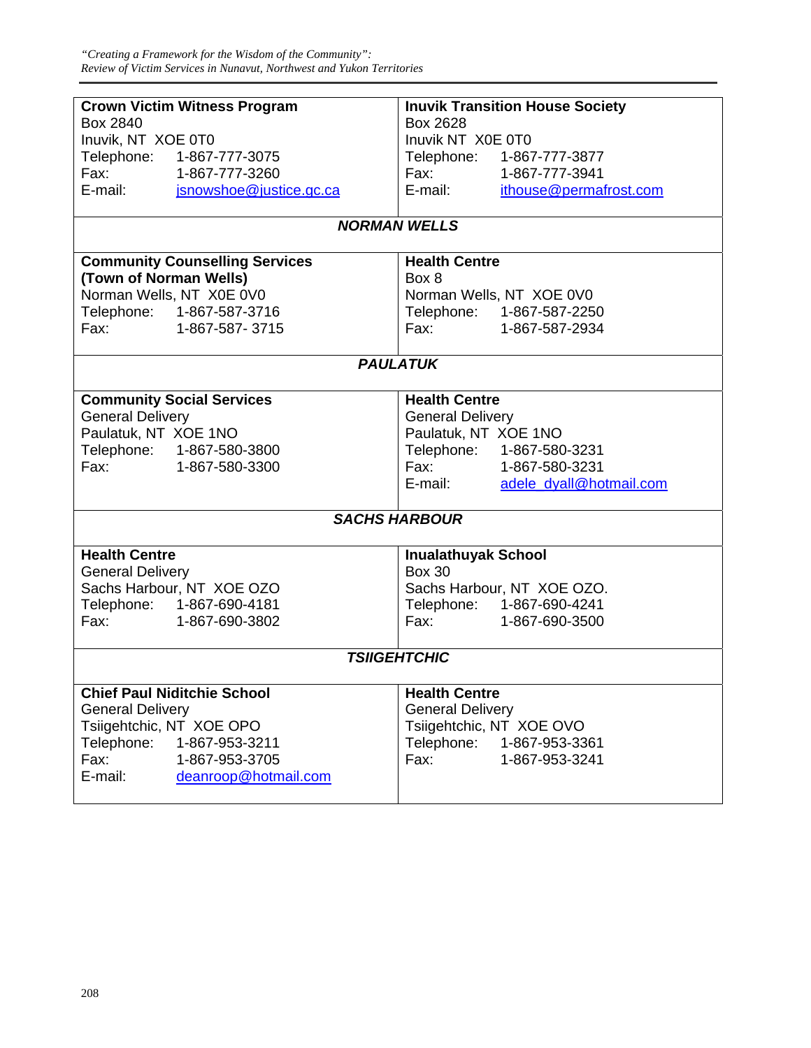| **Crown Victim Witness Program**<br>Box 2840<br>Inuvik, NT XOE 0T0<br>Telephone: 1-867-777-3075<br>Fax: 1-867-777-3260<br>E-mail: jsnowshoe@justice.gc.ca | **Inuvik Transition House Society**<br>Box 2628<br>Inuvik NT X0E 0T0<br>Telephone: 1-867-777-3877<br>Fax: 1-867-777-3941<br>E-mail: ithouse@permafrost.com |
|---|---|
| ***NORMAN WELLS*** | |
| **Community Counselling Services (Town of Norman Wells)**<br>Norman Wells, NT X0E 0V0<br>Telephone: 1-867-587-3716<br>Fax: 1-867-587- 3715 | **Health Centre**<br>Box 8<br>Norman Wells, NT XOE 0V0<br>Telephone: 1-867-587-2250<br>Fax: 1-867-587-2934 |
| ***PAULATUK*** | |
| **Community Social Services**<br>General Delivery<br>Paulatuk, NT XOE 1NO<br>Telephone: 1-867-580-3800<br>Fax: 1-867-580-3300 | **Health Centre**<br>General Delivery<br>Paulatuk, NT XOE 1NO<br>Telephone: 1-867-580-3231<br>Fax: 1-867-580-3231<br>E-mail: adele_dyall@hotmail.com |
| ***SACHS HARBOUR*** | |
| **Health Centre**<br>General Delivery<br>Sachs Harbour, NT XOE OZO<br>Telephone: 1-867-690-4181<br>Fax: 1-867-690-3802 | **Inualathuyak School**<br>Box 30<br>Sachs Harbour, NT XOE OZO.<br>Telephone: 1-867-690-4241<br>Fax: 1-867-690-3500 |
| ***TSIIGEHTCHIC*** | |
| **Chief Paul Niditchie School**<br>General Delivery<br>Tsiigehtchic, NT XOE OPO<br>Telephone: 1-867-953-3211<br>Fax: 1-867-953-3705<br>E-mail: deanroop@hotmail.com | **Health Centre**<br>General Delivery<br>Tsiigehtchic, NT XOE OVO<br>Telephone: 1-867-953-3361<br>Fax: 1-867-953-3241 |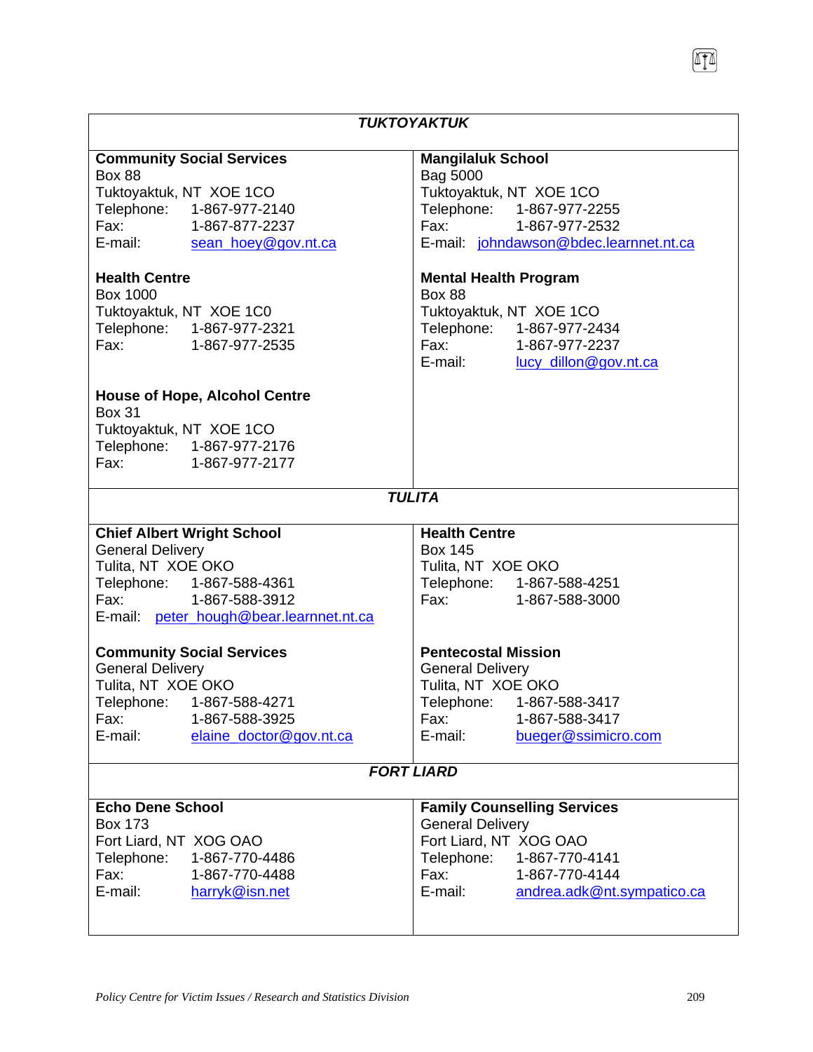| ***TUKTOYAKTUK*** | |
|---|---|
| **Community Social Services**<br>Box 88<br>Tuktoyaktuk, NT XOE 1CO<br>Telephone: 1-867-977-2140<br>Fax: 1-867-877-2237<br>E-mail: sean_hoey@gov.nt.ca | **Mangilaluk School**<br>Bag 5000<br>Tuktoyaktuk, NT XOE 1CO<br>Telephone: 1-867-977-2255<br>Fax: 1-867-977-2532<br>E-mail: johndawson@bdec.learnnet.nt.ca |
| **Health Centre**<br>Box 1000<br>Tuktoyaktuk, NT XOE 1C0<br>Telephone: 1-867-977-2321<br>Fax: 1-867-977-2535 | **Mental Health Program**<br>Box 88<br>Tuktoyaktuk, NT XOE 1CO<br>Telephone: 1-867-977-2434<br>Fax: 1-867-977-2237<br>E-mail: lucy_dillon@gov.nt.ca |
| **House of Hope, Alcohol Centre**<br>Box 31<br>Tuktoyaktuk, NT XOE 1CO<br>Telephone: 1-867-977-2176<br>Fax: 1-867-977-2177 | |
| ***TULITA*** | |
| **Chief Albert Wright School**<br>General Delivery<br>Tulita, NT XOE OKO<br>Telephone: 1-867-588-4361<br>Fax: 1-867-588-3912<br>E-mail: peter_hough@bear.learnnet.nt.ca | **Health Centre**<br>Box 145<br>Tulita, NT XOE OKO<br>Telephone: 1-867-588-4251<br>Fax: 1-867-588-3000 |
| **Community Social Services**<br>General Delivery<br>Tulita, NT XOE OKO<br>Telephone: 1-867-588-4271<br>Fax: 1-867-588-3925<br>E-mail: elaine_doctor@gov.nt.ca | **Pentecostal Mission**<br>General Delivery<br>Tulita, NT XOE OKO<br>Telephone: 1-867-588-3417<br>Fax: 1-867-588-3417<br>E-mail: bueger@ssimicro.com |
| ***FORT LIARD*** | |
| **Echo Dene School**<br>Box 173<br>Fort Liard, NT XOG OAO<br>Telephone: 1-867-770-4486<br>Fax: 1-867-770-4488<br>E-mail: harryk@isn.net | **Family Counselling Services**<br>General Delivery<br>Fort Liard, NT XOG OAO<br>Telephone: 1-867-770-4141<br>Fax: 1-867-770-4144<br>E-mail: andrea.adk@nt.sympatico.ca |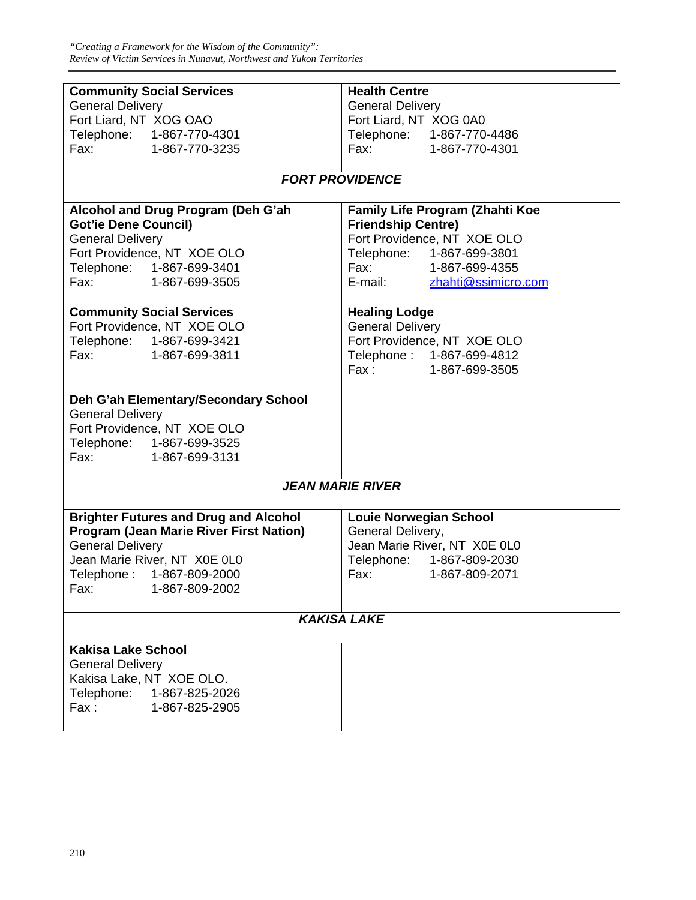| | |
|---|---|
| **Community Social Services**<br>General Delivery<br>Fort Liard, NT XOG OAO<br>Telephone: 1-867-770-4301<br>Fax: 1-867-770-3235 | **Health Centre**<br>General Delivery<br>Fort Liard, NT XOG 0A0<br>Telephone: 1-867-770-4486<br>Fax: 1-867-770-4301 |
| ***FORT PROVIDENCE*** | |
| **Alcohol and Drug Program (Deh G'ah Got'ie Dene Council)**<br>General Delivery<br>Fort Providence, NT XOE OLO<br>Telephone: 1-867-699-3401<br>Fax: 1-867-699-3505<br><br>**Community Social Services**<br>Fort Providence, NT XOE OLO<br>Telephone: 1-867-699-3421<br>Fax: 1-867-699-3811<br><br>**Deh G'ah Elementary/Secondary School**<br>General Delivery<br>Fort Providence, NT XOE OLO<br>Telephone: 1-867-699-3525<br>Fax: 1-867-699-3131 | **Family Life Program (Zhahti Koe Friendship Centre)**<br>Fort Providence, NT XOE OLO<br>Telephone: 1-867-699-3801<br>Fax: 1-867-699-4355<br>E-mail: zhahti@ssimicro.com<br><br>**Healing Lodge**<br>General Delivery<br>Fort Providence, NT XOE OLO<br>Telephone : 1-867-699-4812<br>Fax : 1-867-699-3505 |
| ***JEAN MARIE RIVER*** | |
| **Brighter Futures and Drug and Alcohol Program (Jean Marie River First Nation)**<br>General Delivery<br>Jean Marie River, NT X0E 0L0<br>Telephone : 1-867-809-2000<br>Fax: 1-867-809-2002 | **Louie Norwegian School**<br>General Delivery,<br>Jean Marie River, NT X0E 0L0<br>Telephone: 1-867-809-2030<br>Fax: 1-867-809-2071 |
| ***KAKISA LAKE*** | |
| **Kakisa Lake School**<br>General Delivery<br>Kakisa Lake, NT XOE OLO.<br>Telephone: 1-867-825-2026<br>Fax : 1-867-825-2905 | |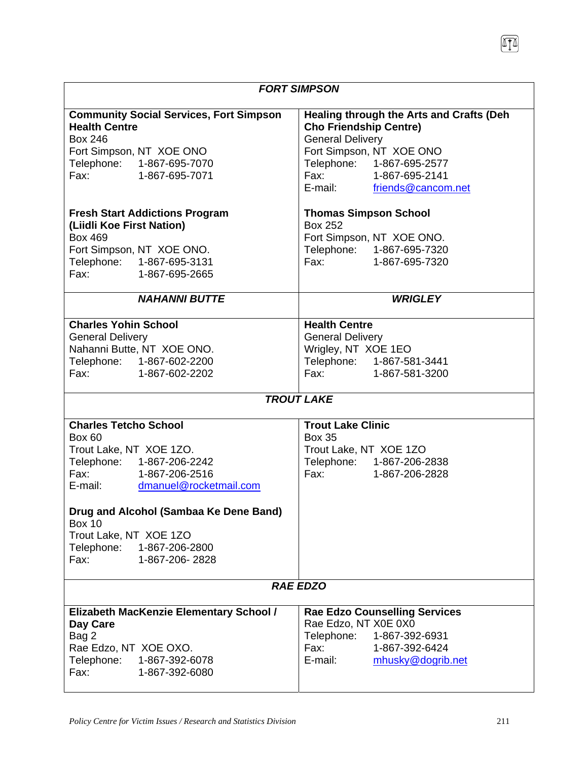## *FORT SIMPSON*

**Community Social Services, Fort Simpson Health Centre**
Box 246
Fort Simpson, NT XOE ONO
Telephone: 1-867-695-7070
Fax: 1-867-695-7071

**Healing through the Arts and Crafts (Deh Cho Friendship Centre)**
General Delivery
Fort Simpson, NT XOE ONO
Telephone: 1-867-695-2577
Fax: 1-867-695-2141
E-mail: friends@cancom.net

**Fresh Start Addictions Program (Liidli Koe First Nation)**
Box 469
Fort Simpson, NT XOE ONO.
Telephone: 1-867-695-3131
Fax: 1-867-695-2665

**Thomas Simpson School**
Box 252
Fort Simpson, NT XOE ONO.
Telephone: 1-867-695-7320
Fax: 1-867-695-7320

## *NAHANNI BUTTE*

**Charles Yohin School**
General Delivery
Nahanni Butte, NT XOE ONO.
Telephone: 1-867-602-2200
Fax: 1-867-602-2202

## *WRIGLEY*

**Health Centre**
General Delivery
Wrigley, NT XOE 1EO
Telephone: 1-867-581-3441
Fax: 1-867-581-3200

## *TROUT LAKE*

**Charles Tetcho School**
Box 60
Trout Lake, NT XOE 1ZO.
Telephone: 1-867-206-2242
Fax: 1-867-206-2516
E-mail: dmanuel@rocketmail.com

**Drug and Alcohol (Sambaa Ke Dene Band)**
Box 10
Trout Lake, NT XOE 1ZO
Telephone: 1-867-206-2800
Fax: 1-867-206- 2828

**Trout Lake Clinic**
Box 35
Trout Lake, NT XOE 1ZO
Telephone: 1-867-206-2838
Fax: 1-867-206-2828

## *RAE EDZO*

**Elizabeth MacKenzie Elementary School / Day Care**
Bag 2
Rae Edzo, NT XOE OXO.
Telephone: 1-867-392-6078
Fax: 1-867-392-6080

**Rae Edzo Counselling Services**
Rae Edzo, NT X0E 0X0
Telephone: 1-867-392-6931
Fax: 1-867-392-6424
E-mail: mhusky@dogrib.net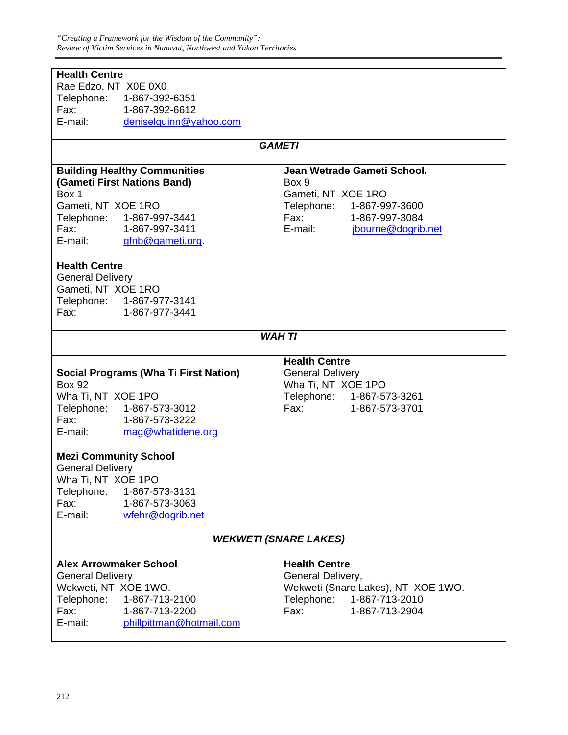| | |
|---|---|
| **Health Centre**<br>Rae Edzo, NT X0E 0X0<br>Telephone: 1-867-392-6351<br>Fax: 1-867-392-6612<br>E-mail: deniselquinn@yahoo.com | |
| ***GAMETI*** | |
| **Building Healthy Communities (Gameti First Nations Band)**<br>Box 1<br>Gameti, NT XOE 1RO<br>Telephone: 1-867-997-3441<br>Fax: 1-867-997-3411<br>E-mail: gfnb@gameti.org.<br><br>**Health Centre**<br>General Delivery<br>Gameti, NT XOE 1RO<br>Telephone: 1-867-977-3141<br>Fax: 1-867-977-3441 | **Jean Wetrade Gameti School.**<br>Box 9<br>Gameti, NT XOE 1RO<br>Telephone: 1-867-997-3600<br>Fax: 1-867-997-3084<br>E-mail: jbourne@dogrib.net |
| ***WAH TI*** | |
| **Social Programs (Wha Ti First Nation)**<br>Box 92<br>Wha Ti, NT XOE 1PO<br>Telephone: 1-867-573-3012<br>Fax: 1-867-573-3222<br>E-mail: mag@whatidene.org<br><br>**Mezi Community School**<br>General Delivery<br>Wha Ti, NT XOE 1PO<br>Telephone: 1-867-573-3131<br>Fax: 1-867-573-3063<br>E-mail: wfehr@dogrib.net | **Health Centre**<br>General Delivery<br>Wha Ti, NT XOE 1PO<br>Telephone: 1-867-573-3261<br>Fax: 1-867-573-3701 |
| ***WEKWETI (SNARE LAKES)*** | |
| **Alex Arrowmaker School**<br>General Delivery<br>Wekweti, NT XOE 1WO.<br>Telephone: 1-867-713-2100<br>Fax: 1-867-713-2200<br>E-mail: phillpittman@hotmail.com | **Health Centre**<br>General Delivery,<br>Wekweti (Snare Lakes), NT XOE 1WO.<br>Telephone: 1-867-713-2010<br>Fax: 1-867-713-2904 |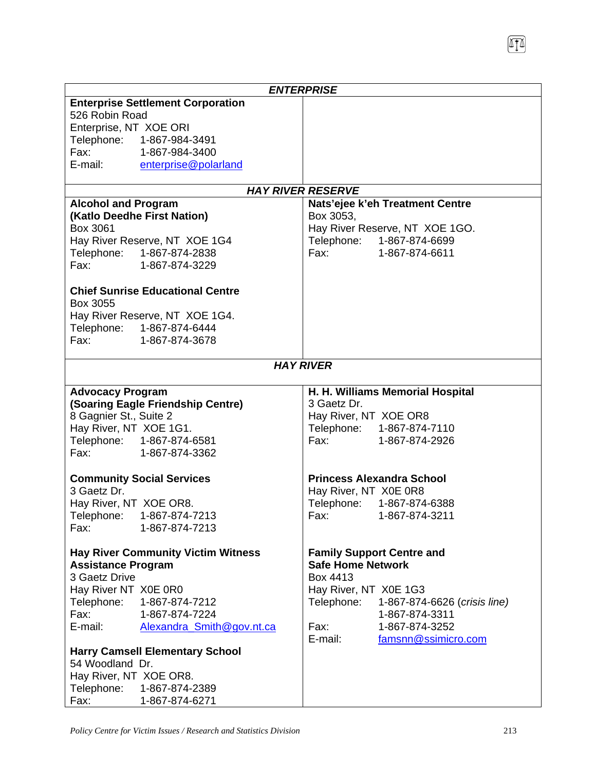| ***ENTERPRISE*** | |
|---|---|
| **Enterprise Settlement Corporation**<br>526 Robin Road<br>Enterprise, NT XOE ORI<br>Telephone: 1-867-984-3491<br>Fax: 1-867-984-3400<br>E-mail: enterprise@polarland | |
| ***HAY RIVER RESERVE*** | |
| **Alcohol and Program (Katlo Deedhe First Nation)**<br>Box 3061<br>Hay River Reserve, NT XOE 1G4<br>Telephone: 1-867-874-2838<br>Fax: 1-867-874-3229<br><br>**Chief Sunrise Educational Centre**<br>Box 3055<br>Hay River Reserve, NT XOE 1G4.<br>Telephone: 1-867-874-6444<br>Fax: 1-867-874-3678 | **Nats'ejee k'eh Treatment Centre**<br>Box 3053,<br>Hay River Reserve, NT XOE 1GO.<br>Telephone: 1-867-874-6699<br>Fax: 1-867-874-6611 |
| ***HAY RIVER*** | |
| **Advocacy Program (Soaring Eagle Friendship Centre)**<br>8 Gagnier St., Suite 2<br>Hay River, NT XOE 1G1.<br>Telephone: 1-867-874-6581<br>Fax: 1-867-874-3362<br><br>**Community Social Services**<br>3 Gaetz Dr.<br>Hay River, NT XOE OR8.<br>Telephone: 1-867-874-7213<br>Fax: 1-867-874-7213<br><br>**Hay River Community Victim Witness Assistance Program**<br>3 Gaetz Drive<br>Hay River NT X0E 0R0<br>Telephone: 1-867-874-7212<br>Fax: 1-867-874-7224<br>E-mail: Alexandra_Smith@gov.nt.ca<br><br>**Harry Camsell Elementary School**<br>54 Woodland Dr.<br>Hay River, NT XOE OR8.<br>Telephone: 1-867-874-2389<br>Fax: 1-867-874-6271 | **H. H. Williams Memorial Hospital**<br>3 Gaetz Dr.<br>Hay River, NT XOE OR8<br>Telephone: 1-867-874-7110<br>Fax: 1-867-874-2926<br><br>**Princess Alexandra School**<br>Hay River, NT X0E 0R8<br>Telephone: 1-867-874-6388<br>Fax: 1-867-874-3211<br><br>**Family Support Centre and Safe Home Network**<br>Box 4413<br>Hay River, NT X0E 1G3<br>Telephone: 1-867-874-6626 (*crisis line*)<br>1-867-874-3311<br>Fax: 1-867-874-3252<br>E-mail: famsnn@ssimicro.com |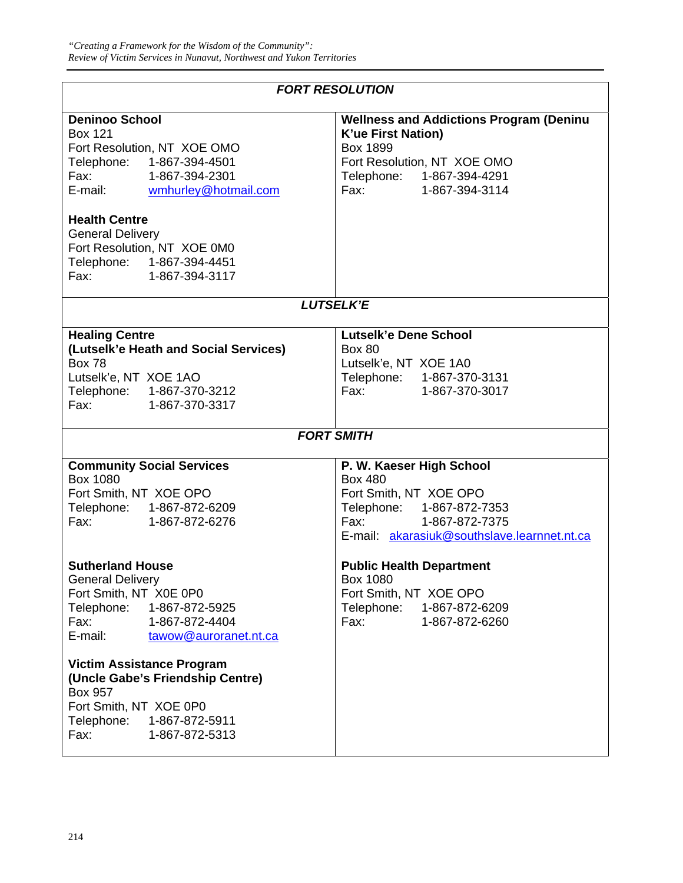| ***FORT RESOLUTION*** | |
|---|---|
| **Deninoo School**<br>Box 121<br>Fort Resolution, NT  XOE OMO<br>Telephone: 1-867-394-4501<br>Fax: 1-867-394-2301<br>E-mail: wmhurley@hotmail.com<br><br>**Health Centre**<br>General Delivery<br>Fort Resolution, NT  XOE 0M0<br>Telephone: 1-867-394-4451<br>Fax: 1-867-394-3117 | **Wellness and Addictions Program (Deninu K'ue First Nation)**<br>Box 1899<br>Fort Resolution, NT  XOE OMO<br>Telephone: 1-867-394-4291<br>Fax: 1-867-394-3114 |
| ***LUTSELK'E*** | |
| **Healing Centre (Lutselk'e Heath and Social Services)**<br>Box 78<br>Lutselk'e, NT  XOE 1AO<br>Telephone: 1-867-370-3212<br>Fax: 1-867-370-3317 | **Lutselk'e Dene School**<br>Box 80<br>Lutselk'e, NT  XOE 1A0<br>Telephone: 1-867-370-3131<br>Fax: 1-867-370-3017 |
| ***FORT SMITH*** | |
| **Community Social Services**<br>Box 1080<br>Fort Smith, NT  XOE OPO<br>Telephone: 1-867-872-6209<br>Fax: 1-867-872-6276<br><br>**Sutherland House**<br>General Delivery<br>Fort Smith, NT  X0E 0P0<br>Telephone: 1-867-872-5925<br>Fax: 1-867-872-4404<br>E-mail: tawow@auroranet.nt.ca<br><br>**Victim Assistance Program (Uncle Gabe's Friendship Centre)**<br>Box 957<br>Fort Smith, NT  XOE 0P0<br>Telephone: 1-867-872-5911<br>Fax: 1-867-872-5313 | **P. W. Kaeser High School**<br>Box 480<br>Fort Smith, NT  XOE OPO<br>Telephone: 1-867-872-7353<br>Fax: 1-867-872-7375<br>E-mail: akarasiuk@southslave.learnnet.nt.ca<br><br>**Public Health Department**<br>Box 1080<br>Fort Smith, NT  XOE OPO<br>Telephone: 1-867-872-6209<br>Fax: 1-867-872-6260 |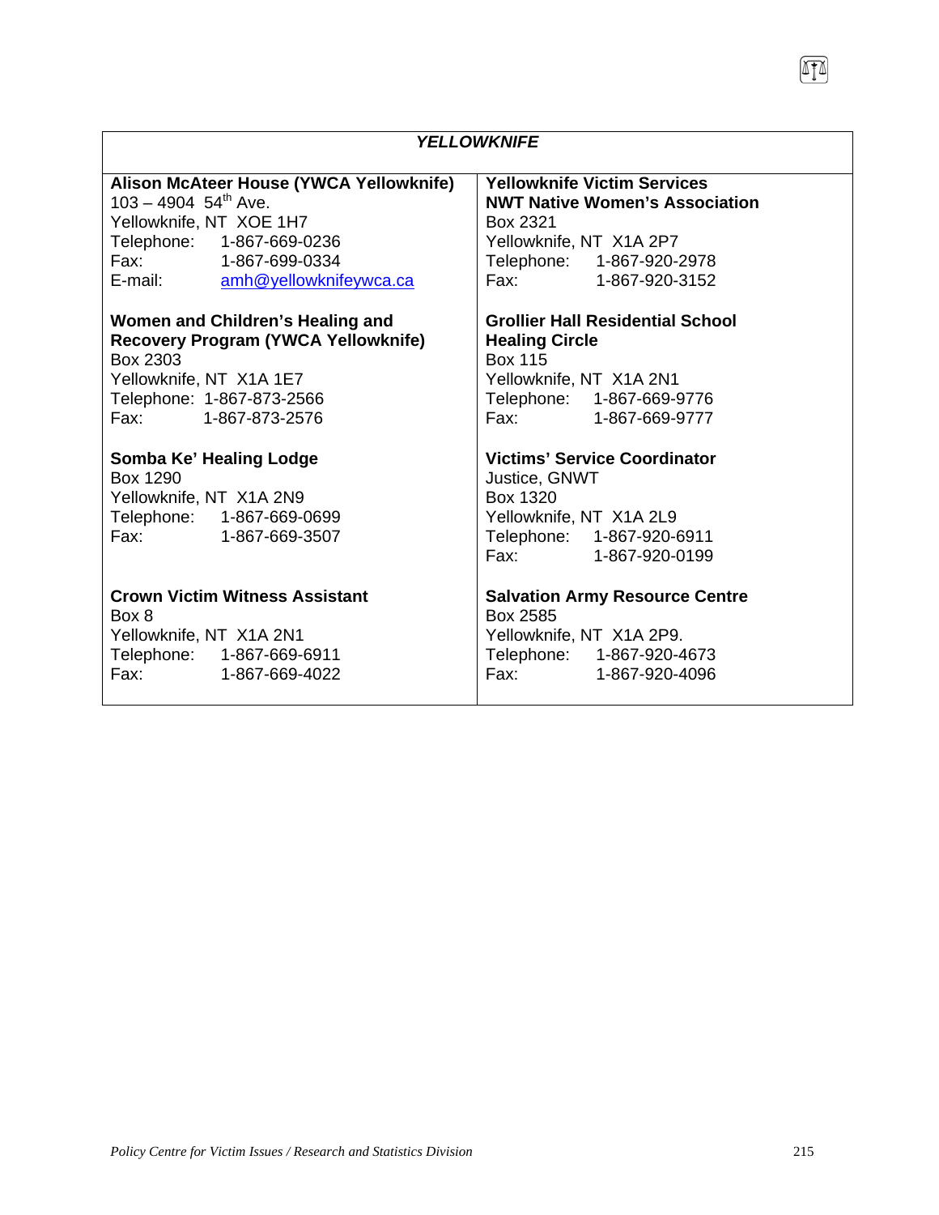## *YELLOWKNIFE*

**Alison McAteer House (YWCA Yellowknife)**
103 – 4904 54th Ave.
Yellowknife, NT XOE 1H7
Telephone: 1-867-669-0236
Fax: 1-867-699-0334
E-mail: amh@yellowknifeywca.ca

**Women and Children's Healing and Recovery Program (YWCA Yellowknife)**
Box 2303
Yellowknife, NT X1A 1E7
Telephone: 1-867-873-2566
Fax: 1-867-873-2576

**Somba Ke' Healing Lodge**
Box 1290
Yellowknife, NT X1A 2N9
Telephone: 1-867-669-0699
Fax: 1-867-669-3507

**Crown Victim Witness Assistant**
Box 8
Yellowknife, NT X1A 2N1
Telephone: 1-867-669-6911
Fax: 1-867-669-4022

**Yellowknife Victim Services**
**NWT Native Women's Association**
Box 2321
Yellowknife, NT X1A 2P7
Telephone: 1-867-920-2978
Fax: 1-867-920-3152

**Grollier Hall Residential School Healing Circle**
Box 115
Yellowknife, NT X1A 2N1
Telephone: 1-867-669-9776
Fax: 1-867-669-9777

**Victims' Service Coordinator**
Justice, GNWT
Box 1320
Yellowknife, NT X1A 2L9
Telephone: 1-867-920-6911
Fax: 1-867-920-0199

**Salvation Army Resource Centre**
Box 2585
Yellowknife, NT X1A 2P9.
Telephone: 1-867-920-4673
Fax: 1-867-920-4096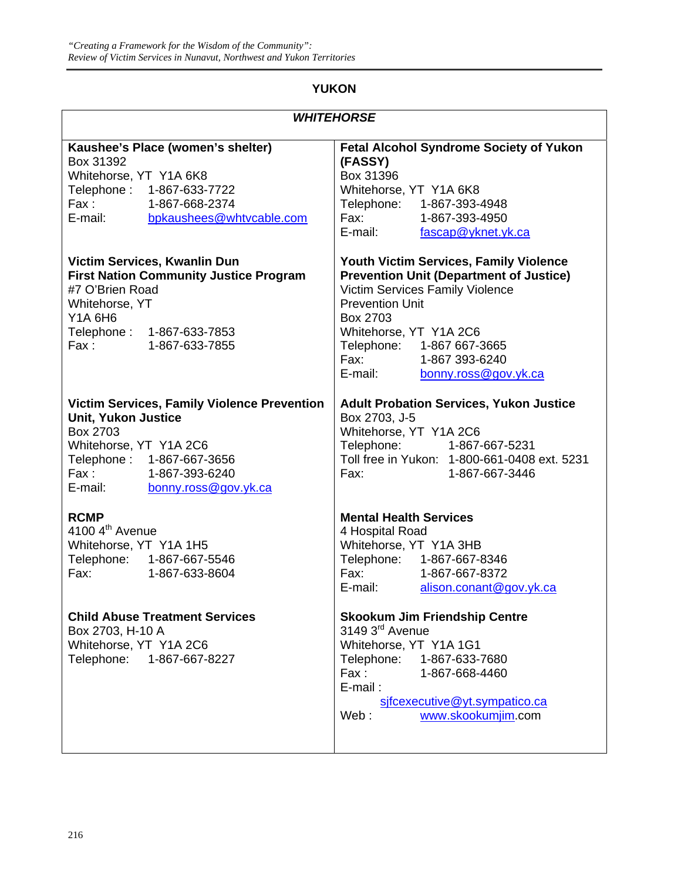## YUKON

### *WHITEHORSE*

**Kaushee's Place (women's shelter)**
Box 31392
Whitehorse, YT Y1A 6K8
Telephone : 1-867-633-7722
Fax : 1-867-668-2374
E-mail: bpkaushees@whtvcable.com

**Victim Services, Kwanlin Dun First Nation Community Justice Program**
#7 O'Brien Road
Whitehorse, YT
Y1A 6H6
Telephone : 1-867-633-7853
Fax : 1-867-633-7855

**Victim Services, Family Violence Prevention Unit, Yukon Justice**
Box 2703
Whitehorse, YT Y1A 2C6
Telephone : 1-867-667-3656
Fax : 1-867-393-6240
E-mail: bonny.ross@gov.yk.ca

**RCMP**
4100 4th Avenue
Whitehorse, YT Y1A 1H5
Telephone: 1-867-667-5546
Fax: 1-867-633-8604

**Child Abuse Treatment Services**
Box 2703, H-10 A
Whitehorse, YT Y1A 2C6
Telephone: 1-867-667-8227

**Fetal Alcohol Syndrome Society of Yukon (FASSY)**
Box 31396
Whitehorse, YT Y1A 6K8
Telephone: 1-867-393-4948
Fax: 1-867-393-4950
E-mail: fascap@yknet.yk.ca

**Youth Victim Services, Family Violence Prevention Unit (Department of Justice)**
Victim Services Family Violence Prevention Unit
Box 2703
Whitehorse, YT Y1A 2C6
Telephone: 1-867 667-3665
Fax: 1-867 393-6240
E-mail: bonny.ross@gov.yk.ca

**Adult Probation Services, Yukon Justice**
Box 2703, J-5
Whitehorse, YT Y1A 2C6
Telephone: 1-867-667-5231
Toll free in Yukon: 1-800-661-0408 ext. 5231
Fax: 1-867-667-3446

**Mental Health Services**
4 Hospital Road
Whitehorse, YT Y1A 3HB
Telephone: 1-867-667-8346
Fax: 1-867-667-8372
E-mail: alison.conant@gov.yk.ca

**Skookum Jim Friendship Centre**
3149 3rd Avenue
Whitehorse, YT Y1A 1G1
Telephone: 1-867-633-7680
Fax : 1-867-668-4460
E-mail : sjfcexecutive@yt.sympatico.ca
Web : www.skookumjim.com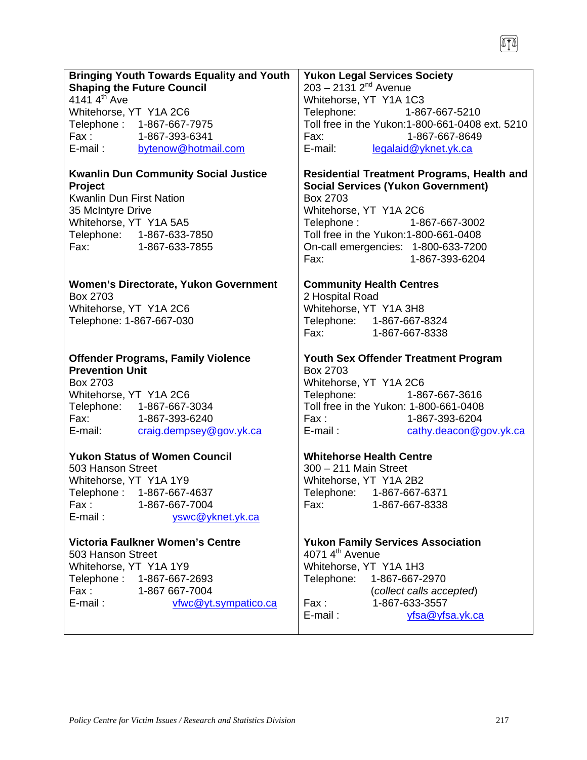**Bringing Youth Towards Equality and Youth Shaping the Future Council**
4141 4th Ave
Whitehorse, YT Y1A 2C6
Telephone : 1-867-667-7975
Fax : 1-867-393-6341
E-mail : bytenow@hotmail.com

**Kwanlin Dun Community Social Justice Project**
Kwanlin Dun First Nation
35 McIntyre Drive
Whitehorse, YT Y1A 5A5
Telephone: 1-867-633-7850
Fax: 1-867-633-7855

**Women's Directorate, Yukon Government**
Box 2703
Whitehorse, YT Y1A 2C6
Telephone: 1-867-667-030

**Offender Programs, Family Violence Prevention Unit**
Box 2703
Whitehorse, YT Y1A 2C6
Telephone: 1-867-667-3034
Fax: 1-867-393-6240
E-mail: craig.dempsey@gov.yk.ca

**Yukon Status of Women Council**
503 Hanson Street
Whitehorse, YT Y1A 1Y9
Telephone : 1-867-667-4637
Fax : 1-867-667-7004
E-mail : yswc@yknet.yk.ca

**Victoria Faulkner Women's Centre**
503 Hanson Street
Whitehorse, YT Y1A 1Y9
Telephone : 1-867-667-2693
Fax : 1-867 667-7004
E-mail : vfwc@yt.sympatico.ca

**Yukon Legal Services Society**
203 – 2131 2nd Avenue
Whitehorse, YT Y1A 1C3
Telephone: 1-867-667-5210
Toll free in the Yukon:1-800-661-0408 ext. 5210
Fax: 1-867-667-8649
E-mail: legalaid@yknet.yk.ca

**Residential Treatment Programs, Health and Social Services (Yukon Government)**
Box 2703
Whitehorse, YT Y1A 2C6
Telephone : 1-867-667-3002
Toll free in the Yukon:1-800-661-0408
On-call emergencies: 1-800-633-7200
Fax: 1-867-393-6204

**Community Health Centres**
2 Hospital Road
Whitehorse, YT Y1A 3H8
Telephone: 1-867-667-8324
Fax: 1-867-667-8338

**Youth Sex Offender Treatment Program**
Box 2703
Whitehorse, YT Y1A 2C6
Telephone: 1-867-667-3616
Toll free in the Yukon: 1-800-661-0408
Fax : 1-867-393-6204
E-mail : cathy.deacon@gov.yk.ca

**Whitehorse Health Centre**
300 – 211 Main Street
Whitehorse, YT Y1A 2B2
Telephone: 1-867-667-6371
Fax: 1-867-667-8338

**Yukon Family Services Association**
4071 4th Avenue
Whitehorse, YT Y1A 1H3
Telephone: 1-867-667-2970
(*collect calls accepted*)
Fax : 1-867-633-3557
E-mail : yfsa@yfsa.yk.ca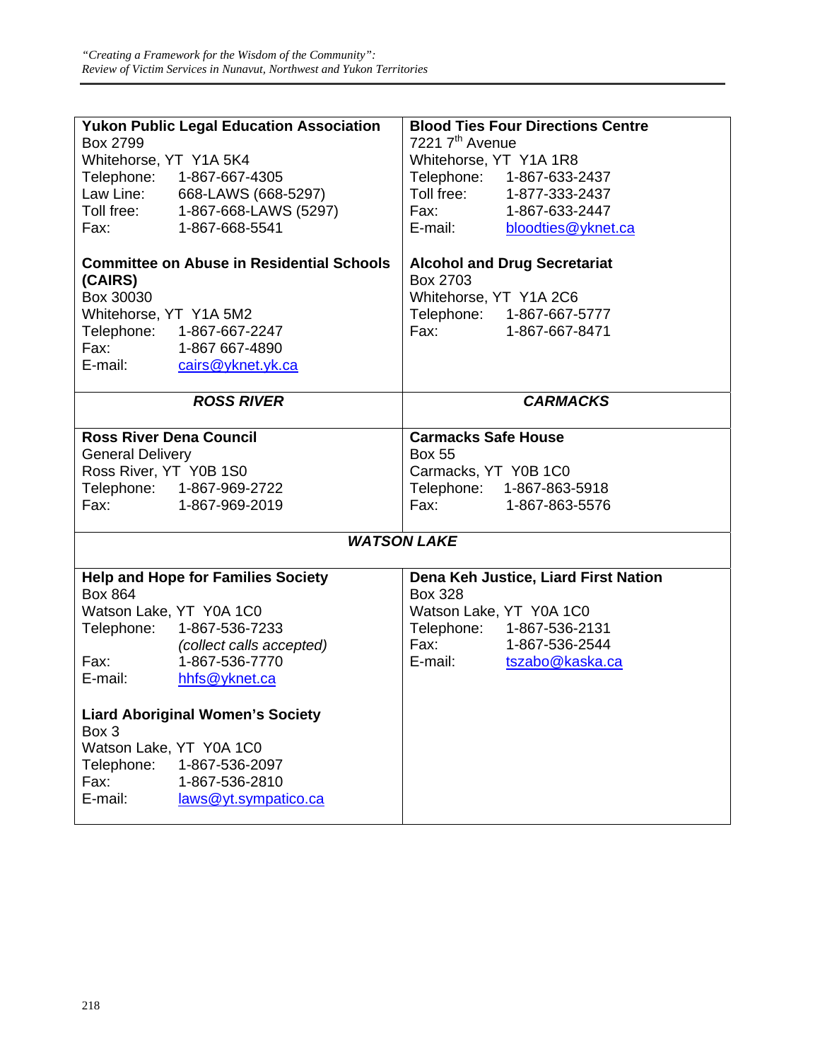| | |
|---|---|
| **Yukon Public Legal Education Association**<br>Box 2799<br>Whitehorse, YT Y1A 5K4<br>Telephone: 1-867-667-4305<br>Law Line: 668-LAWS (668-5297)<br>Toll free: 1-867-668-LAWS (5297)<br>Fax: 1-867-668-5541<br><br>**Committee on Abuse in Residential Schools (CAIRS)**<br>Box 30030<br>Whitehorse, YT Y1A 5M2<br>Telephone: 1-867-667-2247<br>Fax: 1-867 667-4890<br>E-mail: cairs@yknet.yk.ca | **Blood Ties Four Directions Centre**<br>7221 7th Avenue<br>Whitehorse, YT Y1A 1R8<br>Telephone: 1-867-633-2437<br>Toll free: 1-877-333-2437<br>Fax: 1-867-633-2447<br>E-mail: bloodties@yknet.ca<br><br>**Alcohol and Drug Secretariat**<br>Box 2703<br>Whitehorse, YT Y1A 2C6<br>Telephone: 1-867-667-5777<br>Fax: 1-867-667-8471 |
| ***ROSS RIVER*** | ***CARMACKS*** |
| **Ross River Dena Council**<br>General Delivery<br>Ross River, YT Y0B 1S0<br>Telephone: 1-867-969-2722<br>Fax: 1-867-969-2019 | **Carmacks Safe House**<br>Box 55<br>Carmacks, YT Y0B 1C0<br>Telephone: 1-867-863-5918<br>Fax: 1-867-863-5576 |
| ***WATSON LAKE*** | |
| **Help and Hope for Families Society**<br>Box 864<br>Watson Lake, YT Y0A 1C0<br>Telephone: 1-867-536-7233<br>*(collect calls accepted)*<br>Fax: 1-867-536-7770<br>E-mail: hhfs@yknet.ca<br><br>**Liard Aboriginal Women's Society**<br>Box 3<br>Watson Lake, YT Y0A 1C0<br>Telephone: 1-867-536-2097<br>Fax: 1-867-536-2810<br>E-mail: laws@yt.sympatico.ca | **Dena Keh Justice, Liard First Nation**<br>Box 328<br>Watson Lake, YT Y0A 1C0<br>Telephone: 1-867-536-2131<br>Fax: 1-867-536-2544<br>E-mail: tszabo@kaska.ca |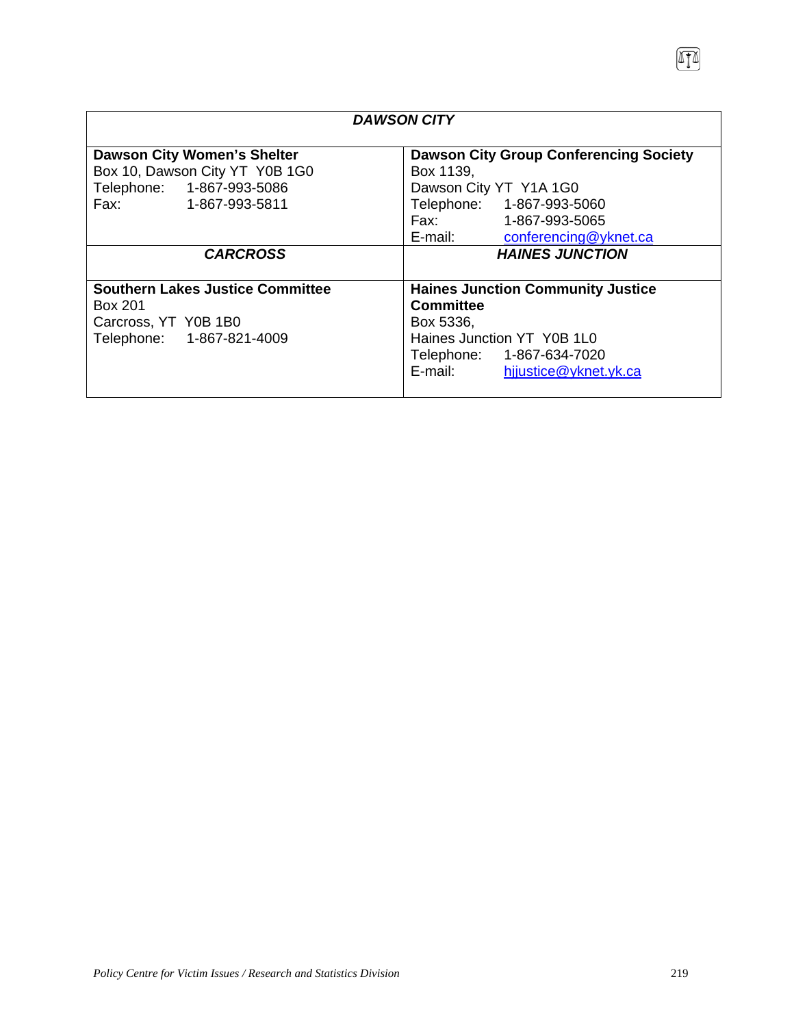| *DAWSON CITY* | |
|---|---|
| **Dawson City Women's Shelter**<br>Box 10, Dawson City YT  Y0B 1G0<br>Telephone: 1-867-993-5086<br>Fax: 1-867-993-5811 | **Dawson City Group Conferencing Society**<br>Box 1139,<br>Dawson City YT  Y1A 1G0<br>Telephone: 1-867-993-5060<br>Fax: 1-867-993-5065<br>E-mail: conferencing@yknet.ca |
| ***CARCROSS*** | ***HAINES JUNCTION*** |
| **Southern Lakes Justice Committee**<br>Box 201<br>Carcross, YT  Y0B 1B0<br>Telephone: 1-867-821-4009 | **Haines Junction Community Justice Committee**<br>Box 5336,<br>Haines Junction YT  Y0B 1L0<br>Telephone: 1-867-634-7020<br>E-mail: hjjustice@yknet.yk.ca |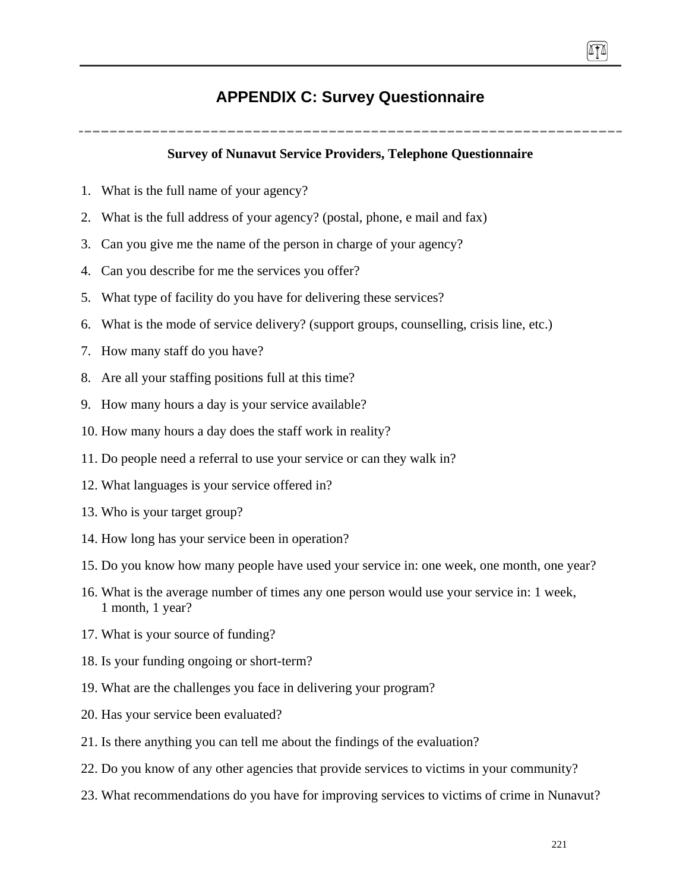# APPENDIX C: Survey Questionnaire

**Survey of Nunavut Service Providers, Telephone Questionnaire**

1. What is the full name of your agency?
2. What is the full address of your agency? (postal, phone, e mail and fax)
3. Can you give me the name of the person in charge of your agency?
4. Can you describe for me the services you offer?
5. What type of facility do you have for delivering these services?
6. What is the mode of service delivery? (support groups, counselling, crisis line, etc.)
7. How many staff do you have?
8. Are all your staffing positions full at this time?
9. How many hours a day is your service available?
10. How many hours a day does the staff work in reality?
11. Do people need a referral to use your service or can they walk in?
12. What languages is your service offered in?
13. Who is your target group?
14. How long has your service been in operation?
15. Do you know how many people have used your service in: one week, one month, one year?
16. What is the average number of times any one person would use your service in: 1 week, 1 month, 1 year?
17. What is your source of funding?
18. Is your funding ongoing or short-term?
19. What are the challenges you face in delivering your program?
20. Has your service been evaluated?
21. Is there anything you can tell me about the findings of the evaluation?
22. Do you know of any other agencies that provide services to victims in your community?
23. What recommendations do you have for improving services to victims of crime in Nunavut?